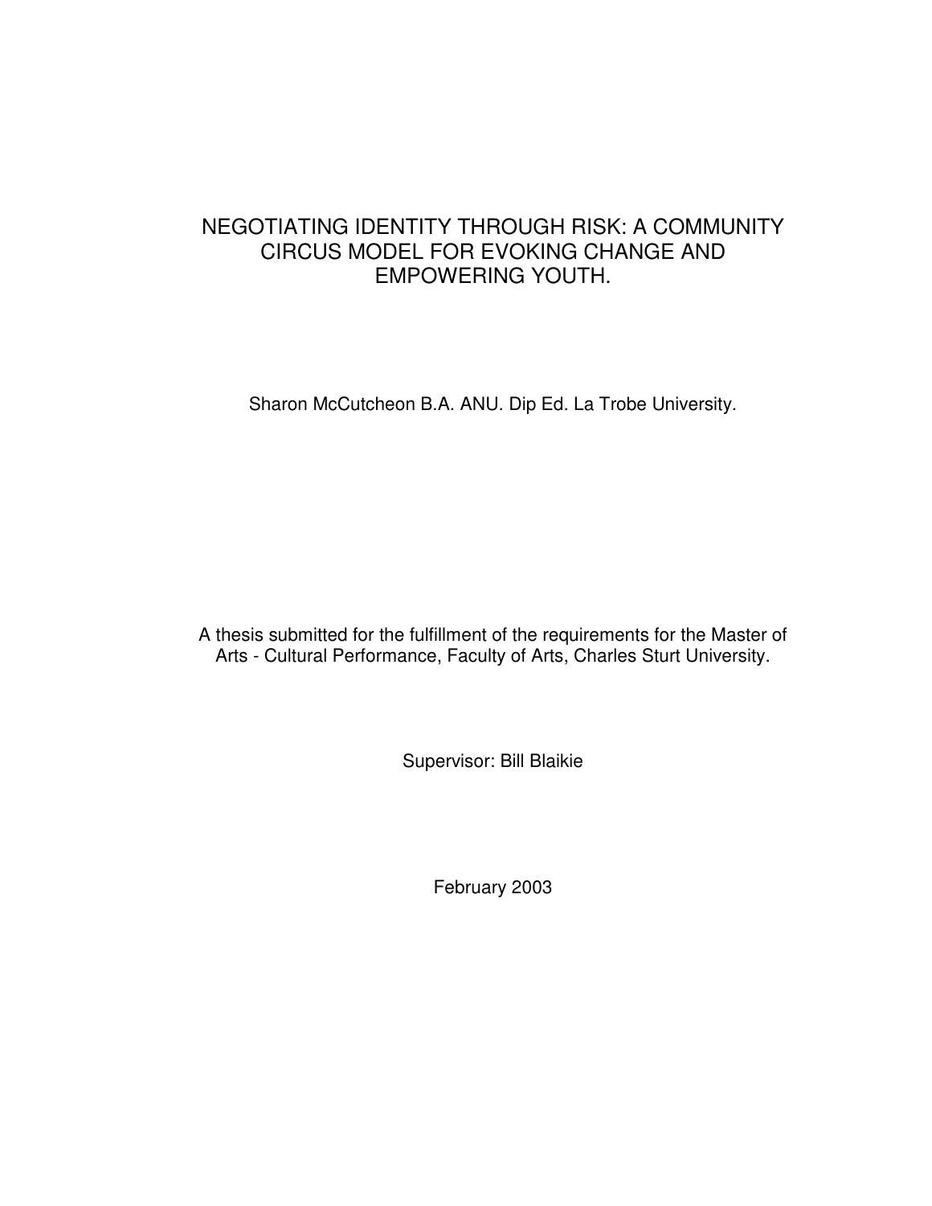# NEGOTIATING IDENTITY THROUGH RISK: A COMMUNITY CIRCUS MODEL FOR EVOKING CHANGE AND EMPOWERING YOUTH.

Sharon McCutcheon B.A. ANU. Dip Ed. La Trobe University.

A thesis submitted for the fulfillment of the requirements for the Master of Arts - Cultural Performance, Faculty of Arts, Charles Sturt University.

Supervisor: Bill Blaikie

February 2003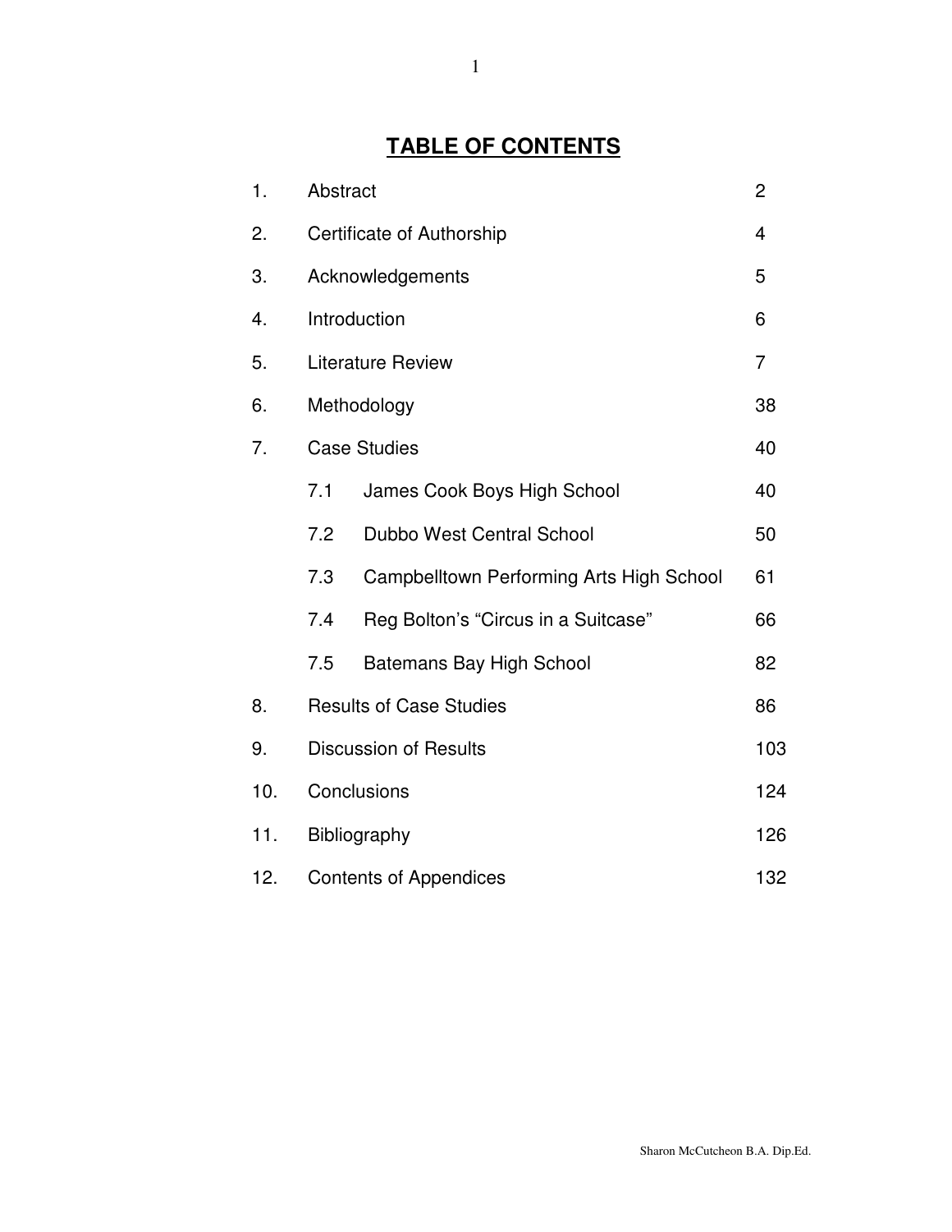# TABLE OF CONTENTS

| | | | |
|---|---|---|---|
| 1. | Abstract | | 2 |
| 2. | Certificate of Authorship | | 4 |
| 3. | Acknowledgements | | 5 |
| 4. | Introduction | | 6 |
| 5. | Literature Review | | 7 |
| 6. | Methodology | | 38 |
| 7. | Case Studies | | 40 |
| | 7.1 | James Cook Boys High School | 40 |
| | 7.2 | Dubbo West Central School | 50 |
| | 7.3 | Campbelltown Performing Arts High School | 61 |
| | 7.4 | Reg Bolton's "Circus in a Suitcase" | 66 |
| | 7.5 | Batemans Bay High School | 82 |
| 8. | Results of Case Studies | | 86 |
| 9. | Discussion of Results | | 103 |
| 10. | Conclusions | | 124 |
| 11. | Bibliography | | 126 |
| 12. | Contents of Appendices | | 132 |

Sharon McCutcheon B.A. Dip.Ed.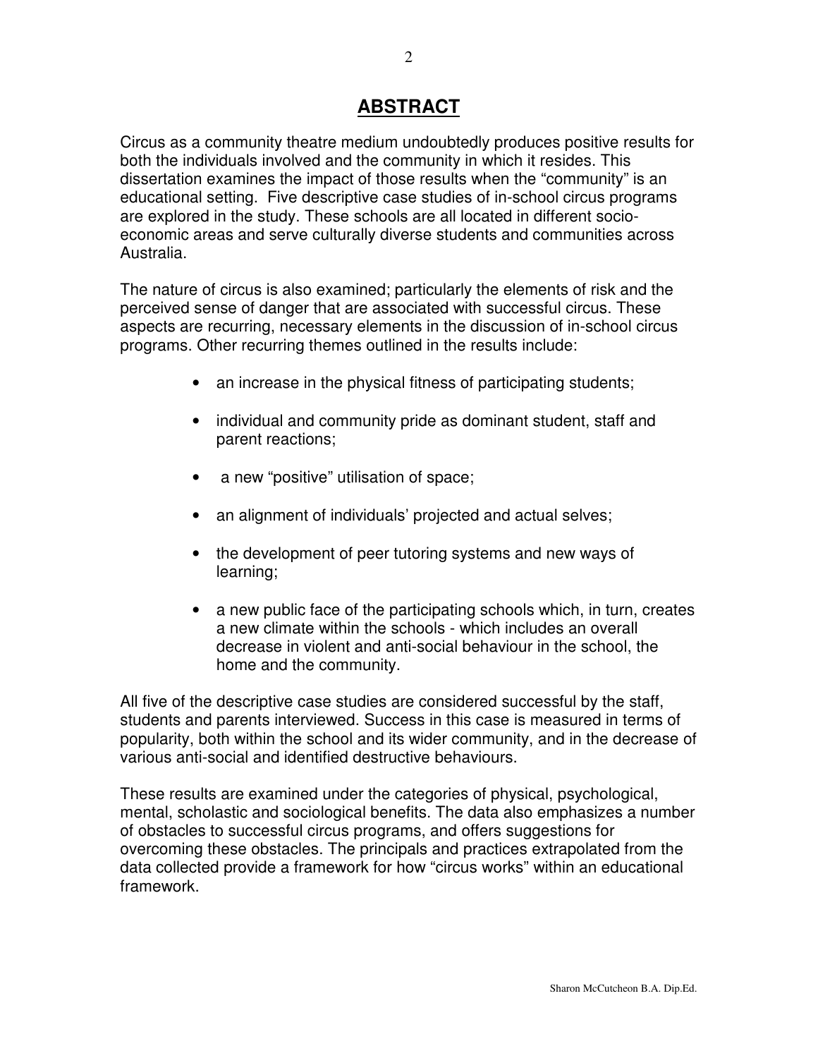# ABSTRACT

Circus as a community theatre medium undoubtedly produces positive results for both the individuals involved and the community in which it resides. This dissertation examines the impact of those results when the "community" is an educational setting. Five descriptive case studies of in-school circus programs are explored in the study. These schools are all located in different socio-economic areas and serve culturally diverse students and communities across Australia.

The nature of circus is also examined; particularly the elements of risk and the perceived sense of danger that are associated with successful circus. These aspects are recurring, necessary elements in the discussion of in-school circus programs. Other recurring themes outlined in the results include:

- an increase in the physical fitness of participating students;
- individual and community pride as dominant student, staff and parent reactions;
- a new "positive" utilisation of space;
- an alignment of individuals' projected and actual selves;
- the development of peer tutoring systems and new ways of learning;
- a new public face of the participating schools which, in turn, creates a new climate within the schools - which includes an overall decrease in violent and anti-social behaviour in the school, the home and the community.

All five of the descriptive case studies are considered successful by the staff, students and parents interviewed. Success in this case is measured in terms of popularity, both within the school and its wider community, and in the decrease of various anti-social and identified destructive behaviours.

These results are examined under the categories of physical, psychological, mental, scholastic and sociological benefits. The data also emphasizes a number of obstacles to successful circus programs, and offers suggestions for overcoming these obstacles. The principals and practices extrapolated from the data collected provide a framework for how "circus works" within an educational framework.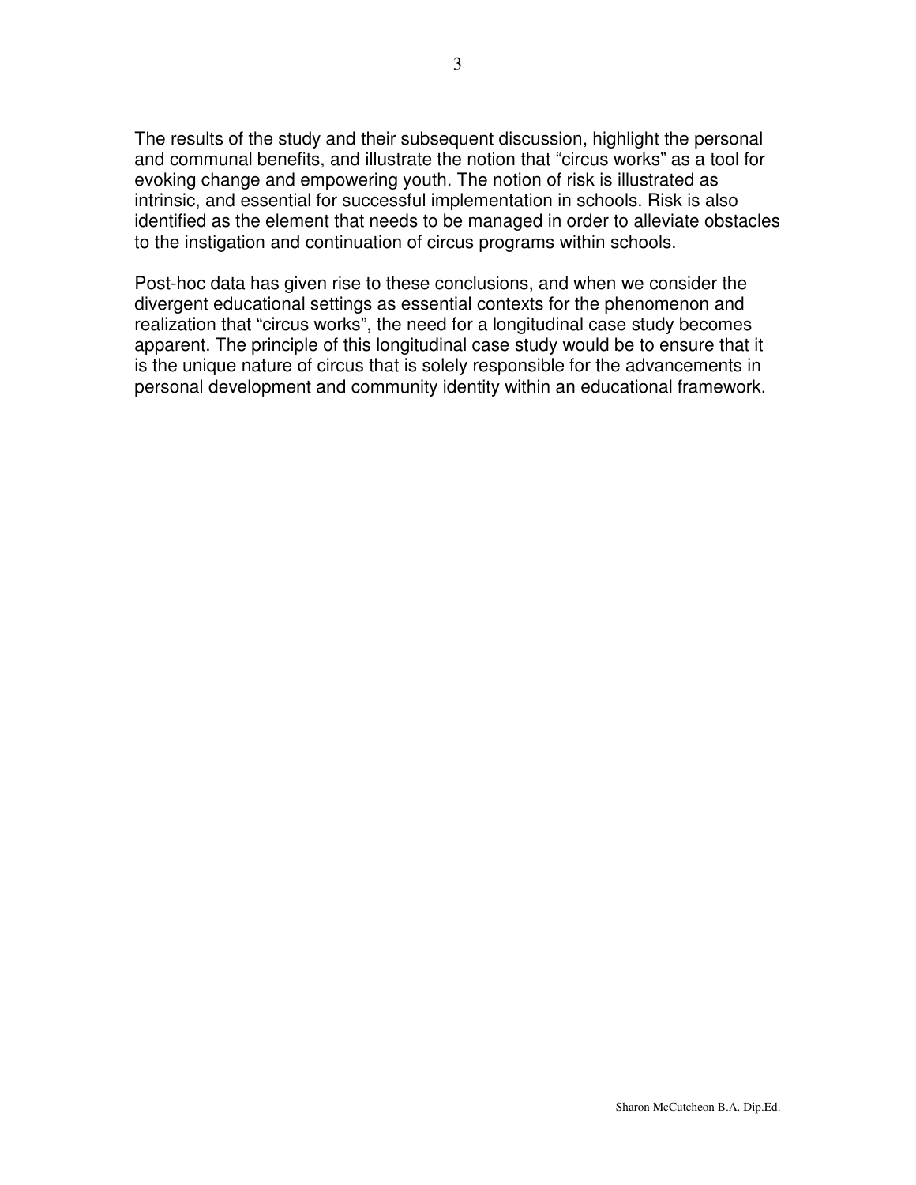The results of the study and their subsequent discussion, highlight the personal and communal benefits, and illustrate the notion that "circus works" as a tool for evoking change and empowering youth. The notion of risk is illustrated as intrinsic, and essential for successful implementation in schools. Risk is also identified as the element that needs to be managed in order to alleviate obstacles to the instigation and continuation of circus programs within schools.

Post-hoc data has given rise to these conclusions, and when we consider the divergent educational settings as essential contexts for the phenomenon and realization that "circus works", the need for a longitudinal case study becomes apparent. The principle of this longitudinal case study would be to ensure that it is the unique nature of circus that is solely responsible for the advancements in personal development and community identity within an educational framework.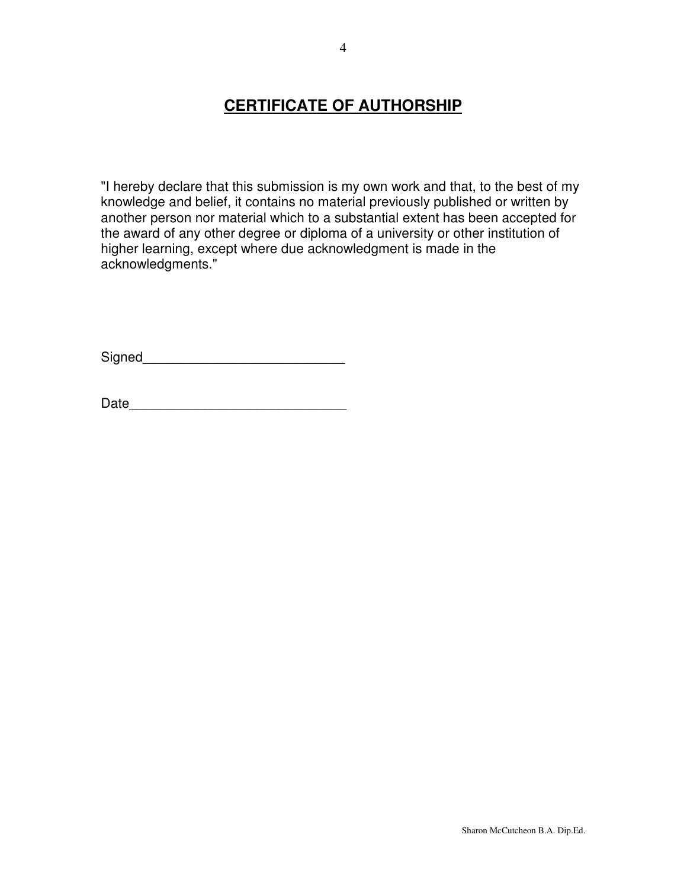# CERTIFICATE OF AUTHORSHIP

"I hereby declare that this submission is my own work and that, to the best of my knowledge and belief, it contains no material previously published or written by another person nor material which to a substantial extent has been accepted for the award of any other degree or diploma of a university or other institution of higher learning, except where due acknowledgment is made in the acknowledgments."

Signed___________________________

Date_____________________________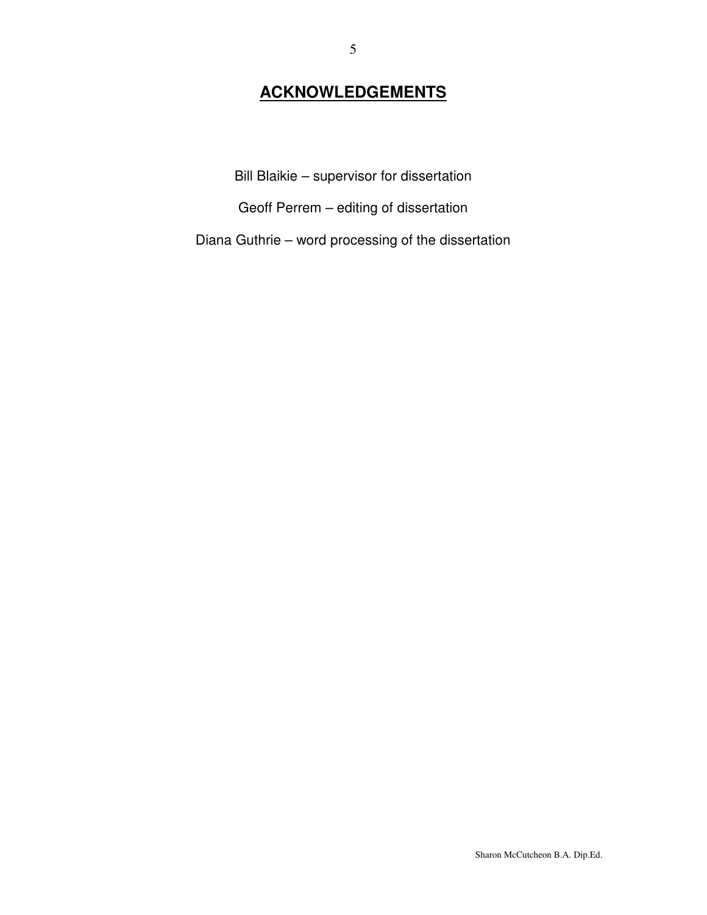# ACKNOWLEDGEMENTS

Bill Blaikie – supervisor for dissertation

Geoff Perrem – editing of dissertation

Diana Guthrie – word processing of the dissertation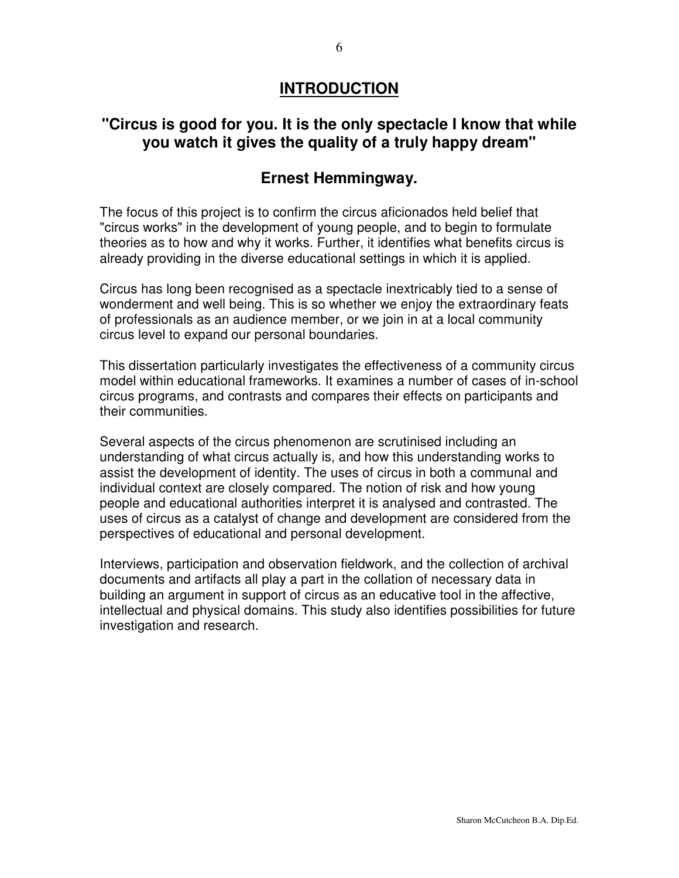# INTRODUCTION

## "Circus is good for you. It is the only spectacle I know that while you watch it gives the quality of a truly happy dream"

## Ernest Hemmingway.

The focus of this project is to confirm the circus aficionados held belief that "circus works" in the development of young people, and to begin to formulate theories as to how and why it works. Further, it identifies what benefits circus is already providing in the diverse educational settings in which it is applied.

Circus has long been recognised as a spectacle inextricably tied to a sense of wonderment and well being. This is so whether we enjoy the extraordinary feats of professionals as an audience member, or we join in at a local community circus level to expand our personal boundaries.

This dissertation particularly investigates the effectiveness of a community circus model within educational frameworks. It examines a number of cases of in-school circus programs, and contrasts and compares their effects on participants and their communities.

Several aspects of the circus phenomenon are scrutinised including an understanding of what circus actually is, and how this understanding works to assist the development of identity. The uses of circus in both a communal and individual context are closely compared. The notion of risk and how young people and educational authorities interpret it is analysed and contrasted. The uses of circus as a catalyst of change and development are considered from the perspectives of educational and personal development.

Interviews, participation and observation fieldwork, and the collection of archival documents and artifacts all play a part in the collation of necessary data in building an argument in support of circus as an educative tool in the affective, intellectual and physical domains. This study also identifies possibilities for future investigation and research.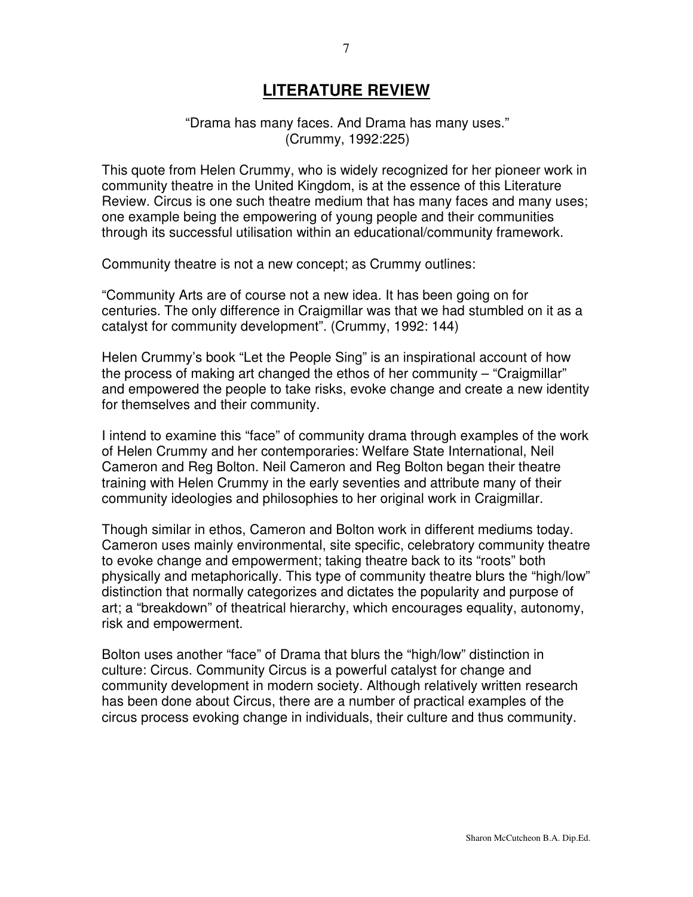# LITERATURE REVIEW

"Drama has many faces. And Drama has many uses."
(Crummy, 1992:225)

This quote from Helen Crummy, who is widely recognized for her pioneer work in community theatre in the United Kingdom, is at the essence of this Literature Review. Circus is one such theatre medium that has many faces and many uses; one example being the empowering of young people and their communities through its successful utilisation within an educational/community framework.

Community theatre is not a new concept; as Crummy outlines:

"Community Arts are of course not a new idea. It has been going on for centuries. The only difference in Craigmillar was that we had stumbled on it as a catalyst for community development". (Crummy, 1992: 144)

Helen Crummy's book "Let the People Sing" is an inspirational account of how the process of making art changed the ethos of her community – "Craigmillar" and empowered the people to take risks, evoke change and create a new identity for themselves and their community.

I intend to examine this "face" of community drama through examples of the work of Helen Crummy and her contemporaries: Welfare State International, Neil Cameron and Reg Bolton. Neil Cameron and Reg Bolton began their theatre training with Helen Crummy in the early seventies and attribute many of their community ideologies and philosophies to her original work in Craigmillar.

Though similar in ethos, Cameron and Bolton work in different mediums today. Cameron uses mainly environmental, site specific, celebratory community theatre to evoke change and empowerment; taking theatre back to its "roots" both physically and metaphorically. This type of community theatre blurs the "high/low" distinction that normally categorizes and dictates the popularity and purpose of art; a "breakdown" of theatrical hierarchy, which encourages equality, autonomy, risk and empowerment.

Bolton uses another "face" of Drama that blurs the "high/low" distinction in culture: Circus. Community Circus is a powerful catalyst for change and community development in modern society. Although relatively written research has been done about Circus, there are a number of practical examples of the circus process evoking change in individuals, their culture and thus community.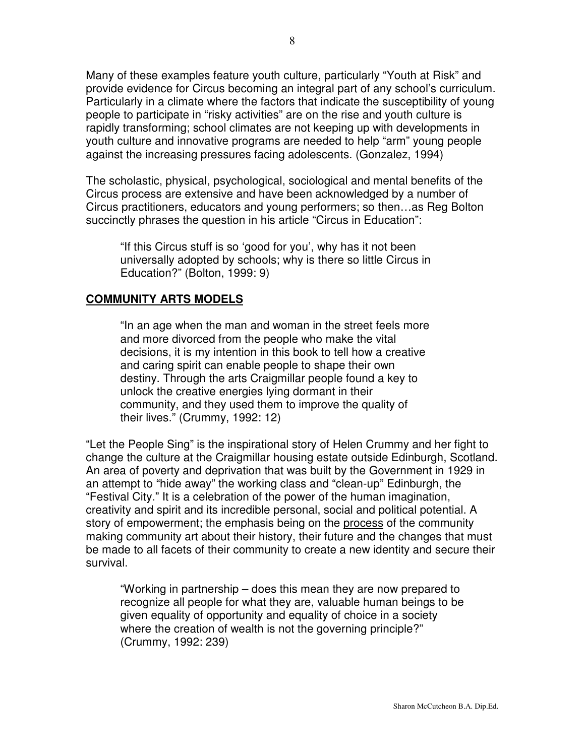Many of these examples feature youth culture, particularly "Youth at Risk" and provide evidence for Circus becoming an integral part of any school's curriculum. Particularly in a climate where the factors that indicate the susceptibility of young people to participate in "risky activities" are on the rise and youth culture is rapidly transforming; school climates are not keeping up with developments in youth culture and innovative programs are needed to help "arm" young people against the increasing pressures facing adolescents. (Gonzalez, 1994)

The scholastic, physical, psychological, sociological and mental benefits of the Circus process are extensive and have been acknowledged by a number of Circus practitioners, educators and young performers; so then…as Reg Bolton succinctly phrases the question in his article "Circus in Education":

> "If this Circus stuff is so 'good for you', why has it not been universally adopted by schools; why is there so little Circus in Education?" (Bolton, 1999: 9)

## COMMUNITY ARTS MODELS

> "In an age when the man and woman in the street feels more and more divorced from the people who make the vital decisions, it is my intention in this book to tell how a creative and caring spirit can enable people to shape their own destiny. Through the arts Craigmillar people found a key to unlock the creative energies lying dormant in their community, and they used them to improve the quality of their lives." (Crummy, 1992: 12)

"Let the People Sing" is the inspirational story of Helen Crummy and her fight to change the culture at the Craigmillar housing estate outside Edinburgh, Scotland. An area of poverty and deprivation that was built by the Government in 1929 in an attempt to "hide away" the working class and "clean-up" Edinburgh, the "Festival City." It is a celebration of the power of the human imagination, creativity and spirit and its incredible personal, social and political potential. A story of empowerment; the emphasis being on the process of the community making community art about their history, their future and the changes that must be made to all facets of their community to create a new identity and secure their survival.

> "Working in partnership – does this mean they are now prepared to recognize all people for what they are, valuable human beings to be given equality of opportunity and equality of choice in a society where the creation of wealth is not the governing principle?" (Crummy, 1992: 239)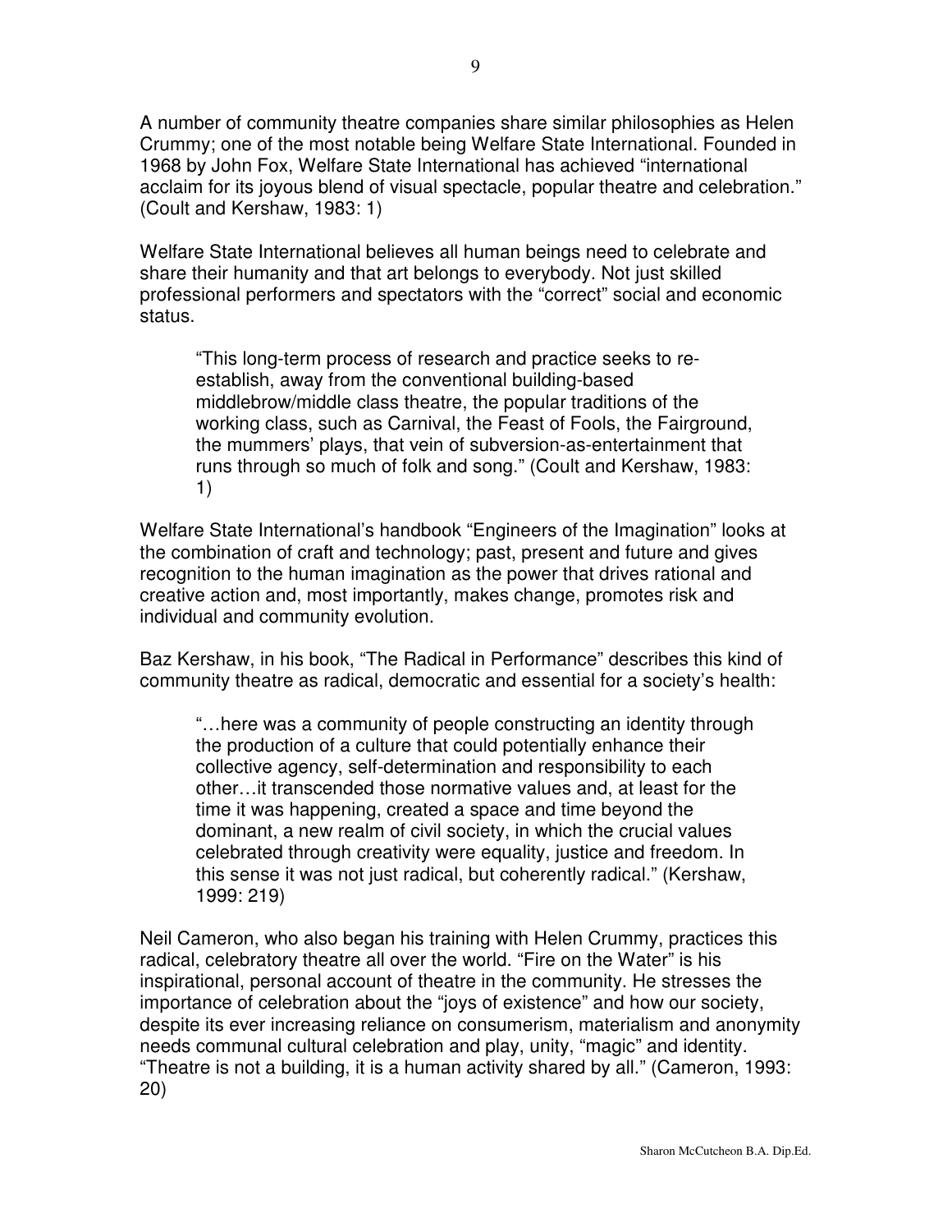A number of community theatre companies share similar philosophies as Helen Crummy; one of the most notable being Welfare State International. Founded in 1968 by John Fox, Welfare State International has achieved "international acclaim for its joyous blend of visual spectacle, popular theatre and celebration." (Coult and Kershaw, 1983: 1)

Welfare State International believes all human beings need to celebrate and share their humanity and that art belongs to everybody. Not just skilled professional performers and spectators with the "correct" social and economic status.

> "This long-term process of research and practice seeks to re-establish, away from the conventional building-based middlebrow/middle class theatre, the popular traditions of the working class, such as Carnival, the Feast of Fools, the Fairground, the mummers' plays, that vein of subversion-as-entertainment that runs through so much of folk and song." (Coult and Kershaw, 1983: 1)

Welfare State International's handbook "Engineers of the Imagination" looks at the combination of craft and technology; past, present and future and gives recognition to the human imagination as the power that drives rational and creative action and, most importantly, makes change, promotes risk and individual and community evolution.

Baz Kershaw, in his book, "The Radical in Performance" describes this kind of community theatre as radical, democratic and essential for a society's health:

> "…here was a community of people constructing an identity through the production of a culture that could potentially enhance their collective agency, self-determination and responsibility to each other…it transcended those normative values and, at least for the time it was happening, created a space and time beyond the dominant, a new realm of civil society, in which the crucial values celebrated through creativity were equality, justice and freedom. In this sense it was not just radical, but coherently radical." (Kershaw, 1999: 219)

Neil Cameron, who also began his training with Helen Crummy, practices this radical, celebratory theatre all over the world. "Fire on the Water" is his inspirational, personal account of theatre in the community. He stresses the importance of celebration about the "joys of existence" and how our society, despite its ever increasing reliance on consumerism, materialism and anonymity needs communal cultural celebration and play, unity, "magic" and identity. "Theatre is not a building, it is a human activity shared by all." (Cameron, 1993: 20)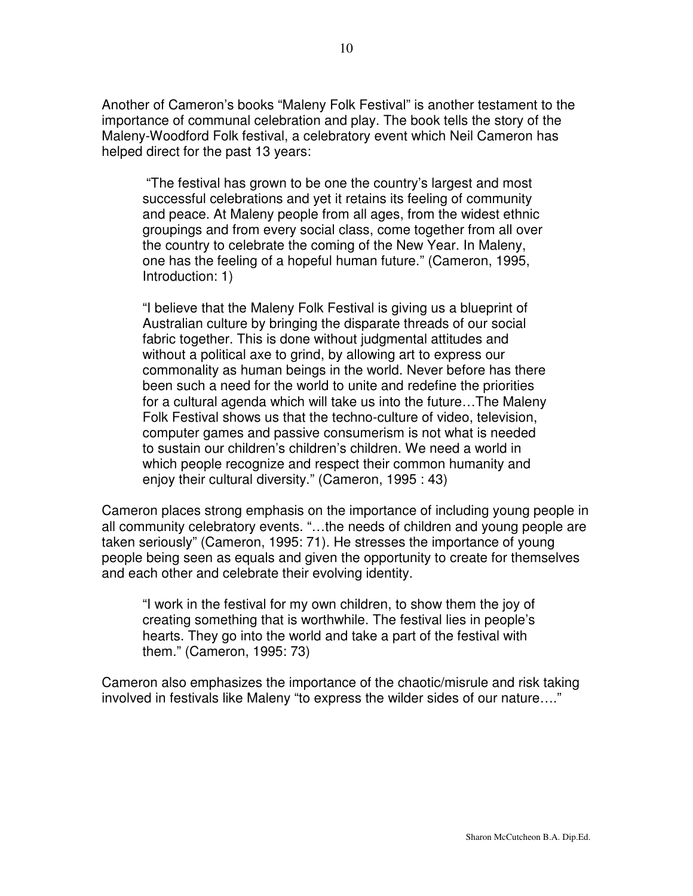Another of Cameron's books "Maleny Folk Festival" is another testament to the importance of communal celebration and play. The book tells the story of the Maleny-Woodford Folk festival, a celebratory event which Neil Cameron has helped direct for the past 13 years:

> "The festival has grown to be one the country's largest and most successful celebrations and yet it retains its feeling of community and peace. At Maleny people from all ages, from the widest ethnic groupings and from every social class, come together from all over the country to celebrate the coming of the New Year. In Maleny, one has the feeling of a hopeful human future." (Cameron, 1995, Introduction: 1)

> "I believe that the Maleny Folk Festival is giving us a blueprint of Australian culture by bringing the disparate threads of our social fabric together. This is done without judgmental attitudes and without a political axe to grind, by allowing art to express our commonality as human beings in the world. Never before has there been such a need for the world to unite and redefine the priorities for a cultural agenda which will take us into the future…The Maleny Folk Festival shows us that the techno-culture of video, television, computer games and passive consumerism is not what is needed to sustain our children's children's children. We need a world in which people recognize and respect their common humanity and enjoy their cultural diversity." (Cameron, 1995 : 43)

Cameron places strong emphasis on the importance of including young people in all community celebratory events. "…the needs of children and young people are taken seriously" (Cameron, 1995: 71). He stresses the importance of young people being seen as equals and given the opportunity to create for themselves and each other and celebrate their evolving identity.

> "I work in the festival for my own children, to show them the joy of creating something that is worthwhile. The festival lies in people's hearts. They go into the world and take a part of the festival with them." (Cameron, 1995: 73)

Cameron also emphasizes the importance of the chaotic/misrule and risk taking involved in festivals like Maleny "to express the wilder sides of our nature…."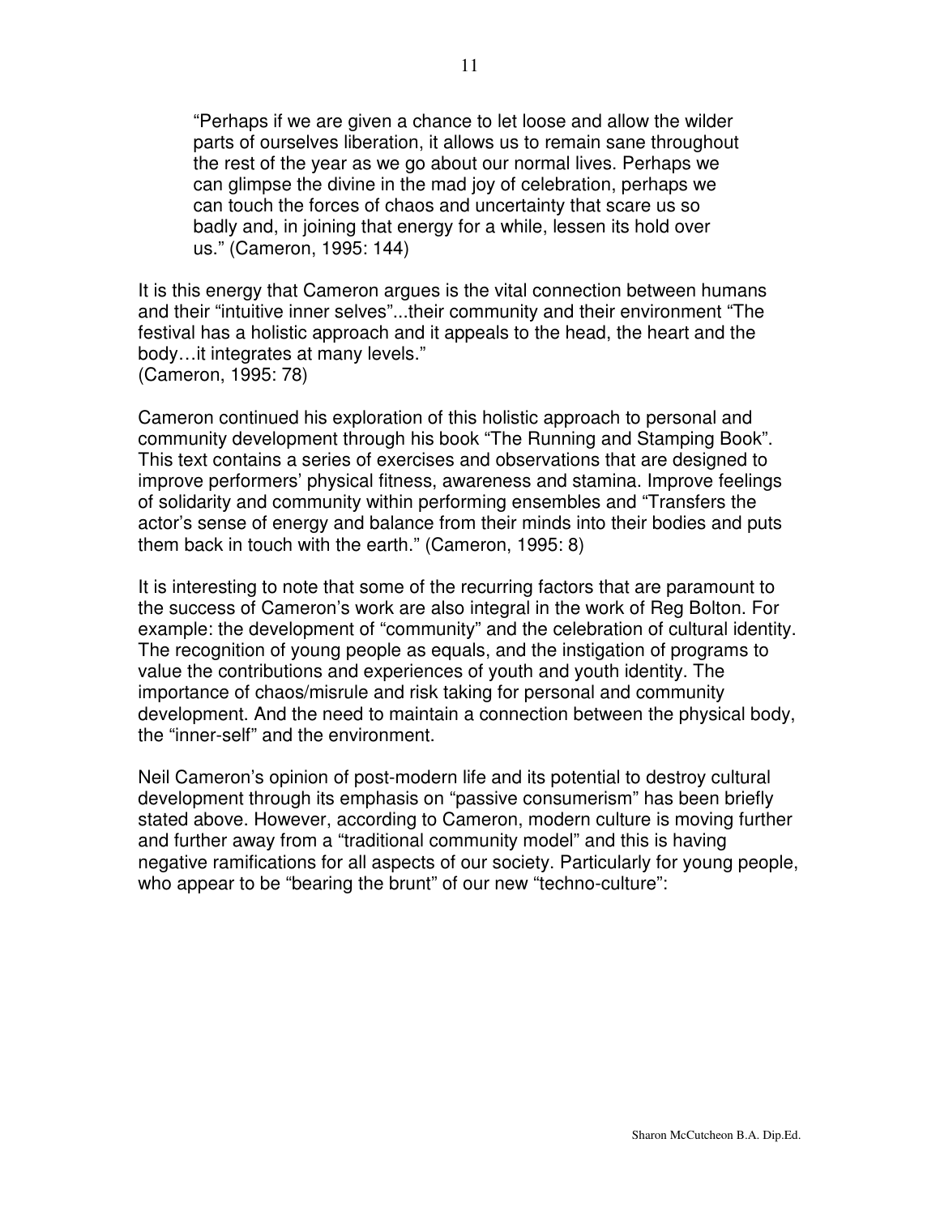> "Perhaps if we are given a chance to let loose and allow the wilder parts of ourselves liberation, it allows us to remain sane throughout the rest of the year as we go about our normal lives. Perhaps we can glimpse the divine in the mad joy of celebration, perhaps we can touch the forces of chaos and uncertainty that scare us so badly and, in joining that energy for a while, lessen its hold over us." (Cameron, 1995: 144)

It is this energy that Cameron argues is the vital connection between humans and their "intuitive inner selves"...their community and their environment "The festival has a holistic approach and it appeals to the head, the heart and the body…it integrates at many levels."
(Cameron, 1995: 78)

Cameron continued his exploration of this holistic approach to personal and community development through his book "The Running and Stamping Book". This text contains a series of exercises and observations that are designed to improve performers' physical fitness, awareness and stamina. Improve feelings of solidarity and community within performing ensembles and "Transfers the actor's sense of energy and balance from their minds into their bodies and puts them back in touch with the earth." (Cameron, 1995: 8)

It is interesting to note that some of the recurring factors that are paramount to the success of Cameron's work are also integral in the work of Reg Bolton. For example: the development of "community" and the celebration of cultural identity. The recognition of young people as equals, and the instigation of programs to value the contributions and experiences of youth and youth identity. The importance of chaos/misrule and risk taking for personal and community development. And the need to maintain a connection between the physical body, the "inner-self" and the environment.

Neil Cameron's opinion of post-modern life and its potential to destroy cultural development through its emphasis on "passive consumerism" has been briefly stated above. However, according to Cameron, modern culture is moving further and further away from a "traditional community model" and this is having negative ramifications for all aspects of our society. Particularly for young people, who appear to be "bearing the brunt" of our new "techno-culture":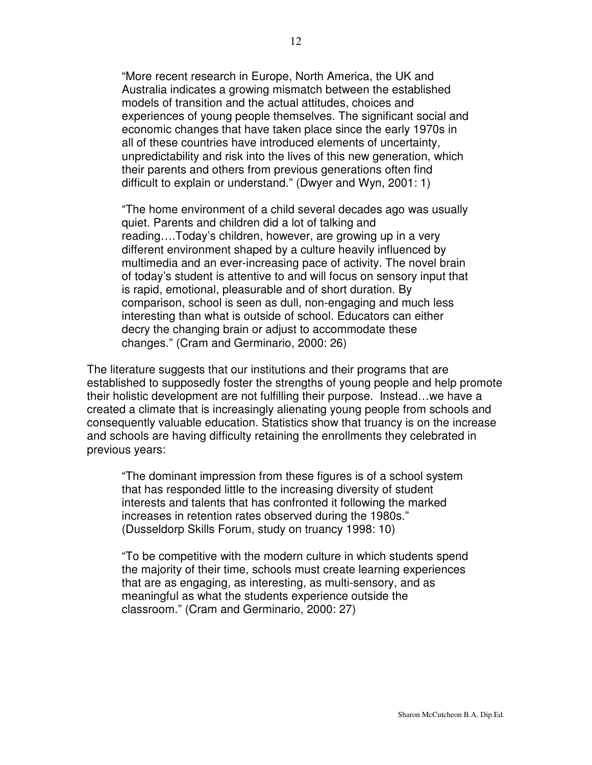> "More recent research in Europe, North America, the UK and Australia indicates a growing mismatch between the established models of transition and the actual attitudes, choices and experiences of young people themselves. The significant social and economic changes that have taken place since the early 1970s in all of these countries have introduced elements of uncertainty, unpredictability and risk into the lives of this new generation, which their parents and others from previous generations often find difficult to explain or understand." (Dwyer and Wyn, 2001: 1)

> "The home environment of a child several decades ago was usually quiet. Parents and children did a lot of talking and reading….Today's children, however, are growing up in a very different environment shaped by a culture heavily influenced by multimedia and an ever-increasing pace of activity. The novel brain of today's student is attentive to and will focus on sensory input that is rapid, emotional, pleasurable and of short duration. By comparison, school is seen as dull, non-engaging and much less interesting than what is outside of school. Educators can either decry the changing brain or adjust to accommodate these changes." (Cram and Germinario, 2000: 26)

The literature suggests that our institutions and their programs that are established to supposedly foster the strengths of young people and help promote their holistic development are not fulfilling their purpose. Instead…we have a created a climate that is increasingly alienating young people from schools and consequently valuable education. Statistics show that truancy is on the increase and schools are having difficulty retaining the enrollments they celebrated in previous years:

> "The dominant impression from these figures is of a school system that has responded little to the increasing diversity of student interests and talents that has confronted it following the marked increases in retention rates observed during the 1980s." (Dusseldorp Skills Forum, study on truancy 1998: 10)

> "To be competitive with the modern culture in which students spend the majority of their time, schools must create learning experiences that are as engaging, as interesting, as multi-sensory, and as meaningful as what the students experience outside the classroom." (Cram and Germinario, 2000: 27)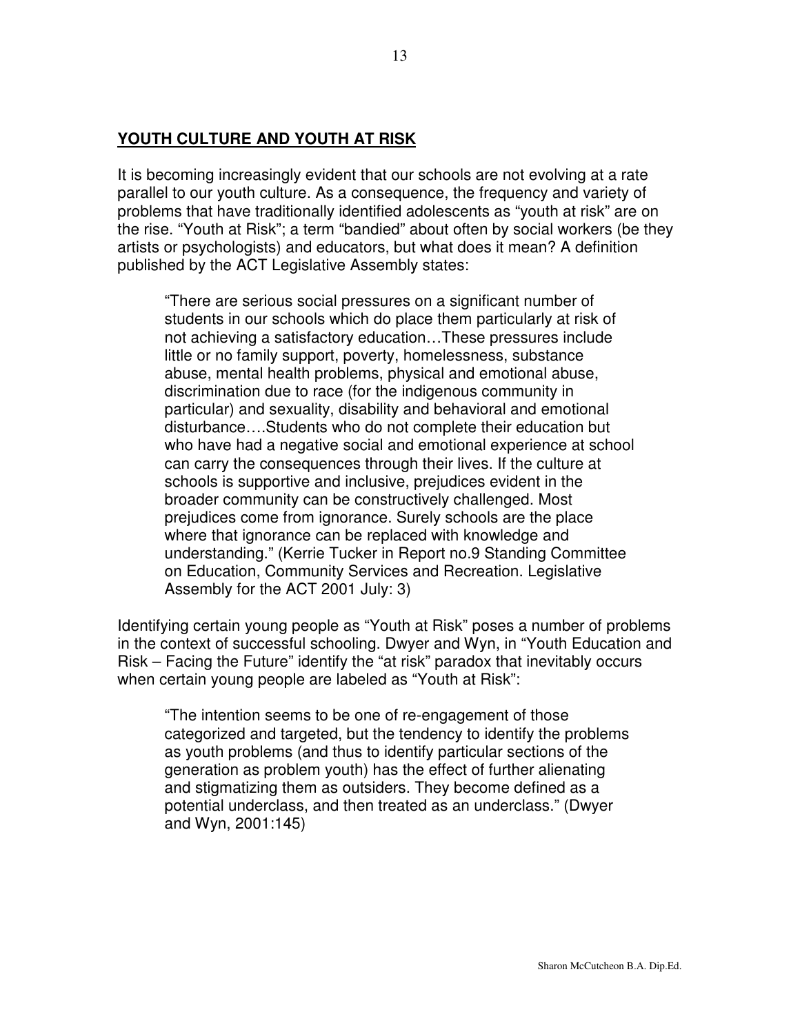## **YOUTH CULTURE AND YOUTH AT RISK**

It is becoming increasingly evident that our schools are not evolving at a rate parallel to our youth culture. As a consequence, the frequency and variety of problems that have traditionally identified adolescents as "youth at risk" are on the rise. "Youth at Risk"; a term "bandied" about often by social workers (be they artists or psychologists) and educators, but what does it mean? A definition published by the ACT Legislative Assembly states:

> "There are serious social pressures on a significant number of students in our schools which do place them particularly at risk of not achieving a satisfactory education…These pressures include little or no family support, poverty, homelessness, substance abuse, mental health problems, physical and emotional abuse, discrimination due to race (for the indigenous community in particular) and sexuality, disability and behavioral and emotional disturbance….Students who do not complete their education but who have had a negative social and emotional experience at school can carry the consequences through their lives. If the culture at schools is supportive and inclusive, prejudices evident in the broader community can be constructively challenged. Most prejudices come from ignorance. Surely schools are the place where that ignorance can be replaced with knowledge and understanding." (Kerrie Tucker in Report no.9 Standing Committee on Education, Community Services and Recreation. Legislative Assembly for the ACT 2001 July: 3)

Identifying certain young people as "Youth at Risk" poses a number of problems in the context of successful schooling. Dwyer and Wyn, in "Youth Education and Risk – Facing the Future" identify the "at risk" paradox that inevitably occurs when certain young people are labeled as "Youth at Risk":

> "The intention seems to be one of re-engagement of those categorized and targeted, but the tendency to identify the problems as youth problems (and thus to identify particular sections of the generation as problem youth) has the effect of further alienating and stigmatizing them as outsiders. They become defined as a potential underclass, and then treated as an underclass." (Dwyer and Wyn, 2001:145)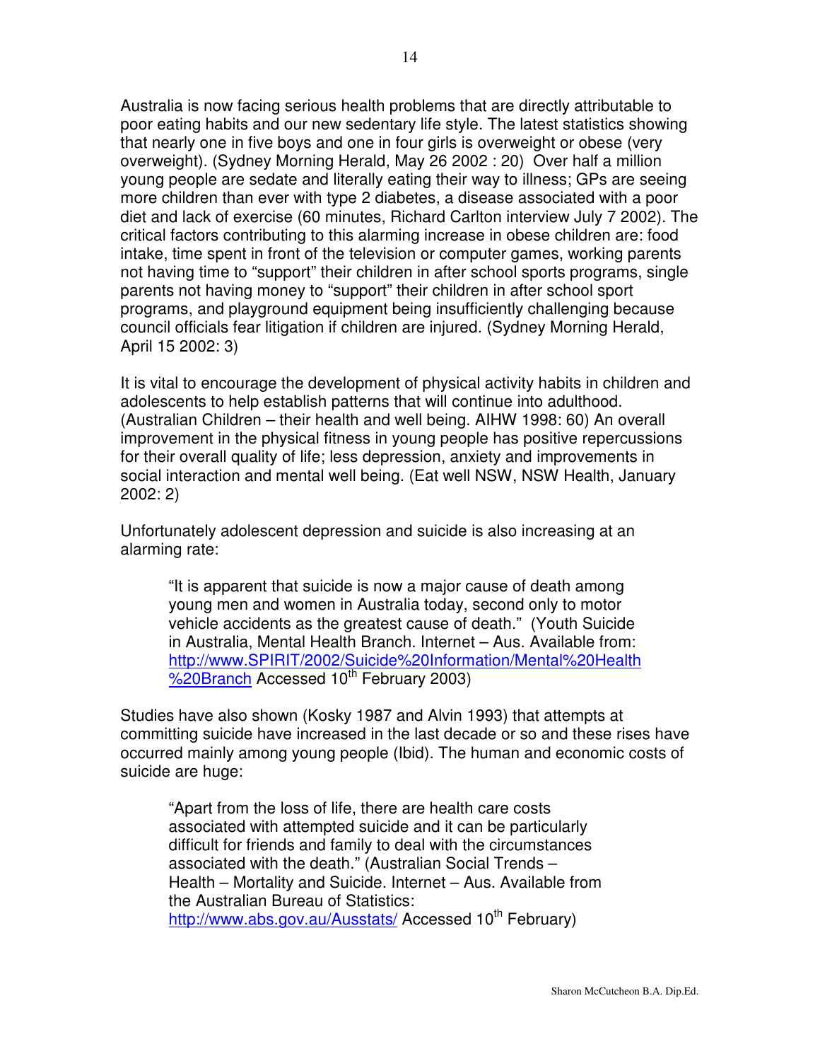Australia is now facing serious health problems that are directly attributable to poor eating habits and our new sedentary life style. The latest statistics showing that nearly one in five boys and one in four girls is overweight or obese (very overweight). (Sydney Morning Herald, May 26 2002 : 20) Over half a million young people are sedate and literally eating their way to illness; GPs are seeing more children than ever with type 2 diabetes, a disease associated with a poor diet and lack of exercise (60 minutes, Richard Carlton interview July 7 2002). The critical factors contributing to this alarming increase in obese children are: food intake, time spent in front of the television or computer games, working parents not having time to "support" their children in after school sports programs, single parents not having money to "support" their children in after school sport programs, and playground equipment being insufficiently challenging because council officials fear litigation if children are injured. (Sydney Morning Herald, April 15 2002: 3)

It is vital to encourage the development of physical activity habits in children and adolescents to help establish patterns that will continue into adulthood. (Australian Children – their health and well being. AIHW 1998: 60) An overall improvement in the physical fitness in young people has positive repercussions for their overall quality of life; less depression, anxiety and improvements in social interaction and mental well being. (Eat well NSW, NSW Health, January 2002: 2)

Unfortunately adolescent depression and suicide is also increasing at an alarming rate:

> "It is apparent that suicide is now a major cause of death among young men and women in Australia today, second only to motor vehicle accidents as the greatest cause of death." (Youth Suicide in Australia, Mental Health Branch. Internet – Aus. Available from: http://www.SPIRIT/2002/Suicide%20Information/Mental%20Health%20Branch Accessed 10th February 2003)

Studies have also shown (Kosky 1987 and Alvin 1993) that attempts at committing suicide have increased in the last decade or so and these rises have occurred mainly among young people (Ibid). The human and economic costs of suicide are huge:

> "Apart from the loss of life, there are health care costs associated with attempted suicide and it can be particularly difficult for friends and family to deal with the circumstances associated with the death." (Australian Social Trends – Health – Mortality and Suicide. Internet – Aus. Available from the Australian Bureau of Statistics: http://www.abs.gov.au/Ausstats/ Accessed 10th February)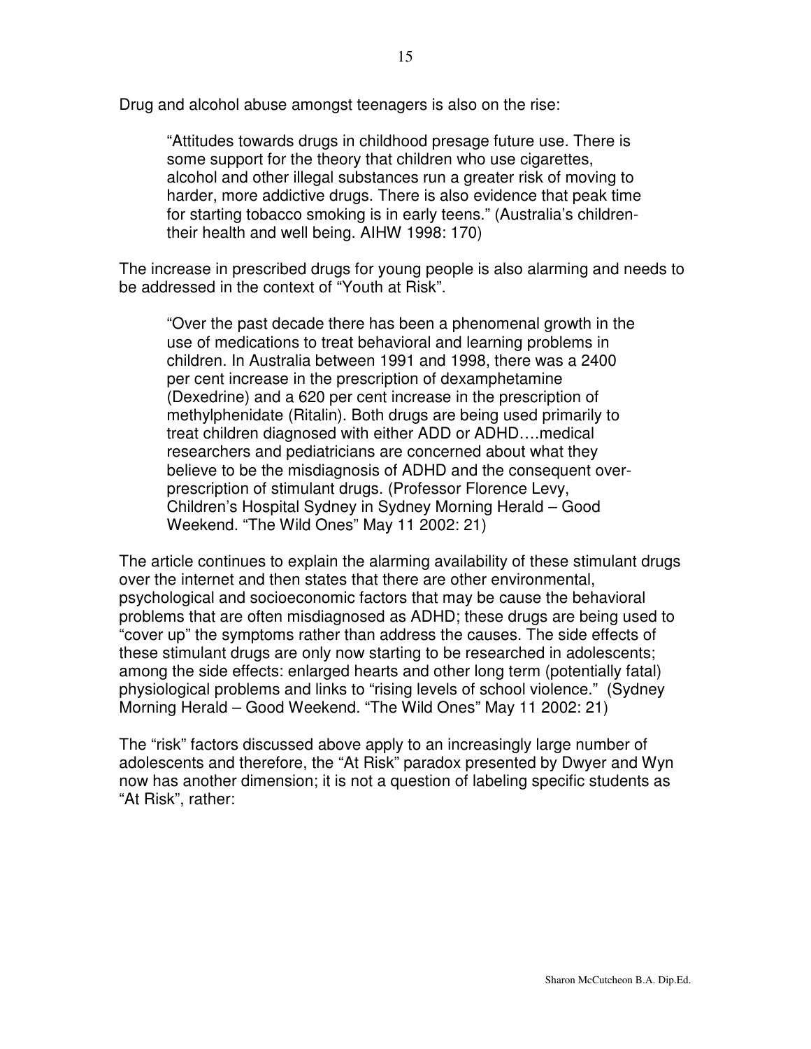Drug and alcohol abuse amongst teenagers is also on the rise:

> "Attitudes towards drugs in childhood presage future use. There is some support for the theory that children who use cigarettes, alcohol and other illegal substances run a greater risk of moving to harder, more addictive drugs. There is also evidence that peak time for starting tobacco smoking is in early teens." (Australia's children- their health and well being. AIHW 1998: 170)

The increase in prescribed drugs for young people is also alarming and needs to be addressed in the context of "Youth at Risk".

> "Over the past decade there has been a phenomenal growth in the use of medications to treat behavioral and learning problems in children. In Australia between 1991 and 1998, there was a 2400 per cent increase in the prescription of dexamphetamine (Dexedrine) and a 620 per cent increase in the prescription of methylphenidate (Ritalin). Both drugs are being used primarily to treat children diagnosed with either ADD or ADHD….medical researchers and pediatricians are concerned about what they believe to be the misdiagnosis of ADHD and the consequent over-prescription of stimulant drugs. (Professor Florence Levy, Children's Hospital Sydney in Sydney Morning Herald – Good Weekend. "The Wild Ones" May 11 2002: 21)

The article continues to explain the alarming availability of these stimulant drugs over the internet and then states that there are other environmental, psychological and socioeconomic factors that may be cause the behavioral problems that are often misdiagnosed as ADHD; these drugs are being used to "cover up" the symptoms rather than address the causes. The side effects of these stimulant drugs are only now starting to be researched in adolescents; among the side effects: enlarged hearts and other long term (potentially fatal) physiological problems and links to "rising levels of school violence." (Sydney Morning Herald – Good Weekend. "The Wild Ones" May 11 2002: 21)

The "risk" factors discussed above apply to an increasingly large number of adolescents and therefore, the "At Risk" paradox presented by Dwyer and Wyn now has another dimension; it is not a question of labeling specific students as "At Risk", rather: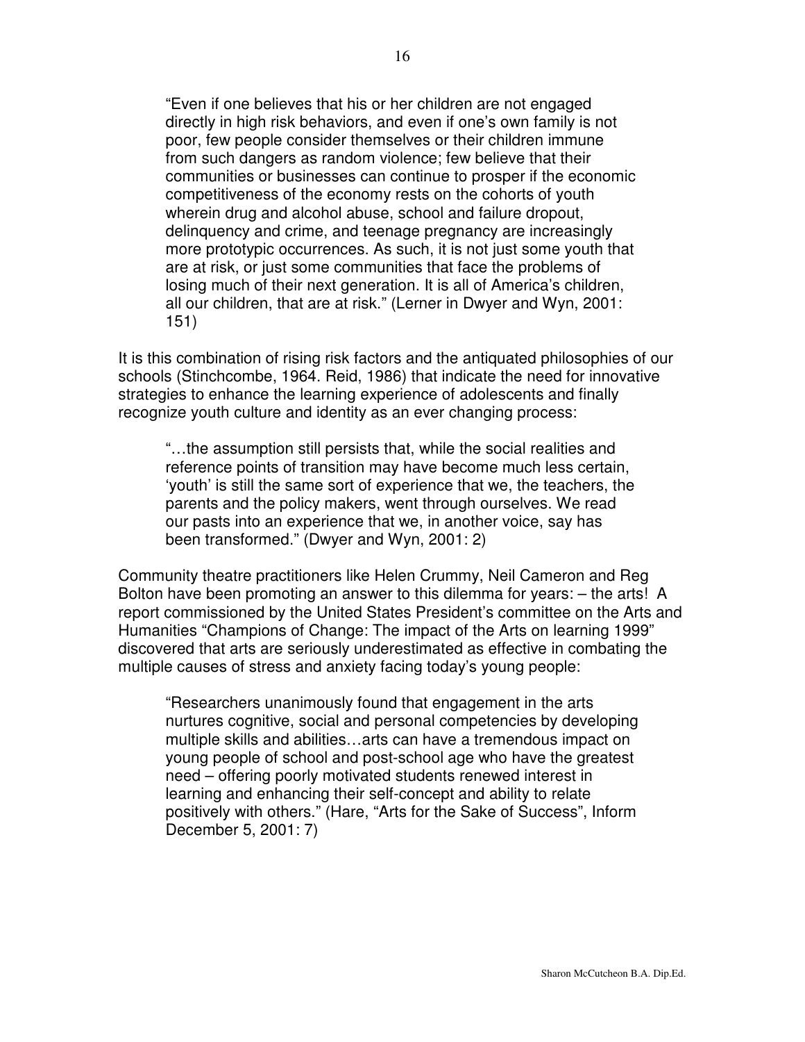> "Even if one believes that his or her children are not engaged directly in high risk behaviors, and even if one's own family is not poor, few people consider themselves or their children immune from such dangers as random violence; few believe that their communities or businesses can continue to prosper if the economic competitiveness of the economy rests on the cohorts of youth wherein drug and alcohol abuse, school and failure dropout, delinquency and crime, and teenage pregnancy are increasingly more prototypic occurrences. As such, it is not just some youth that are at risk, or just some communities that face the problems of losing much of their next generation. It is all of America's children, all our children, that are at risk." (Lerner in Dwyer and Wyn, 2001: 151)

It is this combination of rising risk factors and the antiquated philosophies of our schools (Stinchcombe, 1964. Reid, 1986) that indicate the need for innovative strategies to enhance the learning experience of adolescents and finally recognize youth culture and identity as an ever changing process:

> "…the assumption still persists that, while the social realities and reference points of transition may have become much less certain, 'youth' is still the same sort of experience that we, the teachers, the parents and the policy makers, went through ourselves. We read our pasts into an experience that we, in another voice, say has been transformed." (Dwyer and Wyn, 2001: 2)

Community theatre practitioners like Helen Crummy, Neil Cameron and Reg Bolton have been promoting an answer to this dilemma for years: – the arts! A report commissioned by the United States President's committee on the Arts and Humanities "Champions of Change: The impact of the Arts on learning 1999" discovered that arts are seriously underestimated as effective in combating the multiple causes of stress and anxiety facing today's young people:

> "Researchers unanimously found that engagement in the arts nurtures cognitive, social and personal competencies by developing multiple skills and abilities…arts can have a tremendous impact on young people of school and post-school age who have the greatest need – offering poorly motivated students renewed interest in learning and enhancing their self-concept and ability to relate positively with others." (Hare, "Arts for the Sake of Success", Inform December 5, 2001: 7)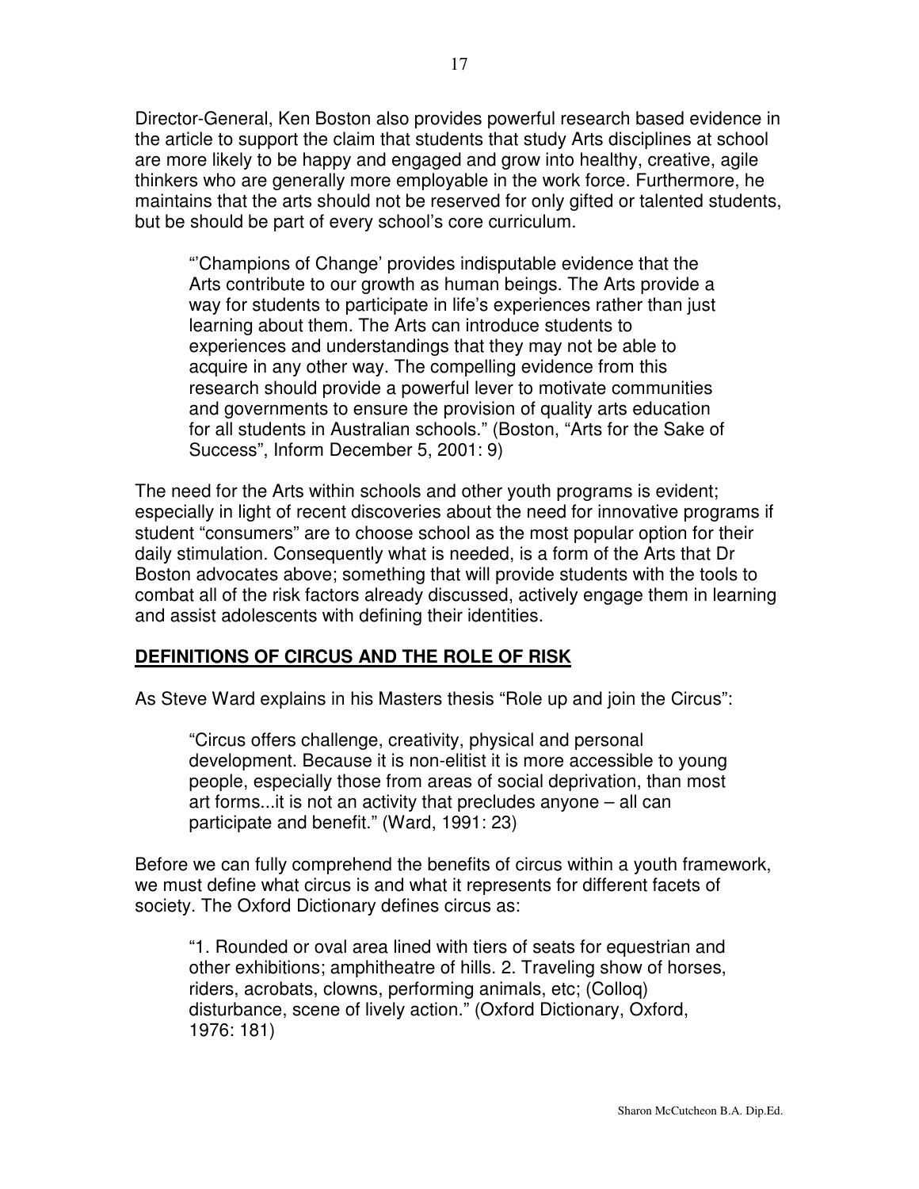Director-General, Ken Boston also provides powerful research based evidence in the article to support the claim that students that study Arts disciplines at school are more likely to be happy and engaged and grow into healthy, creative, agile thinkers who are generally more employable in the work force. Furthermore, he maintains that the arts should not be reserved for only gifted or talented students, but be should be part of every school's core curriculum.

> "'Champions of Change' provides indisputable evidence that the Arts contribute to our growth as human beings. The Arts provide a way for students to participate in life's experiences rather than just learning about them. The Arts can introduce students to experiences and understandings that they may not be able to acquire in any other way. The compelling evidence from this research should provide a powerful lever to motivate communities and governments to ensure the provision of quality arts education for all students in Australian schools." (Boston, "Arts for the Sake of Success", Inform December 5, 2001: 9)

The need for the Arts within schools and other youth programs is evident; especially in light of recent discoveries about the need for innovative programs if student "consumers" are to choose school as the most popular option for their daily stimulation. Consequently what is needed, is a form of the Arts that Dr Boston advocates above; something that will provide students with the tools to combat all of the risk factors already discussed, actively engage them in learning and assist adolescents with defining their identities.

## DEFINITIONS OF CIRCUS AND THE ROLE OF RISK

As Steve Ward explains in his Masters thesis "Role up and join the Circus":

> "Circus offers challenge, creativity, physical and personal development. Because it is non-elitist it is more accessible to young people, especially those from areas of social deprivation, than most art forms...it is not an activity that precludes anyone – all can participate and benefit." (Ward, 1991: 23)

Before we can fully comprehend the benefits of circus within a youth framework, we must define what circus is and what it represents for different facets of society. The Oxford Dictionary defines circus as:

> "1. Rounded or oval area lined with tiers of seats for equestrian and other exhibitions; amphitheatre of hills. 2. Traveling show of horses, riders, acrobats, clowns, performing animals, etc; (Colloq) disturbance, scene of lively action." (Oxford Dictionary, Oxford, 1976: 181)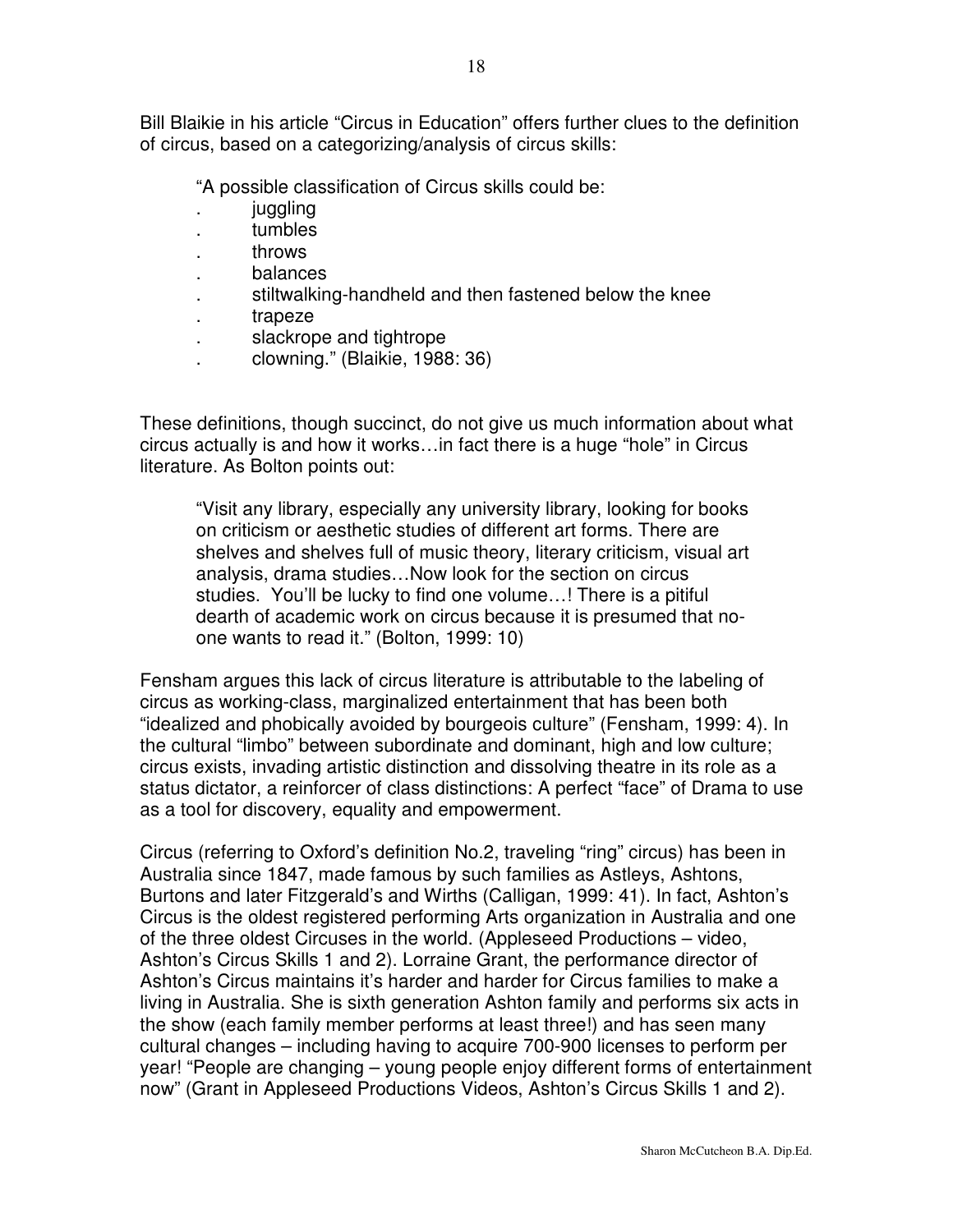Bill Blaikie in his article "Circus in Education" offers further clues to the definition of circus, based on a categorizing/analysis of circus skills:

> "A possible classification of Circus skills could be:
> - juggling
> - tumbles
> - throws
> - balances
> - stiltwalking-handheld and then fastened below the knee
> - trapeze
> - slackrope and tightrope
> - clowning." (Blaikie, 1988: 36)

These definitions, though succinct, do not give us much information about what circus actually is and how it works…in fact there is a huge "hole" in Circus literature. As Bolton points out:

> "Visit any library, especially any university library, looking for books on criticism or aesthetic studies of different art forms. There are shelves and shelves full of music theory, literary criticism, visual art analysis, drama studies…Now look for the section on circus studies. You'll be lucky to find one volume…! There is a pitiful dearth of academic work on circus because it is presumed that no-one wants to read it." (Bolton, 1999: 10)

Fensham argues this lack of circus literature is attributable to the labeling of circus as working-class, marginalized entertainment that has been both "idealized and phobically avoided by bourgeois culture" (Fensham, 1999: 4). In the cultural "limbo" between subordinate and dominant, high and low culture; circus exists, invading artistic distinction and dissolving theatre in its role as a status dictator, a reinforcer of class distinctions: A perfect "face" of Drama to use as a tool for discovery, equality and empowerment.

Circus (referring to Oxford's definition No.2, traveling "ring" circus) has been in Australia since 1847, made famous by such families as Astleys, Ashtons, Burtons and later Fitzgerald's and Wirths (Calligan, 1999: 41). In fact, Ashton's Circus is the oldest registered performing Arts organization in Australia and one of the three oldest Circuses in the world. (Appleseed Productions – video, Ashton's Circus Skills 1 and 2). Lorraine Grant, the performance director of Ashton's Circus maintains it's harder and harder for Circus families to make a living in Australia. She is sixth generation Ashton family and performs six acts in the show (each family member performs at least three!) and has seen many cultural changes – including having to acquire 700-900 licenses to perform per year! "People are changing – young people enjoy different forms of entertainment now" (Grant in Appleseed Productions Videos, Ashton's Circus Skills 1 and 2).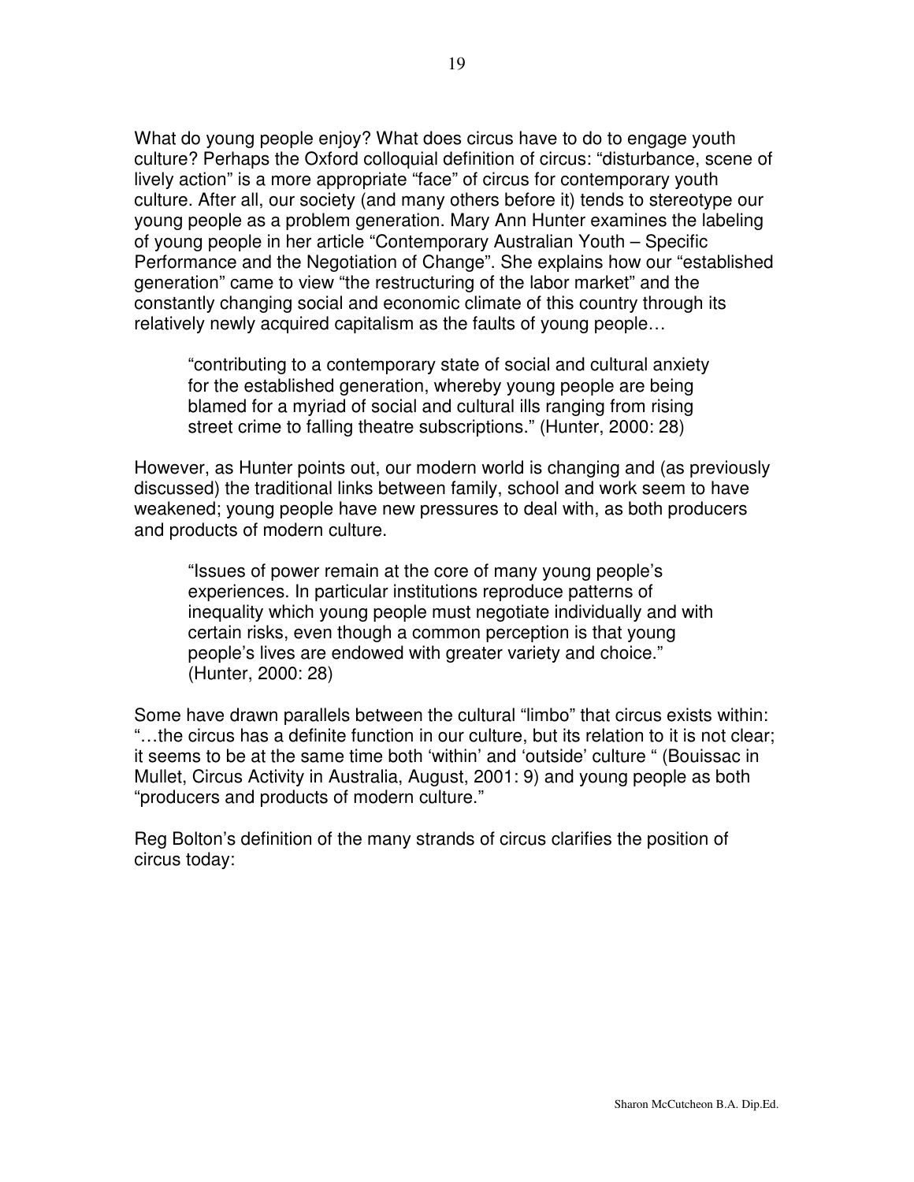What do young people enjoy? What does circus have to do to engage youth culture? Perhaps the Oxford colloquial definition of circus: “disturbance, scene of lively action” is a more appropriate “face” of circus for contemporary youth culture. After all, our society (and many others before it) tends to stereotype our young people as a problem generation. Mary Ann Hunter examines the labeling of young people in her article “Contemporary Australian Youth – Specific Performance and the Negotiation of Change”. She explains how our “established generation” came to view “the restructuring of the labor market” and the constantly changing social and economic climate of this country through its relatively newly acquired capitalism as the faults of young people…

> “contributing to a contemporary state of social and cultural anxiety for the established generation, whereby young people are being blamed for a myriad of social and cultural ills ranging from rising street crime to falling theatre subscriptions.” (Hunter, 2000: 28)

However, as Hunter points out, our modern world is changing and (as previously discussed) the traditional links between family, school and work seem to have weakened; young people have new pressures to deal with, as both producers and products of modern culture.

> “Issues of power remain at the core of many young people’s experiences. In particular institutions reproduce patterns of inequality which young people must negotiate individually and with certain risks, even though a common perception is that young people’s lives are endowed with greater variety and choice.” (Hunter, 2000: 28)

Some have drawn parallels between the cultural “limbo” that circus exists within: “…the circus has a definite function in our culture, but its relation to it is not clear; it seems to be at the same time both ‘within’ and ‘outside’ culture “ (Bouissac in Mullet, Circus Activity in Australia, August, 2001: 9) and young people as both “producers and products of modern culture.”

Reg Bolton’s definition of the many strands of circus clarifies the position of circus today: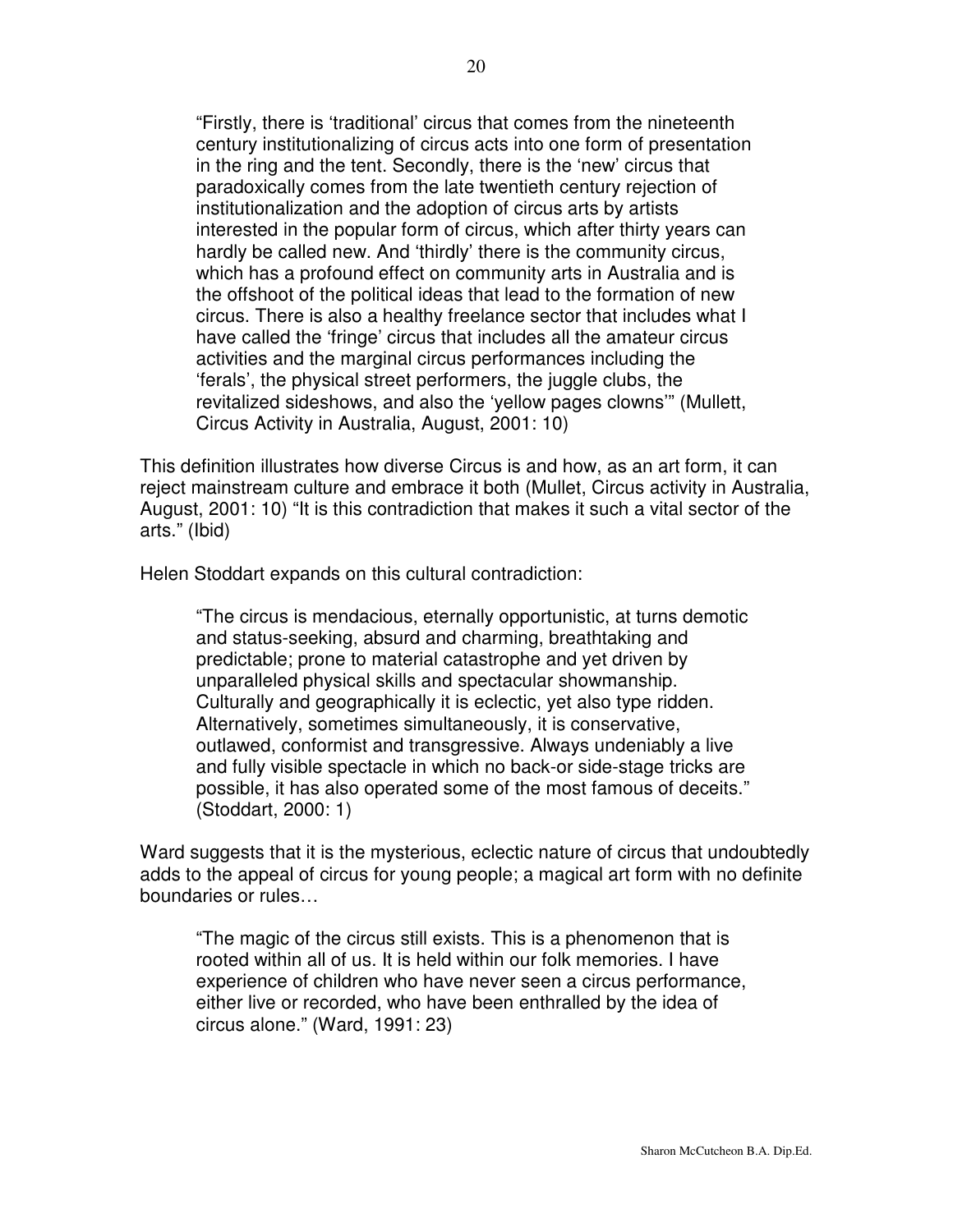> "Firstly, there is 'traditional' circus that comes from the nineteenth century institutionalizing of circus acts into one form of presentation in the ring and the tent. Secondly, there is the 'new' circus that paradoxically comes from the late twentieth century rejection of institutionalization and the adoption of circus arts by artists interested in the popular form of circus, which after thirty years can hardly be called new. And 'thirdly' there is the community circus, which has a profound effect on community arts in Australia and is the offshoot of the political ideas that lead to the formation of new circus. There is also a healthy freelance sector that includes what I have called the 'fringe' circus that includes all the amateur circus activities and the marginal circus performances including the 'ferals', the physical street performers, the juggle clubs, the revitalized sideshows, and also the 'yellow pages clowns'" (Mullett, Circus Activity in Australia, August, 2001: 10)

This definition illustrates how diverse Circus is and how, as an art form, it can reject mainstream culture and embrace it both (Mullet, Circus activity in Australia, August, 2001: 10) "It is this contradiction that makes it such a vital sector of the arts." (Ibid)

Helen Stoddart expands on this cultural contradiction:

> "The circus is mendacious, eternally opportunistic, at turns demotic and status-seeking, absurd and charming, breathtaking and predictable; prone to material catastrophe and yet driven by unparalleled physical skills and spectacular showmanship. Culturally and geographically it is eclectic, yet also type ridden. Alternatively, sometimes simultaneously, it is conservative, outlawed, conformist and transgressive. Always undeniably a live and fully visible spectacle in which no back-or side-stage tricks are possible, it has also operated some of the most famous of deceits." (Stoddart, 2000: 1)

Ward suggests that it is the mysterious, eclectic nature of circus that undoubtedly adds to the appeal of circus for young people; a magical art form with no definite boundaries or rules…

> "The magic of the circus still exists. This is a phenomenon that is rooted within all of us. It is held within our folk memories. I have experience of children who have never seen a circus performance, either live or recorded, who have been enthralled by the idea of circus alone." (Ward, 1991: 23)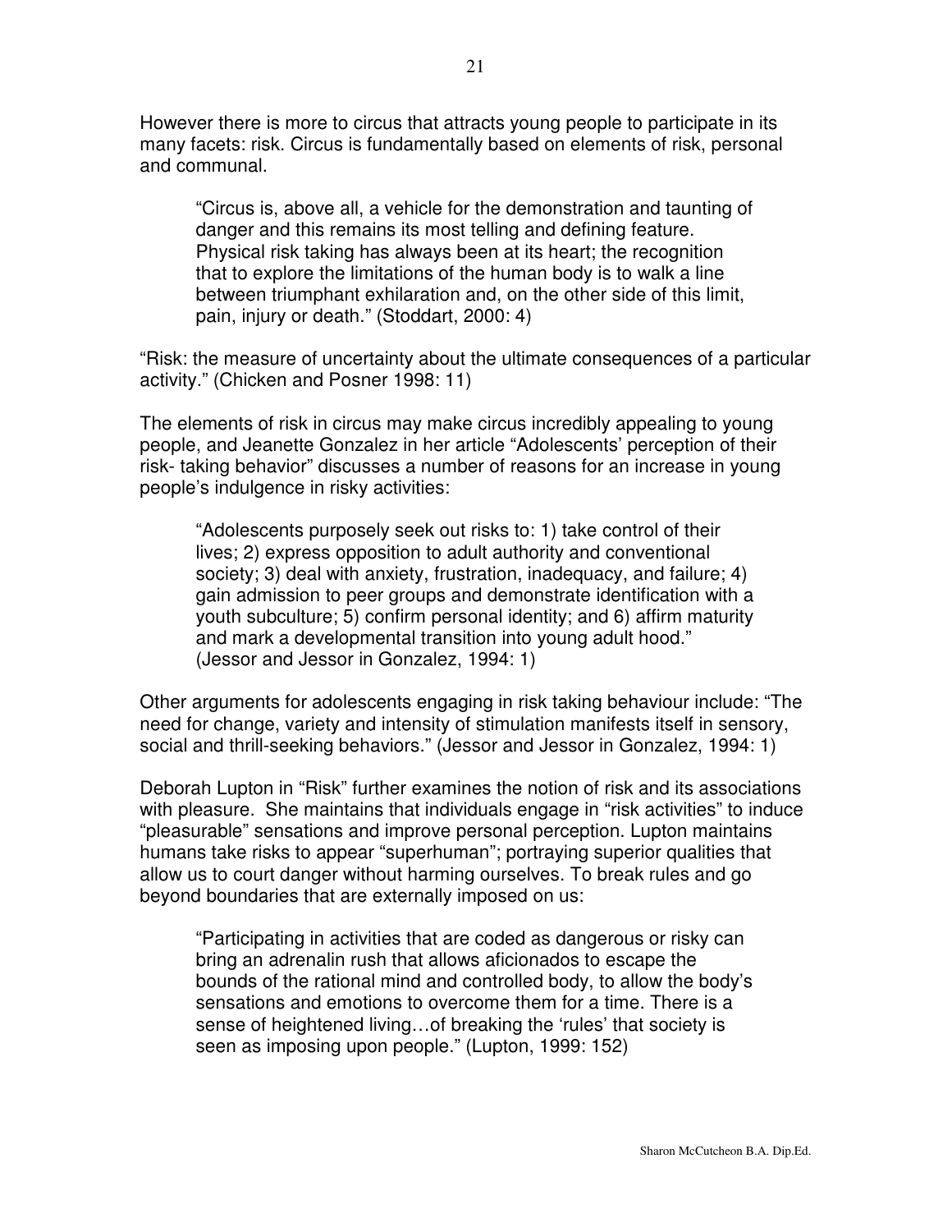However there is more to circus that attracts young people to participate in its many facets: risk. Circus is fundamentally based on elements of risk, personal and communal.

> "Circus is, above all, a vehicle for the demonstration and taunting of danger and this remains its most telling and defining feature. Physical risk taking has always been at its heart; the recognition that to explore the limitations of the human body is to walk a line between triumphant exhilaration and, on the other side of this limit, pain, injury or death." (Stoddart, 2000: 4)

"Risk: the measure of uncertainty about the ultimate consequences of a particular activity." (Chicken and Posner 1998: 11)

The elements of risk in circus may make circus incredibly appealing to young people, and Jeanette Gonzalez in her article "Adolescents' perception of their risk- taking behavior" discusses a number of reasons for an increase in young people's indulgence in risky activities:

> "Adolescents purposely seek out risks to: 1) take control of their lives; 2) express opposition to adult authority and conventional society; 3) deal with anxiety, frustration, inadequacy, and failure; 4) gain admission to peer groups and demonstrate identification with a youth subculture; 5) confirm personal identity; and 6) affirm maturity and mark a developmental transition into young adult hood." (Jessor and Jessor in Gonzalez, 1994: 1)

Other arguments for adolescents engaging in risk taking behaviour include: "The need for change, variety and intensity of stimulation manifests itself in sensory, social and thrill-seeking behaviors." (Jessor and Jessor in Gonzalez, 1994: 1)

Deborah Lupton in "Risk" further examines the notion of risk and its associations with pleasure. She maintains that individuals engage in "risk activities" to induce "pleasurable" sensations and improve personal perception. Lupton maintains humans take risks to appear "superhuman"; portraying superior qualities that allow us to court danger without harming ourselves. To break rules and go beyond boundaries that are externally imposed on us:

> "Participating in activities that are coded as dangerous or risky can bring an adrenalin rush that allows aficionados to escape the bounds of the rational mind and controlled body, to allow the body's sensations and emotions to overcome them for a time. There is a sense of heightened living…of breaking the 'rules' that society is seen as imposing upon people." (Lupton, 1999: 152)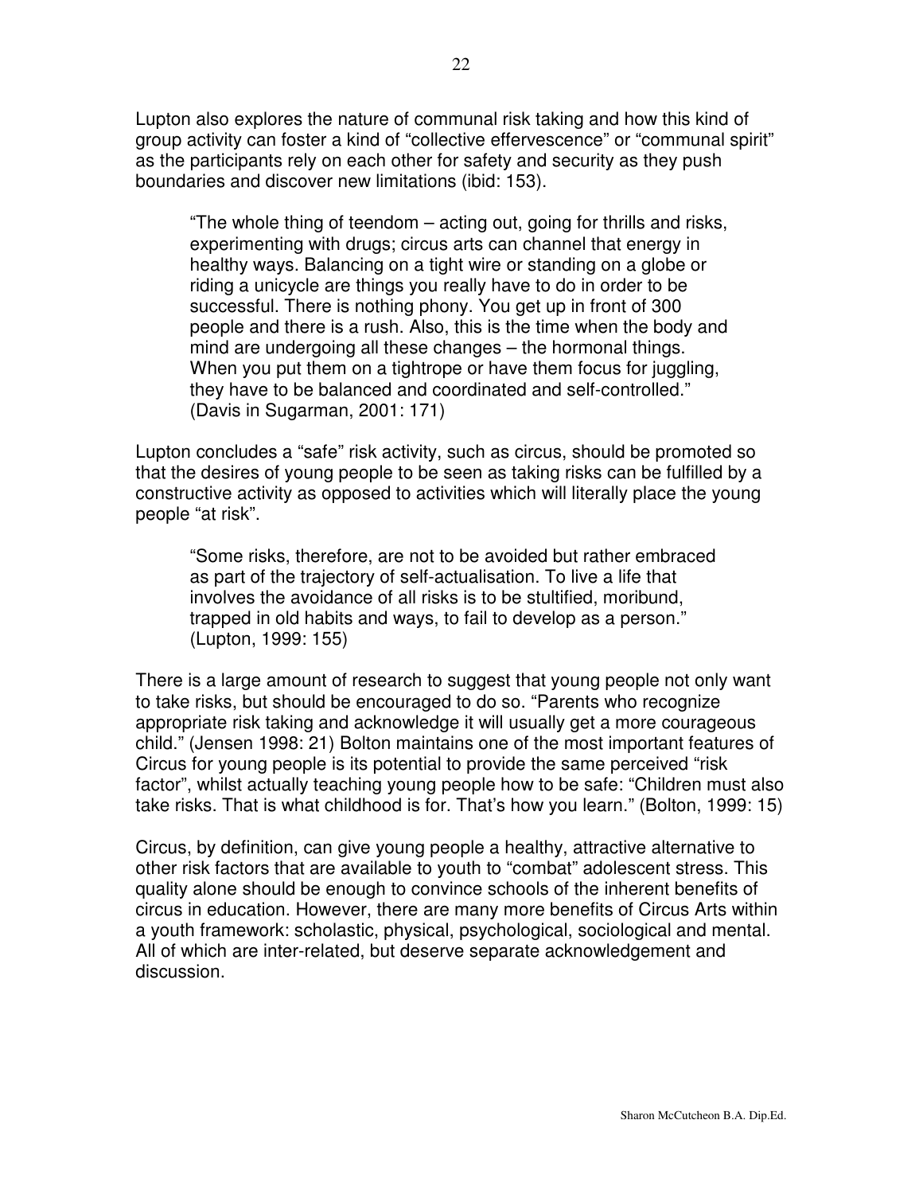Lupton also explores the nature of communal risk taking and how this kind of group activity can foster a kind of "collective effervescence" or "communal spirit" as the participants rely on each other for safety and security as they push boundaries and discover new limitations (ibid: 153).

> "The whole thing of teendom – acting out, going for thrills and risks, experimenting with drugs; circus arts can channel that energy in healthy ways. Balancing on a tight wire or standing on a globe or riding a unicycle are things you really have to do in order to be successful. There is nothing phony. You get up in front of 300 people and there is a rush. Also, this is the time when the body and mind are undergoing all these changes – the hormonal things. When you put them on a tightrope or have them focus for juggling, they have to be balanced and coordinated and self-controlled." (Davis in Sugarman, 2001: 171)

Lupton concludes a "safe" risk activity, such as circus, should be promoted so that the desires of young people to be seen as taking risks can be fulfilled by a constructive activity as opposed to activities which will literally place the young people "at risk".

> "Some risks, therefore, are not to be avoided but rather embraced as part of the trajectory of self-actualisation. To live a life that involves the avoidance of all risks is to be stultified, moribund, trapped in old habits and ways, to fail to develop as a person." (Lupton, 1999: 155)

There is a large amount of research to suggest that young people not only want to take risks, but should be encouraged to do so. "Parents who recognize appropriate risk taking and acknowledge it will usually get a more courageous child." (Jensen 1998: 21) Bolton maintains one of the most important features of Circus for young people is its potential to provide the same perceived "risk factor", whilst actually teaching young people how to be safe: "Children must also take risks. That is what childhood is for. That's how you learn." (Bolton, 1999: 15)

Circus, by definition, can give young people a healthy, attractive alternative to other risk factors that are available to youth to "combat" adolescent stress. This quality alone should be enough to convince schools of the inherent benefits of circus in education. However, there are many more benefits of Circus Arts within a youth framework: scholastic, physical, psychological, sociological and mental. All of which are inter-related, but deserve separate acknowledgement and discussion.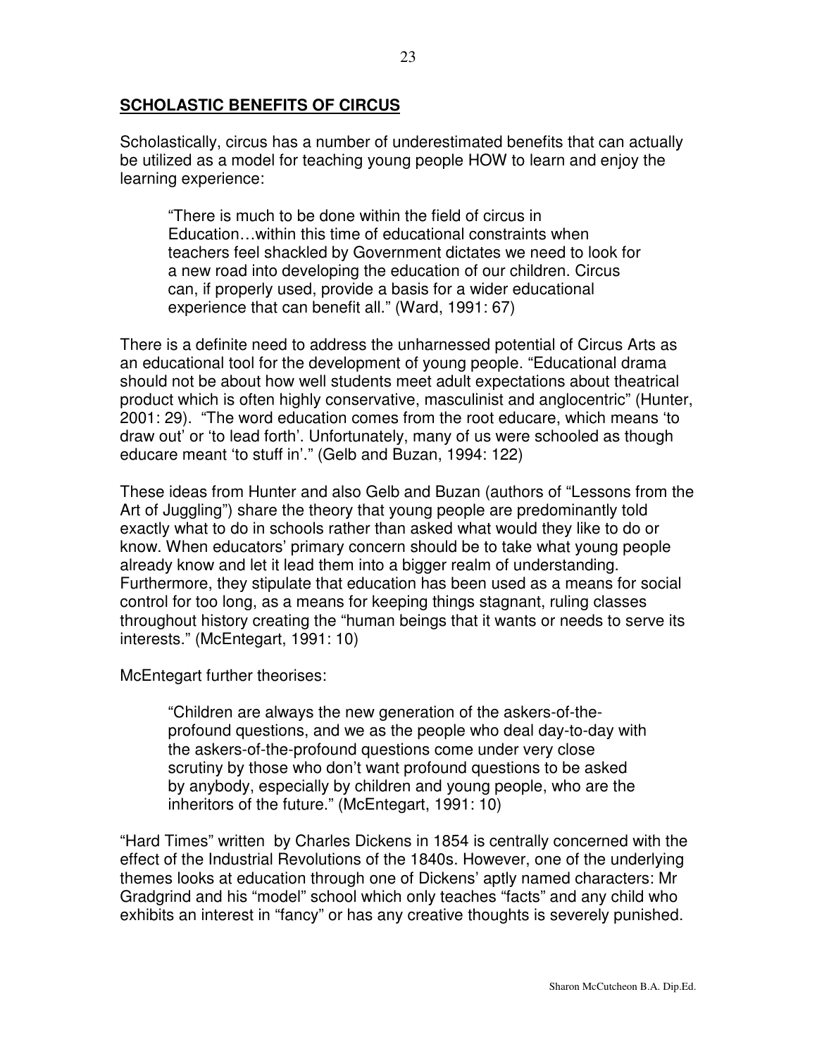## **SCHOLASTIC BENEFITS OF CIRCUS**

Scholastically, circus has a number of underestimated benefits that can actually be utilized as a model for teaching young people HOW to learn and enjoy the learning experience:

> "There is much to be done within the field of circus in Education…within this time of educational constraints when teachers feel shackled by Government dictates we need to look for a new road into developing the education of our children. Circus can, if properly used, provide a basis for a wider educational experience that can benefit all." (Ward, 1991: 67)

There is a definite need to address the unharnessed potential of Circus Arts as an educational tool for the development of young people. "Educational drama should not be about how well students meet adult expectations about theatrical product which is often highly conservative, masculinist and anglocentric" (Hunter, 2001: 29). "The word education comes from the root educare, which means 'to draw out' or 'to lead forth'. Unfortunately, many of us were schooled as though educare meant 'to stuff in'." (Gelb and Buzan, 1994: 122)

These ideas from Hunter and also Gelb and Buzan (authors of "Lessons from the Art of Juggling") share the theory that young people are predominantly told exactly what to do in schools rather than asked what would they like to do or know. When educators' primary concern should be to take what young people already know and let it lead them into a bigger realm of understanding. Furthermore, they stipulate that education has been used as a means for social control for too long, as a means for keeping things stagnant, ruling classes throughout history creating the "human beings that it wants or needs to serve its interests." (McEntegart, 1991: 10)

McEntegart further theorises:

> "Children are always the new generation of the askers-of-the-profound questions, and we as the people who deal day-to-day with the askers-of-the-profound questions come under very close scrutiny by those who don't want profound questions to be asked by anybody, especially by children and young people, who are the inheritors of the future." (McEntegart, 1991: 10)

"Hard Times" written by Charles Dickens in 1854 is centrally concerned with the effect of the Industrial Revolutions of the 1840s. However, one of the underlying themes looks at education through one of Dickens' aptly named characters: Mr Gradgrind and his "model" school which only teaches "facts" and any child who exhibits an interest in "fancy" or has any creative thoughts is severely punished.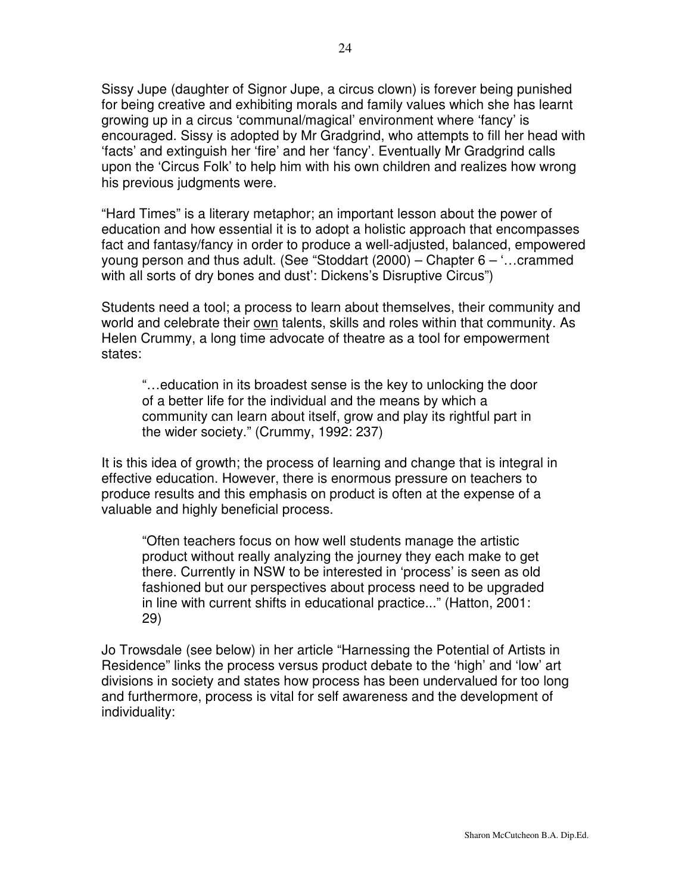Sissy Jupe (daughter of Signor Jupe, a circus clown) is forever being punished for being creative and exhibiting morals and family values which she has learnt growing up in a circus 'communal/magical' environment where 'fancy' is encouraged. Sissy is adopted by Mr Gradgrind, who attempts to fill her head with 'facts' and extinguish her 'fire' and her 'fancy'. Eventually Mr Gradgrind calls upon the 'Circus Folk' to help him with his own children and realizes how wrong his previous judgments were.

"Hard Times" is a literary metaphor; an important lesson about the power of education and how essential it is to adopt a holistic approach that encompasses fact and fantasy/fancy in order to produce a well-adjusted, balanced, empowered young person and thus adult. (See "Stoddart (2000) – Chapter 6 – '…crammed with all sorts of dry bones and dust': Dickens's Disruptive Circus")

Students need a tool; a process to learn about themselves, their community and world and celebrate their <u>own</u> talents, skills and roles within that community. As Helen Crummy, a long time advocate of theatre as a tool for empowerment states:

> "…education in its broadest sense is the key to unlocking the door of a better life for the individual and the means by which a community can learn about itself, grow and play its rightful part in the wider society." (Crummy, 1992: 237)

It is this idea of growth; the process of learning and change that is integral in effective education. However, there is enormous pressure on teachers to produce results and this emphasis on product is often at the expense of a valuable and highly beneficial process.

> "Often teachers focus on how well students manage the artistic product without really analyzing the journey they each make to get there. Currently in NSW to be interested in 'process' is seen as old fashioned but our perspectives about process need to be upgraded in line with current shifts in educational practice..." (Hatton, 2001: 29)

Jo Trowsdale (see below) in her article "Harnessing the Potential of Artists in Residence" links the process versus product debate to the 'high' and 'low' art divisions in society and states how process has been undervalued for too long and furthermore, process is vital for self awareness and the development of individuality: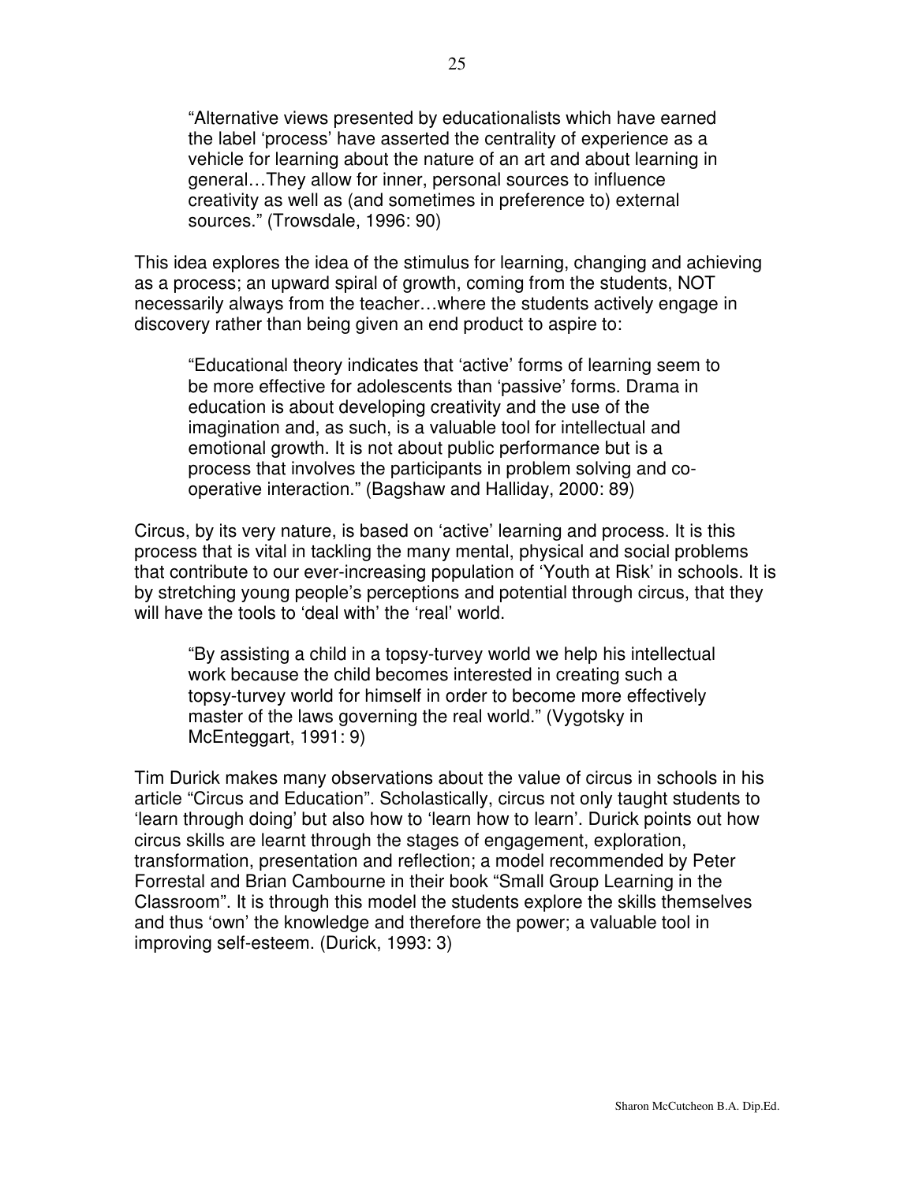> "Alternative views presented by educationalists which have earned the label 'process' have asserted the centrality of experience as a vehicle for learning about the nature of an art and about learning in general…They allow for inner, personal sources to influence creativity as well as (and sometimes in preference to) external sources." (Trowsdale, 1996: 90)

This idea explores the idea of the stimulus for learning, changing and achieving as a process; an upward spiral of growth, coming from the students, NOT necessarily always from the teacher…where the students actively engage in discovery rather than being given an end product to aspire to:

> "Educational theory indicates that 'active' forms of learning seem to be more effective for adolescents than 'passive' forms. Drama in education is about developing creativity and the use of the imagination and, as such, is a valuable tool for intellectual and emotional growth. It is not about public performance but is a process that involves the participants in problem solving and co-operative interaction." (Bagshaw and Halliday, 2000: 89)

Circus, by its very nature, is based on 'active' learning and process. It is this process that is vital in tackling the many mental, physical and social problems that contribute to our ever-increasing population of 'Youth at Risk' in schools. It is by stretching young people's perceptions and potential through circus, that they will have the tools to 'deal with' the 'real' world.

> "By assisting a child in a topsy-turvey world we help his intellectual work because the child becomes interested in creating such a topsy-turvey world for himself in order to become more effectively master of the laws governing the real world." (Vygotsky in McEnteggart, 1991: 9)

Tim Durick makes many observations about the value of circus in schools in his article "Circus and Education". Scholastically, circus not only taught students to 'learn through doing' but also how to 'learn how to learn'. Durick points out how circus skills are learnt through the stages of engagement, exploration, transformation, presentation and reflection; a model recommended by Peter Forrestal and Brian Cambourne in their book "Small Group Learning in the Classroom". It is through this model the students explore the skills themselves and thus 'own' the knowledge and therefore the power; a valuable tool in improving self-esteem. (Durick, 1993: 3)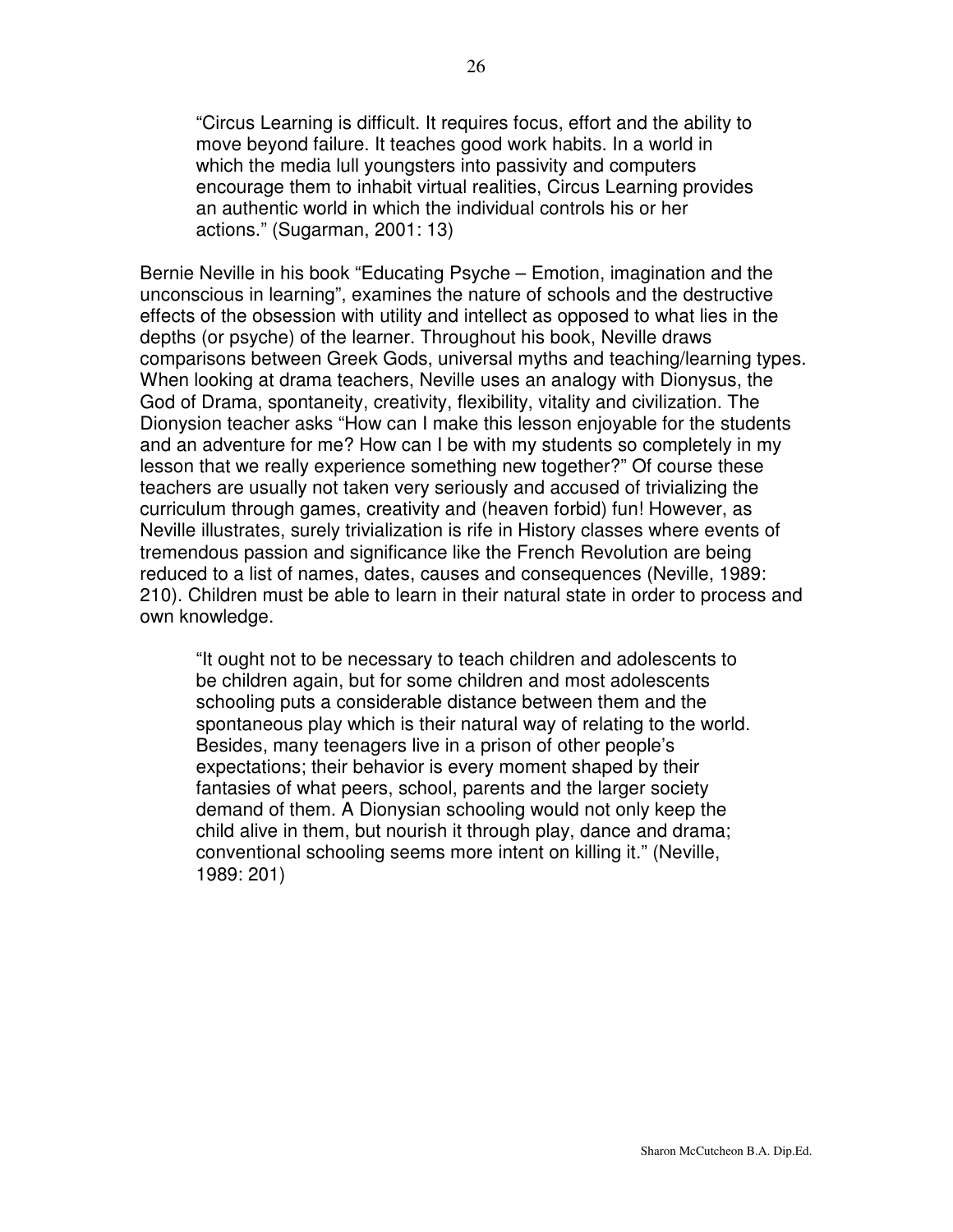> "Circus Learning is difficult. It requires focus, effort and the ability to move beyond failure. It teaches good work habits. In a world in which the media lull youngsters into passivity and computers encourage them to inhabit virtual realities, Circus Learning provides an authentic world in which the individual controls his or her actions." (Sugarman, 2001: 13)

Bernie Neville in his book "Educating Psyche – Emotion, imagination and the unconscious in learning", examines the nature of schools and the destructive effects of the obsession with utility and intellect as opposed to what lies in the depths (or psyche) of the learner. Throughout his book, Neville draws comparisons between Greek Gods, universal myths and teaching/learning types. When looking at drama teachers, Neville uses an analogy with Dionysus, the God of Drama, spontaneity, creativity, flexibility, vitality and civilization. The Dionysion teacher asks "How can I make this lesson enjoyable for the students and an adventure for me? How can I be with my students so completely in my lesson that we really experience something new together?" Of course these teachers are usually not taken very seriously and accused of trivializing the curriculum through games, creativity and (heaven forbid) fun! However, as Neville illustrates, surely trivialization is rife in History classes where events of tremendous passion and significance like the French Revolution are being reduced to a list of names, dates, causes and consequences (Neville, 1989: 210). Children must be able to learn in their natural state in order to process and own knowledge.

> "It ought not to be necessary to teach children and adolescents to be children again, but for some children and most adolescents schooling puts a considerable distance between them and the spontaneous play which is their natural way of relating to the world. Besides, many teenagers live in a prison of other people's expectations; their behavior is every moment shaped by their fantasies of what peers, school, parents and the larger society demand of them. A Dionysian schooling would not only keep the child alive in them, but nourish it through play, dance and drama; conventional schooling seems more intent on killing it." (Neville, 1989: 201)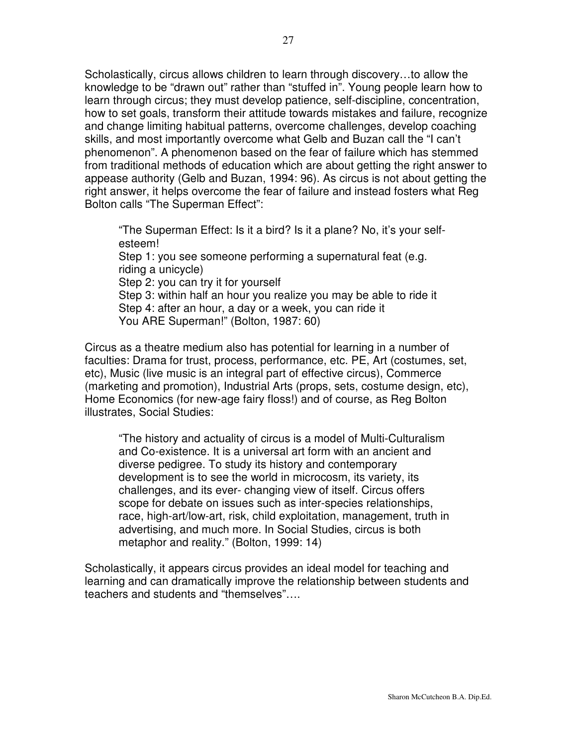Scholastically, circus allows children to learn through discovery…to allow the knowledge to be "drawn out" rather than "stuffed in". Young people learn how to learn through circus; they must develop patience, self-discipline, concentration, how to set goals, transform their attitude towards mistakes and failure, recognize and change limiting habitual patterns, overcome challenges, develop coaching skills, and most importantly overcome what Gelb and Buzan call the "I can't phenomenon". A phenomenon based on the fear of failure which has stemmed from traditional methods of education which are about getting the right answer to appease authority (Gelb and Buzan, 1994: 96). As circus is not about getting the right answer, it helps overcome the fear of failure and instead fosters what Reg Bolton calls "The Superman Effect":

> "The Superman Effect: Is it a bird? Is it a plane? No, it's your self-esteem!
> Step 1: you see someone performing a supernatural feat (e.g. riding a unicycle)
> Step 2: you can try it for yourself
> Step 3: within half an hour you realize you may be able to ride it
> Step 4: after an hour, a day or a week, you can ride it
> You ARE Superman!" (Bolton, 1987: 60)

Circus as a theatre medium also has potential for learning in a number of faculties: Drama for trust, process, performance, etc. PE, Art (costumes, set, etc), Music (live music is an integral part of effective circus), Commerce (marketing and promotion), Industrial Arts (props, sets, costume design, etc), Home Economics (for new-age fairy floss!) and of course, as Reg Bolton illustrates, Social Studies:

> "The history and actuality of circus is a model of Multi-Culturalism and Co-existence. It is a universal art form with an ancient and diverse pedigree. To study its history and contemporary development is to see the world in microcosm, its variety, its challenges, and its ever- changing view of itself. Circus offers scope for debate on issues such as inter-species relationships, race, high-art/low-art, risk, child exploitation, management, truth in advertising, and much more. In Social Studies, circus is both metaphor and reality." (Bolton, 1999: 14)

Scholastically, it appears circus provides an ideal model for teaching and learning and can dramatically improve the relationship between students and teachers and students and "themselves"….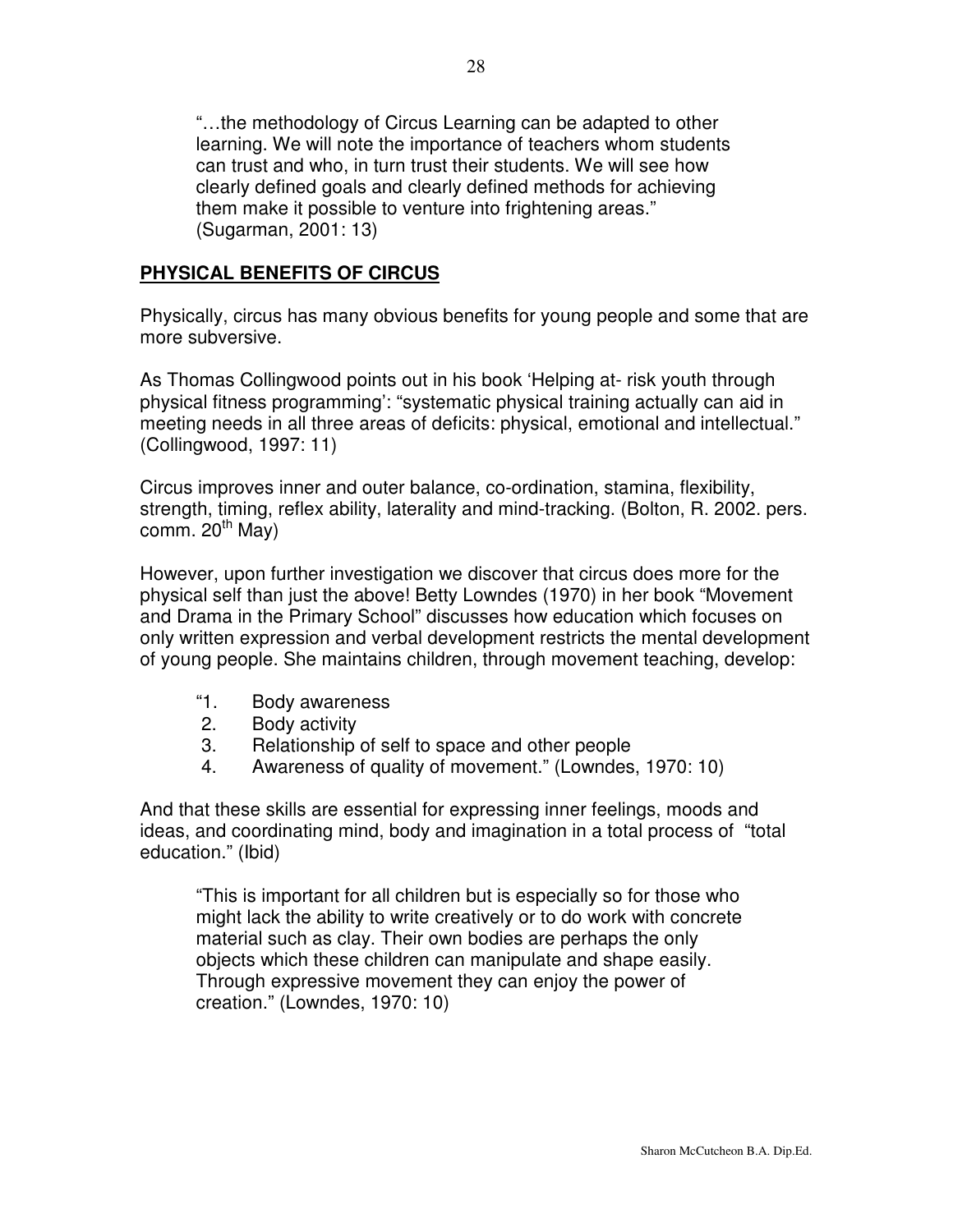> "…the methodology of Circus Learning can be adapted to other learning. We will note the importance of teachers whom students can trust and who, in turn trust their students. We will see how clearly defined goals and clearly defined methods for achieving them make it possible to venture into frightening areas." (Sugarman, 2001: 13)

## PHYSICAL BENEFITS OF CIRCUS

Physically, circus has many obvious benefits for young people and some that are more subversive.

As Thomas Collingwood points out in his book 'Helping at- risk youth through physical fitness programming': "systematic physical training actually can aid in meeting needs in all three areas of deficits: physical, emotional and intellectual." (Collingwood, 1997: 11)

Circus improves inner and outer balance, co-ordination, stamina, flexibility, strength, timing, reflex ability, laterality and mind-tracking. (Bolton, R. 2002. pers. comm. 20th May)

However, upon further investigation we discover that circus does more for the physical self than just the above! Betty Lowndes (1970) in her book "Movement and Drama in the Primary School" discusses how education which focuses on only written expression and verbal development restricts the mental development of young people. She maintains children, through movement teaching, develop:

"1. Body awareness
2. Body activity
3. Relationship of self to space and other people
4. Awareness of quality of movement." (Lowndes, 1970: 10)

And that these skills are essential for expressing inner feelings, moods and ideas, and coordinating mind, body and imagination in a total process of "total education." (Ibid)

> "This is important for all children but is especially so for those who might lack the ability to write creatively or to do work with concrete material such as clay. Their own bodies are perhaps the only objects which these children can manipulate and shape easily. Through expressive movement they can enjoy the power of creation." (Lowndes, 1970: 10)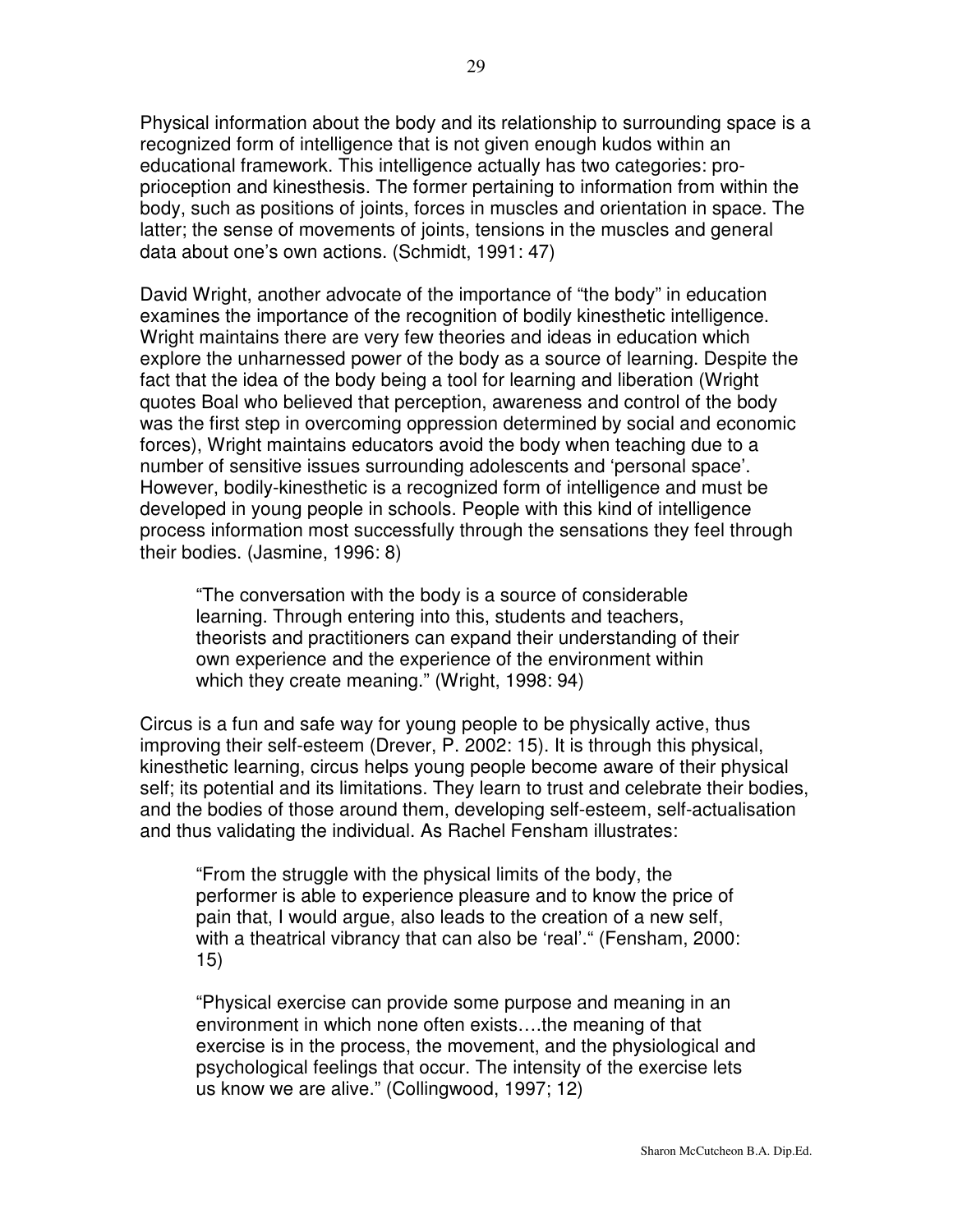Physical information about the body and its relationship to surrounding space is a recognized form of intelligence that is not given enough kudos within an educational framework. This intelligence actually has two categories: pro-prioception and kinesthesis. The former pertaining to information from within the body, such as positions of joints, forces in muscles and orientation in space. The latter; the sense of movements of joints, tensions in the muscles and general data about one's own actions. (Schmidt, 1991: 47)

David Wright, another advocate of the importance of "the body" in education examines the importance of the recognition of bodily kinesthetic intelligence. Wright maintains there are very few theories and ideas in education which explore the unharnessed power of the body as a source of learning. Despite the fact that the idea of the body being a tool for learning and liberation (Wright quotes Boal who believed that perception, awareness and control of the body was the first step in overcoming oppression determined by social and economic forces), Wright maintains educators avoid the body when teaching due to a number of sensitive issues surrounding adolescents and 'personal space'. However, bodily-kinesthetic is a recognized form of intelligence and must be developed in young people in schools. People with this kind of intelligence process information most successfully through the sensations they feel through their bodies. (Jasmine, 1996: 8)

> "The conversation with the body is a source of considerable learning. Through entering into this, students and teachers, theorists and practitioners can expand their understanding of their own experience and the experience of the environment within which they create meaning." (Wright, 1998: 94)

Circus is a fun and safe way for young people to be physically active, thus improving their self-esteem (Drever, P. 2002: 15). It is through this physical, kinesthetic learning, circus helps young people become aware of their physical self; its potential and its limitations. They learn to trust and celebrate their bodies, and the bodies of those around them, developing self-esteem, self-actualisation and thus validating the individual. As Rachel Fensham illustrates:

> "From the struggle with the physical limits of the body, the performer is able to experience pleasure and to know the price of pain that, I would argue, also leads to the creation of a new self, with a theatrical vibrancy that can also be 'real'." (Fensham, 2000: 15)

> "Physical exercise can provide some purpose and meaning in an environment in which none often exists….the meaning of that exercise is in the process, the movement, and the physiological and psychological feelings that occur. The intensity of the exercise lets us know we are alive." (Collingwood, 1997; 12)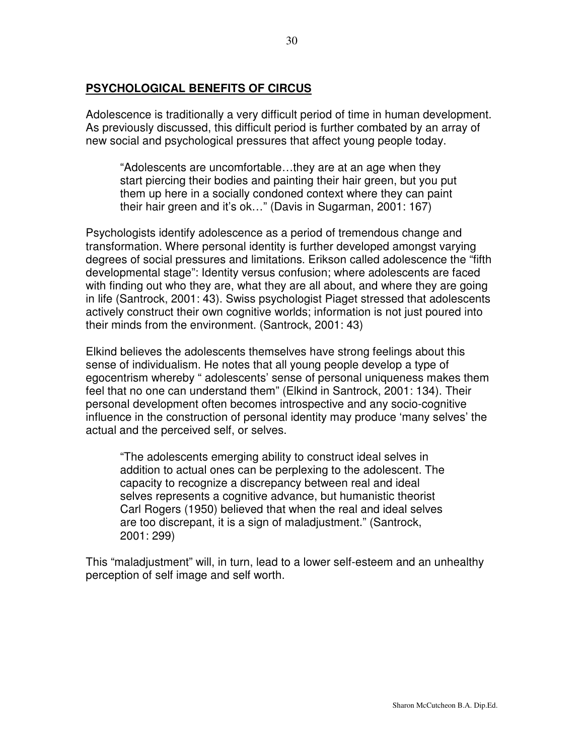## **PSYCHOLOGICAL BENEFITS OF CIRCUS**

Adolescence is traditionally a very difficult period of time in human development. As previously discussed, this difficult period is further combated by an array of new social and psychological pressures that affect young people today.

> "Adolescents are uncomfortable…they are at an age when they start piercing their bodies and painting their hair green, but you put them up here in a socially condoned context where they can paint their hair green and it's ok…" (Davis in Sugarman, 2001: 167)

Psychologists identify adolescence as a period of tremendous change and transformation. Where personal identity is further developed amongst varying degrees of social pressures and limitations. Erikson called adolescence the "fifth developmental stage": Identity versus confusion; where adolescents are faced with finding out who they are, what they are all about, and where they are going in life (Santrock, 2001: 43). Swiss psychologist Piaget stressed that adolescents actively construct their own cognitive worlds; information is not just poured into their minds from the environment. (Santrock, 2001: 43)

Elkind believes the adolescents themselves have strong feelings about this sense of individualism. He notes that all young people develop a type of egocentrism whereby " adolescents' sense of personal uniqueness makes them feel that no one can understand them" (Elkind in Santrock, 2001: 134). Their personal development often becomes introspective and any socio-cognitive influence in the construction of personal identity may produce 'many selves' the actual and the perceived self, or selves.

> "The adolescents emerging ability to construct ideal selves in addition to actual ones can be perplexing to the adolescent. The capacity to recognize a discrepancy between real and ideal selves represents a cognitive advance, but humanistic theorist Carl Rogers (1950) believed that when the real and ideal selves are too discrepant, it is a sign of maladjustment." (Santrock, 2001: 299)

This "maladjustment" will, in turn, lead to a lower self-esteem and an unhealthy perception of self image and self worth.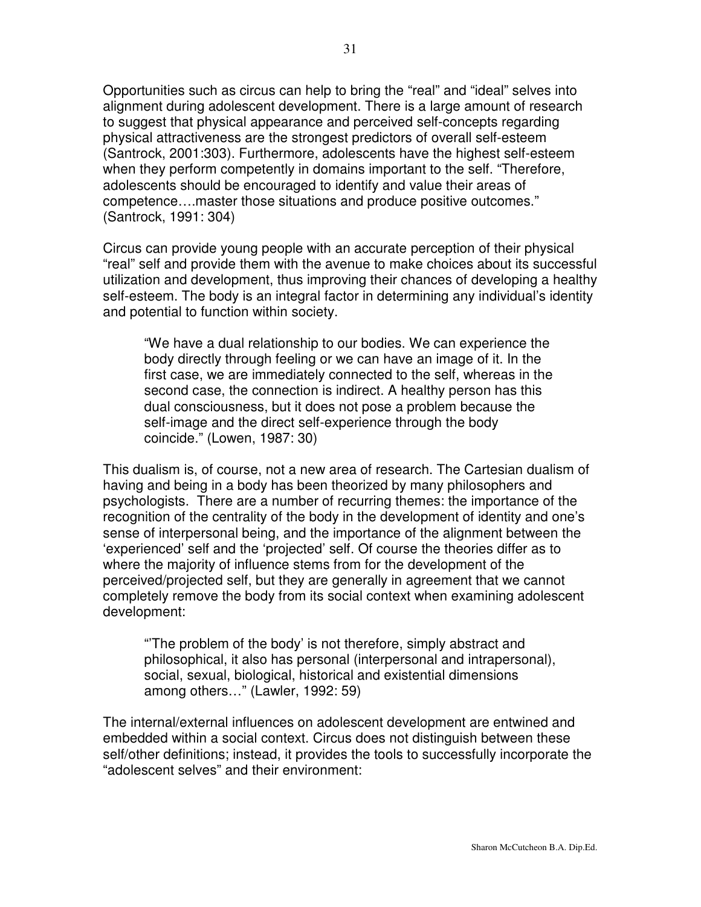Opportunities such as circus can help to bring the "real" and "ideal" selves into alignment during adolescent development. There is a large amount of research to suggest that physical appearance and perceived self-concepts regarding physical attractiveness are the strongest predictors of overall self-esteem (Santrock, 2001:303). Furthermore, adolescents have the highest self-esteem when they perform competently in domains important to the self. "Therefore, adolescents should be encouraged to identify and value their areas of competence….master those situations and produce positive outcomes." (Santrock, 1991: 304)

Circus can provide young people with an accurate perception of their physical "real" self and provide them with the avenue to make choices about its successful utilization and development, thus improving their chances of developing a healthy self-esteem. The body is an integral factor in determining any individual's identity and potential to function within society.

> "We have a dual relationship to our bodies. We can experience the body directly through feeling or we can have an image of it. In the first case, we are immediately connected to the self, whereas in the second case, the connection is indirect. A healthy person has this dual consciousness, but it does not pose a problem because the self-image and the direct self-experience through the body coincide." (Lowen, 1987: 30)

This dualism is, of course, not a new area of research. The Cartesian dualism of having and being in a body has been theorized by many philosophers and psychologists. There are a number of recurring themes: the importance of the recognition of the centrality of the body in the development of identity and one's sense of interpersonal being, and the importance of the alignment between the 'experienced' self and the 'projected' self. Of course the theories differ as to where the majority of influence stems from for the development of the perceived/projected self, but they are generally in agreement that we cannot completely remove the body from its social context when examining adolescent development:

> "'The problem of the body' is not therefore, simply abstract and philosophical, it also has personal (interpersonal and intrapersonal), social, sexual, biological, historical and existential dimensions among others…" (Lawler, 1992: 59)

The internal/external influences on adolescent development are entwined and embedded within a social context. Circus does not distinguish between these self/other definitions; instead, it provides the tools to successfully incorporate the "adolescent selves" and their environment: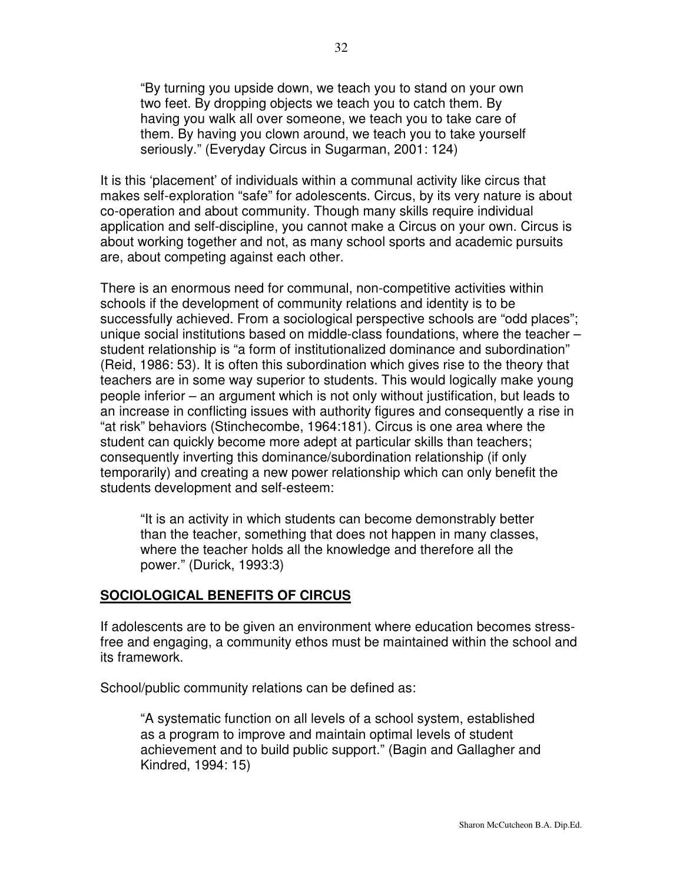> "By turning you upside down, we teach you to stand on your own two feet. By dropping objects we teach you to catch them. By having you walk all over someone, we teach you to take care of them. By having you clown around, we teach you to take yourself seriously." (Everyday Circus in Sugarman, 2001: 124)

It is this 'placement' of individuals within a communal activity like circus that makes self-exploration "safe" for adolescents. Circus, by its very nature is about co-operation and about community. Though many skills require individual application and self-discipline, you cannot make a Circus on your own. Circus is about working together and not, as many school sports and academic pursuits are, about competing against each other.

There is an enormous need for communal, non-competitive activities within schools if the development of community relations and identity is to be successfully achieved. From a sociological perspective schools are "odd places"; unique social institutions based on middle-class foundations, where the teacher – student relationship is "a form of institutionalized dominance and subordination" (Reid, 1986: 53). It is often this subordination which gives rise to the theory that teachers are in some way superior to students. This would logically make young people inferior – an argument which is not only without justification, but leads to an increase in conflicting issues with authority figures and consequently a rise in "at risk" behaviors (Stinchecombe, 1964:181). Circus is one area where the student can quickly become more adept at particular skills than teachers; consequently inverting this dominance/subordination relationship (if only temporarily) and creating a new power relationship which can only benefit the students development and self-esteem:

> "It is an activity in which students can become demonstrably better than the teacher, something that does not happen in many classes, where the teacher holds all the knowledge and therefore all the power." (Durick, 1993:3)

## SOCIOLOGICAL BENEFITS OF CIRCUS

If adolescents are to be given an environment where education becomes stress-free and engaging, a community ethos must be maintained within the school and its framework.

School/public community relations can be defined as:

> "A systematic function on all levels of a school system, established as a program to improve and maintain optimal levels of student achievement and to build public support." (Bagin and Gallagher and Kindred, 1994: 15)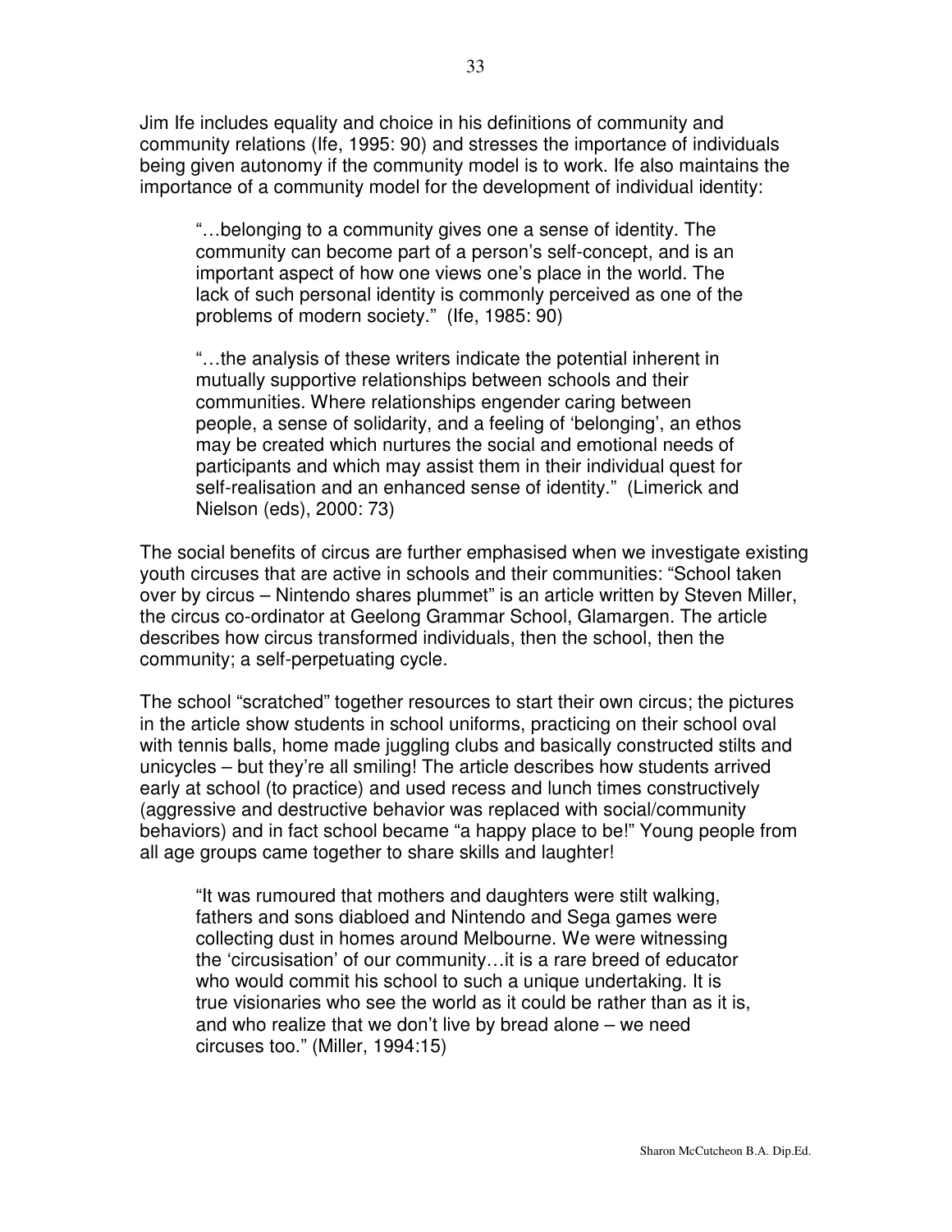Jim Ife includes equality and choice in his definitions of community and community relations (Ife, 1995: 90) and stresses the importance of individuals being given autonomy if the community model is to work. Ife also maintains the importance of a community model for the development of individual identity:

> "…belonging to a community gives one a sense of identity. The community can become part of a person's self-concept, and is an important aspect of how one views one's place in the world. The lack of such personal identity is commonly perceived as one of the problems of modern society." (Ife, 1985: 90)

> "…the analysis of these writers indicate the potential inherent in mutually supportive relationships between schools and their communities. Where relationships engender caring between people, a sense of solidarity, and a feeling of 'belonging', an ethos may be created which nurtures the social and emotional needs of participants and which may assist them in their individual quest for self-realisation and an enhanced sense of identity." (Limerick and Nielson (eds), 2000: 73)

The social benefits of circus are further emphasised when we investigate existing youth circuses that are active in schools and their communities: "School taken over by circus – Nintendo shares plummet" is an article written by Steven Miller, the circus co-ordinator at Geelong Grammar School, Glamargen. The article describes how circus transformed individuals, then the school, then the community; a self-perpetuating cycle.

The school "scratched" together resources to start their own circus; the pictures in the article show students in school uniforms, practicing on their school oval with tennis balls, home made juggling clubs and basically constructed stilts and unicycles – but they're all smiling! The article describes how students arrived early at school (to practice) and used recess and lunch times constructively (aggressive and destructive behavior was replaced with social/community behaviors) and in fact school became "a happy place to be!" Young people from all age groups came together to share skills and laughter!

> "It was rumoured that mothers and daughters were stilt walking, fathers and sons diabloed and Nintendo and Sega games were collecting dust in homes around Melbourne. We were witnessing the 'circusisation' of our community…it is a rare breed of educator who would commit his school to such a unique undertaking. It is true visionaries who see the world as it could be rather than as it is, and who realize that we don't live by bread alone – we need circuses too." (Miller, 1994:15)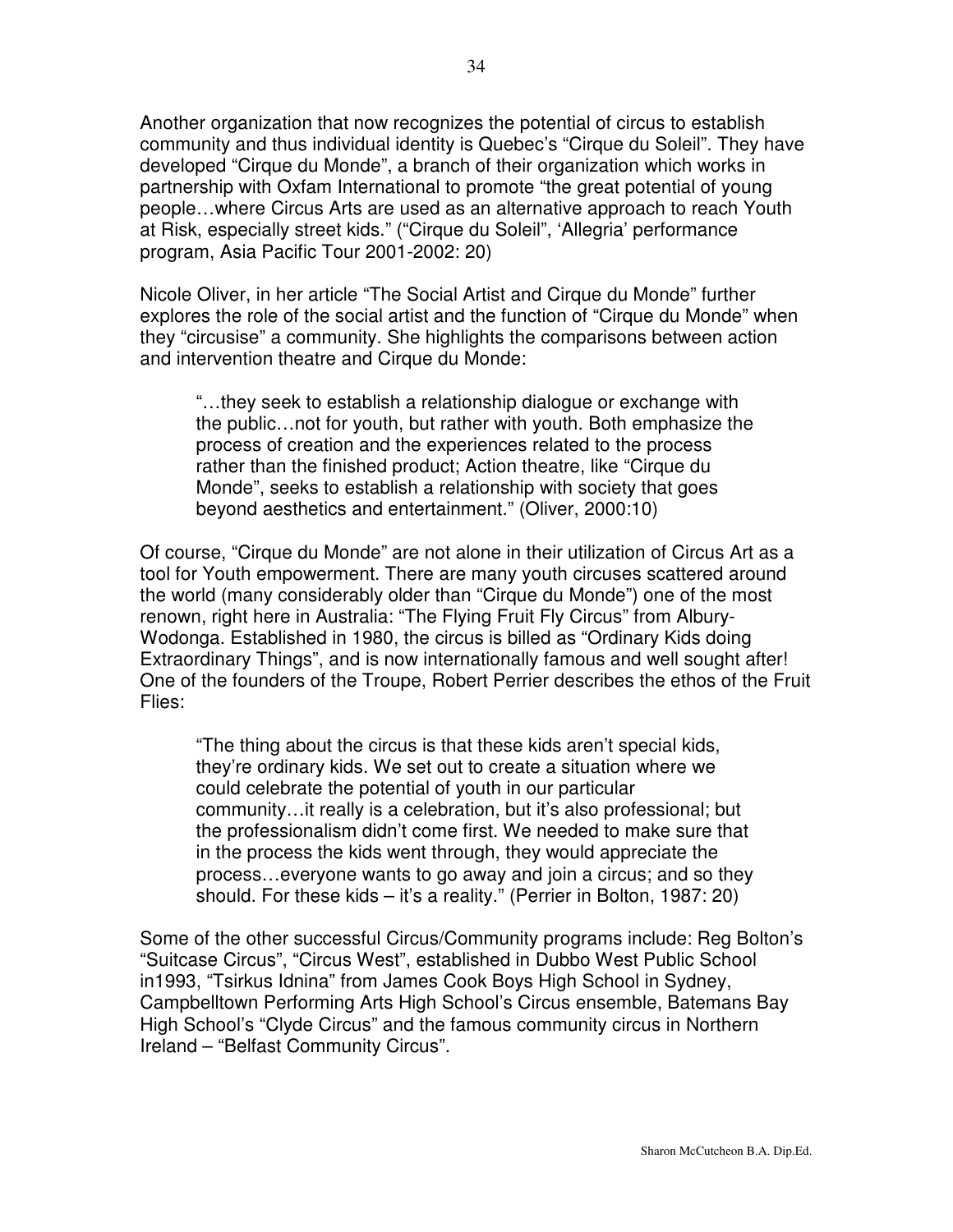Another organization that now recognizes the potential of circus to establish community and thus individual identity is Quebec's "Cirque du Soleil". They have developed "Cirque du Monde", a branch of their organization which works in partnership with Oxfam International to promote "the great potential of young people…where Circus Arts are used as an alternative approach to reach Youth at Risk, especially street kids." ("Cirque du Soleil", 'Allegria' performance program, Asia Pacific Tour 2001-2002: 20)

Nicole Oliver, in her article "The Social Artist and Cirque du Monde" further explores the role of the social artist and the function of "Cirque du Monde" when they "circusise" a community. She highlights the comparisons between action and intervention theatre and Cirque du Monde:

> "…they seek to establish a relationship dialogue or exchange with the public…not for youth, but rather with youth. Both emphasize the process of creation and the experiences related to the process rather than the finished product; Action theatre, like "Cirque du Monde", seeks to establish a relationship with society that goes beyond aesthetics and entertainment." (Oliver, 2000:10)

Of course, "Cirque du Monde" are not alone in their utilization of Circus Art as a tool for Youth empowerment. There are many youth circuses scattered around the world (many considerably older than "Cirque du Monde") one of the most renown, right here in Australia: "The Flying Fruit Fly Circus" from Albury-Wodonga. Established in 1980, the circus is billed as "Ordinary Kids doing Extraordinary Things", and is now internationally famous and well sought after! One of the founders of the Troupe, Robert Perrier describes the ethos of the Fruit Flies:

> "The thing about the circus is that these kids aren't special kids, they're ordinary kids. We set out to create a situation where we could celebrate the potential of youth in our particular community…it really is a celebration, but it's also professional; but the professionalism didn't come first. We needed to make sure that in the process the kids went through, they would appreciate the process…everyone wants to go away and join a circus; and so they should. For these kids – it's a reality." (Perrier in Bolton, 1987: 20)

Some of the other successful Circus/Community programs include: Reg Bolton's "Suitcase Circus", "Circus West", established in Dubbo West Public School in1993, "Tsirkus Idnina" from James Cook Boys High School in Sydney, Campbelltown Performing Arts High School's Circus ensemble, Batemans Bay High School's "Clyde Circus" and the famous community circus in Northern Ireland – "Belfast Community Circus".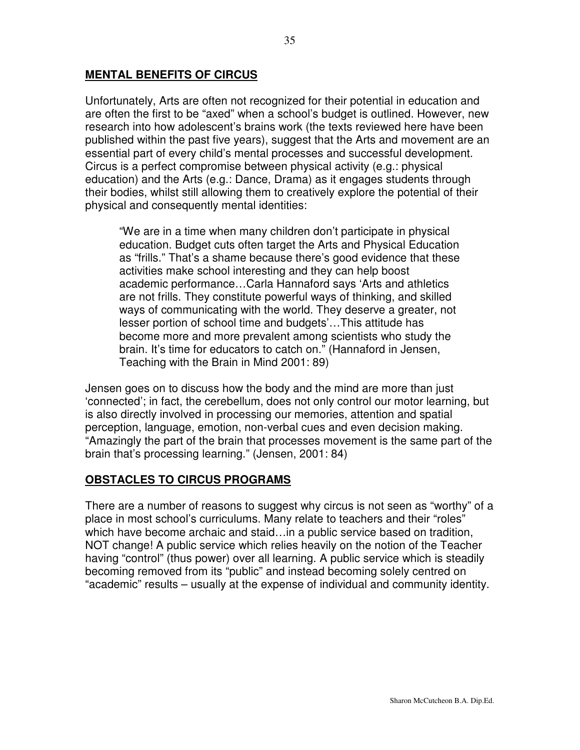## MENTAL BENEFITS OF CIRCUS

Unfortunately, Arts are often not recognized for their potential in education and are often the first to be "axed" when a school's budget is outlined. However, new research into how adolescent's brains work (the texts reviewed here have been published within the past five years), suggest that the Arts and movement are an essential part of every child's mental processes and successful development. Circus is a perfect compromise between physical activity (e.g.: physical education) and the Arts (e.g.: Dance, Drama) as it engages students through their bodies, whilst still allowing them to creatively explore the potential of their physical and consequently mental identities:

> "We are in a time when many children don't participate in physical education. Budget cuts often target the Arts and Physical Education as "frills." That's a shame because there's good evidence that these activities make school interesting and they can help boost academic performance…Carla Hannaford says 'Arts and athletics are not frills. They constitute powerful ways of thinking, and skilled ways of communicating with the world. They deserve a greater, not lesser portion of school time and budgets'…This attitude has become more and more prevalent among scientists who study the brain. It's time for educators to catch on." (Hannaford in Jensen, Teaching with the Brain in Mind 2001: 89)

Jensen goes on to discuss how the body and the mind are more than just 'connected'; in fact, the cerebellum, does not only control our motor learning, but is also directly involved in processing our memories, attention and spatial perception, language, emotion, non-verbal cues and even decision making. "Amazingly the part of the brain that processes movement is the same part of the brain that's processing learning." (Jensen, 2001: 84)

## OBSTACLES TO CIRCUS PROGRAMS

There are a number of reasons to suggest why circus is not seen as "worthy" of a place in most school's curriculums. Many relate to teachers and their "roles" which have become archaic and staid…in a public service based on tradition, NOT change! A public service which relies heavily on the notion of the Teacher having "control" (thus power) over all learning. A public service which is steadily becoming removed from its "public" and instead becoming solely centred on "academic" results – usually at the expense of individual and community identity.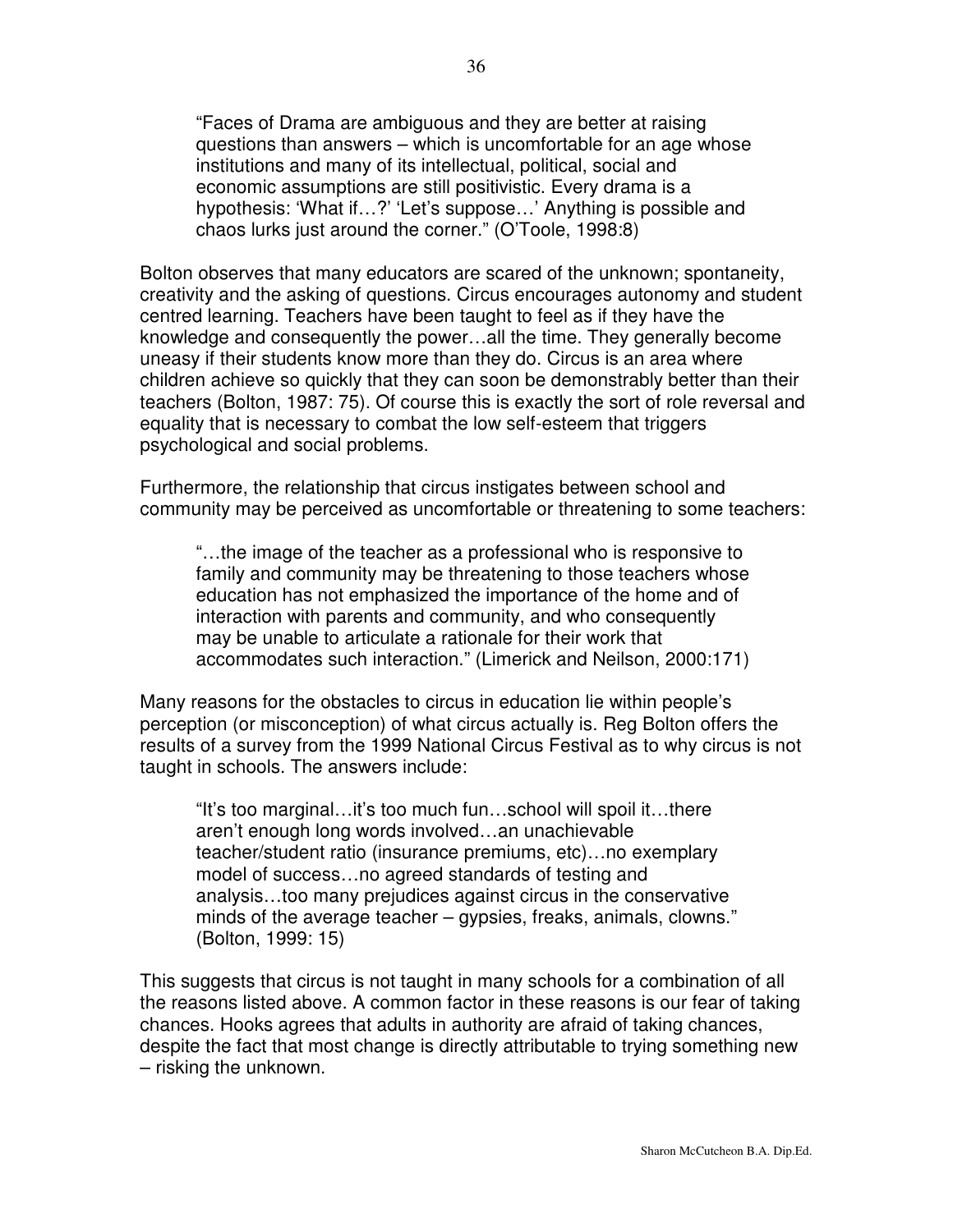> "Faces of Drama are ambiguous and they are better at raising questions than answers – which is uncomfortable for an age whose institutions and many of its intellectual, political, social and economic assumptions are still positivistic. Every drama is a hypothesis: 'What if…?' 'Let's suppose…' Anything is possible and chaos lurks just around the corner." (O'Toole, 1998:8)

Bolton observes that many educators are scared of the unknown; spontaneity, creativity and the asking of questions. Circus encourages autonomy and student centred learning. Teachers have been taught to feel as if they have the knowledge and consequently the power…all the time. They generally become uneasy if their students know more than they do. Circus is an area where children achieve so quickly that they can soon be demonstrably better than their teachers (Bolton, 1987: 75). Of course this is exactly the sort of role reversal and equality that is necessary to combat the low self-esteem that triggers psychological and social problems.

Furthermore, the relationship that circus instigates between school and community may be perceived as uncomfortable or threatening to some teachers:

> "…the image of the teacher as a professional who is responsive to family and community may be threatening to those teachers whose education has not emphasized the importance of the home and of interaction with parents and community, and who consequently may be unable to articulate a rationale for their work that accommodates such interaction." (Limerick and Neilson, 2000:171)

Many reasons for the obstacles to circus in education lie within people's perception (or misconception) of what circus actually is. Reg Bolton offers the results of a survey from the 1999 National Circus Festival as to why circus is not taught in schools. The answers include:

> "It's too marginal…it's too much fun…school will spoil it…there aren't enough long words involved…an unachievable teacher/student ratio (insurance premiums, etc)…no exemplary model of success…no agreed standards of testing and analysis…too many prejudices against circus in the conservative minds of the average teacher – gypsies, freaks, animals, clowns." (Bolton, 1999: 15)

This suggests that circus is not taught in many schools for a combination of all the reasons listed above. A common factor in these reasons is our fear of taking chances. Hooks agrees that adults in authority are afraid of taking chances, despite the fact that most change is directly attributable to trying something new – risking the unknown.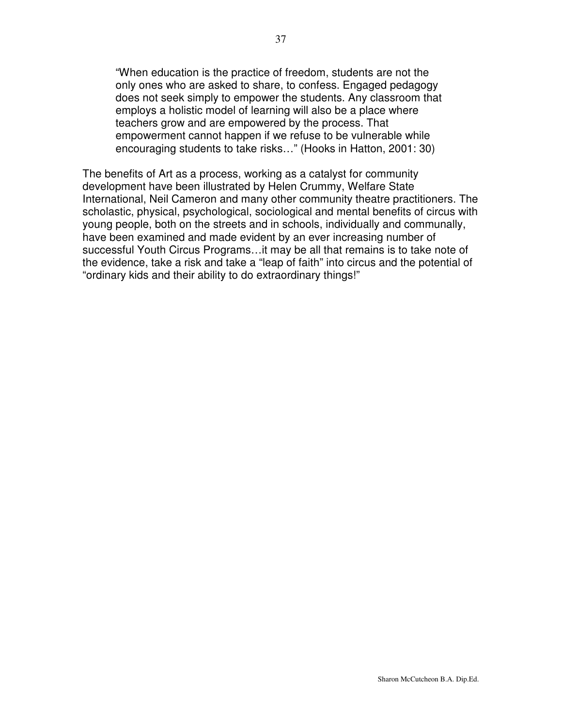> "When education is the practice of freedom, students are not the only ones who are asked to share, to confess. Engaged pedagogy does not seek simply to empower the students. Any classroom that employs a holistic model of learning will also be a place where teachers grow and are empowered by the process. That empowerment cannot happen if we refuse to be vulnerable while encouraging students to take risks…" (Hooks in Hatton, 2001: 30)

The benefits of Art as a process, working as a catalyst for community development have been illustrated by Helen Crummy, Welfare State International, Neil Cameron and many other community theatre practitioners. The scholastic, physical, psychological, sociological and mental benefits of circus with young people, both on the streets and in schools, individually and communally, have been examined and made evident by an ever increasing number of successful Youth Circus Programs…it may be all that remains is to take note of the evidence, take a risk and take a "leap of faith" into circus and the potential of "ordinary kids and their ability to do extraordinary things!"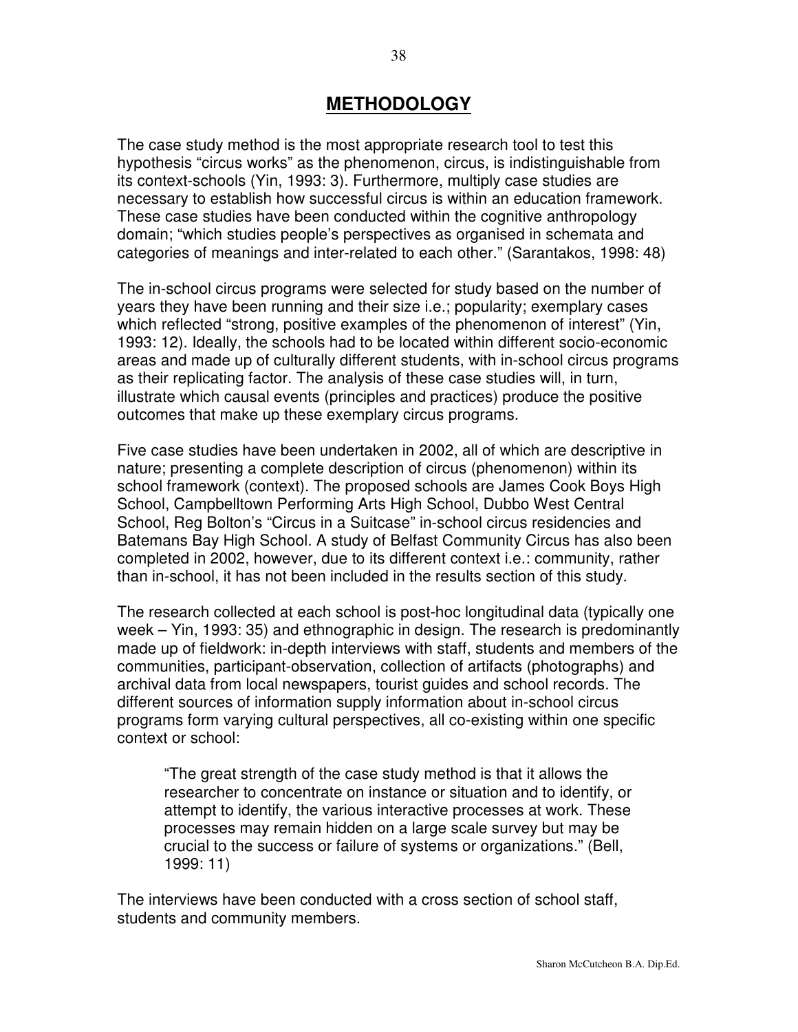# METHODOLOGY

The case study method is the most appropriate research tool to test this hypothesis "circus works" as the phenomenon, circus, is indistinguishable from its context-schools (Yin, 1993: 3). Furthermore, multiply case studies are necessary to establish how successful circus is within an education framework. These case studies have been conducted within the cognitive anthropology domain; "which studies people's perspectives as organised in schemata and categories of meanings and inter-related to each other." (Sarantakos, 1998: 48)

The in-school circus programs were selected for study based on the number of years they have been running and their size i.e.; popularity; exemplary cases which reflected "strong, positive examples of the phenomenon of interest" (Yin, 1993: 12). Ideally, the schools had to be located within different socio-economic areas and made up of culturally different students, with in-school circus programs as their replicating factor. The analysis of these case studies will, in turn, illustrate which causal events (principles and practices) produce the positive outcomes that make up these exemplary circus programs.

Five case studies have been undertaken in 2002, all of which are descriptive in nature; presenting a complete description of circus (phenomenon) within its school framework (context). The proposed schools are James Cook Boys High School, Campbelltown Performing Arts High School, Dubbo West Central School, Reg Bolton's "Circus in a Suitcase" in-school circus residencies and Batemans Bay High School. A study of Belfast Community Circus has also been completed in 2002, however, due to its different context i.e.: community, rather than in-school, it has not been included in the results section of this study.

The research collected at each school is post-hoc longitudinal data (typically one week – Yin, 1993: 35) and ethnographic in design. The research is predominantly made up of fieldwork: in-depth interviews with staff, students and members of the communities, participant-observation, collection of artifacts (photographs) and archival data from local newspapers, tourist guides and school records. The different sources of information supply information about in-school circus programs form varying cultural perspectives, all co-existing within one specific context or school:

> "The great strength of the case study method is that it allows the researcher to concentrate on instance or situation and to identify, or attempt to identify, the various interactive processes at work. These processes may remain hidden on a large scale survey but may be crucial to the success or failure of systems or organizations." (Bell, 1999: 11)

The interviews have been conducted with a cross section of school staff, students and community members.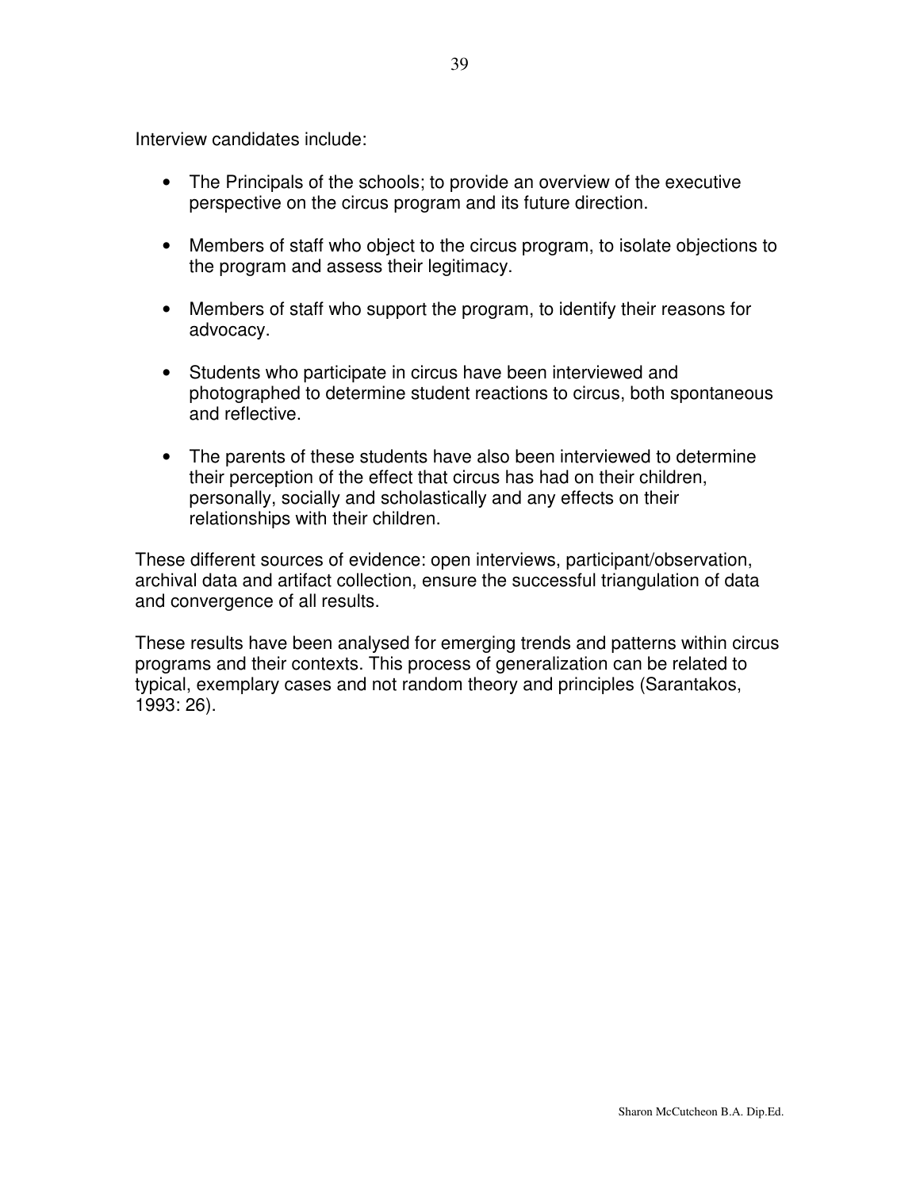Interview candidates include:

- The Principals of the schools; to provide an overview of the executive perspective on the circus program and its future direction.

- Members of staff who object to the circus program, to isolate objections to the program and assess their legitimacy.

- Members of staff who support the program, to identify their reasons for advocacy.

- Students who participate in circus have been interviewed and photographed to determine student reactions to circus, both spontaneous and reflective.

- The parents of these students have also been interviewed to determine their perception of the effect that circus has had on their children, personally, socially and scholastically and any effects on their relationships with their children.

These different sources of evidence: open interviews, participant/observation, archival data and artifact collection, ensure the successful triangulation of data and convergence of all results.

These results have been analysed for emerging trends and patterns within circus programs and their contexts. This process of generalization can be related to typical, exemplary cases and not random theory and principles (Sarantakos, 1993: 26).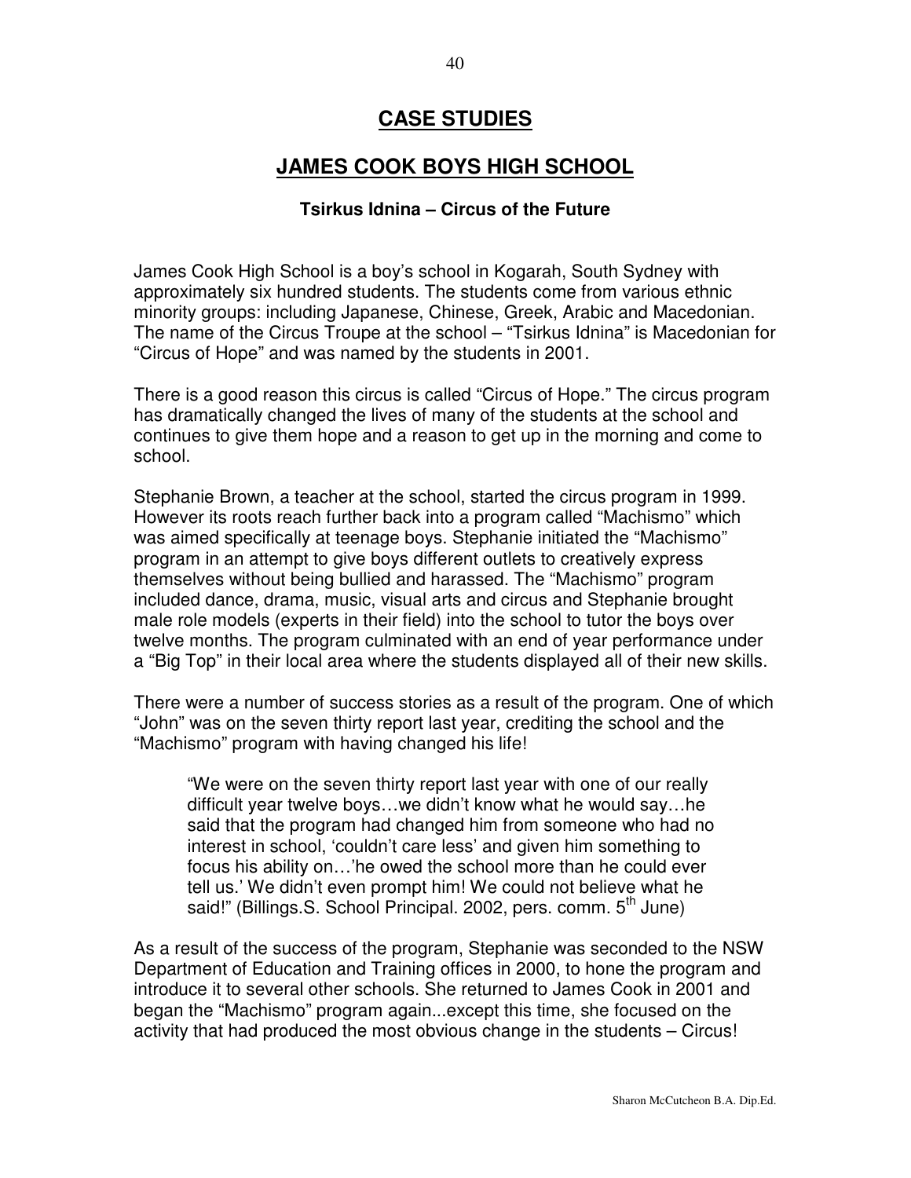# CASE STUDIES

## JAMES COOK BOYS HIGH SCHOOL

### Tsirkus Idnina – Circus of the Future

James Cook High School is a boy's school in Kogarah, South Sydney with approximately six hundred students. The students come from various ethnic minority groups: including Japanese, Chinese, Greek, Arabic and Macedonian. The name of the Circus Troupe at the school – "Tsirkus Idnina" is Macedonian for "Circus of Hope" and was named by the students in 2001.

There is a good reason this circus is called "Circus of Hope." The circus program has dramatically changed the lives of many of the students at the school and continues to give them hope and a reason to get up in the morning and come to school.

Stephanie Brown, a teacher at the school, started the circus program in 1999. However its roots reach further back into a program called "Machismo" which was aimed specifically at teenage boys. Stephanie initiated the "Machismo" program in an attempt to give boys different outlets to creatively express themselves without being bullied and harassed. The "Machismo" program included dance, drama, music, visual arts and circus and Stephanie brought male role models (experts in their field) into the school to tutor the boys over twelve months. The program culminated with an end of year performance under a "Big Top" in their local area where the students displayed all of their new skills.

There were a number of success stories as a result of the program. One of which "John" was on the seven thirty report last year, crediting the school and the "Machismo" program with having changed his life!

> "We were on the seven thirty report last year with one of our really difficult year twelve boys…we didn't know what he would say…he said that the program had changed him from someone who had no interest in school, 'couldn't care less' and given him something to focus his ability on…'he owed the school more than he could ever tell us.' We didn't even prompt him! We could not believe what he said!" (Billings.S. School Principal. 2002, pers. comm. 5th June)

As a result of the success of the program, Stephanie was seconded to the NSW Department of Education and Training offices in 2000, to hone the program and introduce it to several other schools. She returned to James Cook in 2001 and began the "Machismo" program again...except this time, she focused on the activity that had produced the most obvious change in the students – Circus!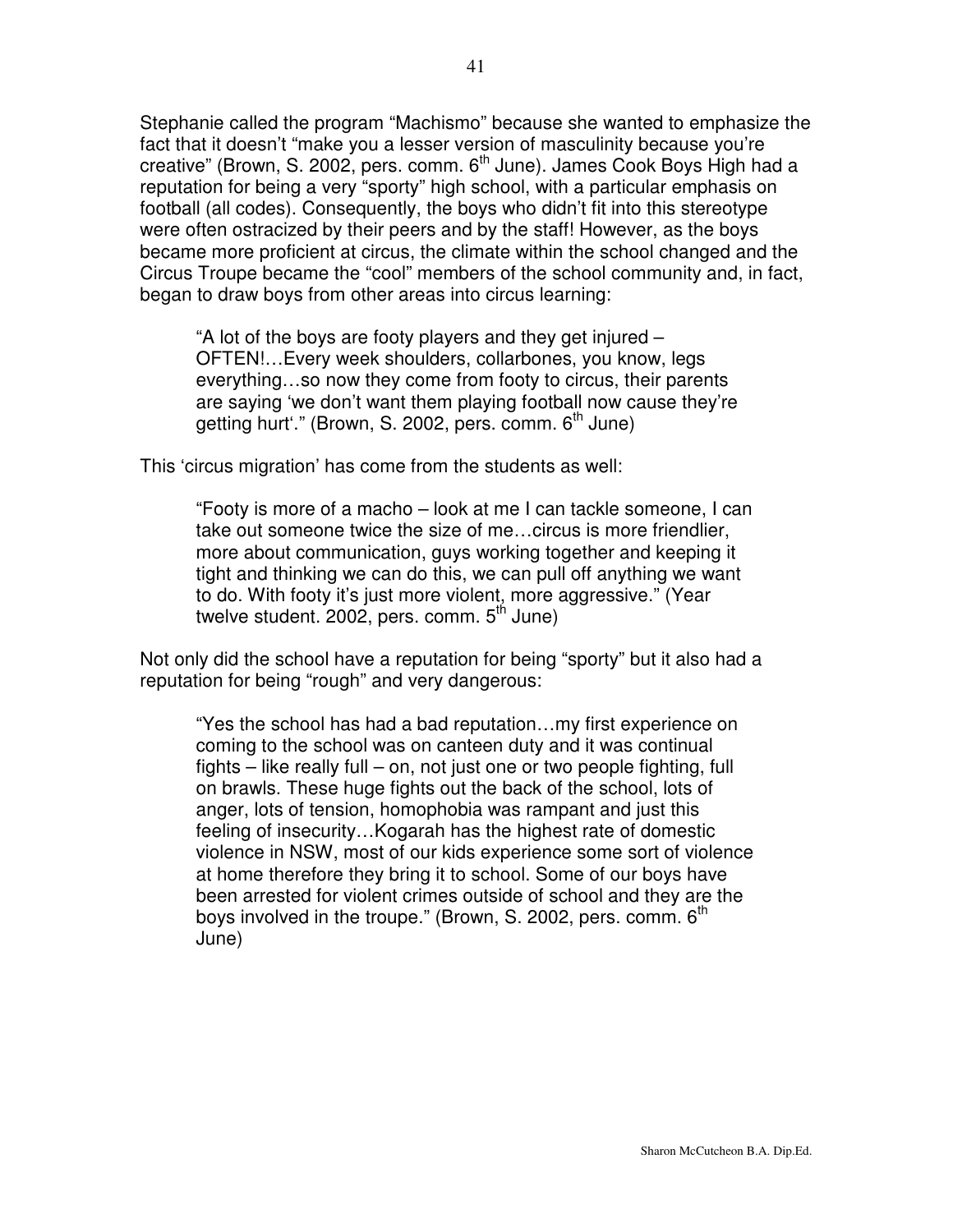Stephanie called the program "Machismo" because she wanted to emphasize the fact that it doesn't "make you a lesser version of masculinity because you're creative" (Brown, S. 2002, pers. comm. 6th June). James Cook Boys High had a reputation for being a very "sporty" high school, with a particular emphasis on football (all codes). Consequently, the boys who didn't fit into this stereotype were often ostracized by their peers and by the staff! However, as the boys became more proficient at circus, the climate within the school changed and the Circus Troupe became the "cool" members of the school community and, in fact, began to draw boys from other areas into circus learning:

> "A lot of the boys are footy players and they get injured – OFTEN!…Every week shoulders, collarbones, you know, legs everything…so now they come from footy to circus, their parents are saying 'we don't want them playing football now cause they're getting hurt'." (Brown, S. 2002, pers. comm. 6th June)

This 'circus migration' has come from the students as well:

> "Footy is more of a macho – look at me I can tackle someone, I can take out someone twice the size of me…circus is more friendlier, more about communication, guys working together and keeping it tight and thinking we can do this, we can pull off anything we want to do. With footy it's just more violent, more aggressive." (Year twelve student. 2002, pers. comm. 5th June)

Not only did the school have a reputation for being "sporty" but it also had a reputation for being "rough" and very dangerous:

> "Yes the school has had a bad reputation…my first experience on coming to the school was on canteen duty and it was continual fights – like really full – on, not just one or two people fighting, full on brawls. These huge fights out the back of the school, lots of anger, lots of tension, homophobia was rampant and just this feeling of insecurity…Kogarah has the highest rate of domestic violence in NSW, most of our kids experience some sort of violence at home therefore they bring it to school. Some of our boys have been arrested for violent crimes outside of school and they are the boys involved in the troupe." (Brown, S. 2002, pers. comm. 6th June)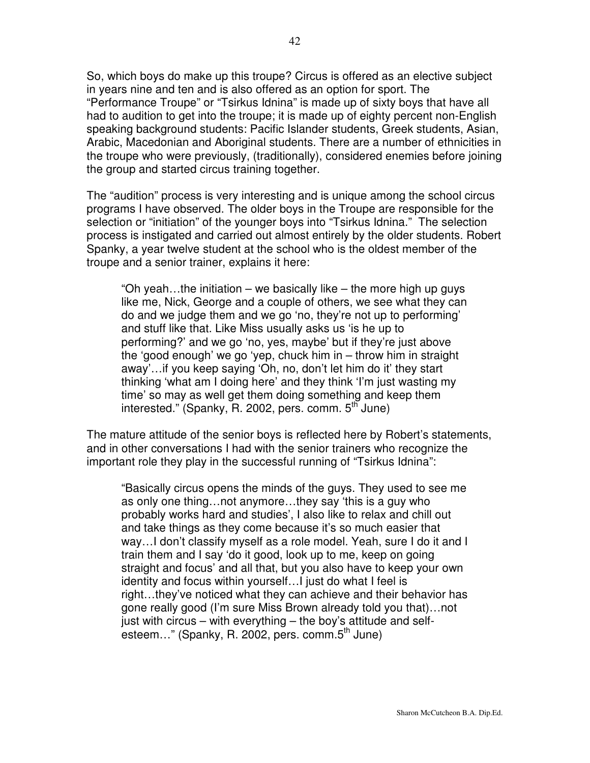So, which boys do make up this troupe? Circus is offered as an elective subject in years nine and ten and is also offered as an option for sport. The "Performance Troupe" or "Tsirkus Idnina" is made up of sixty boys that have all had to audition to get into the troupe; it is made up of eighty percent non-English speaking background students: Pacific Islander students, Greek students, Asian, Arabic, Macedonian and Aboriginal students. There are a number of ethnicities in the troupe who were previously, (traditionally), considered enemies before joining the group and started circus training together.

The "audition" process is very interesting and is unique among the school circus programs I have observed. The older boys in the Troupe are responsible for the selection or "initiation" of the younger boys into "Tsirkus Idnina." The selection process is instigated and carried out almost entirely by the older students. Robert Spanky, a year twelve student at the school who is the oldest member of the troupe and a senior trainer, explains it here:

> "Oh yeah…the initiation – we basically like – the more high up guys like me, Nick, George and a couple of others, we see what they can do and we judge them and we go 'no, they're not up to performing' and stuff like that. Like Miss usually asks us 'is he up to performing?' and we go 'no, yes, maybe' but if they're just above the 'good enough' we go 'yep, chuck him in – throw him in straight away'…if you keep saying 'Oh, no, don't let him do it' they start thinking 'what am I doing here' and they think 'I'm just wasting my time' so may as well get them doing something and keep them interested." (Spanky, R. 2002, pers. comm. 5th June)

The mature attitude of the senior boys is reflected here by Robert's statements, and in other conversations I had with the senior trainers who recognize the important role they play in the successful running of "Tsirkus Idnina":

> "Basically circus opens the minds of the guys. They used to see me as only one thing…not anymore…they say 'this is a guy who probably works hard and studies', I also like to relax and chill out and take things as they come because it's so much easier that way…I don't classify myself as a role model. Yeah, sure I do it and I train them and I say 'do it good, look up to me, keep on going straight and focus' and all that, but you also have to keep your own identity and focus within yourself…I just do what I feel is right…they've noticed what they can achieve and their behavior has gone really good (I'm sure Miss Brown already told you that)…not just with circus – with everything – the boy's attitude and self-esteem…" (Spanky, R. 2002, pers. comm.5th June)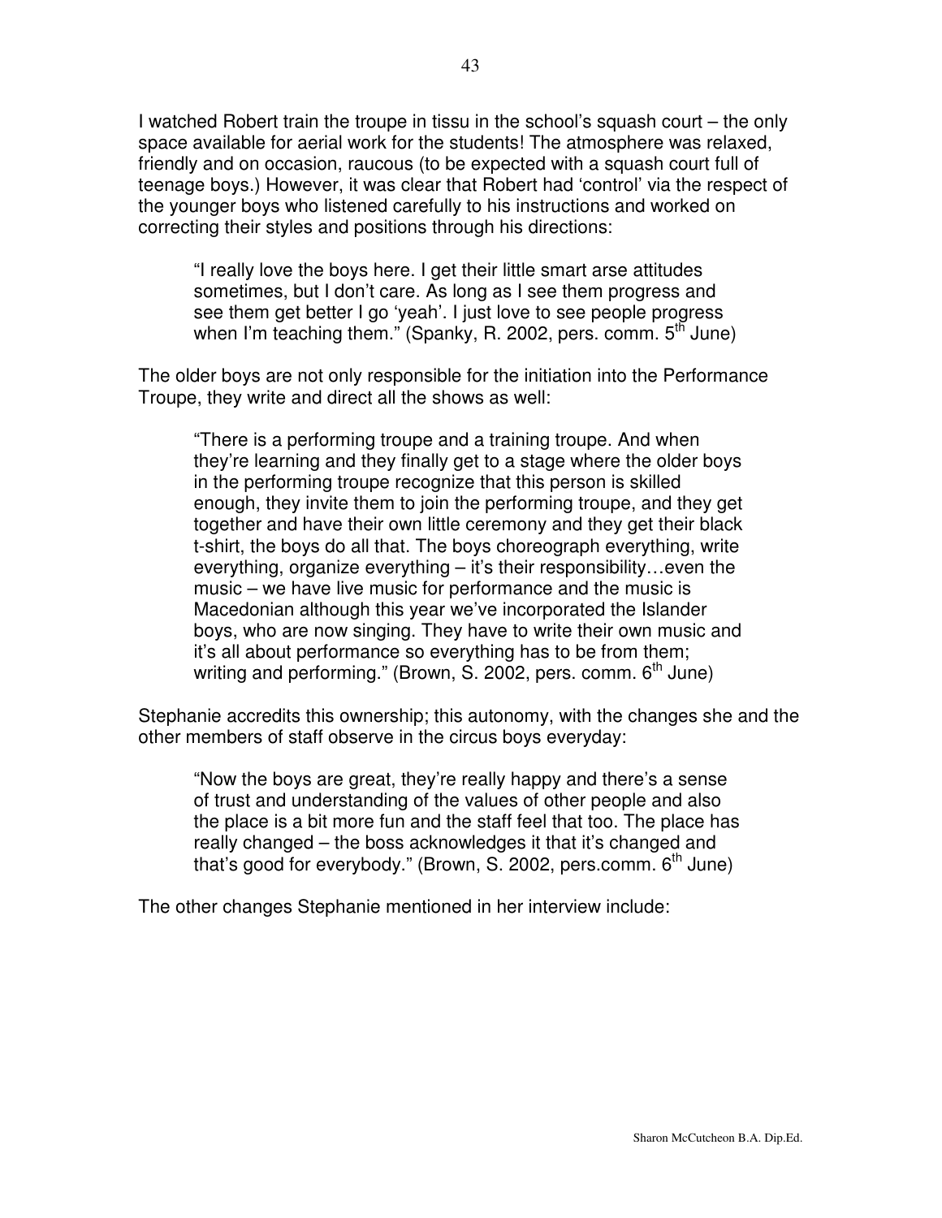I watched Robert train the troupe in tissu in the school's squash court – the only space available for aerial work for the students! The atmosphere was relaxed, friendly and on occasion, raucous (to be expected with a squash court full of teenage boys.) However, it was clear that Robert had 'control' via the respect of the younger boys who listened carefully to his instructions and worked on correcting their styles and positions through his directions:

> "I really love the boys here. I get their little smart arse attitudes sometimes, but I don't care. As long as I see them progress and see them get better I go 'yeah'. I just love to see people progress when I'm teaching them." (Spanky, R. 2002, pers. comm. 5th June)

The older boys are not only responsible for the initiation into the Performance Troupe, they write and direct all the shows as well:

> "There is a performing troupe and a training troupe. And when they're learning and they finally get to a stage where the older boys in the performing troupe recognize that this person is skilled enough, they invite them to join the performing troupe, and they get together and have their own little ceremony and they get their black t-shirt, the boys do all that. The boys choreograph everything, write everything, organize everything – it's their responsibility…even the music – we have live music for performance and the music is Macedonian although this year we've incorporated the Islander boys, who are now singing. They have to write their own music and it's all about performance so everything has to be from them; writing and performing." (Brown, S. 2002, pers. comm. 6th June)

Stephanie accredits this ownership; this autonomy, with the changes she and the other members of staff observe in the circus boys everyday:

> "Now the boys are great, they're really happy and there's a sense of trust and understanding of the values of other people and also the place is a bit more fun and the staff feel that too. The place has really changed – the boss acknowledges it that it's changed and that's good for everybody." (Brown, S. 2002, pers.comm. 6th June)

The other changes Stephanie mentioned in her interview include: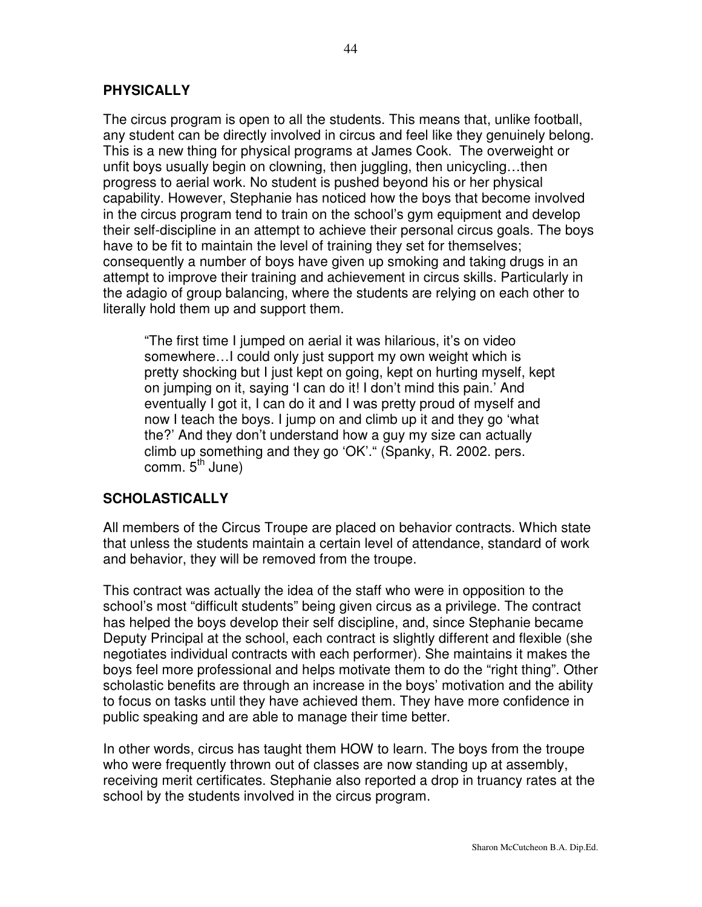## PHYSICALLY

The circus program is open to all the students. This means that, unlike football, any student can be directly involved in circus and feel like they genuinely belong. This is a new thing for physical programs at James Cook. The overweight or unfit boys usually begin on clowning, then juggling, then unicycling…then progress to aerial work. No student is pushed beyond his or her physical capability. However, Stephanie has noticed how the boys that become involved in the circus program tend to train on the school's gym equipment and develop their self-discipline in an attempt to achieve their personal circus goals. The boys have to be fit to maintain the level of training they set for themselves; consequently a number of boys have given up smoking and taking drugs in an attempt to improve their training and achievement in circus skills. Particularly in the adagio of group balancing, where the students are relying on each other to literally hold them up and support them.

> "The first time I jumped on aerial it was hilarious, it's on video somewhere…I could only just support my own weight which is pretty shocking but I just kept on going, kept on hurting myself, kept on jumping on it, saying 'I can do it! I don't mind this pain.' And eventually I got it, I can do it and I was pretty proud of myself and now I teach the boys. I jump on and climb up it and they go 'what the?' And they don't understand how a guy my size can actually climb up something and they go 'OK'." (Spanky, R. 2002. pers. comm. 5th June)

## SCHOLASTICALLY

All members of the Circus Troupe are placed on behavior contracts. Which state that unless the students maintain a certain level of attendance, standard of work and behavior, they will be removed from the troupe.

This contract was actually the idea of the staff who were in opposition to the school's most "difficult students" being given circus as a privilege. The contract has helped the boys develop their self discipline, and, since Stephanie became Deputy Principal at the school, each contract is slightly different and flexible (she negotiates individual contracts with each performer). She maintains it makes the boys feel more professional and helps motivate them to do the "right thing". Other scholastic benefits are through an increase in the boys' motivation and the ability to focus on tasks until they have achieved them. They have more confidence in public speaking and are able to manage their time better.

In other words, circus has taught them HOW to learn. The boys from the troupe who were frequently thrown out of classes are now standing up at assembly, receiving merit certificates. Stephanie also reported a drop in truancy rates at the school by the students involved in the circus program.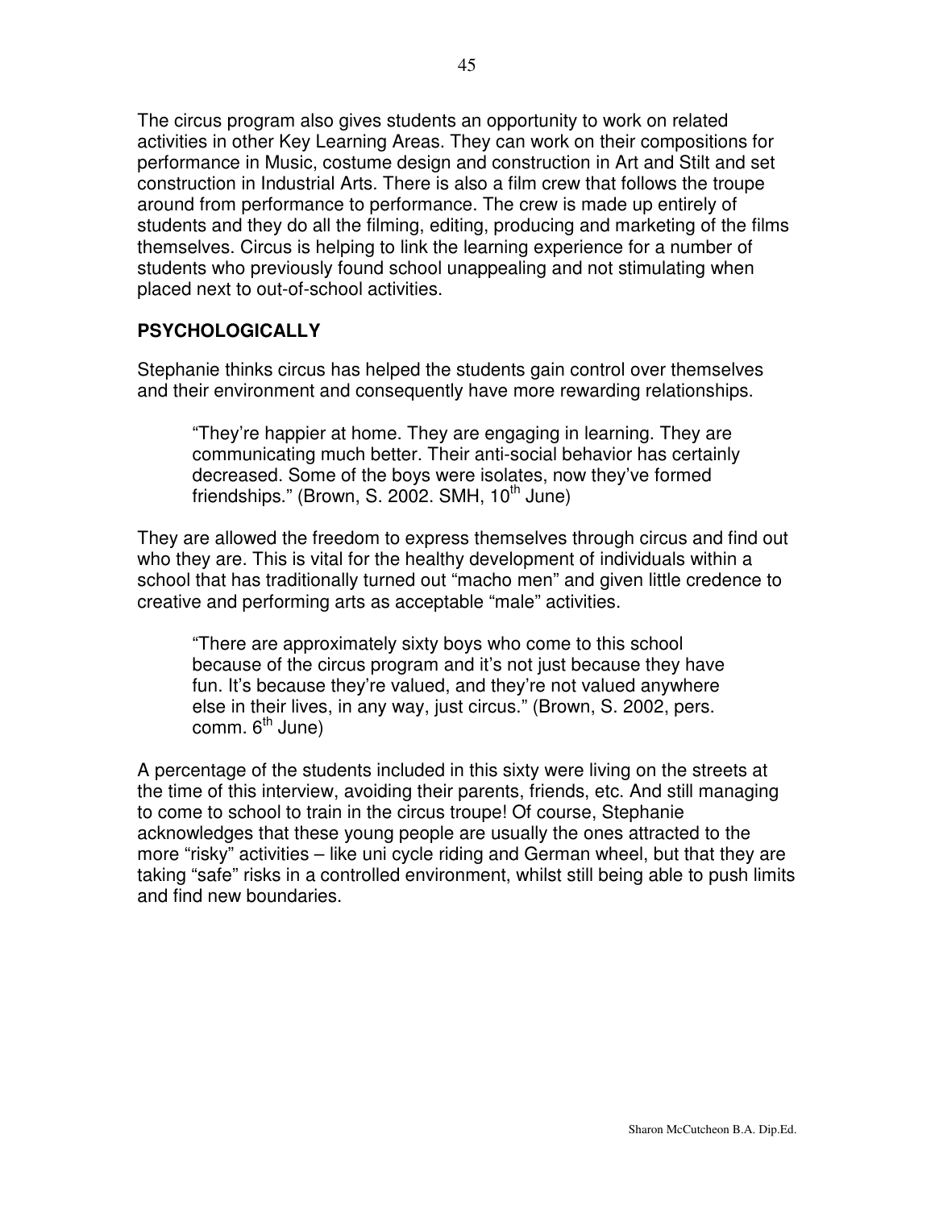The circus program also gives students an opportunity to work on related activities in other Key Learning Areas. They can work on their compositions for performance in Music, costume design and construction in Art and Stilt and set construction in Industrial Arts. There is also a film crew that follows the troupe around from performance to performance. The crew is made up entirely of students and they do all the filming, editing, producing and marketing of the films themselves. Circus is helping to link the learning experience for a number of students who previously found school unappealing and not stimulating when placed next to out-of-school activities.

## PSYCHOLOGICALLY

Stephanie thinks circus has helped the students gain control over themselves and their environment and consequently have more rewarding relationships.

> "They're happier at home. They are engaging in learning. They are communicating much better. Their anti-social behavior has certainly decreased. Some of the boys were isolates, now they've formed friendships." (Brown, S. 2002. SMH, 10th June)

They are allowed the freedom to express themselves through circus and find out who they are. This is vital for the healthy development of individuals within a school that has traditionally turned out "macho men" and given little credence to creative and performing arts as acceptable "male" activities.

> "There are approximately sixty boys who come to this school because of the circus program and it's not just because they have fun. It's because they're valued, and they're not valued anywhere else in their lives, in any way, just circus." (Brown, S. 2002, pers. comm. 6th June)

A percentage of the students included in this sixty were living on the streets at the time of this interview, avoiding their parents, friends, etc. And still managing to come to school to train in the circus troupe! Of course, Stephanie acknowledges that these young people are usually the ones attracted to the more "risky" activities – like uni cycle riding and German wheel, but that they are taking "safe" risks in a controlled environment, whilst still being able to push limits and find new boundaries.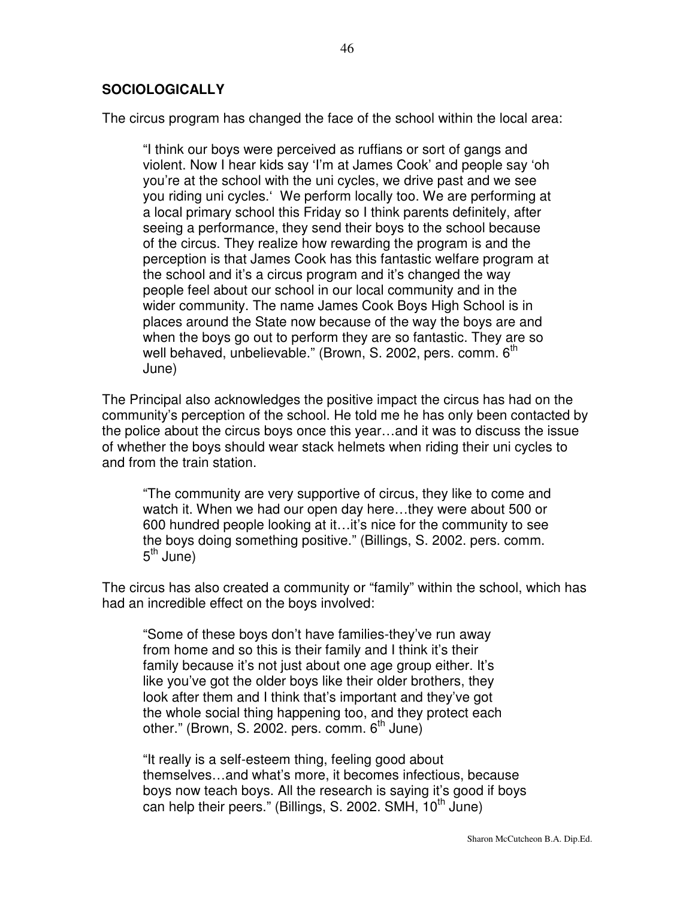**SOCIOLOGICALLY**

The circus program has changed the face of the school within the local area:

> "I think our boys were perceived as ruffians or sort of gangs and violent. Now I hear kids say 'I'm at James Cook' and people say 'oh you're at the school with the uni cycles, we drive past and we see you riding uni cycles.' We perform locally too. We are performing at a local primary school this Friday so I think parents definitely, after seeing a performance, they send their boys to the school because of the circus. They realize how rewarding the program is and the perception is that James Cook has this fantastic welfare program at the school and it's a circus program and it's changed the way people feel about our school in our local community and in the wider community. The name James Cook Boys High School is in places around the State now because of the way the boys are and when the boys go out to perform they are so fantastic. They are so well behaved, unbelievable." (Brown, S. 2002, pers. comm. 6th June)

The Principal also acknowledges the positive impact the circus has had on the community's perception of the school. He told me he has only been contacted by the police about the circus boys once this year…and it was to discuss the issue of whether the boys should wear stack helmets when riding their uni cycles to and from the train station.

> "The community are very supportive of circus, they like to come and watch it. When we had our open day here…they were about 500 or 600 hundred people looking at it…it's nice for the community to see the boys doing something positive." (Billings, S. 2002. pers. comm. 5th June)

The circus has also created a community or "family" within the school, which has had an incredible effect on the boys involved:

> "Some of these boys don't have families-they've run away from home and so this is their family and I think it's their family because it's not just about one age group either. It's like you've got the older boys like their older brothers, they look after them and I think that's important and they've got the whole social thing happening too, and they protect each other." (Brown, S. 2002. pers. comm. 6th June)

> "It really is a self-esteem thing, feeling good about themselves…and what's more, it becomes infectious, because boys now teach boys. All the research is saying it's good if boys can help their peers." (Billings, S. 2002. SMH, 10th June)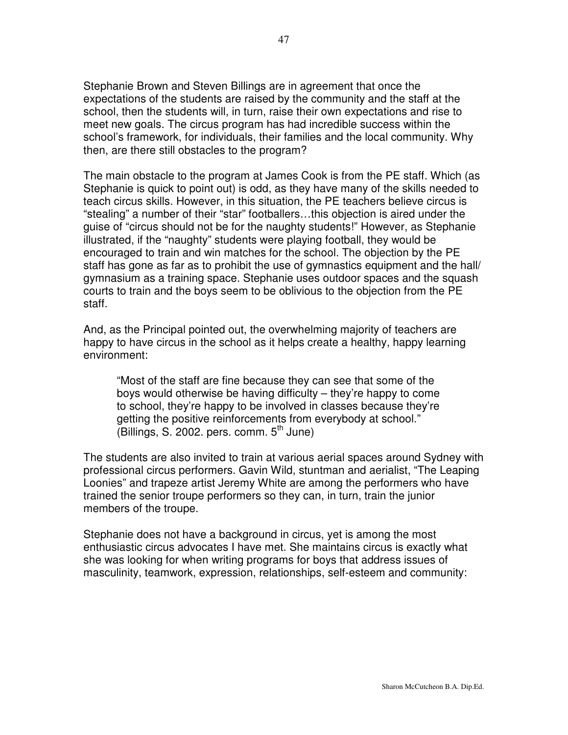Stephanie Brown and Steven Billings are in agreement that once the expectations of the students are raised by the community and the staff at the school, then the students will, in turn, raise their own expectations and rise to meet new goals. The circus program has had incredible success within the school's framework, for individuals, their families and the local community. Why then, are there still obstacles to the program?

The main obstacle to the program at James Cook is from the PE staff. Which (as Stephanie is quick to point out) is odd, as they have many of the skills needed to teach circus skills. However, in this situation, the PE teachers believe circus is "stealing" a number of their "star" footballers…this objection is aired under the guise of "circus should not be for the naughty students!" However, as Stephanie illustrated, if the "naughty" students were playing football, they would be encouraged to train and win matches for the school. The objection by the PE staff has gone as far as to prohibit the use of gymnastics equipment and the hall/ gymnasium as a training space. Stephanie uses outdoor spaces and the squash courts to train and the boys seem to be oblivious to the objection from the PE staff.

And, as the Principal pointed out, the overwhelming majority of teachers are happy to have circus in the school as it helps create a healthy, happy learning environment:

> "Most of the staff are fine because they can see that some of the boys would otherwise be having difficulty – they're happy to come to school, they're happy to be involved in classes because they're getting the positive reinforcements from everybody at school." (Billings, S. 2002. pers. comm. 5th June)

The students are also invited to train at various aerial spaces around Sydney with professional circus performers. Gavin Wild, stuntman and aerialist, "The Leaping Loonies" and trapeze artist Jeremy White are among the performers who have trained the senior troupe performers so they can, in turn, train the junior members of the troupe.

Stephanie does not have a background in circus, yet is among the most enthusiastic circus advocates I have met. She maintains circus is exactly what she was looking for when writing programs for boys that address issues of masculinity, teamwork, expression, relationships, self-esteem and community: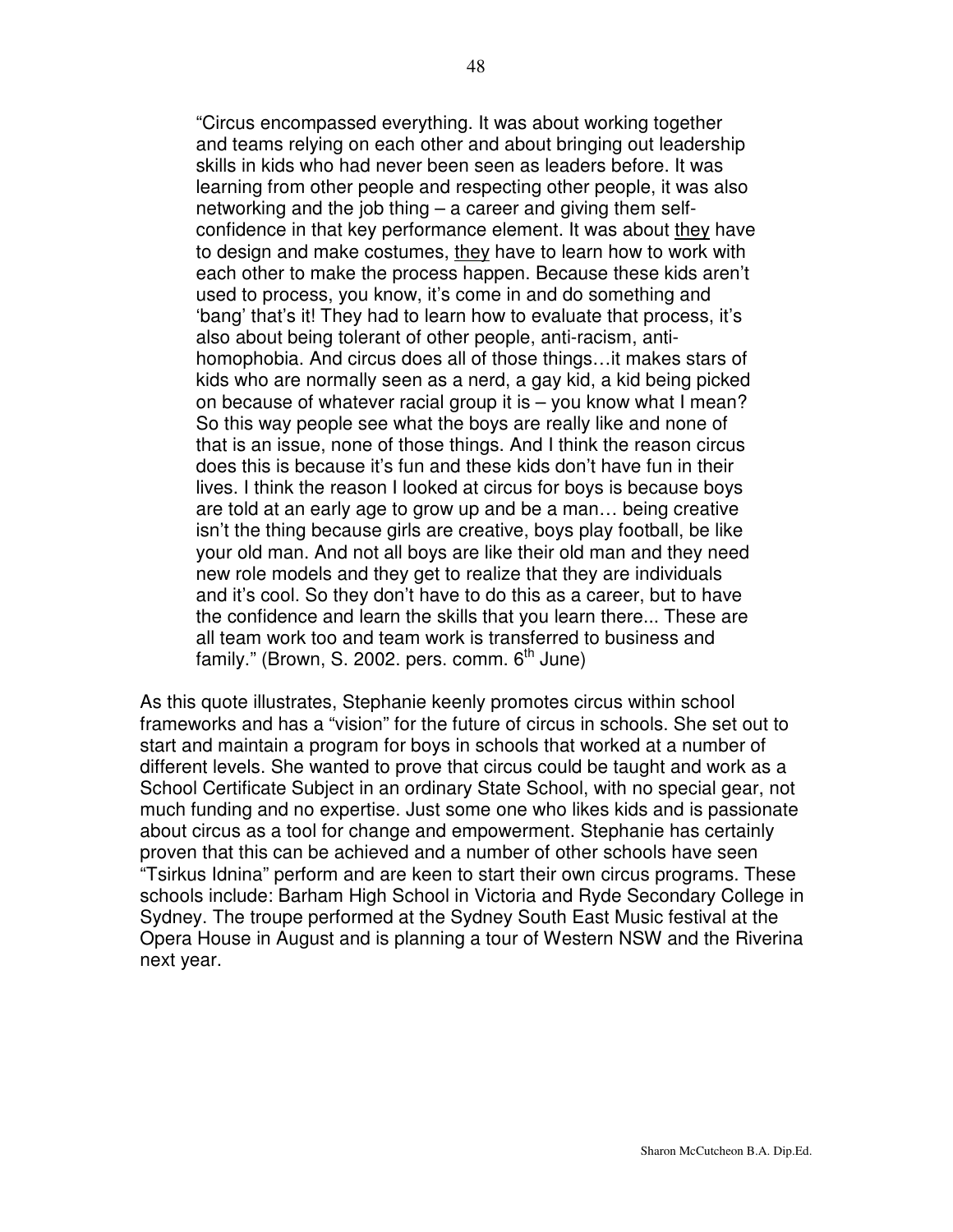> "Circus encompassed everything. It was about working together and teams relying on each other and about bringing out leadership skills in kids who had never been seen as leaders before. It was learning from other people and respecting other people, it was also networking and the job thing – a career and giving them self-confidence in that key performance element. It was about <u>they</u> have to design and make costumes, <u>they</u> have to learn how to work with each other to make the process happen. Because these kids aren't used to process, you know, it's come in and do something and 'bang' that's it! They had to learn how to evaluate that process, it's also about being tolerant of other people, anti-racism, anti-homophobia. And circus does all of those things…it makes stars of kids who are normally seen as a nerd, a gay kid, a kid being picked on because of whatever racial group it is – you know what I mean? So this way people see what the boys are really like and none of that is an issue, none of those things. And I think the reason circus does this is because it's fun and these kids don't have fun in their lives. I think the reason I looked at circus for boys is because boys are told at an early age to grow up and be a man… being creative isn't the thing because girls are creative, boys play football, be like your old man. And not all boys are like their old man and they need new role models and they get to realize that they are individuals and it's cool. So they don't have to do this as a career, but to have the confidence and learn the skills that you learn there... These are all team work too and team work is transferred to business and family." (Brown, S. 2002. pers. comm. 6th June)

As this quote illustrates, Stephanie keenly promotes circus within school frameworks and has a "vision" for the future of circus in schools. She set out to start and maintain a program for boys in schools that worked at a number of different levels. She wanted to prove that circus could be taught and work as a School Certificate Subject in an ordinary State School, with no special gear, not much funding and no expertise. Just some one who likes kids and is passionate about circus as a tool for change and empowerment. Stephanie has certainly proven that this can be achieved and a number of other schools have seen "Tsirkus Idnina" perform and are keen to start their own circus programs. These schools include: Barham High School in Victoria and Ryde Secondary College in Sydney. The troupe performed at the Sydney South East Music festival at the Opera House in August and is planning a tour of Western NSW and the Riverina next year.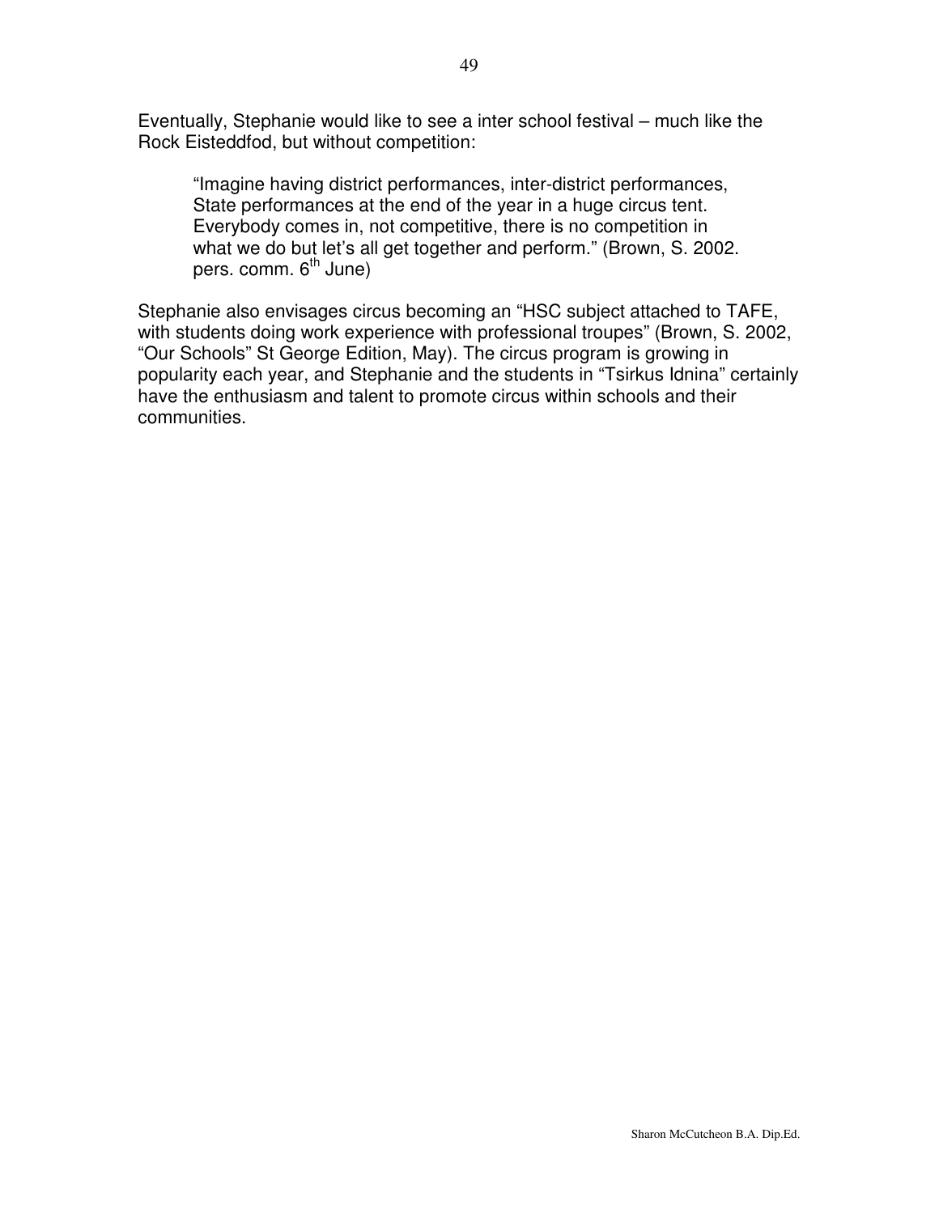Eventually, Stephanie would like to see a inter school festival – much like the Rock Eisteddfod, but without competition:

> "Imagine having district performances, inter-district performances, State performances at the end of the year in a huge circus tent. Everybody comes in, not competitive, there is no competition in what we do but let's all get together and perform." (Brown, S. 2002. pers. comm. 6th June)

Stephanie also envisages circus becoming an "HSC subject attached to TAFE, with students doing work experience with professional troupes" (Brown, S. 2002, "Our Schools" St George Edition, May). The circus program is growing in popularity each year, and Stephanie and the students in "Tsirkus Idnina" certainly have the enthusiasm and talent to promote circus within schools and their communities.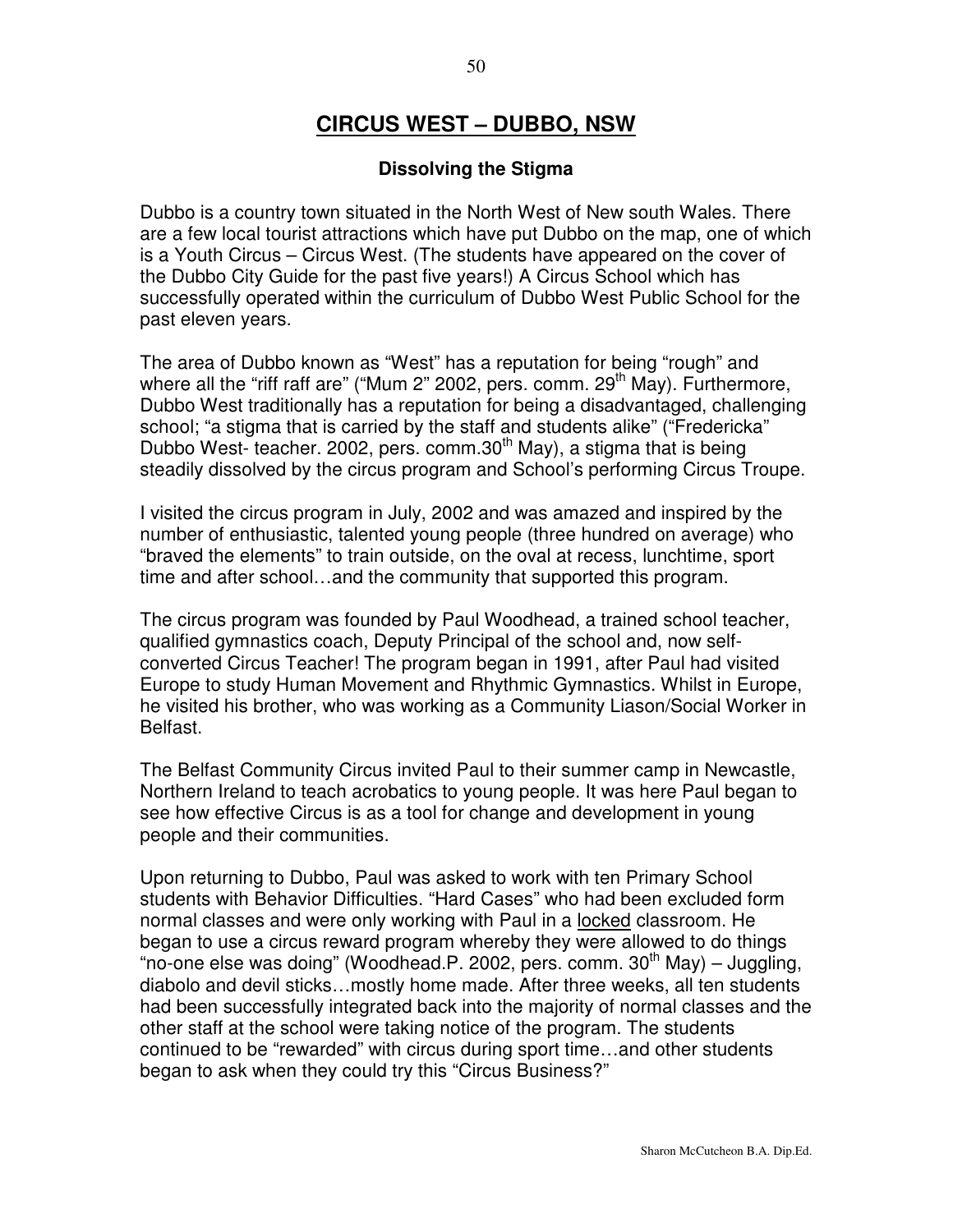# CIRCUS WEST – DUBBO, NSW

### Dissolving the Stigma

Dubbo is a country town situated in the North West of New south Wales. There are a few local tourist attractions which have put Dubbo on the map, one of which is a Youth Circus – Circus West. (The students have appeared on the cover of the Dubbo City Guide for the past five years!) A Circus School which has successfully operated within the curriculum of Dubbo West Public School for the past eleven years.

The area of Dubbo known as "West" has a reputation for being "rough" and where all the "riff raff are" ("Mum 2" 2002, pers. comm. 29th May). Furthermore, Dubbo West traditionally has a reputation for being a disadvantaged, challenging school; "a stigma that is carried by the staff and students alike" ("Fredericka" Dubbo West- teacher. 2002, pers. comm.30th May), a stigma that is being steadily dissolved by the circus program and School's performing Circus Troupe.

I visited the circus program in July, 2002 and was amazed and inspired by the number of enthusiastic, talented young people (three hundred on average) who "braved the elements" to train outside, on the oval at recess, lunchtime, sport time and after school…and the community that supported this program.

The circus program was founded by Paul Woodhead, a trained school teacher, qualified gymnastics coach, Deputy Principal of the school and, now self-converted Circus Teacher! The program began in 1991, after Paul had visited Europe to study Human Movement and Rhythmic Gymnastics. Whilst in Europe, he visited his brother, who was working as a Community Liason/Social Worker in Belfast.

The Belfast Community Circus invited Paul to their summer camp in Newcastle, Northern Ireland to teach acrobatics to young people. It was here Paul began to see how effective Circus is as a tool for change and development in young people and their communities.

Upon returning to Dubbo, Paul was asked to work with ten Primary School students with Behavior Difficulties. "Hard Cases" who had been excluded form normal classes and were only working with Paul in a <u>locked</u> classroom. He began to use a circus reward program whereby they were allowed to do things "no-one else was doing" (Woodhead.P. 2002, pers. comm. 30th May) – Juggling, diabolo and devil sticks…mostly home made. After three weeks, all ten students had been successfully integrated back into the majority of normal classes and the other staff at the school were taking notice of the program. The students continued to be "rewarded" with circus during sport time…and other students began to ask when they could try this "Circus Business?"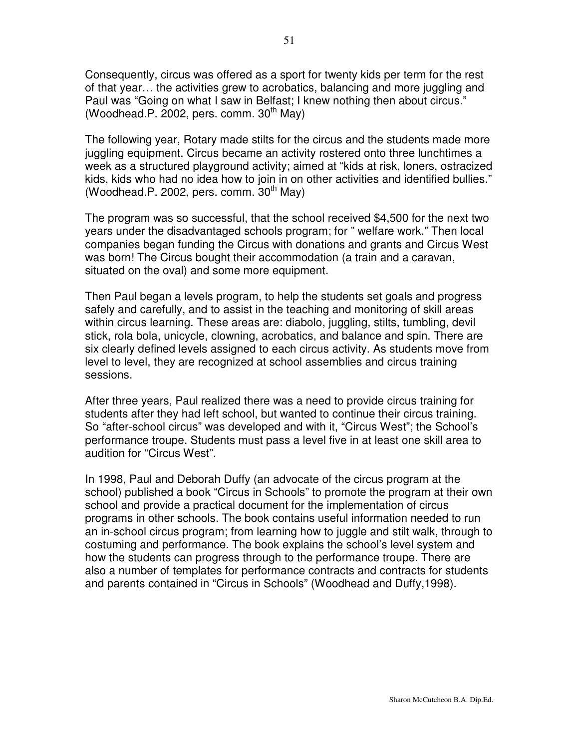Consequently, circus was offered as a sport for twenty kids per term for the rest of that year… the activities grew to acrobatics, balancing and more juggling and Paul was "Going on what I saw in Belfast; I knew nothing then about circus." (Woodhead.P. 2002, pers. comm. 30th May)

The following year, Rotary made stilts for the circus and the students made more juggling equipment. Circus became an activity rostered onto three lunchtimes a week as a structured playground activity; aimed at "kids at risk, loners, ostracized kids, kids who had no idea how to join in on other activities and identified bullies." (Woodhead.P. 2002, pers. comm. 30th May)

The program was so successful, that the school received $4,500 for the next two years under the disadvantaged schools program; for " welfare work." Then local companies began funding the Circus with donations and grants and Circus West was born! The Circus bought their accommodation (a train and a caravan, situated on the oval) and some more equipment.

Then Paul began a levels program, to help the students set goals and progress safely and carefully, and to assist in the teaching and monitoring of skill areas within circus learning. These areas are: diabolo, juggling, stilts, tumbling, devil stick, rola bola, unicycle, clowning, acrobatics, and balance and spin. There are six clearly defined levels assigned to each circus activity. As students move from level to level, they are recognized at school assemblies and circus training sessions.

After three years, Paul realized there was a need to provide circus training for students after they had left school, but wanted to continue their circus training. So "after-school circus" was developed and with it, "Circus West"; the School's performance troupe. Students must pass a level five in at least one skill area to audition for "Circus West".

In 1998, Paul and Deborah Duffy (an advocate of the circus program at the school) published a book "Circus in Schools" to promote the program at their own school and provide a practical document for the implementation of circus programs in other schools. The book contains useful information needed to run an in-school circus program; from learning how to juggle and stilt walk, through to costuming and performance. The book explains the school's level system and how the students can progress through to the performance troupe. There are also a number of templates for performance contracts and contracts for students and parents contained in "Circus in Schools" (Woodhead and Duffy,1998).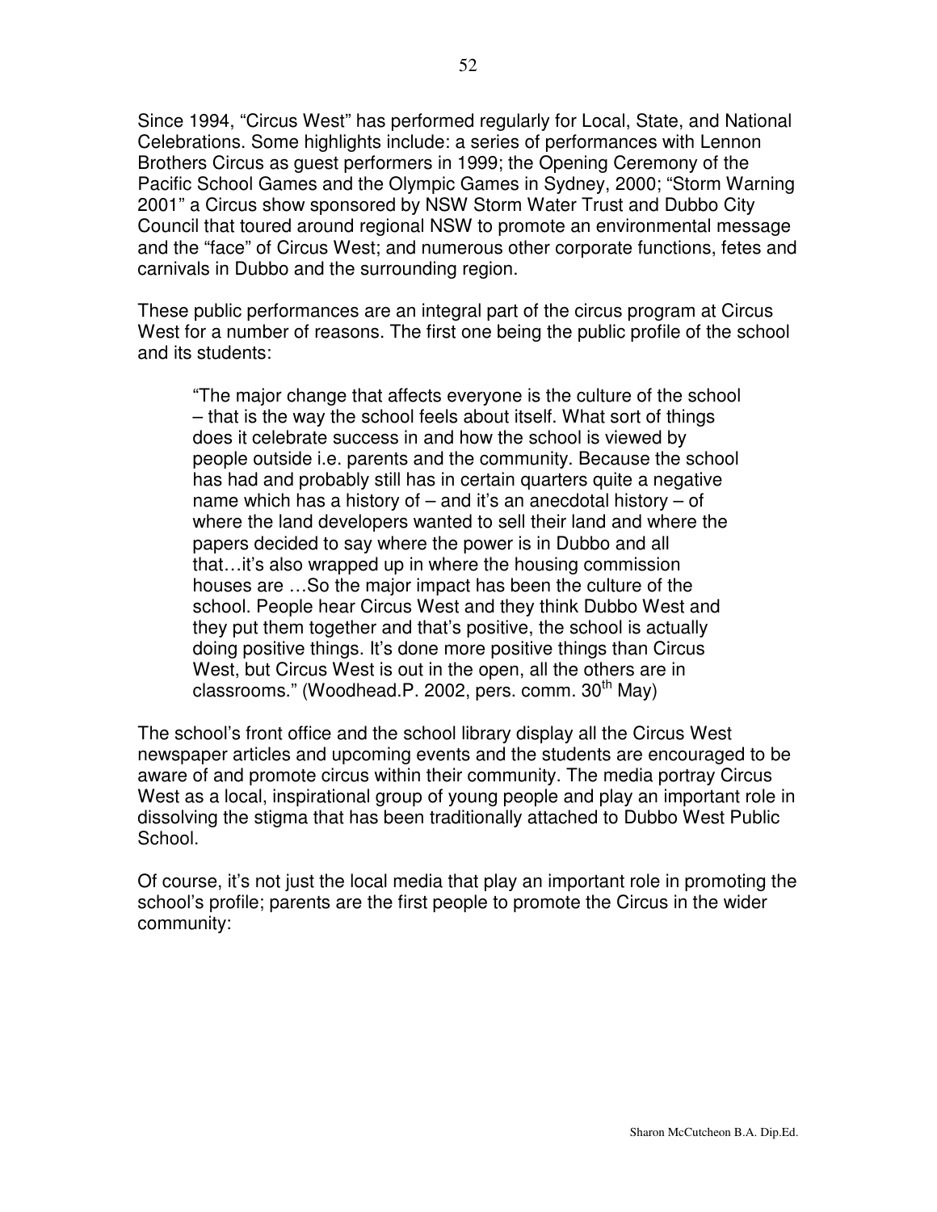Since 1994, "Circus West" has performed regularly for Local, State, and National Celebrations. Some highlights include: a series of performances with Lennon Brothers Circus as guest performers in 1999; the Opening Ceremony of the Pacific School Games and the Olympic Games in Sydney, 2000; "Storm Warning 2001" a Circus show sponsored by NSW Storm Water Trust and Dubbo City Council that toured around regional NSW to promote an environmental message and the "face" of Circus West; and numerous other corporate functions, fetes and carnivals in Dubbo and the surrounding region.

These public performances are an integral part of the circus program at Circus West for a number of reasons. The first one being the public profile of the school and its students:

> "The major change that affects everyone is the culture of the school – that is the way the school feels about itself. What sort of things does it celebrate success in and how the school is viewed by people outside i.e. parents and the community. Because the school has had and probably still has in certain quarters quite a negative name which has a history of – and it's an anecdotal history – of where the land developers wanted to sell their land and where the papers decided to say where the power is in Dubbo and all that…it's also wrapped up in where the housing commission houses are …So the major impact has been the culture of the school. People hear Circus West and they think Dubbo West and they put them together and that's positive, the school is actually doing positive things. It's done more positive things than Circus West, but Circus West is out in the open, all the others are in classrooms." (Woodhead.P. 2002, pers. comm. 30th May)

The school's front office and the school library display all the Circus West newspaper articles and upcoming events and the students are encouraged to be aware of and promote circus within their community. The media portray Circus West as a local, inspirational group of young people and play an important role in dissolving the stigma that has been traditionally attached to Dubbo West Public School.

Of course, it's not just the local media that play an important role in promoting the school's profile; parents are the first people to promote the Circus in the wider community: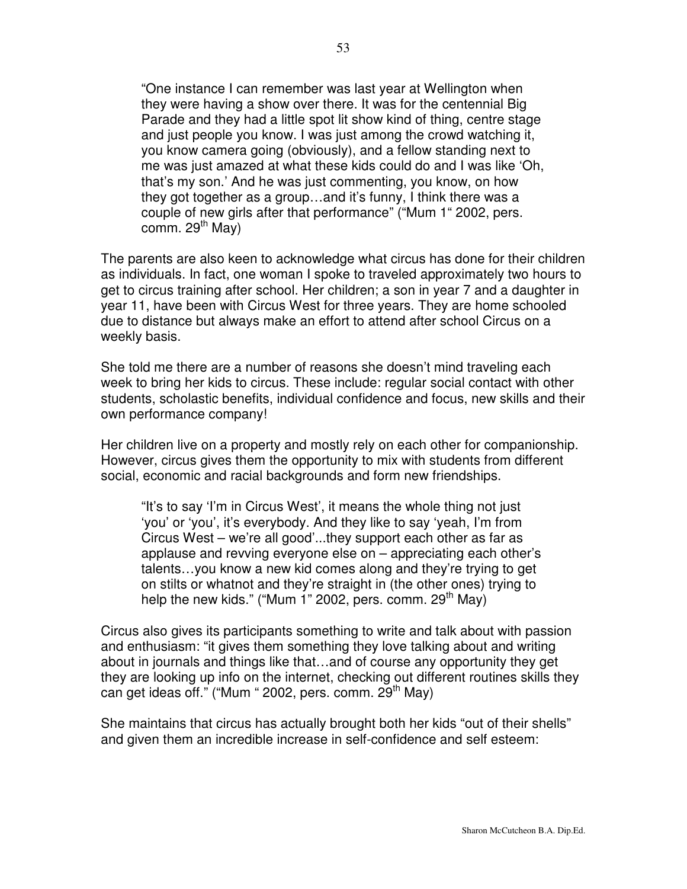> "One instance I can remember was last year at Wellington when they were having a show over there. It was for the centennial Big Parade and they had a little spot lit show kind of thing, centre stage and just people you know. I was just among the crowd watching it, you know camera going (obviously), and a fellow standing next to me was just amazed at what these kids could do and I was like 'Oh, that's my son.' And he was just commenting, you know, on how they got together as a group…and it's funny, I think there was a couple of new girls after that performance" ("Mum 1" 2002, pers. comm. 29th May)

The parents are also keen to acknowledge what circus has done for their children as individuals. In fact, one woman I spoke to traveled approximately two hours to get to circus training after school. Her children; a son in year 7 and a daughter in year 11, have been with Circus West for three years. They are home schooled due to distance but always make an effort to attend after school Circus on a weekly basis.

She told me there are a number of reasons she doesn't mind traveling each week to bring her kids to circus. These include: regular social contact with other students, scholastic benefits, individual confidence and focus, new skills and their own performance company!

Her children live on a property and mostly rely on each other for companionship. However, circus gives them the opportunity to mix with students from different social, economic and racial backgrounds and form new friendships.

> "It's to say 'I'm in Circus West', it means the whole thing not just 'you' or 'you', it's everybody. And they like to say 'yeah, I'm from Circus West – we're all good'...they support each other as far as applause and revving everyone else on – appreciating each other's talents…you know a new kid comes along and they're trying to get on stilts or whatnot and they're straight in (the other ones) trying to help the new kids." ("Mum 1" 2002, pers. comm. 29th May)

Circus also gives its participants something to write and talk about with passion and enthusiasm: "it gives them something they love talking about and writing about in journals and things like that…and of course any opportunity they get they are looking up info on the internet, checking out different routines skills they can get ideas off." ("Mum " 2002, pers. comm. 29th May)

She maintains that circus has actually brought both her kids "out of their shells" and given them an incredible increase in self-confidence and self esteem: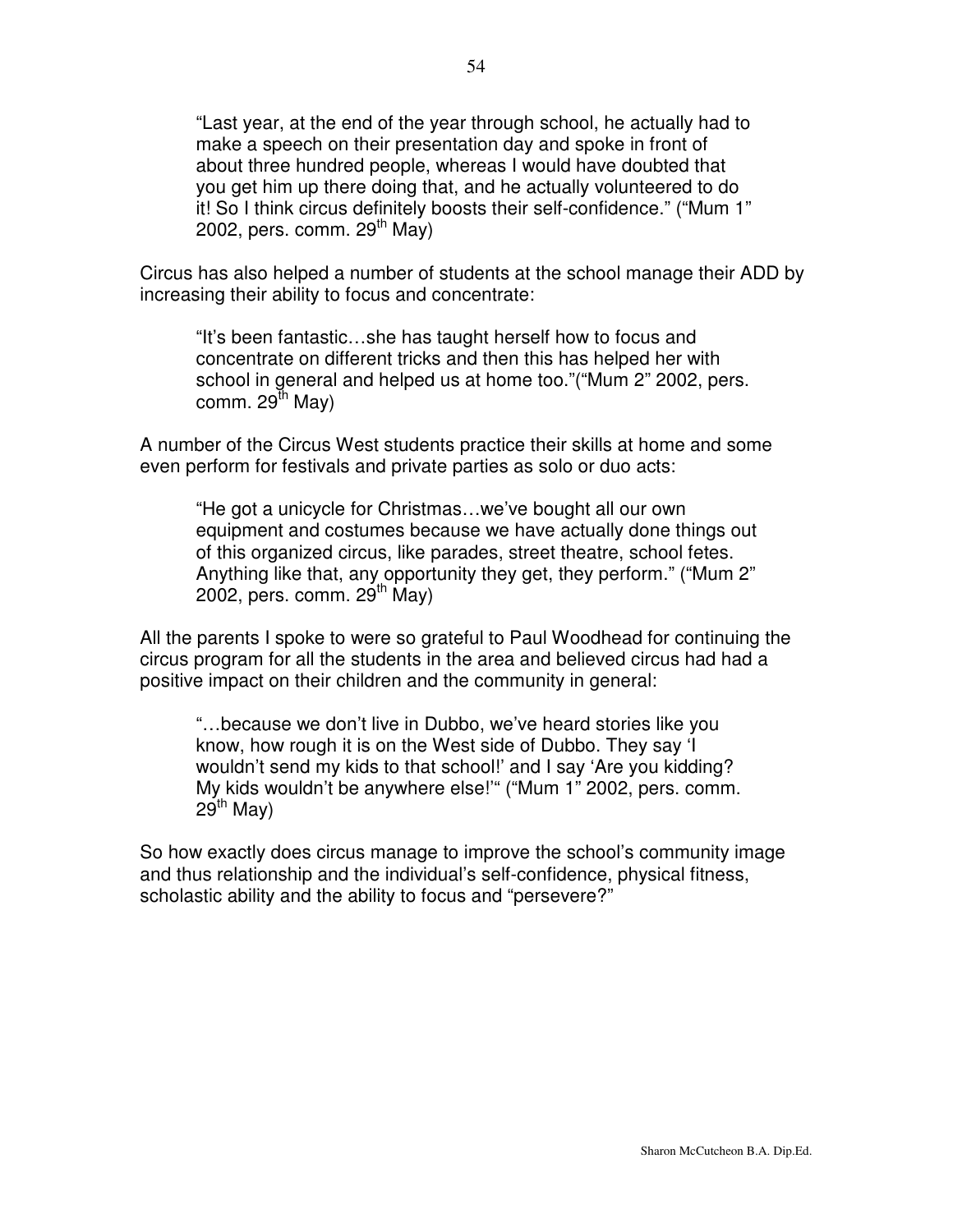> "Last year, at the end of the year through school, he actually had to make a speech on their presentation day and spoke in front of about three hundred people, whereas I would have doubted that you get him up there doing that, and he actually volunteered to do it! So I think circus definitely boosts their self-confidence." ("Mum 1" 2002, pers. comm. 29th May)

Circus has also helped a number of students at the school manage their ADD by increasing their ability to focus and concentrate:

> "It's been fantastic…she has taught herself how to focus and concentrate on different tricks and then this has helped her with school in general and helped us at home too."("Mum 2" 2002, pers. comm. 29th May)

A number of the Circus West students practice their skills at home and some even perform for festivals and private parties as solo or duo acts:

> "He got a unicycle for Christmas…we've bought all our own equipment and costumes because we have actually done things out of this organized circus, like parades, street theatre, school fetes. Anything like that, any opportunity they get, they perform." ("Mum 2" 2002, pers. comm. 29th May)

All the parents I spoke to were so grateful to Paul Woodhead for continuing the circus program for all the students in the area and believed circus had had a positive impact on their children and the community in general:

> "…because we don't live in Dubbo, we've heard stories like you know, how rough it is on the West side of Dubbo. They say 'I wouldn't send my kids to that school!' and I say 'Are you kidding? My kids wouldn't be anywhere else!'" ("Mum 1" 2002, pers. comm. 29th May)

So how exactly does circus manage to improve the school's community image and thus relationship and the individual's self-confidence, physical fitness, scholastic ability and the ability to focus and "persevere?"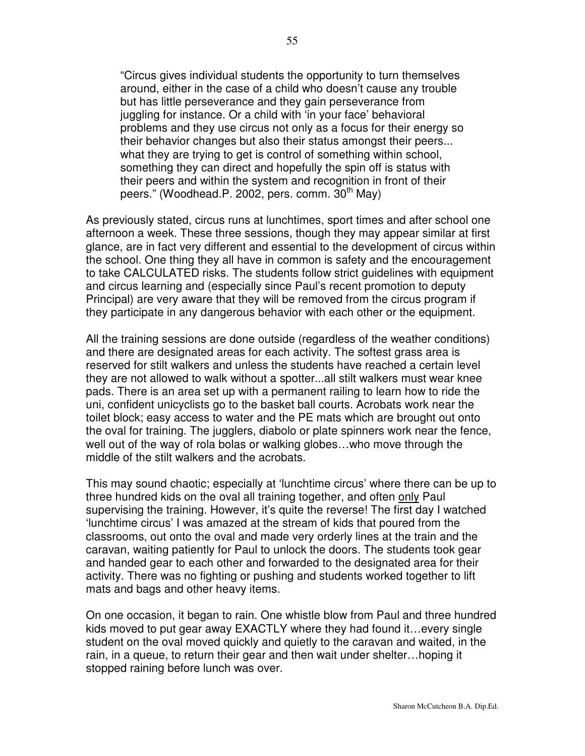> "Circus gives individual students the opportunity to turn themselves around, either in the case of a child who doesn't cause any trouble but has little perseverance and they gain perseverance from juggling for instance. Or a child with 'in your face' behavioral problems and they use circus not only as a focus for their energy so their behavior changes but also their status amongst their peers... what they are trying to get is control of something within school, something they can direct and hopefully the spin off is status with their peers and within the system and recognition in front of their peers." (Woodhead.P. 2002, pers. comm. 30th May)

As previously stated, circus runs at lunchtimes, sport times and after school one afternoon a week. These three sessions, though they may appear similar at first glance, are in fact very different and essential to the development of circus within the school. One thing they all have in common is safety and the encouragement to take CALCULATED risks. The students follow strict guidelines with equipment and circus learning and (especially since Paul's recent promotion to deputy Principal) are very aware that they will be removed from the circus program if they participate in any dangerous behavior with each other or the equipment.

All the training sessions are done outside (regardless of the weather conditions) and there are designated areas for each activity. The softest grass area is reserved for stilt walkers and unless the students have reached a certain level they are not allowed to walk without a spotter...all stilt walkers must wear knee pads. There is an area set up with a permanent railing to learn how to ride the uni, confident unicyclists go to the basket ball courts. Acrobats work near the toilet block; easy access to water and the PE mats which are brought out onto the oval for training. The jugglers, diabolo or plate spinners work near the fence, well out of the way of rola bolas or walking globes…who move through the middle of the stilt walkers and the acrobats.

This may sound chaotic; especially at 'lunchtime circus' where there can be up to three hundred kids on the oval all training together, and often <u>only</u> Paul supervising the training. However, it's quite the reverse! The first day I watched 'lunchtime circus' I was amazed at the stream of kids that poured from the classrooms, out onto the oval and made very orderly lines at the train and the caravan, waiting patiently for Paul to unlock the doors. The students took gear and handed gear to each other and forwarded to the designated area for their activity. There was no fighting or pushing and students worked together to lift mats and bags and other heavy items.

On one occasion, it began to rain. One whistle blow from Paul and three hundred kids moved to put gear away EXACTLY where they had found it…every single student on the oval moved quickly and quietly to the caravan and waited, in the rain, in a queue, to return their gear and then wait under shelter…hoping it stopped raining before lunch was over.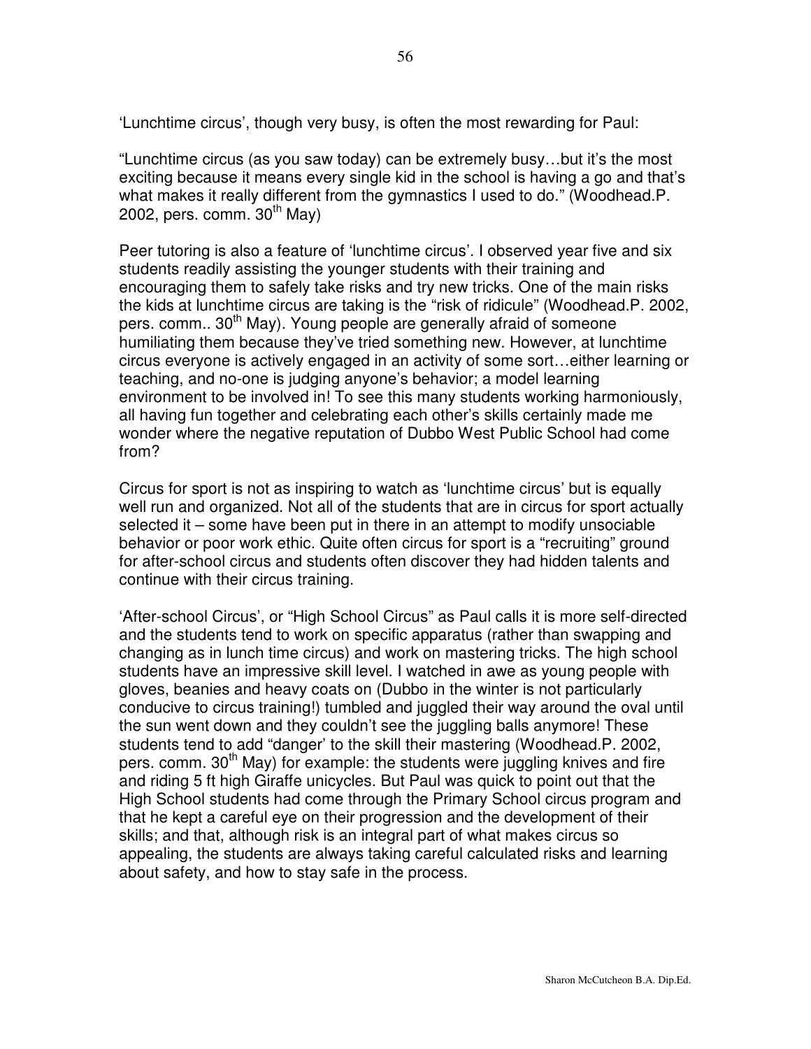'Lunchtime circus', though very busy, is often the most rewarding for Paul:

"Lunchtime circus (as you saw today) can be extremely busy…but it's the most exciting because it means every single kid in the school is having a go and that's what makes it really different from the gymnastics I used to do." (Woodhead.P. 2002, pers. comm. 30th May)

Peer tutoring is also a feature of 'lunchtime circus'. I observed year five and six students readily assisting the younger students with their training and encouraging them to safely take risks and try new tricks. One of the main risks the kids at lunchtime circus are taking is the "risk of ridicule" (Woodhead.P. 2002, pers. comm.. 30th May). Young people are generally afraid of someone humiliating them because they've tried something new. However, at lunchtime circus everyone is actively engaged in an activity of some sort…either learning or teaching, and no-one is judging anyone's behavior; a model learning environment to be involved in! To see this many students working harmoniously, all having fun together and celebrating each other's skills certainly made me wonder where the negative reputation of Dubbo West Public School had come from?

Circus for sport is not as inspiring to watch as 'lunchtime circus' but is equally well run and organized. Not all of the students that are in circus for sport actually selected it – some have been put in there in an attempt to modify unsociable behavior or poor work ethic. Quite often circus for sport is a "recruiting" ground for after-school circus and students often discover they had hidden talents and continue with their circus training.

'After-school Circus', or "High School Circus" as Paul calls it is more self-directed and the students tend to work on specific apparatus (rather than swapping and changing as in lunch time circus) and work on mastering tricks. The high school students have an impressive skill level. I watched in awe as young people with gloves, beanies and heavy coats on (Dubbo in the winter is not particularly conducive to circus training!) tumbled and juggled their way around the oval until the sun went down and they couldn't see the juggling balls anymore! These students tend to add "danger' to the skill their mastering (Woodhead.P. 2002, pers. comm. 30th May) for example: the students were juggling knives and fire and riding 5 ft high Giraffe unicycles. But Paul was quick to point out that the High School students had come through the Primary School circus program and that he kept a careful eye on their progression and the development of their skills; and that, although risk is an integral part of what makes circus so appealing, the students are always taking careful calculated risks and learning about safety, and how to stay safe in the process.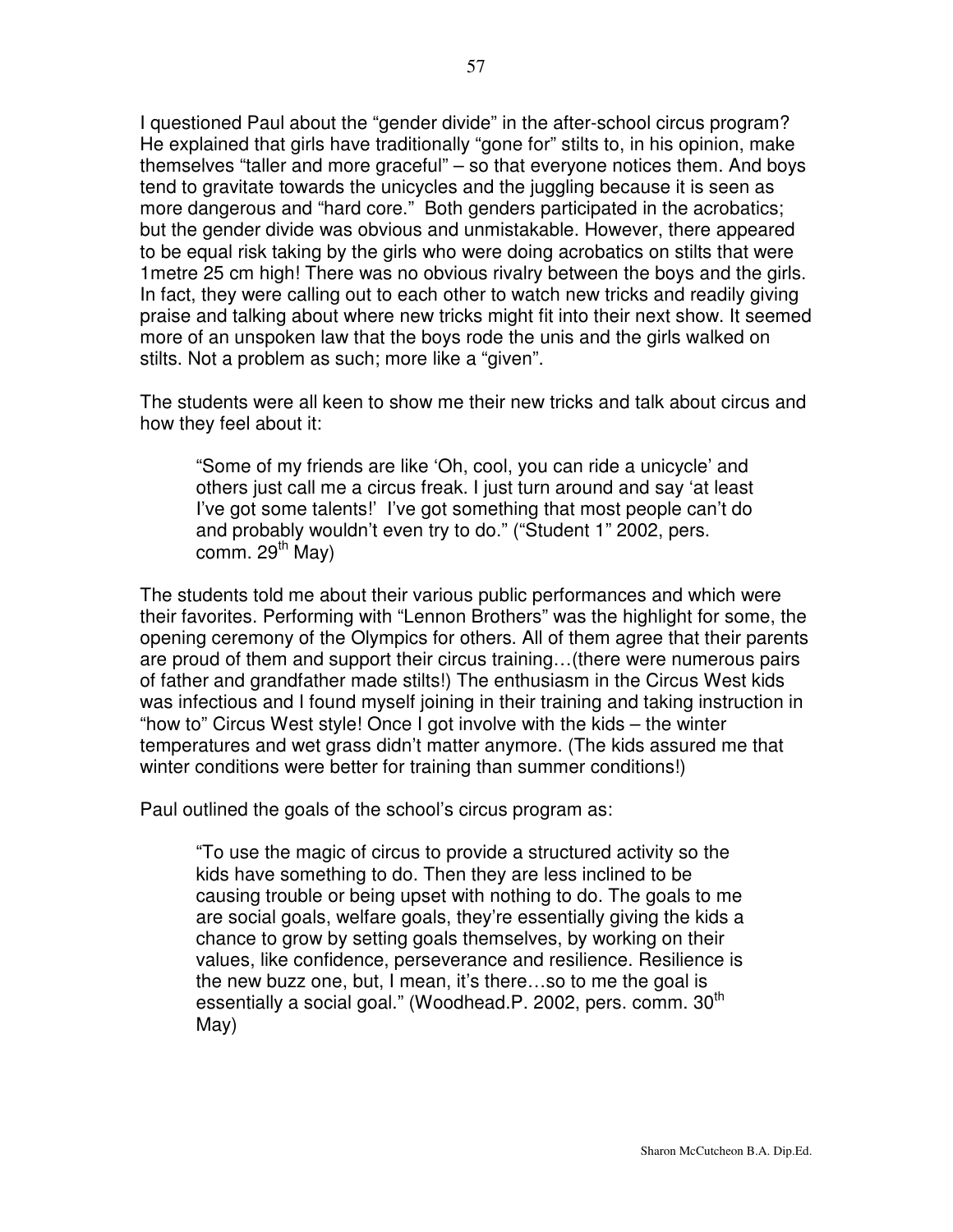I questioned Paul about the "gender divide" in the after-school circus program? He explained that girls have traditionally "gone for" stilts to, in his opinion, make themselves "taller and more graceful" – so that everyone notices them. And boys tend to gravitate towards the unicycles and the juggling because it is seen as more dangerous and "hard core." Both genders participated in the acrobatics; but the gender divide was obvious and unmistakable. However, there appeared to be equal risk taking by the girls who were doing acrobatics on stilts that were 1metre 25 cm high! There was no obvious rivalry between the boys and the girls. In fact, they were calling out to each other to watch new tricks and readily giving praise and talking about where new tricks might fit into their next show. It seemed more of an unspoken law that the boys rode the unis and the girls walked on stilts. Not a problem as such; more like a "given".

The students were all keen to show me their new tricks and talk about circus and how they feel about it:

> "Some of my friends are like 'Oh, cool, you can ride a unicycle' and others just call me a circus freak. I just turn around and say 'at least I've got some talents!' I've got something that most people can't do and probably wouldn't even try to do." ("Student 1" 2002, pers. comm. 29th May)

The students told me about their various public performances and which were their favorites. Performing with "Lennon Brothers" was the highlight for some, the opening ceremony of the Olympics for others. All of them agree that their parents are proud of them and support their circus training…(there were numerous pairs of father and grandfather made stilts!) The enthusiasm in the Circus West kids was infectious and I found myself joining in their training and taking instruction in "how to" Circus West style! Once I got involve with the kids – the winter temperatures and wet grass didn't matter anymore. (The kids assured me that winter conditions were better for training than summer conditions!)

Paul outlined the goals of the school's circus program as:

> "To use the magic of circus to provide a structured activity so the kids have something to do. Then they are less inclined to be causing trouble or being upset with nothing to do. The goals to me are social goals, welfare goals, they're essentially giving the kids a chance to grow by setting goals themselves, by working on their values, like confidence, perseverance and resilience. Resilience is the new buzz one, but, I mean, it's there…so to me the goal is essentially a social goal." (Woodhead.P. 2002, pers. comm. 30th May)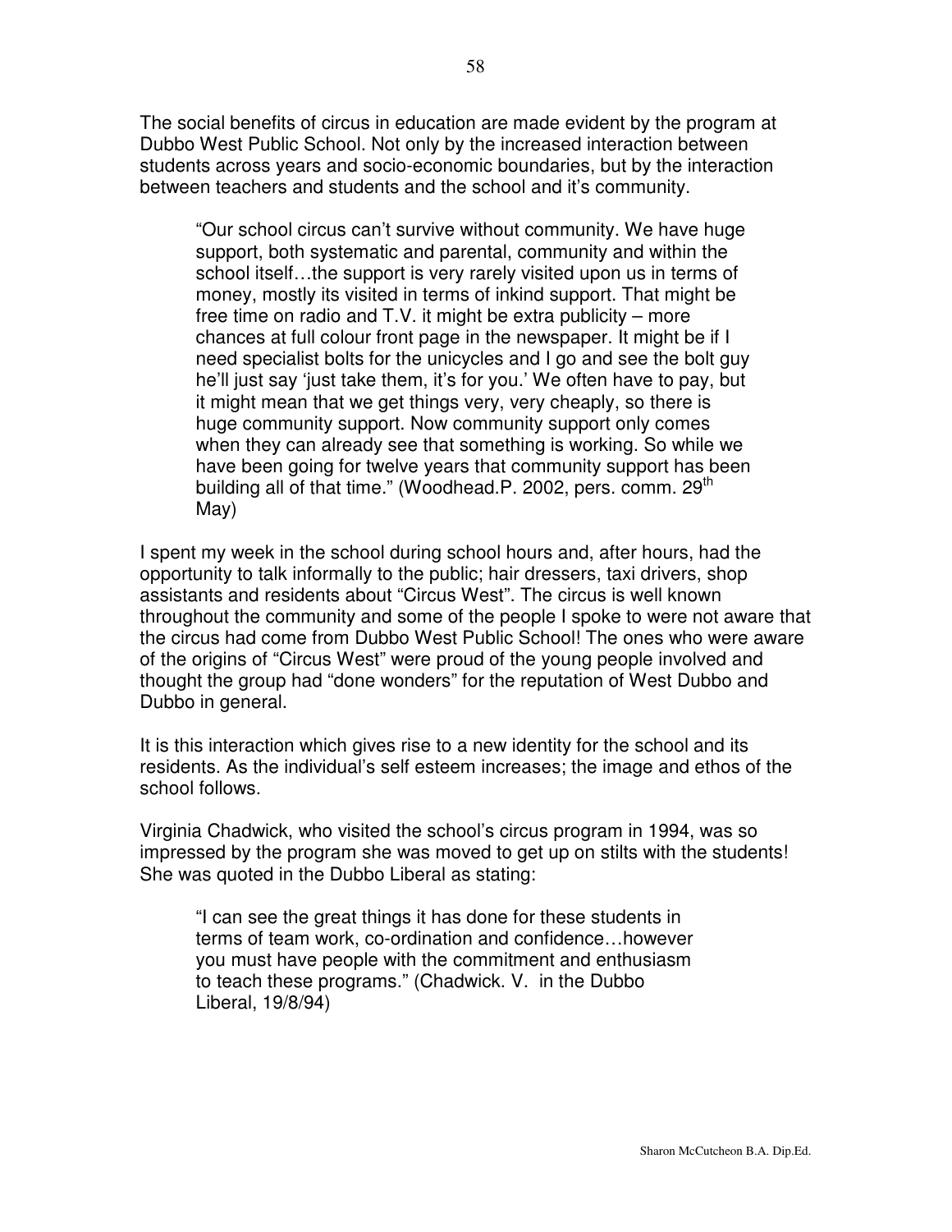The social benefits of circus in education are made evident by the program at Dubbo West Public School. Not only by the increased interaction between students across years and socio-economic boundaries, but by the interaction between teachers and students and the school and it's community.

> "Our school circus can't survive without community. We have huge support, both systematic and parental, community and within the school itself…the support is very rarely visited upon us in terms of money, mostly its visited in terms of inkind support. That might be free time on radio and T.V. it might be extra publicity – more chances at full colour front page in the newspaper. It might be if I need specialist bolts for the unicycles and I go and see the bolt guy he'll just say 'just take them, it's for you.' We often have to pay, but it might mean that we get things very, very cheaply, so there is huge community support. Now community support only comes when they can already see that something is working. So while we have been going for twelve years that community support has been building all of that time." (Woodhead.P. 2002, pers. comm. 29th May)

I spent my week in the school during school hours and, after hours, had the opportunity to talk informally to the public; hair dressers, taxi drivers, shop assistants and residents about "Circus West". The circus is well known throughout the community and some of the people I spoke to were not aware that the circus had come from Dubbo West Public School! The ones who were aware of the origins of "Circus West" were proud of the young people involved and thought the group had "done wonders" for the reputation of West Dubbo and Dubbo in general.

It is this interaction which gives rise to a new identity for the school and its residents. As the individual's self esteem increases; the image and ethos of the school follows.

Virginia Chadwick, who visited the school's circus program in 1994, was so impressed by the program she was moved to get up on stilts with the students! She was quoted in the Dubbo Liberal as stating:

> "I can see the great things it has done for these students in terms of team work, co-ordination and confidence…however you must have people with the commitment and enthusiasm to teach these programs." (Chadwick. V. in the Dubbo Liberal, 19/8/94)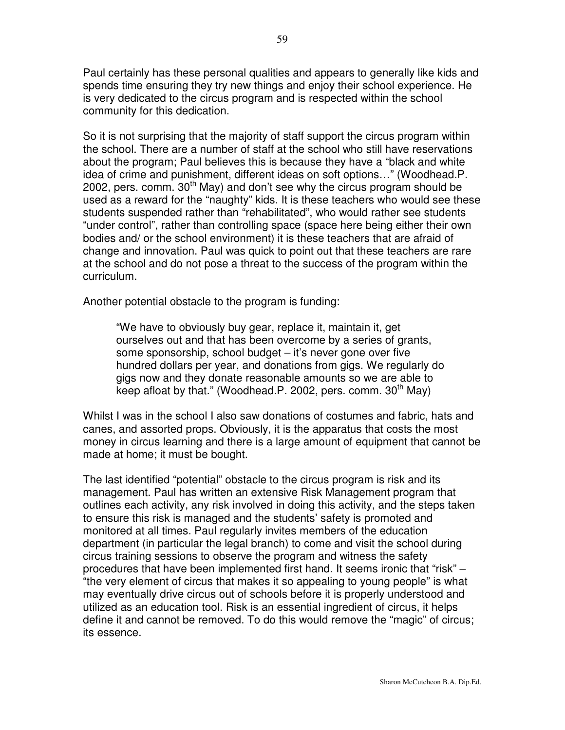Paul certainly has these personal qualities and appears to generally like kids and spends time ensuring they try new things and enjoy their school experience. He is very dedicated to the circus program and is respected within the school community for this dedication.

So it is not surprising that the majority of staff support the circus program within the school. There are a number of staff at the school who still have reservations about the program; Paul believes this is because they have a "black and white idea of crime and punishment, different ideas on soft options…" (Woodhead.P. 2002, pers. comm. 30th May) and don't see why the circus program should be used as a reward for the "naughty" kids. It is these teachers who would see these students suspended rather than "rehabilitated", who would rather see students "under control", rather than controlling space (space here being either their own bodies and/ or the school environment) it is these teachers that are afraid of change and innovation. Paul was quick to point out that these teachers are rare at the school and do not pose a threat to the success of the program within the curriculum.

Another potential obstacle to the program is funding:

> "We have to obviously buy gear, replace it, maintain it, get ourselves out and that has been overcome by a series of grants, some sponsorship, school budget – it's never gone over five hundred dollars per year, and donations from gigs. We regularly do gigs now and they donate reasonable amounts so we are able to keep afloat by that." (Woodhead.P. 2002, pers. comm. 30th May)

Whilst I was in the school I also saw donations of costumes and fabric, hats and canes, and assorted props. Obviously, it is the apparatus that costs the most money in circus learning and there is a large amount of equipment that cannot be made at home; it must be bought.

The last identified "potential" obstacle to the circus program is risk and its management. Paul has written an extensive Risk Management program that outlines each activity, any risk involved in doing this activity, and the steps taken to ensure this risk is managed and the students' safety is promoted and monitored at all times. Paul regularly invites members of the education department (in particular the legal branch) to come and visit the school during circus training sessions to observe the program and witness the safety procedures that have been implemented first hand. It seems ironic that "risk" – "the very element of circus that makes it so appealing to young people" is what may eventually drive circus out of schools before it is properly understood and utilized as an education tool. Risk is an essential ingredient of circus, it helps define it and cannot be removed. To do this would remove the "magic" of circus; its essence.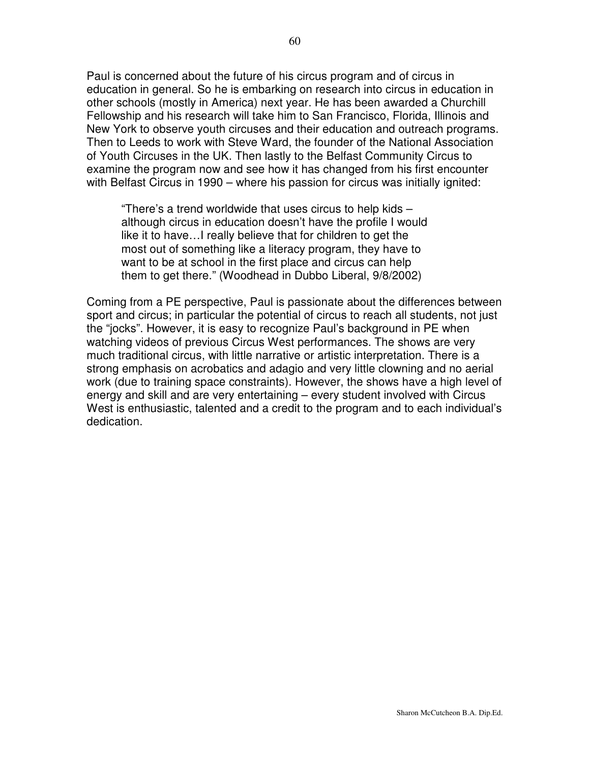Paul is concerned about the future of his circus program and of circus in education in general. So he is embarking on research into circus in education in other schools (mostly in America) next year. He has been awarded a Churchill Fellowship and his research will take him to San Francisco, Florida, Illinois and New York to observe youth circuses and their education and outreach programs. Then to Leeds to work with Steve Ward, the founder of the National Association of Youth Circuses in the UK. Then lastly to the Belfast Community Circus to examine the program now and see how it has changed from his first encounter with Belfast Circus in 1990 – where his passion for circus was initially ignited:

> "There's a trend worldwide that uses circus to help kids – although circus in education doesn't have the profile I would like it to have…I really believe that for children to get the most out of something like a literacy program, they have to want to be at school in the first place and circus can help them to get there." (Woodhead in Dubbo Liberal, 9/8/2002)

Coming from a PE perspective, Paul is passionate about the differences between sport and circus; in particular the potential of circus to reach all students, not just the "jocks". However, it is easy to recognize Paul's background in PE when watching videos of previous Circus West performances. The shows are very much traditional circus, with little narrative or artistic interpretation. There is a strong emphasis on acrobatics and adagio and very little clowning and no aerial work (due to training space constraints). However, the shows have a high level of energy and skill and are very entertaining – every student involved with Circus West is enthusiastic, talented and a credit to the program and to each individual's dedication.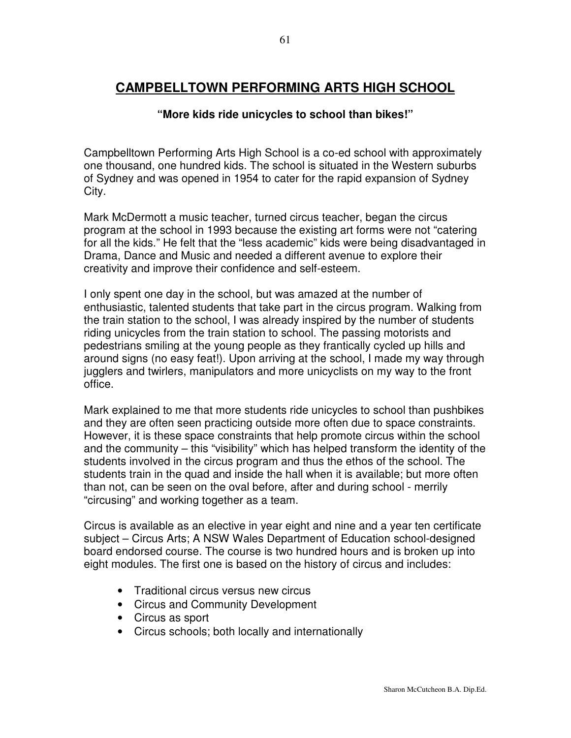# CAMPBELLTOWN PERFORMING ARTS HIGH SCHOOL

**"More kids ride unicycles to school than bikes!"**

Campbelltown Performing Arts High School is a co-ed school with approximately one thousand, one hundred kids. The school is situated in the Western suburbs of Sydney and was opened in 1954 to cater for the rapid expansion of Sydney City.

Mark McDermott a music teacher, turned circus teacher, began the circus program at the school in 1993 because the existing art forms were not "catering for all the kids." He felt that the "less academic" kids were being disadvantaged in Drama, Dance and Music and needed a different avenue to explore their creativity and improve their confidence and self-esteem.

I only spent one day in the school, but was amazed at the number of enthusiastic, talented students that take part in the circus program. Walking from the train station to the school, I was already inspired by the number of students riding unicycles from the train station to school. The passing motorists and pedestrians smiling at the young people as they frantically cycled up hills and around signs (no easy feat!). Upon arriving at the school, I made my way through jugglers and twirlers, manipulators and more unicyclists on my way to the front office.

Mark explained to me that more students ride unicycles to school than pushbikes and they are often seen practicing outside more often due to space constraints. However, it is these space constraints that help promote circus within the school and the community – this "visibility" which has helped transform the identity of the students involved in the circus program and thus the ethos of the school. The students train in the quad and inside the hall when it is available; but more often than not, can be seen on the oval before, after and during school - merrily "circusing" and working together as a team.

Circus is available as an elective in year eight and nine and a year ten certificate subject – Circus Arts; A NSW Wales Department of Education school-designed board endorsed course. The course is two hundred hours and is broken up into eight modules. The first one is based on the history of circus and includes:

- Traditional circus versus new circus
- Circus and Community Development
- Circus as sport
- Circus schools; both locally and internationally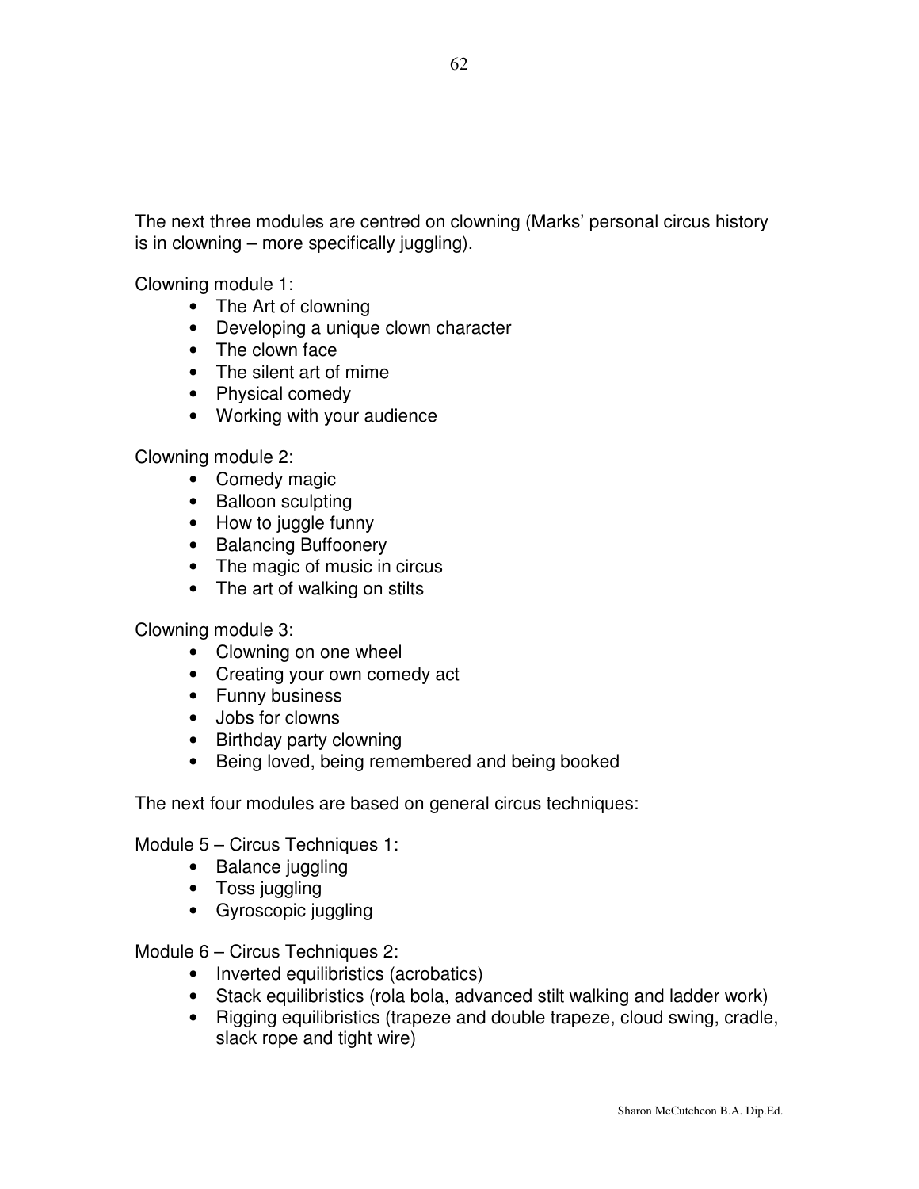The next three modules are centred on clowning (Marks' personal circus history is in clowning – more specifically juggling).

Clowning module 1:

- The Art of clowning
- Developing a unique clown character
- The clown face
- The silent art of mime
- Physical comedy
- Working with your audience

Clowning module 2:

- Comedy magic
- Balloon sculpting
- How to juggle funny
- Balancing Buffoonery
- The magic of music in circus
- The art of walking on stilts

Clowning module 3:

- Clowning on one wheel
- Creating your own comedy act
- Funny business
- Jobs for clowns
- Birthday party clowning
- Being loved, being remembered and being booked

The next four modules are based on general circus techniques:

Module 5 – Circus Techniques 1:

- Balance juggling
- Toss juggling
- Gyroscopic juggling

Module 6 – Circus Techniques 2:

- Inverted equilibristics (acrobatics)
- Stack equilibristics (rola bola, advanced stilt walking and ladder work)
- Rigging equilibristics (trapeze and double trapeze, cloud swing, cradle, slack rope and tight wire)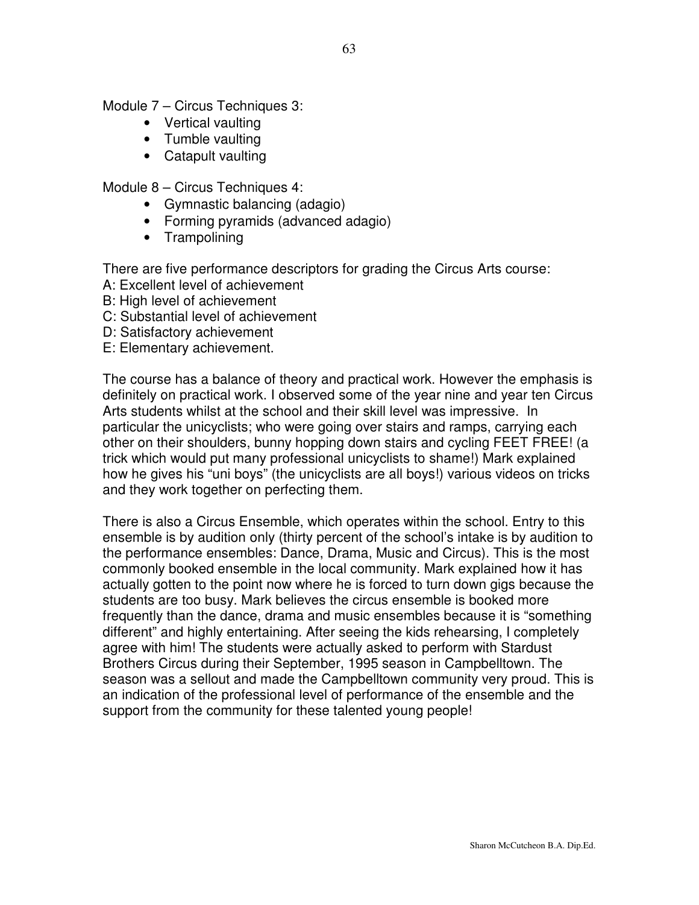Module 7 – Circus Techniques 3:

- Vertical vaulting
- Tumble vaulting
- Catapult vaulting

Module 8 – Circus Techniques 4:

- Gymnastic balancing (adagio)
- Forming pyramids (advanced adagio)
- Trampolining

There are five performance descriptors for grading the Circus Arts course:
A: Excellent level of achievement
B: High level of achievement
C: Substantial level of achievement
D: Satisfactory achievement
E: Elementary achievement.

The course has a balance of theory and practical work. However the emphasis is definitely on practical work. I observed some of the year nine and year ten Circus Arts students whilst at the school and their skill level was impressive. In particular the unicyclists; who were going over stairs and ramps, carrying each other on their shoulders, bunny hopping down stairs and cycling FEET FREE! (a trick which would put many professional unicyclists to shame!) Mark explained how he gives his "uni boys" (the unicyclists are all boys!) various videos on tricks and they work together on perfecting them.

There is also a Circus Ensemble, which operates within the school. Entry to this ensemble is by audition only (thirty percent of the school's intake is by audition to the performance ensembles: Dance, Drama, Music and Circus). This is the most commonly booked ensemble in the local community. Mark explained how it has actually gotten to the point now where he is forced to turn down gigs because the students are too busy. Mark believes the circus ensemble is booked more frequently than the dance, drama and music ensembles because it is "something different" and highly entertaining. After seeing the kids rehearsing, I completely agree with him! The students were actually asked to perform with Stardust Brothers Circus during their September, 1995 season in Campbelltown. The season was a sellout and made the Campbelltown community very proud. This is an indication of the professional level of performance of the ensemble and the support from the community for these talented young people!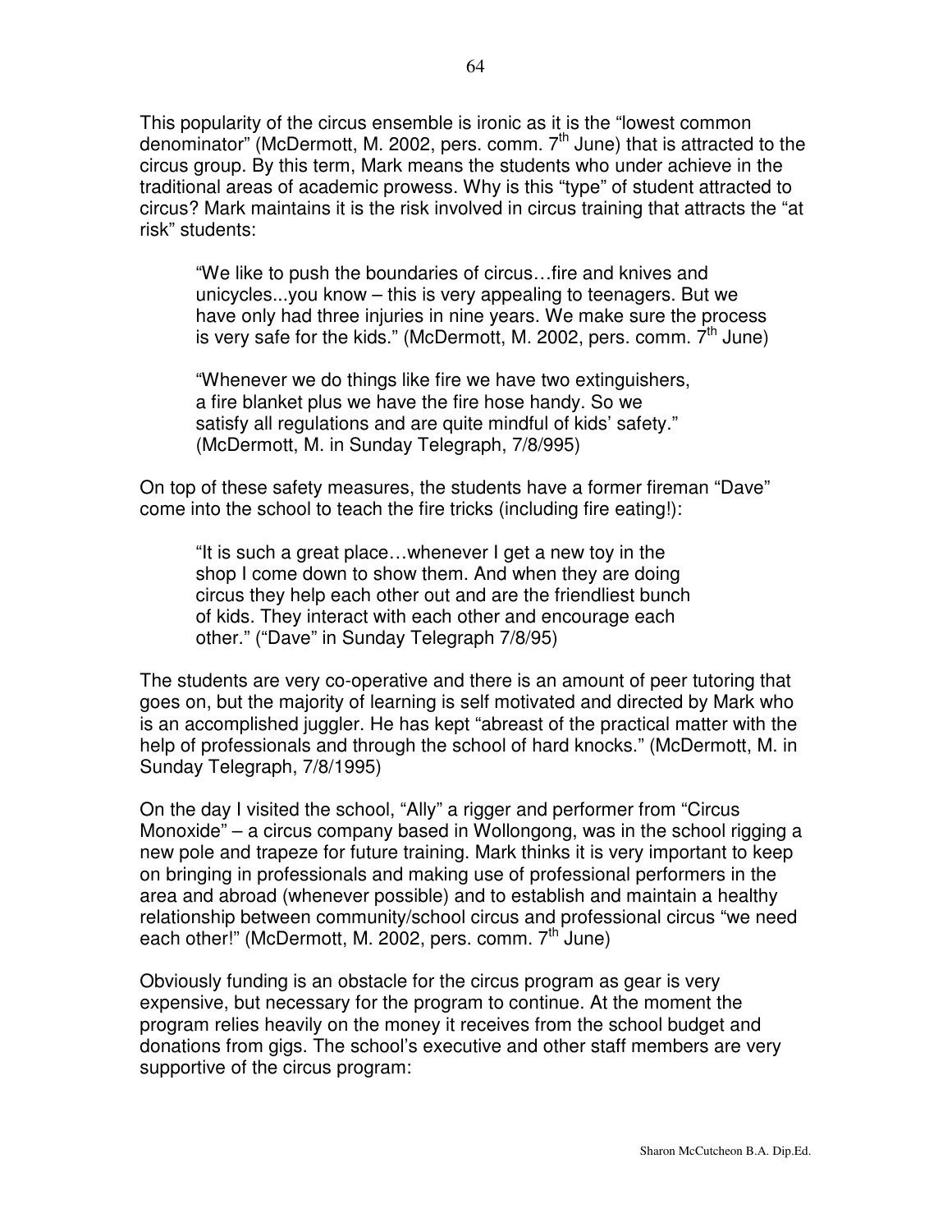This popularity of the circus ensemble is ironic as it is the "lowest common denominator" (McDermott, M. 2002, pers. comm. 7th June) that is attracted to the circus group. By this term, Mark means the students who under achieve in the traditional areas of academic prowess. Why is this "type" of student attracted to circus? Mark maintains it is the risk involved in circus training that attracts the "at risk" students:

> "We like to push the boundaries of circus…fire and knives and unicycles...you know – this is very appealing to teenagers. But we have only had three injuries in nine years. We make sure the process is very safe for the kids." (McDermott, M. 2002, pers. comm. 7th June)

> "Whenever we do things like fire we have two extinguishers, a fire blanket plus we have the fire hose handy. So we satisfy all regulations and are quite mindful of kids' safety." (McDermott, M. in Sunday Telegraph, 7/8/995)

On top of these safety measures, the students have a former fireman "Dave" come into the school to teach the fire tricks (including fire eating!):

> "It is such a great place…whenever I get a new toy in the shop I come down to show them. And when they are doing circus they help each other out and are the friendliest bunch of kids. They interact with each other and encourage each other." ("Dave" in Sunday Telegraph 7/8/95)

The students are very co-operative and there is an amount of peer tutoring that goes on, but the majority of learning is self motivated and directed by Mark who is an accomplished juggler. He has kept "abreast of the practical matter with the help of professionals and through the school of hard knocks." (McDermott, M. in Sunday Telegraph, 7/8/1995)

On the day I visited the school, "Ally" a rigger and performer from "Circus Monoxide" – a circus company based in Wollongong, was in the school rigging a new pole and trapeze for future training. Mark thinks it is very important to keep on bringing in professionals and making use of professional performers in the area and abroad (whenever possible) and to establish and maintain a healthy relationship between community/school circus and professional circus "we need each other!" (McDermott, M. 2002, pers. comm. 7th June)

Obviously funding is an obstacle for the circus program as gear is very expensive, but necessary for the program to continue. At the moment the program relies heavily on the money it receives from the school budget and donations from gigs. The school's executive and other staff members are very supportive of the circus program: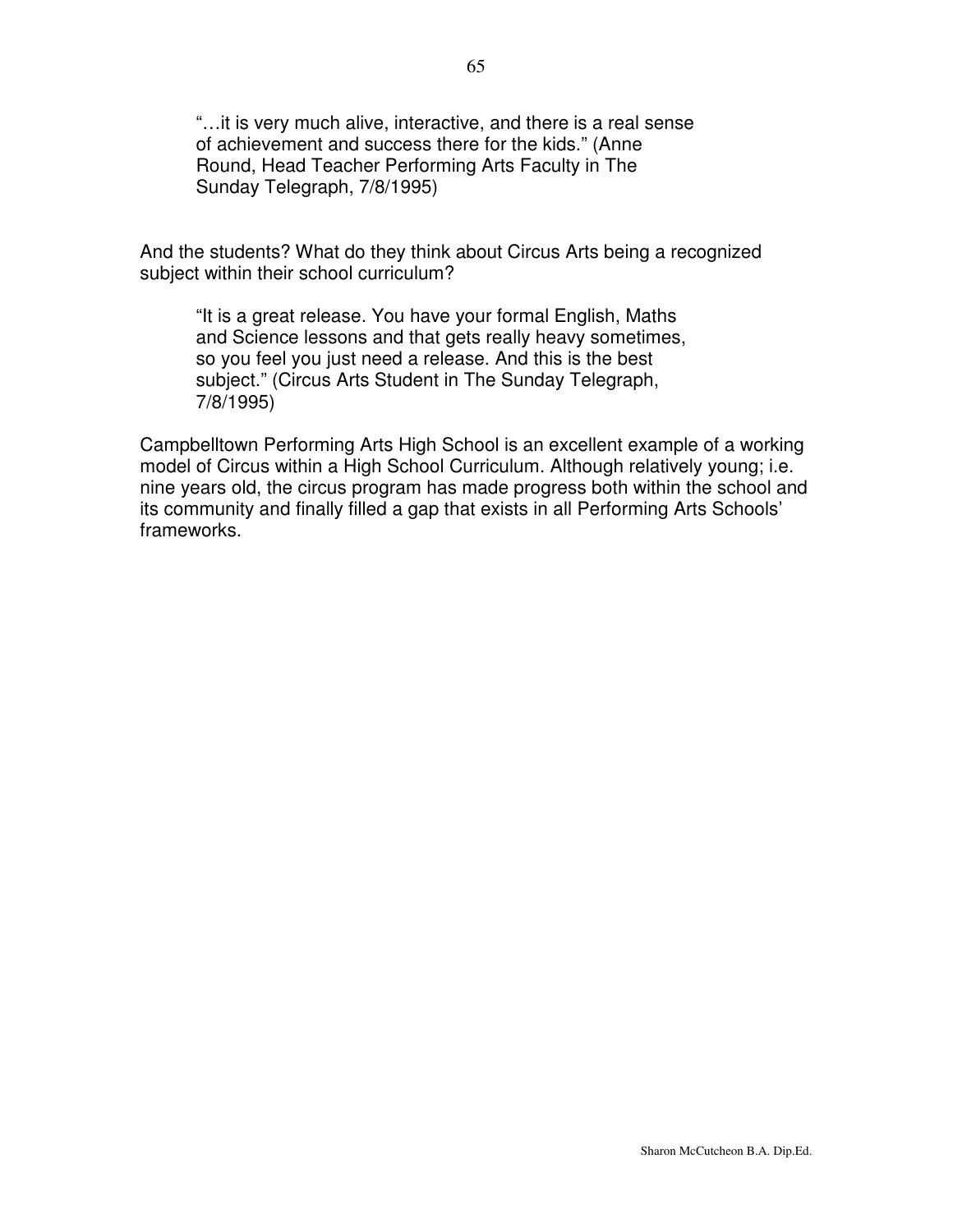> "…it is very much alive, interactive, and there is a real sense of achievement and success there for the kids." (Anne Round, Head Teacher Performing Arts Faculty in The Sunday Telegraph, 7/8/1995)

And the students? What do they think about Circus Arts being a recognized subject within their school curriculum?

> "It is a great release. You have your formal English, Maths and Science lessons and that gets really heavy sometimes, so you feel you just need a release. And this is the best subject." (Circus Arts Student in The Sunday Telegraph, 7/8/1995)

Campbelltown Performing Arts High School is an excellent example of a working model of Circus within a High School Curriculum. Although relatively young; i.e. nine years old, the circus program has made progress both within the school and its community and finally filled a gap that exists in all Performing Arts Schools' frameworks.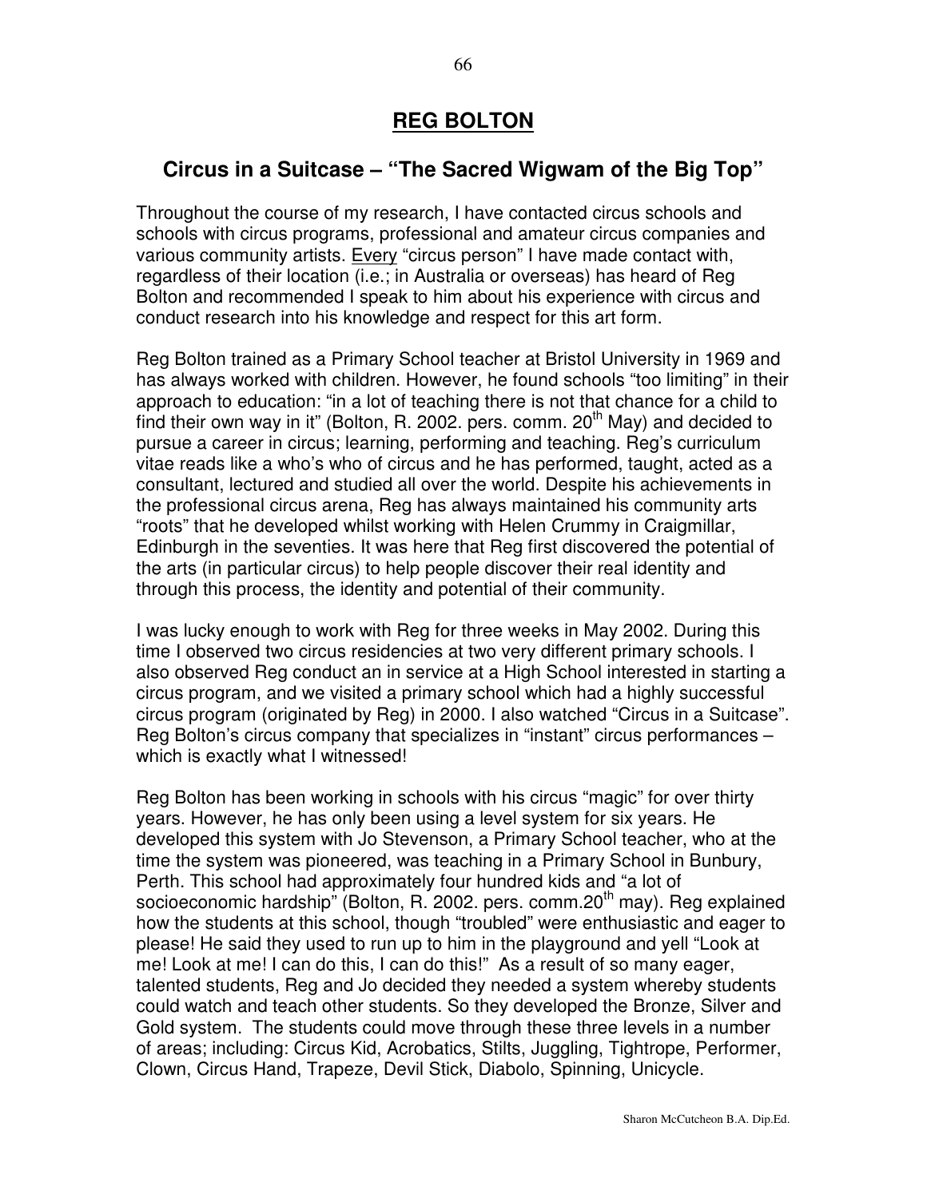## **REG BOLTON**

### Circus in a Suitcase – "The Sacred Wigwam of the Big Top"

Throughout the course of my research, I have contacted circus schools and schools with circus programs, professional and amateur circus companies and various community artists. Every "circus person" I have made contact with, regardless of their location (i.e.; in Australia or overseas) has heard of Reg Bolton and recommended I speak to him about his experience with circus and conduct research into his knowledge and respect for this art form.

Reg Bolton trained as a Primary School teacher at Bristol University in 1969 and has always worked with children. However, he found schools "too limiting" in their approach to education: "in a lot of teaching there is not that chance for a child to find their own way in it" (Bolton, R. 2002. pers. comm. 20th May) and decided to pursue a career in circus; learning, performing and teaching. Reg's curriculum vitae reads like a who's who of circus and he has performed, taught, acted as a consultant, lectured and studied all over the world. Despite his achievements in the professional circus arena, Reg has always maintained his community arts "roots" that he developed whilst working with Helen Crummy in Craigmillar, Edinburgh in the seventies. It was here that Reg first discovered the potential of the arts (in particular circus) to help people discover their real identity and through this process, the identity and potential of their community.

I was lucky enough to work with Reg for three weeks in May 2002. During this time I observed two circus residencies at two very different primary schools. I also observed Reg conduct an in service at a High School interested in starting a circus program, and we visited a primary school which had a highly successful circus program (originated by Reg) in 2000. I also watched "Circus in a Suitcase". Reg Bolton's circus company that specializes in "instant" circus performances – which is exactly what I witnessed!

Reg Bolton has been working in schools with his circus "magic" for over thirty years. However, he has only been using a level system for six years. He developed this system with Jo Stevenson, a Primary School teacher, who at the time the system was pioneered, was teaching in a Primary School in Bunbury, Perth. This school had approximately four hundred kids and "a lot of socioeconomic hardship" (Bolton, R. 2002. pers. comm.20th may). Reg explained how the students at this school, though "troubled" were enthusiastic and eager to please! He said they used to run up to him in the playground and yell "Look at me! Look at me! I can do this, I can do this!" As a result of so many eager, talented students, Reg and Jo decided they needed a system whereby students could watch and teach other students. So they developed the Bronze, Silver and Gold system. The students could move through these three levels in a number of areas; including: Circus Kid, Acrobatics, Stilts, Juggling, Tightrope, Performer, Clown, Circus Hand, Trapeze, Devil Stick, Diabolo, Spinning, Unicycle.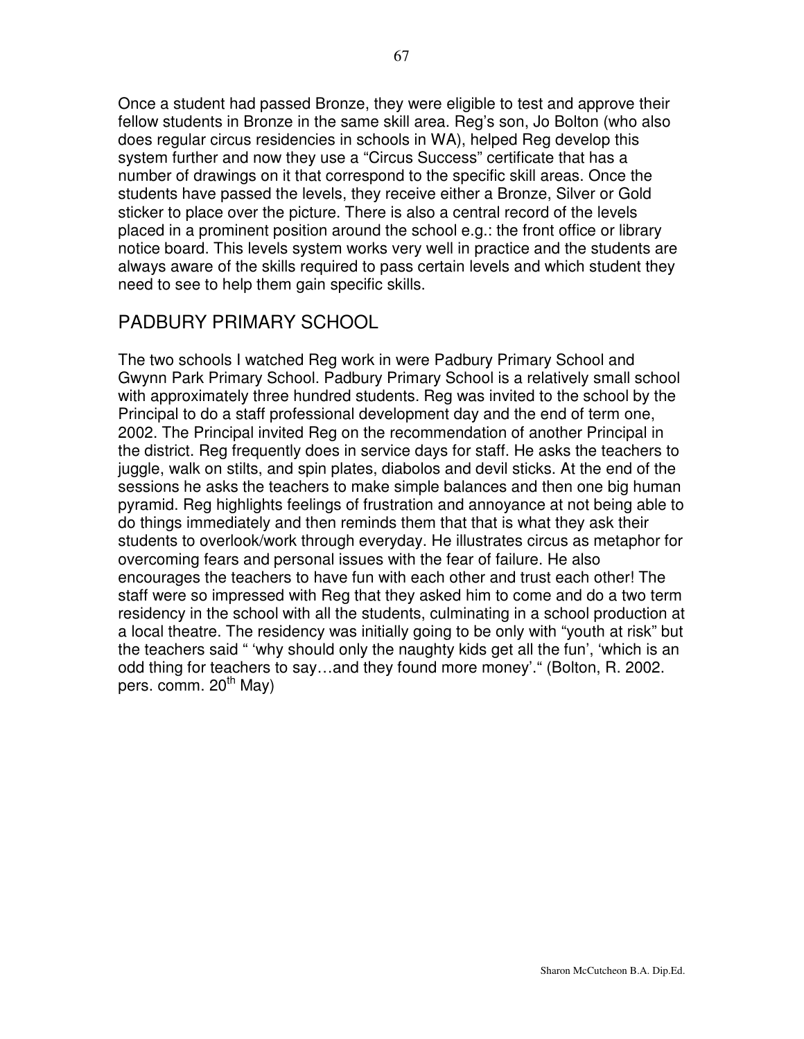Once a student had passed Bronze, they were eligible to test and approve their fellow students in Bronze in the same skill area. Reg's son, Jo Bolton (who also does regular circus residencies in schools in WA), helped Reg develop this system further and now they use a "Circus Success" certificate that has a number of drawings on it that correspond to the specific skill areas. Once the students have passed the levels, they receive either a Bronze, Silver or Gold sticker to place over the picture. There is also a central record of the levels placed in a prominent position around the school e.g.: the front office or library notice board. This levels system works very well in practice and the students are always aware of the skills required to pass certain levels and which student they need to see to help them gain specific skills.

## PADBURY PRIMARY SCHOOL

The two schools I watched Reg work in were Padbury Primary School and Gwynn Park Primary School. Padbury Primary School is a relatively small school with approximately three hundred students. Reg was invited to the school by the Principal to do a staff professional development day and the end of term one, 2002. The Principal invited Reg on the recommendation of another Principal in the district. Reg frequently does in service days for staff. He asks the teachers to juggle, walk on stilts, and spin plates, diabolos and devil sticks. At the end of the sessions he asks the teachers to make simple balances and then one big human pyramid. Reg highlights feelings of frustration and annoyance at not being able to do things immediately and then reminds them that that is what they ask their students to overlook/work through everyday. He illustrates circus as metaphor for overcoming fears and personal issues with the fear of failure. He also encourages the teachers to have fun with each other and trust each other! The staff were so impressed with Reg that they asked him to come and do a two term residency in the school with all the students, culminating in a school production at a local theatre. The residency was initially going to be only with "youth at risk" but the teachers said " 'why should only the naughty kids get all the fun', 'which is an odd thing for teachers to say…and they found more money'." (Bolton, R. 2002. pers. comm. 20th May)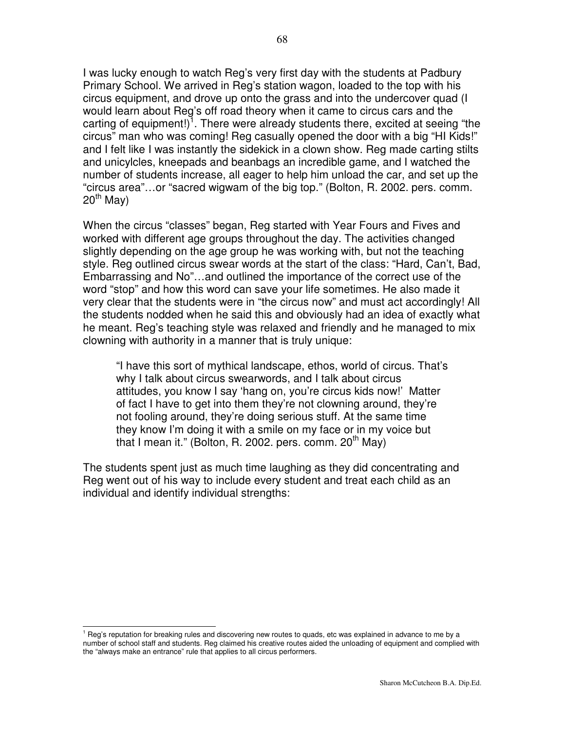I was lucky enough to watch Reg's very first day with the students at Padbury Primary School. We arrived in Reg's station wagon, loaded to the top with his circus equipment, and drove up onto the grass and into the undercover quad (I would learn about Reg's off road theory when it came to circus cars and the carting of equipment!)[1]. There were already students there, excited at seeing "the circus" man who was coming! Reg casually opened the door with a big "HI Kids!" and I felt like I was instantly the sidekick in a clown show. Reg made carting stilts and unicylcles, kneepads and beanbags an incredible game, and I watched the number of students increase, all eager to help him unload the car, and set up the "circus area"…or "sacred wigwam of the big top." (Bolton, R. 2002. pers. comm. 20th May)

When the circus "classes" began, Reg started with Year Fours and Fives and worked with different age groups throughout the day. The activities changed slightly depending on the age group he was working with, but not the teaching style. Reg outlined circus swear words at the start of the class: "Hard, Can't, Bad, Embarrassing and No"…and outlined the importance of the correct use of the word "stop" and how this word can save your life sometimes. He also made it very clear that the students were in "the circus now" and must act accordingly! All the students nodded when he said this and obviously had an idea of exactly what he meant. Reg's teaching style was relaxed and friendly and he managed to mix clowning with authority in a manner that is truly unique:

> "I have this sort of mythical landscape, ethos, world of circus. That's why I talk about circus swearwords, and I talk about circus attitudes, you know I say 'hang on, you're circus kids now!' Matter of fact I have to get into them they're not clowning around, they're not fooling around, they're doing serious stuff. At the same time they know I'm doing it with a smile on my face or in my voice but that I mean it." (Bolton, R. 2002. pers. comm. 20th May)

The students spent just as much time laughing as they did concentrating and Reg went out of his way to include every student and treat each child as an individual and identify individual strengths:

---

[1] Reg's reputation for breaking rules and discovering new routes to quads, etc was explained in advance to me by a number of school staff and students. Reg claimed his creative routes aided the unloading of equipment and complied with the "always make an entrance" rule that applies to all circus performers.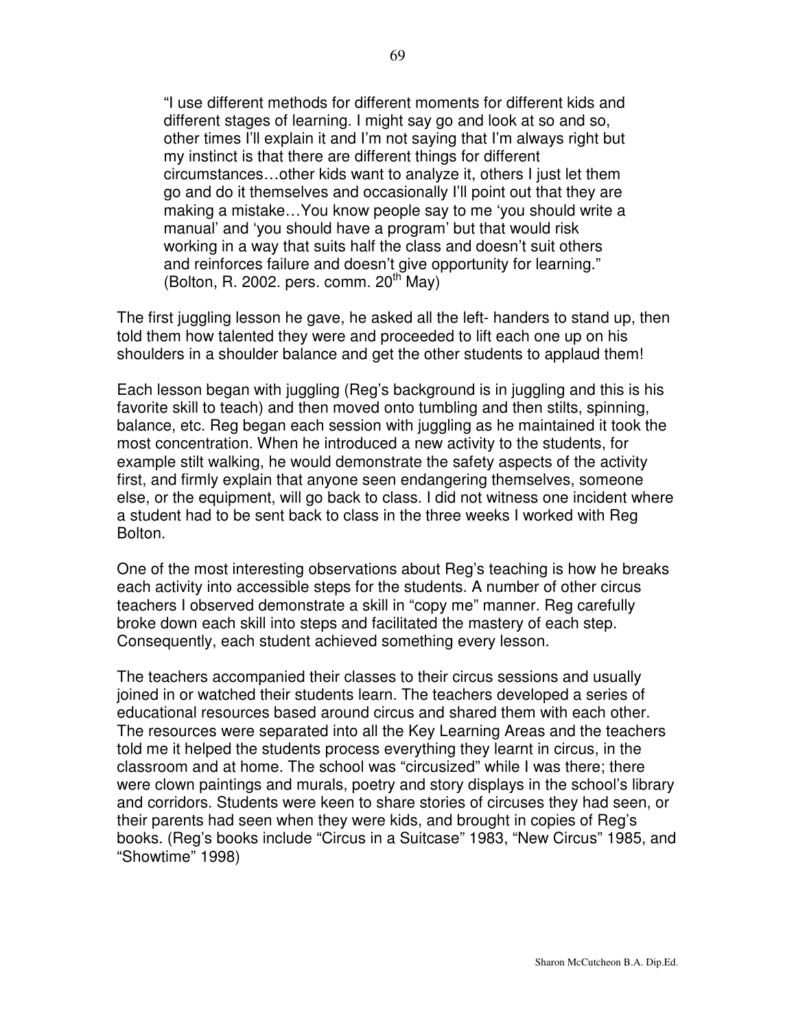> "I use different methods for different moments for different kids and different stages of learning. I might say go and look at so and so, other times I'll explain it and I'm not saying that I'm always right but my instinct is that there are different things for different circumstances…other kids want to analyze it, others I just let them go and do it themselves and occasionally I'll point out that they are making a mistake…You know people say to me 'you should write a manual' and 'you should have a program' but that would risk working in a way that suits half the class and doesn't suit others and reinforces failure and doesn't give opportunity for learning." (Bolton, R. 2002. pers. comm. 20th May)

The first juggling lesson he gave, he asked all the left- handers to stand up, then told them how talented they were and proceeded to lift each one up on his shoulders in a shoulder balance and get the other students to applaud them!

Each lesson began with juggling (Reg's background is in juggling and this is his favorite skill to teach) and then moved onto tumbling and then stilts, spinning, balance, etc. Reg began each session with juggling as he maintained it took the most concentration. When he introduced a new activity to the students, for example stilt walking, he would demonstrate the safety aspects of the activity first, and firmly explain that anyone seen endangering themselves, someone else, or the equipment, will go back to class. I did not witness one incident where a student had to be sent back to class in the three weeks I worked with Reg Bolton.

One of the most interesting observations about Reg's teaching is how he breaks each activity into accessible steps for the students. A number of other circus teachers I observed demonstrate a skill in "copy me" manner. Reg carefully broke down each skill into steps and facilitated the mastery of each step. Consequently, each student achieved something every lesson.

The teachers accompanied their classes to their circus sessions and usually joined in or watched their students learn. The teachers developed a series of educational resources based around circus and shared them with each other. The resources were separated into all the Key Learning Areas and the teachers told me it helped the students process everything they learnt in circus, in the classroom and at home. The school was "circusized" while I was there; there were clown paintings and murals, poetry and story displays in the school's library and corridors. Students were keen to share stories of circuses they had seen, or their parents had seen when they were kids, and brought in copies of Reg's books. (Reg's books include "Circus in a Suitcase" 1983, "New Circus" 1985, and "Showtime" 1998)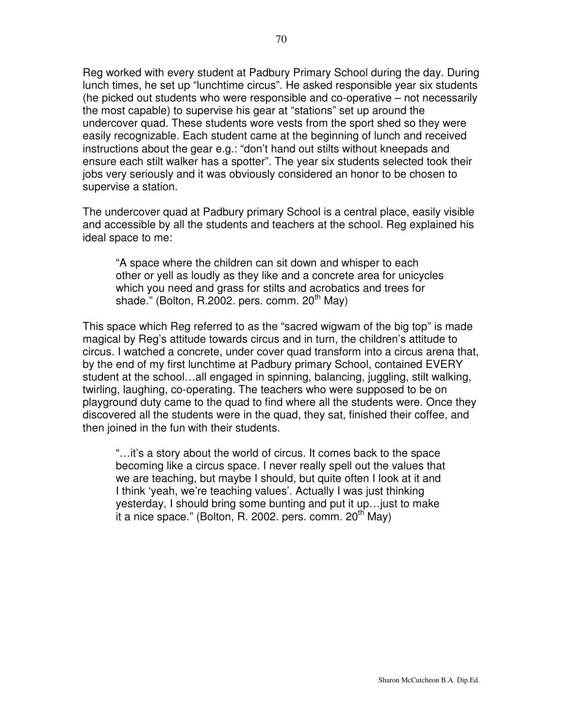Reg worked with every student at Padbury Primary School during the day. During lunch times, he set up "lunchtime circus". He asked responsible year six students (he picked out students who were responsible and co-operative – not necessarily the most capable) to supervise his gear at "stations" set up around the undercover quad. These students wore vests from the sport shed so they were easily recognizable. Each student came at the beginning of lunch and received instructions about the gear e.g.: "don't hand out stilts without kneepads and ensure each stilt walker has a spotter". The year six students selected took their jobs very seriously and it was obviously considered an honor to be chosen to supervise a station.

The undercover quad at Padbury primary School is a central place, easily visible and accessible by all the students and teachers at the school. Reg explained his ideal space to me:

> "A space where the children can sit down and whisper to each other or yell as loudly as they like and a concrete area for unicycles which you need and grass for stilts and acrobatics and trees for shade." (Bolton, R.2002. pers. comm. 20th May)

This space which Reg referred to as the "sacred wigwam of the big top" is made magical by Reg's attitude towards circus and in turn, the children's attitude to circus. I watched a concrete, under cover quad transform into a circus arena that, by the end of my first lunchtime at Padbury primary School, contained EVERY student at the school…all engaged in spinning, balancing, juggling, stilt walking, twirling, laughing, co-operating. The teachers who were supposed to be on playground duty came to the quad to find where all the students were. Once they discovered all the students were in the quad, they sat, finished their coffee, and then joined in the fun with their students.

> "…it's a story about the world of circus. It comes back to the space becoming like a circus space. I never really spell out the values that we are teaching, but maybe I should, but quite often I look at it and I think 'yeah, we're teaching values'. Actually I was just thinking yesterday, I should bring some bunting and put it up…just to make it a nice space." (Bolton, R. 2002. pers. comm. 20th May)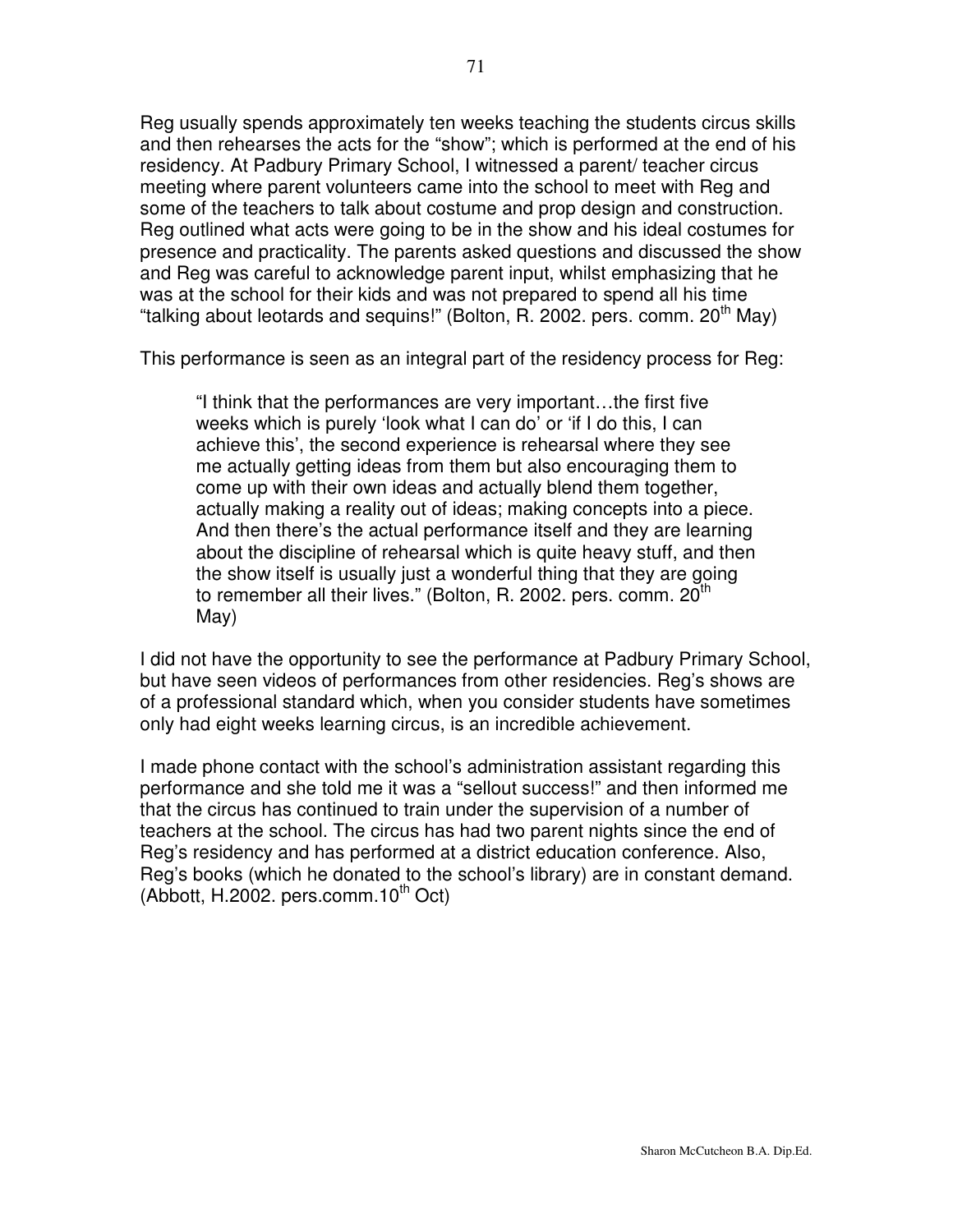Reg usually spends approximately ten weeks teaching the students circus skills and then rehearses the acts for the "show"; which is performed at the end of his residency. At Padbury Primary School, I witnessed a parent/ teacher circus meeting where parent volunteers came into the school to meet with Reg and some of the teachers to talk about costume and prop design and construction. Reg outlined what acts were going to be in the show and his ideal costumes for presence and practicality. The parents asked questions and discussed the show and Reg was careful to acknowledge parent input, whilst emphasizing that he was at the school for their kids and was not prepared to spend all his time "talking about leotards and sequins!" (Bolton, R. 2002. pers. comm. 20th May)

This performance is seen as an integral part of the residency process for Reg:

> "I think that the performances are very important…the first five weeks which is purely 'look what I can do' or 'if I do this, I can achieve this', the second experience is rehearsal where they see me actually getting ideas from them but also encouraging them to come up with their own ideas and actually blend them together, actually making a reality out of ideas; making concepts into a piece. And then there's the actual performance itself and they are learning about the discipline of rehearsal which is quite heavy stuff, and then the show itself is usually just a wonderful thing that they are going to remember all their lives." (Bolton, R. 2002. pers. comm. 20th May)

I did not have the opportunity to see the performance at Padbury Primary School, but have seen videos of performances from other residencies. Reg's shows are of a professional standard which, when you consider students have sometimes only had eight weeks learning circus, is an incredible achievement.

I made phone contact with the school's administration assistant regarding this performance and she told me it was a "sellout success!" and then informed me that the circus has continued to train under the supervision of a number of teachers at the school. The circus has had two parent nights since the end of Reg's residency and has performed at a district education conference. Also, Reg's books (which he donated to the school's library) are in constant demand. (Abbott, H.2002. pers.comm.10th Oct)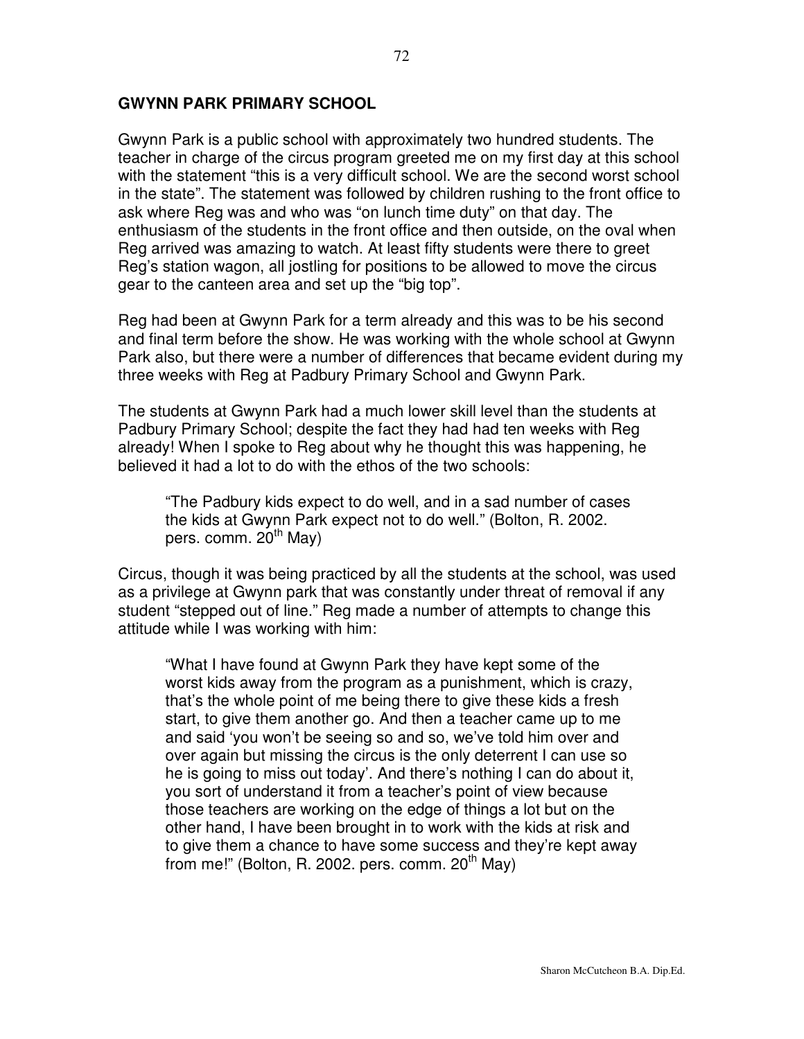## GWYNN PARK PRIMARY SCHOOL

Gwynn Park is a public school with approximately two hundred students. The teacher in charge of the circus program greeted me on my first day at this school with the statement "this is a very difficult school. We are the second worst school in the state". The statement was followed by children rushing to the front office to ask where Reg was and who was "on lunch time duty" on that day. The enthusiasm of the students in the front office and then outside, on the oval when Reg arrived was amazing to watch. At least fifty students were there to greet Reg's station wagon, all jostling for positions to be allowed to move the circus gear to the canteen area and set up the "big top".

Reg had been at Gwynn Park for a term already and this was to be his second and final term before the show. He was working with the whole school at Gwynn Park also, but there were a number of differences that became evident during my three weeks with Reg at Padbury Primary School and Gwynn Park.

The students at Gwynn Park had a much lower skill level than the students at Padbury Primary School; despite the fact they had had ten weeks with Reg already! When I spoke to Reg about why he thought this was happening, he believed it had a lot to do with the ethos of the two schools:

> "The Padbury kids expect to do well, and in a sad number of cases the kids at Gwynn Park expect not to do well." (Bolton, R. 2002. pers. comm. 20th May)

Circus, though it was being practiced by all the students at the school, was used as a privilege at Gwynn park that was constantly under threat of removal if any student "stepped out of line." Reg made a number of attempts to change this attitude while I was working with him:

> "What I have found at Gwynn Park they have kept some of the worst kids away from the program as a punishment, which is crazy, that's the whole point of me being there to give these kids a fresh start, to give them another go. And then a teacher came up to me and said 'you won't be seeing so and so, we've told him over and over again but missing the circus is the only deterrent I can use so he is going to miss out today'. And there's nothing I can do about it, you sort of understand it from a teacher's point of view because those teachers are working on the edge of things a lot but on the other hand, I have been brought in to work with the kids at risk and to give them a chance to have some success and they're kept away from me!" (Bolton, R. 2002. pers. comm. 20th May)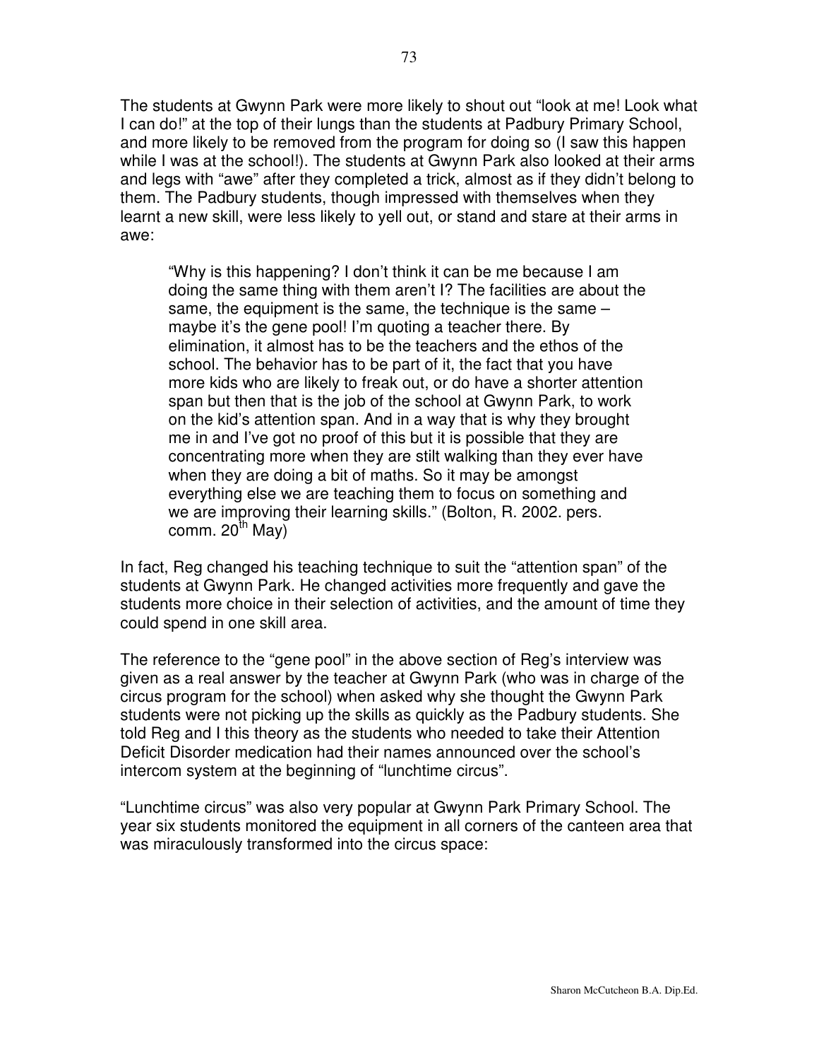The students at Gwynn Park were more likely to shout out "look at me! Look what I can do!" at the top of their lungs than the students at Padbury Primary School, and more likely to be removed from the program for doing so (I saw this happen while I was at the school!). The students at Gwynn Park also looked at their arms and legs with "awe" after they completed a trick, almost as if they didn't belong to them. The Padbury students, though impressed with themselves when they learnt a new skill, were less likely to yell out, or stand and stare at their arms in awe:

> "Why is this happening? I don't think it can be me because I am doing the same thing with them aren't I? The facilities are about the same, the equipment is the same, the technique is the same – maybe it's the gene pool! I'm quoting a teacher there. By elimination, it almost has to be the teachers and the ethos of the school. The behavior has to be part of it, the fact that you have more kids who are likely to freak out, or do have a shorter attention span but then that is the job of the school at Gwynn Park, to work on the kid's attention span. And in a way that is why they brought me in and I've got no proof of this but it is possible that they are concentrating more when they are stilt walking than they ever have when they are doing a bit of maths. So it may be amongst everything else we are teaching them to focus on something and we are improving their learning skills." (Bolton, R. 2002. pers. comm. 20th May)

In fact, Reg changed his teaching technique to suit the "attention span" of the students at Gwynn Park. He changed activities more frequently and gave the students more choice in their selection of activities, and the amount of time they could spend in one skill area.

The reference to the "gene pool" in the above section of Reg's interview was given as a real answer by the teacher at Gwynn Park (who was in charge of the circus program for the school) when asked why she thought the Gwynn Park students were not picking up the skills as quickly as the Padbury students. She told Reg and I this theory as the students who needed to take their Attention Deficit Disorder medication had their names announced over the school's intercom system at the beginning of "lunchtime circus".

"Lunchtime circus" was also very popular at Gwynn Park Primary School. The year six students monitored the equipment in all corners of the canteen area that was miraculously transformed into the circus space: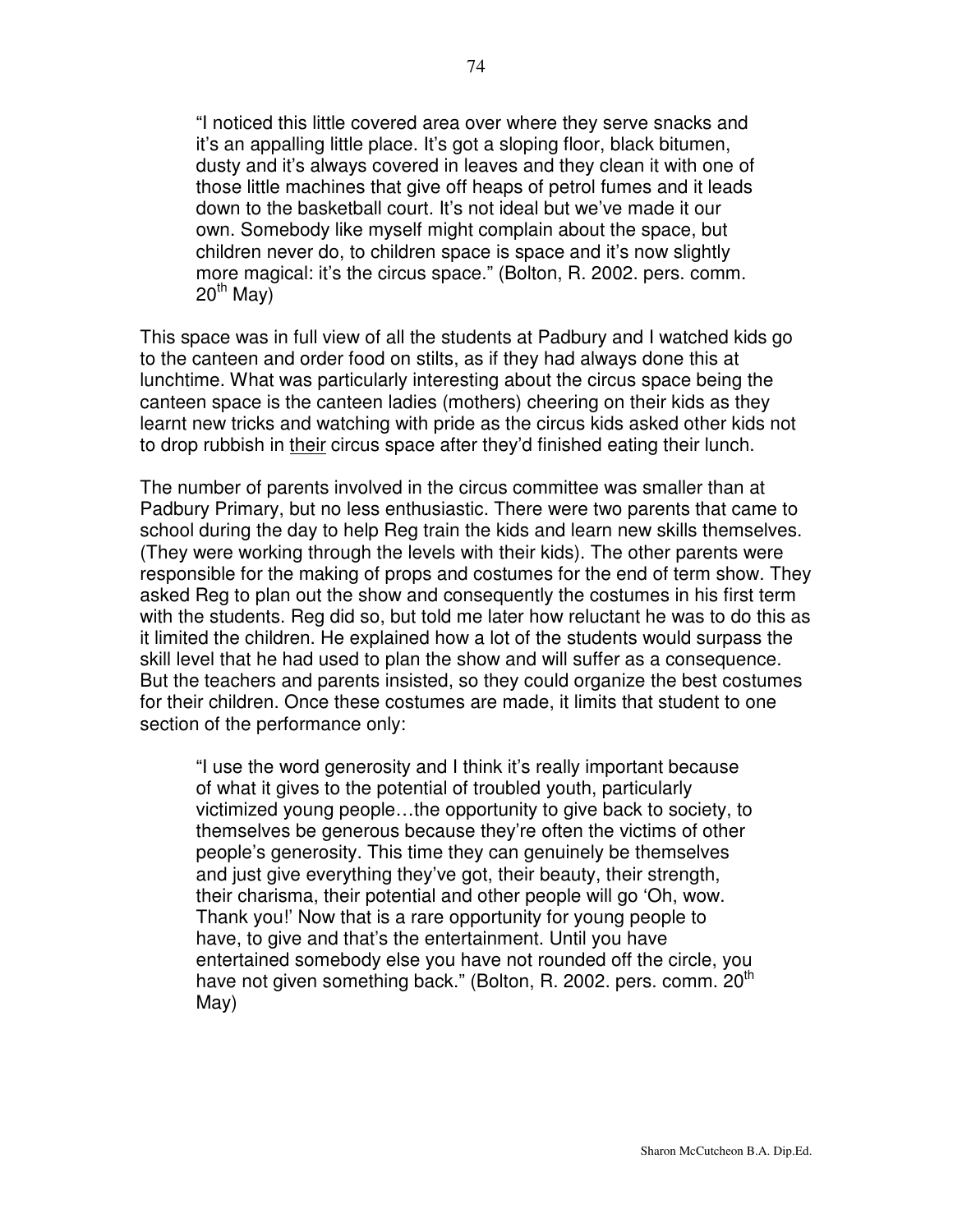> "I noticed this little covered area over where they serve snacks and it's an appalling little place. It's got a sloping floor, black bitumen, dusty and it's always covered in leaves and they clean it with one of those little machines that give off heaps of petrol fumes and it leads down to the basketball court. It's not ideal but we've made it our own. Somebody like myself might complain about the space, but children never do, to children space is space and it's now slightly more magical: it's the circus space." (Bolton, R. 2002. pers. comm. 20th May)

This space was in full view of all the students at Padbury and I watched kids go to the canteen and order food on stilts, as if they had always done this at lunchtime. What was particularly interesting about the circus space being the canteen space is the canteen ladies (mothers) cheering on their kids as they learnt new tricks and watching with pride as the circus kids asked other kids not to drop rubbish in <u>their</u> circus space after they'd finished eating their lunch.

The number of parents involved in the circus committee was smaller than at Padbury Primary, but no less enthusiastic. There were two parents that came to school during the day to help Reg train the kids and learn new skills themselves. (They were working through the levels with their kids). The other parents were responsible for the making of props and costumes for the end of term show. They asked Reg to plan out the show and consequently the costumes in his first term with the students. Reg did so, but told me later how reluctant he was to do this as it limited the children. He explained how a lot of the students would surpass the skill level that he had used to plan the show and will suffer as a consequence. But the teachers and parents insisted, so they could organize the best costumes for their children. Once these costumes are made, it limits that student to one section of the performance only:

> "I use the word generosity and I think it's really important because of what it gives to the potential of troubled youth, particularly victimized young people…the opportunity to give back to society, to themselves be generous because they're often the victims of other people's generosity. This time they can genuinely be themselves and just give everything they've got, their beauty, their strength, their charisma, their potential and other people will go 'Oh, wow. Thank you!' Now that is a rare opportunity for young people to have, to give and that's the entertainment. Until you have entertained somebody else you have not rounded off the circle, you have not given something back." (Bolton, R. 2002. pers. comm. 20th May)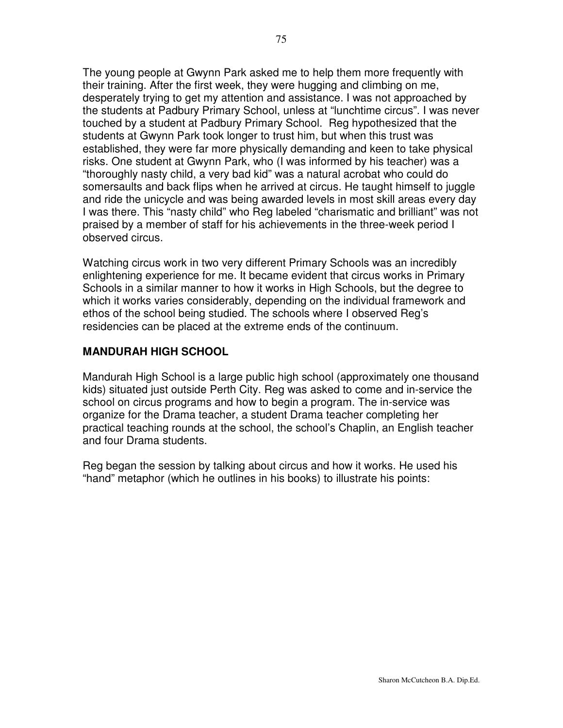The young people at Gwynn Park asked me to help them more frequently with their training. After the first week, they were hugging and climbing on me, desperately trying to get my attention and assistance. I was not approached by the students at Padbury Primary School, unless at "lunchtime circus". I was never touched by a student at Padbury Primary School. Reg hypothesized that the students at Gwynn Park took longer to trust him, but when this trust was established, they were far more physically demanding and keen to take physical risks. One student at Gwynn Park, who (I was informed by his teacher) was a "thoroughly nasty child, a very bad kid" was a natural acrobat who could do somersaults and back flips when he arrived at circus. He taught himself to juggle and ride the unicycle and was being awarded levels in most skill areas every day I was there. This "nasty child" who Reg labeled "charismatic and brilliant" was not praised by a member of staff for his achievements in the three-week period I observed circus.

Watching circus work in two very different Primary Schools was an incredibly enlightening experience for me. It became evident that circus works in Primary Schools in a similar manner to how it works in High Schools, but the degree to which it works varies considerably, depending on the individual framework and ethos of the school being studied. The schools where I observed Reg's residencies can be placed at the extreme ends of the continuum.

## MANDURAH HIGH SCHOOL

Mandurah High School is a large public high school (approximately one thousand kids) situated just outside Perth City. Reg was asked to come and in-service the school on circus programs and how to begin a program. The in-service was organize for the Drama teacher, a student Drama teacher completing her practical teaching rounds at the school, the school's Chaplin, an English teacher and four Drama students.

Reg began the session by talking about circus and how it works. He used his "hand" metaphor (which he outlines in his books) to illustrate his points: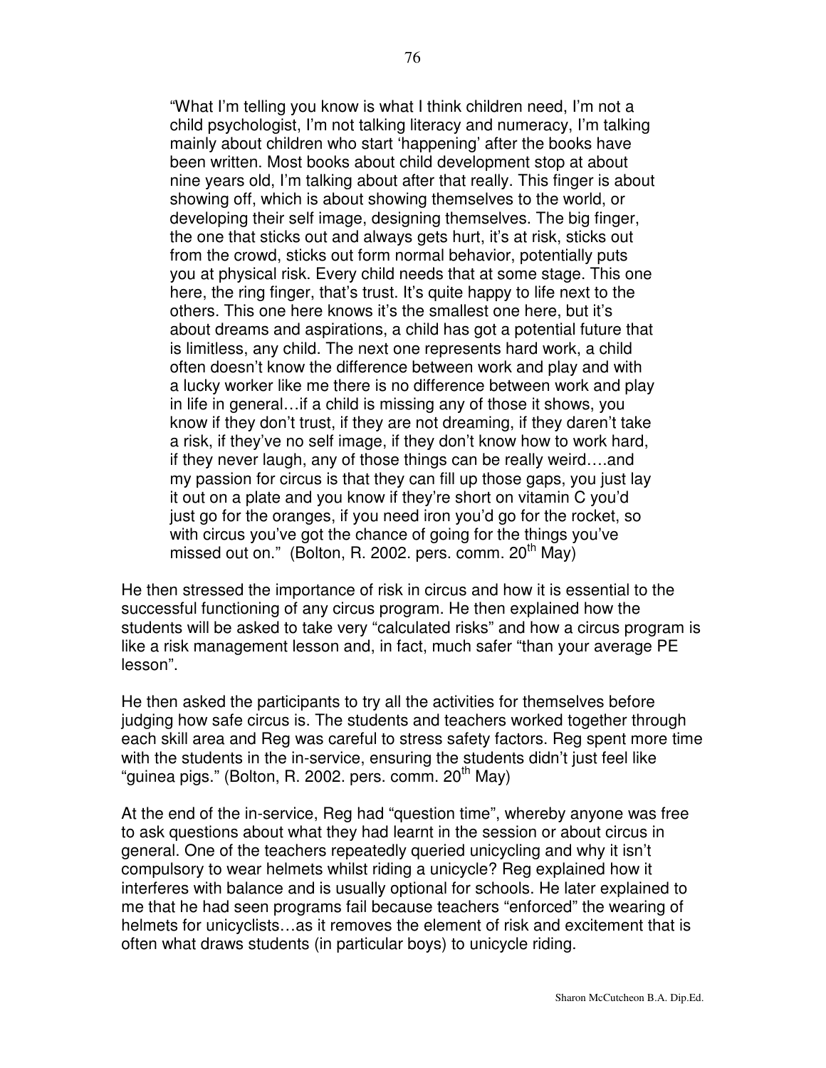> "What I'm telling you know is what I think children need, I'm not a child psychologist, I'm not talking literacy and numeracy, I'm talking mainly about children who start 'happening' after the books have been written. Most books about child development stop at about nine years old, I'm talking about after that really. This finger is about showing off, which is about showing themselves to the world, or developing their self image, designing themselves. The big finger, the one that sticks out and always gets hurt, it's at risk, sticks out from the crowd, sticks out form normal behavior, potentially puts you at physical risk. Every child needs that at some stage. This one here, the ring finger, that's trust. It's quite happy to life next to the others. This one here knows it's the smallest one here, but it's about dreams and aspirations, a child has got a potential future that is limitless, any child. The next one represents hard work, a child often doesn't know the difference between work and play and with a lucky worker like me there is no difference between work and play in life in general…if a child is missing any of those it shows, you know if they don't trust, if they are not dreaming, if they daren't take a risk, if they've no self image, if they don't know how to work hard, if they never laugh, any of those things can be really weird….and my passion for circus is that they can fill up those gaps, you just lay it out on a plate and you know if they're short on vitamin C you'd just go for the oranges, if you need iron you'd go for the rocket, so with circus you've got the chance of going for the things you've missed out on." (Bolton, R. 2002. pers. comm. 20th May)

He then stressed the importance of risk in circus and how it is essential to the successful functioning of any circus program. He then explained how the students will be asked to take very "calculated risks" and how a circus program is like a risk management lesson and, in fact, much safer "than your average PE lesson".

He then asked the participants to try all the activities for themselves before judging how safe circus is. The students and teachers worked together through each skill area and Reg was careful to stress safety factors. Reg spent more time with the students in the in-service, ensuring the students didn't just feel like "guinea pigs." (Bolton, R. 2002. pers. comm. 20th May)

At the end of the in-service, Reg had "question time", whereby anyone was free to ask questions about what they had learnt in the session or about circus in general. One of the teachers repeatedly queried unicycling and why it isn't compulsory to wear helmets whilst riding a unicycle? Reg explained how it interferes with balance and is usually optional for schools. He later explained to me that he had seen programs fail because teachers "enforced" the wearing of helmets for unicyclists…as it removes the element of risk and excitement that is often what draws students (in particular boys) to unicycle riding.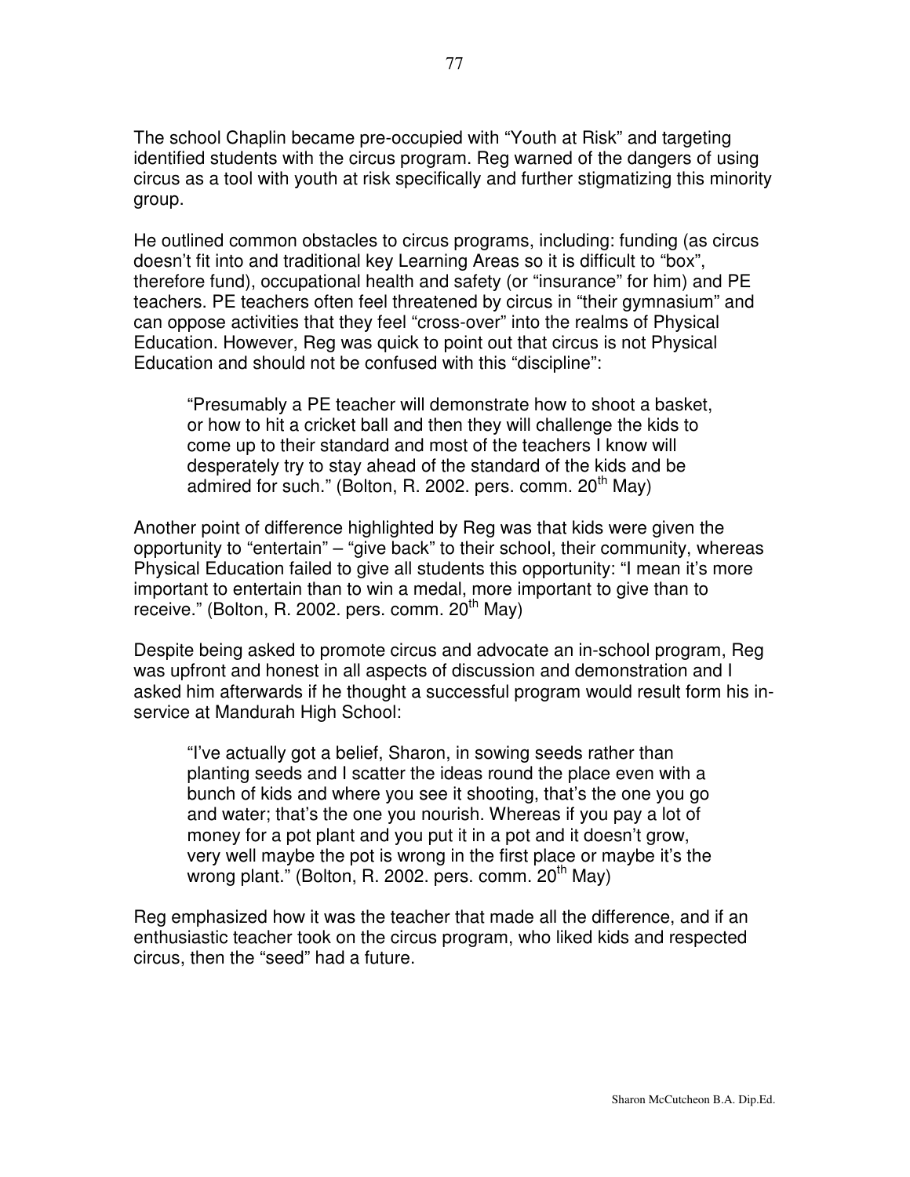The school Chaplin became pre-occupied with "Youth at Risk" and targeting identified students with the circus program. Reg warned of the dangers of using circus as a tool with youth at risk specifically and further stigmatizing this minority group.

He outlined common obstacles to circus programs, including: funding (as circus doesn't fit into and traditional key Learning Areas so it is difficult to "box", therefore fund), occupational health and safety (or "insurance" for him) and PE teachers. PE teachers often feel threatened by circus in "their gymnasium" and can oppose activities that they feel "cross-over" into the realms of Physical Education. However, Reg was quick to point out that circus is not Physical Education and should not be confused with this "discipline":

> "Presumably a PE teacher will demonstrate how to shoot a basket, or how to hit a cricket ball and then they will challenge the kids to come up to their standard and most of the teachers I know will desperately try to stay ahead of the standard of the kids and be admired for such." (Bolton, R. 2002. pers. comm. 20th May)

Another point of difference highlighted by Reg was that kids were given the opportunity to "entertain" – "give back" to their school, their community, whereas Physical Education failed to give all students this opportunity: "I mean it's more important to entertain than to win a medal, more important to give than to receive." (Bolton, R. 2002. pers. comm. 20th May)

Despite being asked to promote circus and advocate an in-school program, Reg was upfront and honest in all aspects of discussion and demonstration and I asked him afterwards if he thought a successful program would result form his in-service at Mandurah High School:

> "I've actually got a belief, Sharon, in sowing seeds rather than planting seeds and I scatter the ideas round the place even with a bunch of kids and where you see it shooting, that's the one you go and water; that's the one you nourish. Whereas if you pay a lot of money for a pot plant and you put it in a pot and it doesn't grow, very well maybe the pot is wrong in the first place or maybe it's the wrong plant." (Bolton, R. 2002. pers. comm. 20th May)

Reg emphasized how it was the teacher that made all the difference, and if an enthusiastic teacher took on the circus program, who liked kids and respected circus, then the "seed" had a future.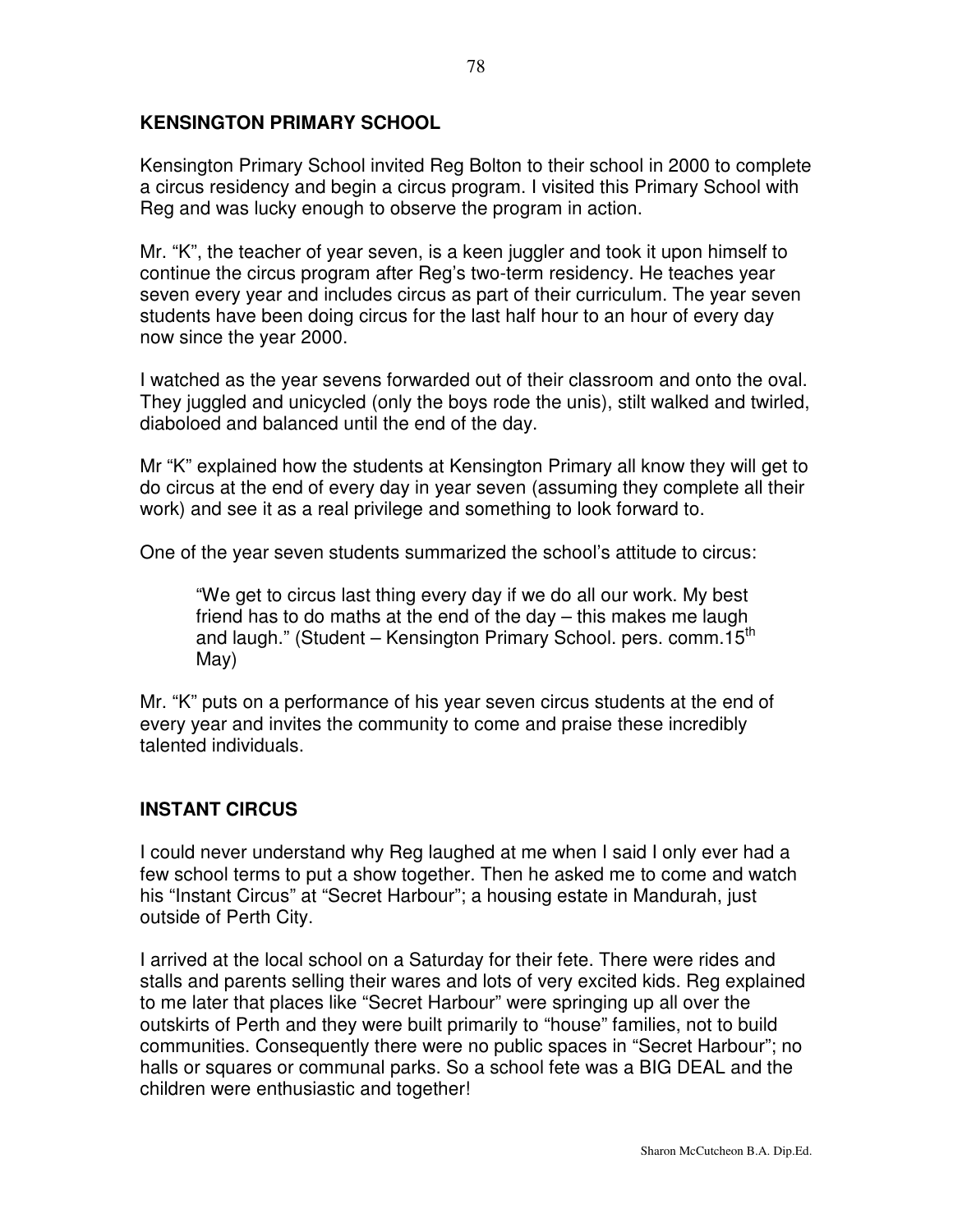## KENSINGTON PRIMARY SCHOOL

Kensington Primary School invited Reg Bolton to their school in 2000 to complete a circus residency and begin a circus program. I visited this Primary School with Reg and was lucky enough to observe the program in action.

Mr. "K", the teacher of year seven, is a keen juggler and took it upon himself to continue the circus program after Reg's two-term residency. He teaches year seven every year and includes circus as part of their curriculum. The year seven students have been doing circus for the last half hour to an hour of every day now since the year 2000.

I watched as the year sevens forwarded out of their classroom and onto the oval. They juggled and unicycled (only the boys rode the unis), stilt walked and twirled, diaboloed and balanced until the end of the day.

Mr "K" explained how the students at Kensington Primary all know they will get to do circus at the end of every day in year seven (assuming they complete all their work) and see it as a real privilege and something to look forward to.

One of the year seven students summarized the school's attitude to circus:

> "We get to circus last thing every day if we do all our work. My best friend has to do maths at the end of the day – this makes me laugh and laugh." (Student – Kensington Primary School. pers. comm.15th May)

Mr. "K" puts on a performance of his year seven circus students at the end of every year and invites the community to come and praise these incredibly talented individuals.

## INSTANT CIRCUS

I could never understand why Reg laughed at me when I said I only ever had a few school terms to put a show together. Then he asked me to come and watch his "Instant Circus" at "Secret Harbour"; a housing estate in Mandurah, just outside of Perth City.

I arrived at the local school on a Saturday for their fete. There were rides and stalls and parents selling their wares and lots of very excited kids. Reg explained to me later that places like "Secret Harbour" were springing up all over the outskirts of Perth and they were built primarily to "house" families, not to build communities. Consequently there were no public spaces in "Secret Harbour"; no halls or squares or communal parks. So a school fete was a BIG DEAL and the children were enthusiastic and together!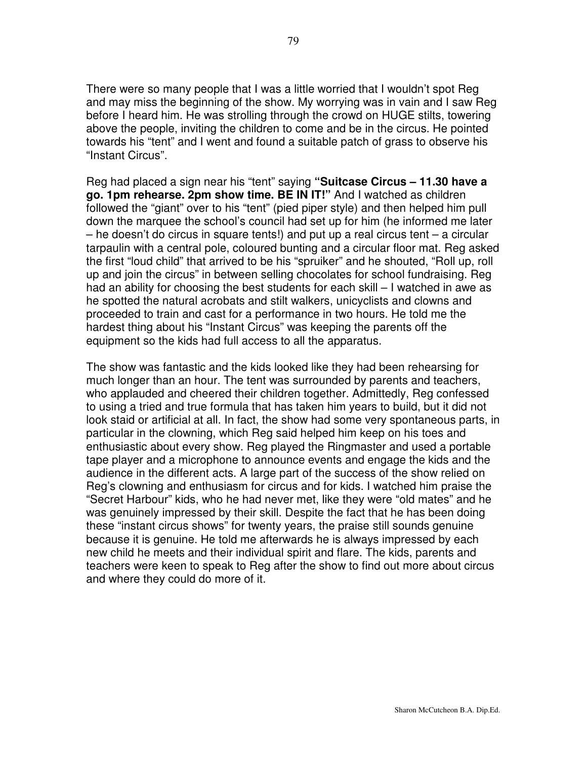There were so many people that I was a little worried that I wouldn't spot Reg and may miss the beginning of the show. My worrying was in vain and I saw Reg before I heard him. He was strolling through the crowd on HUGE stilts, towering above the people, inviting the children to come and be in the circus. He pointed towards his "tent" and I went and found a suitable patch of grass to observe his "Instant Circus".

Reg had placed a sign near his "tent" saying **"Suitcase Circus – 11.30 have a go. 1pm rehearse. 2pm show time. BE IN IT!"** And I watched as children followed the "giant" over to his "tent" (pied piper style) and then helped him pull down the marquee the school's council had set up for him (he informed me later – he doesn't do circus in square tents!) and put up a real circus tent – a circular tarpaulin with a central pole, coloured bunting and a circular floor mat. Reg asked the first "loud child" that arrived to be his "spruiker" and he shouted, "Roll up, roll up and join the circus" in between selling chocolates for school fundraising. Reg had an ability for choosing the best students for each skill – I watched in awe as he spotted the natural acrobats and stilt walkers, unicyclists and clowns and proceeded to train and cast for a performance in two hours. He told me the hardest thing about his "Instant Circus" was keeping the parents off the equipment so the kids had full access to all the apparatus.

The show was fantastic and the kids looked like they had been rehearsing for much longer than an hour. The tent was surrounded by parents and teachers, who applauded and cheered their children together. Admittedly, Reg confessed to using a tried and true formula that has taken him years to build, but it did not look staid or artificial at all. In fact, the show had some very spontaneous parts, in particular in the clowning, which Reg said helped him keep on his toes and enthusiastic about every show. Reg played the Ringmaster and used a portable tape player and a microphone to announce events and engage the kids and the audience in the different acts. A large part of the success of the show relied on Reg's clowning and enthusiasm for circus and for kids. I watched him praise the "Secret Harbour" kids, who he had never met, like they were "old mates" and he was genuinely impressed by their skill. Despite the fact that he has been doing these "instant circus shows" for twenty years, the praise still sounds genuine because it is genuine. He told me afterwards he is always impressed by each new child he meets and their individual spirit and flare. The kids, parents and teachers were keen to speak to Reg after the show to find out more about circus and where they could do more of it.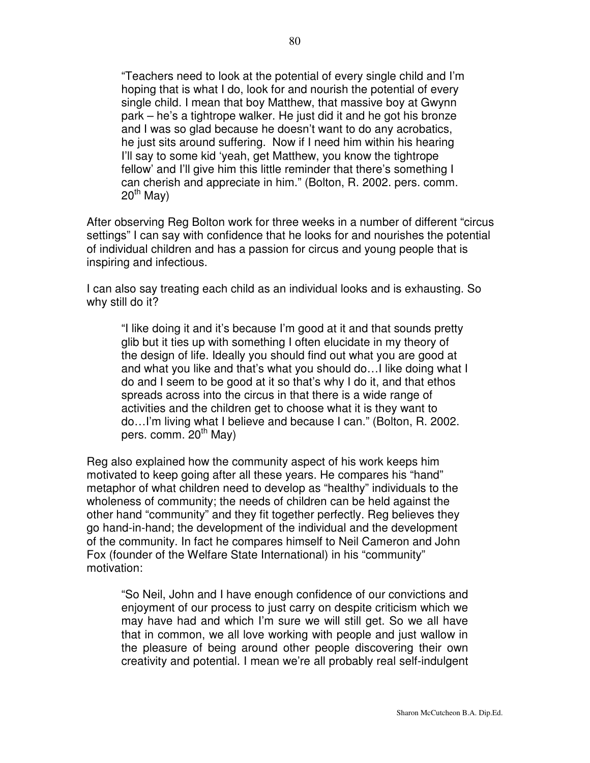> "Teachers need to look at the potential of every single child and I'm hoping that is what I do, look for and nourish the potential of every single child. I mean that boy Matthew, that massive boy at Gwynn park – he's a tightrope walker. He just did it and he got his bronze and I was so glad because he doesn't want to do any acrobatics, he just sits around suffering. Now if I need him within his hearing I'll say to some kid 'yeah, get Matthew, you know the tightrope fellow' and I'll give him this little reminder that there's something I can cherish and appreciate in him." (Bolton, R. 2002. pers. comm. 20th May)

After observing Reg Bolton work for three weeks in a number of different "circus settings" I can say with confidence that he looks for and nourishes the potential of individual children and has a passion for circus and young people that is inspiring and infectious.

I can also say treating each child as an individual looks and is exhausting. So why still do it?

> "I like doing it and it's because I'm good at it and that sounds pretty glib but it ties up with something I often elucidate in my theory of the design of life. Ideally you should find out what you are good at and what you like and that's what you should do…I like doing what I do and I seem to be good at it so that's why I do it, and that ethos spreads across into the circus in that there is a wide range of activities and the children get to choose what it is they want to do…I'm living what I believe and because I can." (Bolton, R. 2002. pers. comm. 20th May)

Reg also explained how the community aspect of his work keeps him motivated to keep going after all these years. He compares his "hand" metaphor of what children need to develop as "healthy" individuals to the wholeness of community; the needs of children can be held against the other hand "community" and they fit together perfectly. Reg believes they go hand-in-hand; the development of the individual and the development of the community. In fact he compares himself to Neil Cameron and John Fox (founder of the Welfare State International) in his "community" motivation:

> "So Neil, John and I have enough confidence of our convictions and enjoyment of our process to just carry on despite criticism which we may have had and which I'm sure we will still get. So we all have that in common, we all love working with people and just wallow in the pleasure of being around other people discovering their own creativity and potential. I mean we're all probably real self-indulgent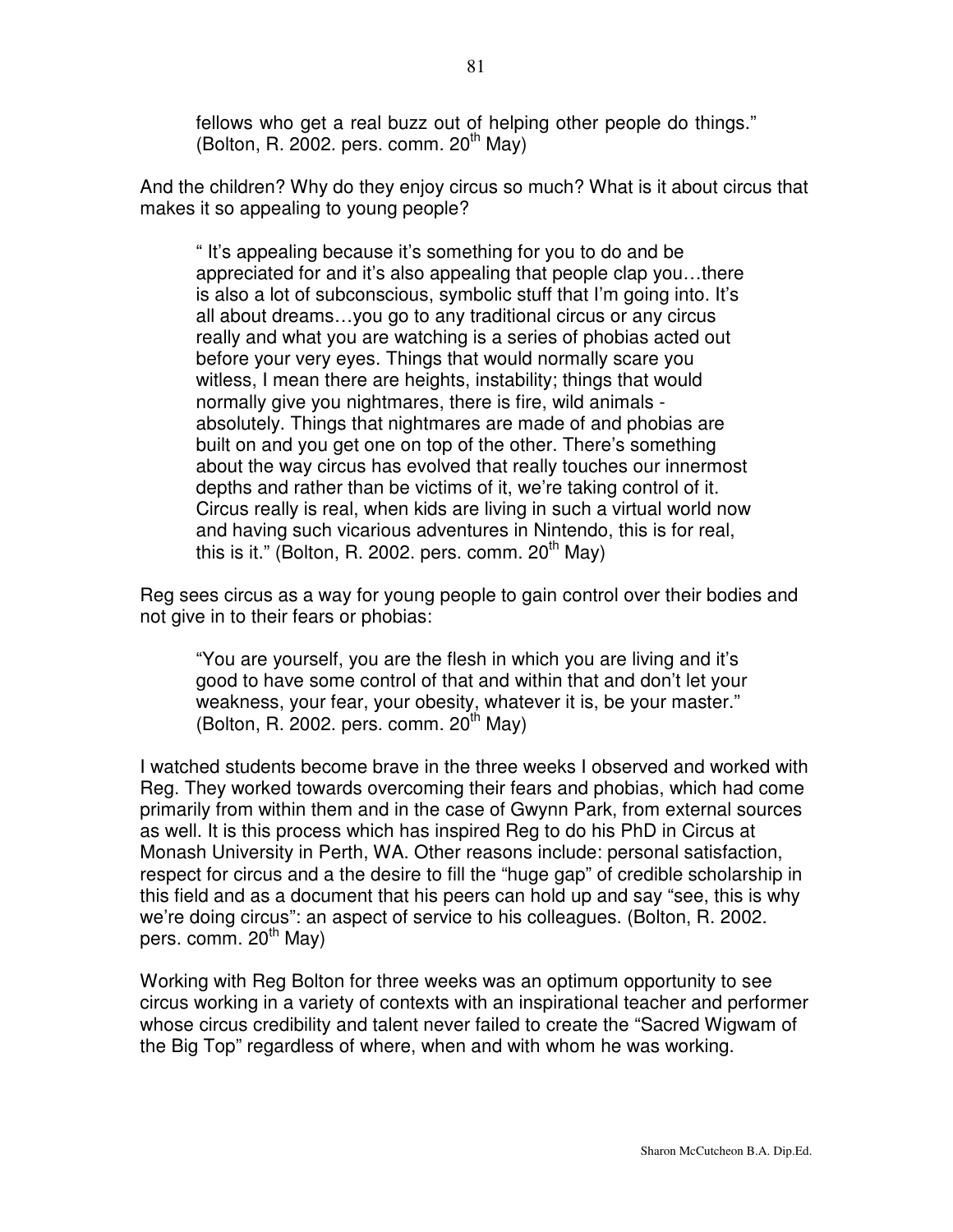> fellows who get a real buzz out of helping other people do things." (Bolton, R. 2002. pers. comm. 20th May)

And the children? Why do they enjoy circus so much? What is it about circus that makes it so appealing to young people?

> " It's appealing because it's something for you to do and be appreciated for and it's also appealing that people clap you…there is also a lot of subconscious, symbolic stuff that I'm going into. It's all about dreams…you go to any traditional circus or any circus really and what you are watching is a series of phobias acted out before your very eyes. Things that would normally scare you witless, I mean there are heights, instability; things that would normally give you nightmares, there is fire, wild animals - absolutely. Things that nightmares are made of and phobias are built on and you get one on top of the other. There's something about the way circus has evolved that really touches our innermost depths and rather than be victims of it, we're taking control of it. Circus really is real, when kids are living in such a virtual world now and having such vicarious adventures in Nintendo, this is for real, this is it." (Bolton, R. 2002. pers. comm. 20th May)

Reg sees circus as a way for young people to gain control over their bodies and not give in to their fears or phobias:

> "You are yourself, you are the flesh in which you are living and it's good to have some control of that and within that and don't let your weakness, your fear, your obesity, whatever it is, be your master." (Bolton, R. 2002. pers. comm. 20th May)

I watched students become brave in the three weeks I observed and worked with Reg. They worked towards overcoming their fears and phobias, which had come primarily from within them and in the case of Gwynn Park, from external sources as well. It is this process which has inspired Reg to do his PhD in Circus at Monash University in Perth, WA. Other reasons include: personal satisfaction, respect for circus and a the desire to fill the "huge gap" of credible scholarship in this field and as a document that his peers can hold up and say "see, this is why we're doing circus": an aspect of service to his colleagues. (Bolton, R. 2002. pers. comm. 20th May)

Working with Reg Bolton for three weeks was an optimum opportunity to see circus working in a variety of contexts with an inspirational teacher and performer whose circus credibility and talent never failed to create the "Sacred Wigwam of the Big Top" regardless of where, when and with whom he was working.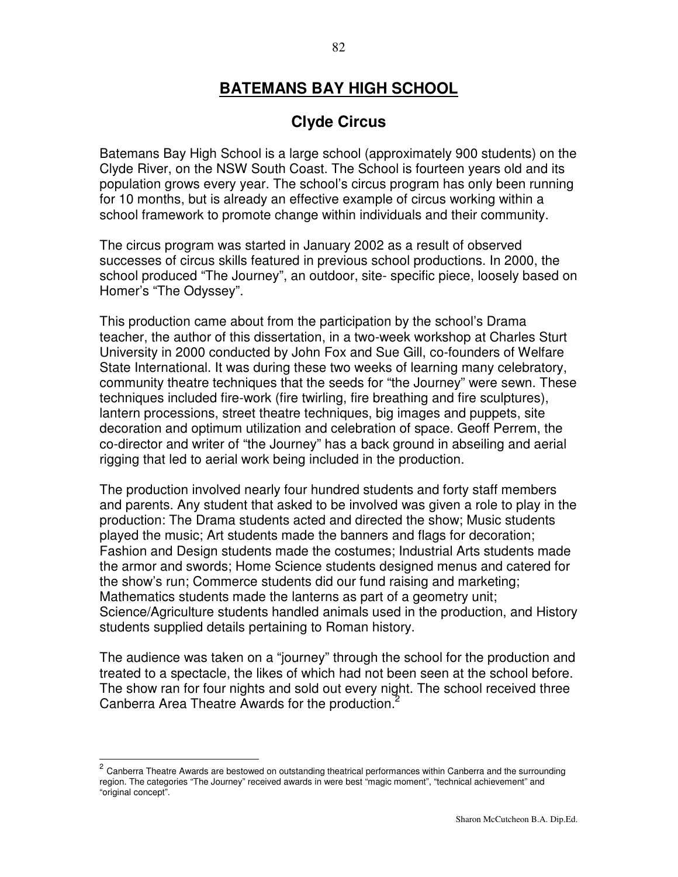# BATEMANS BAY HIGH SCHOOL

## Clyde Circus

Batemans Bay High School is a large school (approximately 900 students) on the Clyde River, on the NSW South Coast. The School is fourteen years old and its population grows every year. The school's circus program has only been running for 10 months, but is already an effective example of circus working within a school framework to promote change within individuals and their community.

The circus program was started in January 2002 as a result of observed successes of circus skills featured in previous school productions. In 2000, the school produced "The Journey", an outdoor, site- specific piece, loosely based on Homer's "The Odyssey".

This production came about from the participation by the school's Drama teacher, the author of this dissertation, in a two-week workshop at Charles Sturt University in 2000 conducted by John Fox and Sue Gill, co-founders of Welfare State International. It was during these two weeks of learning many celebratory, community theatre techniques that the seeds for "the Journey" were sewn. These techniques included fire-work (fire twirling, fire breathing and fire sculptures), lantern processions, street theatre techniques, big images and puppets, site decoration and optimum utilization and celebration of space. Geoff Perrem, the co-director and writer of "the Journey" has a back ground in abseiling and aerial rigging that led to aerial work being included in the production.

The production involved nearly four hundred students and forty staff members and parents. Any student that asked to be involved was given a role to play in the production: The Drama students acted and directed the show; Music students played the music; Art students made the banners and flags for decoration; Fashion and Design students made the costumes; Industrial Arts students made the armor and swords; Home Science students designed menus and catered for the show's run; Commerce students did our fund raising and marketing; Mathematics students made the lanterns as part of a geometry unit; Science/Agriculture students handled animals used in the production, and History students supplied details pertaining to Roman history.

The audience was taken on a "journey" through the school for the production and treated to a spectacle, the likes of which had not been seen at the school before. The show ran for four nights and sold out every night. The school received three Canberra Area Theatre Awards for the production.[2]

[2] Canberra Theatre Awards are bestowed on outstanding theatrical performances within Canberra and the surrounding region. The categories "The Journey" received awards in were best "magic moment", "technical achievement" and "original concept".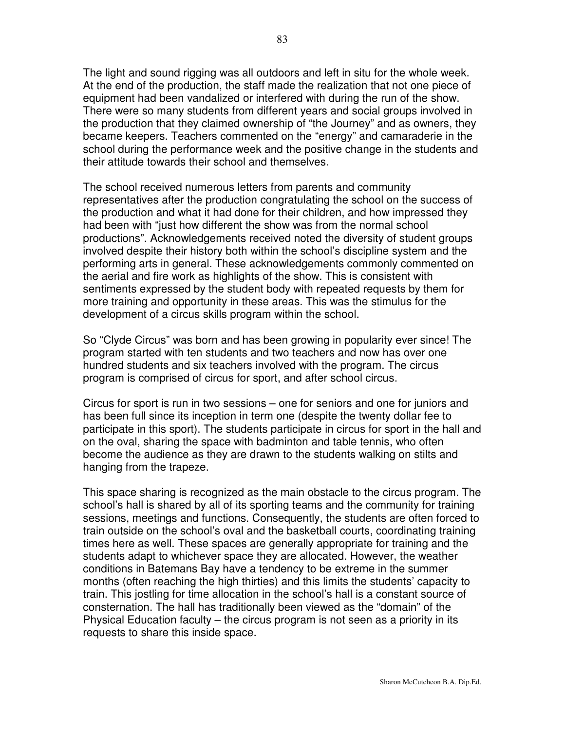The light and sound rigging was all outdoors and left in situ for the whole week. At the end of the production, the staff made the realization that not one piece of equipment had been vandalized or interfered with during the run of the show. There were so many students from different years and social groups involved in the production that they claimed ownership of "the Journey" and as owners, they became keepers. Teachers commented on the "energy" and camaraderie in the school during the performance week and the positive change in the students and their attitude towards their school and themselves.

The school received numerous letters from parents and community representatives after the production congratulating the school on the success of the production and what it had done for their children, and how impressed they had been with "just how different the show was from the normal school productions". Acknowledgements received noted the diversity of student groups involved despite their history both within the school's discipline system and the performing arts in general. These acknowledgements commonly commented on the aerial and fire work as highlights of the show. This is consistent with sentiments expressed by the student body with repeated requests by them for more training and opportunity in these areas. This was the stimulus for the development of a circus skills program within the school.

So "Clyde Circus" was born and has been growing in popularity ever since! The program started with ten students and two teachers and now has over one hundred students and six teachers involved with the program. The circus program is comprised of circus for sport, and after school circus.

Circus for sport is run in two sessions – one for seniors and one for juniors and has been full since its inception in term one (despite the twenty dollar fee to participate in this sport). The students participate in circus for sport in the hall and on the oval, sharing the space with badminton and table tennis, who often become the audience as they are drawn to the students walking on stilts and hanging from the trapeze.

This space sharing is recognized as the main obstacle to the circus program. The school's hall is shared by all of its sporting teams and the community for training sessions, meetings and functions. Consequently, the students are often forced to train outside on the school's oval and the basketball courts, coordinating training times here as well. These spaces are generally appropriate for training and the students adapt to whichever space they are allocated. However, the weather conditions in Batemans Bay have a tendency to be extreme in the summer months (often reaching the high thirties) and this limits the students' capacity to train. This jostling for time allocation in the school's hall is a constant source of consternation. The hall has traditionally been viewed as the "domain" of the Physical Education faculty – the circus program is not seen as a priority in its requests to share this inside space.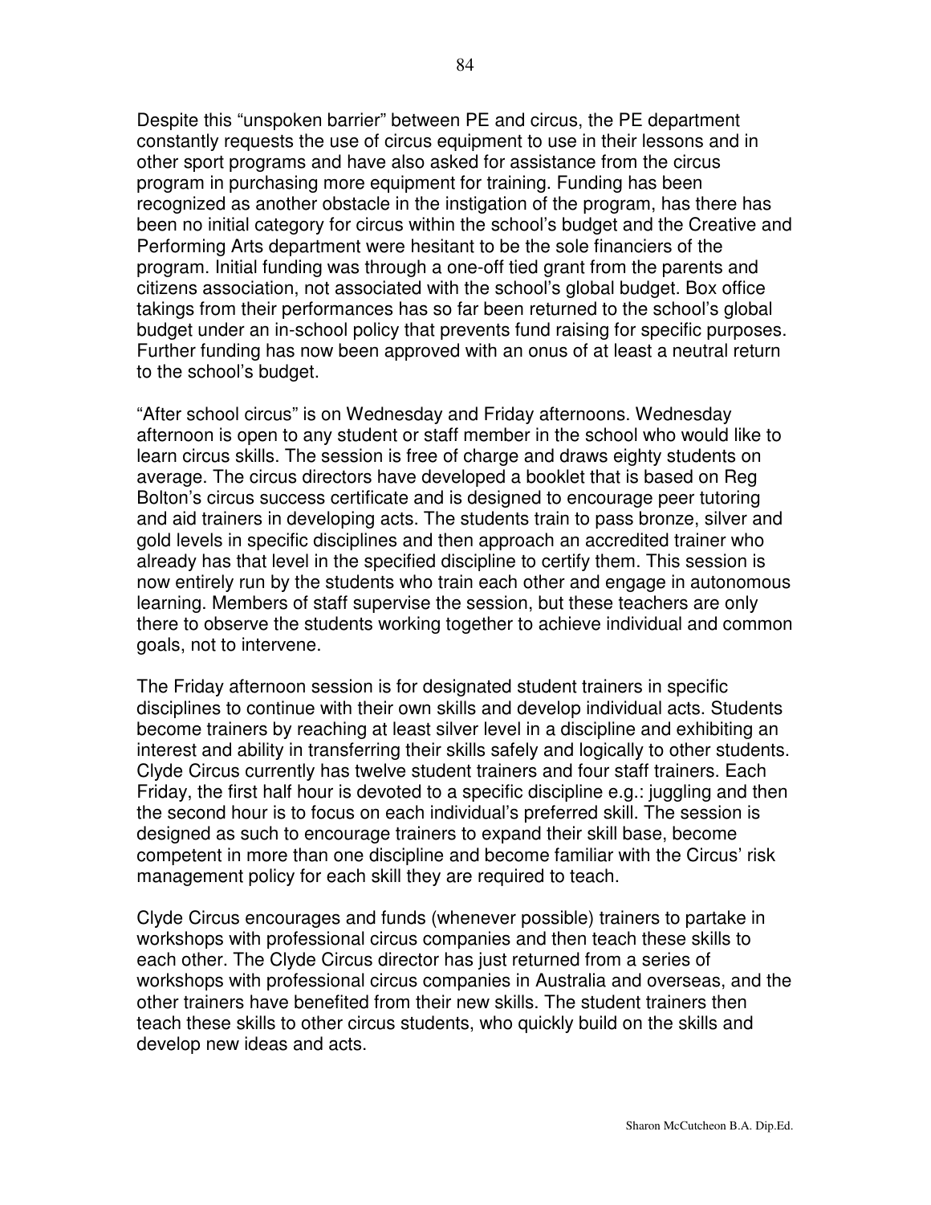Despite this "unspoken barrier" between PE and circus, the PE department constantly requests the use of circus equipment to use in their lessons and in other sport programs and have also asked for assistance from the circus program in purchasing more equipment for training. Funding has been recognized as another obstacle in the instigation of the program, has there has been no initial category for circus within the school's budget and the Creative and Performing Arts department were hesitant to be the sole financiers of the program. Initial funding was through a one-off tied grant from the parents and citizens association, not associated with the school's global budget. Box office takings from their performances has so far been returned to the school's global budget under an in-school policy that prevents fund raising for specific purposes. Further funding has now been approved with an onus of at least a neutral return to the school's budget.

"After school circus" is on Wednesday and Friday afternoons. Wednesday afternoon is open to any student or staff member in the school who would like to learn circus skills. The session is free of charge and draws eighty students on average. The circus directors have developed a booklet that is based on Reg Bolton's circus success certificate and is designed to encourage peer tutoring and aid trainers in developing acts. The students train to pass bronze, silver and gold levels in specific disciplines and then approach an accredited trainer who already has that level in the specified discipline to certify them. This session is now entirely run by the students who train each other and engage in autonomous learning. Members of staff supervise the session, but these teachers are only there to observe the students working together to achieve individual and common goals, not to intervene.

The Friday afternoon session is for designated student trainers in specific disciplines to continue with their own skills and develop individual acts. Students become trainers by reaching at least silver level in a discipline and exhibiting an interest and ability in transferring their skills safely and logically to other students. Clyde Circus currently has twelve student trainers and four staff trainers. Each Friday, the first half hour is devoted to a specific discipline e.g.: juggling and then the second hour is to focus on each individual's preferred skill. The session is designed as such to encourage trainers to expand their skill base, become competent in more than one discipline and become familiar with the Circus' risk management policy for each skill they are required to teach.

Clyde Circus encourages and funds (whenever possible) trainers to partake in workshops with professional circus companies and then teach these skills to each other. The Clyde Circus director has just returned from a series of workshops with professional circus companies in Australia and overseas, and the other trainers have benefited from their new skills. The student trainers then teach these skills to other circus students, who quickly build on the skills and develop new ideas and acts.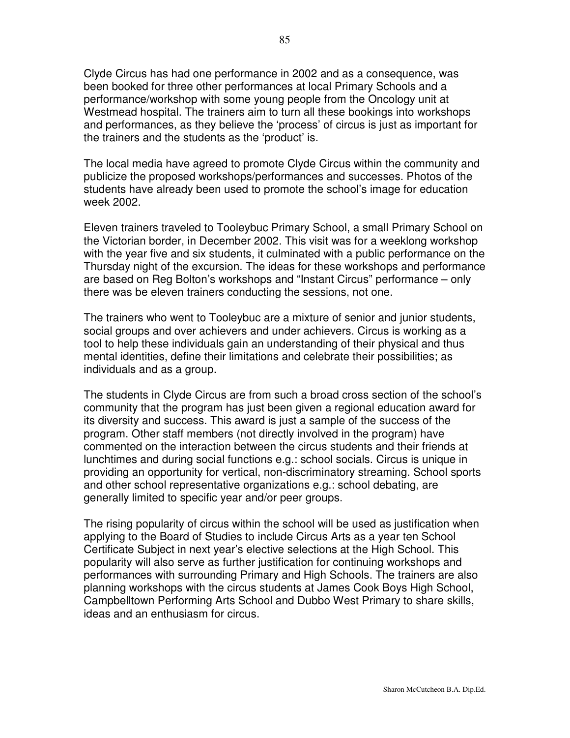Clyde Circus has had one performance in 2002 and as a consequence, was been booked for three other performances at local Primary Schools and a performance/workshop with some young people from the Oncology unit at Westmead hospital. The trainers aim to turn all these bookings into workshops and performances, as they believe the 'process' of circus is just as important for the trainers and the students as the 'product' is.

The local media have agreed to promote Clyde Circus within the community and publicize the proposed workshops/performances and successes. Photos of the students have already been used to promote the school's image for education week 2002.

Eleven trainers traveled to Tooleybuc Primary School, a small Primary School on the Victorian border, in December 2002. This visit was for a weeklong workshop with the year five and six students, it culminated with a public performance on the Thursday night of the excursion. The ideas for these workshops and performance are based on Reg Bolton's workshops and "Instant Circus" performance – only there was be eleven trainers conducting the sessions, not one.

The trainers who went to Tooleybuc are a mixture of senior and junior students, social groups and over achievers and under achievers. Circus is working as a tool to help these individuals gain an understanding of their physical and thus mental identities, define their limitations and celebrate their possibilities; as individuals and as a group.

The students in Clyde Circus are from such a broad cross section of the school's community that the program has just been given a regional education award for its diversity and success. This award is just a sample of the success of the program. Other staff members (not directly involved in the program) have commented on the interaction between the circus students and their friends at lunchtimes and during social functions e.g.: school socials. Circus is unique in providing an opportunity for vertical, non-discriminatory streaming. School sports and other school representative organizations e.g.: school debating, are generally limited to specific year and/or peer groups.

The rising popularity of circus within the school will be used as justification when applying to the Board of Studies to include Circus Arts as a year ten School Certificate Subject in next year's elective selections at the High School. This popularity will also serve as further justification for continuing workshops and performances with surrounding Primary and High Schools. The trainers are also planning workshops with the circus students at James Cook Boys High School, Campbelltown Performing Arts School and Dubbo West Primary to share skills, ideas and an enthusiasm for circus.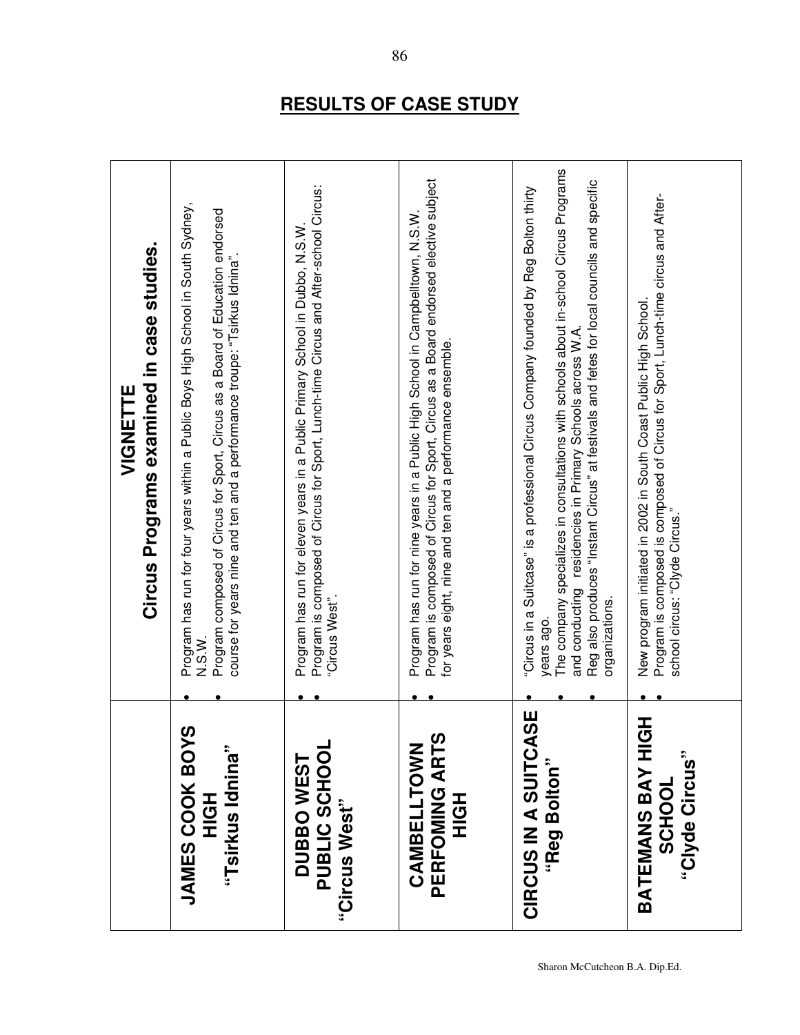## RESULTS OF CASE STUDY

| | **VIGNETTE** **Circus Programs examined in case studies.** |
|---|---|
| **JAMES COOK BOYS HIGH "Tsirkus Idnina"** | • Program has run for four years within a Public Boys High School in South Sydney, N.S.W. <br> • Program composed of Circus for Sport, Circus as a Board of Education endorsed course for years nine and ten and a performance troupe: "Tsirkus Idnina". |
| **DUBBO WEST PUBLIC SCHOOL "Circus West"** | • Program has run for eleven years in a Public Primary School in Dubbo, N.S.W. <br> • Program is composed of Circus for Sport, Lunch-time Circus and After-school Circus: "Circus West". |
| **CAMBELLTOWN PERFOMING ARTS HIGH** | • Program has run for nine years in a Public High School in Campbelltown, N.S.W. <br> • Program is composed of Circus for Sport, Circus as a Board endorsed elective subject for years eight, nine and ten and a performance ensemble. |
| **CIRCUS IN A SUITCASE "Reg Bolton"** | • "Circus in a Suitcase" is a professional Circus Company founded by Reg Bolton thirty years ago. <br> • The company specializes in consultations with schools about in-school Circus Programs and conducting residencies in Primary Schools across W.A. <br> • Reg also produces "Instant Circus" at festivals and fetes for local councils and specific organizations. |
| **BATEMANS BAY HIGH SCHOOL "Clyde Circus"** | • New program initiated in 2002 in South Coast Public High School. <br> • Program is composed is composed of Circus for Sport, Lunch-time circus and After-school circus: "Clyde Circus." |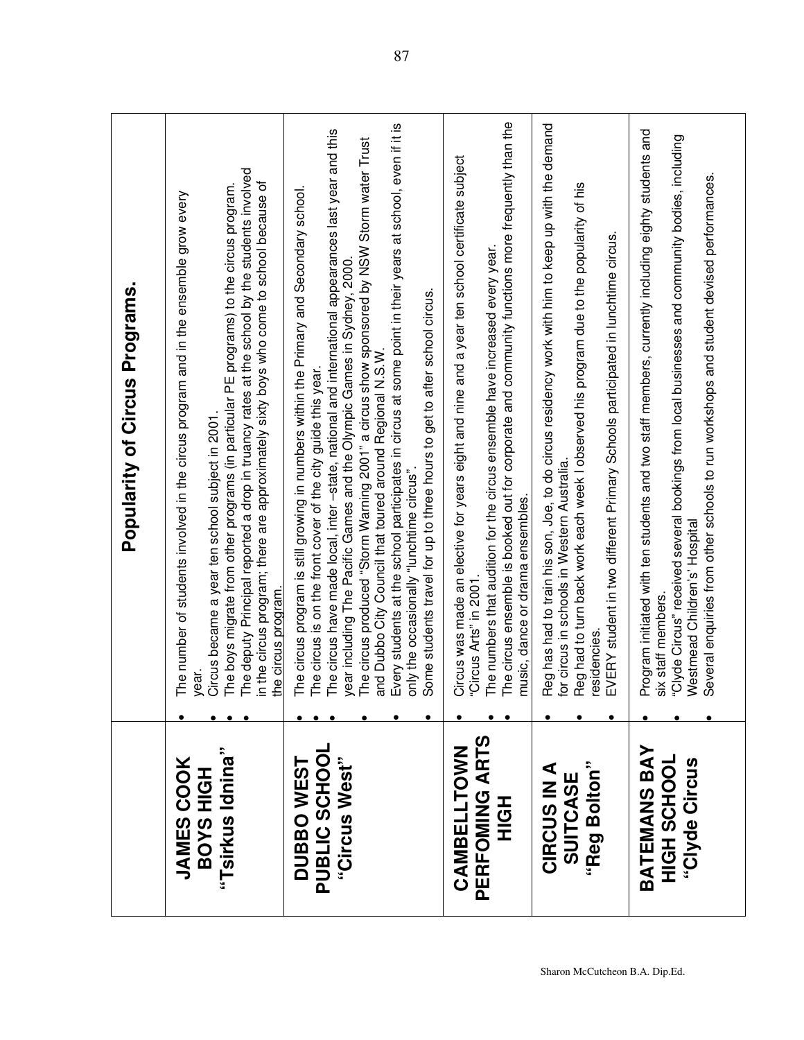| | Popularity of Circus Programs. |
|---|---|
| **JAMES COOK BOYS HIGH "Tsirkus Idnina"** | • The number of students involved in the circus program and in the ensemble grow every year.<br>• Circus became a year ten school subject in 2001.<br>• The boys migrate from other programs (in particular PE programs) to the circus program.<br>• The deputy Principal reported a drop in truancy rates at the school by the students involved in the circus program; there are approximately sixty boys who come to school because of the circus program. |
| **DUBBO WEST PUBLIC SCHOOL "Circus West"** | • The circus program is still growing in numbers within the Primary and Secondary school.<br>• The circus is on the front cover of the city guide this year.<br>• The circus have made local, inter –state, national and international appearances last year and this year including The Pacific Games and the Olympic Games in Sydney, 2000.<br>• The circus produced "Storm Warning 2001" a circus show sponsored by NSW Storm water Trust and Dubbo City Council that toured around Regional N.S.W.<br>• Every students at the school participates in circus at some point in their years at school, even if it is only the occasionally "lunchtime circus".<br>• Some students travel for up to three hours to get to after school circus. |
| **CAMBELLTOWN PERFOMING ARTS HIGH** | • Circus was made an elective for years eight and nine and a year ten school certificate subject "Circus Arts" in 2001.<br>• The numbers that audition for the circus ensemble have increased every year.<br>• The circus ensemble is booked out for corporate and community functions more frequently than the music, dance or drama ensembles. |
| **CIRCUS IN A SUITCASE "Reg Bolton"** | • Reg has had to train his son, Joe, to do circus residency work with him to keep up with the demand for circus in schools in Western Australia.<br>• Reg had to turn back work each week I observed his program due to the popularity of his residencies.<br>• EVERY student in two different Primary Schools participated in lunchtime circus. |
| **BATEMANS BAY HIGH SCHOOL "Clyde Circus** | • Program initiated with ten students and two staff members, currently including eighty students and six staff members.<br>• "Clyde Circus" received several bookings from local businesses and community bodies, including Westmead Children's' Hospital<br>• Several enquiries from other schools to run workshops and student devised performances. |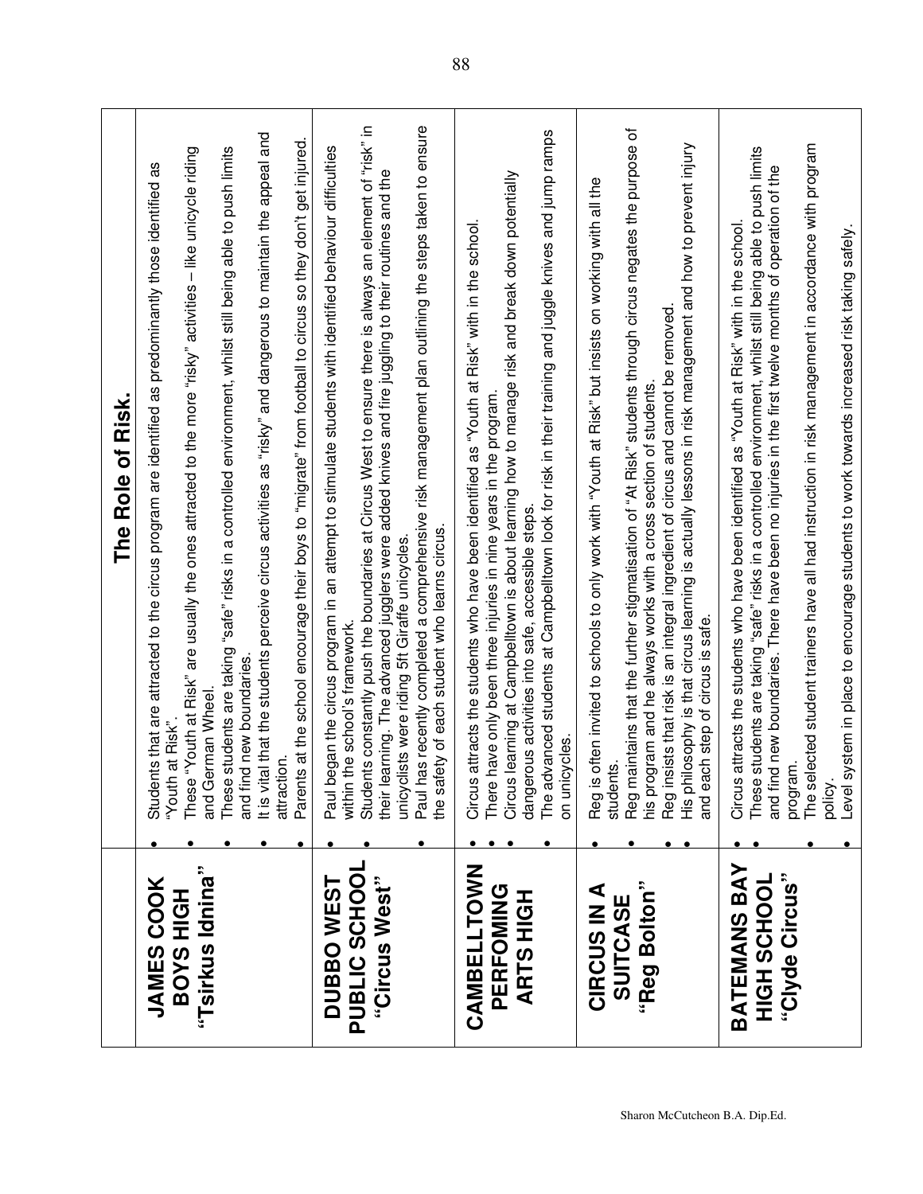## The Role of Risk.

| | |
|---|---|
| **JAMES COOK BOYS HIGH "Tsirkus Idnina"** | • Students that are attracted to the circus program are identified as predominantly those identified as "Youth at Risk".<br>• These "Youth at Risk" are usually the ones attracted to the more "risky" activities – like unicycle riding and German Wheel.<br>• These students are taking "safe" risks in a controlled environment, whilst still being able to push limits and find new boundaries.<br>• It is vital that the students perceive circus activities as "risky" and dangerous to maintain the appeal and attraction.<br>• Parents at the school encourage their boys to "migrate" from football to circus so they don't get injured. |
| **DUBBO WEST PUBLIC SCHOOL "Circus West"** | • Paul began the circus program in an attempt to stimulate students with identified behaviour difficulties within the school's framework.<br>• Students constantly push the boundaries at Circus West to ensure there is always an element of "risk" in their learning. The advanced jugglers were added knives and fire juggling to their routines and the unicyclists were riding 5ft Giraffe unicycles.<br>• Paul has recently completed a comprehensive risk management plan outlining the steps taken to ensure the safety of each student who learns circus. |
| **CAMBELLTOWN PERFOMING ARTS HIGH** | • Circus attracts the students who have been identified as "Youth at Risk" with in the school.<br>• There have only been three injuries in nine years in the program.<br>• Circus learning at Campbelltown is about learning how to manage risk and break down potentially dangerous activities into safe, accessible steps.<br>• The advanced students at Campbelltown look for risk in their training and juggle knives and jump ramps on unicycles. |
| **CIRCUS IN A SUITCASE "Reg Bolton"** | • Reg is often invited to schools to only work with "Youth at Risk" but insists on working with all the students.<br>• Reg maintains that the further stigmatisation of "At Risk" students through circus negates the purpose of his program and he always works with a cross section of students.<br>• Reg insists that risk is an integral ingredient of circus and cannot be removed.<br>• His philosophy is that circus learning is actually lessons in risk management and how to prevent injury and each step of circus is safe. |
| **BATEMANS BAY HIGH SCHOOL "Clyde Circus"** | • Circus attracts the students who have been identified as "Youth at Risk" with in the school.<br>• These students are taking "safe" risks in a controlled environment, whilst still being able to push limits and find new boundaries. There have been no injuries in the first twelve months of operation of the program.<br>• The selected student trainers have all had instruction in risk management in accordance with program policy.<br>• Level system in place to encourage students to work towards increased risk taking safely. |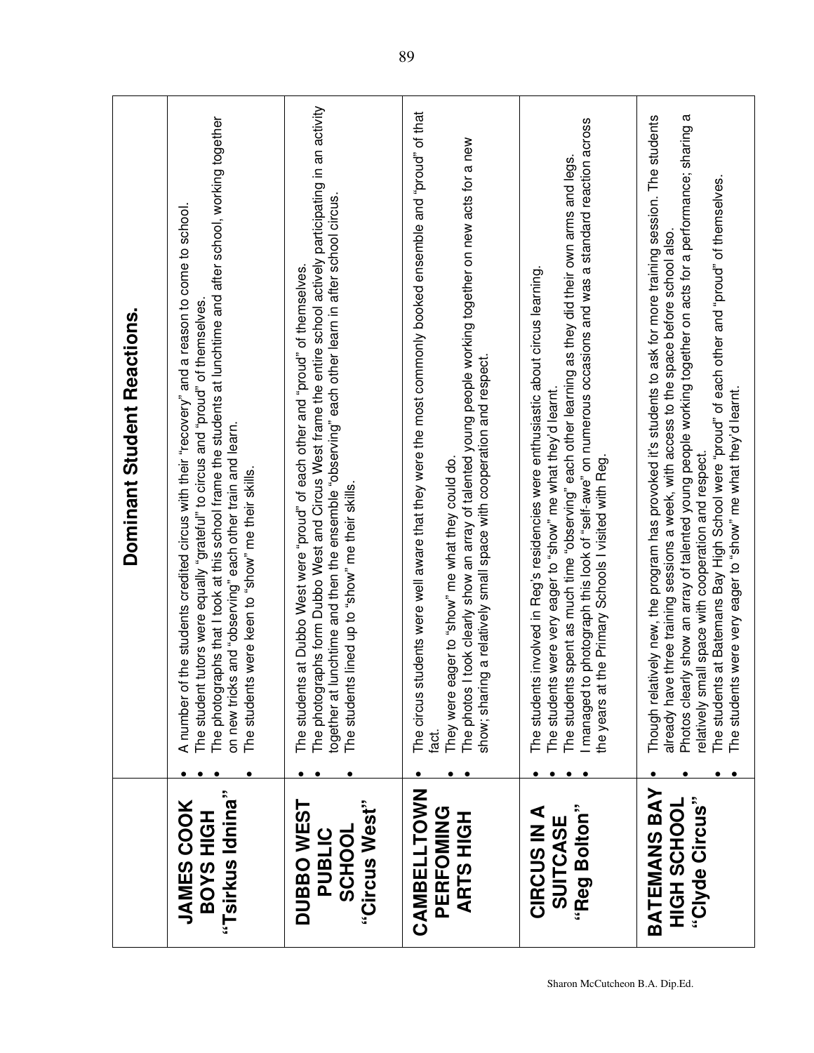| | Dominant Student Reactions. |
|---|---|
| **JAMES COOK BOYS HIGH "Tsirkus Idnina"** | • A number of the students credited circus with their "recovery" and a reason to come to school. <br>• The student tutors were equally "grateful" to circus and "proud" of themselves. <br>• The photographs that I took at this school frame the students at lunchtime and after school, working together on new tricks and "observing" each other train and learn. <br>• The students were keen to "show" me their skills. |
| **DUBBO WEST PUBLIC SCHOOL "Circus West"** | • The students at Dubbo West were "proud" of each other and "proud" of themselves. <br>• The photographs form Dubbo West and Circus West frame the entire school actively participating in an activity together at lunchtime and then the ensemble "observing" each other learn in after school circus. <br>• The students lined up to "show" me their skills. |
| **CAMBELLTOWN PERFOMING ARTS HIGH** | • The circus students were well aware that they were the most commonly booked ensemble and "proud" of that fact. <br>• They were eager to "show" me what they could do. <br>• The photos I took clearly show an array of talented young people working together on new acts for a new show; sharing a relatively small space with cooperation and respect. |
| **CIRCUS IN A SUITCASE "Reg Bolton"** | • The students involved in Reg's residencies were enthusiastic about circus learning. <br>• The students were very eager to "show" me what they'd learnt. <br>• The students spent as much time "observing" each other learning as they did their own arms and legs. <br>• I managed to photograph this look of "self-awe" on numerous occasions and was a standard reaction across the years at the Primary Schools I visited with Reg. |
| **BATEMANS BAY HIGH SCHOOL "Clyde Circus"** | • Though relatively new, the program has provoked it's students to ask for more training session. The students already have three training sessions a week, with access to the space before school also. <br>• Photos clearly show an array of talented young people working together on acts for a performance; sharing a relatively small space with cooperation and respect. <br>• The students at Batemans Bay High School were "proud" of each other and "proud" of themselves. <br>• The students were very eager to "show" me what they'd learnt. |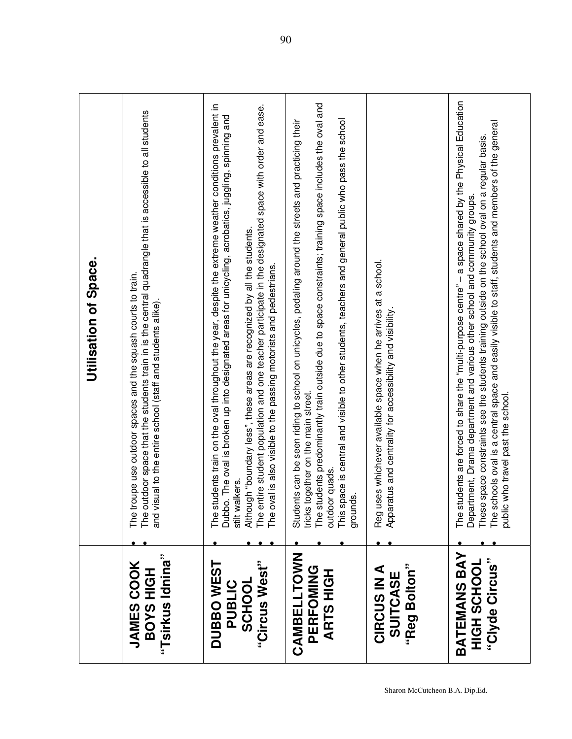| | Utilisation of Space. |
|---|---|
| **JAMES COOK BOYS HIGH "Tsirkus Idnina"** | • The troupe use outdoor spaces and the squash courts to train.<br>• The outdoor space that the students train in is the central quadrangle that is accessible to all students and visual to the entire school (staff and students alike). |
| **DUBBO WEST PUBLIC SCHOOL "Circus West"** | • The students train on the oval throughout the year, despite the extreme weather conditions prevalent in Dubbo. The oval is broken up into designated areas for unicycling, acrobatics, juggling, spinning and stilt walkers.<br>• Although "boundary less", these areas are recognized by all the students.<br>• The entire student population and one teacher participate in the designated space with order and ease.<br>• The oval is also visible to the passing motorists and pedestrians. |
| **CAMBELLTOWN PERFOMING ARTS HIGH** | • Students can be seen riding to school on unicycles, pedaling around the streets and practicing their tricks together on the main street.<br>• The students predominantly train outside due to space constraints; training space includes the oval and outdoor quads.<br>• This space is central and visible to other students, teachers and general public who pass the school grounds. |
| **CIRCUS IN A SUITCASE "Reg Bolton"** | • Reg uses whichever available space when he arrives at a school.<br>• Apparatus and centrality for accessibility and visibility. |
| **BATEMANS BAY HIGH SCHOOL "Clyde Circus"** | • The students are forced to share the "multi-purpose centre" – a space shared by the Physical Education Department, Drama department and various other school and community groups.<br>• These space constraints see the students training outside on the school oval on a regular basis.<br>• The schools oval is a central space and easily visible to staff, students and members of the general public who travel past the school. |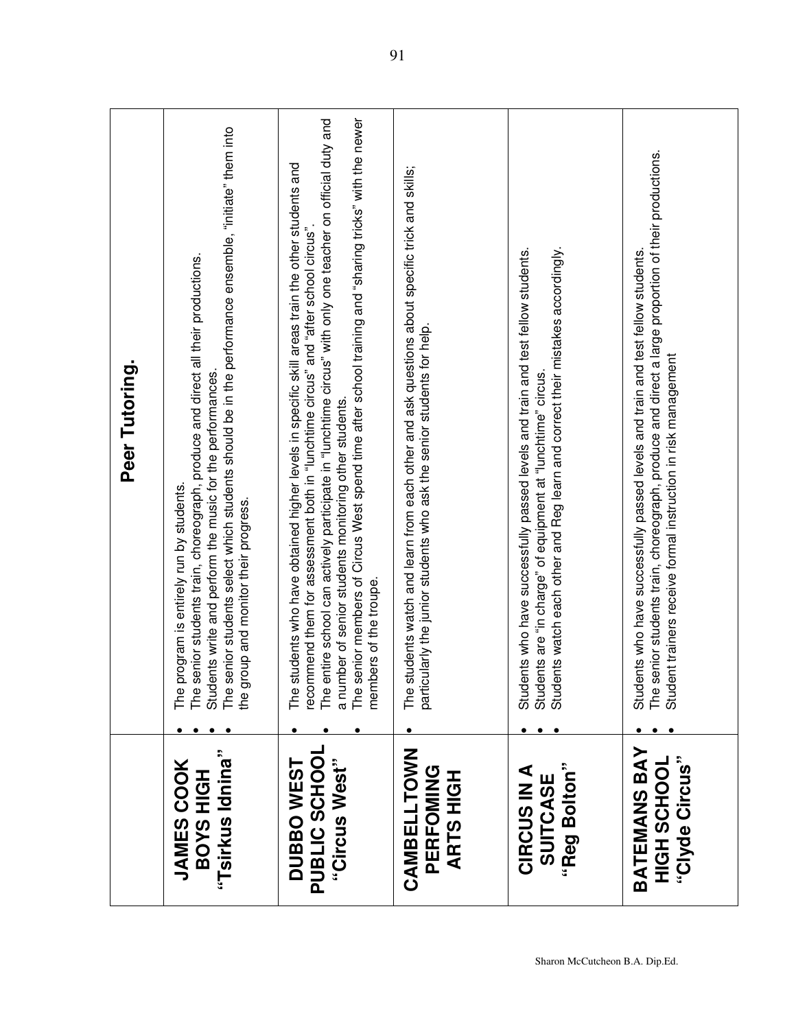| | Peer Tutoring. |
|---|---|
| **JAMES COOK BOYS HIGH "Tsirkus Idnina"** | • The program is entirely run by students.<br>• The senior students train, choreograph, produce and direct all their productions.<br>• Students write and perform the music for the performances.<br>• The senior students select which students should be in the performance ensemble, "initiate" them into the group and monitor their progress. |
| **DUBBO WEST PUBLIC SCHOOL "Circus West"** | • The students who have obtained higher levels in specific skill areas train the other students and recommend them for assessment both in "lunchtime circus" and "after school circus".<br>• The entire school can actively participate in "lunchtime circus" with only one teacher on official duty and a number of senior students monitoring other students.<br>• The senior members of Circus West spend time after school training and "sharing tricks" with the newer members of the troupe. |
| **CAMBELLTOWN PERFOMING ARTS HIGH** | • The students watch and learn from each other and ask questions about specific trick and skills; particularly the junior students who ask the senior students for help. |
| **CIRCUS IN A SUITCASE "Reg Bolton"** | • Students who have successfully passed levels and train and test fellow students.<br>• Students are "in charge" of equipment at "lunchtime" circus.<br>• Students watch each other and Reg learn and correct their mistakes accordingly. |
| **BATEMANS BAY HIGH SCHOOL "Clyde Circus"** | • Students who have successfully passed levels and train and test fellow students.<br>• The senior students train, choreograph, produce and direct a large proportion of their productions.<br>• Student trainers receive formal instruction in risk management |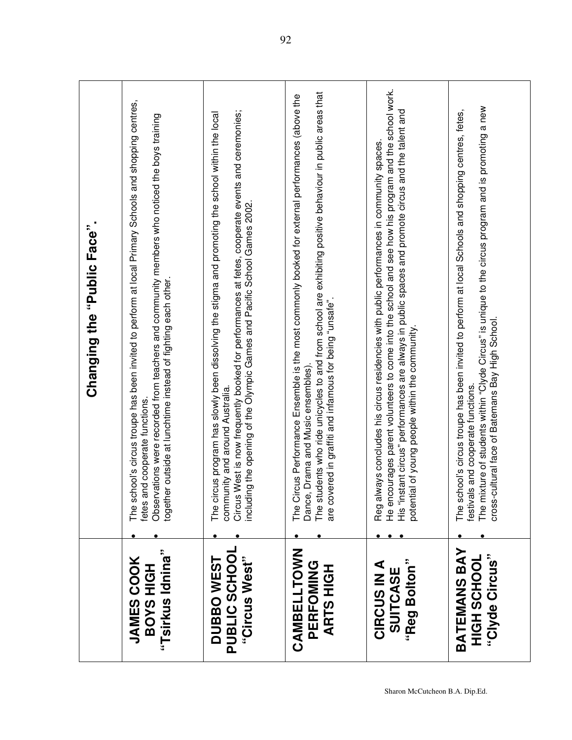| | Changing the "Public Face". |
|---|---|
| **JAMES COOK BOYS HIGH "Tsirkus Idnina"** | • The school's circus troupe has been invited to perform at local Primary Schools and shopping centres, fetes and cooperate functions. • Observations were recorded from teachers and community members who noticed the boys training together outside at lunchtime instead of fighting each other. |
| **DUBBO WEST PUBLIC SCHOOL "Circus West"** | • The circus program has slowly been dissolving the stigma and promoting the school within the local community and around Australia. • Circus West is now frequently booked for performances at fetes, cooperate events and ceremonies; including the opening of the Olympic Games and Pacific School Games 2002. |
| **CAMBELLTOWN PERFOMING ARTS HIGH** | • The Circus Performance Ensemble is the most commonly booked for external performances (above the Dance, Drama and Music ensembles). • The students who ride unicycles to and from school are exhibiting positive behaviour in public areas that are covered in graffiti and infamous for being "unsafe". |
| **CIRCUS IN A SUITCASE "Reg Bolton"** | • Reg always concludes his circus residencies with public performances in community spaces. • He encourages parent volunteers to come into the school and see how his program and the school work. • His "instant circus" performances are always in public spaces and promote circus and the talent and potential of young people within the community. |
| **BATEMANS BAY HIGH SCHOOL "Clyde Circus"** | • The school's circus troupe has been invited to perform at local Schools and shopping centres, fetes, festivals and cooperate functions. • The mixture of students within "Clyde Circus" is unique to the circus program and is promoting a new cross-cultural face of Batemans Bay High School. |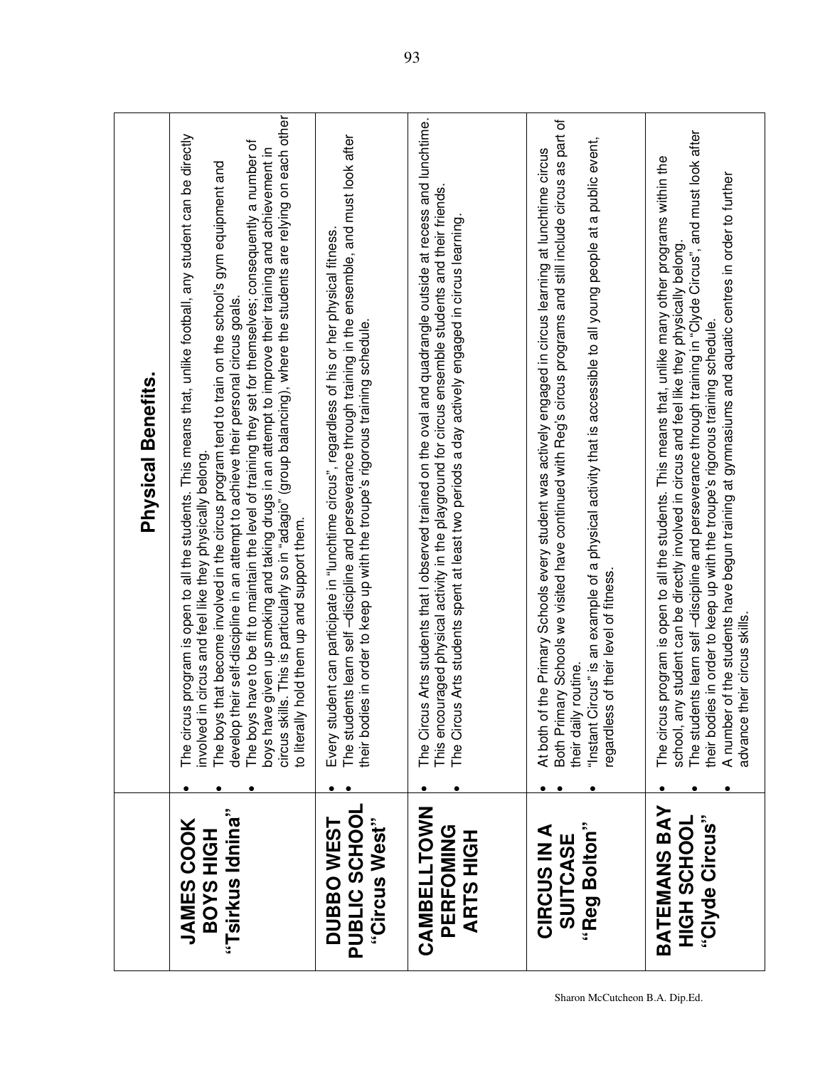| | Physical Benefits. |
|---|---|
| **JAMES COOK BOYS HIGH "Tsirkus Idnina"** | • The circus program is open to all the students. This means that, unlike football, any student can be directly involved in circus and feel like they physically belong.<br>• The boys that become involved in the circus program tend to train on the school's gym equipment and develop their self-discipline in an attempt to achieve their personal circus goals.<br>• The boys have to be fit to maintain the level of training they set for themselves; consequently a number of boys have given up smoking and taking drugs in an attempt to improve their training and achievement in circus skills. This is particularly so in "adagio" (group balancing), where the students are relying on each other to literally hold them up and support them. |
| **DUBBO WEST PUBLIC SCHOOL "Circus West"** | • Every student can participate in "lunchtime circus", regardless of his or her physical fitness.<br>• The students learn self –discipline and perseverance through training in the ensemble, and must look after their bodies in order to keep up with the troupe's rigorous training schedule. |
| **CAMBELLTOWN PERFOMING ARTS HIGH** | • The Circus Arts students that I observed trained on the oval and quadrangle outside at recess and lunchtime. This encouraged physical activity in the playground for circus ensemble students and their friends.<br>• The Circus Arts students spent at least two periods a day actively engaged in circus learning. |
| **CIRCUS IN A SUITCASE "Reg Bolton"** | • At both of the Primary Schools every student was actively engaged in circus learning at lunchtime circus<br>• Both Primary Schools we visited have continued with Reg's circus programs and still include circus as part of their daily routine.<br>• "Instant Circus" is an example of a physical activity that is accessible to all young people at a public event, regardless of their level of fitness. |
| **BATEMANS BAY HIGH SCHOOL "Clyde Circus"** | • The circus program is open to all the students. This means that, unlike many other programs within the school, any student can be directly involved in circus and feel like they physically belong.<br>• The students learn self –discipline and perseverance through training in "Clyde Circus", and must look after their bodies in order to keep up with the troupe's rigorous training schedule.<br>• A number of the students have begun training at gymnasiums and aquatic centres in order to further advance their circus skills. |

Sharon McCutcheon B.A. Dip.Ed.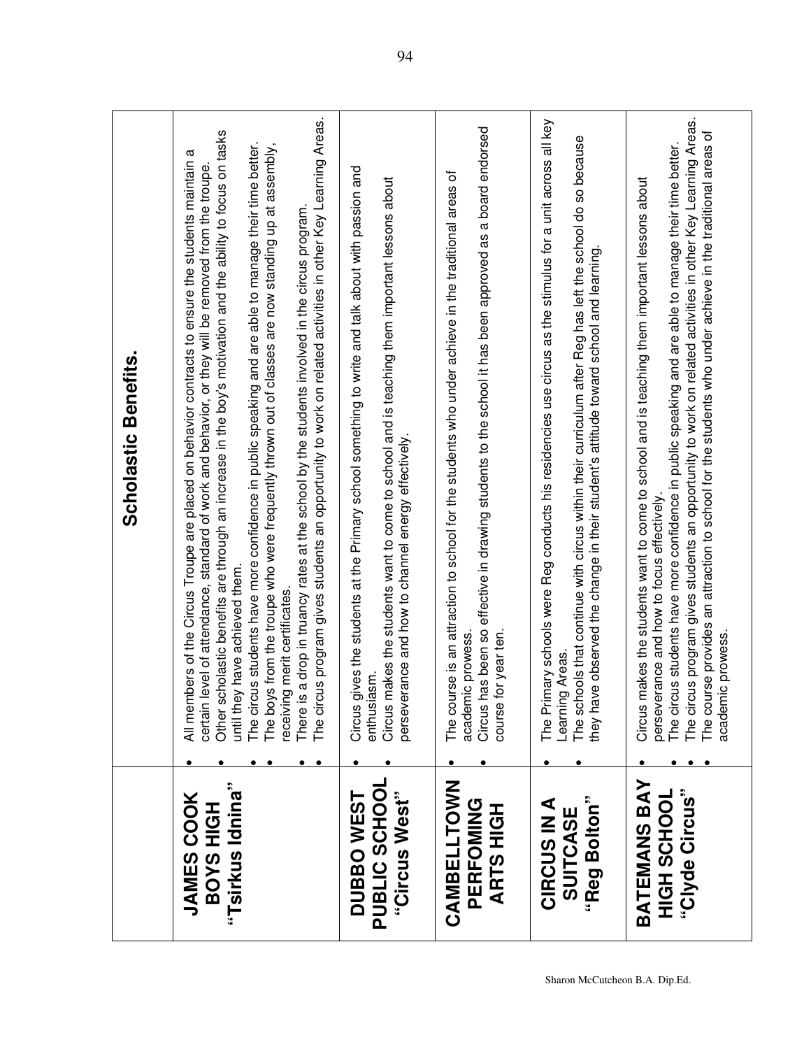| | Scholastic Benefits. |
|---|---|
| **JAMES COOK BOYS HIGH "Tsirkus Idnina"** | • All members of the Circus Troupe are placed on behavior contracts to ensure the students maintain a certain level of attendance, standard of work and behavior, or they will be removed from the troupe.<br>• Other scholastic benefits are through an increase in the boy's motivation and the ability to focus on tasks until they have achieved them.<br>• The circus students have more confidence in public speaking and are able to manage their time better.<br>• The boys from the troupe who were frequently thrown out of classes are now standing up at assembly, receiving merit certificates.<br>• There is a drop in truancy rates at the school by the students involved in the circus program.<br>• The circus program gives students an opportunity to work on related activities in other Key Learning Areas. |
| **DUBBO WEST PUBLIC SCHOOL "Circus West"** | • Circus gives the students at the Primary school something to write and talk about with passion and enthusiasm.<br>• Circus makes the students want to come to school and is teaching them important lessons about perseverance and how to channel energy effectively. |
| **CAMBELLTOWN PERFOMING ARTS HIGH** | • The course is an attraction to school for the students who under achieve in the traditional areas of academic prowess.<br>• Circus has been so effective in drawing students to the school it has been approved as a board endorsed course for year ten. |
| **CIRCUS IN A SUITCASE "Reg Bolton"** | • The Primary schools were Reg conducts his residencies use circus as the stimulus for a unit across all key Learning Areas.<br>• The schools that continue with circus within their curriculum after Reg has left the school do so because they have observed the change in their student's attitude toward school and learning. |
| **BATEMANS BAY HIGH SCHOOL "Clyde Circus"** | • Circus makes the students want to come to school and is teaching them important lessons about perseverance and how to focus effectively.<br>• The circus students have more confidence in public speaking and are able to manage their time better.<br>• The circus program gives students an opportunity to work on related activities in other Key Learning Areas.<br>• The course provides an attraction to school for the students who under achieve in the traditional areas of academic prowess. |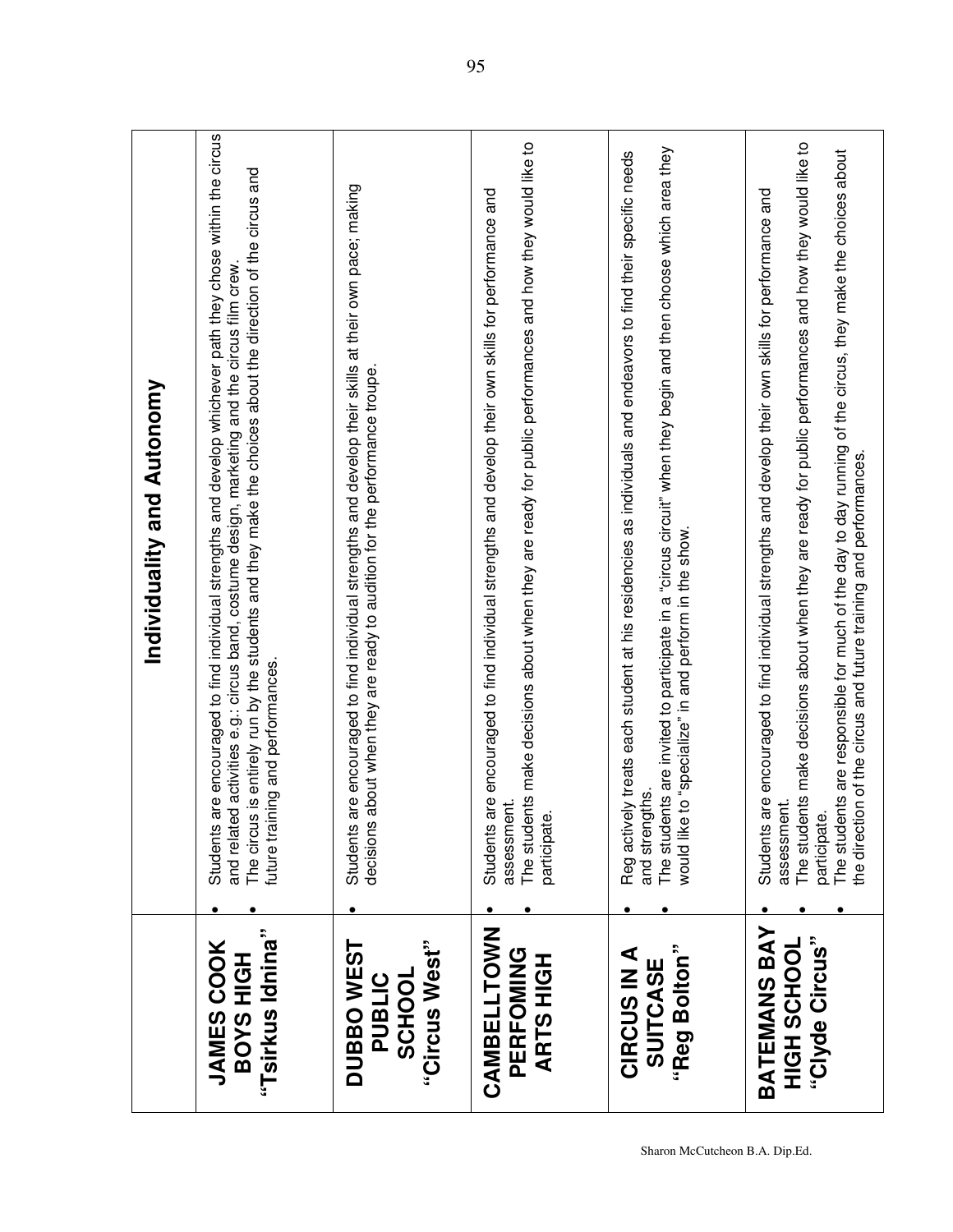| | Individuality and Autonomy |
|---|---|
| **JAMES COOK BOYS HIGH "Tsirkus Idnina"** | • Students are encouraged to find individual strengths and develop whichever path they chose within the circus and related activities e.g.: circus band, costume design, marketing and the circus film crew.<br>• The circus is entirely run by the students and they make the choices about the direction of the circus and future training and performances. |
| **DUBBO WEST PUBLIC SCHOOL "Circus West"** | • Students are encouraged to find individual strengths and develop their skills at their own pace; making decisions about when they are ready to audition for the performance troupe. |
| **CAMBELLTOWN PERFOMING ARTS HIGH** | • Students are encouraged to find individual strengths and develop their own skills for performance and assessment.<br>• The students make decisions about when they are ready for public performances and how they would like to participate. |
| **CIRCUS IN A SUITCASE "Reg Bolton"** | • Reg actively treats each student at his residencies as individuals and endeavors to find their specific needs and strengths.<br>• The students are invited to participate in a "circus circuit" when they begin and then choose which area they would like to "specialize" in and perform in the show. |
| **BATEMANS BAY HIGH SCHOOL "Clyde Circus"** | • Students are encouraged to find individual strengths and develop their own skills for performance and assessment.<br>• The students make decisions about when they are ready for public performances and how they would like to participate.<br>• The students are responsible for much of the day to day running of the circus, they make the choices about the direction of the circus and future training and performances. |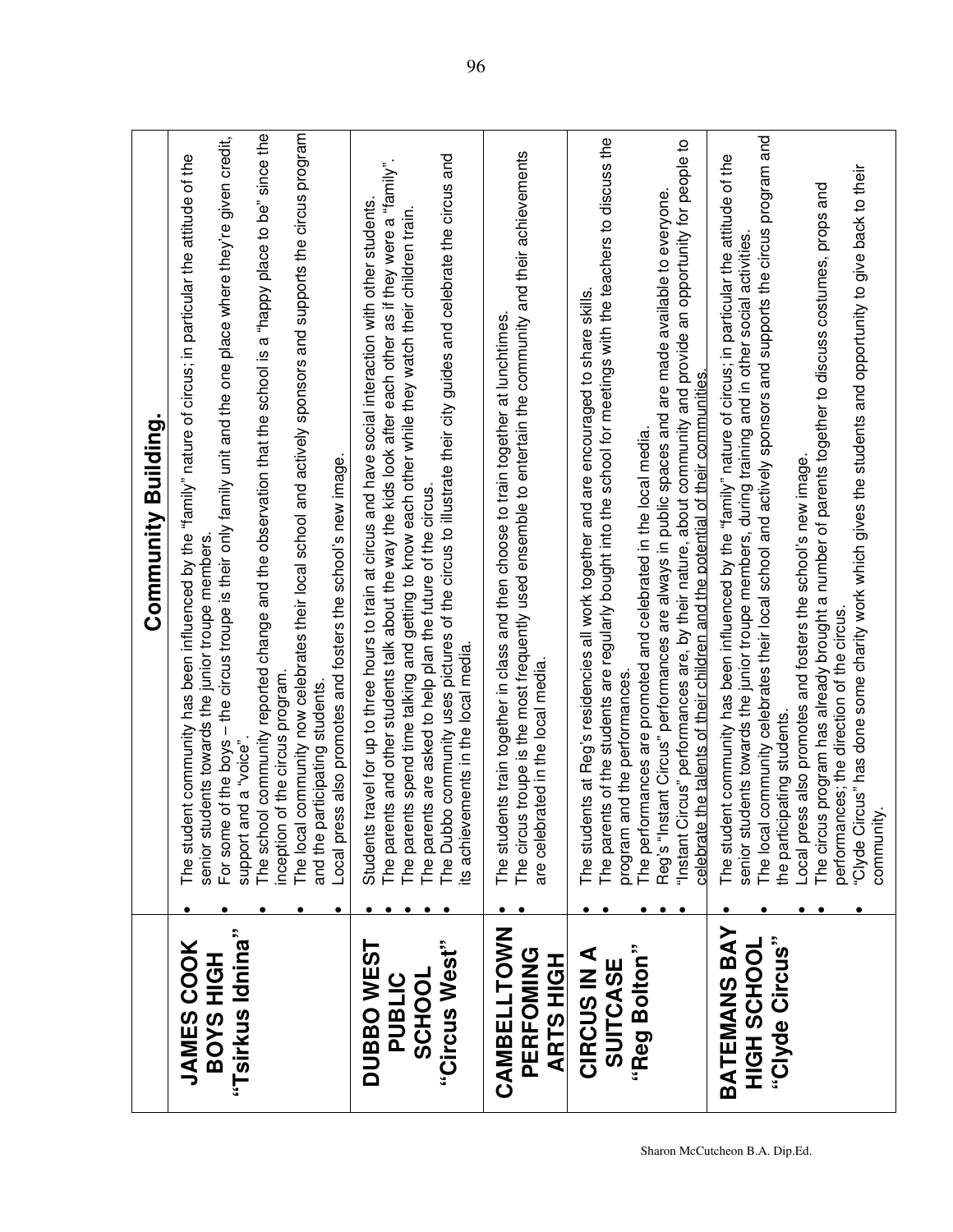| | Community Building. |
|---|---|
| **JAMES COOK BOYS HIGH "Tsirkus Idnina"** | • The student community has been influenced by the "family" nature of circus; in particular the attitude of the senior students towards the junior troupe members.<br>• For some of the boys – the circus troupe is their only family unit and the one place where they're given credit, support and a "voice".<br>• The school community reported change and the observation that the school is a "happy place to be" since the inception of the circus program.<br>• The local community now celebrates their local school and actively sponsors and supports the circus program and the participating students.<br>• Local press also promotes and fosters the school's new image. |
| **DUBBO WEST PUBLIC SCHOOL "Circus West"** | • Students travel for up to three hours to train at circus and have social interaction with other students.<br>• The parents and other students talk about the way the kids look after each other as if they were a "family".<br>• The parents spend time talking and getting to know each other while they watch their children train.<br>• The parents are asked to help plan the future of the circus.<br>• The Dubbo community uses pictures of the circus to illustrate their city guides and celebrate the circus and its achievements in the local media. |
| **CAMBELLTOWN PERFOMING ARTS HIGH** | • The students train together in class and then choose to train together at lunchtimes.<br>• The circus troupe is the most frequently used ensemble to entertain the community and their achievements are celebrated in the local media. |
| **CIRCUS IN A SUITCASE "Reg Bolton"** | • The students at Reg's residencies all work together and are encouraged to share skills.<br>• The parents of the students are regularly bought into the school for meetings with the teachers to discuss the program and the performances.<br>• The performances are promoted and celebrated in the local media.<br>• Reg's "Instant Circus" performances are always in public spaces and are made available to everyone.<br>• "Instant Circus" performances are, by their nature, about community and provide an opportunity for people to <u>celebrate the talents of their children and the potential of their communities.</u> |
| **BATEMANS BAY HIGH SCHOOL "Clyde Circus"** | • The student community has been influenced by the "family" nature of circus; in particular the attitude of the senior students towards the junior troupe members, during training and in other social activities.<br>• The local community celebrates their local school and actively sponsors and supports the circus program and the participating students.<br>• Local press also promotes and fosters the school's new image.<br>• The circus program has already brought a number of parents together to discuss costumes, props and performances; the direction of the circus.<br>• "Clyde Circus" has done some charity work which gives the students and opportunity to give back to their community. |

Sharon McCutcheon B.A. Dip.Ed.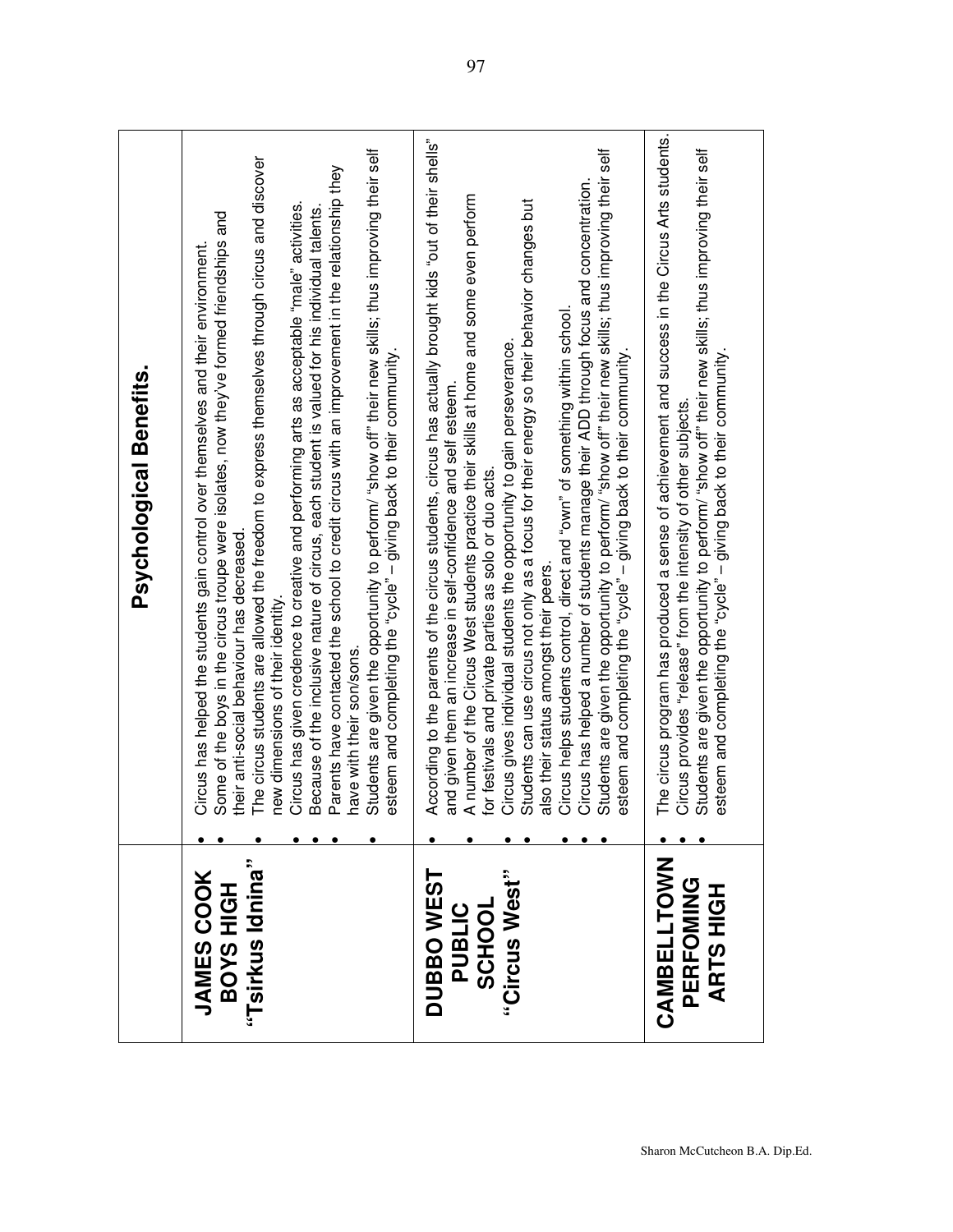| | Psychological Benefits. |
|---|---|
| **JAMES COOK BOYS HIGH "Tsirkus Idnina"** | • Circus has helped the students gain control over themselves and their environment. • Some of the boys in the circus troupe were isolates, now they've formed friendships and their anti-social behaviour has decreased. • The circus students are allowed the freedom to express themselves through circus and discover new dimensions of their identity. • Circus has given credence to creative and performing arts as acceptable "male" activities. • Because of the inclusive nature of circus, each student is valued for his individual talents. • Parents have contacted the school to credit circus with an improvement in the relationship they have with their son/sons. • Students are given the opportunity to perform/ "show off" their new skills; thus improving their self esteem and completing the "cycle" – giving back to their community. |
| **DUBBO WEST PUBLIC SCHOOL "Circus West"** | • According to the parents of the circus students, circus has actually brought kids "out of their shells" and given them an increase in self-confidence and self esteem. • A number of the Circus West students practice their skills at home and some even perform for festivals and private parties as solo or duo acts. • Circus gives individual students the opportunity to gain perseverance. • Students can use circus not only as a focus for their energy so their behavior changes but also their status amongst their peers. • Circus helps students control, direct and "own" of something within school. • Circus has helped a number of students manage their ADD through focus and concentration. • Students are given the opportunity to perform/ "show off" their new skills; thus improving their self esteem and completing the "cycle" – giving back to their community. |
| **CAMBELLTOWN PERFOMING ARTS HIGH** | • The circus program has produced a sense of achievement and success in the Circus Arts students. • Circus provides "release" from the intensity of other subjects. • Students are given the opportunity to perform/ "show off" their new skills; thus improving their self esteem and completing the "cycle" – giving back to their community. |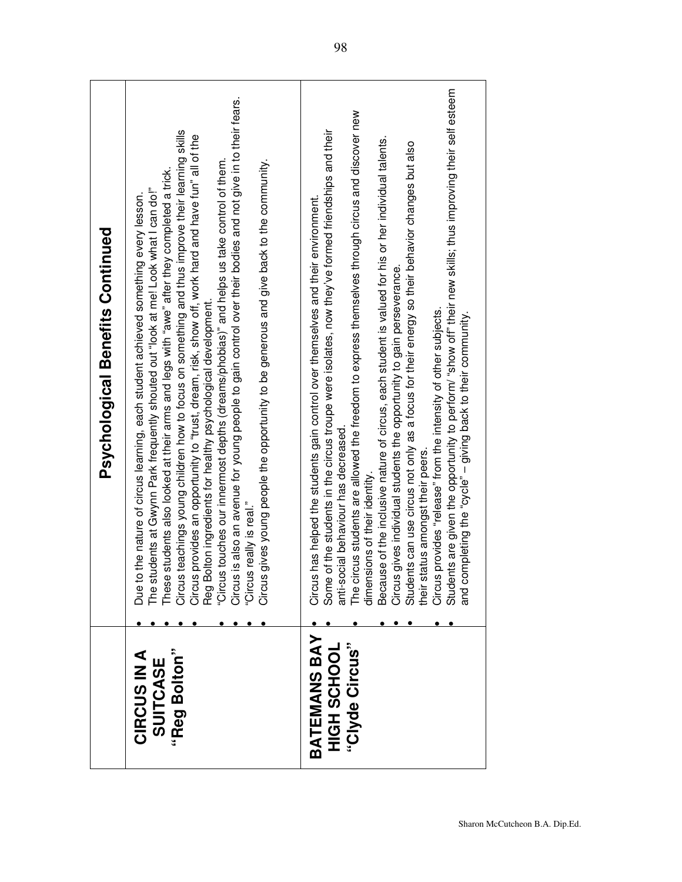| | Psychological Benefits Continued |
|---|---|
| **CIRCUS IN A SUITCASE "Reg Bolton"** | • Due to the nature of circus learning, each student achieved something every lesson.<br>• The students at Gwynn Park frequently shouted out "look at me! Look what I can do!"<br>• These students also looked at their arms and legs with "awe" after they completed a trick.<br>• Circus teachings young children how to focus on something and thus improve their learning skills<br>• Circus provides an opportunity to "trust, dream, risk, show off, work hard and have fun" all of the Reg Bolton ingredients for healthy psychological development.<br>• "Circus touches our innermost depths (dreams/phobias)" and helps us take control of them.<br>• Circus is also an avenue for young people to gain control over their bodies and not give in to their fears.<br>• "Circus really is real."<br>• Circus gives young people the opportunity to be generous and give back to the community. |
| **BATEMANS BAY HIGH SCHOOL "Clyde Circus"** | • Circus has helped the students gain control over themselves and their environment.<br>• Some of the students in the circus troupe were isolates, now they've formed friendships and their anti-social behaviour has decreased.<br>• The circus students are allowed the freedom to express themselves through circus and discover new dimensions of their identity.<br>• Because of the inclusive nature of circus, each student is valued for his or her individual talents.<br>• Circus gives individual students the opportunity to gain perseverance.<br>• Students can use circus not only as a focus for their energy so their behavior changes but also their status amongst their peers.<br>• Circus provides "release" from the intensity of other subjects.<br>• Students are given the opportunity to perform/ "show off" their new skills; thus improving their self esteem and completing the "cycle" – giving back to their community. |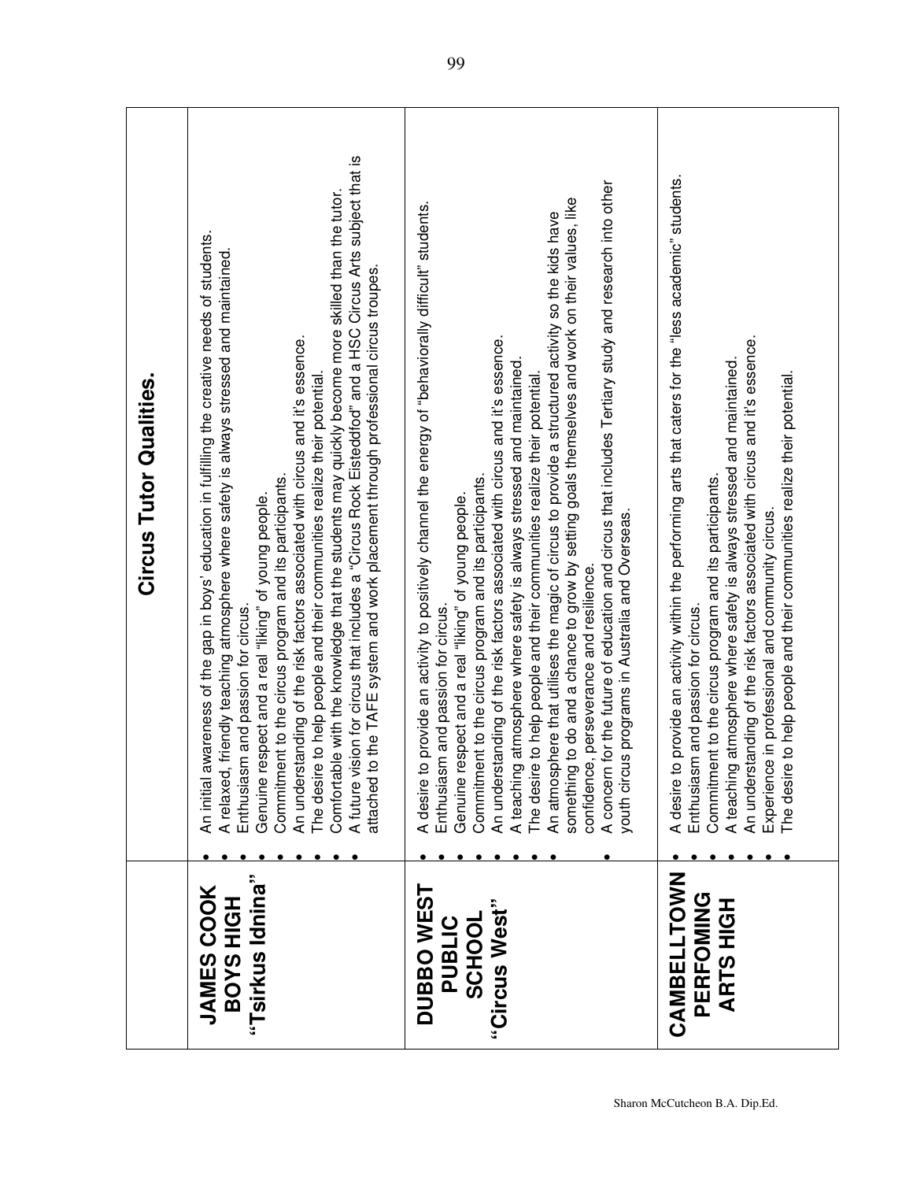| | Circus Tutor Qualities. |
|---|---|
| **JAMES COOK BOYS HIGH "Tsirkus Idnina"** | • An initial awareness of the gap in boys' education in fulfilling the creative needs of students.<br>• A relaxed, friendly teaching atmosphere where safety is always stressed and maintained.<br>• Enthusiasm and passion for circus.<br>• Genuine respect and a real "liking" of young people.<br>• Commitment to the circus program and its participants.<br>• An understanding of the risk factors associated with circus and it's essence.<br>• The desire to help people and their communities realize their potential.<br>• Comfortable with the knowledge that the students may quickly become more skilled than the tutor.<br>• A future vision for circus that includes a "Circus Rock Eisteddfod" and a HSC Circus Arts subject that is attached to the TAFE system and work placement through professional circus troupes. |
| **DUBBO WEST PUBLIC SCHOOL "Circus West"** | • A desire to provide an activity to positively channel the energy of "behaviorally difficult" students.<br>• Enthusiasm and passion for circus.<br>• Genuine respect and a real "liking" of young people.<br>• Commitment to the circus program and its participants.<br>• An understanding of the risk factors associated with circus and it's essence.<br>• A teaching atmosphere where safety is always stressed and maintained.<br>• The desire to help people and their communities realize their potential.<br>• An atmosphere that utilises the magic of circus to provide a structured activity so the kids have something to do and a chance to grow by setting goals themselves and work on their values, like confidence, perseverance and resilience.<br>• A concern for the future of education and circus that includes Tertiary study and research into other youth circus programs in Australia and Overseas. |
| **CAMBELLTOWN PERFOMING ARTS HIGH** | • A desire to provide an activity within the performing arts that caters for the "less academic" students.<br>• Enthusiasm and passion for circus.<br>• Commitment to the circus program and its participants.<br>• A teaching atmosphere where safety is always stressed and maintained.<br>• An understanding of the risk factors associated with circus and it's essence.<br>• Experience in professional and community circus.<br>• The desire to help people and their communities realize their potential. |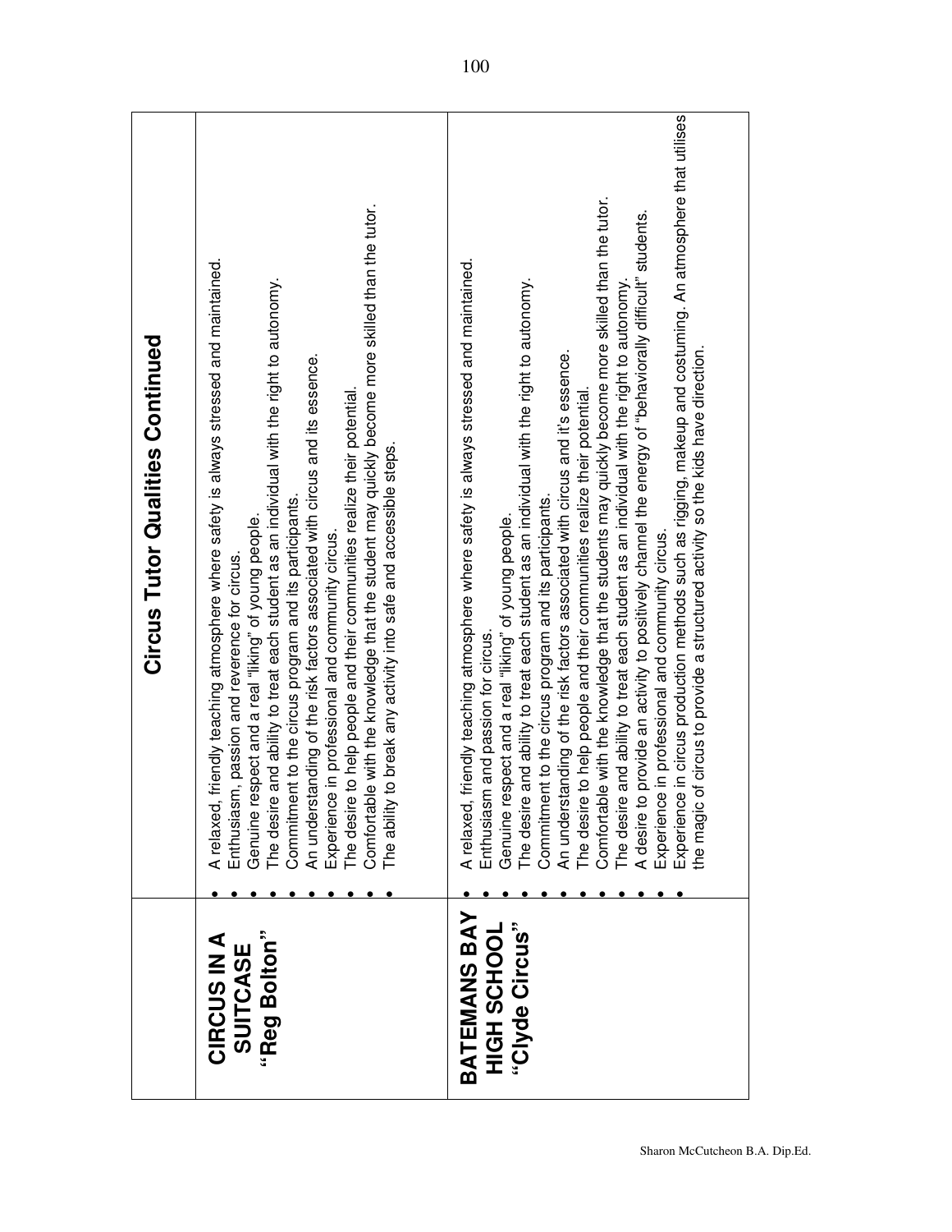## Circus Tutor Qualities Continued

| | |
|---|---|
| **CIRCUS IN A SUITCASE "Reg Bolton"** | • A relaxed, friendly teaching atmosphere where safety is always stressed and maintained.<br>• Enthusiasm, passion and reverence for circus.<br>• Genuine respect and a real "liking" of young people.<br>• The desire and ability to treat each student as an individual with the right to autonomy.<br>• Commitment to the circus program and its participants.<br>• An understanding of the risk factors associated with circus and its essence.<br>• Experience in professional and community circus.<br>• The desire to help people and their communities realize their potential.<br>• Comfortable with the knowledge that the student may quickly become more skilled than the tutor.<br>• The ability to break any activity into safe and accessible steps. |
| **BATEMANS BAY HIGH SCHOOL "Clyde Circus"** | • A relaxed, friendly teaching atmosphere where safety is always stressed and maintained.<br>• Enthusiasm and passion for circus.<br>• Genuine respect and a real "liking" of young people.<br>• The desire and ability to treat each student as an individual with the right to autonomy.<br>• Commitment to the circus program and its participants.<br>• An understanding of the risk factors associated with circus and it's essence.<br>• The desire to help people and their communities realize their potential.<br>• Comfortable with the knowledge that the students may quickly become more skilled than the tutor.<br>• The desire and ability to treat each student as an individual with the right to autonomy.<br>• A desire to provide an activity to positively channel the energy of "behaviorally difficult" students.<br>• Experience in professional and community circus.<br>• Experience in circus production methods such as rigging, makeup and costuming. An atmosphere that utilises the magic of circus to provide a structured activity so the kids have direction. |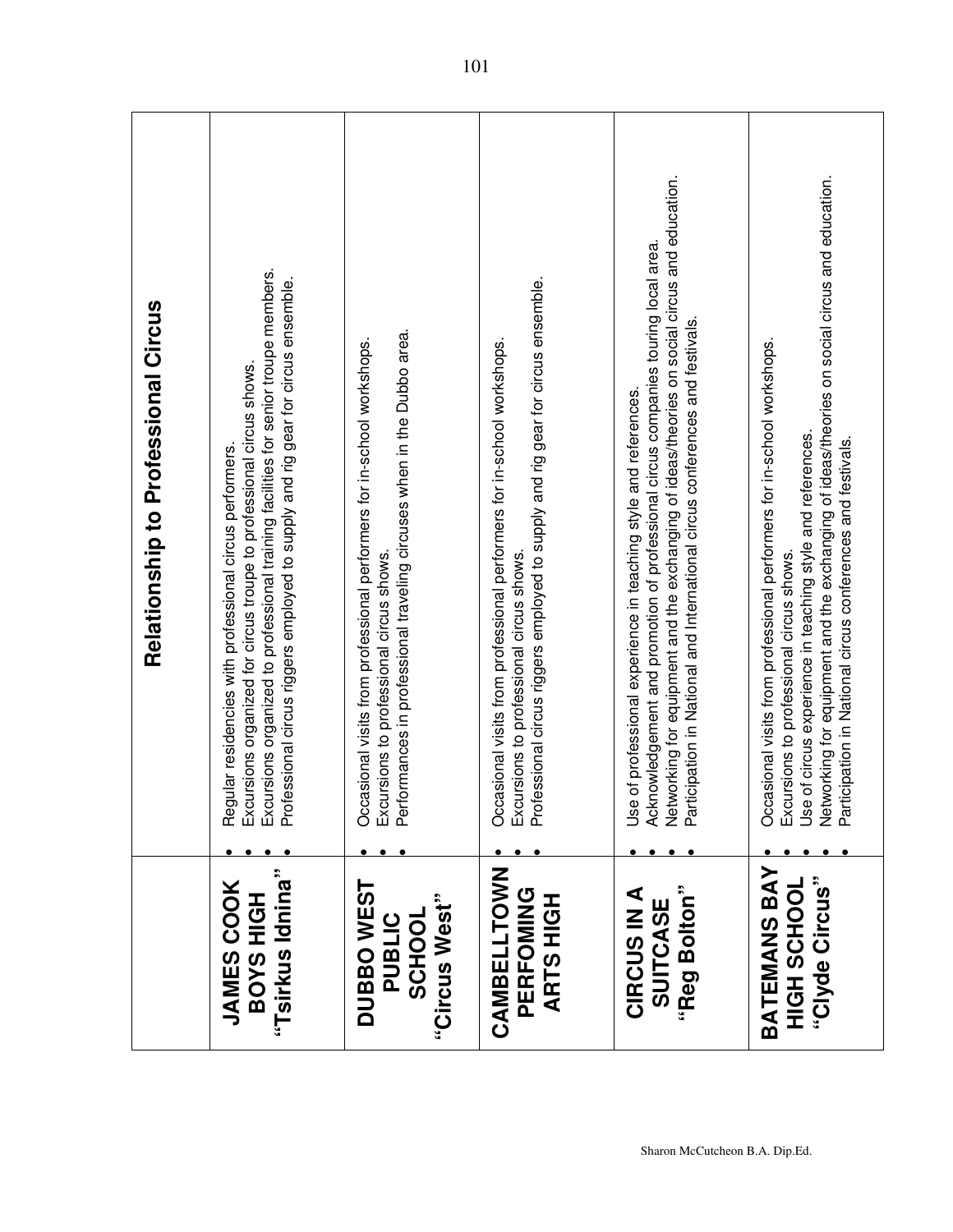| | Relationship to Professional Circus |
|---|---|
| **JAMES COOK BOYS HIGH "Tsirkus Idnina"** | • Regular residencies with professional circus performers.<br>• Excursions organized for circus troupe to professional circus shows.<br>• Excursions organized to professional training facilities for senior troupe members.<br>• Professional circus riggers employed to supply and rig gear for circus ensemble. |
| **DUBBO WEST PUBLIC SCHOOL "Circus West"** | • Occasional visits from professional performers for in-school workshops.<br>• Excursions to professional circus shows.<br>• Performances in professional traveling circuses when in the Dubbo area. |
| **CAMBELLTOWN PERFOMING ARTS HIGH** | • Occasional visits from professional performers for in-school workshops.<br>• Excursions to professional circus shows.<br>• Professional circus riggers employed to supply and rig gear for circus ensemble. |
| **CIRCUS IN A SUITCASE "Reg Bolton"** | • Use of professional experience in teaching style and references.<br>• Acknowledgement and promotion of professional circus companies touring local area.<br>• Networking for equipment and the exchanging of ideas/theories on social circus and education.<br>• Participation in National and International circus conferences and festivals. |
| **BATEMANS BAY HIGH SCHOOL "Clyde Circus"** | • Occasional visits from professional performers for in-school workshops.<br>• Excursions to professional circus shows.<br>• Use of circus experience in teaching style and references.<br>• Networking for equipment and the exchanging of ideas/theories on social circus and education.<br>• Participation in National circus conferences and festivals. |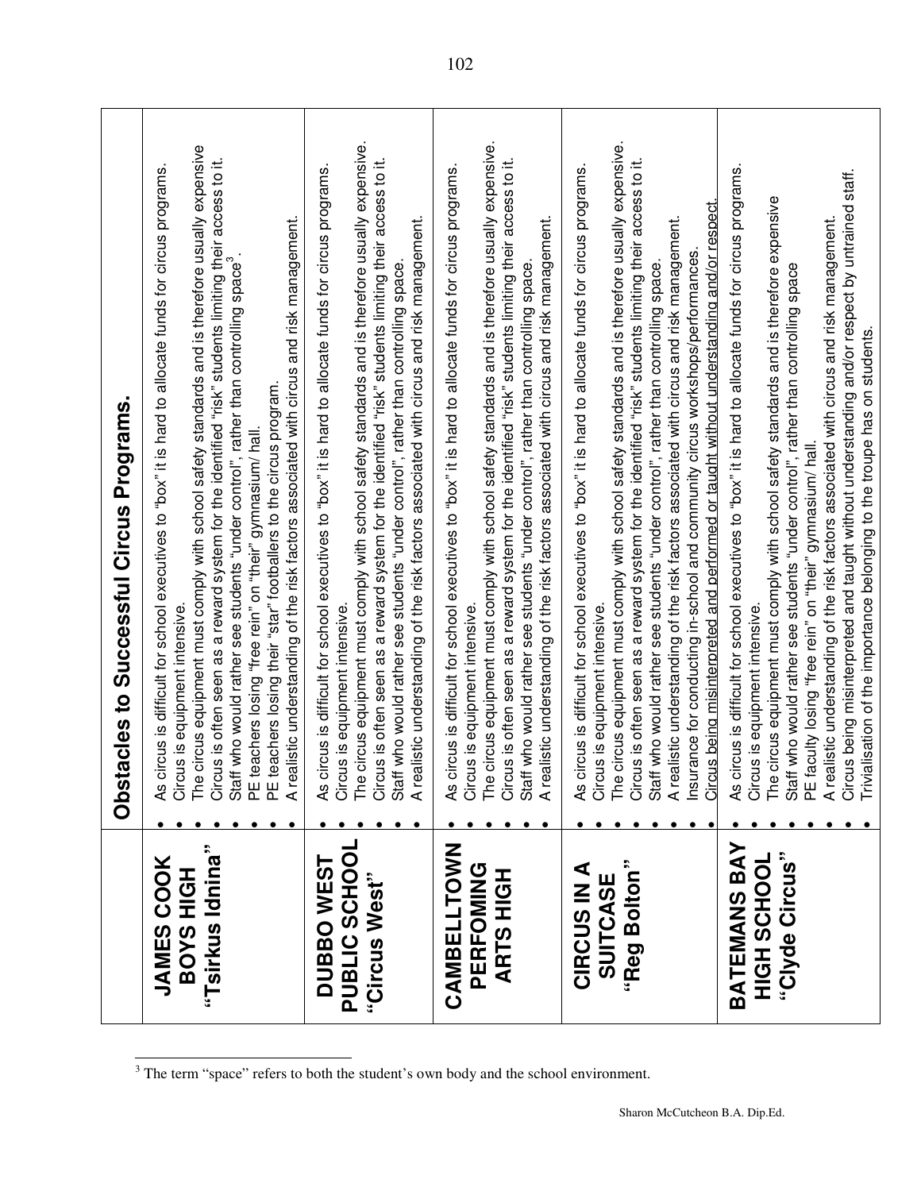| | Obstacles to Successful Circus Programs. |
|---|---|
| **JAMES COOK BOYS HIGH "Tsirkus Idnina"** | • As circus is difficult for school executives to "box" it is hard to allocate funds for circus programs.<br>• Circus is equipment intensive.<br>• The circus equipment must comply with school safety standards and is therefore usually expensive<br>• Circus is often seen as a reward system for the identified "risk" students limiting their access to it.<br>• Staff who would rather see students "under control", rather than controlling space[3] .<br>• PE teachers losing "free rein" on "their" gymnasium/ hall.<br>• PE teachers losing their "star" footballers to the circus program.<br>• A realistic understanding of the risk factors associated with circus and risk management. |
| **DUBBO WEST PUBLIC SCHOOL "Circus West"** | • As circus is difficult for school executives to "box" it is hard to allocate funds for circus programs.<br>• Circus is equipment intensive.<br>• The circus equipment must comply with school safety standards and is therefore usually expensive.<br>• Circus is often seen as a reward system for the identified "risk" students limiting their access to it.<br>• Staff who would rather see students "under control", rather than controlling space.<br>• A realistic understanding of the risk factors associated with circus and risk management. |
| **CAMBELLTOWN PERFOMING ARTS HIGH** | • As circus is difficult for school executives to "box" it is hard to allocate funds for circus programs.<br>• Circus is equipment intensive.<br>• The circus equipment must comply with school safety standards and is therefore usually expensive.<br>• Circus is often seen as a reward system for the identified "risk" students limiting their access to it.<br>• Staff who would rather see students "under control", rather than controlling space.<br>• A realistic understanding of the risk factors associated with circus and risk management. |
| **CIRCUS IN A SUITCASE "Reg Bolton"** | • As circus is difficult for school executives to "box" it is hard to allocate funds for circus programs.<br>• Circus is equipment intensive.<br>• The circus equipment must comply with school safety standards and is therefore usually expensive.<br>• Circus is often seen as a reward system for the identified "risk" students limiting their access to it.<br>• Staff who would rather see students "under control", rather than controlling space.<br>• A realistic understanding of the risk factors associated with circus and risk management.<br>• Insurance for conducting in-school and community circus workshops/performances.<br>• Circus being misinterpreted and performed or taught without understanding and/or respect. |
| **BATEMANS BAY HIGH SCHOOL "Clyde Circus"** | • As circus is difficult for school executives to "box" it is hard to allocate funds for circus programs.<br>• Circus is equipment intensive.<br>• The circus equipment must comply with school safety standards and is therefore expensive<br>• Staff who would rather see students "under control", rather than controlling space<br>• PE faculty losing "free rein" on "their" gymnasium/ hall.<br>• A realistic understanding of the risk factors associated with circus and risk management.<br>• Circus being misinterpreted and taught without understanding and/or respect by untrained staff.<br>• Trivialisation of the importance belonging to the troupe has on students. |

[3] The term "space" refers to both the student's own body and the school environment.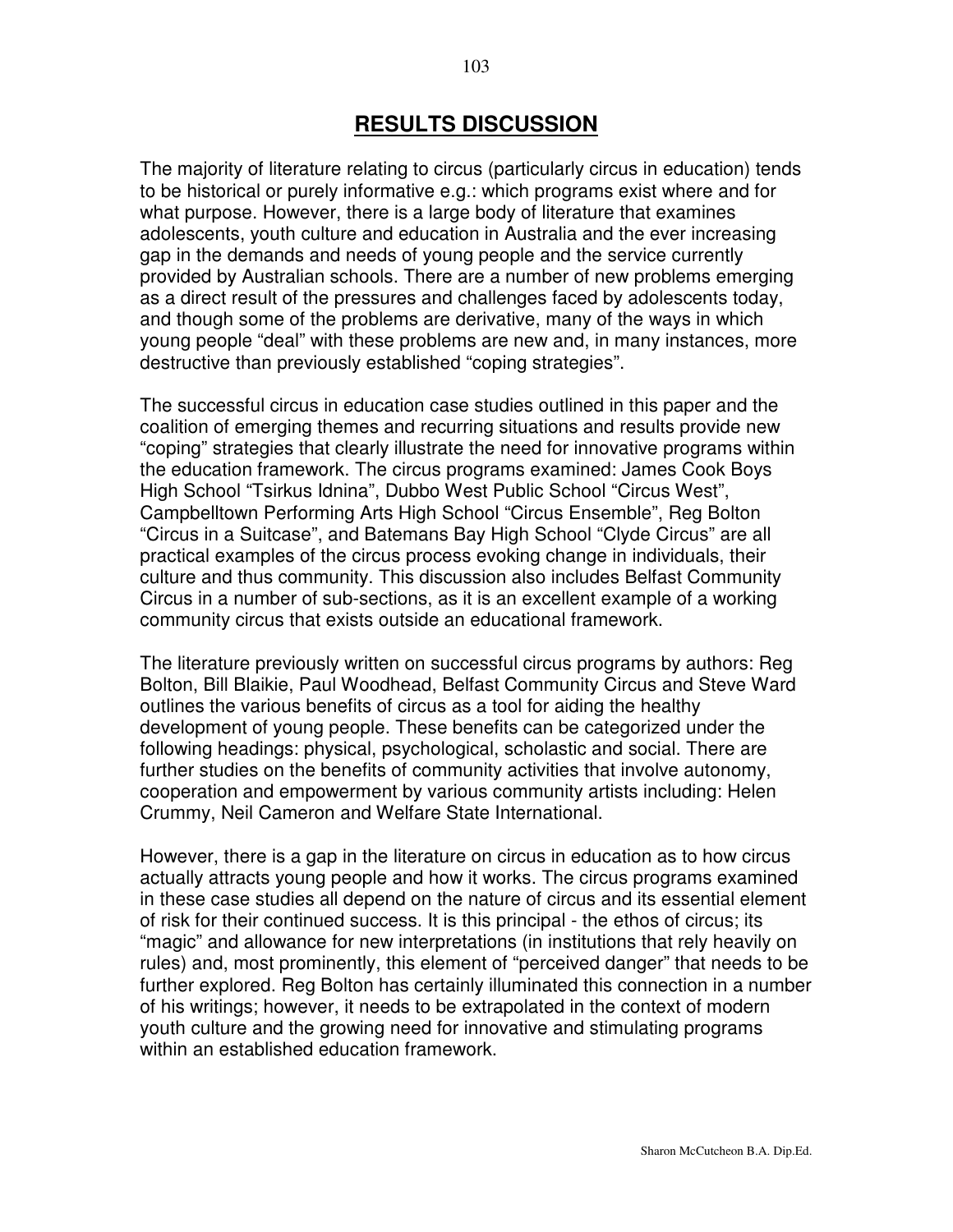# RESULTS DISCUSSION

The majority of literature relating to circus (particularly circus in education) tends to be historical or purely informative e.g.: which programs exist where and for what purpose. However, there is a large body of literature that examines adolescents, youth culture and education in Australia and the ever increasing gap in the demands and needs of young people and the service currently provided by Australian schools. There are a number of new problems emerging as a direct result of the pressures and challenges faced by adolescents today, and though some of the problems are derivative, many of the ways in which young people "deal" with these problems are new and, in many instances, more destructive than previously established "coping strategies".

The successful circus in education case studies outlined in this paper and the coalition of emerging themes and recurring situations and results provide new "coping" strategies that clearly illustrate the need for innovative programs within the education framework. The circus programs examined: James Cook Boys High School "Tsirkus Idnina", Dubbo West Public School "Circus West", Campbelltown Performing Arts High School "Circus Ensemble", Reg Bolton "Circus in a Suitcase", and Batemans Bay High School "Clyde Circus" are all practical examples of the circus process evoking change in individuals, their culture and thus community. This discussion also includes Belfast Community Circus in a number of sub-sections, as it is an excellent example of a working community circus that exists outside an educational framework.

The literature previously written on successful circus programs by authors: Reg Bolton, Bill Blaikie, Paul Woodhead, Belfast Community Circus and Steve Ward outlines the various benefits of circus as a tool for aiding the healthy development of young people. These benefits can be categorized under the following headings: physical, psychological, scholastic and social. There are further studies on the benefits of community activities that involve autonomy, cooperation and empowerment by various community artists including: Helen Crummy, Neil Cameron and Welfare State International.

However, there is a gap in the literature on circus in education as to how circus actually attracts young people and how it works. The circus programs examined in these case studies all depend on the nature of circus and its essential element of risk for their continued success. It is this principal - the ethos of circus; its "magic" and allowance for new interpretations (in institutions that rely heavily on rules) and, most prominently, this element of "perceived danger" that needs to be further explored. Reg Bolton has certainly illuminated this connection in a number of his writings; however, it needs to be extrapolated in the context of modern youth culture and the growing need for innovative and stimulating programs within an established education framework.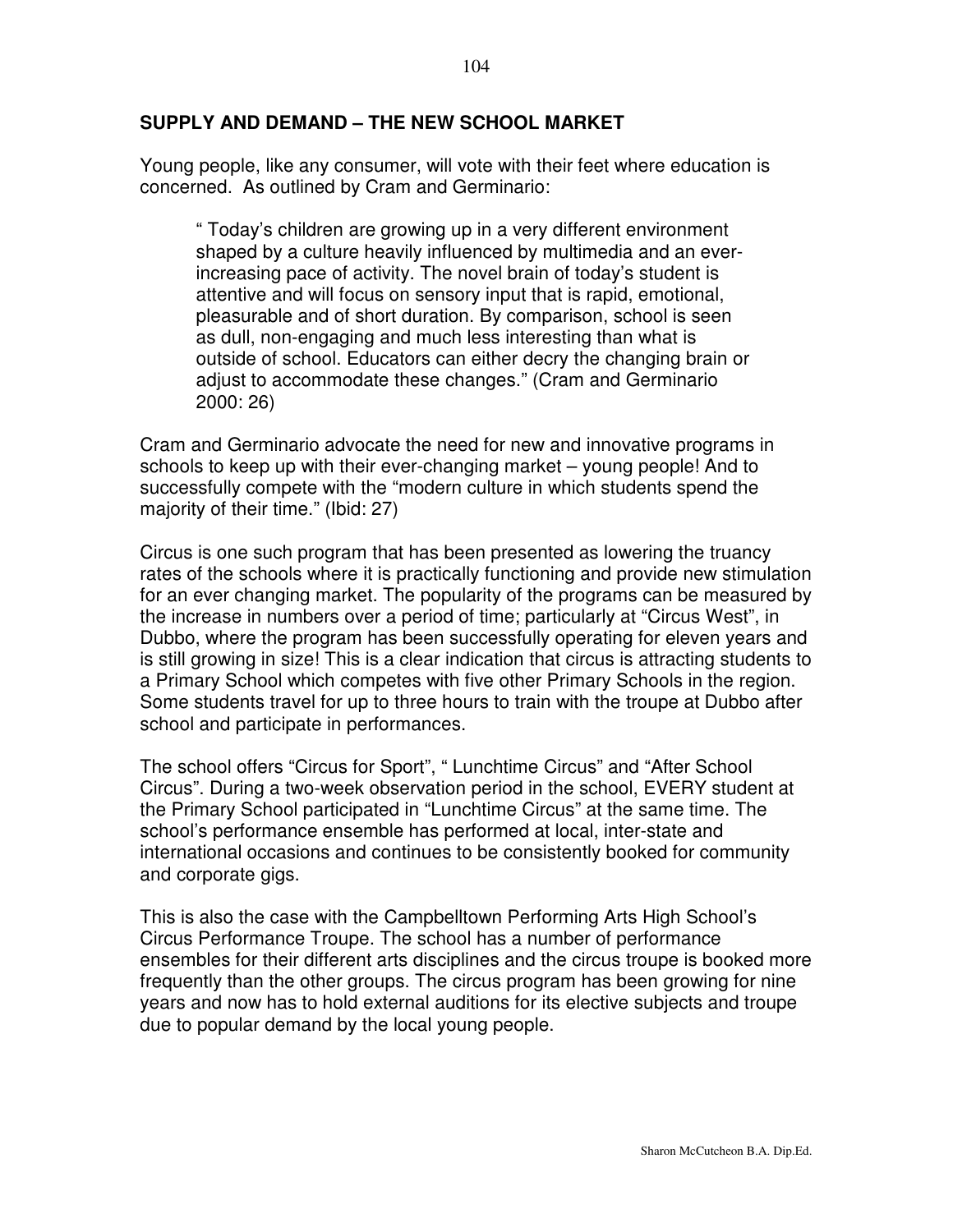## SUPPLY AND DEMAND – THE NEW SCHOOL MARKET

Young people, like any consumer, will vote with their feet where education is concerned. As outlined by Cram and Germinario:

> " Today's children are growing up in a very different environment shaped by a culture heavily influenced by multimedia and an ever-increasing pace of activity. The novel brain of today's student is attentive and will focus on sensory input that is rapid, emotional, pleasurable and of short duration. By comparison, school is seen as dull, non-engaging and much less interesting than what is outside of school. Educators can either decry the changing brain or adjust to accommodate these changes." (Cram and Germinario 2000: 26)

Cram and Germinario advocate the need for new and innovative programs in schools to keep up with their ever-changing market – young people! And to successfully compete with the "modern culture in which students spend the majority of their time." (Ibid: 27)

Circus is one such program that has been presented as lowering the truancy rates of the schools where it is practically functioning and provide new stimulation for an ever changing market. The popularity of the programs can be measured by the increase in numbers over a period of time; particularly at "Circus West", in Dubbo, where the program has been successfully operating for eleven years and is still growing in size! This is a clear indication that circus is attracting students to a Primary School which competes with five other Primary Schools in the region. Some students travel for up to three hours to train with the troupe at Dubbo after school and participate in performances.

The school offers "Circus for Sport", " Lunchtime Circus" and "After School Circus". During a two-week observation period in the school, EVERY student at the Primary School participated in "Lunchtime Circus" at the same time. The school's performance ensemble has performed at local, inter-state and international occasions and continues to be consistently booked for community and corporate gigs.

This is also the case with the Campbelltown Performing Arts High School's Circus Performance Troupe. The school has a number of performance ensembles for their different arts disciplines and the circus troupe is booked more frequently than the other groups. The circus program has been growing for nine years and now has to hold external auditions for its elective subjects and troupe due to popular demand by the local young people.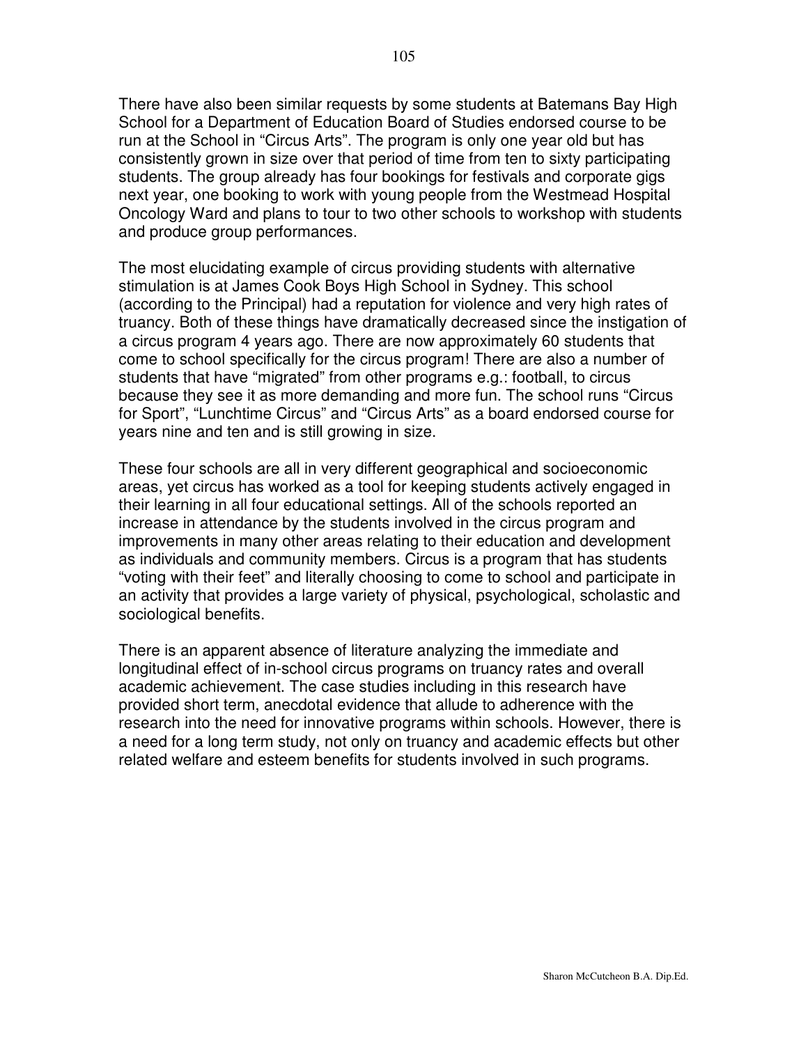There have also been similar requests by some students at Batemans Bay High School for a Department of Education Board of Studies endorsed course to be run at the School in "Circus Arts". The program is only one year old but has consistently grown in size over that period of time from ten to sixty participating students. The group already has four bookings for festivals and corporate gigs next year, one booking to work with young people from the Westmead Hospital Oncology Ward and plans to tour to two other schools to workshop with students and produce group performances.

The most elucidating example of circus providing students with alternative stimulation is at James Cook Boys High School in Sydney. This school (according to the Principal) had a reputation for violence and very high rates of truancy. Both of these things have dramatically decreased since the instigation of a circus program 4 years ago. There are now approximately 60 students that come to school specifically for the circus program! There are also a number of students that have "migrated" from other programs e.g.: football, to circus because they see it as more demanding and more fun. The school runs "Circus for Sport", "Lunchtime Circus" and "Circus Arts" as a board endorsed course for years nine and ten and is still growing in size.

These four schools are all in very different geographical and socioeconomic areas, yet circus has worked as a tool for keeping students actively engaged in their learning in all four educational settings. All of the schools reported an increase in attendance by the students involved in the circus program and improvements in many other areas relating to their education and development as individuals and community members. Circus is a program that has students "voting with their feet" and literally choosing to come to school and participate in an activity that provides a large variety of physical, psychological, scholastic and sociological benefits.

There is an apparent absence of literature analyzing the immediate and longitudinal effect of in-school circus programs on truancy rates and overall academic achievement. The case studies including in this research have provided short term, anecdotal evidence that allude to adherence with the research into the need for innovative programs within schools. However, there is a need for a long term study, not only on truancy and academic effects but other related welfare and esteem benefits for students involved in such programs.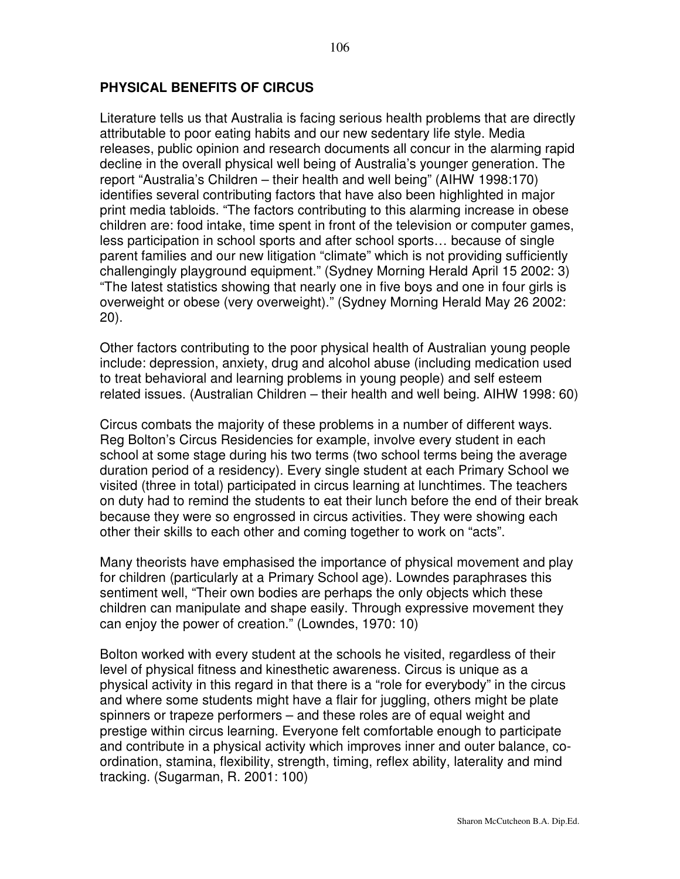## PHYSICAL BENEFITS OF CIRCUS

Literature tells us that Australia is facing serious health problems that are directly attributable to poor eating habits and our new sedentary life style. Media releases, public opinion and research documents all concur in the alarming rapid decline in the overall physical well being of Australia's younger generation. The report "Australia's Children – their health and well being" (AIHW 1998:170) identifies several contributing factors that have also been highlighted in major print media tabloids. "The factors contributing to this alarming increase in obese children are: food intake, time spent in front of the television or computer games, less participation in school sports and after school sports… because of single parent families and our new litigation "climate" which is not providing sufficiently challengingly playground equipment." (Sydney Morning Herald April 15 2002: 3) "The latest statistics showing that nearly one in five boys and one in four girls is overweight or obese (very overweight)." (Sydney Morning Herald May 26 2002: 20).

Other factors contributing to the poor physical health of Australian young people include: depression, anxiety, drug and alcohol abuse (including medication used to treat behavioral and learning problems in young people) and self esteem related issues. (Australian Children – their health and well being. AIHW 1998: 60)

Circus combats the majority of these problems in a number of different ways. Reg Bolton's Circus Residencies for example, involve every student in each school at some stage during his two terms (two school terms being the average duration period of a residency). Every single student at each Primary School we visited (three in total) participated in circus learning at lunchtimes. The teachers on duty had to remind the students to eat their lunch before the end of their break because they were so engrossed in circus activities. They were showing each other their skills to each other and coming together to work on "acts".

Many theorists have emphasised the importance of physical movement and play for children (particularly at a Primary School age). Lowndes paraphrases this sentiment well, "Their own bodies are perhaps the only objects which these children can manipulate and shape easily. Through expressive movement they can enjoy the power of creation." (Lowndes, 1970: 10)

Bolton worked with every student at the schools he visited, regardless of their level of physical fitness and kinesthetic awareness. Circus is unique as a physical activity in this regard in that there is a "role for everybody" in the circus and where some students might have a flair for juggling, others might be plate spinners or trapeze performers – and these roles are of equal weight and prestige within circus learning. Everyone felt comfortable enough to participate and contribute in a physical activity which improves inner and outer balance, co-ordination, stamina, flexibility, strength, timing, reflex ability, laterality and mind tracking. (Sugarman, R. 2001: 100)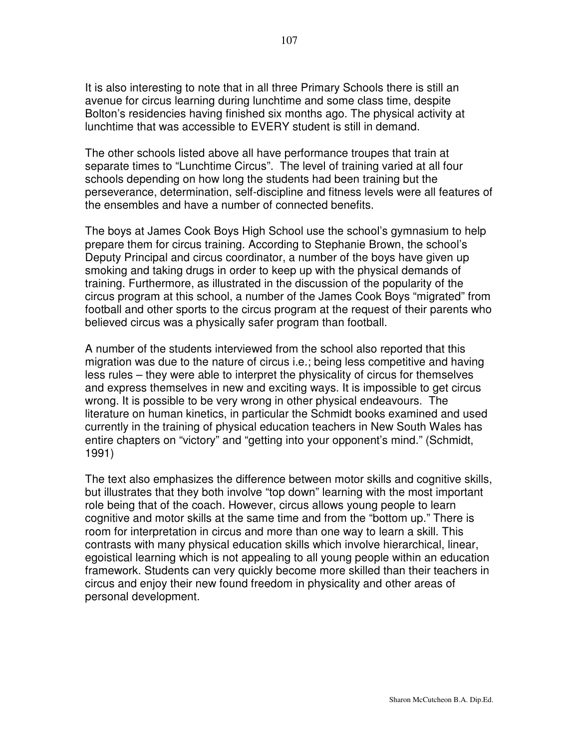It is also interesting to note that in all three Primary Schools there is still an avenue for circus learning during lunchtime and some class time, despite Bolton's residencies having finished six months ago. The physical activity at lunchtime that was accessible to EVERY student is still in demand.

The other schools listed above all have performance troupes that train at separate times to "Lunchtime Circus". The level of training varied at all four schools depending on how long the students had been training but the perseverance, determination, self-discipline and fitness levels were all features of the ensembles and have a number of connected benefits.

The boys at James Cook Boys High School use the school's gymnasium to help prepare them for circus training. According to Stephanie Brown, the school's Deputy Principal and circus coordinator, a number of the boys have given up smoking and taking drugs in order to keep up with the physical demands of training. Furthermore, as illustrated in the discussion of the popularity of the circus program at this school, a number of the James Cook Boys "migrated" from football and other sports to the circus program at the request of their parents who believed circus was a physically safer program than football.

A number of the students interviewed from the school also reported that this migration was due to the nature of circus i.e.; being less competitive and having less rules – they were able to interpret the physicality of circus for themselves and express themselves in new and exciting ways. It is impossible to get circus wrong. It is possible to be very wrong in other physical endeavours. The literature on human kinetics, in particular the Schmidt books examined and used currently in the training of physical education teachers in New South Wales has entire chapters on "victory" and "getting into your opponent's mind." (Schmidt, 1991)

The text also emphasizes the difference between motor skills and cognitive skills, but illustrates that they both involve "top down" learning with the most important role being that of the coach. However, circus allows young people to learn cognitive and motor skills at the same time and from the "bottom up." There is room for interpretation in circus and more than one way to learn a skill. This contrasts with many physical education skills which involve hierarchical, linear, egoistical learning which is not appealing to all young people within an education framework. Students can very quickly become more skilled than their teachers in circus and enjoy their new found freedom in physicality and other areas of personal development.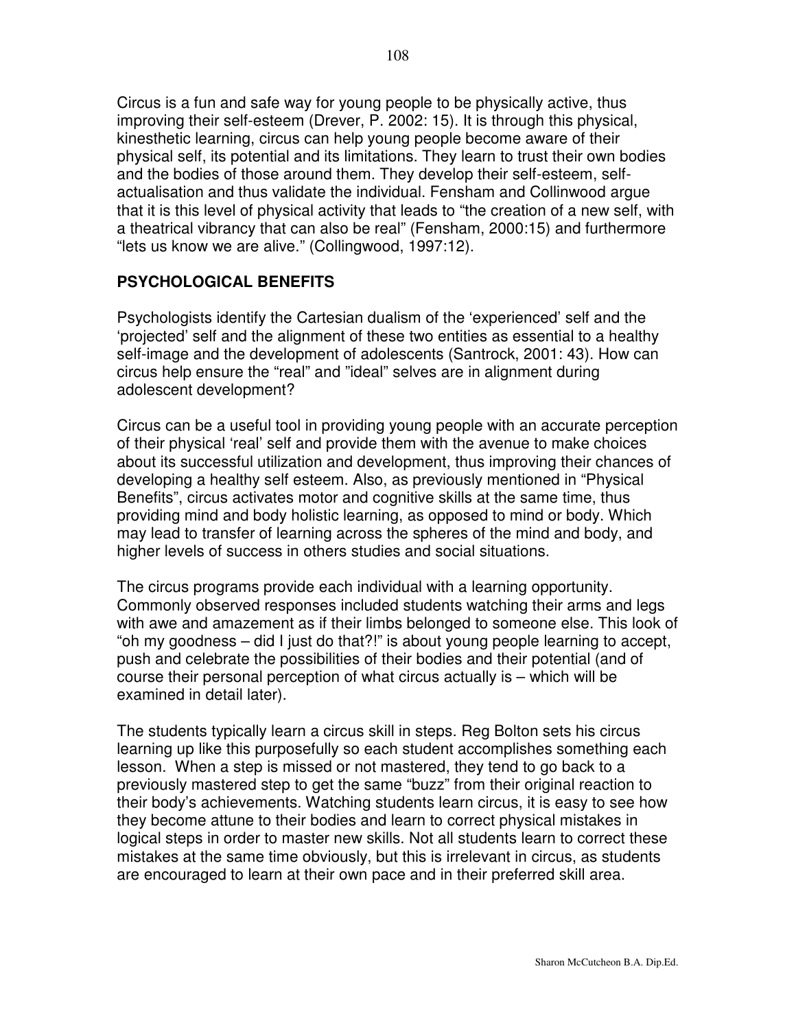Circus is a fun and safe way for young people to be physically active, thus improving their self-esteem (Drever, P. 2002: 15). It is through this physical, kinesthetic learning, circus can help young people become aware of their physical self, its potential and its limitations. They learn to trust their own bodies and the bodies of those around them. They develop their self-esteem, self-actualisation and thus validate the individual. Fensham and Collinwood argue that it is this level of physical activity that leads to "the creation of a new self, with a theatrical vibrancy that can also be real" (Fensham, 2000:15) and furthermore "lets us know we are alive." (Collingwood, 1997:12).

## PSYCHOLOGICAL BENEFITS

Psychologists identify the Cartesian dualism of the 'experienced' self and the 'projected' self and the alignment of these two entities as essential to a healthy self-image and the development of adolescents (Santrock, 2001: 43). How can circus help ensure the "real" and "ideal" selves are in alignment during adolescent development?

Circus can be a useful tool in providing young people with an accurate perception of their physical 'real' self and provide them with the avenue to make choices about its successful utilization and development, thus improving their chances of developing a healthy self esteem. Also, as previously mentioned in "Physical Benefits", circus activates motor and cognitive skills at the same time, thus providing mind and body holistic learning, as opposed to mind or body. Which may lead to transfer of learning across the spheres of the mind and body, and higher levels of success in others studies and social situations.

The circus programs provide each individual with a learning opportunity. Commonly observed responses included students watching their arms and legs with awe and amazement as if their limbs belonged to someone else. This look of "oh my goodness – did I just do that?!" is about young people learning to accept, push and celebrate the possibilities of their bodies and their potential (and of course their personal perception of what circus actually is – which will be examined in detail later).

The students typically learn a circus skill in steps. Reg Bolton sets his circus learning up like this purposefully so each student accomplishes something each lesson. When a step is missed or not mastered, they tend to go back to a previously mastered step to get the same "buzz" from their original reaction to their body's achievements. Watching students learn circus, it is easy to see how they become attune to their bodies and learn to correct physical mistakes in logical steps in order to master new skills. Not all students learn to correct these mistakes at the same time obviously, but this is irrelevant in circus, as students are encouraged to learn at their own pace and in their preferred skill area.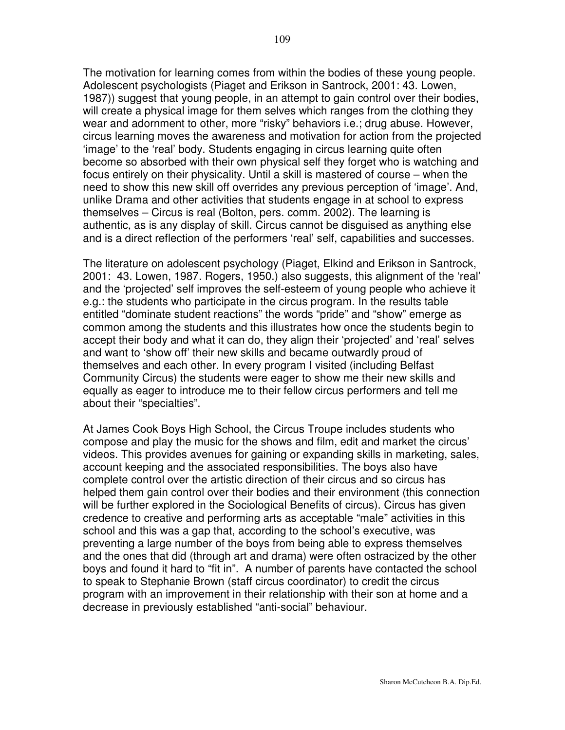The motivation for learning comes from within the bodies of these young people. Adolescent psychologists (Piaget and Erikson in Santrock, 2001: 43. Lowen, 1987)) suggest that young people, in an attempt to gain control over their bodies, will create a physical image for them selves which ranges from the clothing they wear and adornment to other, more "risky" behaviors i.e.; drug abuse. However, circus learning moves the awareness and motivation for action from the projected 'image' to the 'real' body. Students engaging in circus learning quite often become so absorbed with their own physical self they forget who is watching and focus entirely on their physicality. Until a skill is mastered of course – when the need to show this new skill off overrides any previous perception of 'image'. And, unlike Drama and other activities that students engage in at school to express themselves – Circus is real (Bolton, pers. comm. 2002). The learning is authentic, as is any display of skill. Circus cannot be disguised as anything else and is a direct reflection of the performers 'real' self, capabilities and successes.

The literature on adolescent psychology (Piaget, Elkind and Erikson in Santrock, 2001: 43. Lowen, 1987. Rogers, 1950.) also suggests, this alignment of the 'real' and the 'projected' self improves the self-esteem of young people who achieve it e.g.: the students who participate in the circus program. In the results table entitled "dominate student reactions" the words "pride" and "show" emerge as common among the students and this illustrates how once the students begin to accept their body and what it can do, they align their 'projected' and 'real' selves and want to 'show off' their new skills and became outwardly proud of themselves and each other. In every program I visited (including Belfast Community Circus) the students were eager to show me their new skills and equally as eager to introduce me to their fellow circus performers and tell me about their "specialties".

At James Cook Boys High School, the Circus Troupe includes students who compose and play the music for the shows and film, edit and market the circus' videos. This provides avenues for gaining or expanding skills in marketing, sales, account keeping and the associated responsibilities. The boys also have complete control over the artistic direction of their circus and so circus has helped them gain control over their bodies and their environment (this connection will be further explored in the Sociological Benefits of circus). Circus has given credence to creative and performing arts as acceptable "male" activities in this school and this was a gap that, according to the school's executive, was preventing a large number of the boys from being able to express themselves and the ones that did (through art and drama) were often ostracized by the other boys and found it hard to "fit in". A number of parents have contacted the school to speak to Stephanie Brown (staff circus coordinator) to credit the circus program with an improvement in their relationship with their son at home and a decrease in previously established "anti-social" behaviour.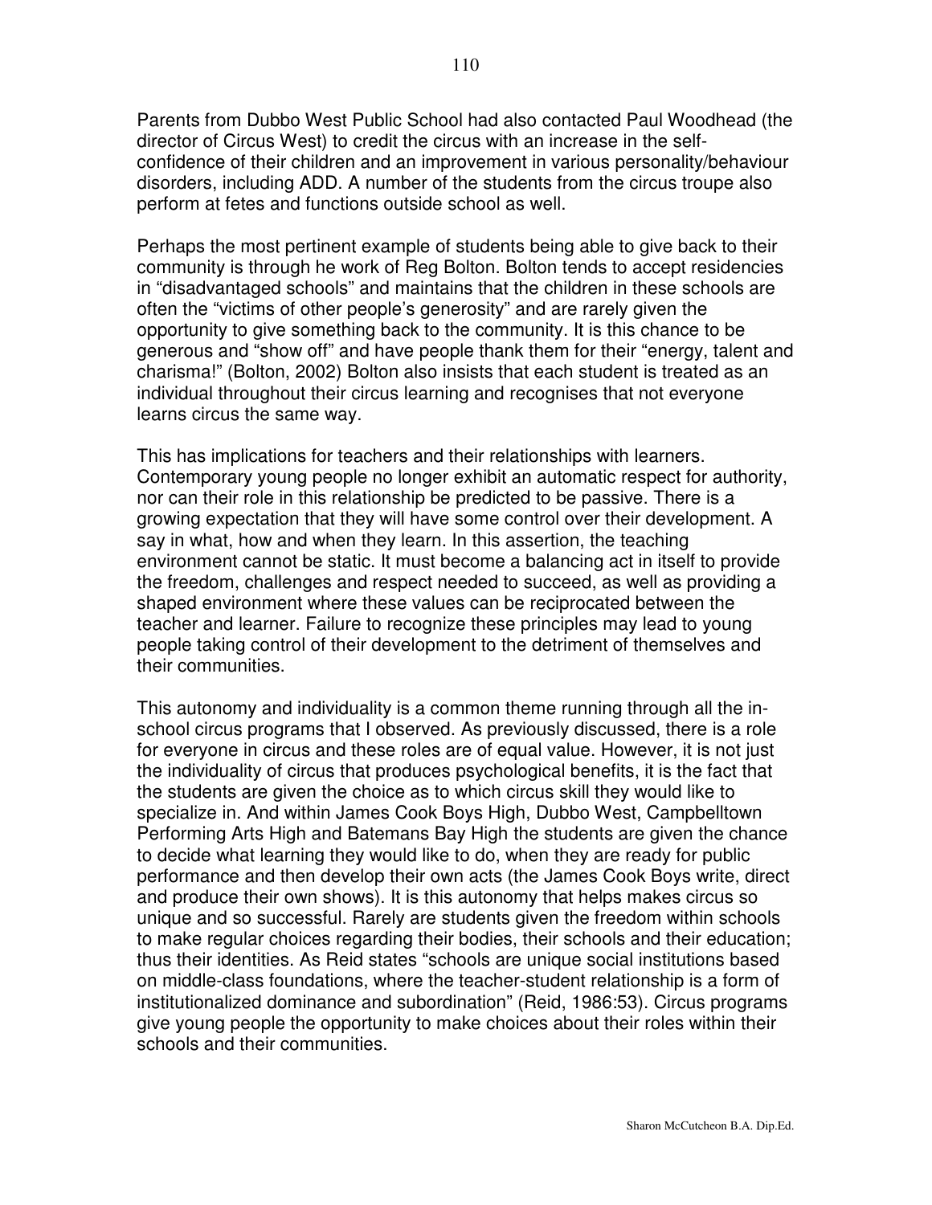Parents from Dubbo West Public School had also contacted Paul Woodhead (the director of Circus West) to credit the circus with an increase in the self-confidence of their children and an improvement in various personality/behaviour disorders, including ADD. A number of the students from the circus troupe also perform at fetes and functions outside school as well.

Perhaps the most pertinent example of students being able to give back to their community is through he work of Reg Bolton. Bolton tends to accept residencies in "disadvantaged schools" and maintains that the children in these schools are often the "victims of other people's generosity" and are rarely given the opportunity to give something back to the community. It is this chance to be generous and "show off" and have people thank them for their "energy, talent and charisma!" (Bolton, 2002) Bolton also insists that each student is treated as an individual throughout their circus learning and recognises that not everyone learns circus the same way.

This has implications for teachers and their relationships with learners. Contemporary young people no longer exhibit an automatic respect for authority, nor can their role in this relationship be predicted to be passive. There is a growing expectation that they will have some control over their development. A say in what, how and when they learn. In this assertion, the teaching environment cannot be static. It must become a balancing act in itself to provide the freedom, challenges and respect needed to succeed, as well as providing a shaped environment where these values can be reciprocated between the teacher and learner. Failure to recognize these principles may lead to young people taking control of their development to the detriment of themselves and their communities.

This autonomy and individuality is a common theme running through all the in-school circus programs that I observed. As previously discussed, there is a role for everyone in circus and these roles are of equal value. However, it is not just the individuality of circus that produces psychological benefits, it is the fact that the students are given the choice as to which circus skill they would like to specialize in. And within James Cook Boys High, Dubbo West, Campbelltown Performing Arts High and Batemans Bay High the students are given the chance to decide what learning they would like to do, when they are ready for public performance and then develop their own acts (the James Cook Boys write, direct and produce their own shows). It is this autonomy that helps makes circus so unique and so successful. Rarely are students given the freedom within schools to make regular choices regarding their bodies, their schools and their education; thus their identities. As Reid states "schools are unique social institutions based on middle-class foundations, where the teacher-student relationship is a form of institutionalized dominance and subordination" (Reid, 1986:53). Circus programs give young people the opportunity to make choices about their roles within their schools and their communities.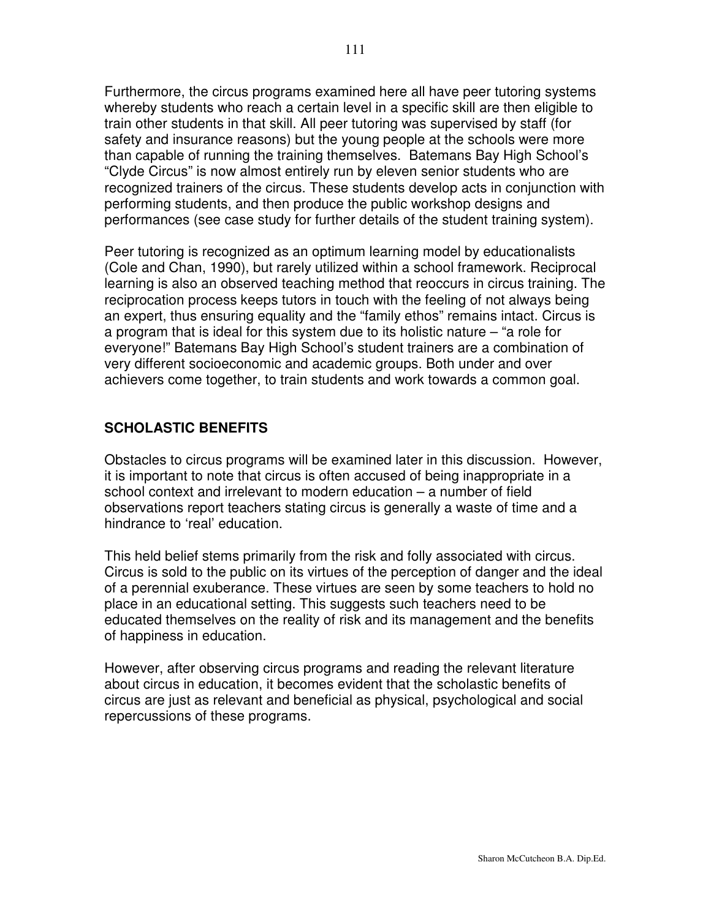Furthermore, the circus programs examined here all have peer tutoring systems whereby students who reach a certain level in a specific skill are then eligible to train other students in that skill. All peer tutoring was supervised by staff (for safety and insurance reasons) but the young people at the schools were more than capable of running the training themselves. Batemans Bay High School's "Clyde Circus" is now almost entirely run by eleven senior students who are recognized trainers of the circus. These students develop acts in conjunction with performing students, and then produce the public workshop designs and performances (see case study for further details of the student training system).

Peer tutoring is recognized as an optimum learning model by educationalists (Cole and Chan, 1990), but rarely utilized within a school framework. Reciprocal learning is also an observed teaching method that reoccurs in circus training. The reciprocation process keeps tutors in touch with the feeling of not always being an expert, thus ensuring equality and the "family ethos" remains intact. Circus is a program that is ideal for this system due to its holistic nature – "a role for everyone!" Batemans Bay High School's student trainers are a combination of very different socioeconomic and academic groups. Both under and over achievers come together, to train students and work towards a common goal.

## SCHOLASTIC BENEFITS

Obstacles to circus programs will be examined later in this discussion. However, it is important to note that circus is often accused of being inappropriate in a school context and irrelevant to modern education – a number of field observations report teachers stating circus is generally a waste of time and a hindrance to 'real' education.

This held belief stems primarily from the risk and folly associated with circus. Circus is sold to the public on its virtues of the perception of danger and the ideal of a perennial exuberance. These virtues are seen by some teachers to hold no place in an educational setting. This suggests such teachers need to be educated themselves on the reality of risk and its management and the benefits of happiness in education.

However, after observing circus programs and reading the relevant literature about circus in education, it becomes evident that the scholastic benefits of circus are just as relevant and beneficial as physical, psychological and social repercussions of these programs.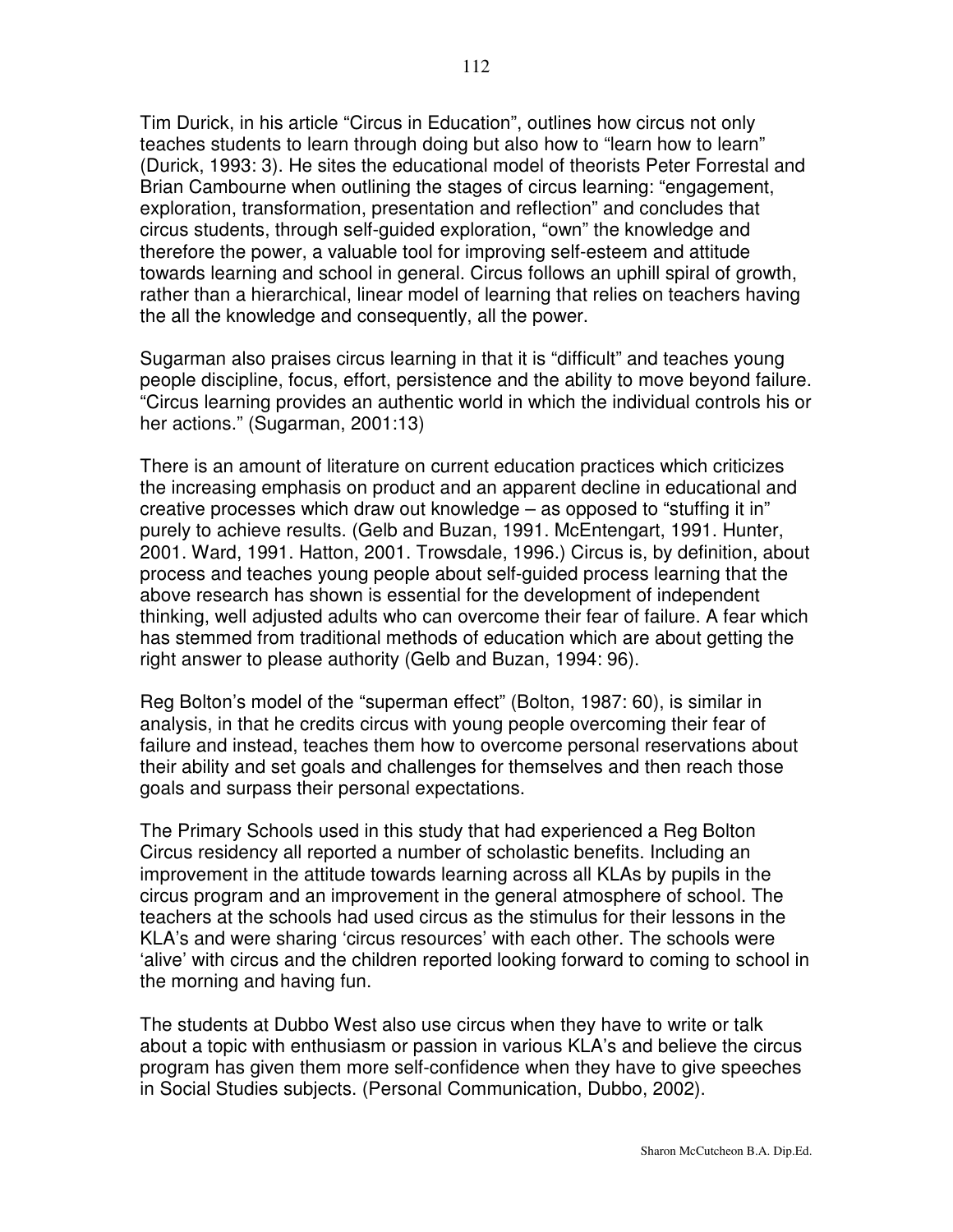Tim Durick, in his article “Circus in Education”, outlines how circus not only teaches students to learn through doing but also how to “learn how to learn” (Durick, 1993: 3). He sites the educational model of theorists Peter Forrestal and Brian Cambourne when outlining the stages of circus learning: “engagement, exploration, transformation, presentation and reflection” and concludes that circus students, through self-guided exploration, “own” the knowledge and therefore the power, a valuable tool for improving self-esteem and attitude towards learning and school in general. Circus follows an uphill spiral of growth, rather than a hierarchical, linear model of learning that relies on teachers having the all the knowledge and consequently, all the power.

Sugarman also praises circus learning in that it is “difficult” and teaches young people discipline, focus, effort, persistence and the ability to move beyond failure. “Circus learning provides an authentic world in which the individual controls his or her actions.” (Sugarman, 2001:13)

There is an amount of literature on current education practices which criticizes the increasing emphasis on product and an apparent decline in educational and creative processes which draw out knowledge – as opposed to “stuffing it in” purely to achieve results. (Gelb and Buzan, 1991. McEntengart, 1991. Hunter, 2001. Ward, 1991. Hatton, 2001. Trowsdale, 1996.) Circus is, by definition, about process and teaches young people about self-guided process learning that the above research has shown is essential for the development of independent thinking, well adjusted adults who can overcome their fear of failure. A fear which has stemmed from traditional methods of education which are about getting the right answer to please authority (Gelb and Buzan, 1994: 96).

Reg Bolton’s model of the “superman effect” (Bolton, 1987: 60), is similar in analysis, in that he credits circus with young people overcoming their fear of failure and instead, teaches them how to overcome personal reservations about their ability and set goals and challenges for themselves and then reach those goals and surpass their personal expectations.

The Primary Schools used in this study that had experienced a Reg Bolton Circus residency all reported a number of scholastic benefits. Including an improvement in the attitude towards learning across all KLAs by pupils in the circus program and an improvement in the general atmosphere of school. The teachers at the schools had used circus as the stimulus for their lessons in the KLA’s and were sharing ‘circus resources’ with each other. The schools were ‘alive’ with circus and the children reported looking forward to coming to school in the morning and having fun.

The students at Dubbo West also use circus when they have to write or talk about a topic with enthusiasm or passion in various KLA’s and believe the circus program has given them more self-confidence when they have to give speeches in Social Studies subjects. (Personal Communication, Dubbo, 2002).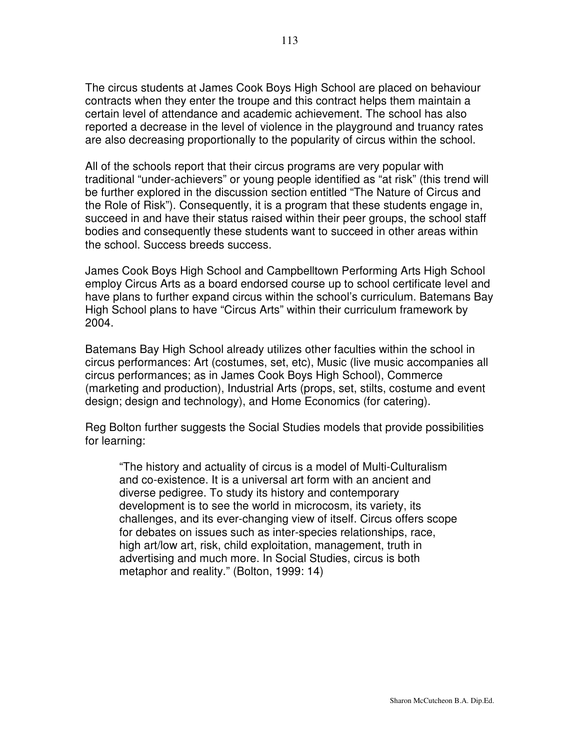The circus students at James Cook Boys High School are placed on behaviour contracts when they enter the troupe and this contract helps them maintain a certain level of attendance and academic achievement. The school has also reported a decrease in the level of violence in the playground and truancy rates are also decreasing proportionally to the popularity of circus within the school.

All of the schools report that their circus programs are very popular with traditional "under-achievers" or young people identified as "at risk" (this trend will be further explored in the discussion section entitled "The Nature of Circus and the Role of Risk"). Consequently, it is a program that these students engage in, succeed in and have their status raised within their peer groups, the school staff bodies and consequently these students want to succeed in other areas within the school. Success breeds success.

James Cook Boys High School and Campbelltown Performing Arts High School employ Circus Arts as a board endorsed course up to school certificate level and have plans to further expand circus within the school's curriculum. Batemans Bay High School plans to have "Circus Arts" within their curriculum framework by 2004.

Batemans Bay High School already utilizes other faculties within the school in circus performances: Art (costumes, set, etc), Music (live music accompanies all circus performances; as in James Cook Boys High School), Commerce (marketing and production), Industrial Arts (props, set, stilts, costume and event design; design and technology), and Home Economics (for catering).

Reg Bolton further suggests the Social Studies models that provide possibilities for learning:

> "The history and actuality of circus is a model of Multi-Culturalism and co-existence. It is a universal art form with an ancient and diverse pedigree. To study its history and contemporary development is to see the world in microcosm, its variety, its challenges, and its ever-changing view of itself. Circus offers scope for debates on issues such as inter-species relationships, race, high art/low art, risk, child exploitation, management, truth in advertising and much more. In Social Studies, circus is both metaphor and reality." (Bolton, 1999: 14)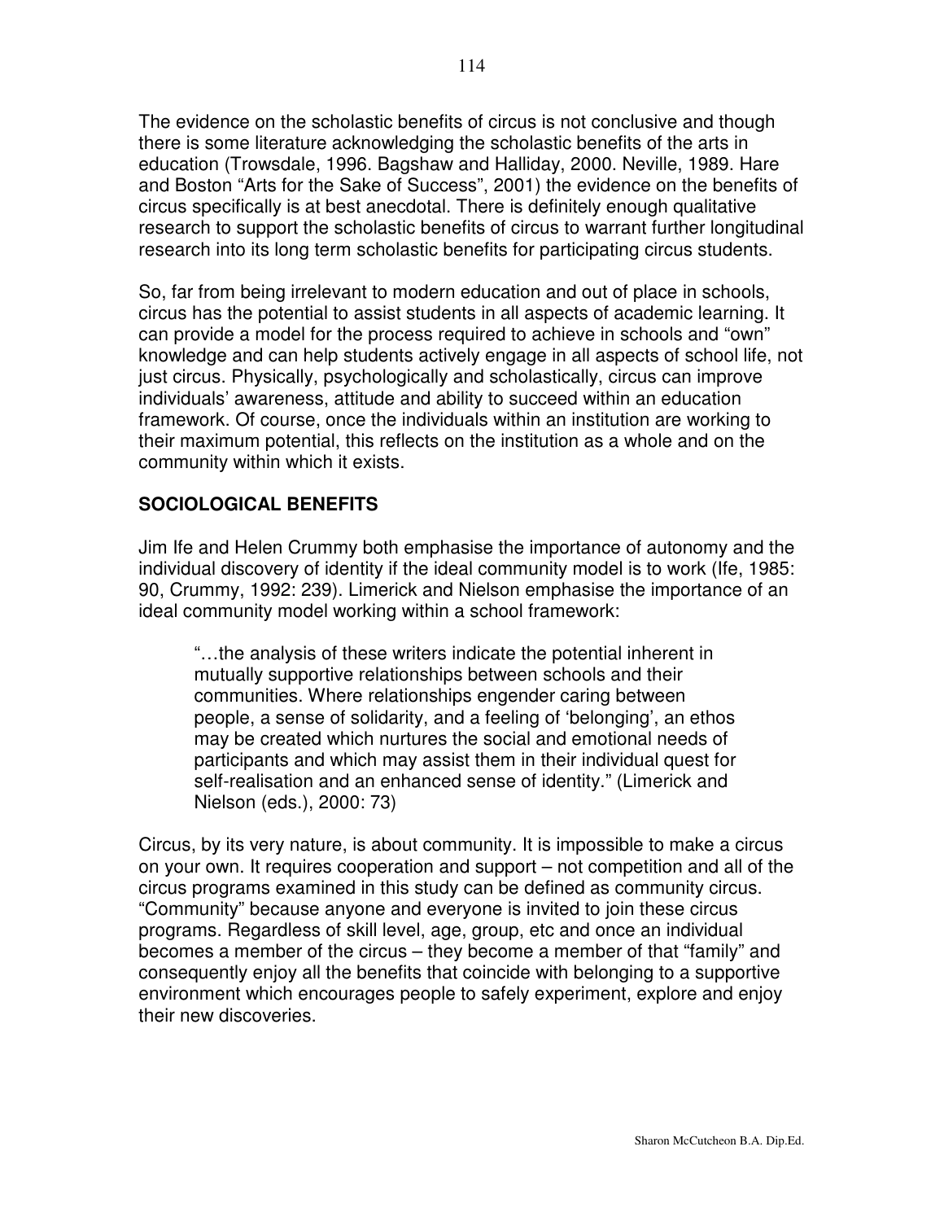The evidence on the scholastic benefits of circus is not conclusive and though there is some literature acknowledging the scholastic benefits of the arts in education (Trowsdale, 1996. Bagshaw and Halliday, 2000. Neville, 1989. Hare and Boston "Arts for the Sake of Success", 2001) the evidence on the benefits of circus specifically is at best anecdotal. There is definitely enough qualitative research to support the scholastic benefits of circus to warrant further longitudinal research into its long term scholastic benefits for participating circus students.

So, far from being irrelevant to modern education and out of place in schools, circus has the potential to assist students in all aspects of academic learning. It can provide a model for the process required to achieve in schools and "own" knowledge and can help students actively engage in all aspects of school life, not just circus. Physically, psychologically and scholastically, circus can improve individuals' awareness, attitude and ability to succeed within an education framework. Of course, once the individuals within an institution are working to their maximum potential, this reflects on the institution as a whole and on the community within which it exists.

## SOCIOLOGICAL BENEFITS

Jim Ife and Helen Crummy both emphasise the importance of autonomy and the individual discovery of identity if the ideal community model is to work (Ife, 1985: 90, Crummy, 1992: 239). Limerick and Nielson emphasise the importance of an ideal community model working within a school framework:

> "…the analysis of these writers indicate the potential inherent in mutually supportive relationships between schools and their communities. Where relationships engender caring between people, a sense of solidarity, and a feeling of 'belonging', an ethos may be created which nurtures the social and emotional needs of participants and which may assist them in their individual quest for self-realisation and an enhanced sense of identity." (Limerick and Nielson (eds.), 2000: 73)

Circus, by its very nature, is about community. It is impossible to make a circus on your own. It requires cooperation and support – not competition and all of the circus programs examined in this study can be defined as community circus. "Community" because anyone and everyone is invited to join these circus programs. Regardless of skill level, age, group, etc and once an individual becomes a member of the circus – they become a member of that "family" and consequently enjoy all the benefits that coincide with belonging to a supportive environment which encourages people to safely experiment, explore and enjoy their new discoveries.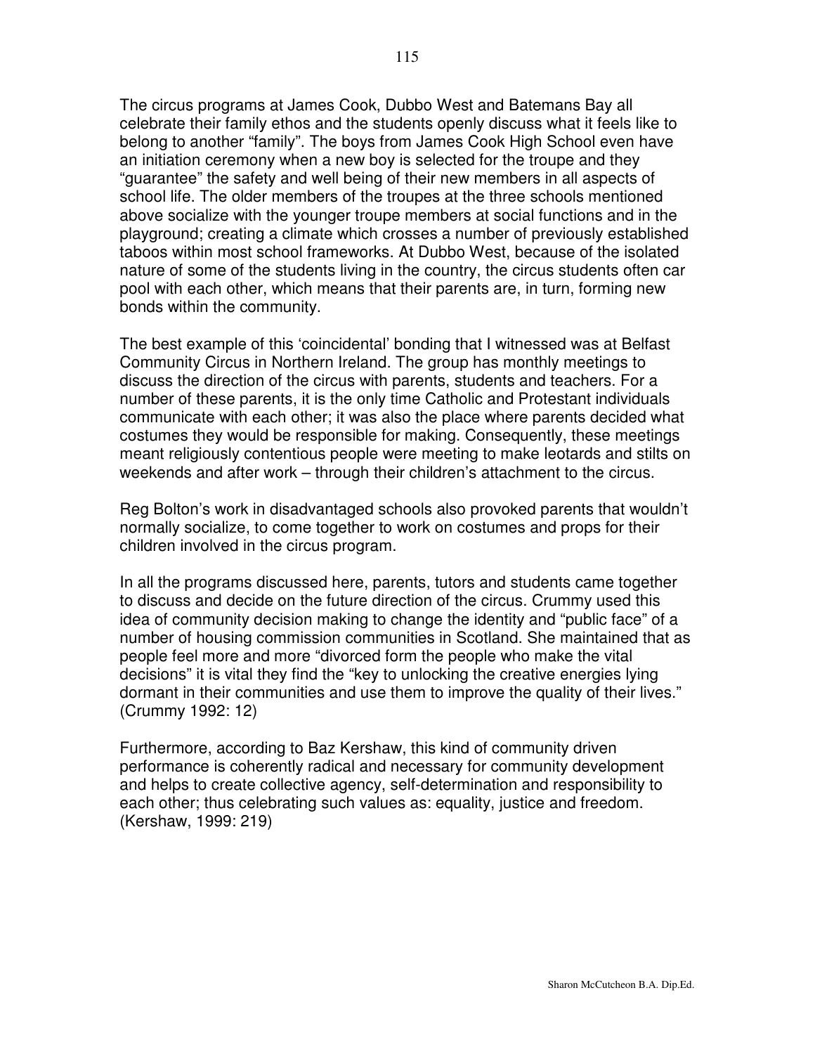The circus programs at James Cook, Dubbo West and Batemans Bay all celebrate their family ethos and the students openly discuss what it feels like to belong to another "family". The boys from James Cook High School even have an initiation ceremony when a new boy is selected for the troupe and they "guarantee" the safety and well being of their new members in all aspects of school life. The older members of the troupes at the three schools mentioned above socialize with the younger troupe members at social functions and in the playground; creating a climate which crosses a number of previously established taboos within most school frameworks. At Dubbo West, because of the isolated nature of some of the students living in the country, the circus students often car pool with each other, which means that their parents are, in turn, forming new bonds within the community.

The best example of this 'coincidental' bonding that I witnessed was at Belfast Community Circus in Northern Ireland. The group has monthly meetings to discuss the direction of the circus with parents, students and teachers. For a number of these parents, it is the only time Catholic and Protestant individuals communicate with each other; it was also the place where parents decided what costumes they would be responsible for making. Consequently, these meetings meant religiously contentious people were meeting to make leotards and stilts on weekends and after work – through their children's attachment to the circus.

Reg Bolton's work in disadvantaged schools also provoked parents that wouldn't normally socialize, to come together to work on costumes and props for their children involved in the circus program.

In all the programs discussed here, parents, tutors and students came together to discuss and decide on the future direction of the circus. Crummy used this idea of community decision making to change the identity and "public face" of a number of housing commission communities in Scotland. She maintained that as people feel more and more "divorced form the people who make the vital decisions" it is vital they find the "key to unlocking the creative energies lying dormant in their communities and use them to improve the quality of their lives." (Crummy 1992: 12)

Furthermore, according to Baz Kershaw, this kind of community driven performance is coherently radical and necessary for community development and helps to create collective agency, self-determination and responsibility to each other; thus celebrating such values as: equality, justice and freedom. (Kershaw, 1999: 219)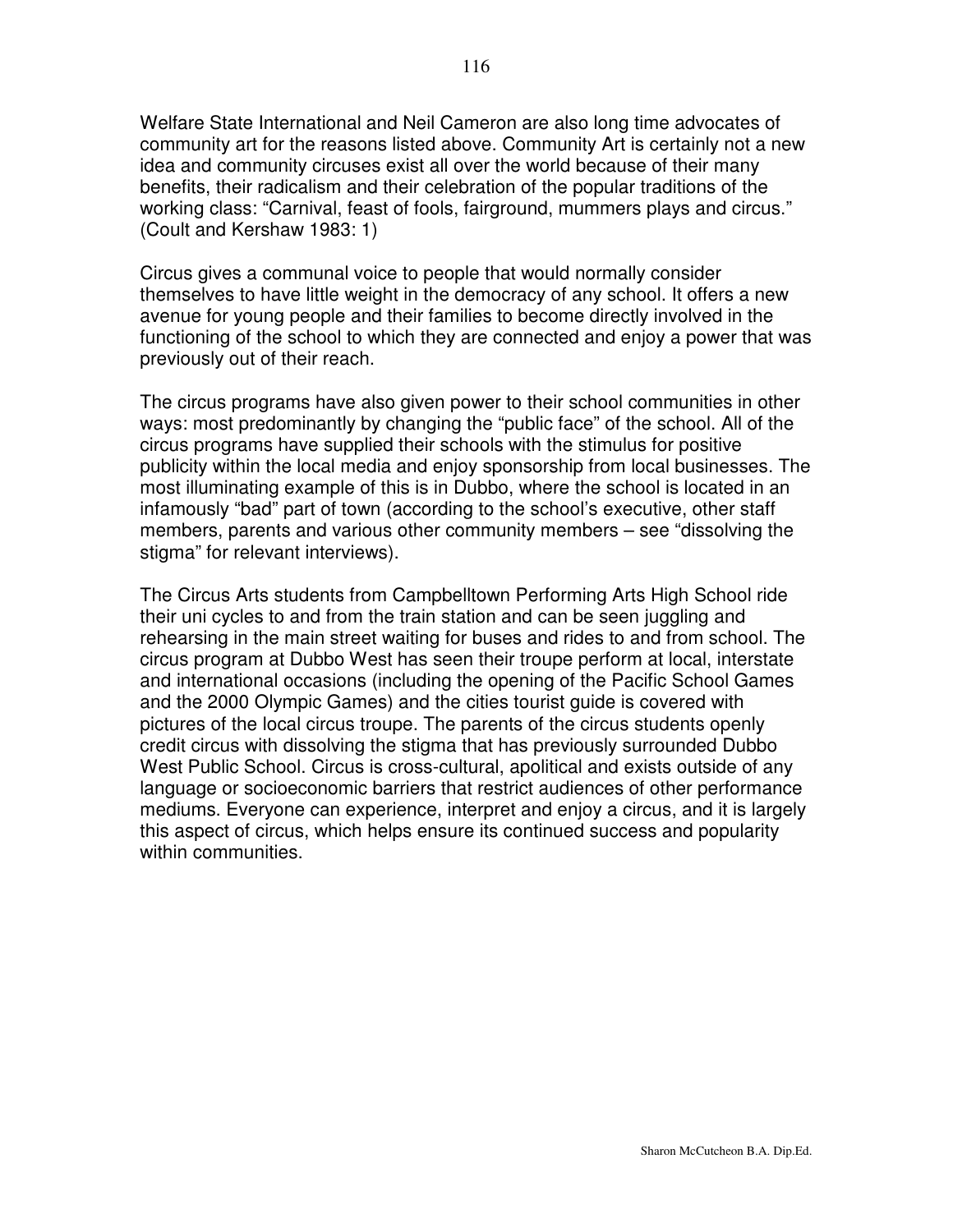Welfare State International and Neil Cameron are also long time advocates of community art for the reasons listed above. Community Art is certainly not a new idea and community circuses exist all over the world because of their many benefits, their radicalism and their celebration of the popular traditions of the working class: “Carnival, feast of fools, fairground, mummers plays and circus.” (Coult and Kershaw 1983: 1)

Circus gives a communal voice to people that would normally consider themselves to have little weight in the democracy of any school. It offers a new avenue for young people and their families to become directly involved in the functioning of the school to which they are connected and enjoy a power that was previously out of their reach.

The circus programs have also given power to their school communities in other ways: most predominantly by changing the “public face” of the school. All of the circus programs have supplied their schools with the stimulus for positive publicity within the local media and enjoy sponsorship from local businesses. The most illuminating example of this is in Dubbo, where the school is located in an infamously “bad” part of town (according to the school’s executive, other staff members, parents and various other community members – see “dissolving the stigma” for relevant interviews).

The Circus Arts students from Campbelltown Performing Arts High School ride their uni cycles to and from the train station and can be seen juggling and rehearsing in the main street waiting for buses and rides to and from school. The circus program at Dubbo West has seen their troupe perform at local, interstate and international occasions (including the opening of the Pacific School Games and the 2000 Olympic Games) and the cities tourist guide is covered with pictures of the local circus troupe. The parents of the circus students openly credit circus with dissolving the stigma that has previously surrounded Dubbo West Public School. Circus is cross-cultural, apolitical and exists outside of any language or socioeconomic barriers that restrict audiences of other performance mediums. Everyone can experience, interpret and enjoy a circus, and it is largely this aspect of circus, which helps ensure its continued success and popularity within communities.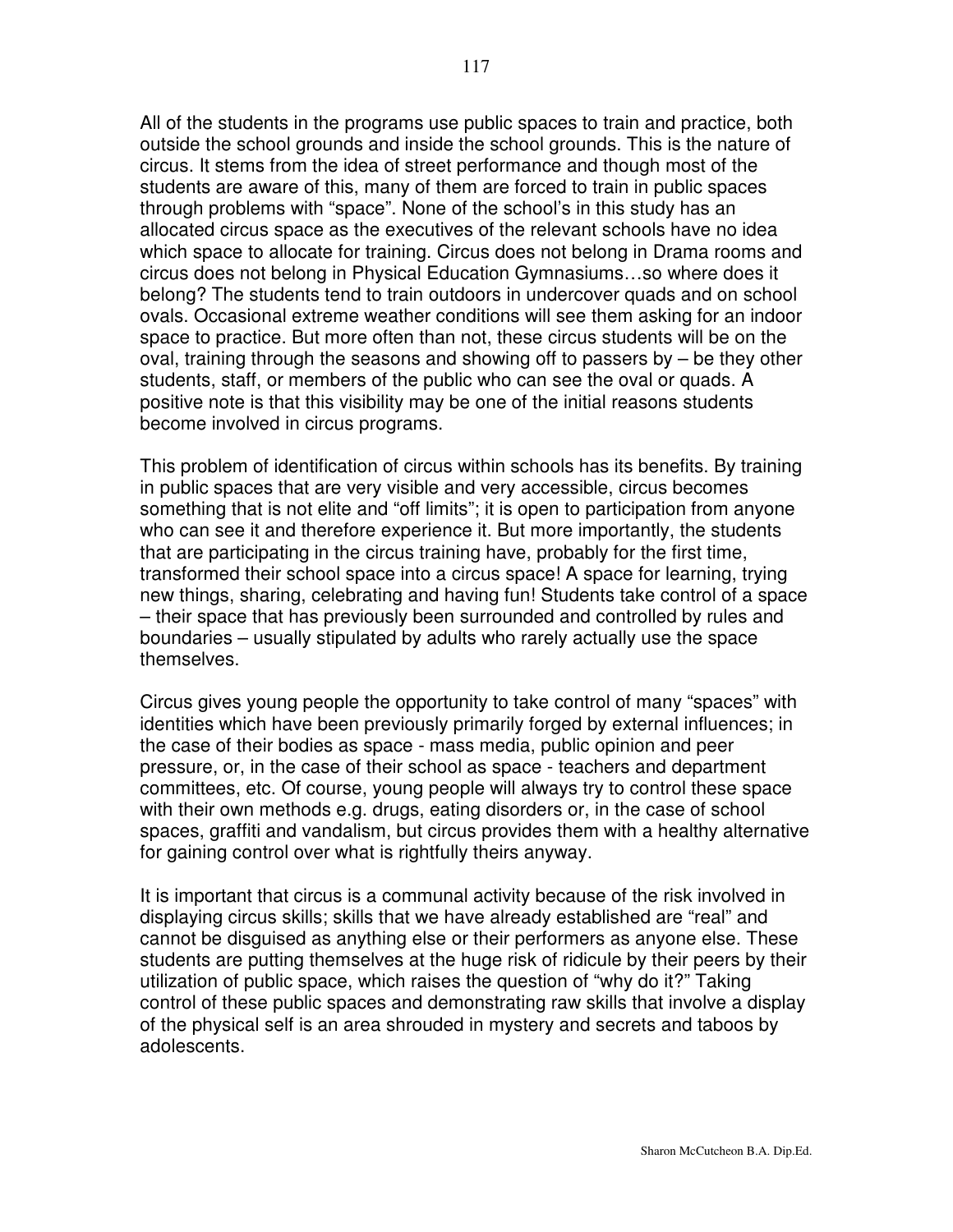All of the students in the programs use public spaces to train and practice, both outside the school grounds and inside the school grounds. This is the nature of circus. It stems from the idea of street performance and though most of the students are aware of this, many of them are forced to train in public spaces through problems with "space". None of the school's in this study has an allocated circus space as the executives of the relevant schools have no idea which space to allocate for training. Circus does not belong in Drama rooms and circus does not belong in Physical Education Gymnasiums…so where does it belong? The students tend to train outdoors in undercover quads and on school ovals. Occasional extreme weather conditions will see them asking for an indoor space to practice. But more often than not, these circus students will be on the oval, training through the seasons and showing off to passers by – be they other students, staff, or members of the public who can see the oval or quads. A positive note is that this visibility may be one of the initial reasons students become involved in circus programs.

This problem of identification of circus within schools has its benefits. By training in public spaces that are very visible and very accessible, circus becomes something that is not elite and "off limits"; it is open to participation from anyone who can see it and therefore experience it. But more importantly, the students that are participating in the circus training have, probably for the first time, transformed their school space into a circus space! A space for learning, trying new things, sharing, celebrating and having fun! Students take control of a space – their space that has previously been surrounded and controlled by rules and boundaries – usually stipulated by adults who rarely actually use the space themselves.

Circus gives young people the opportunity to take control of many "spaces" with identities which have been previously primarily forged by external influences; in the case of their bodies as space - mass media, public opinion and peer pressure, or, in the case of their school as space - teachers and department committees, etc. Of course, young people will always try to control these space with their own methods e.g. drugs, eating disorders or, in the case of school spaces, graffiti and vandalism, but circus provides them with a healthy alternative for gaining control over what is rightfully theirs anyway.

It is important that circus is a communal activity because of the risk involved in displaying circus skills; skills that we have already established are "real" and cannot be disguised as anything else or their performers as anyone else. These students are putting themselves at the huge risk of ridicule by their peers by their utilization of public space, which raises the question of "why do it?" Taking control of these public spaces and demonstrating raw skills that involve a display of the physical self is an area shrouded in mystery and secrets and taboos by adolescents.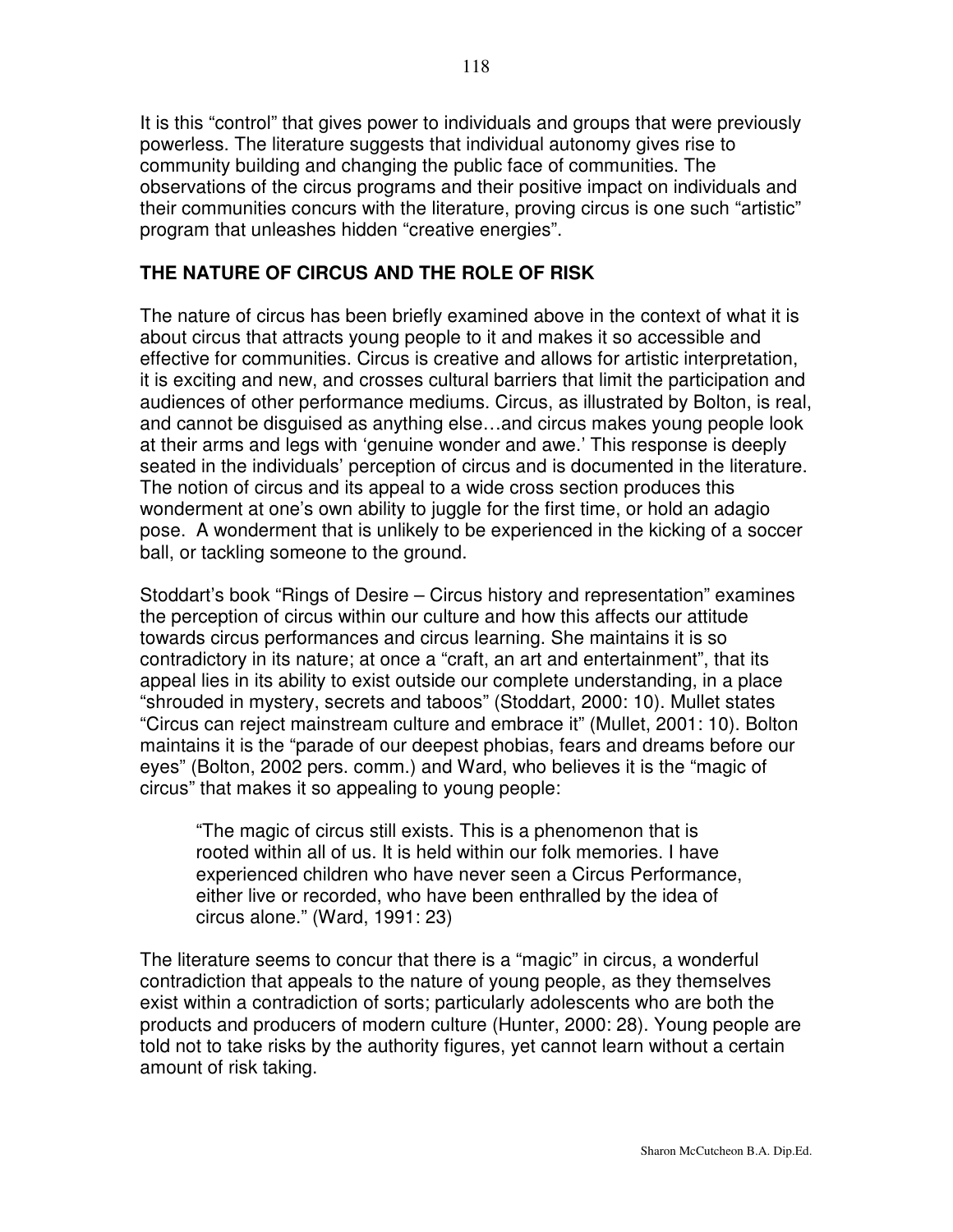It is this "control" that gives power to individuals and groups that were previously powerless. The literature suggests that individual autonomy gives rise to community building and changing the public face of communities. The observations of the circus programs and their positive impact on individuals and their communities concurs with the literature, proving circus is one such "artistic" program that unleashes hidden "creative energies".

## THE NATURE OF CIRCUS AND THE ROLE OF RISK

The nature of circus has been briefly examined above in the context of what it is about circus that attracts young people to it and makes it so accessible and effective for communities. Circus is creative and allows for artistic interpretation, it is exciting and new, and crosses cultural barriers that limit the participation and audiences of other performance mediums. Circus, as illustrated by Bolton, is real, and cannot be disguised as anything else…and circus makes young people look at their arms and legs with 'genuine wonder and awe.' This response is deeply seated in the individuals' perception of circus and is documented in the literature. The notion of circus and its appeal to a wide cross section produces this wonderment at one's own ability to juggle for the first time, or hold an adagio pose. A wonderment that is unlikely to be experienced in the kicking of a soccer ball, or tackling someone to the ground.

Stoddart's book "Rings of Desire – Circus history and representation" examines the perception of circus within our culture and how this affects our attitude towards circus performances and circus learning. She maintains it is so contradictory in its nature; at once a "craft, an art and entertainment", that its appeal lies in its ability to exist outside our complete understanding, in a place "shrouded in mystery, secrets and taboos" (Stoddart, 2000: 10). Mullet states "Circus can reject mainstream culture and embrace it" (Mullet, 2001: 10). Bolton maintains it is the "parade of our deepest phobias, fears and dreams before our eyes" (Bolton, 2002 pers. comm.) and Ward, who believes it is the "magic of circus" that makes it so appealing to young people:

> "The magic of circus still exists. This is a phenomenon that is rooted within all of us. It is held within our folk memories. I have experienced children who have never seen a Circus Performance, either live or recorded, who have been enthralled by the idea of circus alone." (Ward, 1991: 23)

The literature seems to concur that there is a "magic" in circus, a wonderful contradiction that appeals to the nature of young people, as they themselves exist within a contradiction of sorts; particularly adolescents who are both the products and producers of modern culture (Hunter, 2000: 28). Young people are told not to take risks by the authority figures, yet cannot learn without a certain amount of risk taking.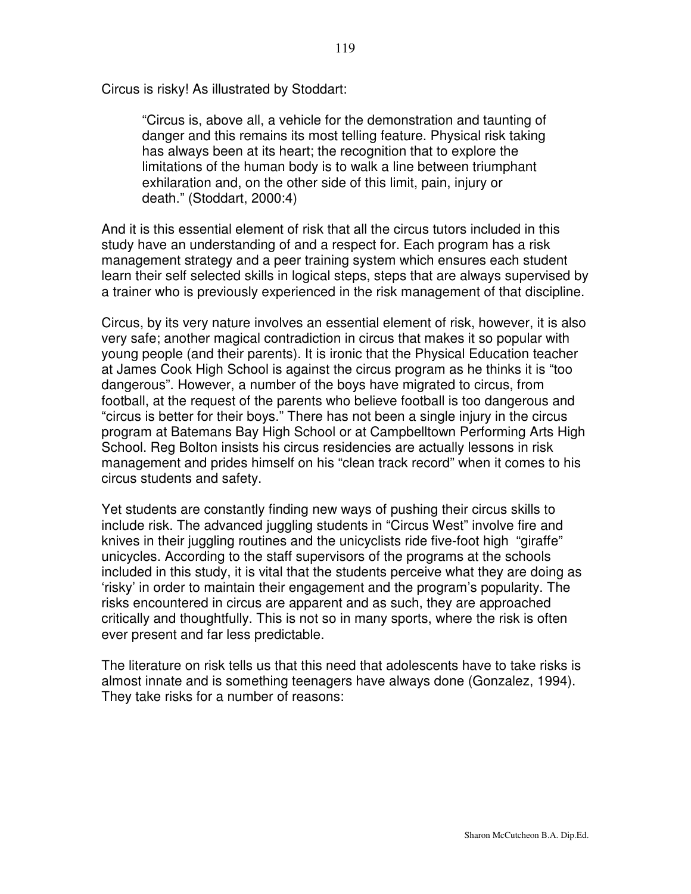Circus is risky! As illustrated by Stoddart:

> "Circus is, above all, a vehicle for the demonstration and taunting of danger and this remains its most telling feature. Physical risk taking has always been at its heart; the recognition that to explore the limitations of the human body is to walk a line between triumphant exhilaration and, on the other side of this limit, pain, injury or death." (Stoddart, 2000:4)

And it is this essential element of risk that all the circus tutors included in this study have an understanding of and a respect for. Each program has a risk management strategy and a peer training system which ensures each student learn their self selected skills in logical steps, steps that are always supervised by a trainer who is previously experienced in the risk management of that discipline.

Circus, by its very nature involves an essential element of risk, however, it is also very safe; another magical contradiction in circus that makes it so popular with young people (and their parents). It is ironic that the Physical Education teacher at James Cook High School is against the circus program as he thinks it is "too dangerous". However, a number of the boys have migrated to circus, from football, at the request of the parents who believe football is too dangerous and "circus is better for their boys." There has not been a single injury in the circus program at Batemans Bay High School or at Campbelltown Performing Arts High School. Reg Bolton insists his circus residencies are actually lessons in risk management and prides himself on his "clean track record" when it comes to his circus students and safety.

Yet students are constantly finding new ways of pushing their circus skills to include risk. The advanced juggling students in "Circus West" involve fire and knives in their juggling routines and the unicyclists ride five-foot high "giraffe" unicycles. According to the staff supervisors of the programs at the schools included in this study, it is vital that the students perceive what they are doing as 'risky' in order to maintain their engagement and the program's popularity. The risks encountered in circus are apparent and as such, they are approached critically and thoughtfully. This is not so in many sports, where the risk is often ever present and far less predictable.

The literature on risk tells us that this need that adolescents have to take risks is almost innate and is something teenagers have always done (Gonzalez, 1994). They take risks for a number of reasons: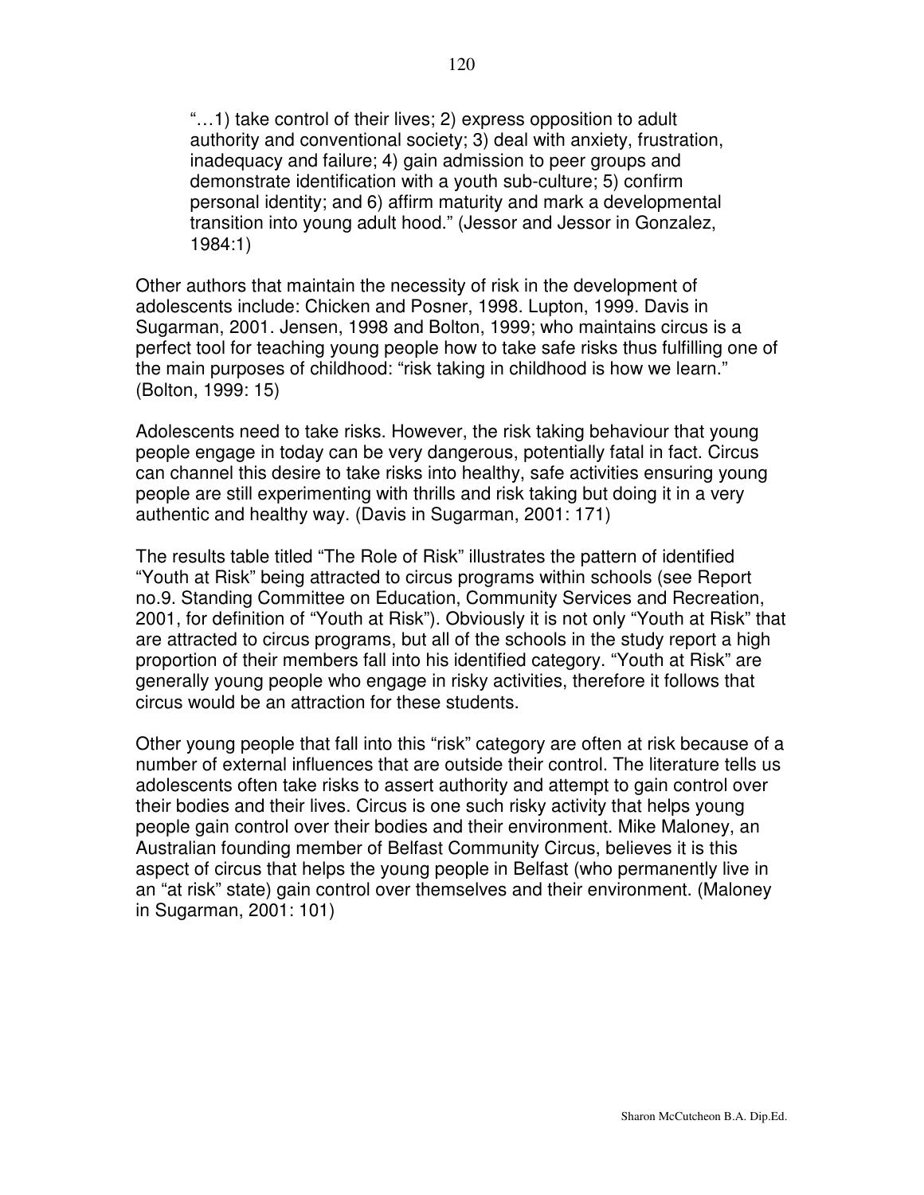> "…1) take control of their lives; 2) express opposition to adult authority and conventional society; 3) deal with anxiety, frustration, inadequacy and failure; 4) gain admission to peer groups and demonstrate identification with a youth sub-culture; 5) confirm personal identity; and 6) affirm maturity and mark a developmental transition into young adult hood." (Jessor and Jessor in Gonzalez, 1984:1)

Other authors that maintain the necessity of risk in the development of adolescents include: Chicken and Posner, 1998. Lupton, 1999. Davis in Sugarman, 2001. Jensen, 1998 and Bolton, 1999; who maintains circus is a perfect tool for teaching young people how to take safe risks thus fulfilling one of the main purposes of childhood: "risk taking in childhood is how we learn." (Bolton, 1999: 15)

Adolescents need to take risks. However, the risk taking behaviour that young people engage in today can be very dangerous, potentially fatal in fact. Circus can channel this desire to take risks into healthy, safe activities ensuring young people are still experimenting with thrills and risk taking but doing it in a very authentic and healthy way. (Davis in Sugarman, 2001: 171)

The results table titled "The Role of Risk" illustrates the pattern of identified "Youth at Risk" being attracted to circus programs within schools (see Report no.9. Standing Committee on Education, Community Services and Recreation, 2001, for definition of "Youth at Risk"). Obviously it is not only "Youth at Risk" that are attracted to circus programs, but all of the schools in the study report a high proportion of their members fall into his identified category. "Youth at Risk" are generally young people who engage in risky activities, therefore it follows that circus would be an attraction for these students.

Other young people that fall into this "risk" category are often at risk because of a number of external influences that are outside their control. The literature tells us adolescents often take risks to assert authority and attempt to gain control over their bodies and their lives. Circus is one such risky activity that helps young people gain control over their bodies and their environment. Mike Maloney, an Australian founding member of Belfast Community Circus, believes it is this aspect of circus that helps the young people in Belfast (who permanently live in an "at risk" state) gain control over themselves and their environment. (Maloney in Sugarman, 2001: 101)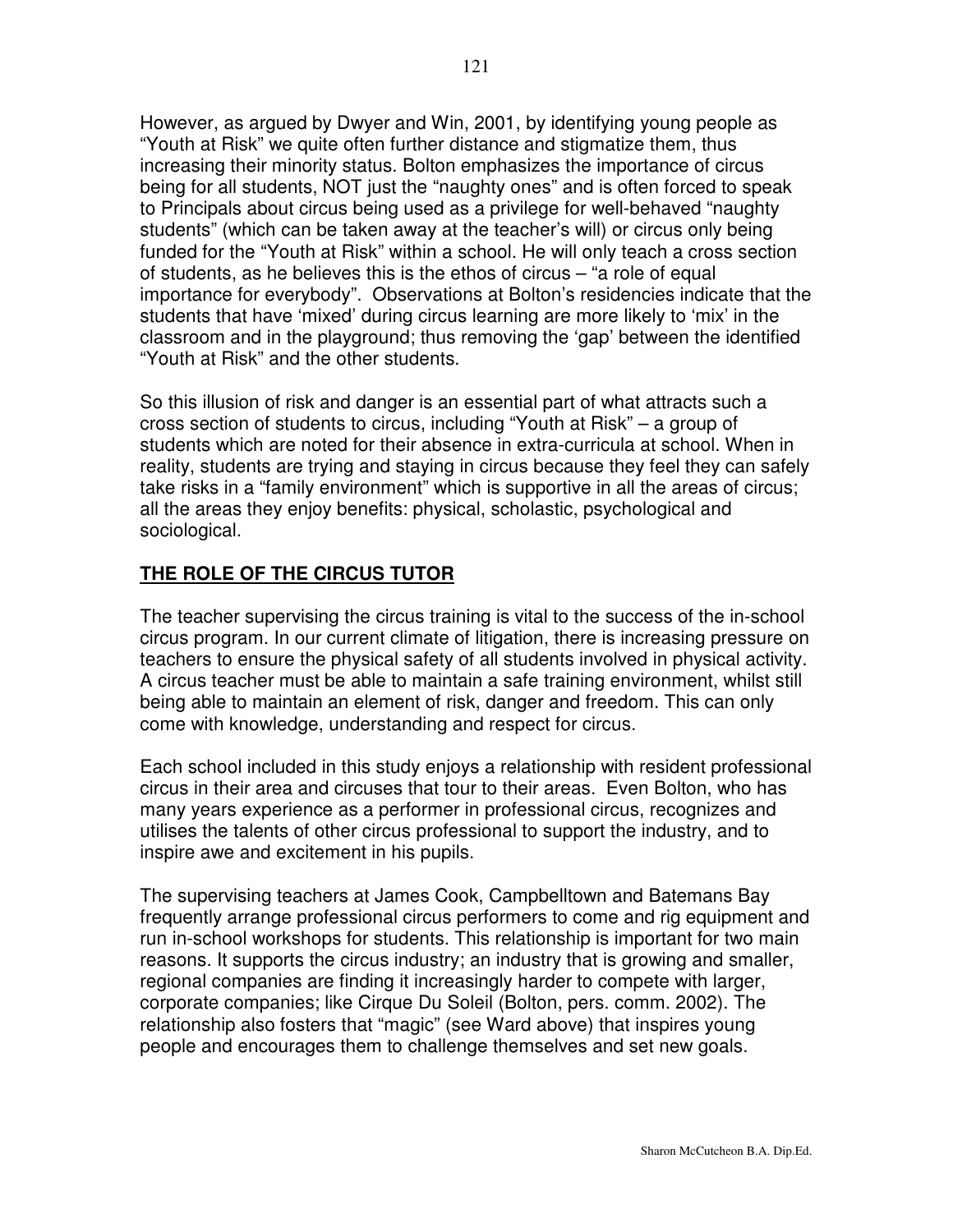However, as argued by Dwyer and Win, 2001, by identifying young people as "Youth at Risk" we quite often further distance and stigmatize them, thus increasing their minority status. Bolton emphasizes the importance of circus being for all students, NOT just the "naughty ones" and is often forced to speak to Principals about circus being used as a privilege for well-behaved "naughty students" (which can be taken away at the teacher's will) or circus only being funded for the "Youth at Risk" within a school. He will only teach a cross section of students, as he believes this is the ethos of circus – "a role of equal importance for everybody". Observations at Bolton's residencies indicate that the students that have 'mixed' during circus learning are more likely to 'mix' in the classroom and in the playground; thus removing the 'gap' between the identified "Youth at Risk" and the other students.

So this illusion of risk and danger is an essential part of what attracts such a cross section of students to circus, including "Youth at Risk" – a group of students which are noted for their absence in extra-curricula at school. When in reality, students are trying and staying in circus because they feel they can safely take risks in a "family environment" which is supportive in all the areas of circus; all the areas they enjoy benefits: physical, scholastic, psychological and sociological.

## <u>**THE ROLE OF THE CIRCUS TUTOR**</u>

The teacher supervising the circus training is vital to the success of the in-school circus program. In our current climate of litigation, there is increasing pressure on teachers to ensure the physical safety of all students involved in physical activity. A circus teacher must be able to maintain a safe training environment, whilst still being able to maintain an element of risk, danger and freedom. This can only come with knowledge, understanding and respect for circus.

Each school included in this study enjoys a relationship with resident professional circus in their area and circuses that tour to their areas. Even Bolton, who has many years experience as a performer in professional circus, recognizes and utilises the talents of other circus professional to support the industry, and to inspire awe and excitement in his pupils.

The supervising teachers at James Cook, Campbelltown and Batemans Bay frequently arrange professional circus performers to come and rig equipment and run in-school workshops for students. This relationship is important for two main reasons. It supports the circus industry; an industry that is growing and smaller, regional companies are finding it increasingly harder to compete with larger, corporate companies; like Cirque Du Soleil (Bolton, pers. comm. 2002). The relationship also fosters that "magic" (see Ward above) that inspires young people and encourages them to challenge themselves and set new goals.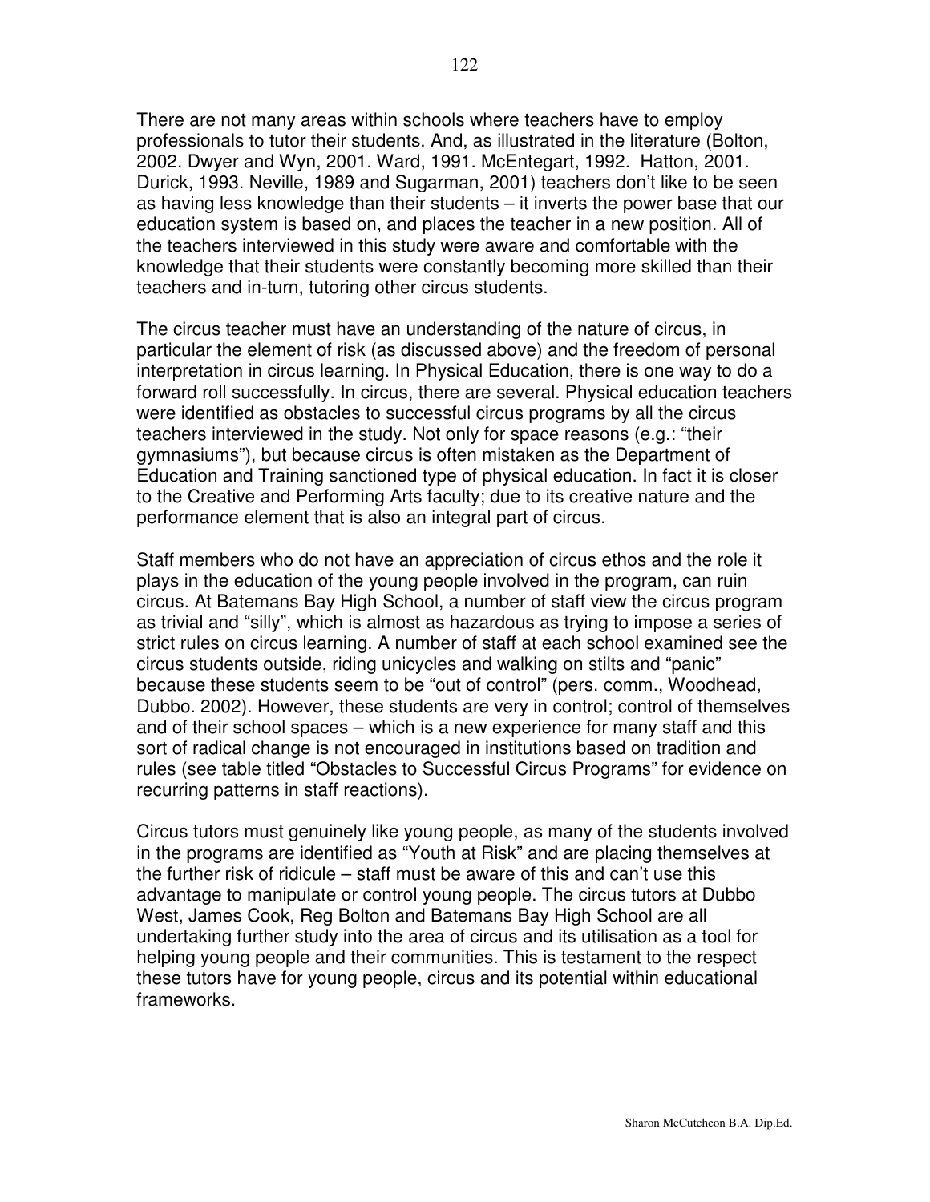There are not many areas within schools where teachers have to employ professionals to tutor their students. And, as illustrated in the literature (Bolton, 2002. Dwyer and Wyn, 2001. Ward, 1991. McEntegart, 1992. Hatton, 2001. Durick, 1993. Neville, 1989 and Sugarman, 2001) teachers don't like to be seen as having less knowledge than their students – it inverts the power base that our education system is based on, and places the teacher in a new position. All of the teachers interviewed in this study were aware and comfortable with the knowledge that their students were constantly becoming more skilled than their teachers and in-turn, tutoring other circus students.

The circus teacher must have an understanding of the nature of circus, in particular the element of risk (as discussed above) and the freedom of personal interpretation in circus learning. In Physical Education, there is one way to do a forward roll successfully. In circus, there are several. Physical education teachers were identified as obstacles to successful circus programs by all the circus teachers interviewed in the study. Not only for space reasons (e.g.: "their gymnasiums"), but because circus is often mistaken as the Department of Education and Training sanctioned type of physical education. In fact it is closer to the Creative and Performing Arts faculty; due to its creative nature and the performance element that is also an integral part of circus.

Staff members who do not have an appreciation of circus ethos and the role it plays in the education of the young people involved in the program, can ruin circus. At Batemans Bay High School, a number of staff view the circus program as trivial and "silly", which is almost as hazardous as trying to impose a series of strict rules on circus learning. A number of staff at each school examined see the circus students outside, riding unicycles and walking on stilts and "panic" because these students seem to be "out of control" (pers. comm., Woodhead, Dubbo. 2002). However, these students are very in control; control of themselves and of their school spaces – which is a new experience for many staff and this sort of radical change is not encouraged in institutions based on tradition and rules (see table titled "Obstacles to Successful Circus Programs" for evidence on recurring patterns in staff reactions).

Circus tutors must genuinely like young people, as many of the students involved in the programs are identified as "Youth at Risk" and are placing themselves at the further risk of ridicule – staff must be aware of this and can't use this advantage to manipulate or control young people. The circus tutors at Dubbo West, James Cook, Reg Bolton and Batemans Bay High School are all undertaking further study into the area of circus and its utilisation as a tool for helping young people and their communities. This is testament to the respect these tutors have for young people, circus and its potential within educational frameworks.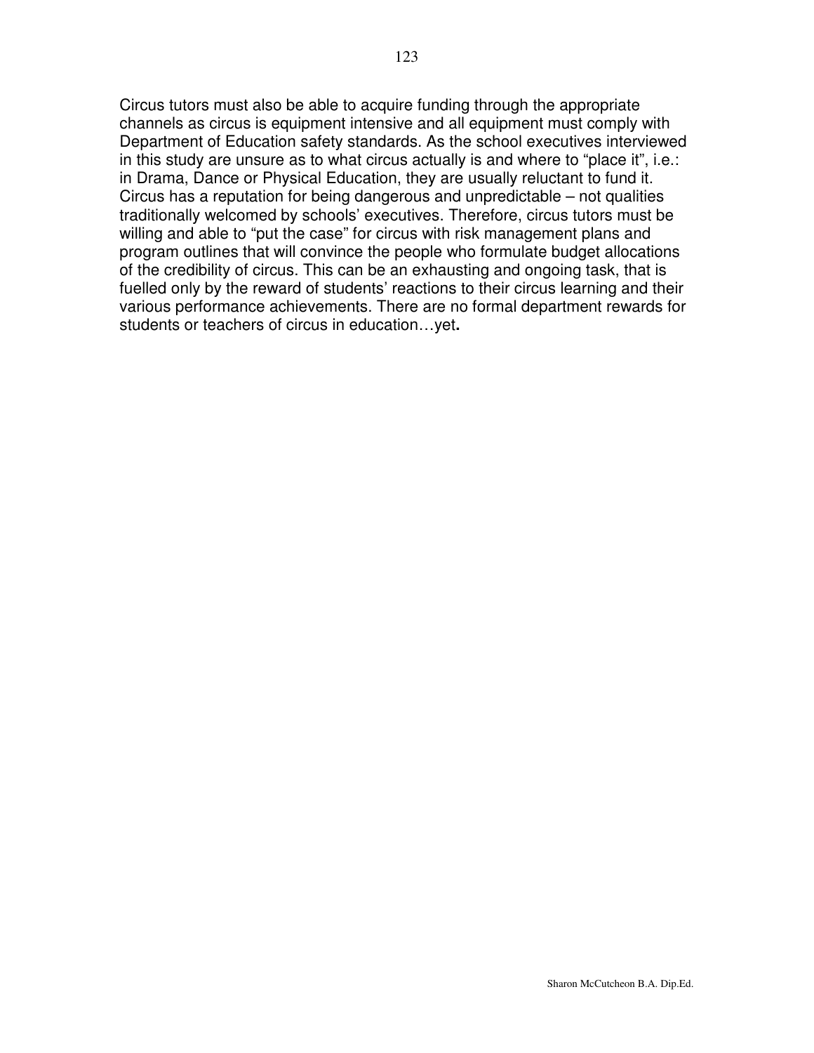Circus tutors must also be able to acquire funding through the appropriate channels as circus is equipment intensive and all equipment must comply with Department of Education safety standards. As the school executives interviewed in this study are unsure as to what circus actually is and where to "place it", i.e.: in Drama, Dance or Physical Education, they are usually reluctant to fund it. Circus has a reputation for being dangerous and unpredictable – not qualities traditionally welcomed by schools' executives. Therefore, circus tutors must be willing and able to "put the case" for circus with risk management plans and program outlines that will convince the people who formulate budget allocations of the credibility of circus. This can be an exhausting and ongoing task, that is fuelled only by the reward of students' reactions to their circus learning and their various performance achievements. There are no formal department rewards for students or teachers of circus in education…yet**.**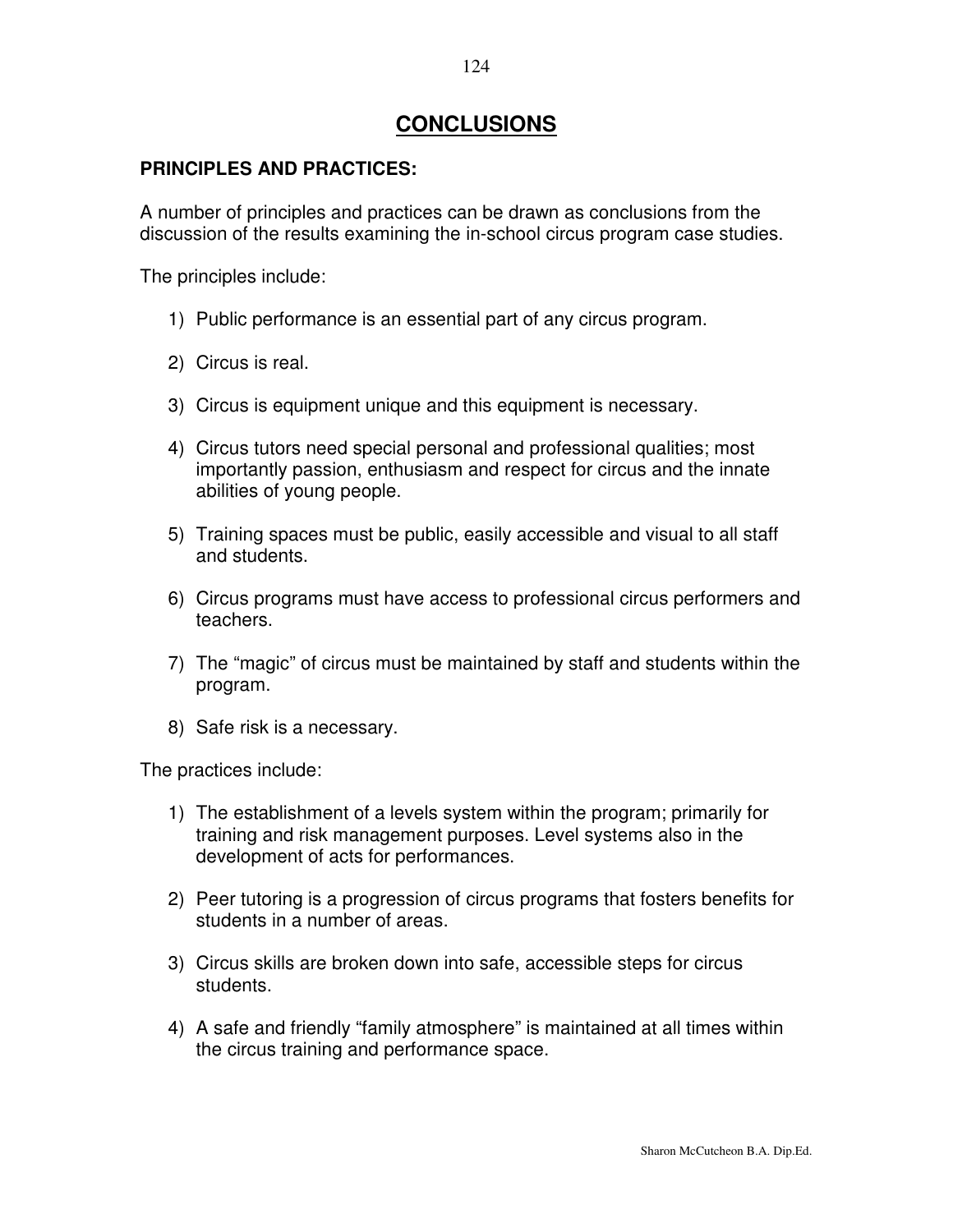# CONCLUSIONS

**PRINCIPLES AND PRACTICES:**

A number of principles and practices can be drawn as conclusions from the discussion of the results examining the in-school circus program case studies.

The principles include:

1) Public performance is an essential part of any circus program.

2) Circus is real.

3) Circus is equipment unique and this equipment is necessary.

4) Circus tutors need special personal and professional qualities; most importantly passion, enthusiasm and respect for circus and the innate abilities of young people.

5) Training spaces must be public, easily accessible and visual to all staff and students.

6) Circus programs must have access to professional circus performers and teachers.

7) The "magic" of circus must be maintained by staff and students within the program.

8) Safe risk is a necessary.

The practices include:

1) The establishment of a levels system within the program; primarily for training and risk management purposes. Level systems also in the development of acts for performances.

2) Peer tutoring is a progression of circus programs that fosters benefits for students in a number of areas.

3) Circus skills are broken down into safe, accessible steps for circus students.

4) A safe and friendly "family atmosphere" is maintained at all times within the circus training and performance space.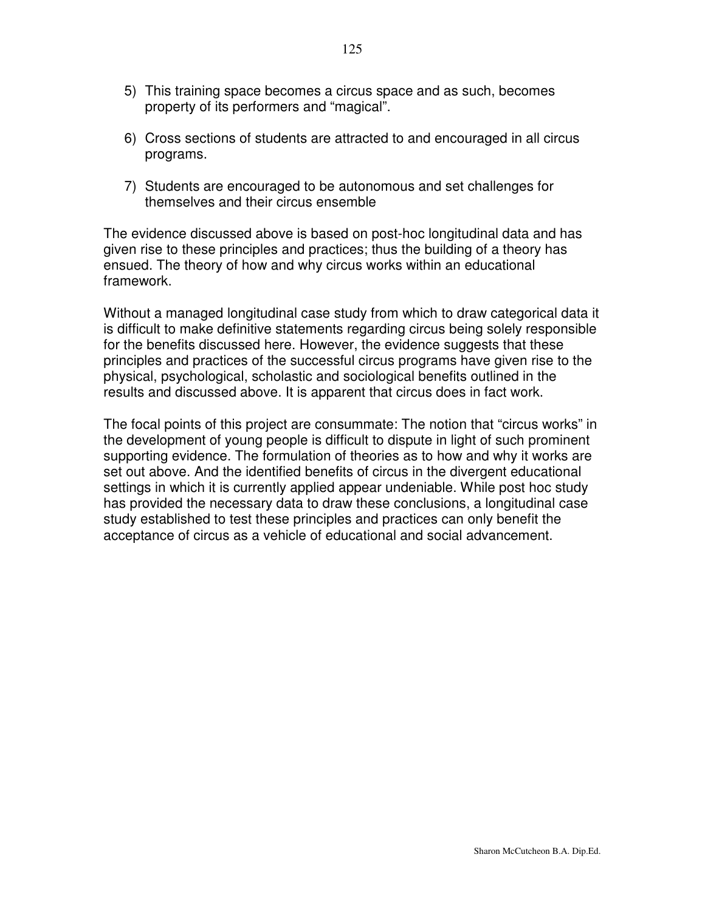5) This training space becomes a circus space and as such, becomes property of its performers and "magical".

6) Cross sections of students are attracted to and encouraged in all circus programs.

7) Students are encouraged to be autonomous and set challenges for themselves and their circus ensemble

The evidence discussed above is based on post-hoc longitudinal data and has given rise to these principles and practices; thus the building of a theory has ensued. The theory of how and why circus works within an educational framework.

Without a managed longitudinal case study from which to draw categorical data it is difficult to make definitive statements regarding circus being solely responsible for the benefits discussed here. However, the evidence suggests that these principles and practices of the successful circus programs have given rise to the physical, psychological, scholastic and sociological benefits outlined in the results and discussed above. It is apparent that circus does in fact work.

The focal points of this project are consummate: The notion that "circus works" in the development of young people is difficult to dispute in light of such prominent supporting evidence. The formulation of theories as to how and why it works are set out above. And the identified benefits of circus in the divergent educational settings in which it is currently applied appear undeniable. While post hoc study has provided the necessary data to draw these conclusions, a longitudinal case study established to test these principles and practices can only benefit the acceptance of circus as a vehicle of educational and social advancement.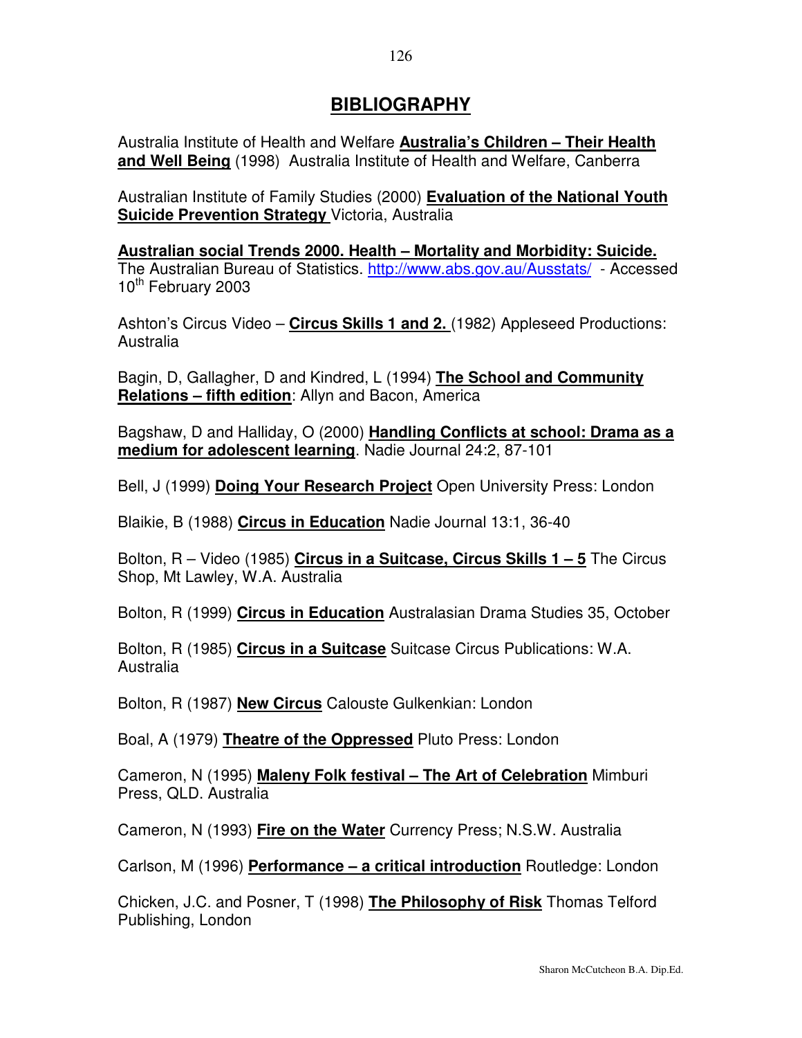# BIBLIOGRAPHY

Australia Institute of Health and Welfare **Australia's Children – Their Health and Well Being** (1998) Australia Institute of Health and Welfare, Canberra

Australian Institute of Family Studies (2000) **Evaluation of the National Youth Suicide Prevention Strategy** Victoria, Australia

**Australian social Trends 2000. Health – Mortality and Morbidity: Suicide.** The Australian Bureau of Statistics. http://www.abs.gov.au/Ausstats/ - Accessed 10th February 2003

Ashton's Circus Video – **Circus Skills 1 and 2.** (1982) Appleseed Productions: Australia

Bagin, D, Gallagher, D and Kindred, L (1994) **The School and Community Relations – fifth edition**: Allyn and Bacon, America

Bagshaw, D and Halliday, O (2000) **Handling Conflicts at school: Drama as a medium for adolescent learning**. Nadie Journal 24:2, 87-101

Bell, J (1999) **Doing Your Research Project** Open University Press: London

Blaikie, B (1988) **Circus in Education** Nadie Journal 13:1, 36-40

Bolton, R – Video (1985) **Circus in a Suitcase, Circus Skills 1 – 5** The Circus Shop, Mt Lawley, W.A. Australia

Bolton, R (1999) **Circus in Education** Australasian Drama Studies 35, October

Bolton, R (1985) **Circus in a Suitcase** Suitcase Circus Publications: W.A. Australia

Bolton, R (1987) **New Circus** Calouste Gulkenkian: London

Boal, A (1979) **Theatre of the Oppressed** Pluto Press: London

Cameron, N (1995) **Maleny Folk festival – The Art of Celebration** Mimburi Press, QLD. Australia

Cameron, N (1993) **Fire on the Water** Currency Press; N.S.W. Australia

Carlson, M (1996) **Performance – a critical introduction** Routledge: London

Chicken, J.C. and Posner, T (1998) **The Philosophy of Risk** Thomas Telford Publishing, London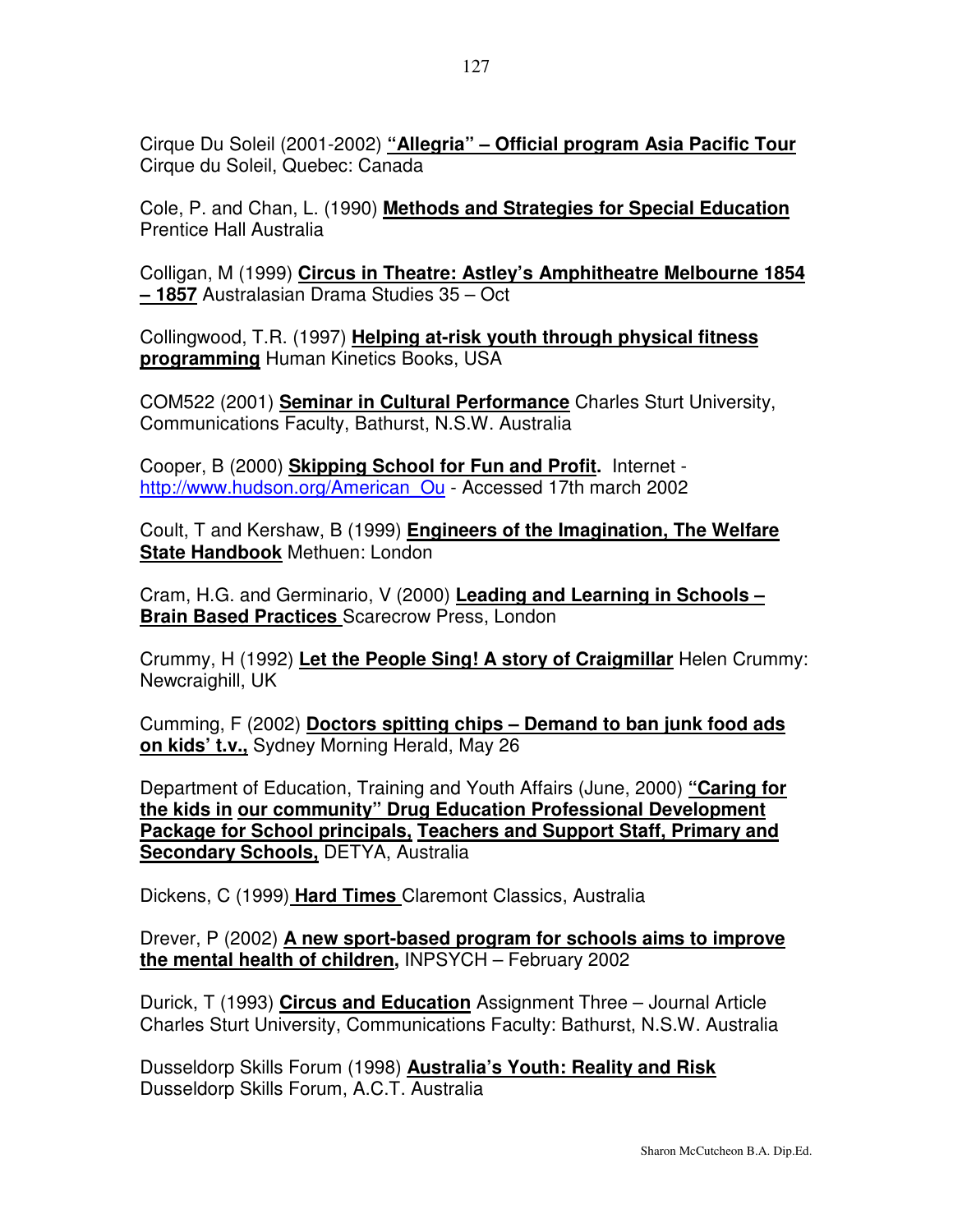Cirque Du Soleil (2001-2002) **"Allegria" – Official program Asia Pacific Tour** Cirque du Soleil, Quebec: Canada

Cole, P. and Chan, L. (1990) **Methods and Strategies for Special Education** Prentice Hall Australia

Colligan, M (1999) **Circus in Theatre: Astley's Amphitheatre Melbourne 1854 – 1857** Australasian Drama Studies 35 – Oct

Collingwood, T.R. (1997) **Helping at-risk youth through physical fitness programming** Human Kinetics Books, USA

COM522 (2001) **Seminar in Cultural Performance** Charles Sturt University, Communications Faculty, Bathurst, N.S.W. Australia

Cooper, B (2000) **Skipping School for Fun and Profit.** Internet - http://www.hudson.org/American_Ou - Accessed 17th march 2002

Coult, T and Kershaw, B (1999) **Engineers of the Imagination, The Welfare State Handbook** Methuen: London

Cram, H.G. and Germinario, V (2000) **Leading and Learning in Schools – Brain Based Practices** Scarecrow Press, London

Crummy, H (1992) **Let the People Sing! A story of Craigmillar** Helen Crummy: Newcraighill, UK

Cumming, F (2002) **Doctors spitting chips – Demand to ban junk food ads on kids' t.v.,** Sydney Morning Herald, May 26

Department of Education, Training and Youth Affairs (June, 2000) **"Caring for the kids in our community" Drug Education Professional Development Package for School principals, Teachers and Support Staff, Primary and Secondary Schools,** DETYA, Australia

Dickens, C (1999) **Hard Times** Claremont Classics, Australia

Drever, P (2002) **A new sport-based program for schools aims to improve the mental health of children,** INPSYCH – February 2002

Durick, T (1993) **Circus and Education** Assignment Three – Journal Article Charles Sturt University, Communications Faculty: Bathurst, N.S.W. Australia

Dusseldorp Skills Forum (1998) **Australia's Youth: Reality and Risk** Dusseldorp Skills Forum, A.C.T. Australia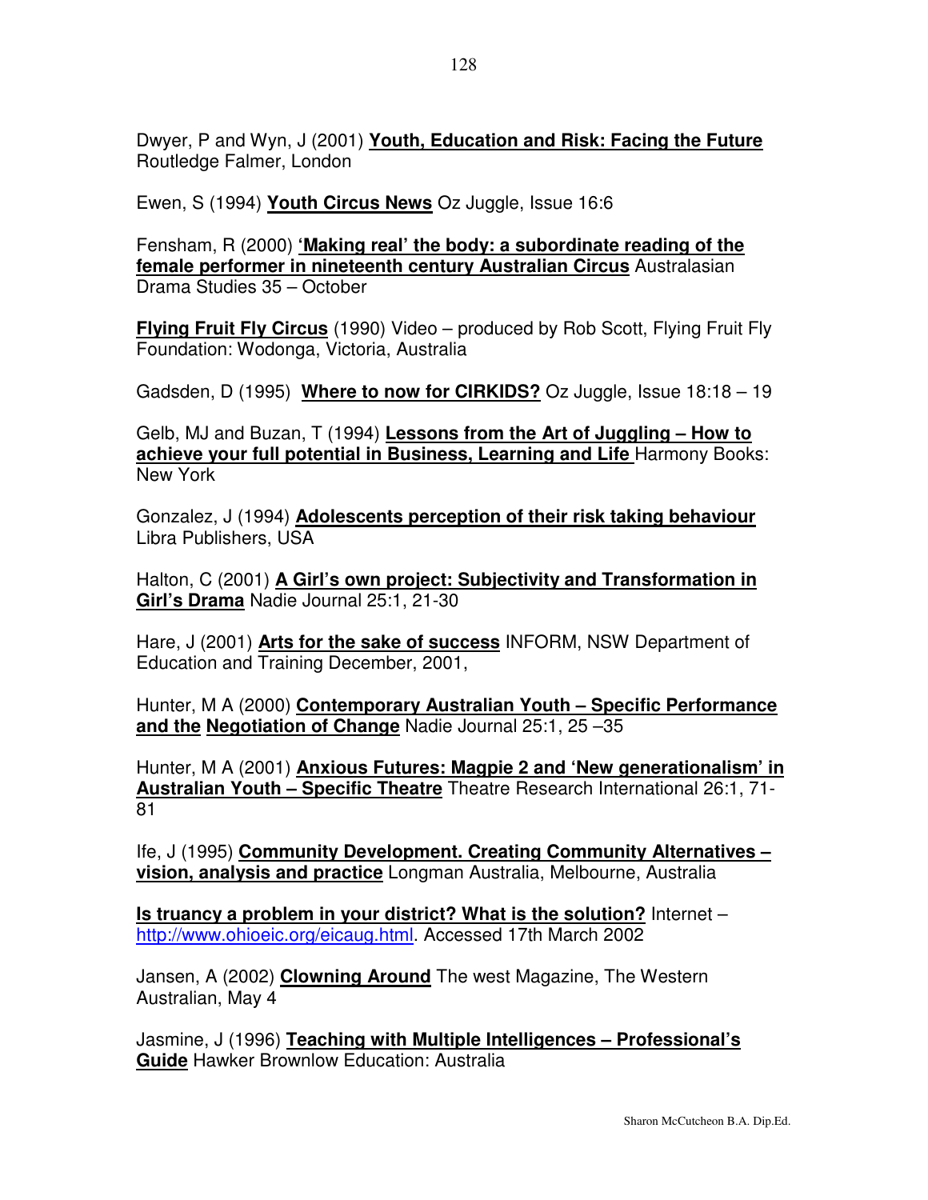Dwyer, P and Wyn, J (2001) **Youth, Education and Risk: Facing the Future** Routledge Falmer, London

Ewen, S (1994) **Youth Circus News** Oz Juggle, Issue 16:6

Fensham, R (2000) **'Making real' the body: a subordinate reading of the female performer in nineteenth century Australian Circus** Australasian Drama Studies 35 – October

**Flying Fruit Fly Circus** (1990) Video – produced by Rob Scott, Flying Fruit Fly Foundation: Wodonga, Victoria, Australia

Gadsden, D (1995) **Where to now for CIRKIDS?** Oz Juggle, Issue 18:18 – 19

Gelb, MJ and Buzan, T (1994) **Lessons from the Art of Juggling – How to achieve your full potential in Business, Learning and Life** Harmony Books: New York

Gonzalez, J (1994) **Adolescents perception of their risk taking behaviour** Libra Publishers, USA

Halton, C (2001) **A Girl's own project: Subjectivity and Transformation in Girl's Drama** Nadie Journal 25:1, 21-30

Hare, J (2001) **Arts for the sake of success** INFORM, NSW Department of Education and Training December, 2001,

Hunter, M A (2000) **Contemporary Australian Youth – Specific Performance and the Negotiation of Change** Nadie Journal 25:1, 25 –35

Hunter, M A (2001) **Anxious Futures: Magpie 2 and 'New generationalism' in Australian Youth – Specific Theatre** Theatre Research International 26:1, 71-81

Ife, J (1995) **Community Development. Creating Community Alternatives – vision, analysis and practice** Longman Australia, Melbourne, Australia

**Is truancy a problem in your district? What is the solution?** Internet – http://www.ohioeic.org/eicaug.html. Accessed 17th March 2002

Jansen, A (2002) **Clowning Around** The west Magazine, The Western Australian, May 4

Jasmine, J (1996) **Teaching with Multiple Intelligences – Professional's Guide** Hawker Brownlow Education: Australia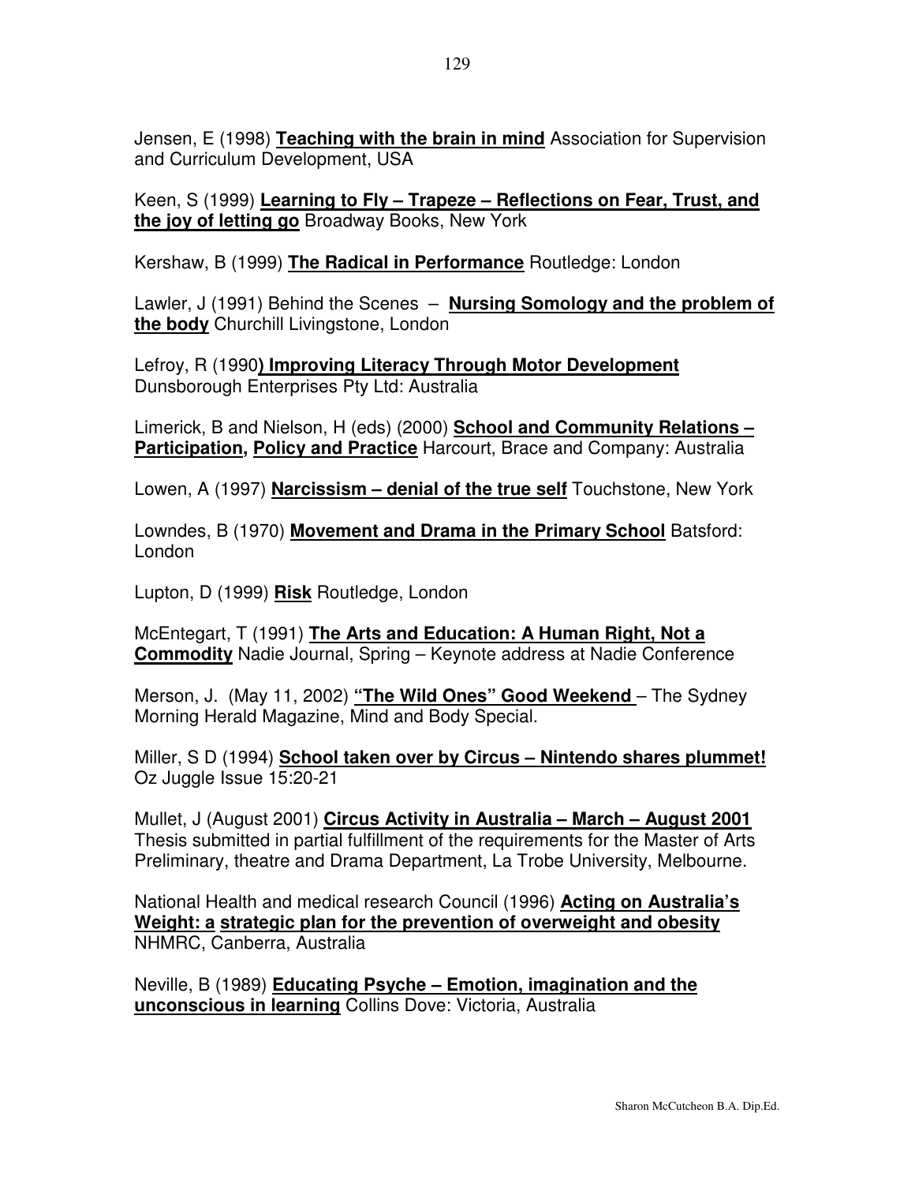Jensen, E (1998) **Teaching with the brain in mind** Association for Supervision and Curriculum Development, USA

Keen, S (1999) **Learning to Fly – Trapeze – Reflections on Fear, Trust, and the joy of letting go** Broadway Books, New York

Kershaw, B (1999) **The Radical in Performance** Routledge: London

Lawler, J (1991) Behind the Scenes – **Nursing Somology and the problem of the body** Churchill Livingstone, London

Lefroy, R (1990**) Improving Literacy Through Motor Development** Dunsborough Enterprises Pty Ltd: Australia

Limerick, B and Nielson, H (eds) (2000) **School and Community Relations – Participation, Policy and Practice** Harcourt, Brace and Company: Australia

Lowen, A (1997) **Narcissism – denial of the true self** Touchstone, New York

Lowndes, B (1970) **Movement and Drama in the Primary School** Batsford: London

Lupton, D (1999) **Risk** Routledge, London

McEntegart, T (1991) **The Arts and Education: A Human Right, Not a Commodity** Nadie Journal, Spring – Keynote address at Nadie Conference

Merson, J. (May 11, 2002) **"The Wild Ones" Good Weekend** – The Sydney Morning Herald Magazine, Mind and Body Special.

Miller, S D (1994) **School taken over by Circus – Nintendo shares plummet!** Oz Juggle Issue 15:20-21

Mullet, J (August 2001) **Circus Activity in Australia – March – August 2001** Thesis submitted in partial fulfillment of the requirements for the Master of Arts Preliminary, theatre and Drama Department, La Trobe University, Melbourne.

National Health and medical research Council (1996) **Acting on Australia's Weight: a strategic plan for the prevention of overweight and obesity** NHMRC, Canberra, Australia

Neville, B (1989) **Educating Psyche – Emotion, imagination and the unconscious in learning** Collins Dove: Victoria, Australia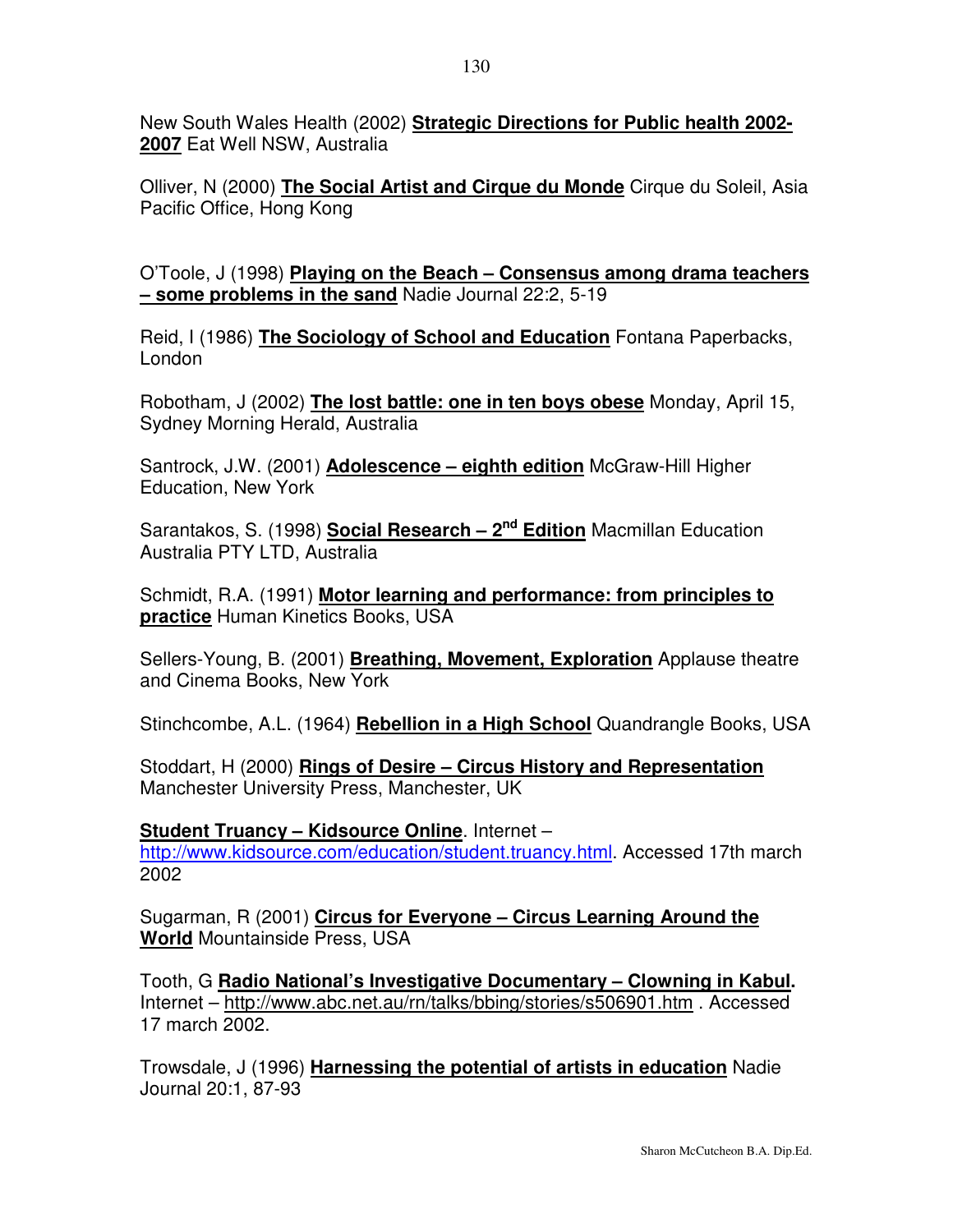New South Wales Health (2002) **Strategic Directions for Public health 2002-2007** Eat Well NSW, Australia

Olliver, N (2000) **The Social Artist and Cirque du Monde** Cirque du Soleil, Asia Pacific Office, Hong Kong

O'Toole, J (1998) **Playing on the Beach – Consensus among drama teachers – some problems in the sand** Nadie Journal 22:2, 5-19

Reid, I (1986) **The Sociology of School and Education** Fontana Paperbacks, London

Robotham, J (2002) **The lost battle: one in ten boys obese** Monday, April 15, Sydney Morning Herald, Australia

Santrock, J.W. (2001) **Adolescence – eighth edition** McGraw-Hill Higher Education, New York

Sarantakos, S. (1998) **Social Research – 2nd Edition** Macmillan Education Australia PTY LTD, Australia

Schmidt, R.A. (1991) **Motor learning and performance: from principles to practice** Human Kinetics Books, USA

Sellers-Young, B. (2001) **Breathing, Movement, Exploration** Applause theatre and Cinema Books, New York

Stinchcombe, A.L. (1964) **Rebellion in a High School** Quandrangle Books, USA

Stoddart, H (2000) **Rings of Desire – Circus History and Representation** Manchester University Press, Manchester, UK

**Student Truancy – Kidsource Online**. Internet – http://www.kidsource.com/education/student.truancy.html. Accessed 17th march 2002

Sugarman, R (2001) **Circus for Everyone – Circus Learning Around the World** Mountainside Press, USA

Tooth, G **Radio National's Investigative Documentary – Clowning in Kabul.** Internet – http://www.abc.net.au/rn/talks/bbing/stories/s506901.htm . Accessed 17 march 2002.

Trowsdale, J (1996) **Harnessing the potential of artists in education** Nadie Journal 20:1, 87-93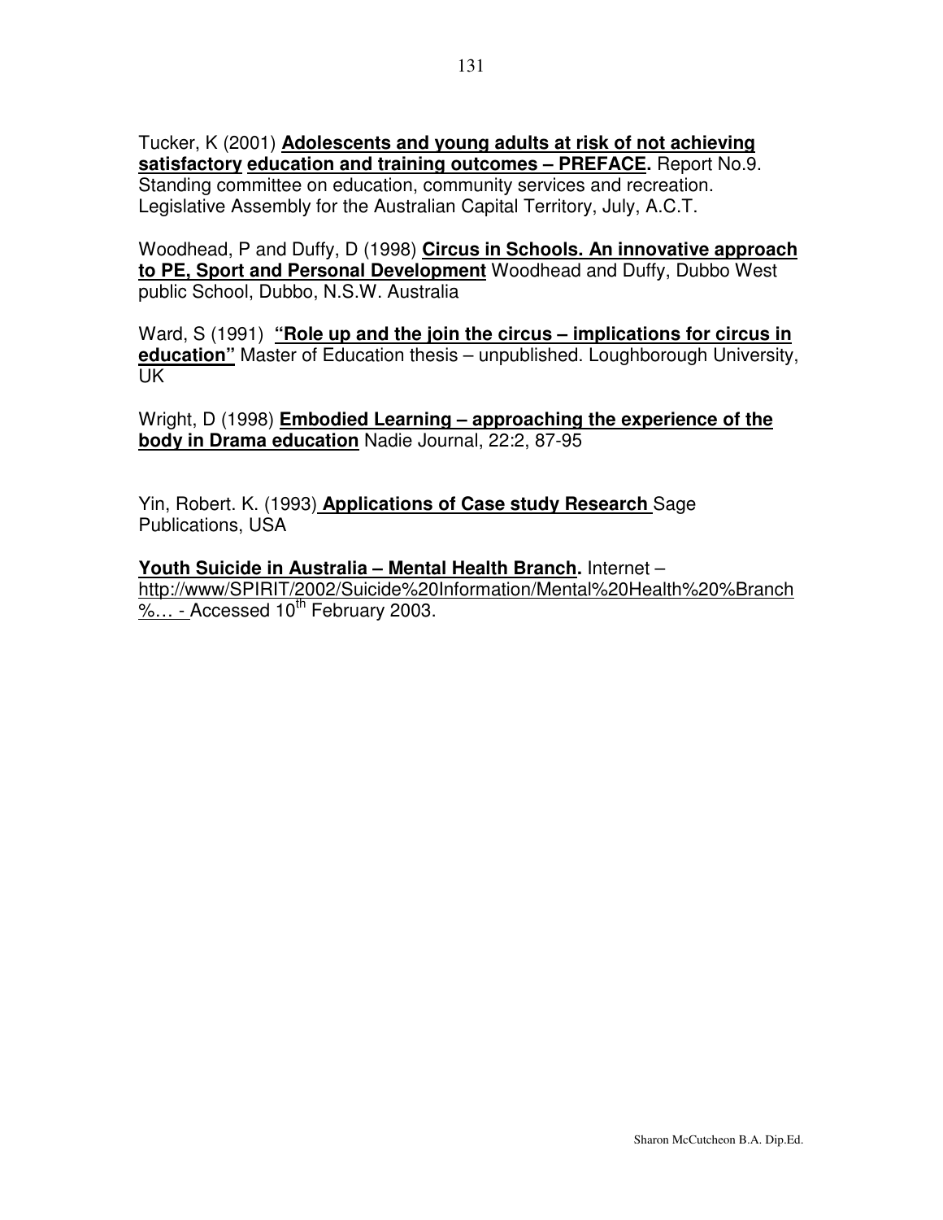Tucker, K (2001) **Adolescents and young adults at risk of not achieving satisfactory education and training outcomes – PREFACE.** Report No.9. Standing committee on education, community services and recreation. Legislative Assembly for the Australian Capital Territory, July, A.C.T.

Woodhead, P and Duffy, D (1998) **Circus in Schools. An innovative approach to PE, Sport and Personal Development** Woodhead and Duffy, Dubbo West public School, Dubbo, N.S.W. Australia

Ward, S (1991) **"Role up and the join the circus – implications for circus in education"** Master of Education thesis – unpublished. Loughborough University, UK

Wright, D (1998) **Embodied Learning – approaching the experience of the body in Drama education** Nadie Journal, 22:2, 87-95

Yin, Robert. K. (1993) **Applications of Case study Research** Sage Publications, USA

**Youth Suicide in Australia – Mental Health Branch.** Internet – http://www/SPIRIT/2002/Suicide%20Information/Mental%20Health%20%Branch%… - Accessed 10th February 2003.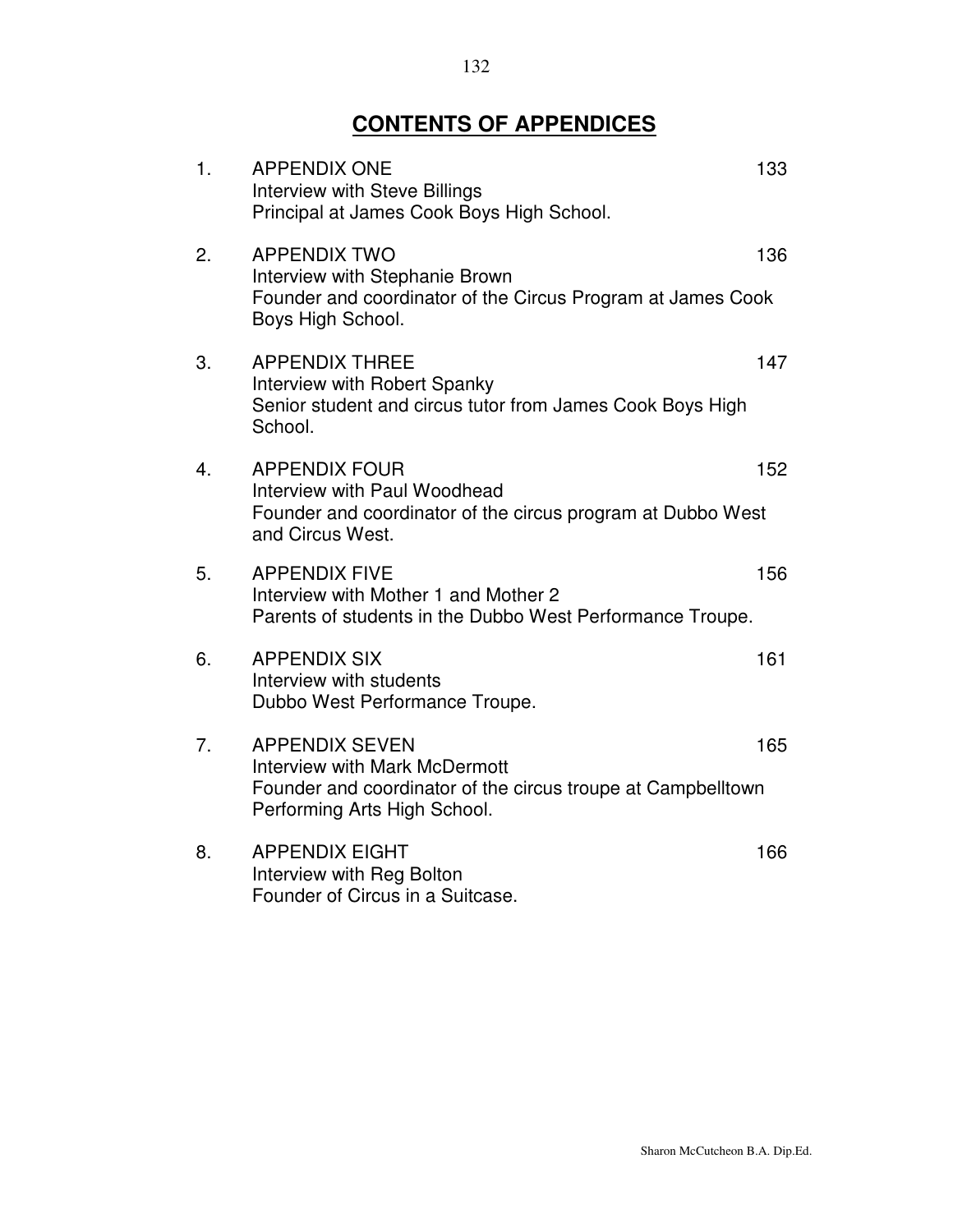# CONTENTS OF APPENDICES

1. APPENDIX ONE 133
   Interview with Steve Billings
   Principal at James Cook Boys High School.

2. APPENDIX TWO 136
   Interview with Stephanie Brown
   Founder and coordinator of the Circus Program at James Cook Boys High School.

3. APPENDIX THREE 147
   Interview with Robert Spanky
   Senior student and circus tutor from James Cook Boys High School.

4. APPENDIX FOUR 152
   Interview with Paul Woodhead
   Founder and coordinator of the circus program at Dubbo West and Circus West.

5. APPENDIX FIVE 156
   Interview with Mother 1 and Mother 2
   Parents of students in the Dubbo West Performance Troupe.

6. APPENDIX SIX 161
   Interview with students
   Dubbo West Performance Troupe.

7. APPENDIX SEVEN 165
   Interview with Mark McDermott
   Founder and coordinator of the circus troupe at Campbelltown Performing Arts High School.

8. APPENDIX EIGHT 166
   Interview with Reg Bolton
   Founder of Circus in a Suitcase.

Sharon McCutcheon B.A. Dip.Ed.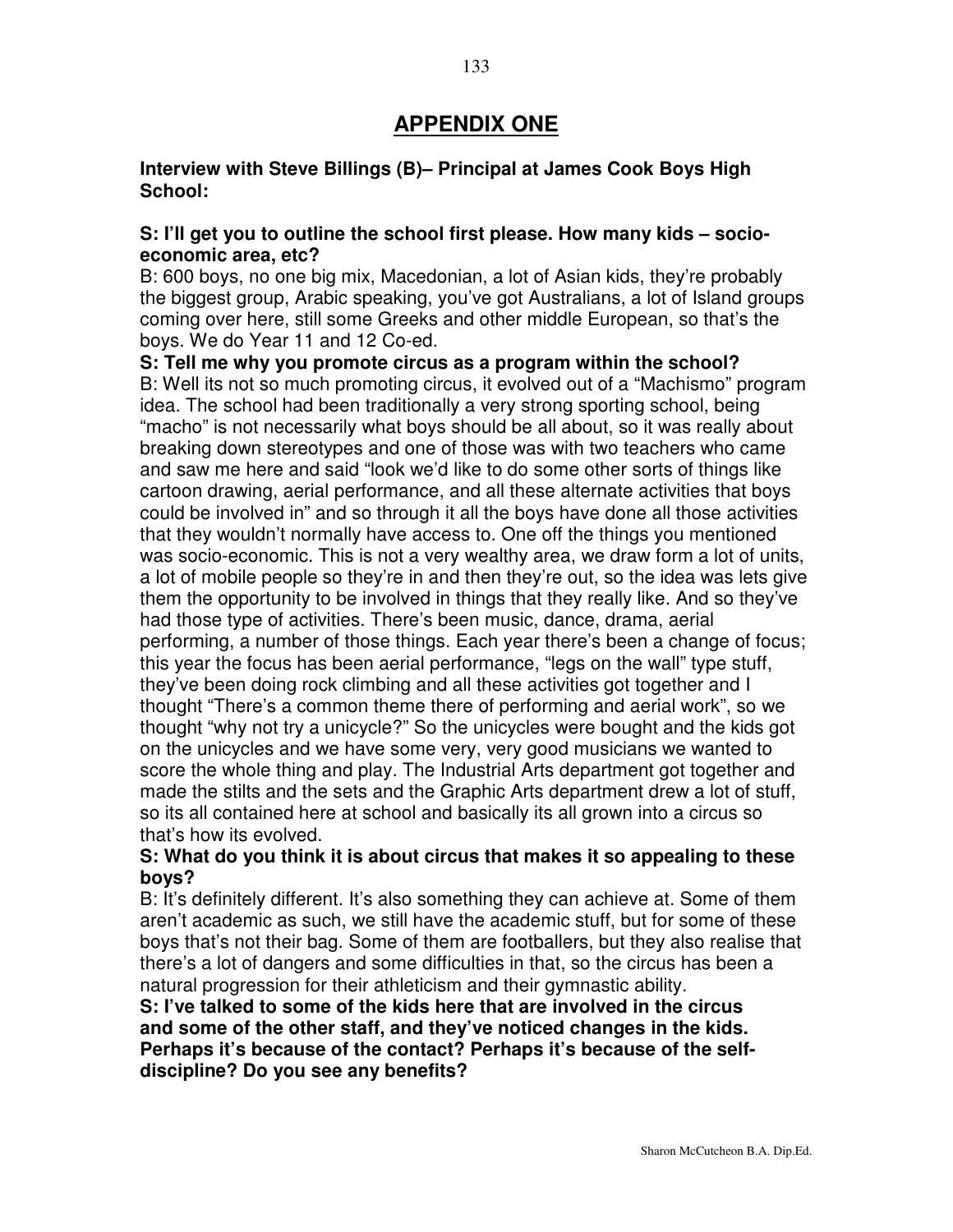# APPENDIX ONE

**Interview with Steve Billings (B)– Principal at James Cook Boys High School:**

**S: I'll get you to outline the school first please. How many kids – socio-economic area, etc?**

B: 600 boys, no one big mix, Macedonian, a lot of Asian kids, they're probably the biggest group, Arabic speaking, you've got Australians, a lot of Island groups coming over here, still some Greeks and other middle European, so that's the boys. We do Year 11 and 12 Co-ed.

**S: Tell me why you promote circus as a program within the school?**

B: Well its not so much promoting circus, it evolved out of a "Machismo" program idea. The school had been traditionally a very strong sporting school, being "macho" is not necessarily what boys should be all about, so it was really about breaking down stereotypes and one of those was with two teachers who came and saw me here and said "look we'd like to do some other sorts of things like cartoon drawing, aerial performance, and all these alternate activities that boys could be involved in" and so through it all the boys have done all those activities that they wouldn't normally have access to. One off the things you mentioned was socio-economic. This is not a very wealthy area, we draw form a lot of units, a lot of mobile people so they're in and then they're out, so the idea was lets give them the opportunity to be involved in things that they really like. And so they've had those type of activities. There's been music, dance, drama, aerial performing, a number of those things. Each year there's been a change of focus; this year the focus has been aerial performance, "legs on the wall" type stuff, they've been doing rock climbing and all these activities got together and I thought "There's a common theme there of performing and aerial work", so we thought "why not try a unicycle?" So the unicycles were bought and the kids got on the unicycles and we have some very, very good musicians we wanted to score the whole thing and play. The Industrial Arts department got together and made the stilts and the sets and the Graphic Arts department drew a lot of stuff, so its all contained here at school and basically its all grown into a circus so that's how its evolved.

**S: What do you think it is about circus that makes it so appealing to these boys?**

B: It's definitely different. It's also something they can achieve at. Some of them aren't academic as such, we still have the academic stuff, but for some of these boys that's not their bag. Some of them are footballers, but they also realise that there's a lot of dangers and some difficulties in that, so the circus has been a natural progression for their athleticism and their gymnastic ability.

**S: I've talked to some of the kids here that are involved in the circus and some of the other staff, and they've noticed changes in the kids. Perhaps it's because of the contact? Perhaps it's because of the self-discipline? Do you see any benefits?**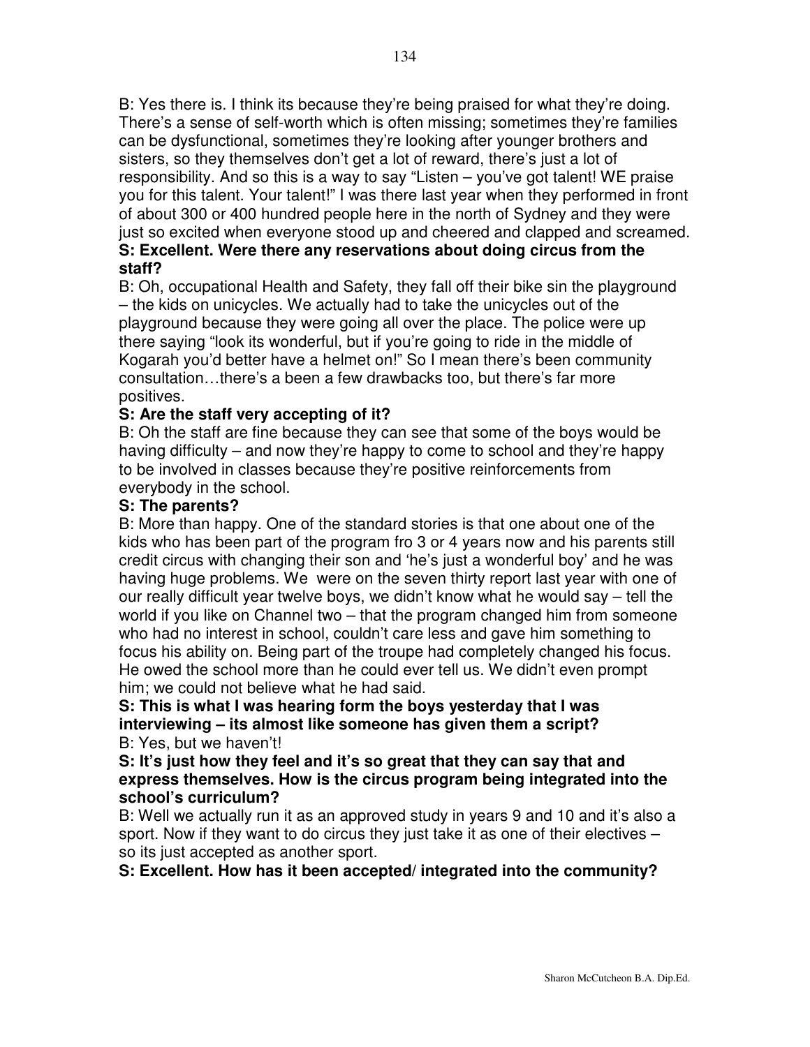B: Yes there is. I think its because they're being praised for what they're doing. There's a sense of self-worth which is often missing; sometimes they're families can be dysfunctional, sometimes they're looking after younger brothers and sisters, so they themselves don't get a lot of reward, there's just a lot of responsibility. And so this is a way to say "Listen – you've got talent! WE praise you for this talent. Your talent!" I was there last year when they performed in front of about 300 or 400 hundred people here in the north of Sydney and they were just so excited when everyone stood up and cheered and clapped and screamed.

**S: Excellent. Were there any reservations about doing circus from the staff?**

B: Oh, occupational Health and Safety, they fall off their bike sin the playground – the kids on unicycles. We actually had to take the unicycles out of the playground because they were going all over the place. The police were up there saying "look its wonderful, but if you're going to ride in the middle of Kogarah you'd better have a helmet on!" So I mean there's been community consultation…there's a been a few drawbacks too, but there's far more positives.

**S: Are the staff very accepting of it?**

B: Oh the staff are fine because they can see that some of the boys would be having difficulty – and now they're happy to come to school and they're happy to be involved in classes because they're positive reinforcements from everybody in the school.

**S: The parents?**

B: More than happy. One of the standard stories is that one about one of the kids who has been part of the program fro 3 or 4 years now and his parents still credit circus with changing their son and 'he's just a wonderful boy' and he was having huge problems. We were on the seven thirty report last year with one of our really difficult year twelve boys, we didn't know what he would say – tell the world if you like on Channel two – that the program changed him from someone who had no interest in school, couldn't care less and gave him something to focus his ability on. Being part of the troupe had completely changed his focus. He owed the school more than he could ever tell us. We didn't even prompt him; we could not believe what he had said.

**S: This is what I was hearing form the boys yesterday that I was interviewing – its almost like someone has given them a script?**

B: Yes, but we haven't!

**S: It's just how they feel and it's so great that they can say that and express themselves. How is the circus program being integrated into the school's curriculum?**

B: Well we actually run it as an approved study in years 9 and 10 and it's also a sport. Now if they want to do circus they just take it as one of their electives – so its just accepted as another sport.

**S: Excellent. How has it been accepted/ integrated into the community?**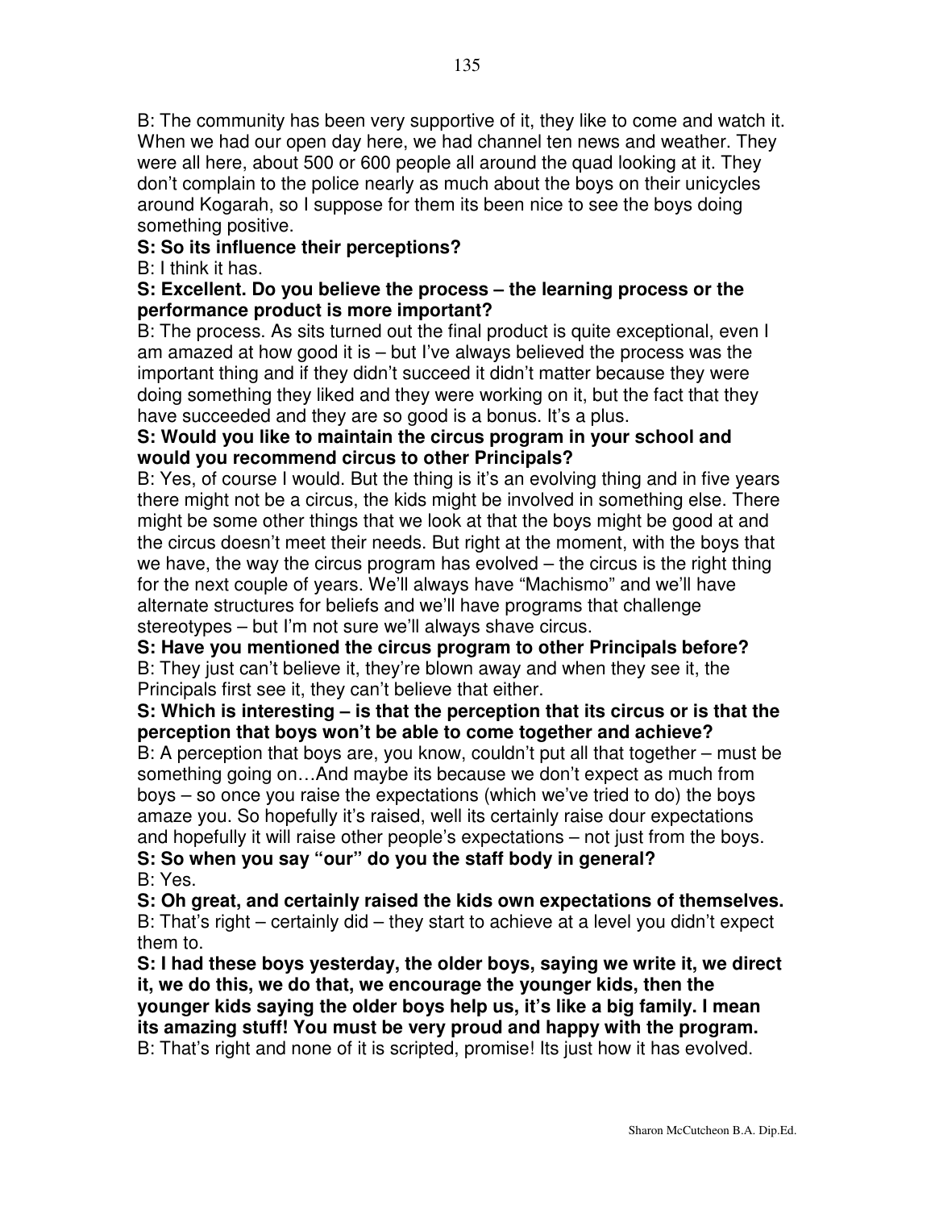B: The community has been very supportive of it, they like to come and watch it. When we had our open day here, we had channel ten news and weather. They were all here, about 500 or 600 people all around the quad looking at it. They don't complain to the police nearly as much about the boys on their unicycles around Kogarah, so I suppose for them its been nice to see the boys doing something positive.

**S: So its influence their perceptions?**

B: I think it has.

**S: Excellent. Do you believe the process – the learning process or the performance product is more important?**

B: The process. As sits turned out the final product is quite exceptional, even I am amazed at how good it is – but I've always believed the process was the important thing and if they didn't succeed it didn't matter because they were doing something they liked and they were working on it, but the fact that they have succeeded and they are so good is a bonus. It's a plus.

**S: Would you like to maintain the circus program in your school and would you recommend circus to other Principals?**

B: Yes, of course I would. But the thing is it's an evolving thing and in five years there might not be a circus, the kids might be involved in something else. There might be some other things that we look at that the boys might be good at and the circus doesn't meet their needs. But right at the moment, with the boys that we have, the way the circus program has evolved – the circus is the right thing for the next couple of years. We'll always have "Machismo" and we'll have alternate structures for beliefs and we'll have programs that challenge stereotypes – but I'm not sure we'll always shave circus.

**S: Have you mentioned the circus program to other Principals before?**

B: They just can't believe it, they're blown away and when they see it, the Principals first see it, they can't believe that either.

**S: Which is interesting – is that the perception that its circus or is that the perception that boys won't be able to come together and achieve?**

B: A perception that boys are, you know, couldn't put all that together – must be something going on…And maybe its because we don't expect as much from boys – so once you raise the expectations (which we've tried to do) the boys amaze you. So hopefully it's raised, well its certainly raise dour expectations and hopefully it will raise other people's expectations – not just from the boys.

**S: So when you say "our" do you the staff body in general?**

B: Yes.

**S: Oh great, and certainly raised the kids own expectations of themselves.**

B: That's right – certainly did – they start to achieve at a level you didn't expect them to.

**S: I had these boys yesterday, the older boys, saying we write it, we direct it, we do this, we do that, we encourage the younger kids, then the younger kids saying the older boys help us, it's like a big family. I mean its amazing stuff! You must be very proud and happy with the program.**

B: That's right and none of it is scripted, promise! Its just how it has evolved.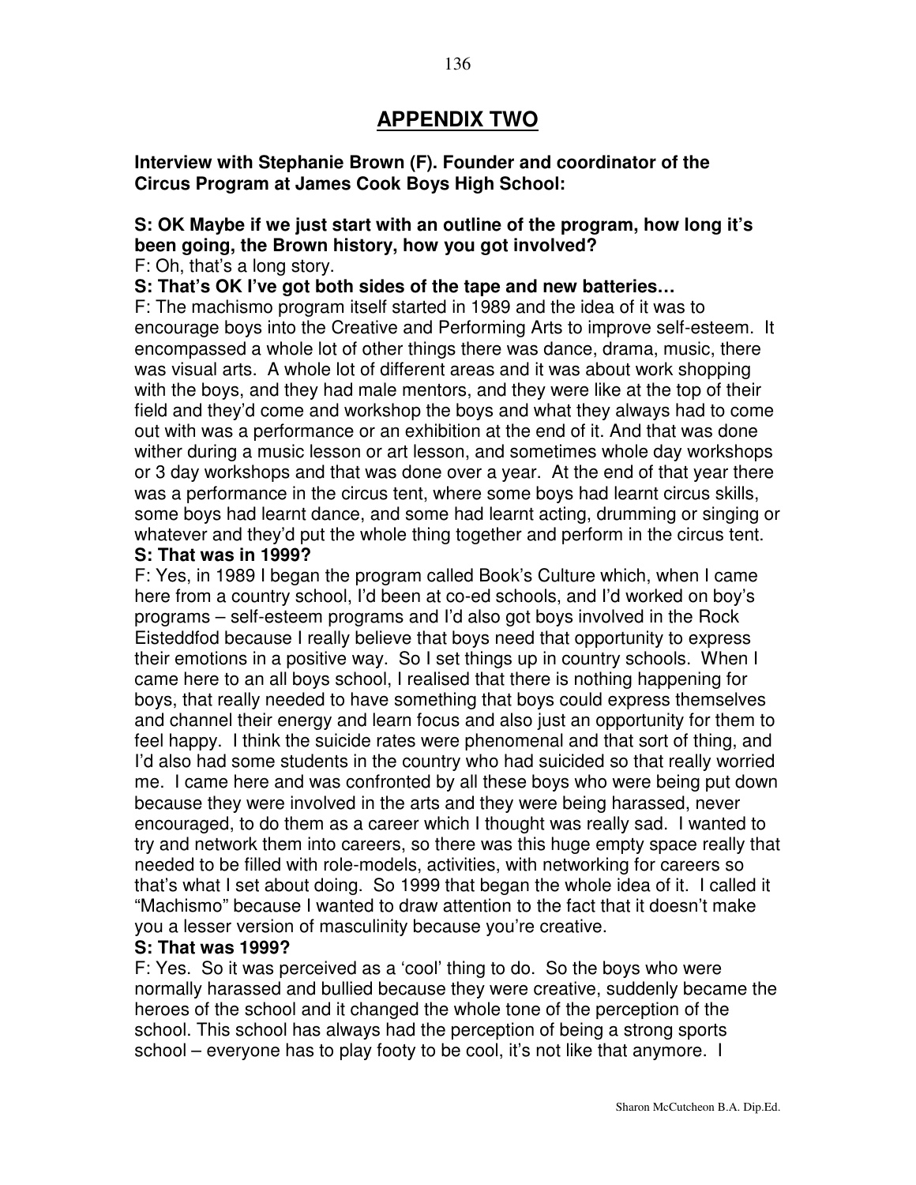# APPENDIX TWO

**Interview with Stephanie Brown (F). Founder and coordinator of the Circus Program at James Cook Boys High School:**

**S: OK Maybe if we just start with an outline of the program, how long it's been going, the Brown history, how you got involved?**

F: Oh, that's a long story.

**S: That's OK I've got both sides of the tape and new batteries…**

F: The machismo program itself started in 1989 and the idea of it was to encourage boys into the Creative and Performing Arts to improve self-esteem. It encompassed a whole lot of other things there was dance, drama, music, there was visual arts. A whole lot of different areas and it was about work shopping with the boys, and they had male mentors, and they were like at the top of their field and they'd come and workshop the boys and what they always had to come out with was a performance or an exhibition at the end of it. And that was done wither during a music lesson or art lesson, and sometimes whole day workshops or 3 day workshops and that was done over a year. At the end of that year there was a performance in the circus tent, where some boys had learnt circus skills, some boys had learnt dance, and some had learnt acting, drumming or singing or whatever and they'd put the whole thing together and perform in the circus tent.

**S: That was in 1999?**

F: Yes, in 1989 I began the program called Book's Culture which, when I came here from a country school, I'd been at co-ed schools, and I'd worked on boy's programs – self-esteem programs and I'd also got boys involved in the Rock Eisteddfod because I really believe that boys need that opportunity to express their emotions in a positive way. So I set things up in country schools. When I came here to an all boys school, I realised that there is nothing happening for boys, that really needed to have something that boys could express themselves and channel their energy and learn focus and also just an opportunity for them to feel happy. I think the suicide rates were phenomenal and that sort of thing, and I'd also had some students in the country who had suicided so that really worried me. I came here and was confronted by all these boys who were being put down because they were involved in the arts and they were being harassed, never encouraged, to do them as a career which I thought was really sad. I wanted to try and network them into careers, so there was this huge empty space really that needed to be filled with role-models, activities, with networking for careers so that's what I set about doing. So 1999 that began the whole idea of it. I called it "Machismo" because I wanted to draw attention to the fact that it doesn't make you a lesser version of masculinity because you're creative.

**S: That was 1999?**

F: Yes. So it was perceived as a 'cool' thing to do. So the boys who were normally harassed and bullied because they were creative, suddenly became the heroes of the school and it changed the whole tone of the perception of the school. This school has always had the perception of being a strong sports school – everyone has to play footy to be cool, it's not like that anymore. I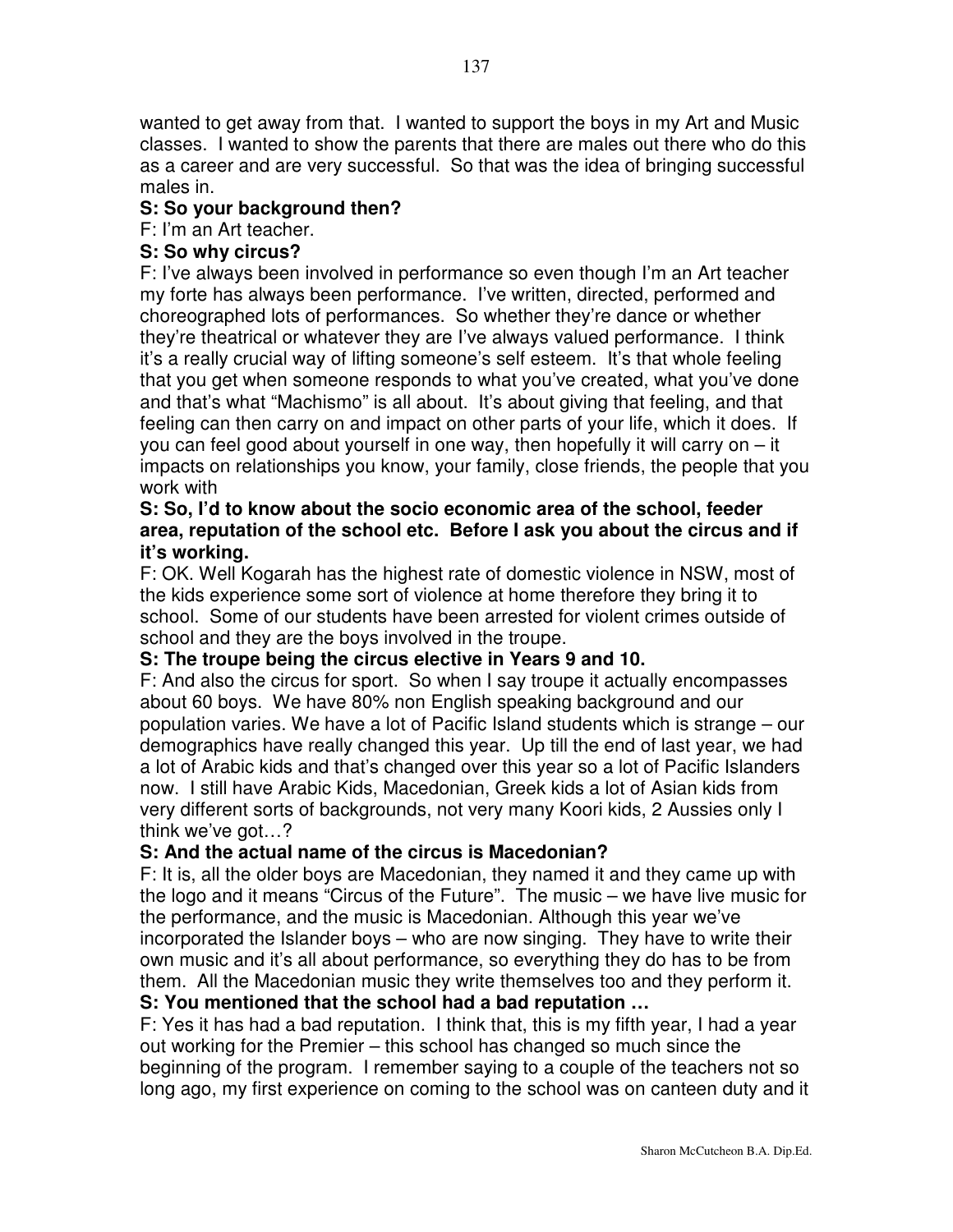wanted to get away from that. I wanted to support the boys in my Art and Music classes. I wanted to show the parents that there are males out there who do this as a career and are very successful. So that was the idea of bringing successful males in.

**S: So your background then?**

F: I'm an Art teacher.

**S: So why circus?**

F: I've always been involved in performance so even though I'm an Art teacher my forte has always been performance. I've written, directed, performed and choreographed lots of performances. So whether they're dance or whether they're theatrical or whatever they are I've always valued performance. I think it's a really crucial way of lifting someone's self esteem. It's that whole feeling that you get when someone responds to what you've created, what you've done and that's what "Machismo" is all about. It's about giving that feeling, and that feeling can then carry on and impact on other parts of your life, which it does. If you can feel good about yourself in one way, then hopefully it will carry on – it impacts on relationships you know, your family, close friends, the people that you work with

**S: So, I'd to know about the socio economic area of the school, feeder area, reputation of the school etc. Before I ask you about the circus and if it's working.**

F: OK. Well Kogarah has the highest rate of domestic violence in NSW, most of the kids experience some sort of violence at home therefore they bring it to school. Some of our students have been arrested for violent crimes outside of school and they are the boys involved in the troupe.

**S: The troupe being the circus elective in Years 9 and 10.**

F: And also the circus for sport. So when I say troupe it actually encompasses about 60 boys. We have 80% non English speaking background and our population varies. We have a lot of Pacific Island students which is strange – our demographics have really changed this year. Up till the end of last year, we had a lot of Arabic kids and that's changed over this year so a lot of Pacific Islanders now. I still have Arabic Kids, Macedonian, Greek kids a lot of Asian kids from very different sorts of backgrounds, not very many Koori kids, 2 Aussies only I think we've got…?

**S: And the actual name of the circus is Macedonian?**

F: It is, all the older boys are Macedonian, they named it and they came up with the logo and it means "Circus of the Future". The music – we have live music for the performance, and the music is Macedonian. Although this year we've incorporated the Islander boys – who are now singing. They have to write their own music and it's all about performance, so everything they do has to be from them. All the Macedonian music they write themselves too and they perform it.

**S: You mentioned that the school had a bad reputation …**

F: Yes it has had a bad reputation. I think that, this is my fifth year, I had a year out working for the Premier – this school has changed so much since the beginning of the program. I remember saying to a couple of the teachers not so long ago, my first experience on coming to the school was on canteen duty and it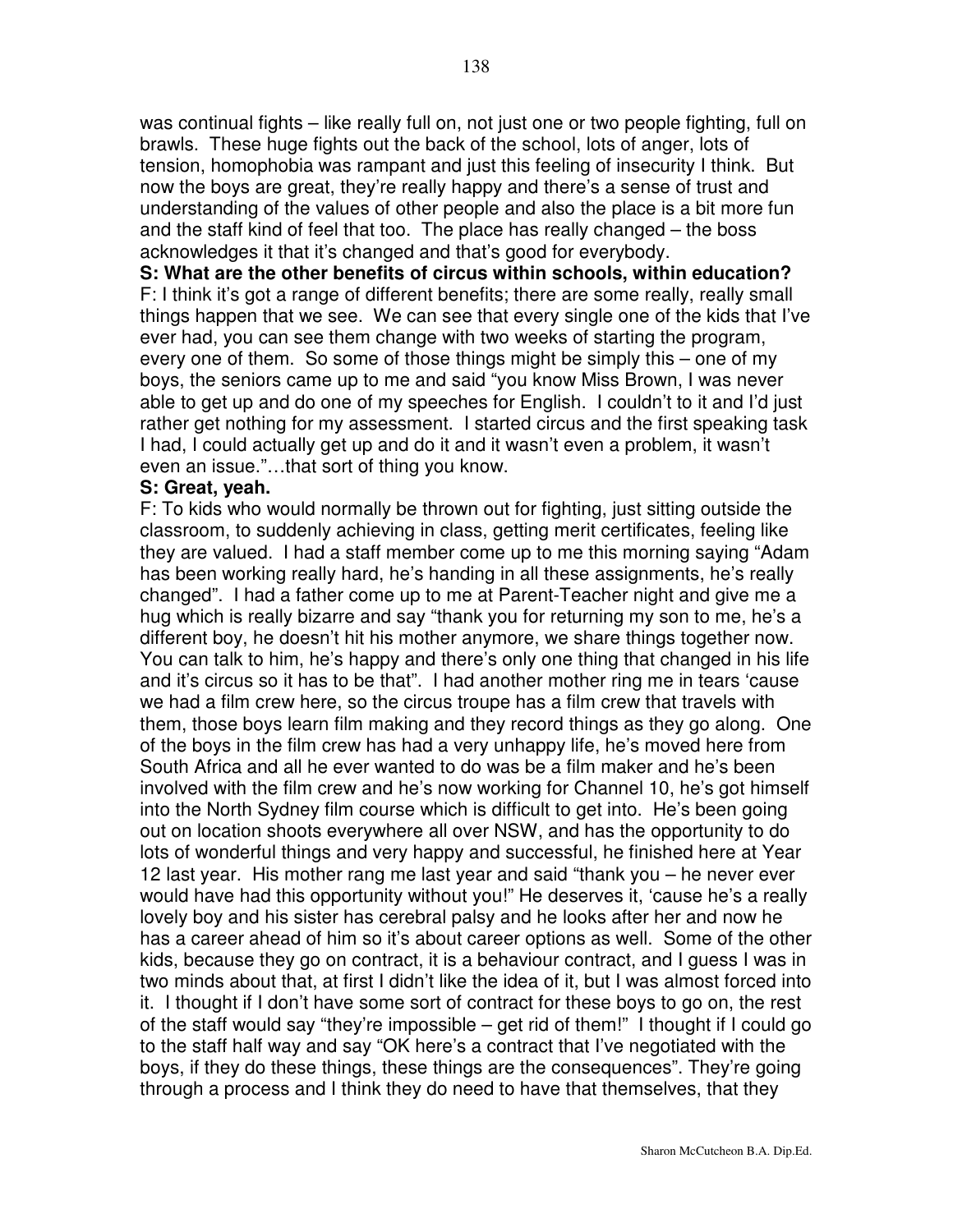was continual fights – like really full on, not just one or two people fighting, full on brawls. These huge fights out the back of the school, lots of anger, lots of tension, homophobia was rampant and just this feeling of insecurity I think. But now the boys are great, they're really happy and there's a sense of trust and understanding of the values of other people and also the place is a bit more fun and the staff kind of feel that too. The place has really changed – the boss acknowledges it that it's changed and that's good for everybody.

**S: What are the other benefits of circus within schools, within education?**

F: I think it's got a range of different benefits; there are some really, really small things happen that we see. We can see that every single one of the kids that I've ever had, you can see them change with two weeks of starting the program, every one of them. So some of those things might be simply this – one of my boys, the seniors came up to me and said "you know Miss Brown, I was never able to get up and do one of my speeches for English. I couldn't to it and I'd just rather get nothing for my assessment. I started circus and the first speaking task I had, I could actually get up and do it and it wasn't even a problem, it wasn't even an issue."…that sort of thing you know.

**S: Great, yeah.**

F: To kids who would normally be thrown out for fighting, just sitting outside the classroom, to suddenly achieving in class, getting merit certificates, feeling like they are valued. I had a staff member come up to me this morning saying "Adam has been working really hard, he's handing in all these assignments, he's really changed". I had a father come up to me at Parent-Teacher night and give me a hug which is really bizarre and say "thank you for returning my son to me, he's a different boy, he doesn't hit his mother anymore, we share things together now. You can talk to him, he's happy and there's only one thing that changed in his life and it's circus so it has to be that". I had another mother ring me in tears 'cause we had a film crew here, so the circus troupe has a film crew that travels with them, those boys learn film making and they record things as they go along. One of the boys in the film crew has had a very unhappy life, he's moved here from South Africa and all he ever wanted to do was be a film maker and he's been involved with the film crew and he's now working for Channel 10, he's got himself into the North Sydney film course which is difficult to get into. He's been going out on location shoots everywhere all over NSW, and has the opportunity to do lots of wonderful things and very happy and successful, he finished here at Year 12 last year. His mother rang me last year and said "thank you – he never ever would have had this opportunity without you!" He deserves it, 'cause he's a really lovely boy and his sister has cerebral palsy and he looks after her and now he has a career ahead of him so it's about career options as well. Some of the other kids, because they go on contract, it is a behaviour contract, and I guess I was in two minds about that, at first I didn't like the idea of it, but I was almost forced into it. I thought if I don't have some sort of contract for these boys to go on, the rest of the staff would say "they're impossible – get rid of them!" I thought if I could go to the staff half way and say "OK here's a contract that I've negotiated with the boys, if they do these things, these things are the consequences". They're going through a process and I think they do need to have that themselves, that they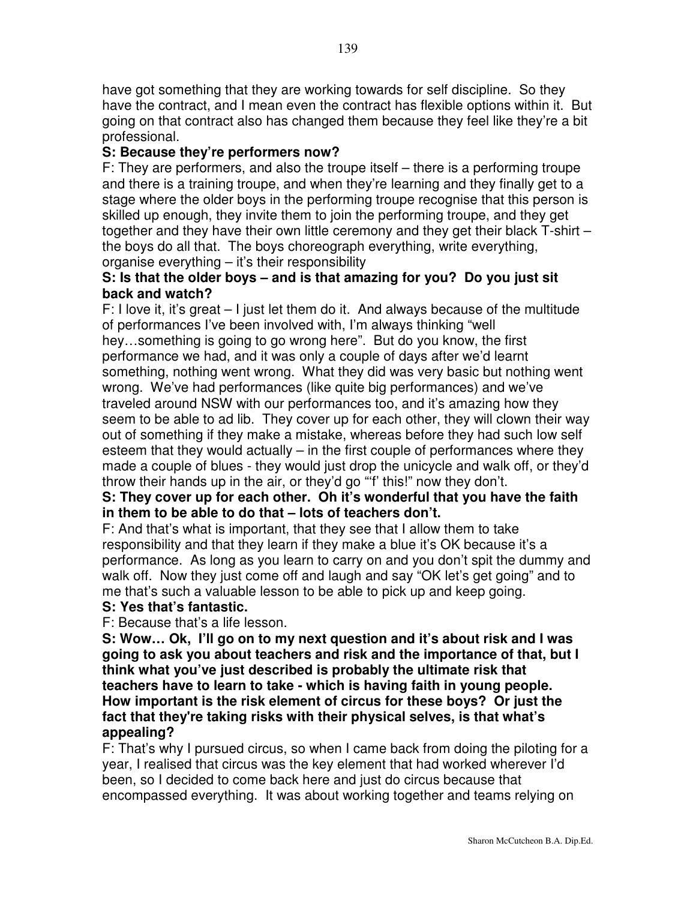have got something that they are working towards for self discipline. So they have the contract, and I mean even the contract has flexible options within it. But going on that contract also has changed them because they feel like they're a bit professional.

**S: Because they're performers now?**

F: They are performers, and also the troupe itself – there is a performing troupe and there is a training troupe, and when they're learning and they finally get to a stage where the older boys in the performing troupe recognise that this person is skilled up enough, they invite them to join the performing troupe, and they get together and they have their own little ceremony and they get their black T-shirt – the boys do all that. The boys choreograph everything, write everything, organise everything – it's their responsibility

**S: Is that the older boys – and is that amazing for you? Do you just sit back and watch?**

F: I love it, it's great – I just let them do it. And always because of the multitude of performances I've been involved with, I'm always thinking "well hey…something is going to go wrong here". But do you know, the first performance we had, and it was only a couple of days after we'd learnt something, nothing went wrong. What they did was very basic but nothing went wrong. We've had performances (like quite big performances) and we've traveled around NSW with our performances too, and it's amazing how they seem to be able to ad lib. They cover up for each other, they will clown their way out of something if they make a mistake, whereas before they had such low self esteem that they would actually – in the first couple of performances where they made a couple of blues - they would just drop the unicycle and walk off, or they'd throw their hands up in the air, or they'd go "'f' this!" now they don't.

**S: They cover up for each other. Oh it's wonderful that you have the faith in them to be able to do that – lots of teachers don't.**

F: And that's what is important, that they see that I allow them to take responsibility and that they learn if they make a blue it's OK because it's a performance. As long as you learn to carry on and you don't spit the dummy and walk off. Now they just come off and laugh and say "OK let's get going" and to me that's such a valuable lesson to be able to pick up and keep going.

**S: Yes that's fantastic.**

F: Because that's a life lesson.

**S: Wow… Ok, I'll go on to my next question and it's about risk and I was going to ask you about teachers and risk and the importance of that, but I think what you've just described is probably the ultimate risk that teachers have to learn to take - which is having faith in young people. How important is the risk element of circus for these boys? Or just the fact that they're taking risks with their physical selves, is that what's appealing?**

F: That's why I pursued circus, so when I came back from doing the piloting for a year, I realised that circus was the key element that had worked wherever I'd been, so I decided to come back here and just do circus because that encompassed everything. It was about working together and teams relying on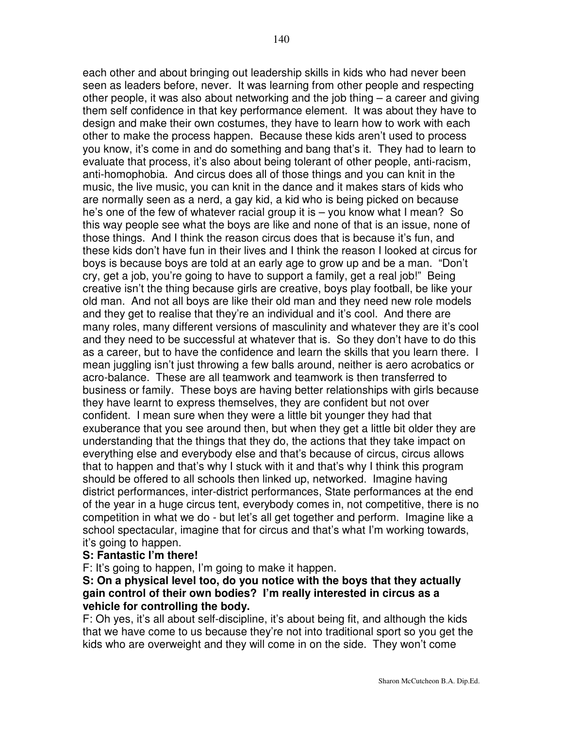each other and about bringing out leadership skills in kids who had never been seen as leaders before, never. It was learning from other people and respecting other people, it was also about networking and the job thing – a career and giving them self confidence in that key performance element. It was about they have to design and make their own costumes, they have to learn how to work with each other to make the process happen. Because these kids aren't used to process you know, it's come in and do something and bang that's it. They had to learn to evaluate that process, it's also about being tolerant of other people, anti-racism, anti-homophobia. And circus does all of those things and you can knit in the music, the live music, you can knit in the dance and it makes stars of kids who are normally seen as a nerd, a gay kid, a kid who is being picked on because he's one of the few of whatever racial group it is – you know what I mean? So this way people see what the boys are like and none of that is an issue, none of those things. And I think the reason circus does that is because it's fun, and these kids don't have fun in their lives and I think the reason I looked at circus for boys is because boys are told at an early age to grow up and be a man. "Don't cry, get a job, you're going to have to support a family, get a real job!" Being creative isn't the thing because girls are creative, boys play football, be like your old man. And not all boys are like their old man and they need new role models and they get to realise that they're an individual and it's cool. And there are many roles, many different versions of masculinity and whatever they are it's cool and they need to be successful at whatever that is. So they don't have to do this as a career, but to have the confidence and learn the skills that you learn there. I mean juggling isn't just throwing a few balls around, neither is aero acrobatics or acro-balance. These are all teamwork and teamwork is then transferred to business or family. These boys are having better relationships with girls because they have learnt to express themselves, they are confident but not over confident. I mean sure when they were a little bit younger they had that exuberance that you see around then, but when they get a little bit older they are understanding that the things that they do, the actions that they take impact on everything else and everybody else and that's because of circus, circus allows that to happen and that's why I stuck with it and that's why I think this program should be offered to all schools then linked up, networked. Imagine having district performances, inter-district performances, State performances at the end of the year in a huge circus tent, everybody comes in, not competitive, there is no competition in what we do - but let's all get together and perform. Imagine like a school spectacular, imagine that for circus and that's what I'm working towards, it's going to happen.

**S: Fantastic I'm there!**

F: It's going to happen, I'm going to make it happen.

**S: On a physical level too, do you notice with the boys that they actually gain control of their own bodies? I'm really interested in circus as a vehicle for controlling the body.**

F: Oh yes, it's all about self-discipline, it's about being fit, and although the kids that we have come to us because they're not into traditional sport so you get the kids who are overweight and they will come in on the side. They won't come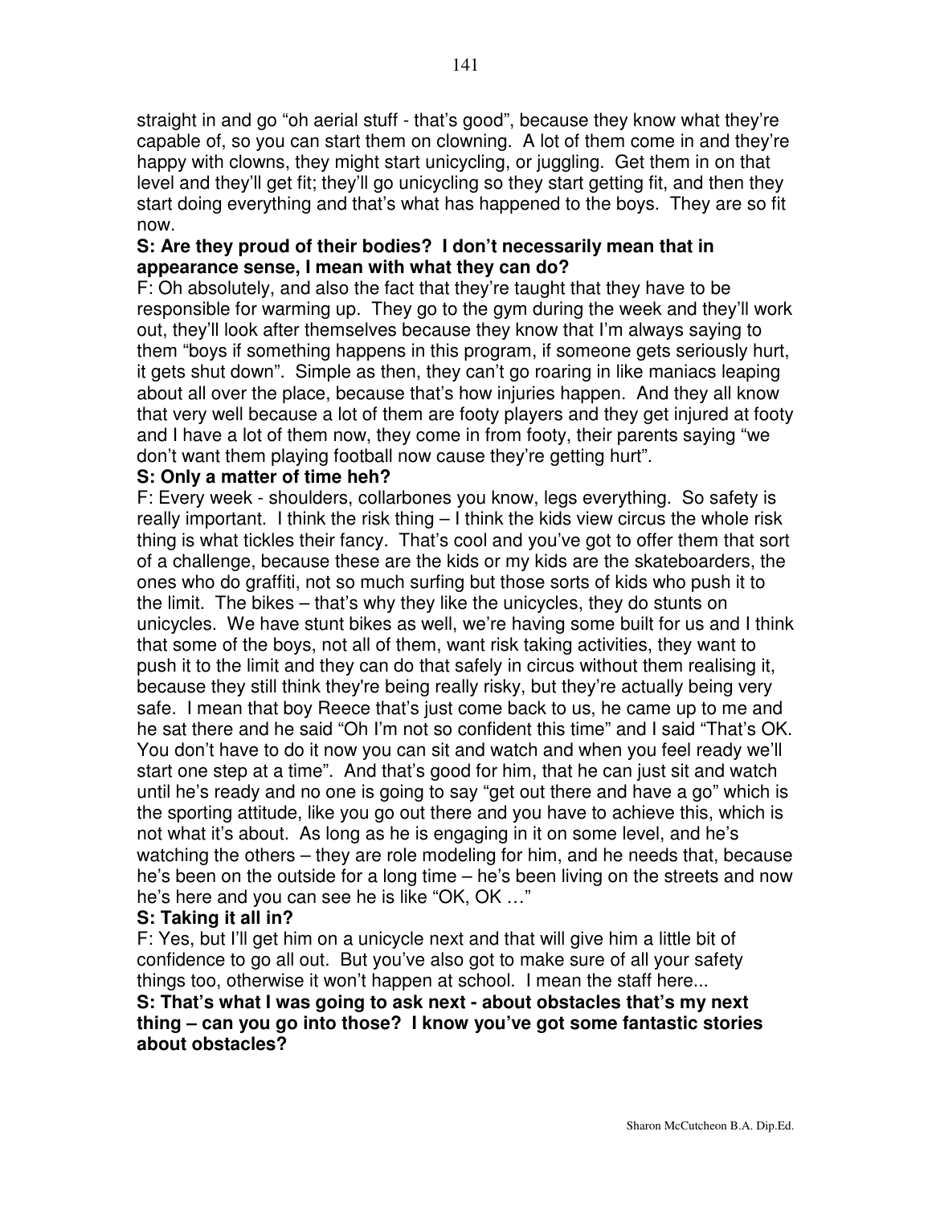straight in and go "oh aerial stuff - that's good", because they know what they're capable of, so you can start them on clowning. A lot of them come in and they're happy with clowns, they might start unicycling, or juggling. Get them in on that level and they'll get fit; they'll go unicycling so they start getting fit, and then they start doing everything and that's what has happened to the boys. They are so fit now.

**S: Are they proud of their bodies? I don't necessarily mean that in appearance sense, I mean with what they can do?**

F: Oh absolutely, and also the fact that they're taught that they have to be responsible for warming up. They go to the gym during the week and they'll work out, they'll look after themselves because they know that I'm always saying to them "boys if something happens in this program, if someone gets seriously hurt, it gets shut down". Simple as then, they can't go roaring in like maniacs leaping about all over the place, because that's how injuries happen. And they all know that very well because a lot of them are footy players and they get injured at footy and I have a lot of them now, they come in from footy, their parents saying "we don't want them playing football now cause they're getting hurt".

**S: Only a matter of time heh?**

F: Every week - shoulders, collarbones you know, legs everything. So safety is really important. I think the risk thing – I think the kids view circus the whole risk thing is what tickles their fancy. That's cool and you've got to offer them that sort of a challenge, because these are the kids or my kids are the skateboarders, the ones who do graffiti, not so much surfing but those sorts of kids who push it to the limit. The bikes – that's why they like the unicycles, they do stunts on unicycles. We have stunt bikes as well, we're having some built for us and I think that some of the boys, not all of them, want risk taking activities, they want to push it to the limit and they can do that safely in circus without them realising it, because they still think they're being really risky, but they're actually being very safe. I mean that boy Reece that's just come back to us, he came up to me and he sat there and he said "Oh I'm not so confident this time" and I said "That's OK. You don't have to do it now you can sit and watch and when you feel ready we'll start one step at a time". And that's good for him, that he can just sit and watch until he's ready and no one is going to say "get out there and have a go" which is the sporting attitude, like you go out there and you have to achieve this, which is not what it's about. As long as he is engaging in it on some level, and he's watching the others – they are role modeling for him, and he needs that, because he's been on the outside for a long time – he's been living on the streets and now he's here and you can see he is like "OK, OK …"

**S: Taking it all in?**

F: Yes, but I'll get him on a unicycle next and that will give him a little bit of confidence to go all out. But you've also got to make sure of all your safety things too, otherwise it won't happen at school. I mean the staff here...

**S: That's what I was going to ask next - about obstacles that's my next thing – can you go into those? I know you've got some fantastic stories about obstacles?**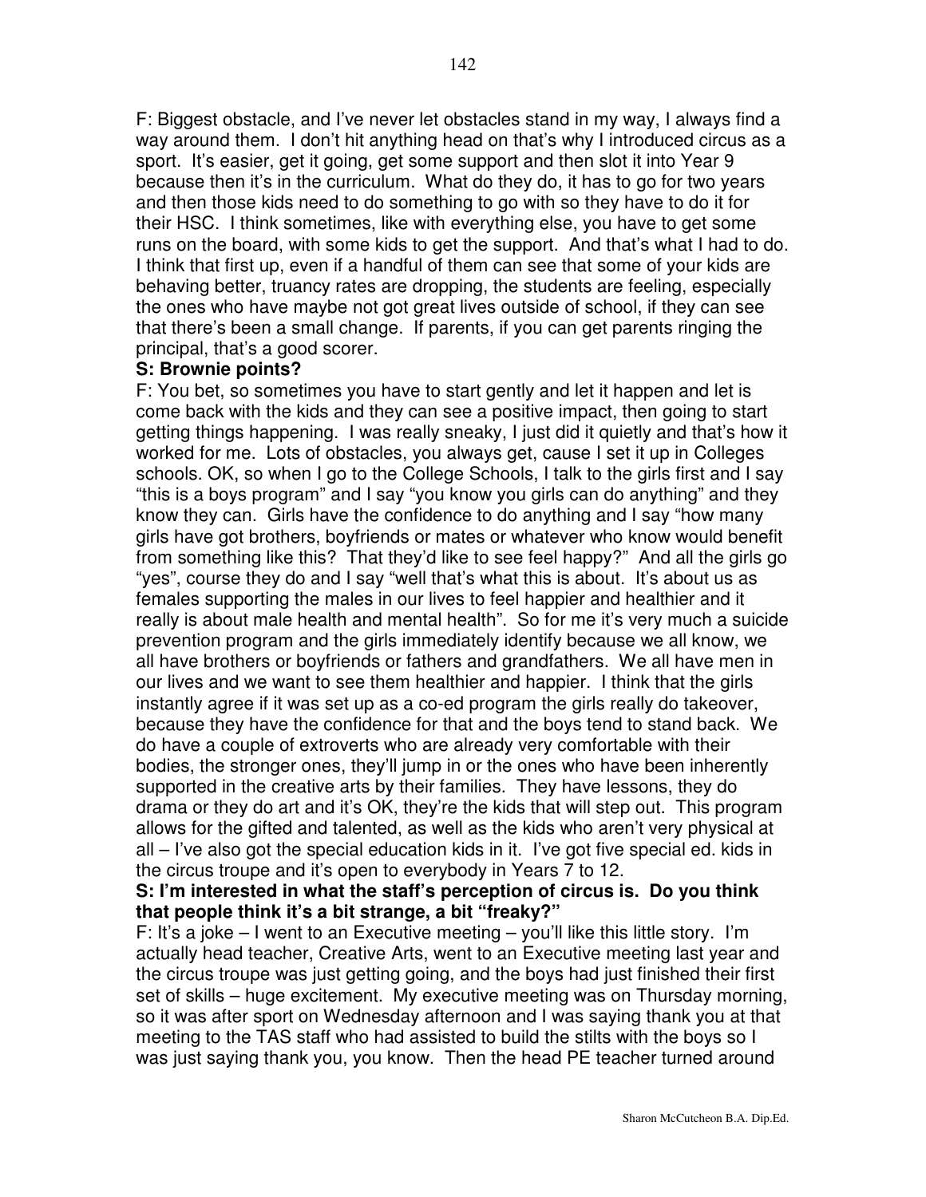F: Biggest obstacle, and I've never let obstacles stand in my way, I always find a way around them. I don't hit anything head on that's why I introduced circus as a sport. It's easier, get it going, get some support and then slot it into Year 9 because then it's in the curriculum. What do they do, it has to go for two years and then those kids need to do something to go with so they have to do it for their HSC. I think sometimes, like with everything else, you have to get some runs on the board, with some kids to get the support. And that's what I had to do. I think that first up, even if a handful of them can see that some of your kids are behaving better, truancy rates are dropping, the students are feeling, especially the ones who have maybe not got great lives outside of school, if they can see that there's been a small change. If parents, if you can get parents ringing the principal, that's a good scorer.

**S: Brownie points?**

F: You bet, so sometimes you have to start gently and let it happen and let is come back with the kids and they can see a positive impact, then going to start getting things happening. I was really sneaky, I just did it quietly and that's how it worked for me. Lots of obstacles, you always get, cause I set it up in Colleges schools. OK, so when I go to the College Schools, I talk to the girls first and I say "this is a boys program" and I say "you know you girls can do anything" and they know they can. Girls have the confidence to do anything and I say "how many girls have got brothers, boyfriends or mates or whatever who know would benefit from something like this? That they'd like to see feel happy?" And all the girls go "yes", course they do and I say "well that's what this is about. It's about us as females supporting the males in our lives to feel happier and healthier and it really is about male health and mental health". So for me it's very much a suicide prevention program and the girls immediately identify because we all know, we all have brothers or boyfriends or fathers and grandfathers. We all have men in our lives and we want to see them healthier and happier. I think that the girls instantly agree if it was set up as a co-ed program the girls really do takeover, because they have the confidence for that and the boys tend to stand back. We do have a couple of extroverts who are already very comfortable with their bodies, the stronger ones, they'll jump in or the ones who have been inherently supported in the creative arts by their families. They have lessons, they do drama or they do art and it's OK, they're the kids that will step out. This program allows for the gifted and talented, as well as the kids who aren't very physical at all – I've also got the special education kids in it. I've got five special ed. kids in the circus troupe and it's open to everybody in Years 7 to 12.

**S: I'm interested in what the staff's perception of circus is. Do you think that people think it's a bit strange, a bit "freaky?"**

F: It's a joke – I went to an Executive meeting – you'll like this little story. I'm actually head teacher, Creative Arts, went to an Executive meeting last year and the circus troupe was just getting going, and the boys had just finished their first set of skills – huge excitement. My executive meeting was on Thursday morning, so it was after sport on Wednesday afternoon and I was saying thank you at that meeting to the TAS staff who had assisted to build the stilts with the boys so I was just saying thank you, you know. Then the head PE teacher turned around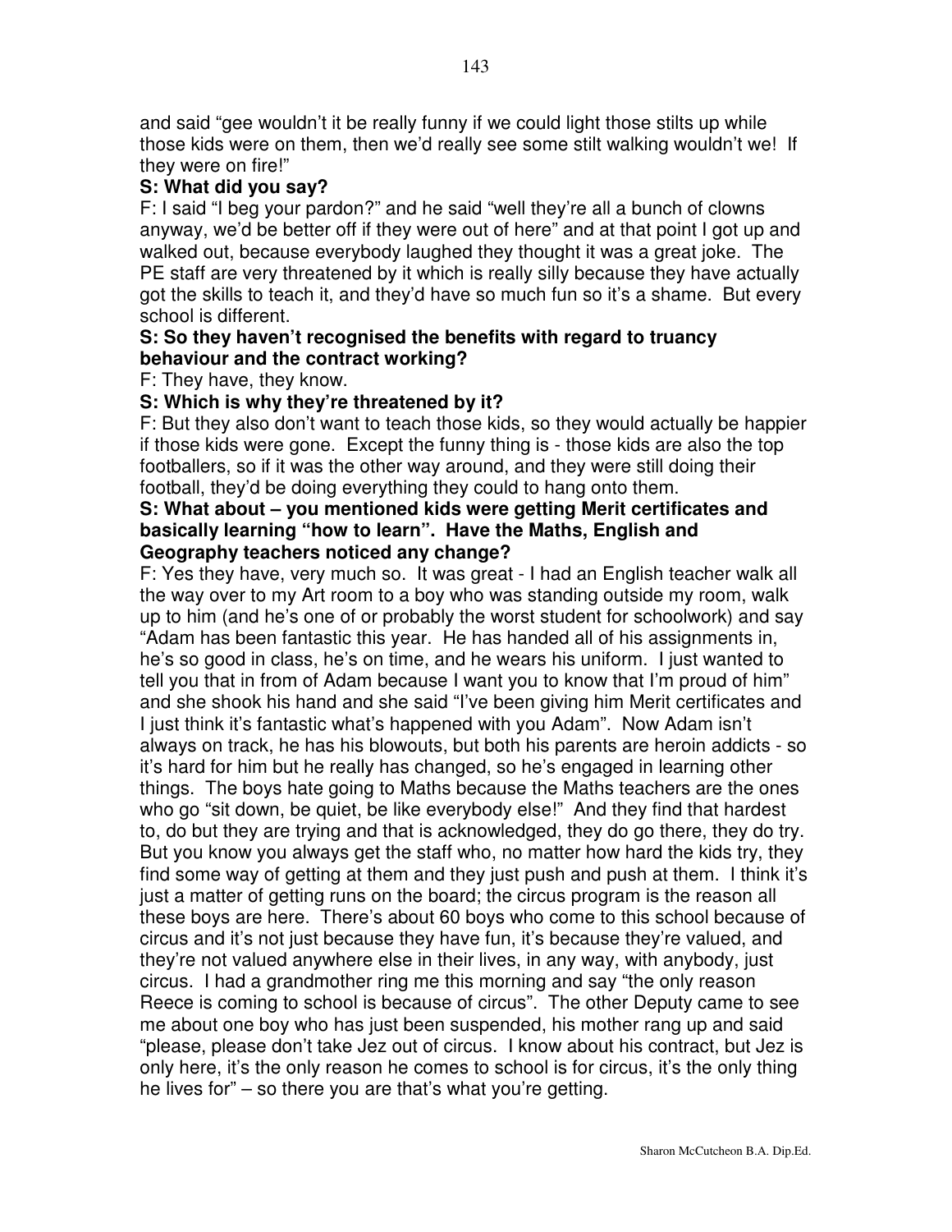and said "gee wouldn't it be really funny if we could light those stilts up while those kids were on them, then we'd really see some stilt walking wouldn't we! If they were on fire!"

**S: What did you say?**

F: I said "I beg your pardon?" and he said "well they're all a bunch of clowns anyway, we'd be better off if they were out of here" and at that point I got up and walked out, because everybody laughed they thought it was a great joke. The PE staff are very threatened by it which is really silly because they have actually got the skills to teach it, and they'd have so much fun so it's a shame. But every school is different.

**S: So they haven't recognised the benefits with regard to truancy behaviour and the contract working?**

F: They have, they know.

**S: Which is why they're threatened by it?**

F: But they also don't want to teach those kids, so they would actually be happier if those kids were gone. Except the funny thing is - those kids are also the top footballers, so if it was the other way around, and they were still doing their football, they'd be doing everything they could to hang onto them.

**S: What about – you mentioned kids were getting Merit certificates and basically learning "how to learn". Have the Maths, English and Geography teachers noticed any change?**

F: Yes they have, very much so. It was great - I had an English teacher walk all the way over to my Art room to a boy who was standing outside my room, walk up to him (and he's one of or probably the worst student for schoolwork) and say "Adam has been fantastic this year. He has handed all of his assignments in, he's so good in class, he's on time, and he wears his uniform. I just wanted to tell you that in from of Adam because I want you to know that I'm proud of him" and she shook his hand and she said "I've been giving him Merit certificates and I just think it's fantastic what's happened with you Adam". Now Adam isn't always on track, he has his blowouts, but both his parents are heroin addicts - so it's hard for him but he really has changed, so he's engaged in learning other things. The boys hate going to Maths because the Maths teachers are the ones who go "sit down, be quiet, be like everybody else!" And they find that hardest to, do but they are trying and that is acknowledged, they do go there, they do try. But you know you always get the staff who, no matter how hard the kids try, they find some way of getting at them and they just push and push at them. I think it's just a matter of getting runs on the board; the circus program is the reason all these boys are here. There's about 60 boys who come to this school because of circus and it's not just because they have fun, it's because they're valued, and they're not valued anywhere else in their lives, in any way, with anybody, just circus. I had a grandmother ring me this morning and say "the only reason Reece is coming to school is because of circus". The other Deputy came to see me about one boy who has just been suspended, his mother rang up and said "please, please don't take Jez out of circus. I know about his contract, but Jez is only here, it's the only reason he comes to school is for circus, it's the only thing he lives for" – so there you are that's what you're getting.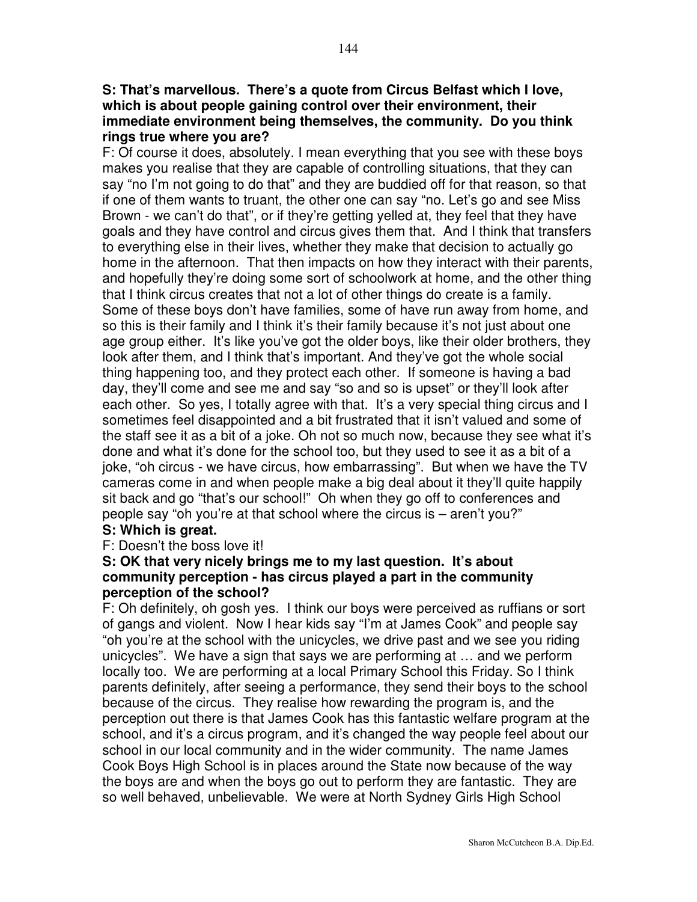**S: That's marvellous. There's a quote from Circus Belfast which I love, which is about people gaining control over their environment, their immediate environment being themselves, the community. Do you think rings true where you are?**

F: Of course it does, absolutely. I mean everything that you see with these boys makes you realise that they are capable of controlling situations, that they can say "no I'm not going to do that" and they are buddied off for that reason, so that if one of them wants to truant, the other one can say "no. Let's go and see Miss Brown - we can't do that", or if they're getting yelled at, they feel that they have goals and they have control and circus gives them that. And I think that transfers to everything else in their lives, whether they make that decision to actually go home in the afternoon. That then impacts on how they interact with their parents, and hopefully they're doing some sort of schoolwork at home, and the other thing that I think circus creates that not a lot of other things do create is a family. Some of these boys don't have families, some of have run away from home, and so this is their family and I think it's their family because it's not just about one age group either. It's like you've got the older boys, like their older brothers, they look after them, and I think that's important. And they've got the whole social thing happening too, and they protect each other. If someone is having a bad day, they'll come and see me and say "so and so is upset" or they'll look after each other. So yes, I totally agree with that. It's a very special thing circus and I sometimes feel disappointed and a bit frustrated that it isn't valued and some of the staff see it as a bit of a joke. Oh not so much now, because they see what it's done and what it's done for the school too, but they used to see it as a bit of a joke, "oh circus - we have circus, how embarrassing". But when we have the TV cameras come in and when people make a big deal about it they'll quite happily sit back and go "that's our school!" Oh when they go off to conferences and people say "oh you're at that school where the circus is – aren't you?"

**S: Which is great.**

F: Doesn't the boss love it!

**S: OK that very nicely brings me to my last question. It's about community perception - has circus played a part in the community perception of the school?**

F: Oh definitely, oh gosh yes. I think our boys were perceived as ruffians or sort of gangs and violent. Now I hear kids say "I'm at James Cook" and people say "oh you're at the school with the unicycles, we drive past and we see you riding unicycles". We have a sign that says we are performing at … and we perform locally too. We are performing at a local Primary School this Friday. So I think parents definitely, after seeing a performance, they send their boys to the school because of the circus. They realise how rewarding the program is, and the perception out there is that James Cook has this fantastic welfare program at the school, and it's a circus program, and it's changed the way people feel about our school in our local community and in the wider community. The name James Cook Boys High School is in places around the State now because of the way the boys are and when the boys go out to perform they are fantastic. They are so well behaved, unbelievable. We were at North Sydney Girls High School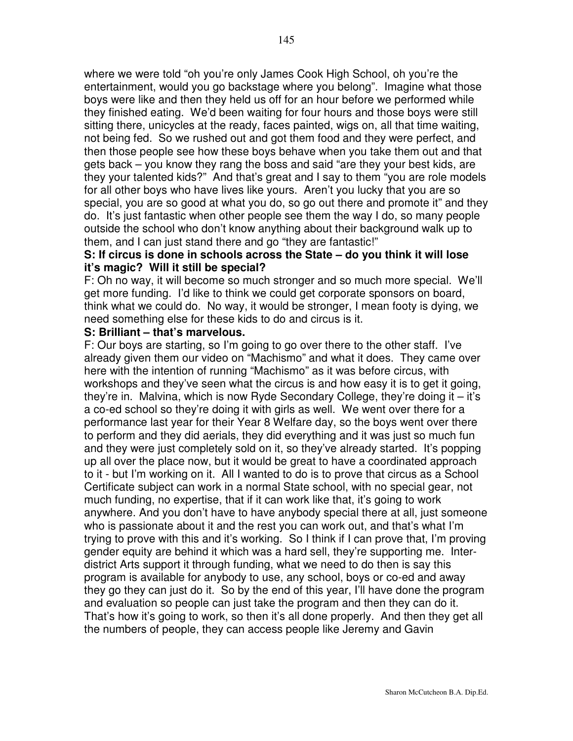where we were told "oh you're only James Cook High School, oh you're the entertainment, would you go backstage where you belong". Imagine what those boys were like and then they held us off for an hour before we performed while they finished eating. We'd been waiting for four hours and those boys were still sitting there, unicycles at the ready, faces painted, wigs on, all that time waiting, not being fed. So we rushed out and got them food and they were perfect, and then those people see how these boys behave when you take them out and that gets back – you know they rang the boss and said "are they your best kids, are they your talented kids?" And that's great and I say to them "you are role models for all other boys who have lives like yours. Aren't you lucky that you are so special, you are so good at what you do, so go out there and promote it" and they do. It's just fantastic when other people see them the way I do, so many people outside the school who don't know anything about their background walk up to them, and I can just stand there and go "they are fantastic!"

**S: If circus is done in schools across the State – do you think it will lose it's magic? Will it still be special?**

F: Oh no way, it will become so much stronger and so much more special. We'll get more funding. I'd like to think we could get corporate sponsors on board, think what we could do. No way, it would be stronger, I mean footy is dying, we need something else for these kids to do and circus is it.

**S: Brilliant – that's marvelous.**

F: Our boys are starting, so I'm going to go over there to the other staff. I've already given them our video on "Machismo" and what it does. They came over here with the intention of running "Machismo" as it was before circus, with workshops and they've seen what the circus is and how easy it is to get it going, they're in. Malvina, which is now Ryde Secondary College, they're doing it – it's a co-ed school so they're doing it with girls as well. We went over there for a performance last year for their Year 8 Welfare day, so the boys went over there to perform and they did aerials, they did everything and it was just so much fun and they were just completely sold on it, so they've already started. It's popping up all over the place now, but it would be great to have a coordinated approach to it - but I'm working on it. All I wanted to do is to prove that circus as a School Certificate subject can work in a normal State school, with no special gear, not much funding, no expertise, that if it can work like that, it's going to work anywhere. And you don't have to have anybody special there at all, just someone who is passionate about it and the rest you can work out, and that's what I'm trying to prove with this and it's working. So I think if I can prove that, I'm proving gender equity are behind it which was a hard sell, they're supporting me. Inter-district Arts support it through funding, what we need to do then is say this program is available for anybody to use, any school, boys or co-ed and away they go they can just do it. So by the end of this year, I'll have done the program and evaluation so people can just take the program and then they can do it. That's how it's going to work, so then it's all done properly. And then they get all the numbers of people, they can access people like Jeremy and Gavin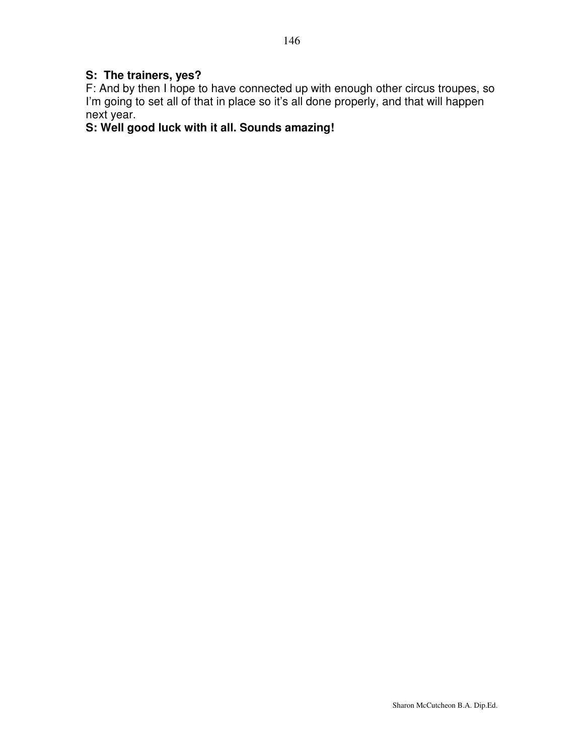**S: The trainers, yes?**

F: And by then I hope to have connected up with enough other circus troupes, so I'm going to set all of that in place so it's all done properly, and that will happen next year.

**S: Well good luck with it all. Sounds amazing!**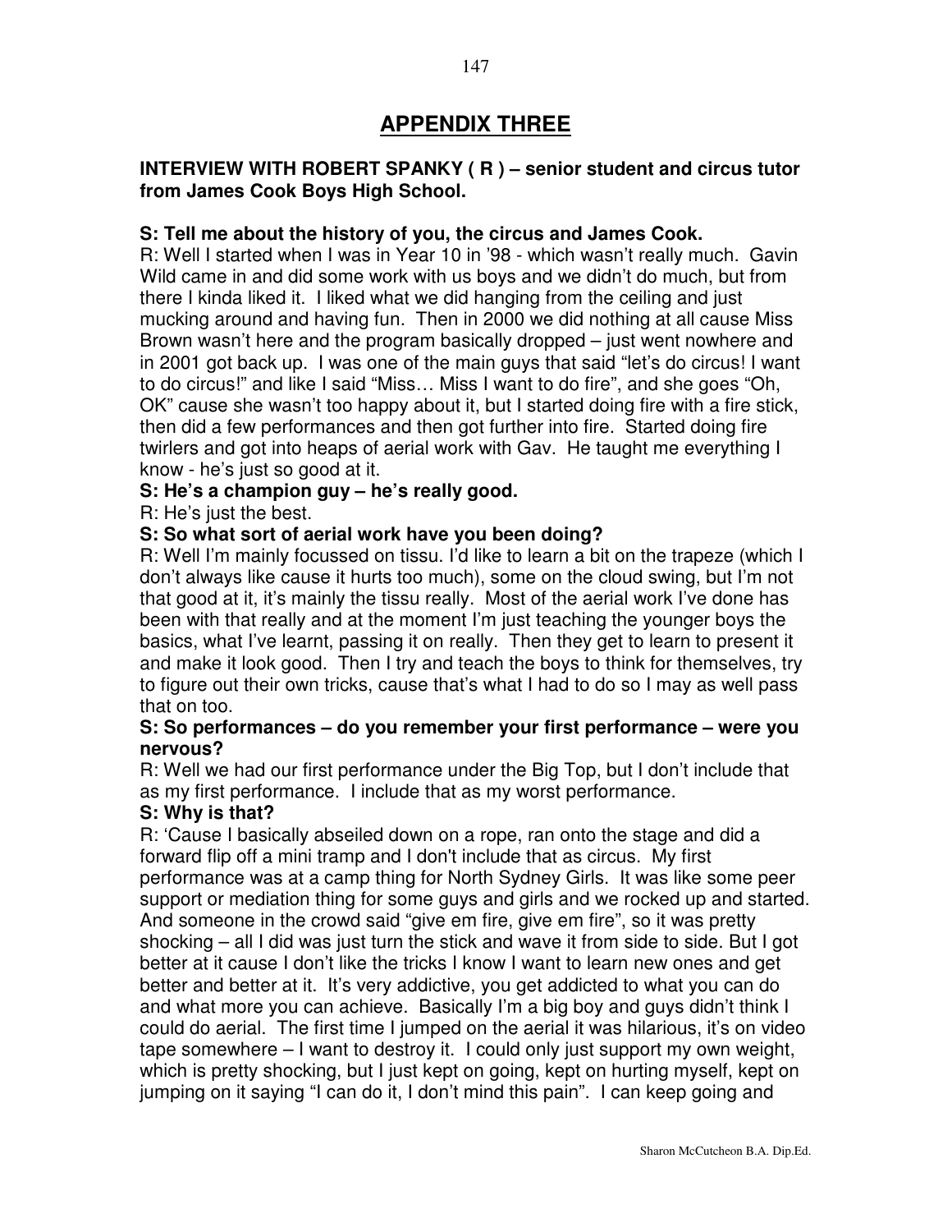# APPENDIX THREE

**INTERVIEW WITH ROBERT SPANKY ( R ) – senior student and circus tutor from James Cook Boys High School.**

**S: Tell me about the history of you, the circus and James Cook.**
R: Well I started when I was in Year 10 in '98 - which wasn't really much. Gavin Wild came in and did some work with us boys and we didn't do much, but from there I kinda liked it. I liked what we did hanging from the ceiling and just mucking around and having fun. Then in 2000 we did nothing at all cause Miss Brown wasn't here and the program basically dropped – just went nowhere and in 2001 got back up. I was one of the main guys that said "let's do circus! I want to do circus!" and like I said "Miss… Miss I want to do fire", and she goes "Oh, OK" cause she wasn't too happy about it, but I started doing fire with a fire stick, then did a few performances and then got further into fire. Started doing fire twirlers and got into heaps of aerial work with Gav. He taught me everything I know - he's just so good at it.

**S: He's a champion guy – he's really good.**
R: He's just the best.

**S: So what sort of aerial work have you been doing?**
R: Well I'm mainly focussed on tissu. I'd like to learn a bit on the trapeze (which I don't always like cause it hurts too much), some on the cloud swing, but I'm not that good at it, it's mainly the tissu really. Most of the aerial work I've done has been with that really and at the moment I'm just teaching the younger boys the basics, what I've learnt, passing it on really. Then they get to learn to present it and make it look good. Then I try and teach the boys to think for themselves, try to figure out their own tricks, cause that's what I had to do so I may as well pass that on too.

**S: So performances – do you remember your first performance – were you nervous?**
R: Well we had our first performance under the Big Top, but I don't include that as my first performance. I include that as my worst performance.

**S: Why is that?**
R: 'Cause I basically abseiled down on a rope, ran onto the stage and did a forward flip off a mini tramp and I don't include that as circus. My first performance was at a camp thing for North Sydney Girls. It was like some peer support or mediation thing for some guys and girls and we rocked up and started. And someone in the crowd said "give em fire, give em fire", so it was pretty shocking – all I did was just turn the stick and wave it from side to side. But I got better at it cause I don't like the tricks I know I want to learn new ones and get better and better at it. It's very addictive, you get addicted to what you can do and what more you can achieve. Basically I'm a big boy and guys didn't think I could do aerial. The first time I jumped on the aerial it was hilarious, it's on video tape somewhere – I want to destroy it. I could only just support my own weight, which is pretty shocking, but I just kept on going, kept on hurting myself, kept on jumping on it saying "I can do it, I don't mind this pain". I can keep going and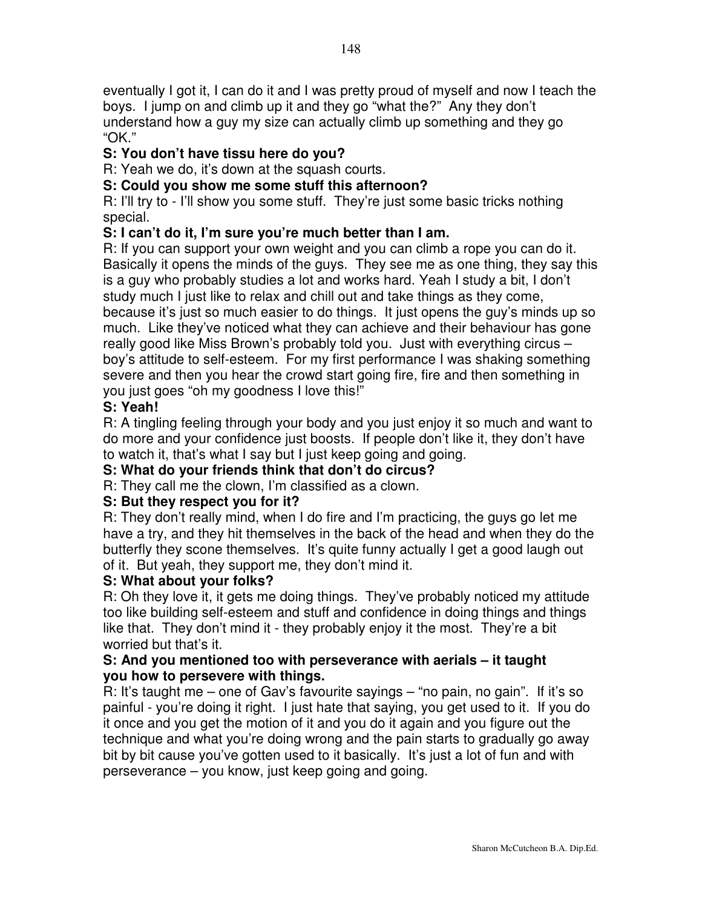eventually I got it, I can do it and I was pretty proud of myself and now I teach the boys. I jump on and climb up it and they go "what the?" Any they don't understand how a guy my size can actually climb up something and they go "OK."

**S: You don't have tissu here do you?**

R: Yeah we do, it's down at the squash courts.

**S: Could you show me some stuff this afternoon?**

R: I'll try to - I'll show you some stuff. They're just some basic tricks nothing special.

**S: I can't do it, I'm sure you're much better than I am.**

R: If you can support your own weight and you can climb a rope you can do it. Basically it opens the minds of the guys. They see me as one thing, they say this is a guy who probably studies a lot and works hard. Yeah I study a bit, I don't study much I just like to relax and chill out and take things as they come, because it's just so much easier to do things. It just opens the guy's minds up so much. Like they've noticed what they can achieve and their behaviour has gone really good like Miss Brown's probably told you. Just with everything circus – boy's attitude to self-esteem. For my first performance I was shaking something severe and then you hear the crowd start going fire, fire and then something in you just goes "oh my goodness I love this!"

**S: Yeah!**

R: A tingling feeling through your body and you just enjoy it so much and want to do more and your confidence just boosts. If people don't like it, they don't have to watch it, that's what I say but I just keep going and going.

**S: What do your friends think that don't do circus?**

R: They call me the clown, I'm classified as a clown.

**S: But they respect you for it?**

R: They don't really mind, when I do fire and I'm practicing, the guys go let me have a try, and they hit themselves in the back of the head and when they do the butterfly they scone themselves. It's quite funny actually I get a good laugh out of it. But yeah, they support me, they don't mind it.

**S: What about your folks?**

R: Oh they love it, it gets me doing things. They've probably noticed my attitude too like building self-esteem and stuff and confidence in doing things and things like that. They don't mind it - they probably enjoy it the most. They're a bit worried but that's it.

**S: And you mentioned too with perseverance with aerials – it taught you how to persevere with things.**

R: It's taught me – one of Gav's favourite sayings – "no pain, no gain". If it's so painful - you're doing it right. I just hate that saying, you get used to it. If you do it once and you get the motion of it and you do it again and you figure out the technique and what you're doing wrong and the pain starts to gradually go away bit by bit cause you've gotten used to it basically. It's just a lot of fun and with perseverance – you know, just keep going and going.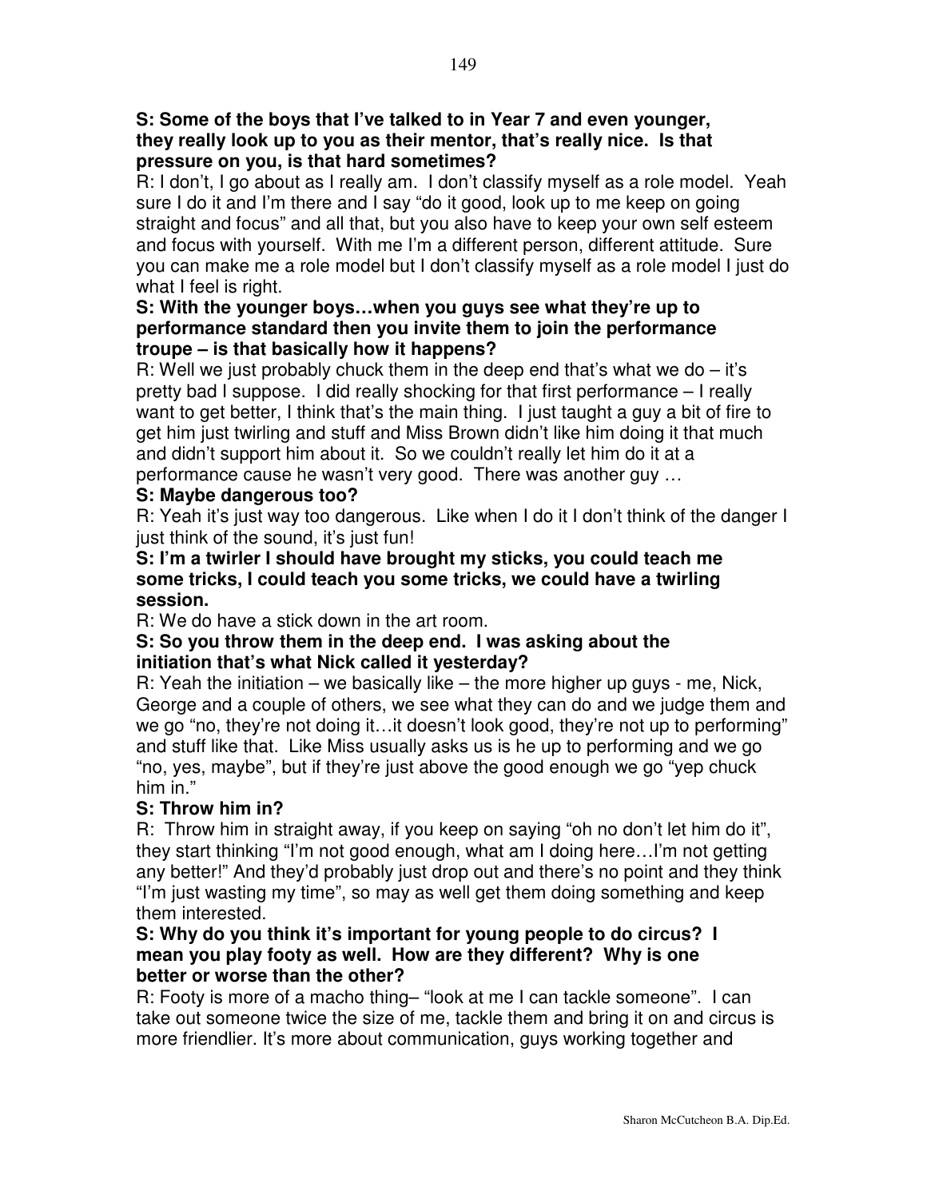**S: Some of the boys that I've talked to in Year 7 and even younger, they really look up to you as their mentor, that's really nice. Is that pressure on you, is that hard sometimes?**

R: I don't, I go about as I really am. I don't classify myself as a role model. Yeah sure I do it and I'm there and I say "do it good, look up to me keep on going straight and focus" and all that, but you also have to keep your own self esteem and focus with yourself. With me I'm a different person, different attitude. Sure you can make me a role model but I don't classify myself as a role model I just do what I feel is right.

**S: With the younger boys…when you guys see what they're up to performance standard then you invite them to join the performance troupe – is that basically how it happens?**

R: Well we just probably chuck them in the deep end that's what we do – it's pretty bad I suppose. I did really shocking for that first performance – I really want to get better, I think that's the main thing. I just taught a guy a bit of fire to get him just twirling and stuff and Miss Brown didn't like him doing it that much and didn't support him about it. So we couldn't really let him do it at a performance cause he wasn't very good. There was another guy …

**S: Maybe dangerous too?**

R: Yeah it's just way too dangerous. Like when I do it I don't think of the danger I just think of the sound, it's just fun!

**S: I'm a twirler I should have brought my sticks, you could teach me some tricks, I could teach you some tricks, we could have a twirling session.**

R: We do have a stick down in the art room.

**S: So you throw them in the deep end. I was asking about the initiation that's what Nick called it yesterday?**

R: Yeah the initiation – we basically like – the more higher up guys - me, Nick, George and a couple of others, we see what they can do and we judge them and we go "no, they're not doing it…it doesn't look good, they're not up to performing" and stuff like that. Like Miss usually asks us is he up to performing and we go "no, yes, maybe", but if they're just above the good enough we go "yep chuck him in."

**S: Throw him in?**

R: Throw him in straight away, if you keep on saying "oh no don't let him do it", they start thinking "I'm not good enough, what am I doing here…I'm not getting any better!" And they'd probably just drop out and there's no point and they think "I'm just wasting my time", so may as well get them doing something and keep them interested.

**S: Why do you think it's important for young people to do circus? I mean you play footy as well. How are they different? Why is one better or worse than the other?**

R: Footy is more of a macho thing– "look at me I can tackle someone". I can take out someone twice the size of me, tackle them and bring it on and circus is more friendlier. It's more about communication, guys working together and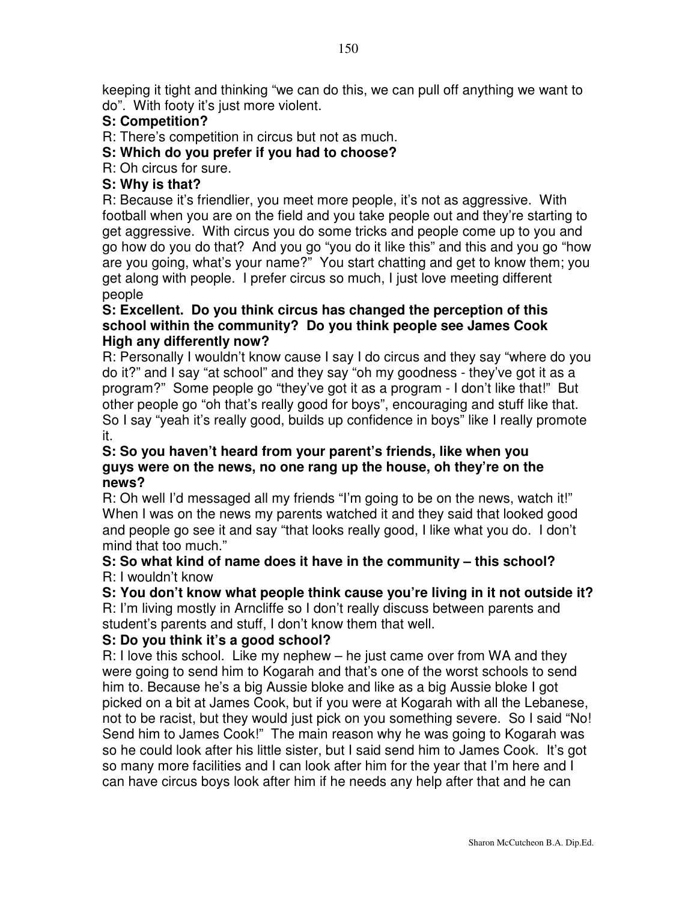keeping it tight and thinking “we can do this, we can pull off anything we want to do”. With footy it’s just more violent.

**S: Competition?**

R: There’s competition in circus but not as much.

**S: Which do you prefer if you had to choose?**

R: Oh circus for sure.

**S: Why is that?**

R: Because it’s friendlier, you meet more people, it’s not as aggressive. With football when you are on the field and you take people out and they’re starting to get aggressive. With circus you do some tricks and people come up to you and go how do you do that? And you go “you do it like this” and this and you go “how are you going, what’s your name?” You start chatting and get to know them; you get along with people. I prefer circus so much, I just love meeting different people

**S: Excellent. Do you think circus has changed the perception of this school within the community? Do you think people see James Cook High any differently now?**

R: Personally I wouldn’t know cause I say I do circus and they say “where do you do it?” and I say “at school” and they say “oh my goodness - they’ve got it as a program?” Some people go “they’ve got it as a program - I don’t like that!” But other people go “oh that’s really good for boys”, encouraging and stuff like that. So I say “yeah it’s really good, builds up confidence in boys” like I really promote it.

**S: So you haven’t heard from your parent’s friends, like when you guys were on the news, no one rang up the house, oh they’re on the news?**

R: Oh well I’d messaged all my friends “I’m going to be on the news, watch it!” When I was on the news my parents watched it and they said that looked good and people go see it and say “that looks really good, I like what you do. I don’t mind that too much.”

**S: So what kind of name does it have in the community – this school?**

R: I wouldn’t know

**S: You don’t know what people think cause you’re living in it not outside it?**

R: I’m living mostly in Arncliffe so I don’t really discuss between parents and student’s parents and stuff, I don’t know them that well.

**S: Do you think it’s a good school?**

R: I love this school. Like my nephew – he just came over from WA and they were going to send him to Kogarah and that’s one of the worst schools to send him to. Because he’s a big Aussie bloke and like as a big Aussie bloke I got picked on a bit at James Cook, but if you were at Kogarah with all the Lebanese, not to be racist, but they would just pick on you something severe. So I said “No! Send him to James Cook!” The main reason why he was going to Kogarah was so he could look after his little sister, but I said send him to James Cook. It’s got so many more facilities and I can look after him for the year that I’m here and I can have circus boys look after him if he needs any help after that and he can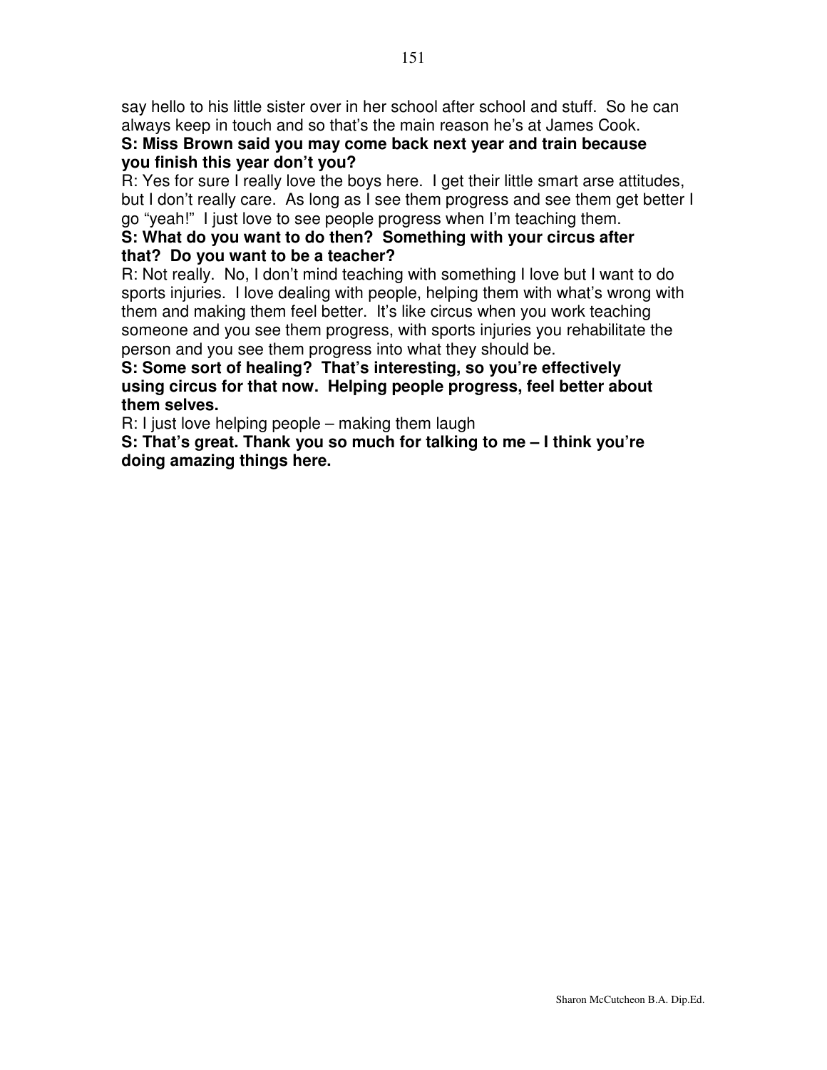say hello to his little sister over in her school after school and stuff. So he can always keep in touch and so that's the main reason he's at James Cook.

**S: Miss Brown said you may come back next year and train because you finish this year don't you?**

R: Yes for sure I really love the boys here. I get their little smart arse attitudes, but I don't really care. As long as I see them progress and see them get better I go "yeah!" I just love to see people progress when I'm teaching them.

**S: What do you want to do then? Something with your circus after that? Do you want to be a teacher?**

R: Not really. No, I don't mind teaching with something I love but I want to do sports injuries. I love dealing with people, helping them with what's wrong with them and making them feel better. It's like circus when you work teaching someone and you see them progress, with sports injuries you rehabilitate the person and you see them progress into what they should be.

**S: Some sort of healing? That's interesting, so you're effectively using circus for that now. Helping people progress, feel better about them selves.**

R: I just love helping people – making them laugh

**S: That's great. Thank you so much for talking to me – I think you're doing amazing things here.**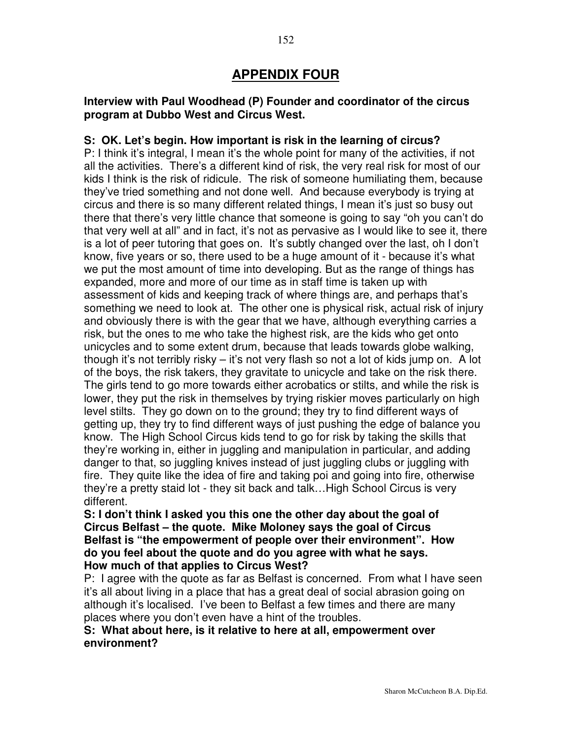# APPENDIX FOUR

**Interview with Paul Woodhead (P) Founder and coordinator of the circus program at Dubbo West and Circus West.**

**S: OK. Let's begin. How important is risk in the learning of circus?**

P: I think it's integral, I mean it's the whole point for many of the activities, if not all the activities. There's a different kind of risk, the very real risk for most of our kids I think is the risk of ridicule. The risk of someone humiliating them, because they've tried something and not done well. And because everybody is trying at circus and there is so many different related things, I mean it's just so busy out there that there's very little chance that someone is going to say "oh you can't do that very well at all" and in fact, it's not as pervasive as I would like to see it, there is a lot of peer tutoring that goes on. It's subtly changed over the last, oh I don't know, five years or so, there used to be a huge amount of it - because it's what we put the most amount of time into developing. But as the range of things has expanded, more and more of our time as in staff time is taken up with assessment of kids and keeping track of where things are, and perhaps that's something we need to look at. The other one is physical risk, actual risk of injury and obviously there is with the gear that we have, although everything carries a risk, but the ones to me who take the highest risk, are the kids who get onto unicycles and to some extent drum, because that leads towards globe walking, though it's not terribly risky – it's not very flash so not a lot of kids jump on. A lot of the boys, the risk takers, they gravitate to unicycle and take on the risk there. The girls tend to go more towards either acrobatics or stilts, and while the risk is lower, they put the risk in themselves by trying riskier moves particularly on high level stilts. They go down on to the ground; they try to find different ways of getting up, they try to find different ways of just pushing the edge of balance you know. The High School Circus kids tend to go for risk by taking the skills that they're working in, either in juggling and manipulation in particular, and adding danger to that, so juggling knives instead of just juggling clubs or juggling with fire. They quite like the idea of fire and taking poi and going into fire, otherwise they're a pretty staid lot - they sit back and talk…High School Circus is very different.

**S: I don't think I asked you this one the other day about the goal of Circus Belfast – the quote. Mike Moloney says the goal of Circus Belfast is "the empowerment of people over their environment". How do you feel about the quote and do you agree with what he says. How much of that applies to Circus West?**

P: I agree with the quote as far as Belfast is concerned. From what I have seen it's all about living in a place that has a great deal of social abrasion going on although it's localised. I've been to Belfast a few times and there are many places where you don't even have a hint of the troubles.

**S: What about here, is it relative to here at all, empowerment over environment?**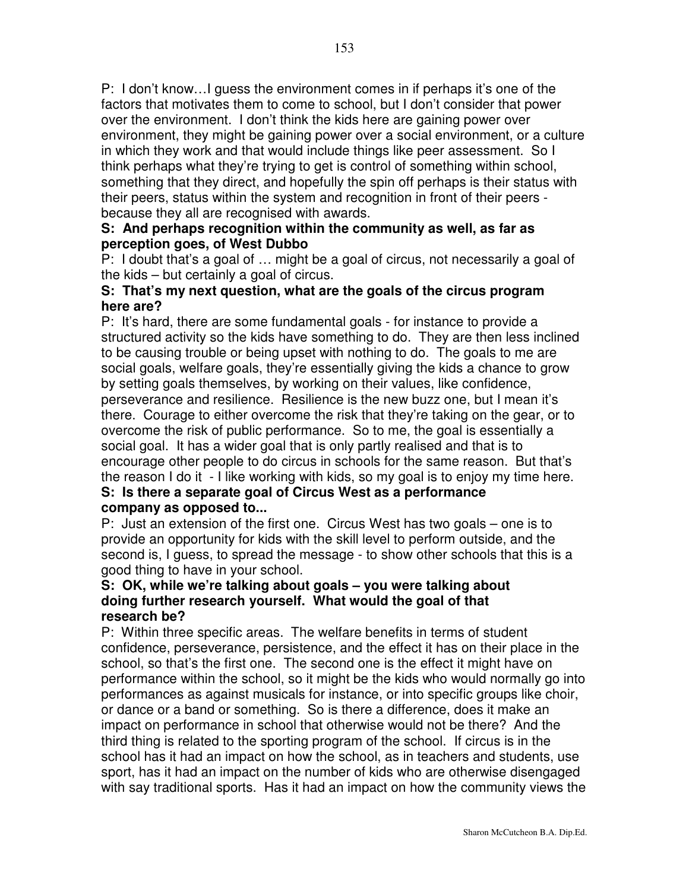P: I don't know…I guess the environment comes in if perhaps it's one of the factors that motivates them to come to school, but I don't consider that power over the environment. I don't think the kids here are gaining power over environment, they might be gaining power over a social environment, or a culture in which they work and that would include things like peer assessment. So I think perhaps what they're trying to get is control of something within school, something that they direct, and hopefully the spin off perhaps is their status with their peers, status within the system and recognition in front of their peers - because they all are recognised with awards.

**S: And perhaps recognition within the community as well, as far as perception goes, of West Dubbo**

P: I doubt that's a goal of … might be a goal of circus, not necessarily a goal of the kids – but certainly a goal of circus.

**S: That's my next question, what are the goals of the circus program here are?**

P: It's hard, there are some fundamental goals - for instance to provide a structured activity so the kids have something to do. They are then less inclined to be causing trouble or being upset with nothing to do. The goals to me are social goals, welfare goals, they're essentially giving the kids a chance to grow by setting goals themselves, by working on their values, like confidence, perseverance and resilience. Resilience is the new buzz one, but I mean it's there. Courage to either overcome the risk that they're taking on the gear, or to overcome the risk of public performance. So to me, the goal is essentially a social goal. It has a wider goal that is only partly realised and that is to encourage other people to do circus in schools for the same reason. But that's the reason I do it - I like working with kids, so my goal is to enjoy my time here.

**S: Is there a separate goal of Circus West as a performance company as opposed to...**

P: Just an extension of the first one. Circus West has two goals – one is to provide an opportunity for kids with the skill level to perform outside, and the second is, I guess, to spread the message - to show other schools that this is a good thing to have in your school.

**S: OK, while we're talking about goals – you were talking about doing further research yourself. What would the goal of that research be?**

P: Within three specific areas. The welfare benefits in terms of student confidence, perseverance, persistence, and the effect it has on their place in the school, so that's the first one. The second one is the effect it might have on performance within the school, so it might be the kids who would normally go into performances as against musicals for instance, or into specific groups like choir, or dance or a band or something. So is there a difference, does it make an impact on performance in school that otherwise would not be there? And the third thing is related to the sporting program of the school. If circus is in the school has it had an impact on how the school, as in teachers and students, use sport, has it had an impact on the number of kids who are otherwise disengaged with say traditional sports. Has it had an impact on how the community views the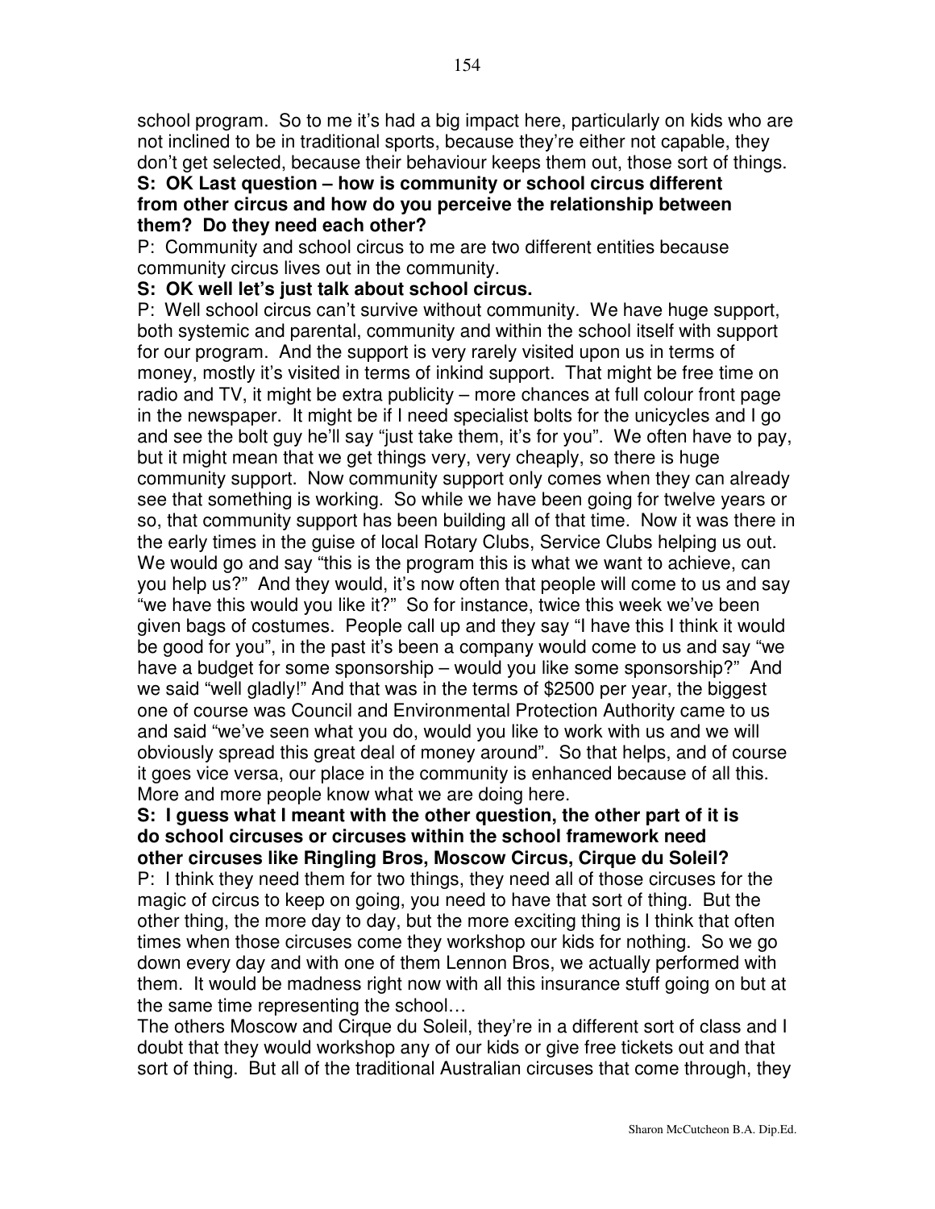school program. So to me it's had a big impact here, particularly on kids who are not inclined to be in traditional sports, because they're either not capable, they don't get selected, because their behaviour keeps them out, those sort of things.

**S: OK Last question – how is community or school circus different from other circus and how do you perceive the relationship between them? Do they need each other?**

P: Community and school circus to me are two different entities because community circus lives out in the community.

**S: OK well let's just talk about school circus.**

P: Well school circus can't survive without community. We have huge support, both systemic and parental, community and within the school itself with support for our program. And the support is very rarely visited upon us in terms of money, mostly it's visited in terms of inkind support. That might be free time on radio and TV, it might be extra publicity – more chances at full colour front page in the newspaper. It might be if I need specialist bolts for the unicycles and I go and see the bolt guy he'll say "just take them, it's for you". We often have to pay, but it might mean that we get things very, very cheaply, so there is huge community support. Now community support only comes when they can already see that something is working. So while we have been going for twelve years or so, that community support has been building all of that time. Now it was there in the early times in the guise of local Rotary Clubs, Service Clubs helping us out. We would go and say "this is the program this is what we want to achieve, can you help us?" And they would, it's now often that people will come to us and say "we have this would you like it?" So for instance, twice this week we've been given bags of costumes. People call up and they say "I have this I think it would be good for you", in the past it's been a company would come to us and say "we have a budget for some sponsorship – would you like some sponsorship?" And we said "well gladly!" And that was in the terms of $2500 per year, the biggest one of course was Council and Environmental Protection Authority came to us and said "we've seen what you do, would you like to work with us and we will obviously spread this great deal of money around". So that helps, and of course it goes vice versa, our place in the community is enhanced because of all this. More and more people know what we are doing here.

**S: I guess what I meant with the other question, the other part of it is do school circuses or circuses within the school framework need other circuses like Ringling Bros, Moscow Circus, Cirque du Soleil?**

P: I think they need them for two things, they need all of those circuses for the magic of circus to keep on going, you need to have that sort of thing. But the other thing, the more day to day, but the more exciting thing is I think that often times when those circuses come they workshop our kids for nothing. So we go down every day and with one of them Lennon Bros, we actually performed with them. It would be madness right now with all this insurance stuff going on but at the same time representing the school…

The others Moscow and Cirque du Soleil, they're in a different sort of class and I doubt that they would workshop any of our kids or give free tickets out and that sort of thing. But all of the traditional Australian circuses that come through, they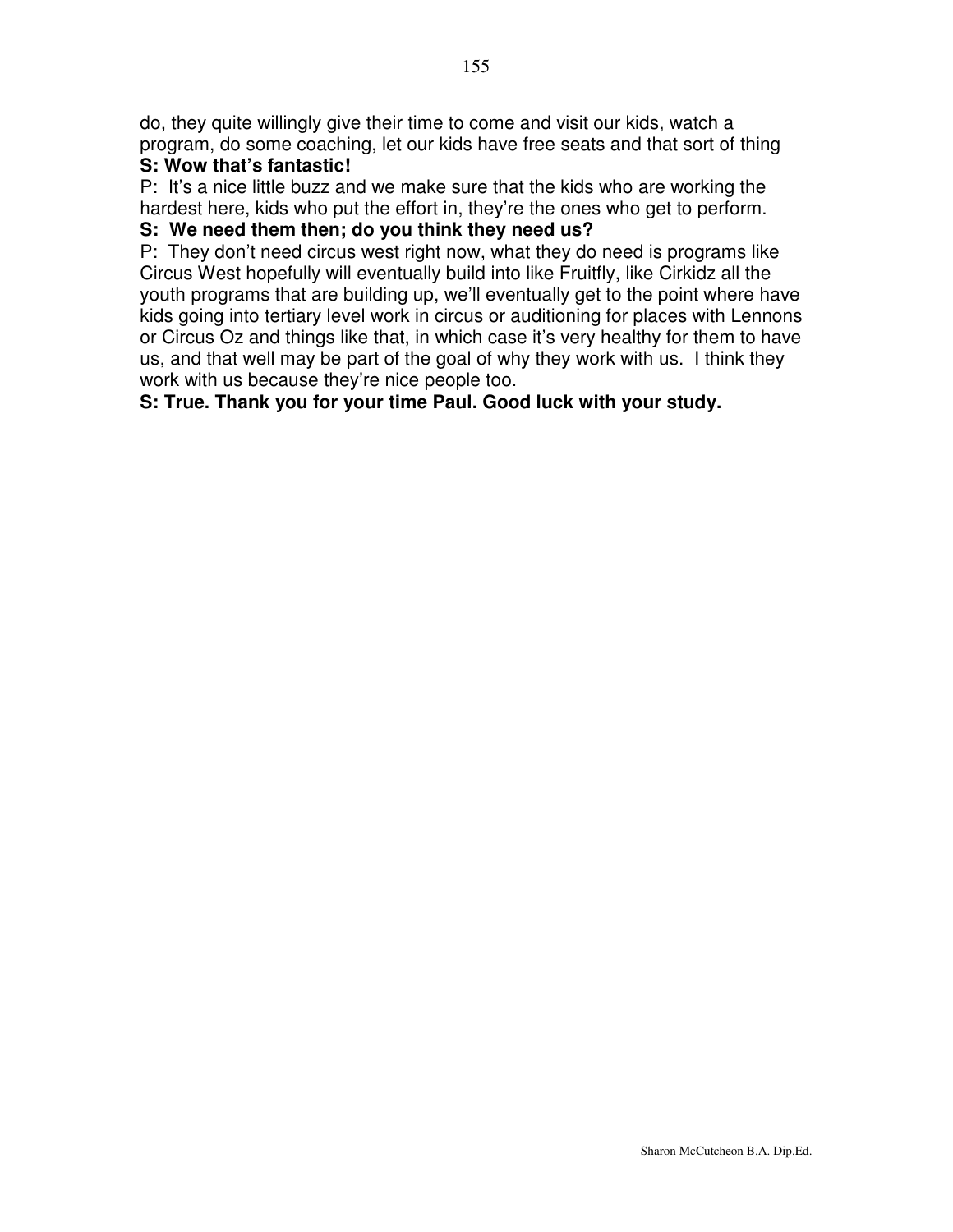do, they quite willingly give their time to come and visit our kids, watch a program, do some coaching, let our kids have free seats and that sort of thing

**S: Wow that's fantastic!**

P: It's a nice little buzz and we make sure that the kids who are working the hardest here, kids who put the effort in, they're the ones who get to perform.

**S: We need them then; do you think they need us?**

P: They don't need circus west right now, what they do need is programs like Circus West hopefully will eventually build into like Fruitfly, like Cirkidz all the youth programs that are building up, we'll eventually get to the point where have kids going into tertiary level work in circus or auditioning for places with Lennons or Circus Oz and things like that, in which case it's very healthy for them to have us, and that well may be part of the goal of why they work with us. I think they work with us because they're nice people too.

**S: True. Thank you for your time Paul. Good luck with your study.**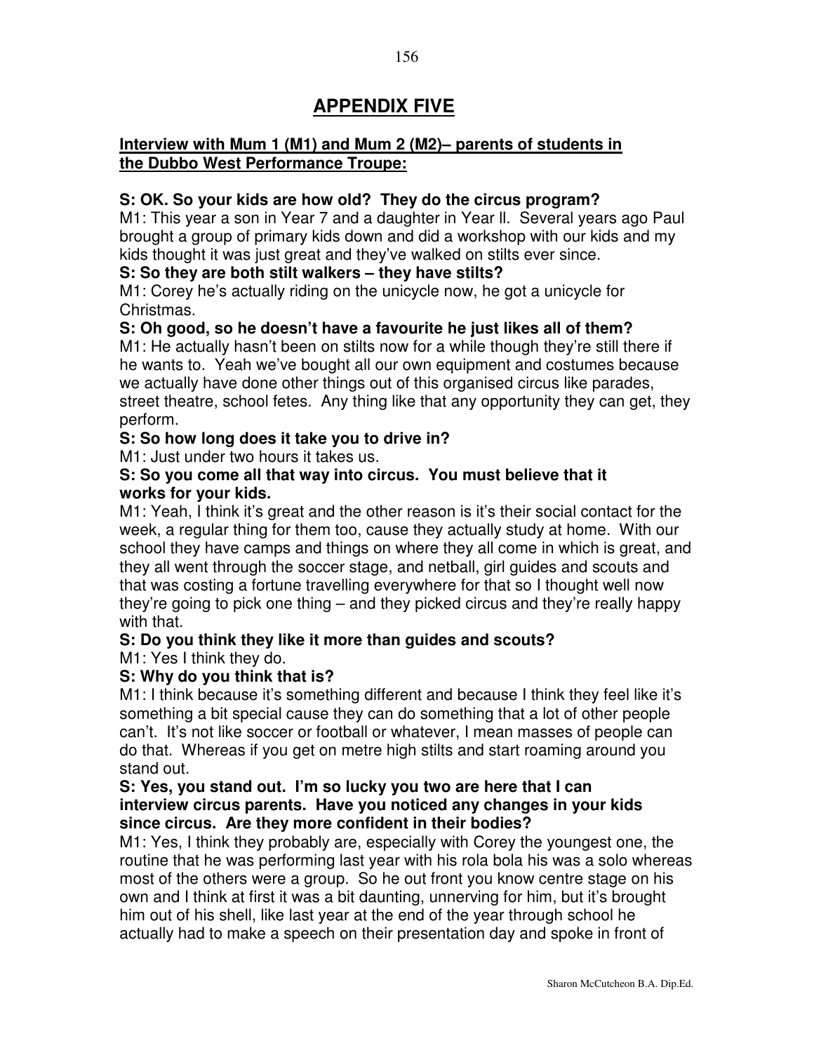# APPENDIX FIVE

**Interview with Mum 1 (M1) and Mum 2 (M2)– parents of students in the Dubbo West Performance Troupe:**

**S: OK. So your kids are how old? They do the circus program?**
M1: This year a son in Year 7 and a daughter in Year ll. Several years ago Paul brought a group of primary kids down and did a workshop with our kids and my kids thought it was just great and they've walked on stilts ever since.

**S: So they are both stilt walkers – they have stilts?**
M1: Corey he's actually riding on the unicycle now, he got a unicycle for Christmas.

**S: Oh good, so he doesn't have a favourite he just likes all of them?**
M1: He actually hasn't been on stilts now for a while though they're still there if he wants to. Yeah we've bought all our own equipment and costumes because we actually have done other things out of this organised circus like parades, street theatre, school fetes. Any thing like that any opportunity they can get, they perform.

**S: So how long does it take you to drive in?**
M1: Just under two hours it takes us.

**S: So you come all that way into circus. You must believe that it works for your kids.**
M1: Yeah, I think it's great and the other reason is it's their social contact for the week, a regular thing for them too, cause they actually study at home. With our school they have camps and things on where they all come in which is great, and they all went through the soccer stage, and netball, girl guides and scouts and that was costing a fortune travelling everywhere for that so I thought well now they're going to pick one thing – and they picked circus and they're really happy with that.

**S: Do you think they like it more than guides and scouts?**
M1: Yes I think they do.

**S: Why do you think that is?**
M1: I think because it's something different and because I think they feel like it's something a bit special cause they can do something that a lot of other people can't. It's not like soccer or football or whatever, I mean masses of people can do that. Whereas if you get on metre high stilts and start roaming around you stand out.

**S: Yes, you stand out. I'm so lucky you two are here that I can interview circus parents. Have you noticed any changes in your kids since circus. Are they more confident in their bodies?**
M1: Yes, I think they probably are, especially with Corey the youngest one, the routine that he was performing last year with his rola bola his was a solo whereas most of the others were a group. So he out front you know centre stage on his own and I think at first it was a bit daunting, unnerving for him, but it's brought him out of his shell, like last year at the end of the year through school he actually had to make a speech on their presentation day and spoke in front of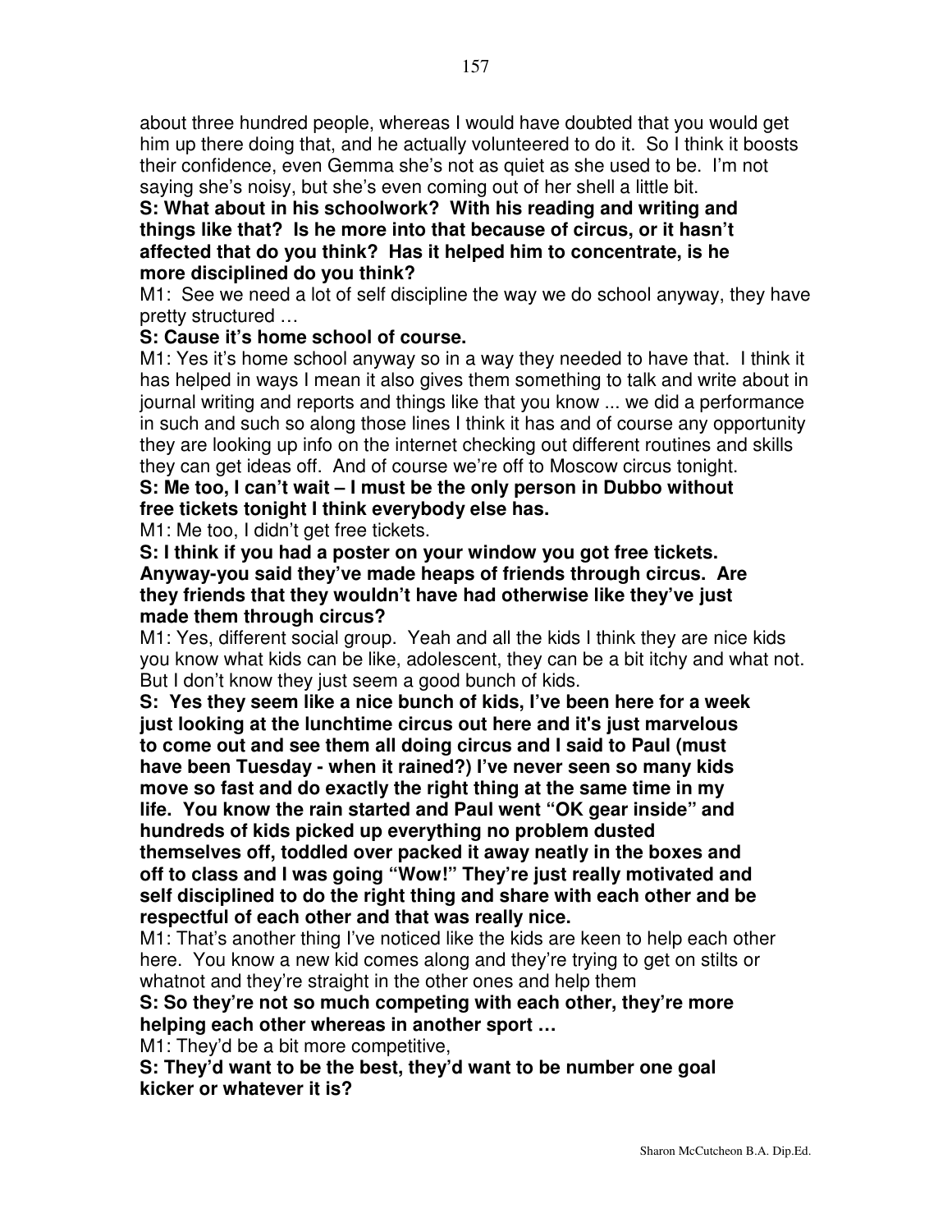about three hundred people, whereas I would have doubted that you would get him up there doing that, and he actually volunteered to do it. So I think it boosts their confidence, even Gemma she's not as quiet as she used to be. I'm not saying she's noisy, but she's even coming out of her shell a little bit.

**S: What about in his schoolwork? With his reading and writing and things like that? Is he more into that because of circus, or it hasn't affected that do you think? Has it helped him to concentrate, is he more disciplined do you think?**

M1: See we need a lot of self discipline the way we do school anyway, they have pretty structured …

**S: Cause it's home school of course.**

M1: Yes it's home school anyway so in a way they needed to have that. I think it has helped in ways I mean it also gives them something to talk and write about in journal writing and reports and things like that you know ... we did a performance in such and such so along those lines I think it has and of course any opportunity they are looking up info on the internet checking out different routines and skills they can get ideas off. And of course we're off to Moscow circus tonight.

**S: Me too, I can't wait – I must be the only person in Dubbo without free tickets tonight I think everybody else has.**

M1: Me too, I didn't get free tickets.

**S: I think if you had a poster on your window you got free tickets. Anyway-you said they've made heaps of friends through circus. Are they friends that they wouldn't have had otherwise like they've just made them through circus?**

M1: Yes, different social group. Yeah and all the kids I think they are nice kids you know what kids can be like, adolescent, they can be a bit itchy and what not. But I don't know they just seem a good bunch of kids.

**S: Yes they seem like a nice bunch of kids, I've been here for a week just looking at the lunchtime circus out here and it's just marvelous to come out and see them all doing circus and I said to Paul (must have been Tuesday - when it rained?) I've never seen so many kids move so fast and do exactly the right thing at the same time in my life. You know the rain started and Paul went "OK gear inside" and hundreds of kids picked up everything no problem dusted themselves off, toddled over packed it away neatly in the boxes and off to class and I was going "Wow!" They're just really motivated and self disciplined to do the right thing and share with each other and be respectful of each other and that was really nice.**

M1: That's another thing I've noticed like the kids are keen to help each other here. You know a new kid comes along and they're trying to get on stilts or whatnot and they're straight in the other ones and help them

**S: So they're not so much competing with each other, they're more helping each other whereas in another sport …**

M1: They'd be a bit more competitive,

**S: They'd want to be the best, they'd want to be number one goal kicker or whatever it is?**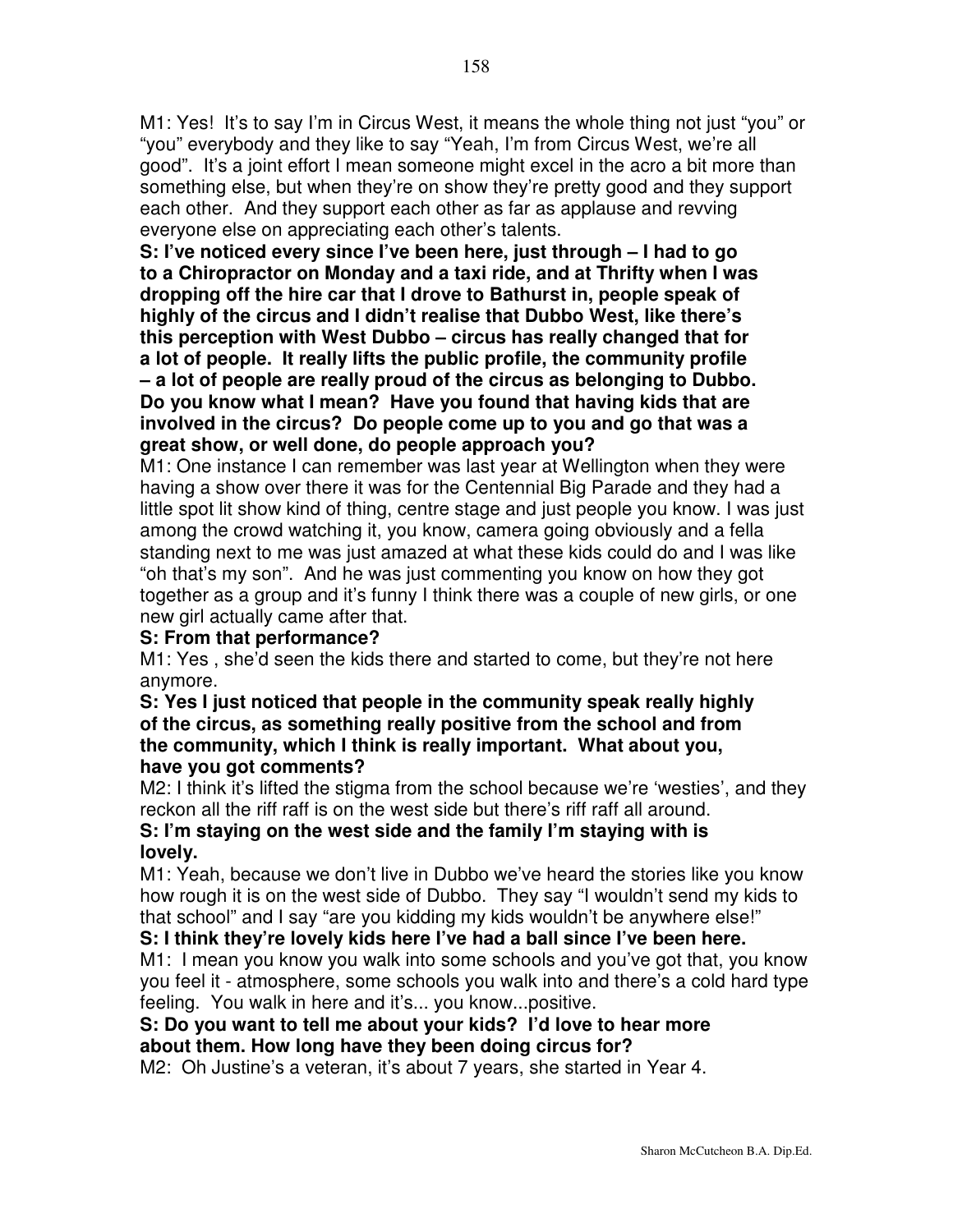M1: Yes! It's to say I'm in Circus West, it means the whole thing not just "you" or "you" everybody and they like to say "Yeah, I'm from Circus West, we're all good". It's a joint effort I mean someone might excel in the acro a bit more than something else, but when they're on show they're pretty good and they support each other. And they support each other as far as applause and revving everyone else on appreciating each other's talents.

**S: I've noticed every since I've been here, just through – I had to go to a Chiropractor on Monday and a taxi ride, and at Thrifty when I was dropping off the hire car that I drove to Bathurst in, people speak of highly of the circus and I didn't realise that Dubbo West, like there's this perception with West Dubbo – circus has really changed that for a lot of people. It really lifts the public profile, the community profile – a lot of people are really proud of the circus as belonging to Dubbo. Do you know what I mean? Have you found that having kids that are involved in the circus? Do people come up to you and go that was a great show, or well done, do people approach you?**

M1: One instance I can remember was last year at Wellington when they were having a show over there it was for the Centennial Big Parade and they had a little spot lit show kind of thing, centre stage and just people you know. I was just among the crowd watching it, you know, camera going obviously and a fella standing next to me was just amazed at what these kids could do and I was like "oh that's my son". And he was just commenting you know on how they got together as a group and it's funny I think there was a couple of new girls, or one new girl actually came after that.

**S: From that performance?**

M1: Yes , she'd seen the kids there and started to come, but they're not here anymore.

**S: Yes I just noticed that people in the community speak really highly of the circus, as something really positive from the school and from the community, which I think is really important. What about you, have you got comments?**

M2: I think it's lifted the stigma from the school because we're 'westies', and they reckon all the riff raff is on the west side but there's riff raff all around.

**S: I'm staying on the west side and the family I'm staying with is lovely.**

M1: Yeah, because we don't live in Dubbo we've heard the stories like you know how rough it is on the west side of Dubbo. They say "I wouldn't send my kids to that school" and I say "are you kidding my kids wouldn't be anywhere else!"

**S: I think they're lovely kids here I've had a ball since I've been here.**

M1: I mean you know you walk into some schools and you've got that, you know you feel it - atmosphere, some schools you walk into and there's a cold hard type feeling. You walk in here and it's... you know...positive.

**S: Do you want to tell me about your kids? I'd love to hear more about them. How long have they been doing circus for?**

M2: Oh Justine's a veteran, it's about 7 years, she started in Year 4.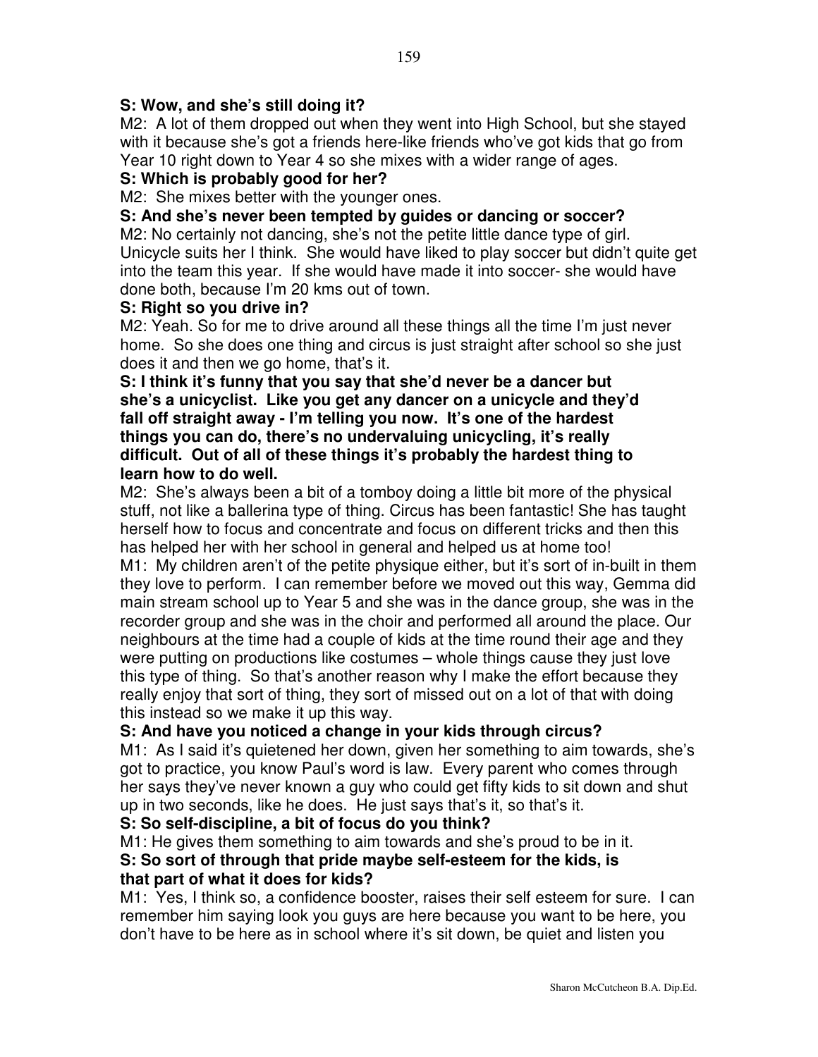**S: Wow, and she's still doing it?**

M2: A lot of them dropped out when they went into High School, but she stayed with it because she's got a friends here-like friends who've got kids that go from Year 10 right down to Year 4 so she mixes with a wider range of ages.

**S: Which is probably good for her?**

M2: She mixes better with the younger ones.

**S: And she's never been tempted by guides or dancing or soccer?**

M2: No certainly not dancing, she's not the petite little dance type of girl. Unicycle suits her I think. She would have liked to play soccer but didn't quite get into the team this year. If she would have made it into soccer- she would have done both, because I'm 20 kms out of town.

**S: Right so you drive in?**

M2: Yeah. So for me to drive around all these things all the time I'm just never home. So she does one thing and circus is just straight after school so she just does it and then we go home, that's it.

**S: I think it's funny that you say that she'd never be a dancer but she's a unicyclist. Like you get any dancer on a unicycle and they'd fall off straight away - I'm telling you now. It's one of the hardest things you can do, there's no undervaluing unicycling, it's really difficult. Out of all of these things it's probably the hardest thing to learn how to do well.**

M2: She's always been a bit of a tomboy doing a little bit more of the physical stuff, not like a ballerina type of thing. Circus has been fantastic! She has taught herself how to focus and concentrate and focus on different tricks and then this has helped her with her school in general and helped us at home too!

M1: My children aren't of the petite physique either, but it's sort of in-built in them they love to perform. I can remember before we moved out this way, Gemma did main stream school up to Year 5 and she was in the dance group, she was in the recorder group and she was in the choir and performed all around the place. Our neighbours at the time had a couple of kids at the time round their age and they were putting on productions like costumes – whole things cause they just love this type of thing. So that's another reason why I make the effort because they really enjoy that sort of thing, they sort of missed out on a lot of that with doing this instead so we make it up this way.

**S: And have you noticed a change in your kids through circus?**

M1: As I said it's quietened her down, given her something to aim towards, she's got to practice, you know Paul's word is law. Every parent who comes through her says they've never known a guy who could get fifty kids to sit down and shut up in two seconds, like he does. He just says that's it, so that's it.

**S: So self-discipline, a bit of focus do you think?**

M1: He gives them something to aim towards and she's proud to be in it.

**S: So sort of through that pride maybe self-esteem for the kids, is that part of what it does for kids?**

M1: Yes, I think so, a confidence booster, raises their self esteem for sure. I can remember him saying look you guys are here because you want to be here, you don't have to be here as in school where it's sit down, be quiet and listen you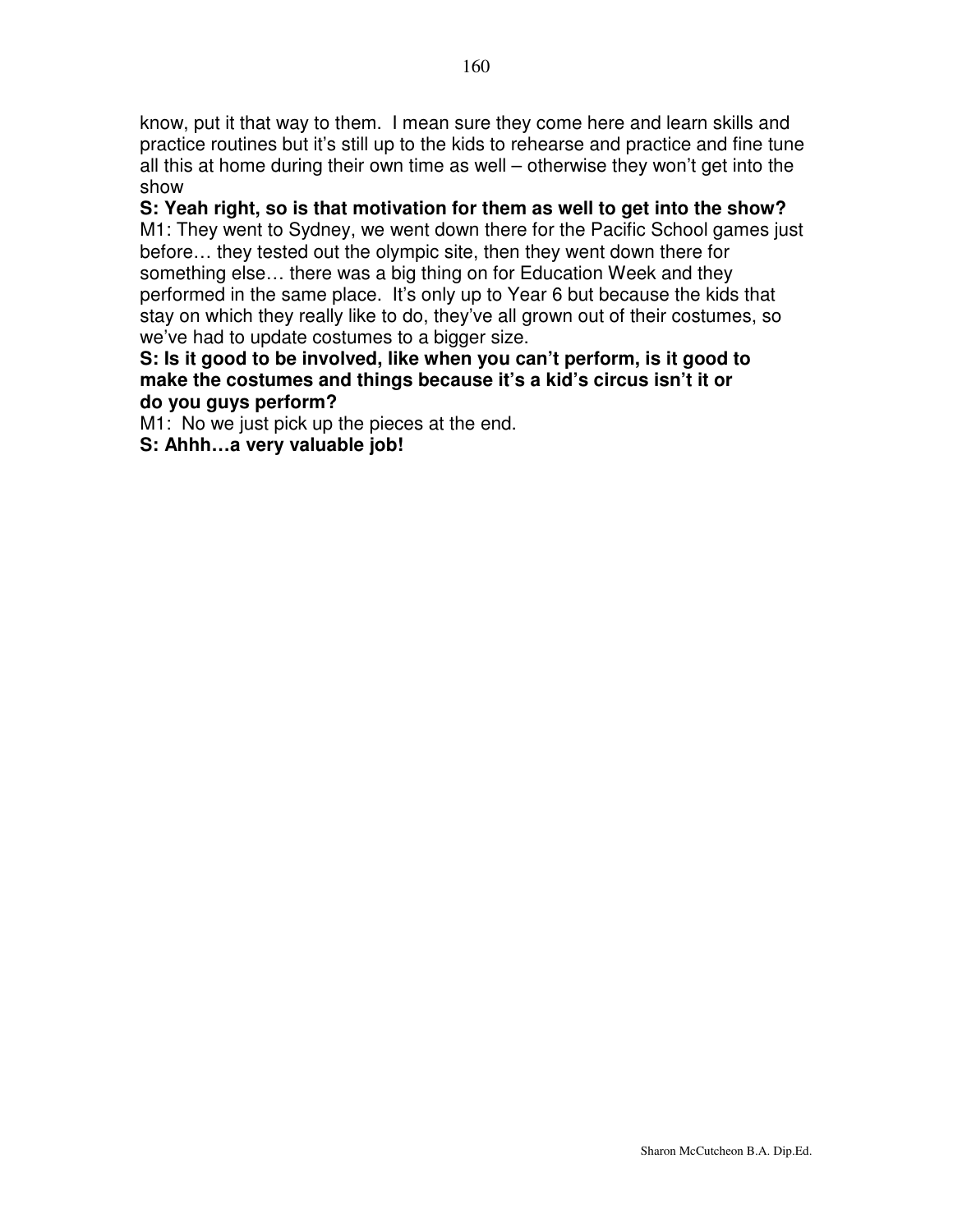know, put it that way to them. I mean sure they come here and learn skills and practice routines but it's still up to the kids to rehearse and practice and fine tune all this at home during their own time as well – otherwise they won't get into the show

**S: Yeah right, so is that motivation for them as well to get into the show?**

M1: They went to Sydney, we went down there for the Pacific School games just before… they tested out the olympic site, then they went down there for something else… there was a big thing on for Education Week and they performed in the same place. It's only up to Year 6 but because the kids that stay on which they really like to do, they've all grown out of their costumes, so we've had to update costumes to a bigger size.

**S: Is it good to be involved, like when you can't perform, is it good to make the costumes and things because it's a kid's circus isn't it or do you guys perform?**

M1: No we just pick up the pieces at the end.

**S: Ahhh…a very valuable job!**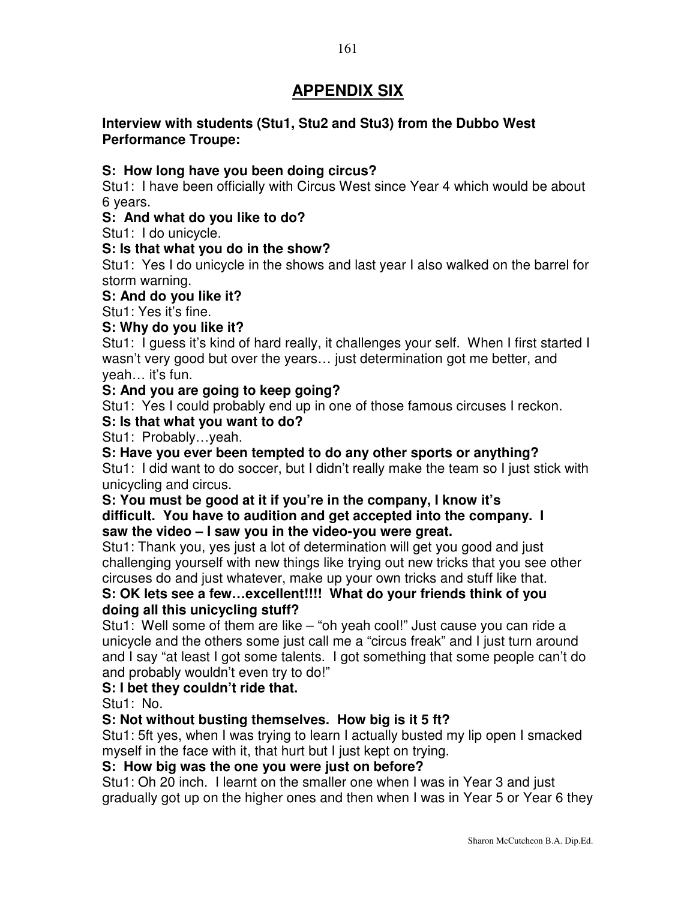# APPENDIX SIX

**Interview with students (Stu1, Stu2 and Stu3) from the Dubbo West Performance Troupe:**

**S: How long have you been doing circus?**
Stu1: I have been officially with Circus West since Year 4 which would be about 6 years.

**S: And what do you like to do?**
Stu1: I do unicycle.

**S: Is that what you do in the show?**
Stu1: Yes I do unicycle in the shows and last year I also walked on the barrel for storm warning.

**S: And do you like it?**
Stu1: Yes it's fine.

**S: Why do you like it?**
Stu1: I guess it's kind of hard really, it challenges your self. When I first started I wasn't very good but over the years… just determination got me better, and yeah… it's fun.

**S: And you are going to keep going?**
Stu1: Yes I could probably end up in one of those famous circuses I reckon.

**S: Is that what you want to do?**
Stu1: Probably…yeah.

**S: Have you ever been tempted to do any other sports or anything?**
Stu1: I did want to do soccer, but I didn't really make the team so I just stick with unicycling and circus.

**S: You must be good at it if you're in the company, I know it's difficult. You have to audition and get accepted into the company. I saw the video – I saw you in the video-you were great.**
Stu1: Thank you, yes just a lot of determination will get you good and just challenging yourself with new things like trying out new tricks that you see other circuses do and just whatever, make up your own tricks and stuff like that.

**S: OK lets see a few…excellent!!!! What do your friends think of you doing all this unicycling stuff?**
Stu1: Well some of them are like – "oh yeah cool!" Just cause you can ride a unicycle and the others some just call me a "circus freak" and I just turn around and I say "at least I got some talents. I got something that some people can't do and probably wouldn't even try to do!"

**S: I bet they couldn't ride that.**
Stu1: No.

**S: Not without busting themselves. How big is it 5 ft?**
Stu1: 5ft yes, when I was trying to learn I actually busted my lip open I smacked myself in the face with it, that hurt but I just kept on trying.

**S: How big was the one you were just on before?**
Stu1: Oh 20 inch. I learnt on the smaller one when I was in Year 3 and just gradually got up on the higher ones and then when I was in Year 5 or Year 6 they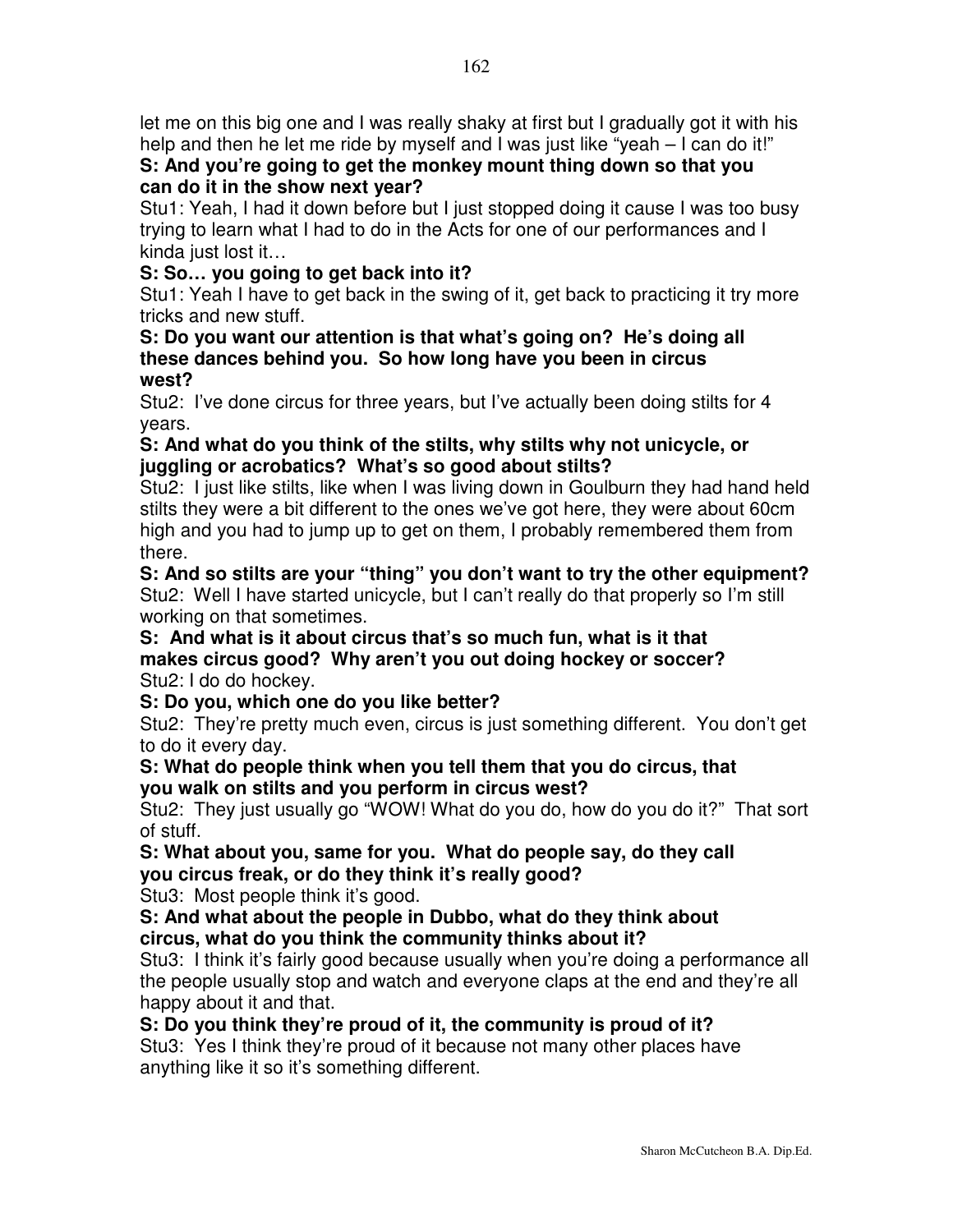let me on this big one and I was really shaky at first but I gradually got it with his help and then he let me ride by myself and I was just like "yeah – I can do it!"

**S: And you're going to get the monkey mount thing down so that you can do it in the show next year?**

Stu1: Yeah, I had it down before but I just stopped doing it cause I was too busy trying to learn what I had to do in the Acts for one of our performances and I kinda just lost it…

**S: So… you going to get back into it?**

Stu1: Yeah I have to get back in the swing of it, get back to practicing it try more tricks and new stuff.

**S: Do you want our attention is that what's going on? He's doing all these dances behind you. So how long have you been in circus west?**

Stu2: I've done circus for three years, but I've actually been doing stilts for 4 years.

**S: And what do you think of the stilts, why stilts why not unicycle, or juggling or acrobatics? What's so good about stilts?**

Stu2: I just like stilts, like when I was living down in Goulburn they had hand held stilts they were a bit different to the ones we've got here, they were about 60cm high and you had to jump up to get on them, I probably remembered them from there.

**S: And so stilts are your "thing" you don't want to try the other equipment?**

Stu2: Well I have started unicycle, but I can't really do that properly so I'm still working on that sometimes.

**S: And what is it about circus that's so much fun, what is it that makes circus good? Why aren't you out doing hockey or soccer?**

Stu2: I do do hockey.

**S: Do you, which one do you like better?**

Stu2: They're pretty much even, circus is just something different. You don't get to do it every day.

**S: What do people think when you tell them that you do circus, that you walk on stilts and you perform in circus west?**

Stu2: They just usually go "WOW! What do you do, how do you do it?" That sort of stuff.

**S: What about you, same for you. What do people say, do they call you circus freak, or do they think it's really good?**

Stu3: Most people think it's good.

**S: And what about the people in Dubbo, what do they think about circus, what do you think the community thinks about it?**

Stu3: I think it's fairly good because usually when you're doing a performance all the people usually stop and watch and everyone claps at the end and they're all happy about it and that.

**S: Do you think they're proud of it, the community is proud of it?**

Stu3: Yes I think they're proud of it because not many other places have anything like it so it's something different.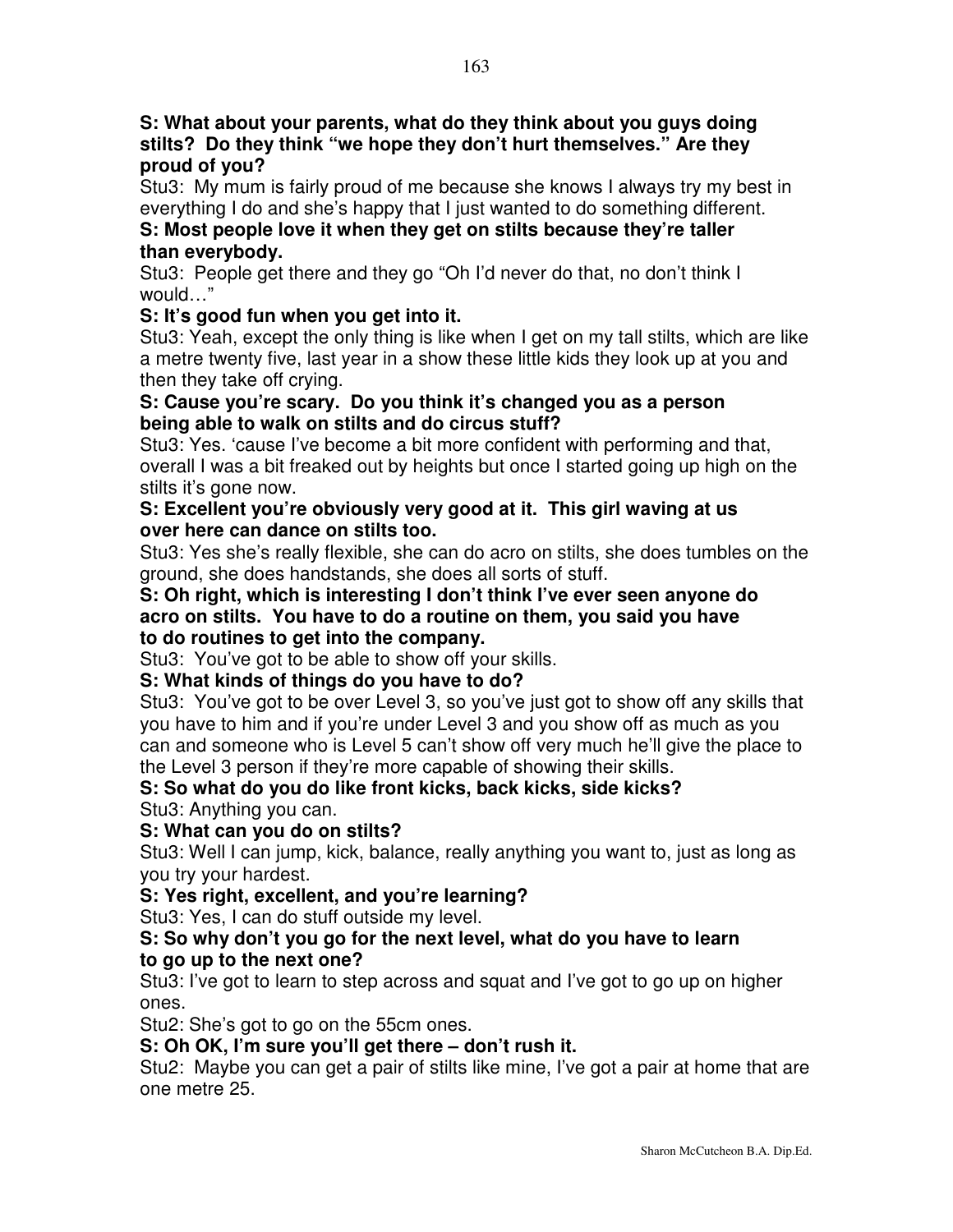**S: What about your parents, what do they think about you guys doing stilts? Do they think "we hope they don't hurt themselves." Are they proud of you?**

Stu3: My mum is fairly proud of me because she knows I always try my best in everything I do and she's happy that I just wanted to do something different.

**S: Most people love it when they get on stilts because they're taller than everybody.**

Stu3: People get there and they go "Oh I'd never do that, no don't think I would…"

**S: It's good fun when you get into it.**

Stu3: Yeah, except the only thing is like when I get on my tall stilts, which are like a metre twenty five, last year in a show these little kids they look up at you and then they take off crying.

**S: Cause you're scary. Do you think it's changed you as a person being able to walk on stilts and do circus stuff?**

Stu3: Yes. 'cause I've become a bit more confident with performing and that, overall I was a bit freaked out by heights but once I started going up high on the stilts it's gone now.

**S: Excellent you're obviously very good at it. This girl waving at us over here can dance on stilts too.**

Stu3: Yes she's really flexible, she can do acro on stilts, she does tumbles on the ground, she does handstands, she does all sorts of stuff.

**S: Oh right, which is interesting I don't think I've ever seen anyone do acro on stilts. You have to do a routine on them, you said you have to do routines to get into the company.**

Stu3: You've got to be able to show off your skills.

**S: What kinds of things do you have to do?**

Stu3: You've got to be over Level 3, so you've just got to show off any skills that you have to him and if you're under Level 3 and you show off as much as you can and someone who is Level 5 can't show off very much he'll give the place to the Level 3 person if they're more capable of showing their skills.

**S: So what do you do like front kicks, back kicks, side kicks?**

Stu3: Anything you can.

**S: What can you do on stilts?**

Stu3: Well I can jump, kick, balance, really anything you want to, just as long as you try your hardest.

**S: Yes right, excellent, and you're learning?**

Stu3: Yes, I can do stuff outside my level.

**S: So why don't you go for the next level, what do you have to learn to go up to the next one?**

Stu3: I've got to learn to step across and squat and I've got to go up on higher ones.

Stu2: She's got to go on the 55cm ones.

**S: Oh OK, I'm sure you'll get there – don't rush it.**

Stu2: Maybe you can get a pair of stilts like mine, I've got a pair at home that are one metre 25.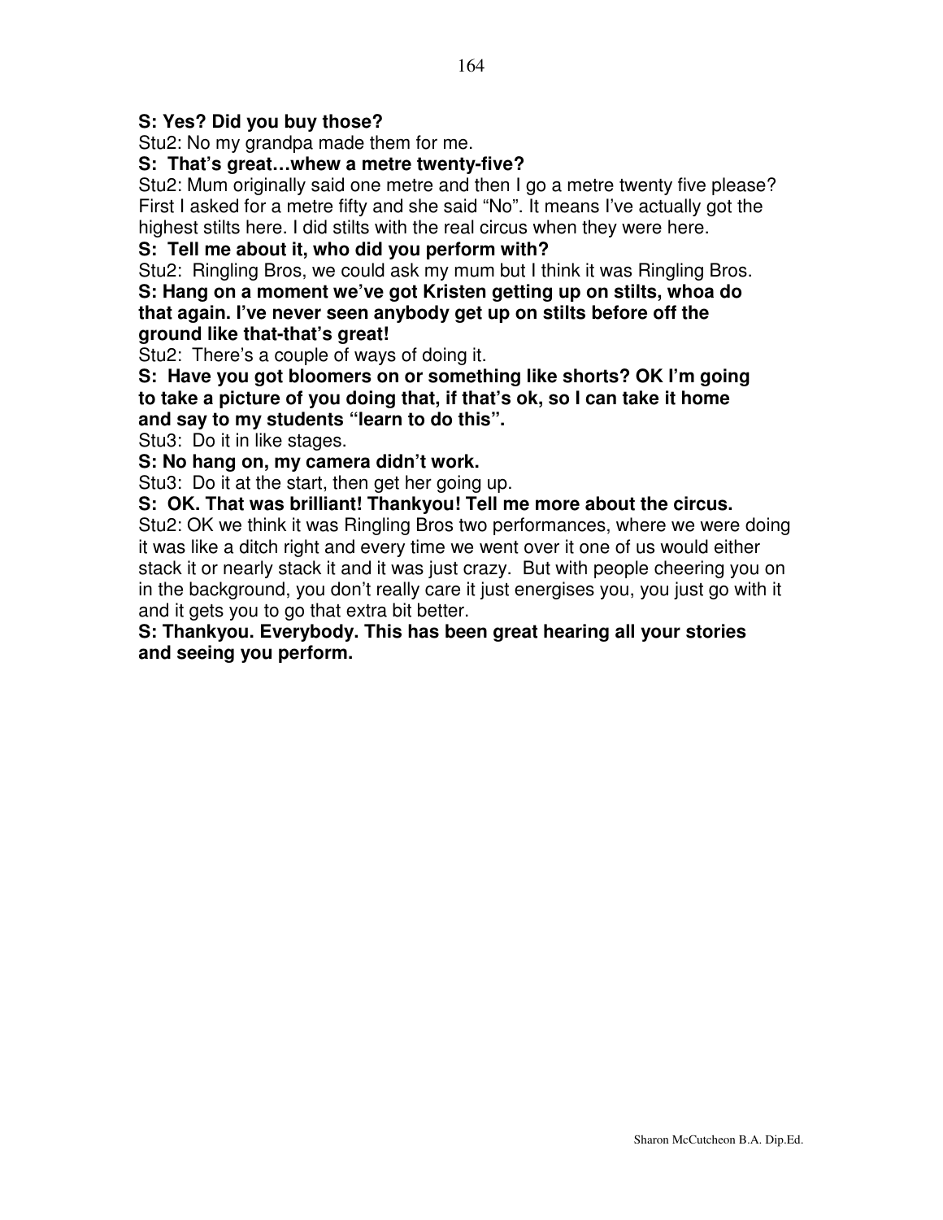**S: Yes? Did you buy those?**

Stu2: No my grandpa made them for me.

**S: That's great…whew a metre twenty-five?**

Stu2: Mum originally said one metre and then I go a metre twenty five please? First I asked for a metre fifty and she said "No". It means I've actually got the highest stilts here. I did stilts with the real circus when they were here.

**S: Tell me about it, who did you perform with?**

Stu2: Ringling Bros, we could ask my mum but I think it was Ringling Bros.

**S: Hang on a moment we've got Kristen getting up on stilts, whoa do that again. I've never seen anybody get up on stilts before off the ground like that-that's great!**

Stu2: There's a couple of ways of doing it.

**S: Have you got bloomers on or something like shorts? OK I'm going to take a picture of you doing that, if that's ok, so I can take it home and say to my students "learn to do this".**

Stu3: Do it in like stages.

**S: No hang on, my camera didn't work.**

Stu3: Do it at the start, then get her going up.

**S: OK. That was brilliant! Thankyou! Tell me more about the circus.**

Stu2: OK we think it was Ringling Bros two performances, where we were doing it was like a ditch right and every time we went over it one of us would either stack it or nearly stack it and it was just crazy. But with people cheering you on in the background, you don't really care it just energises you, you just go with it and it gets you to go that extra bit better.

**S: Thankyou. Everybody. This has been great hearing all your stories and seeing you perform.**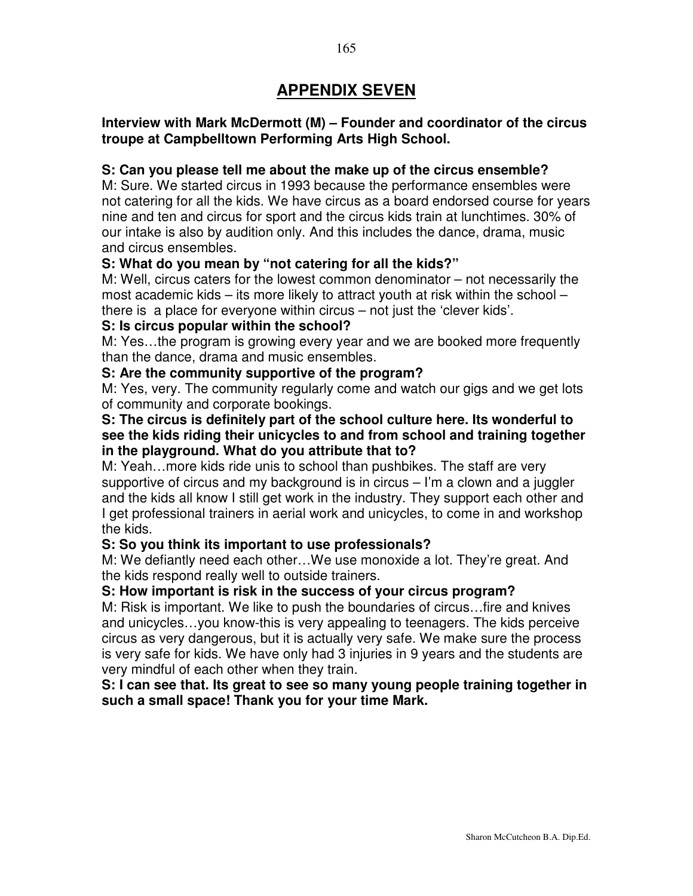# APPENDIX SEVEN

**Interview with Mark McDermott (M) – Founder and coordinator of the circus troupe at Campbelltown Performing Arts High School.**

**S: Can you please tell me about the make up of the circus ensemble?**
M: Sure. We started circus in 1993 because the performance ensembles were not catering for all the kids. We have circus as a board endorsed course for years nine and ten and circus for sport and the circus kids train at lunchtimes. 30% of our intake is also by audition only. And this includes the dance, drama, music and circus ensembles.

**S: What do you mean by "not catering for all the kids?"**
M: Well, circus caters for the lowest common denominator – not necessarily the most academic kids – its more likely to attract youth at risk within the school – there is a place for everyone within circus – not just the 'clever kids'.

**S: Is circus popular within the school?**
M: Yes…the program is growing every year and we are booked more frequently than the dance, drama and music ensembles.

**S: Are the community supportive of the program?**
M: Yes, very. The community regularly come and watch our gigs and we get lots of community and corporate bookings.

**S: The circus is definitely part of the school culture here. Its wonderful to see the kids riding their unicycles to and from school and training together in the playground. What do you attribute that to?**
M: Yeah…more kids ride unis to school than pushbikes. The staff are very supportive of circus and my background is in circus – I'm a clown and a juggler and the kids all know I still get work in the industry. They support each other and I get professional trainers in aerial work and unicycles, to come in and workshop the kids.

**S: So you think its important to use professionals?**
M: We defiantly need each other…We use monoxide a lot. They're great. And the kids respond really well to outside trainers.

**S: How important is risk in the success of your circus program?**
M: Risk is important. We like to push the boundaries of circus…fire and knives and unicycles…you know-this is very appealing to teenagers. The kids perceive circus as very dangerous, but it is actually very safe. We make sure the process is very safe for kids. We have only had 3 injuries in 9 years and the students are very mindful of each other when they train.

**S: I can see that. Its great to see so many young people training together in such a small space! Thank you for your time Mark.**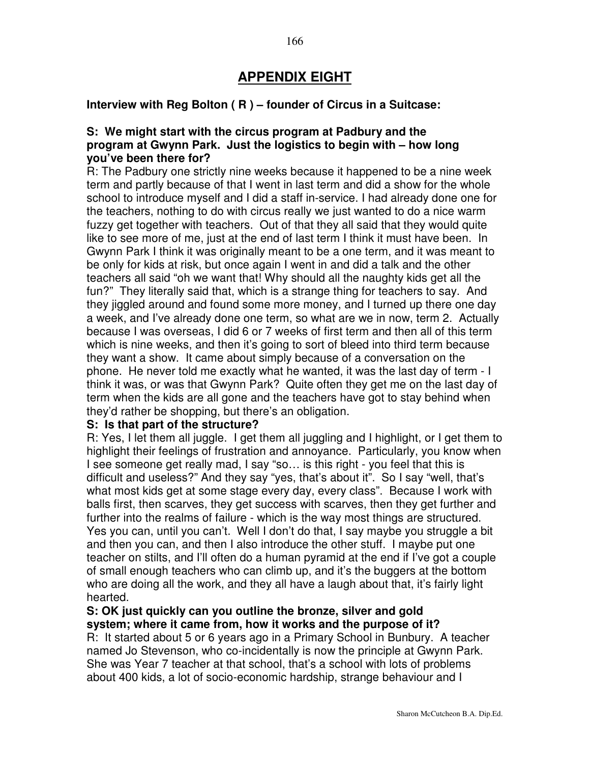# APPENDIX EIGHT

**Interview with Reg Bolton ( R ) – founder of Circus in a Suitcase:**

**S: We might start with the circus program at Padbury and the program at Gwynn Park. Just the logistics to begin with – how long you've been there for?**

R: The Padbury one strictly nine weeks because it happened to be a nine week term and partly because of that I went in last term and did a show for the whole school to introduce myself and I did a staff in-service. I had already done one for the teachers, nothing to do with circus really we just wanted to do a nice warm fuzzy get together with teachers. Out of that they all said that they would quite like to see more of me, just at the end of last term I think it must have been. In Gwynn Park I think it was originally meant to be a one term, and it was meant to be only for kids at risk, but once again I went in and did a talk and the other teachers all said "oh we want that! Why should all the naughty kids get all the fun?" They literally said that, which is a strange thing for teachers to say. And they jiggled around and found some more money, and I turned up there one day a week, and I've already done one term, so what are we in now, term 2. Actually because I was overseas, I did 6 or 7 weeks of first term and then all of this term which is nine weeks, and then it's going to sort of bleed into third term because they want a show. It came about simply because of a conversation on the phone. He never told me exactly what he wanted, it was the last day of term - I think it was, or was that Gwynn Park? Quite often they get me on the last day of term when the kids are all gone and the teachers have got to stay behind when they'd rather be shopping, but there's an obligation.

**S: Is that part of the structure?**

R: Yes, I let them all juggle. I get them all juggling and I highlight, or I get them to highlight their feelings of frustration and annoyance. Particularly, you know when I see someone get really mad, I say "so… is this right - you feel that this is difficult and useless?" And they say "yes, that's about it". So I say "well, that's what most kids get at some stage every day, every class". Because I work with balls first, then scarves, they get success with scarves, then they get further and further into the realms of failure - which is the way most things are structured. Yes you can, until you can't. Well I don't do that, I say maybe you struggle a bit and then you can, and then I also introduce the other stuff. I maybe put one teacher on stilts, and I'll often do a human pyramid at the end if I've got a couple of small enough teachers who can climb up, and it's the buggers at the bottom who are doing all the work, and they all have a laugh about that, it's fairly light hearted.

**S: OK just quickly can you outline the bronze, silver and gold system; where it came from, how it works and the purpose of it?**

R: It started about 5 or 6 years ago in a Primary School in Bunbury. A teacher named Jo Stevenson, who co-incidentally is now the principle at Gwynn Park. She was Year 7 teacher at that school, that's a school with lots of problems about 400 kids, a lot of socio-economic hardship, strange behaviour and I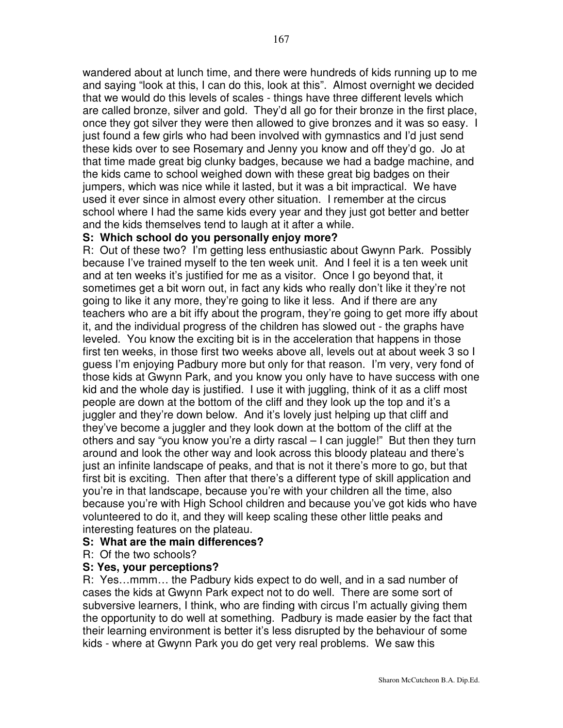wandered about at lunch time, and there were hundreds of kids running up to me and saying "look at this, I can do this, look at this". Almost overnight we decided that we would do this levels of scales - things have three different levels which are called bronze, silver and gold. They'd all go for their bronze in the first place, once they got silver they were then allowed to give bronzes and it was so easy. I just found a few girls who had been involved with gymnastics and I'd just send these kids over to see Rosemary and Jenny you know and off they'd go. Jo at that time made great big clunky badges, because we had a badge machine, and the kids came to school weighed down with these great big badges on their jumpers, which was nice while it lasted, but it was a bit impractical. We have used it ever since in almost every other situation. I remember at the circus school where I had the same kids every year and they just got better and better and the kids themselves tend to laugh at it after a while.

**S: Which school do you personally enjoy more?**

R: Out of these two? I'm getting less enthusiastic about Gwynn Park. Possibly because I've trained myself to the ten week unit. And I feel it is a ten week unit and at ten weeks it's justified for me as a visitor. Once I go beyond that, it sometimes get a bit worn out, in fact any kids who really don't like it they're not going to like it any more, they're going to like it less. And if there are any teachers who are a bit iffy about the program, they're going to get more iffy about it, and the individual progress of the children has slowed out - the graphs have leveled. You know the exciting bit is in the acceleration that happens in those first ten weeks, in those first two weeks above all, levels out at about week 3 so I guess I'm enjoying Padbury more but only for that reason. I'm very, very fond of those kids at Gwynn Park, and you know you only have to have success with one kid and the whole day is justified. I use it with juggling, think of it as a cliff most people are down at the bottom of the cliff and they look up the top and it's a juggler and they're down below. And it's lovely just helping up that cliff and they've become a juggler and they look down at the bottom of the cliff at the others and say "you know you're a dirty rascal – I can juggle!" But then they turn around and look the other way and look across this bloody plateau and there's just an infinite landscape of peaks, and that is not it there's more to go, but that first bit is exciting. Then after that there's a different type of skill application and you're in that landscape, because you're with your children all the time, also because you're with High School children and because you've got kids who have volunteered to do it, and they will keep scaling these other little peaks and interesting features on the plateau.

**S: What are the main differences?**

R: Of the two schools?

**S: Yes, your perceptions?**

R: Yes…mmm… the Padbury kids expect to do well, and in a sad number of cases the kids at Gwynn Park expect not to do well. There are some sort of subversive learners, I think, who are finding with circus I'm actually giving them the opportunity to do well at something. Padbury is made easier by the fact that their learning environment is better it's less disrupted by the behaviour of some kids - where at Gwynn Park you do get very real problems. We saw this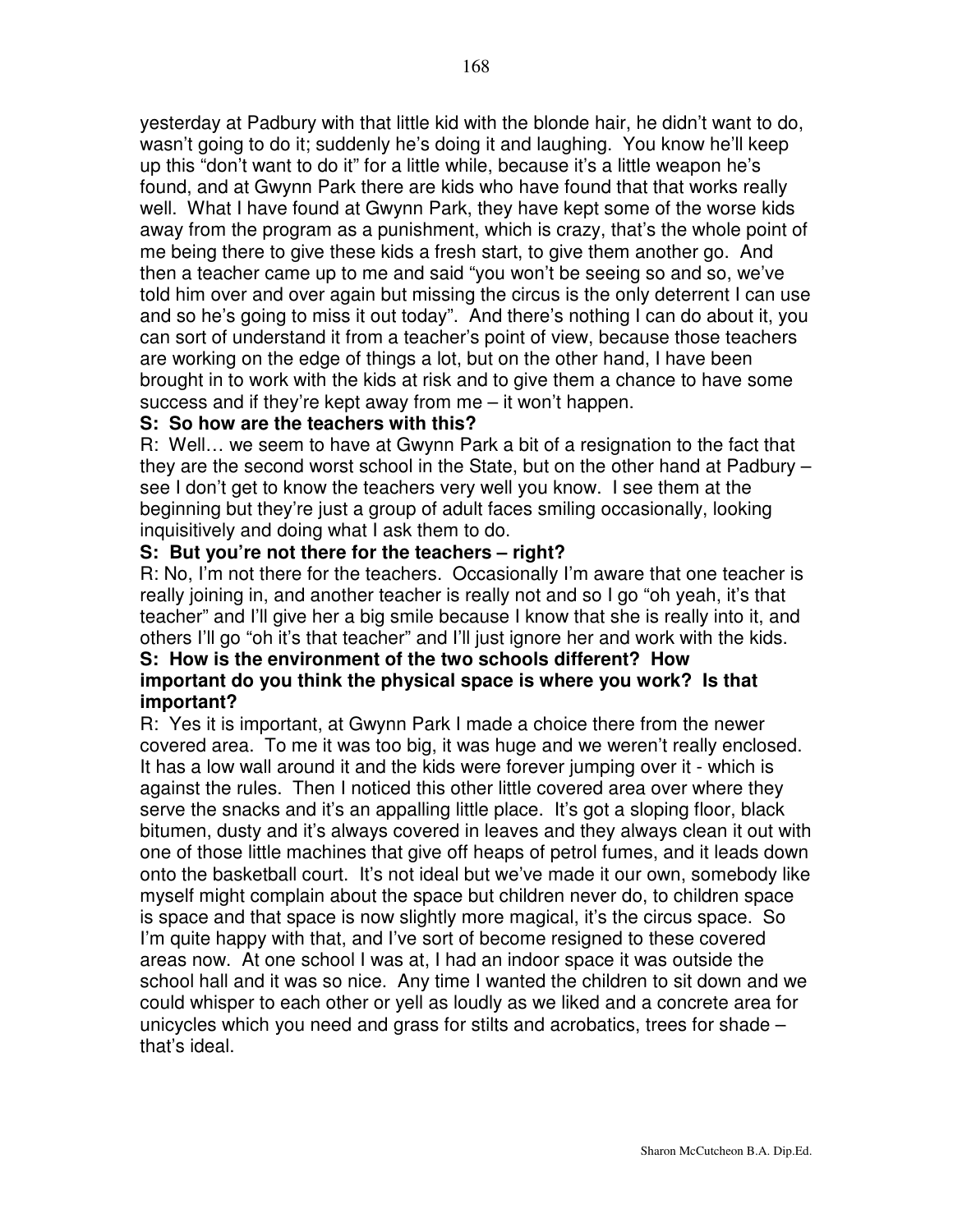yesterday at Padbury with that little kid with the blonde hair, he didn't want to do, wasn't going to do it; suddenly he's doing it and laughing. You know he'll keep up this "don't want to do it" for a little while, because it's a little weapon he's found, and at Gwynn Park there are kids who have found that that works really well. What I have found at Gwynn Park, they have kept some of the worse kids away from the program as a punishment, which is crazy, that's the whole point of me being there to give these kids a fresh start, to give them another go. And then a teacher came up to me and said "you won't be seeing so and so, we've told him over and over again but missing the circus is the only deterrent I can use and so he's going to miss it out today". And there's nothing I can do about it, you can sort of understand it from a teacher's point of view, because those teachers are working on the edge of things a lot, but on the other hand, I have been brought in to work with the kids at risk and to give them a chance to have some success and if they're kept away from me – it won't happen.

**S: So how are the teachers with this?**

R: Well… we seem to have at Gwynn Park a bit of a resignation to the fact that they are the second worst school in the State, but on the other hand at Padbury – see I don't get to know the teachers very well you know. I see them at the beginning but they're just a group of adult faces smiling occasionally, looking inquisitively and doing what I ask them to do.

**S: But you're not there for the teachers – right?**

R: No, I'm not there for the teachers. Occasionally I'm aware that one teacher is really joining in, and another teacher is really not and so I go "oh yeah, it's that teacher" and I'll give her a big smile because I know that she is really into it, and others I'll go "oh it's that teacher" and I'll just ignore her and work with the kids.

**S: How is the environment of the two schools different? How important do you think the physical space is where you work? Is that important?**

R: Yes it is important, at Gwynn Park I made a choice there from the newer covered area. To me it was too big, it was huge and we weren't really enclosed. It has a low wall around it and the kids were forever jumping over it - which is against the rules. Then I noticed this other little covered area over where they serve the snacks and it's an appalling little place. It's got a sloping floor, black bitumen, dusty and it's always covered in leaves and they always clean it out with one of those little machines that give off heaps of petrol fumes, and it leads down onto the basketball court. It's not ideal but we've made it our own, somebody like myself might complain about the space but children never do, to children space is space and that space is now slightly more magical, it's the circus space. So I'm quite happy with that, and I've sort of become resigned to these covered areas now. At one school I was at, I had an indoor space it was outside the school hall and it was so nice. Any time I wanted the children to sit down and we could whisper to each other or yell as loudly as we liked and a concrete area for unicycles which you need and grass for stilts and acrobatics, trees for shade – that's ideal.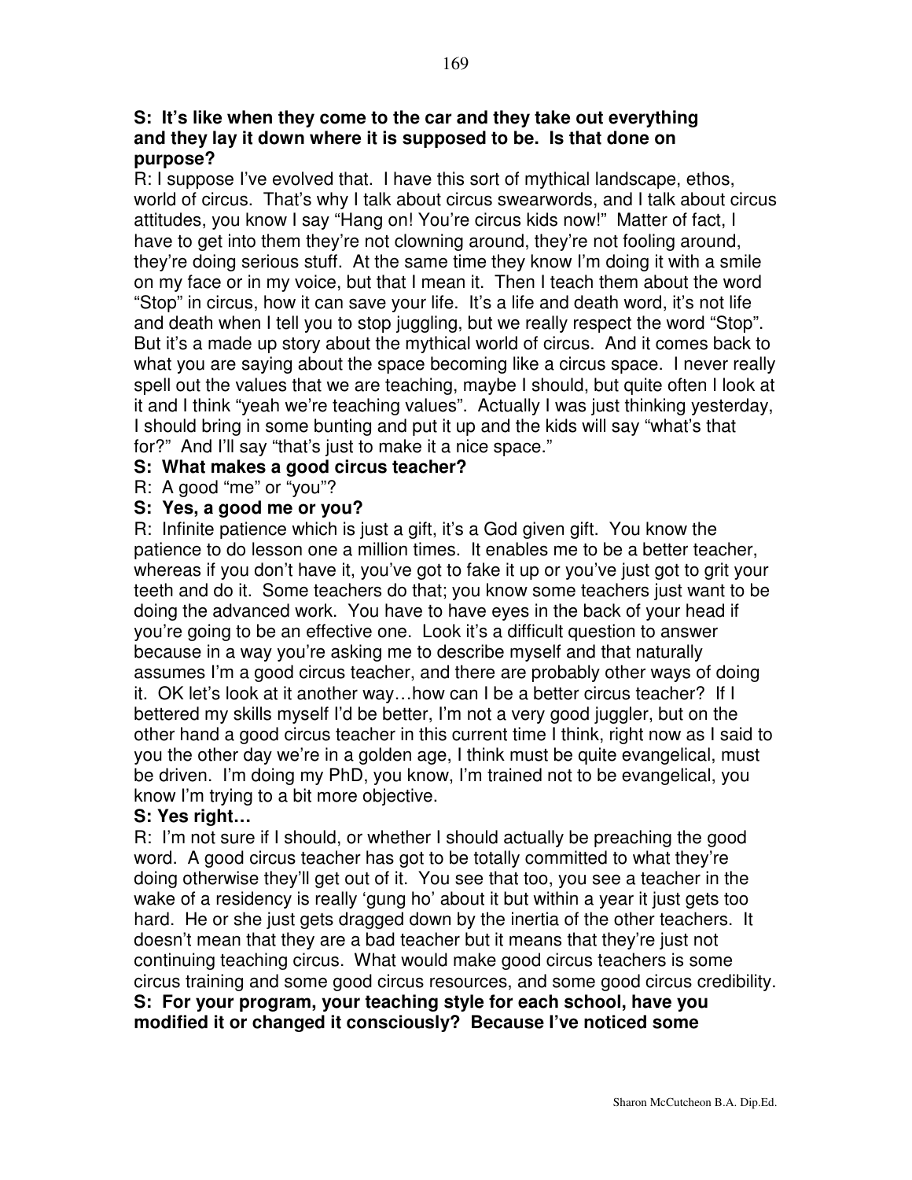**S: It's like when they come to the car and they take out everything and they lay it down where it is supposed to be. Is that done on purpose?**

R: I suppose I've evolved that. I have this sort of mythical landscape, ethos, world of circus. That's why I talk about circus swearwords, and I talk about circus attitudes, you know I say "Hang on! You're circus kids now!" Matter of fact, I have to get into them they're not clowning around, they're not fooling around, they're doing serious stuff. At the same time they know I'm doing it with a smile on my face or in my voice, but that I mean it. Then I teach them about the word "Stop" in circus, how it can save your life. It's a life and death word, it's not life and death when I tell you to stop juggling, but we really respect the word "Stop". But it's a made up story about the mythical world of circus. And it comes back to what you are saying about the space becoming like a circus space. I never really spell out the values that we are teaching, maybe I should, but quite often I look at it and I think "yeah we're teaching values". Actually I was just thinking yesterday, I should bring in some bunting and put it up and the kids will say "what's that for?" And I'll say "that's just to make it a nice space."

**S: What makes a good circus teacher?**

R: A good "me" or "you"?

**S: Yes, a good me or you?**

R: Infinite patience which is just a gift, it's a God given gift. You know the patience to do lesson one a million times. It enables me to be a better teacher, whereas if you don't have it, you've got to fake it up or you've just got to grit your teeth and do it. Some teachers do that; you know some teachers just want to be doing the advanced work. You have to have eyes in the back of your head if you're going to be an effective one. Look it's a difficult question to answer because in a way you're asking me to describe myself and that naturally assumes I'm a good circus teacher, and there are probably other ways of doing it. OK let's look at it another way…how can I be a better circus teacher? If I bettered my skills myself I'd be better, I'm not a very good juggler, but on the other hand a good circus teacher in this current time I think, right now as I said to you the other day we're in a golden age, I think must be quite evangelical, must be driven. I'm doing my PhD, you know, I'm trained not to be evangelical, you know I'm trying to a bit more objective.

**S: Yes right…**

R: I'm not sure if I should, or whether I should actually be preaching the good word. A good circus teacher has got to be totally committed to what they're doing otherwise they'll get out of it. You see that too, you see a teacher in the wake of a residency is really 'gung ho' about it but within a year it just gets too hard. He or she just gets dragged down by the inertia of the other teachers. It doesn't mean that they are a bad teacher but it means that they're just not continuing teaching circus. What would make good circus teachers is some circus training and some good circus resources, and some good circus credibility.

**S: For your program, your teaching style for each school, have you modified it or changed it consciously? Because I've noticed some**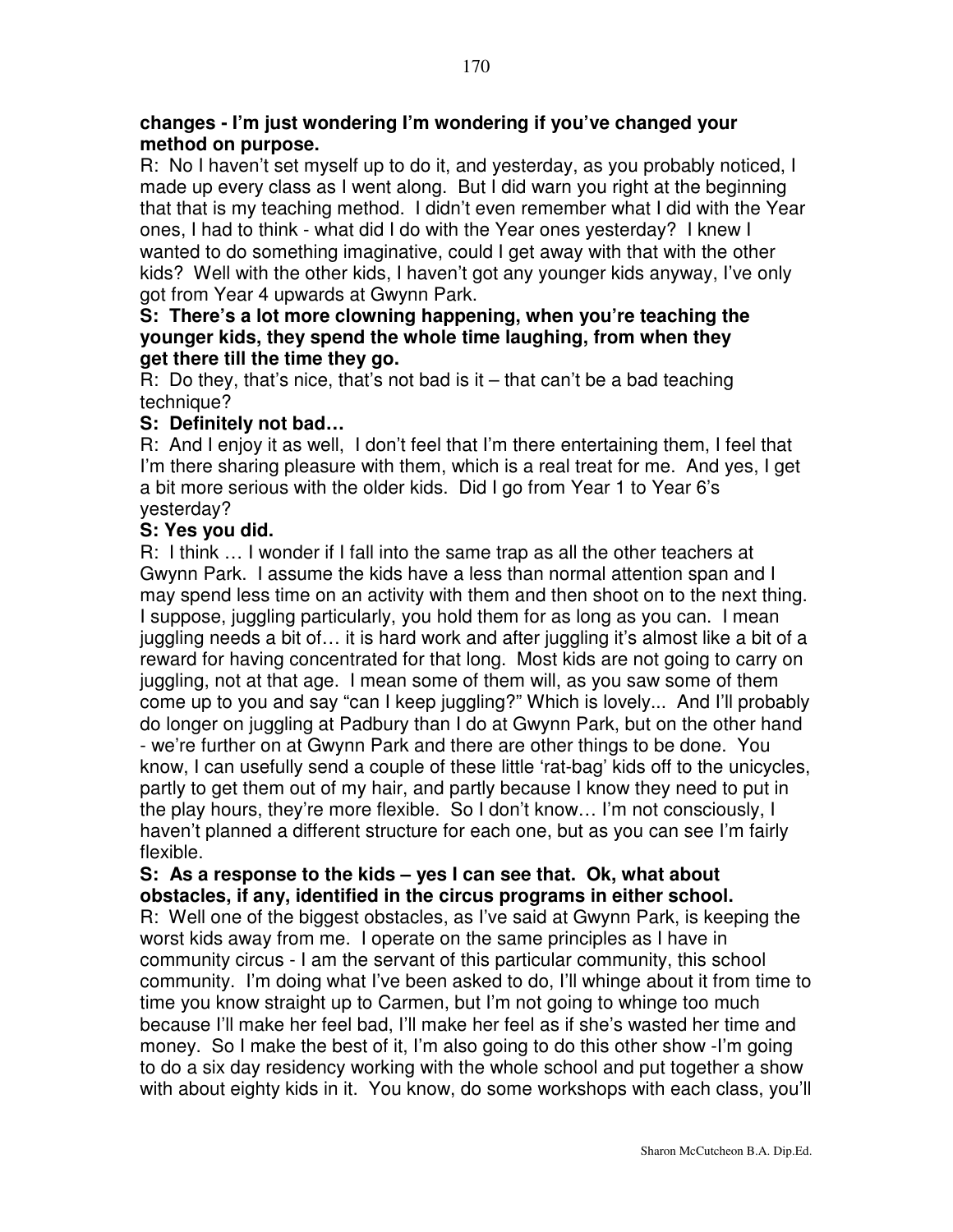**changes - I'm just wondering I'm wondering if you've changed your method on purpose.**

R: No I haven't set myself up to do it, and yesterday, as you probably noticed, I made up every class as I went along. But I did warn you right at the beginning that that is my teaching method. I didn't even remember what I did with the Year ones, I had to think - what did I do with the Year ones yesterday? I knew I wanted to do something imaginative, could I get away with that with the other kids? Well with the other kids, I haven't got any younger kids anyway, I've only got from Year 4 upwards at Gwynn Park.

**S: There's a lot more clowning happening, when you're teaching the younger kids, they spend the whole time laughing, from when they get there till the time they go.**

R: Do they, that's nice, that's not bad is it – that can't be a bad teaching technique?

**S: Definitely not bad…**

R: And I enjoy it as well, I don't feel that I'm there entertaining them, I feel that I'm there sharing pleasure with them, which is a real treat for me. And yes, I get a bit more serious with the older kids. Did I go from Year 1 to Year 6's yesterday?

**S: Yes you did.**

R: I think … I wonder if I fall into the same trap as all the other teachers at Gwynn Park. I assume the kids have a less than normal attention span and I may spend less time on an activity with them and then shoot on to the next thing. I suppose, juggling particularly, you hold them for as long as you can. I mean juggling needs a bit of… it is hard work and after juggling it's almost like a bit of a reward for having concentrated for that long. Most kids are not going to carry on juggling, not at that age. I mean some of them will, as you saw some of them come up to you and say "can I keep juggling?" Which is lovely... And I'll probably do longer on juggling at Padbury than I do at Gwynn Park, but on the other hand - we're further on at Gwynn Park and there are other things to be done. You know, I can usefully send a couple of these little 'rat-bag' kids off to the unicycles, partly to get them out of my hair, and partly because I know they need to put in the play hours, they're more flexible. So I don't know… I'm not consciously, I haven't planned a different structure for each one, but as you can see I'm fairly flexible.

**S: As a response to the kids – yes I can see that. Ok, what about obstacles, if any, identified in the circus programs in either school.**

R: Well one of the biggest obstacles, as I've said at Gwynn Park, is keeping the worst kids away from me. I operate on the same principles as I have in community circus - I am the servant of this particular community, this school community. I'm doing what I've been asked to do, I'll whinge about it from time to time you know straight up to Carmen, but I'm not going to whinge too much because I'll make her feel bad, I'll make her feel as if she's wasted her time and money. So I make the best of it, I'm also going to do this other show -I'm going to do a six day residency working with the whole school and put together a show with about eighty kids in it. You know, do some workshops with each class, you'll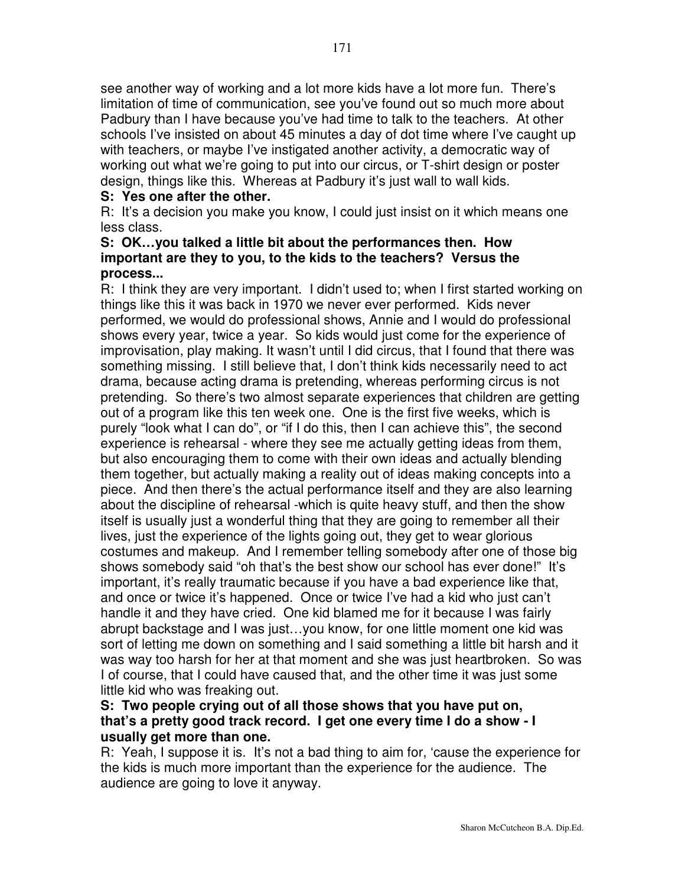see another way of working and a lot more kids have a lot more fun. There's limitation of time of communication, see you've found out so much more about Padbury than I have because you've had time to talk to the teachers. At other schools I've insisted on about 45 minutes a day of dot time where I've caught up with teachers, or maybe I've instigated another activity, a democratic way of working out what we're going to put into our circus, or T-shirt design or poster design, things like this. Whereas at Padbury it's just wall to wall kids.

**S: Yes one after the other.**

R: It's a decision you make you know, I could just insist on it which means one less class.

**S: OK…you talked a little bit about the performances then. How important are they to you, to the kids to the teachers? Versus the process...**

R: I think they are very important. I didn't used to; when I first started working on things like this it was back in 1970 we never ever performed. Kids never performed, we would do professional shows, Annie and I would do professional shows every year, twice a year. So kids would just come for the experience of improvisation, play making. It wasn't until I did circus, that I found that there was something missing. I still believe that, I don't think kids necessarily need to act drama, because acting drama is pretending, whereas performing circus is not pretending. So there's two almost separate experiences that children are getting out of a program like this ten week one. One is the first five weeks, which is purely "look what I can do", or "if I do this, then I can achieve this", the second experience is rehearsal - where they see me actually getting ideas from them, but also encouraging them to come with their own ideas and actually blending them together, but actually making a reality out of ideas making concepts into a piece. And then there's the actual performance itself and they are also learning about the discipline of rehearsal -which is quite heavy stuff, and then the show itself is usually just a wonderful thing that they are going to remember all their lives, just the experience of the lights going out, they get to wear glorious costumes and makeup. And I remember telling somebody after one of those big shows somebody said "oh that's the best show our school has ever done!" It's important, it's really traumatic because if you have a bad experience like that, and once or twice it's happened. Once or twice I've had a kid who just can't handle it and they have cried. One kid blamed me for it because I was fairly abrupt backstage and I was just…you know, for one little moment one kid was sort of letting me down on something and I said something a little bit harsh and it was way too harsh for her at that moment and she was just heartbroken. So was I of course, that I could have caused that, and the other time it was just some little kid who was freaking out.

**S: Two people crying out of all those shows that you have put on, that's a pretty good track record. I get one every time I do a show - I usually get more than one.**

R: Yeah, I suppose it is. It's not a bad thing to aim for, 'cause the experience for the kids is much more important than the experience for the audience. The audience are going to love it anyway.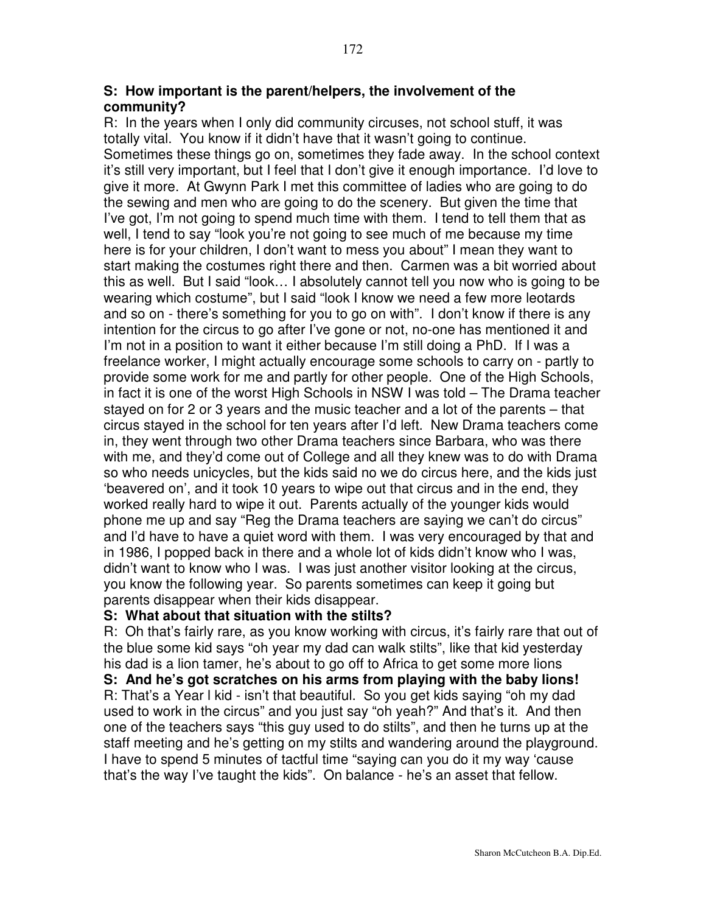**S: How important is the parent/helpers, the involvement of the community?**

R: In the years when I only did community circuses, not school stuff, it was totally vital. You know if it didn't have that it wasn't going to continue. Sometimes these things go on, sometimes they fade away. In the school context it's still very important, but I feel that I don't give it enough importance. I'd love to give it more. At Gwynn Park I met this committee of ladies who are going to do the sewing and men who are going to do the scenery. But given the time that I've got, I'm not going to spend much time with them. I tend to tell them that as well, I tend to say "look you're not going to see much of me because my time here is for your children, I don't want to mess you about" I mean they want to start making the costumes right there and then. Carmen was a bit worried about this as well. But I said "look… I absolutely cannot tell you now who is going to be wearing which costume", but I said "look I know we need a few more leotards and so on - there's something for you to go on with". I don't know if there is any intention for the circus to go after I've gone or not, no-one has mentioned it and I'm not in a position to want it either because I'm still doing a PhD. If I was a freelance worker, I might actually encourage some schools to carry on - partly to provide some work for me and partly for other people. One of the High Schools, in fact it is one of the worst High Schools in NSW I was told – The Drama teacher stayed on for 2 or 3 years and the music teacher and a lot of the parents – that circus stayed in the school for ten years after I'd left. New Drama teachers come in, they went through two other Drama teachers since Barbara, who was there with me, and they'd come out of College and all they knew was to do with Drama so who needs unicycles, but the kids said no we do circus here, and the kids just 'beavered on', and it took 10 years to wipe out that circus and in the end, they worked really hard to wipe it out. Parents actually of the younger kids would phone me up and say "Reg the Drama teachers are saying we can't do circus" and I'd have to have a quiet word with them. I was very encouraged by that and in 1986, I popped back in there and a whole lot of kids didn't know who I was, didn't want to know who I was. I was just another visitor looking at the circus, you know the following year. So parents sometimes can keep it going but parents disappear when their kids disappear.

**S: What about that situation with the stilts?**

R: Oh that's fairly rare, as you know working with circus, it's fairly rare that out of the blue some kid says "oh year my dad can walk stilts", like that kid yesterday his dad is a lion tamer, he's about to go off to Africa to get some more lions

**S: And he's got scratches on his arms from playing with the baby lions!**

R: That's a Year l kid - isn't that beautiful. So you get kids saying "oh my dad used to work in the circus" and you just say "oh yeah?" And that's it. And then one of the teachers says "this guy used to do stilts", and then he turns up at the staff meeting and he's getting on my stilts and wandering around the playground. I have to spend 5 minutes of tactful time "saying can you do it my way 'cause that's the way I've taught the kids". On balance - he's an asset that fellow.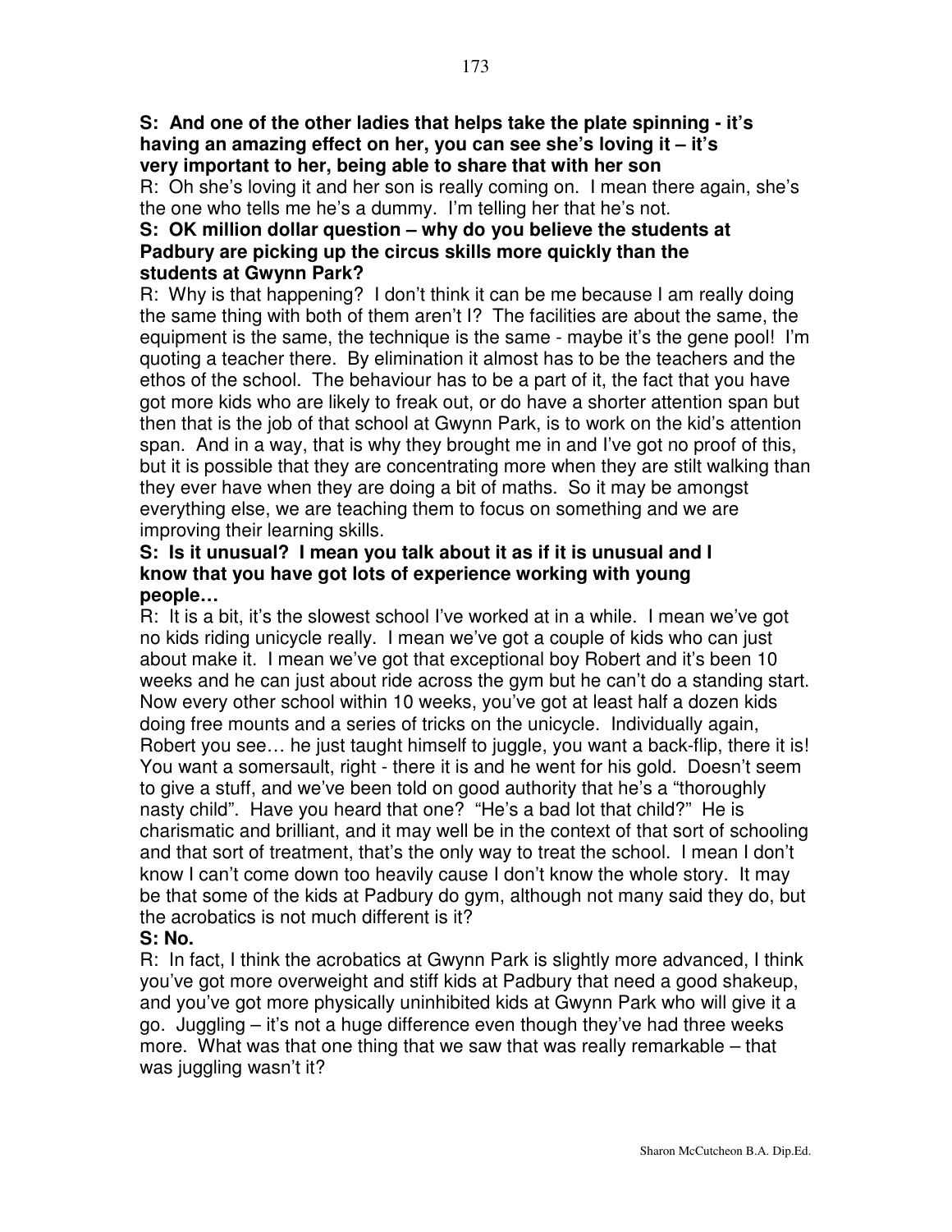**S: And one of the other ladies that helps take the plate spinning - it's having an amazing effect on her, you can see she's loving it – it's very important to her, being able to share that with her son**

R: Oh she's loving it and her son is really coming on. I mean there again, she's the one who tells me he's a dummy. I'm telling her that he's not.

**S: OK million dollar question – why do you believe the students at Padbury are picking up the circus skills more quickly than the students at Gwynn Park?**

R: Why is that happening? I don't think it can be me because I am really doing the same thing with both of them aren't I? The facilities are about the same, the equipment is the same, the technique is the same - maybe it's the gene pool! I'm quoting a teacher there. By elimination it almost has to be the teachers and the ethos of the school. The behaviour has to be a part of it, the fact that you have got more kids who are likely to freak out, or do have a shorter attention span but then that is the job of that school at Gwynn Park, is to work on the kid's attention span. And in a way, that is why they brought me in and I've got no proof of this, but it is possible that they are concentrating more when they are stilt walking than they ever have when they are doing a bit of maths. So it may be amongst everything else, we are teaching them to focus on something and we are improving their learning skills.

**S: Is it unusual? I mean you talk about it as if it is unusual and I know that you have got lots of experience working with young people…**

R: It is a bit, it's the slowest school I've worked at in a while. I mean we've got no kids riding unicycle really. I mean we've got a couple of kids who can just about make it. I mean we've got that exceptional boy Robert and it's been 10 weeks and he can just about ride across the gym but he can't do a standing start. Now every other school within 10 weeks, you've got at least half a dozen kids doing free mounts and a series of tricks on the unicycle. Individually again, Robert you see… he just taught himself to juggle, you want a back-flip, there it is! You want a somersault, right - there it is and he went for his gold. Doesn't seem to give a stuff, and we've been told on good authority that he's a "thoroughly nasty child". Have you heard that one? "He's a bad lot that child?" He is charismatic and brilliant, and it may well be in the context of that sort of schooling and that sort of treatment, that's the only way to treat the school. I mean I don't know I can't come down too heavily cause I don't know the whole story. It may be that some of the kids at Padbury do gym, although not many said they do, but the acrobatics is not much different is it?

**S: No.**

R: In fact, I think the acrobatics at Gwynn Park is slightly more advanced, I think you've got more overweight and stiff kids at Padbury that need a good shakeup, and you've got more physically uninhibited kids at Gwynn Park who will give it a go. Juggling – it's not a huge difference even though they've had three weeks more. What was that one thing that we saw that was really remarkable – that was juggling wasn't it?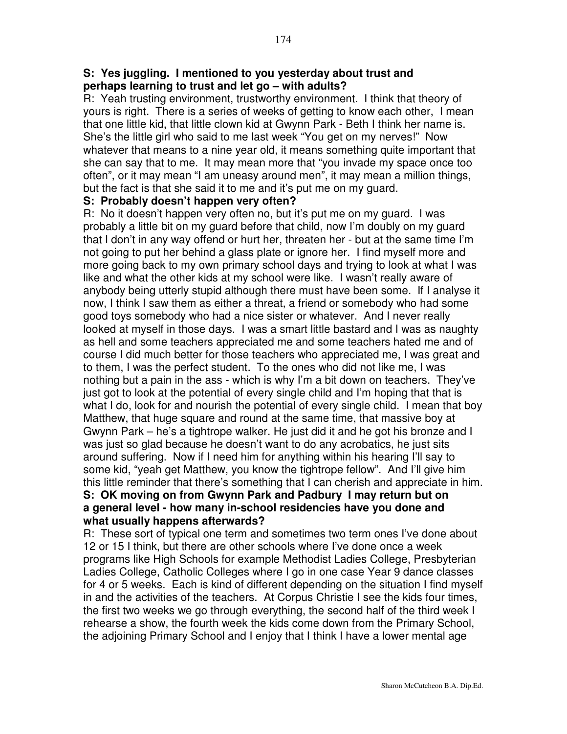**S: Yes juggling. I mentioned to you yesterday about trust and perhaps learning to trust and let go – with adults?**

R: Yeah trusting environment, trustworthy environment. I think that theory of yours is right. There is a series of weeks of getting to know each other, I mean that one little kid, that little clown kid at Gwynn Park - Beth I think her name is. She's the little girl who said to me last week "You get on my nerves!" Now whatever that means to a nine year old, it means something quite important that she can say that to me. It may mean more that "you invade my space once too often", or it may mean "I am uneasy around men", it may mean a million things, but the fact is that she said it to me and it's put me on my guard.

**S: Probably doesn't happen very often?**

R: No it doesn't happen very often no, but it's put me on my guard. I was probably a little bit on my guard before that child, now I'm doubly on my guard that I don't in any way offend or hurt her, threaten her - but at the same time I'm not going to put her behind a glass plate or ignore her. I find myself more and more going back to my own primary school days and trying to look at what I was like and what the other kids at my school were like. I wasn't really aware of anybody being utterly stupid although there must have been some. If I analyse it now, I think I saw them as either a threat, a friend or somebody who had some good toys somebody who had a nice sister or whatever. And I never really looked at myself in those days. I was a smart little bastard and I was as naughty as hell and some teachers appreciated me and some teachers hated me and of course I did much better for those teachers who appreciated me, I was great and to them, I was the perfect student. To the ones who did not like me, I was nothing but a pain in the ass - which is why I'm a bit down on teachers. They've just got to look at the potential of every single child and I'm hoping that that is what I do, look for and nourish the potential of every single child. I mean that boy Matthew, that huge square and round at the same time, that massive boy at Gwynn Park – he's a tightrope walker. He just did it and he got his bronze and I was just so glad because he doesn't want to do any acrobatics, he just sits around suffering. Now if I need him for anything within his hearing I'll say to some kid, "yeah get Matthew, you know the tightrope fellow". And I'll give him this little reminder that there's something that I can cherish and appreciate in him.

**S: OK moving on from Gwynn Park and Padbury I may return but on a general level - how many in-school residencies have you done and what usually happens afterwards?**

R: These sort of typical one term and sometimes two term ones I've done about 12 or 15 I think, but there are other schools where I've done once a week programs like High Schools for example Methodist Ladies College, Presbyterian Ladies College, Catholic Colleges where I go in one case Year 9 dance classes for 4 or 5 weeks. Each is kind of different depending on the situation I find myself in and the activities of the teachers. At Corpus Christie I see the kids four times, the first two weeks we go through everything, the second half of the third week I rehearse a show, the fourth week the kids come down from the Primary School, the adjoining Primary School and I enjoy that I think I have a lower mental age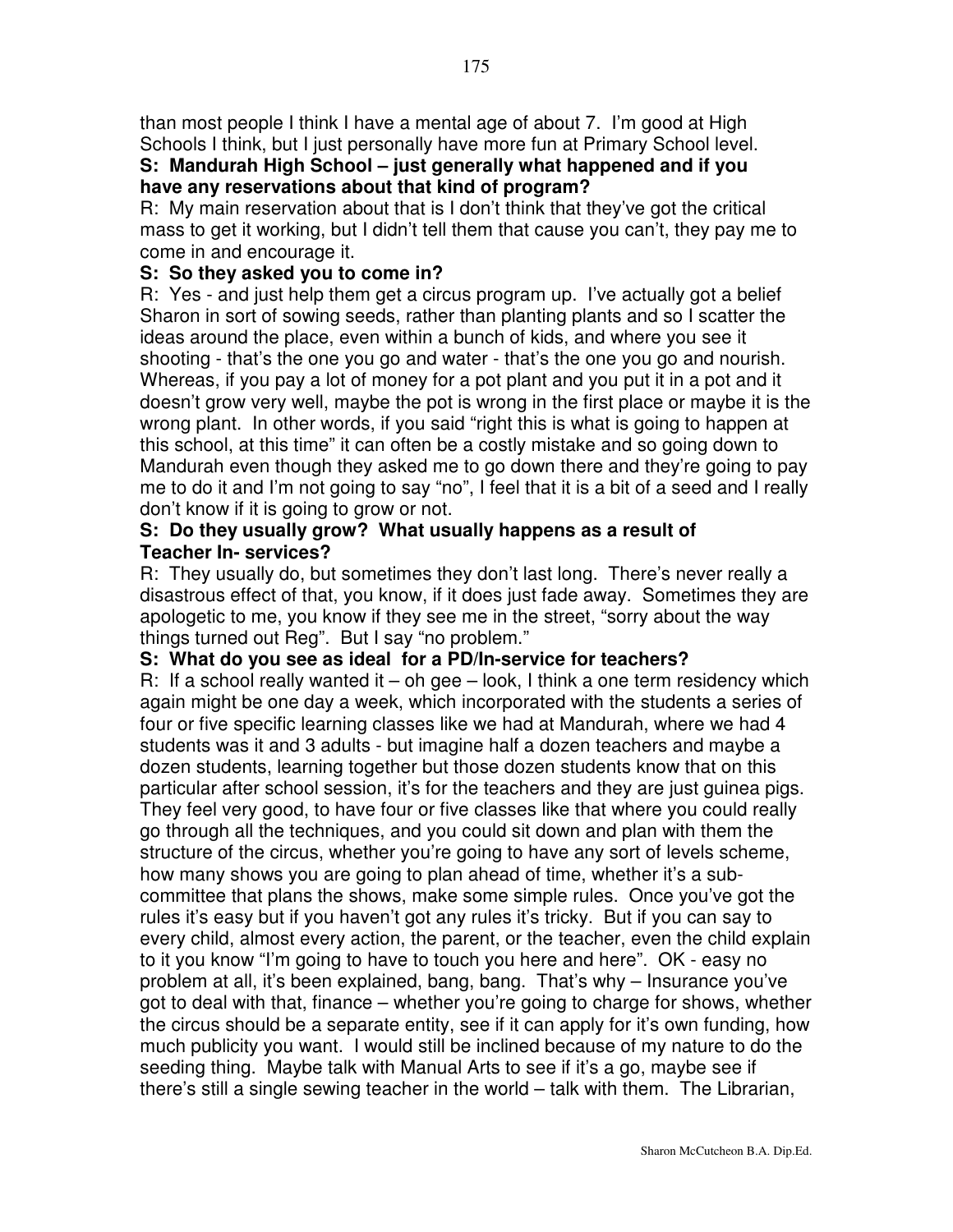than most people I think I have a mental age of about 7. I'm good at High Schools I think, but I just personally have more fun at Primary School level.

**S: Mandurah High School – just generally what happened and if you have any reservations about that kind of program?**

R: My main reservation about that is I don't think that they've got the critical mass to get it working, but I didn't tell them that cause you can't, they pay me to come in and encourage it.

**S: So they asked you to come in?**

R: Yes - and just help them get a circus program up. I've actually got a belief Sharon in sort of sowing seeds, rather than planting plants and so I scatter the ideas around the place, even within a bunch of kids, and where you see it shooting - that's the one you go and water - that's the one you go and nourish. Whereas, if you pay a lot of money for a pot plant and you put it in a pot and it doesn't grow very well, maybe the pot is wrong in the first place or maybe it is the wrong plant. In other words, if you said "right this is what is going to happen at this school, at this time" it can often be a costly mistake and so going down to Mandurah even though they asked me to go down there and they're going to pay me to do it and I'm not going to say "no", I feel that it is a bit of a seed and I really don't know if it is going to grow or not.

**S: Do they usually grow? What usually happens as a result of Teacher In- services?**

R: They usually do, but sometimes they don't last long. There's never really a disastrous effect of that, you know, if it does just fade away. Sometimes they are apologetic to me, you know if they see me in the street, "sorry about the way things turned out Reg". But I say "no problem."

**S: What do you see as ideal for a PD/In-service for teachers?**

R: If a school really wanted it – oh gee – look, I think a one term residency which again might be one day a week, which incorporated with the students a series of four or five specific learning classes like we had at Mandurah, where we had 4 students was it and 3 adults - but imagine half a dozen teachers and maybe a dozen students, learning together but those dozen students know that on this particular after school session, it's for the teachers and they are just guinea pigs. They feel very good, to have four or five classes like that where you could really go through all the techniques, and you could sit down and plan with them the structure of the circus, whether you're going to have any sort of levels scheme, how many shows you are going to plan ahead of time, whether it's a sub-committee that plans the shows, make some simple rules. Once you've got the rules it's easy but if you haven't got any rules it's tricky. But if you can say to every child, almost every action, the parent, or the teacher, even the child explain to it you know "I'm going to have to touch you here and here". OK - easy no problem at all, it's been explained, bang, bang. That's why – Insurance you've got to deal with that, finance – whether you're going to charge for shows, whether the circus should be a separate entity, see if it can apply for it's own funding, how much publicity you want. I would still be inclined because of my nature to do the seeding thing. Maybe talk with Manual Arts to see if it's a go, maybe see if there's still a single sewing teacher in the world – talk with them. The Librarian,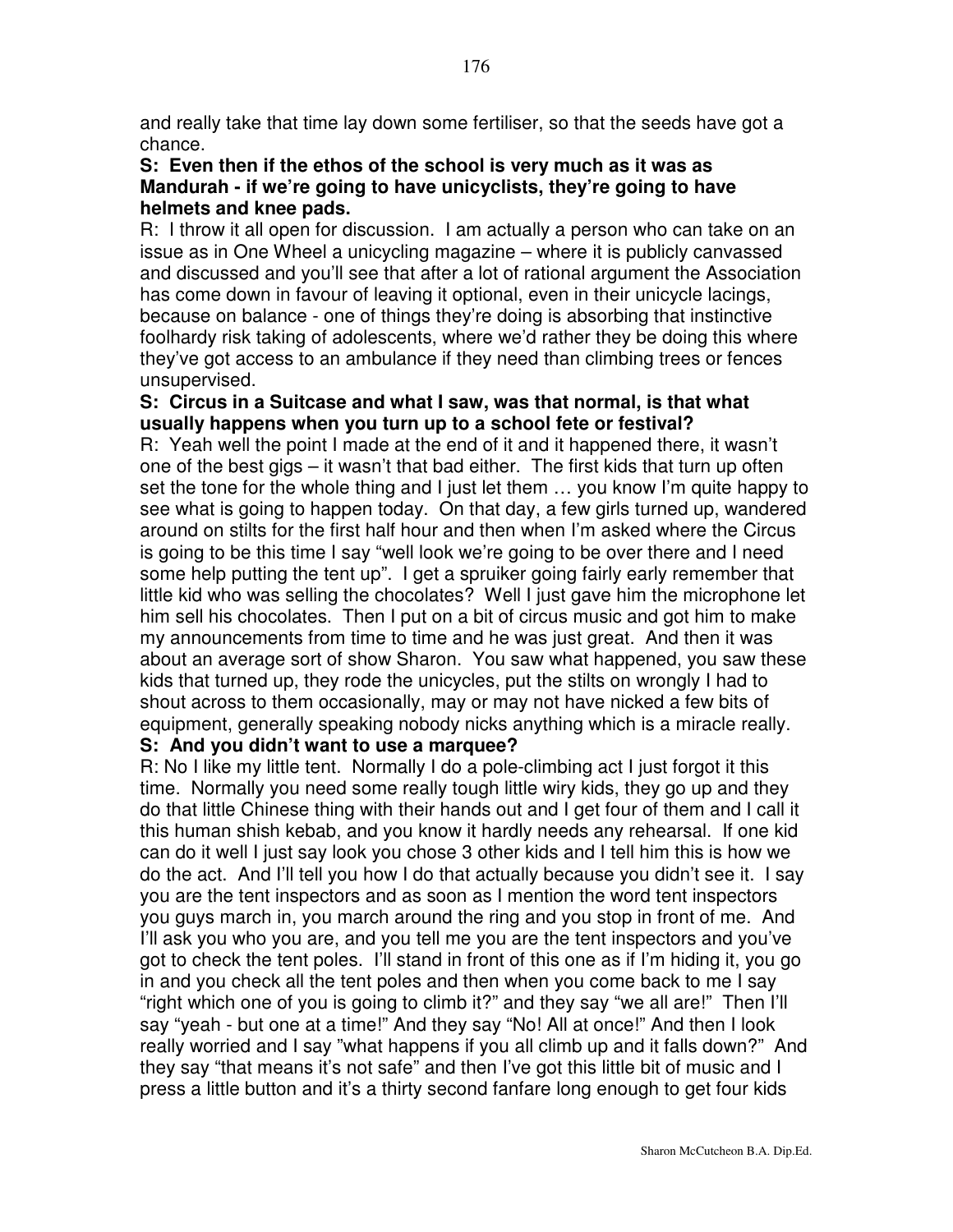and really take that time lay down some fertiliser, so that the seeds have got a chance.

**S: Even then if the ethos of the school is very much as it was as Mandurah - if we're going to have unicyclists, they're going to have helmets and knee pads.**

R: I throw it all open for discussion. I am actually a person who can take on an issue as in One Wheel a unicycling magazine – where it is publicly canvassed and discussed and you'll see that after a lot of rational argument the Association has come down in favour of leaving it optional, even in their unicycle lacings, because on balance - one of things they're doing is absorbing that instinctive foolhardy risk taking of adolescents, where we'd rather they be doing this where they've got access to an ambulance if they need than climbing trees or fences unsupervised.

**S: Circus in a Suitcase and what I saw, was that normal, is that what usually happens when you turn up to a school fete or festival?**

R: Yeah well the point I made at the end of it and it happened there, it wasn't one of the best gigs – it wasn't that bad either. The first kids that turn up often set the tone for the whole thing and I just let them … you know I'm quite happy to see what is going to happen today. On that day, a few girls turned up, wandered around on stilts for the first half hour and then when I'm asked where the Circus is going to be this time I say "well look we're going to be over there and I need some help putting the tent up". I get a spruiker going fairly early remember that little kid who was selling the chocolates? Well I just gave him the microphone let him sell his chocolates. Then I put on a bit of circus music and got him to make my announcements from time to time and he was just great. And then it was about an average sort of show Sharon. You saw what happened, you saw these kids that turned up, they rode the unicycles, put the stilts on wrongly I had to shout across to them occasionally, may or may not have nicked a few bits of equipment, generally speaking nobody nicks anything which is a miracle really.

**S: And you didn't want to use a marquee?**

R: No I like my little tent. Normally I do a pole-climbing act I just forgot it this time. Normally you need some really tough little wiry kids, they go up and they do that little Chinese thing with their hands out and I get four of them and I call it this human shish kebab, and you know it hardly needs any rehearsal. If one kid can do it well I just say look you chose 3 other kids and I tell him this is how we do the act. And I'll tell you how I do that actually because you didn't see it. I say you are the tent inspectors and as soon as I mention the word tent inspectors you guys march in, you march around the ring and you stop in front of me. And I'll ask you who you are, and you tell me you are the tent inspectors and you've got to check the tent poles. I'll stand in front of this one as if I'm hiding it, you go in and you check all the tent poles and then when you come back to me I say "right which one of you is going to climb it?" and they say "we all are!" Then I'll say "yeah - but one at a time!" And they say "No! All at once!" And then I look really worried and I say "what happens if you all climb up and it falls down?" And they say "that means it's not safe" and then I've got this little bit of music and I press a little button and it's a thirty second fanfare long enough to get four kids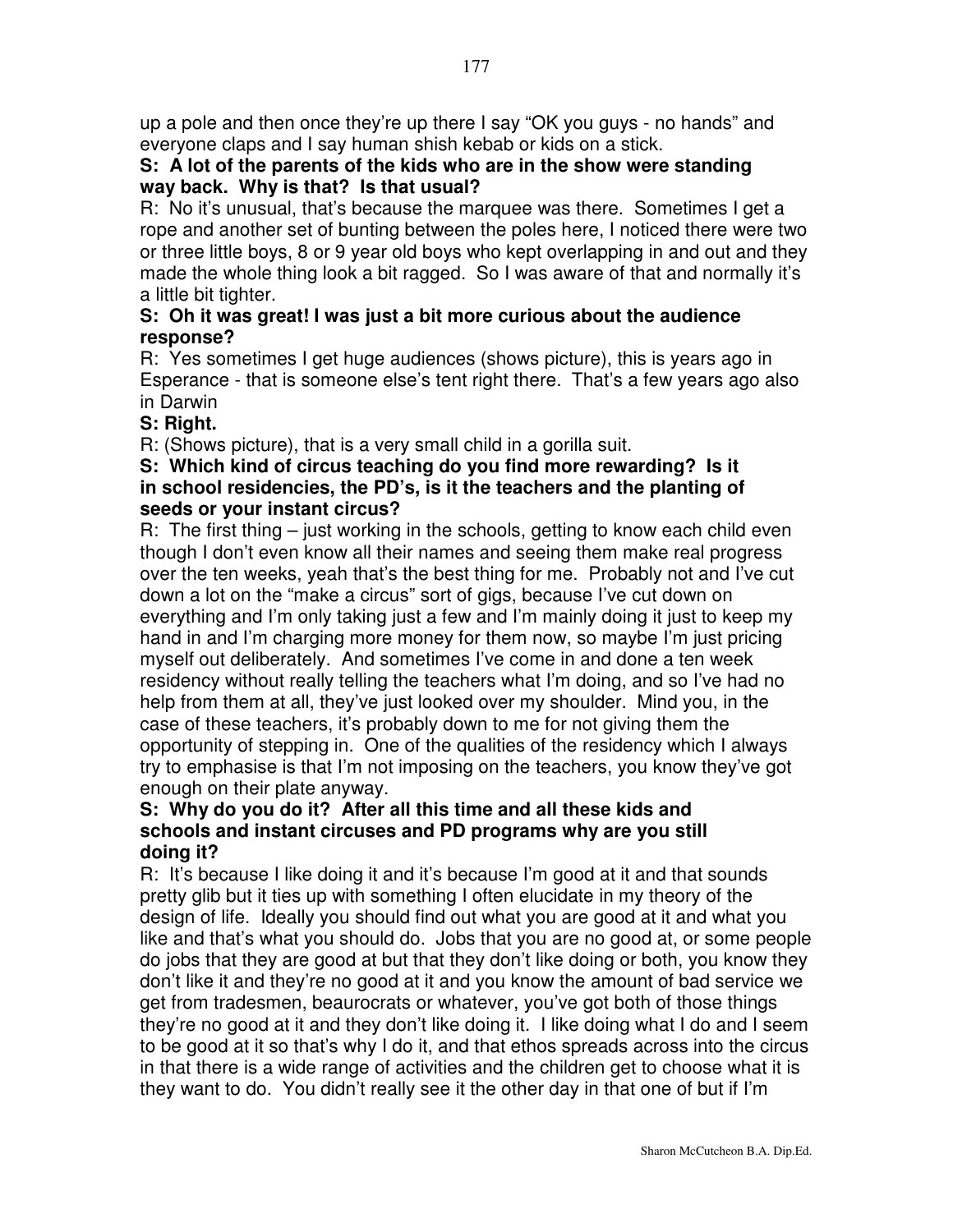up a pole and then once they're up there I say "OK you guys - no hands" and everyone claps and I say human shish kebab or kids on a stick.

**S: A lot of the parents of the kids who are in the show were standing way back. Why is that? Is that usual?**

R: No it's unusual, that's because the marquee was there. Sometimes I get a rope and another set of bunting between the poles here, I noticed there were two or three little boys, 8 or 9 year old boys who kept overlapping in and out and they made the whole thing look a bit ragged. So I was aware of that and normally it's a little bit tighter.

**S: Oh it was great! I was just a bit more curious about the audience response?**

R: Yes sometimes I get huge audiences (shows picture), this is years ago in Esperance - that is someone else's tent right there. That's a few years ago also in Darwin

**S: Right.**

R: (Shows picture), that is a very small child in a gorilla suit.

**S: Which kind of circus teaching do you find more rewarding? Is it in school residencies, the PD's, is it the teachers and the planting of seeds or your instant circus?**

R: The first thing – just working in the schools, getting to know each child even though I don't even know all their names and seeing them make real progress over the ten weeks, yeah that's the best thing for me. Probably not and I've cut down a lot on the "make a circus" sort of gigs, because I've cut down on everything and I'm only taking just a few and I'm mainly doing it just to keep my hand in and I'm charging more money for them now, so maybe I'm just pricing myself out deliberately. And sometimes I've come in and done a ten week residency without really telling the teachers what I'm doing, and so I've had no help from them at all, they've just looked over my shoulder. Mind you, in the case of these teachers, it's probably down to me for not giving them the opportunity of stepping in. One of the qualities of the residency which I always try to emphasise is that I'm not imposing on the teachers, you know they've got enough on their plate anyway.

**S: Why do you do it? After all this time and all these kids and schools and instant circuses and PD programs why are you still doing it?**

R: It's because I like doing it and it's because I'm good at it and that sounds pretty glib but it ties up with something I often elucidate in my theory of the design of life. Ideally you should find out what you are good at it and what you like and that's what you should do. Jobs that you are no good at, or some people do jobs that they are good at but that they don't like doing or both, you know they don't like it and they're no good at it and you know the amount of bad service we get from tradesmen, beaurocrats or whatever, you've got both of those things they're no good at it and they don't like doing it. I like doing what I do and I seem to be good at it so that's why I do it, and that ethos spreads across into the circus in that there is a wide range of activities and the children get to choose what it is they want to do. You didn't really see it the other day in that one of but if I'm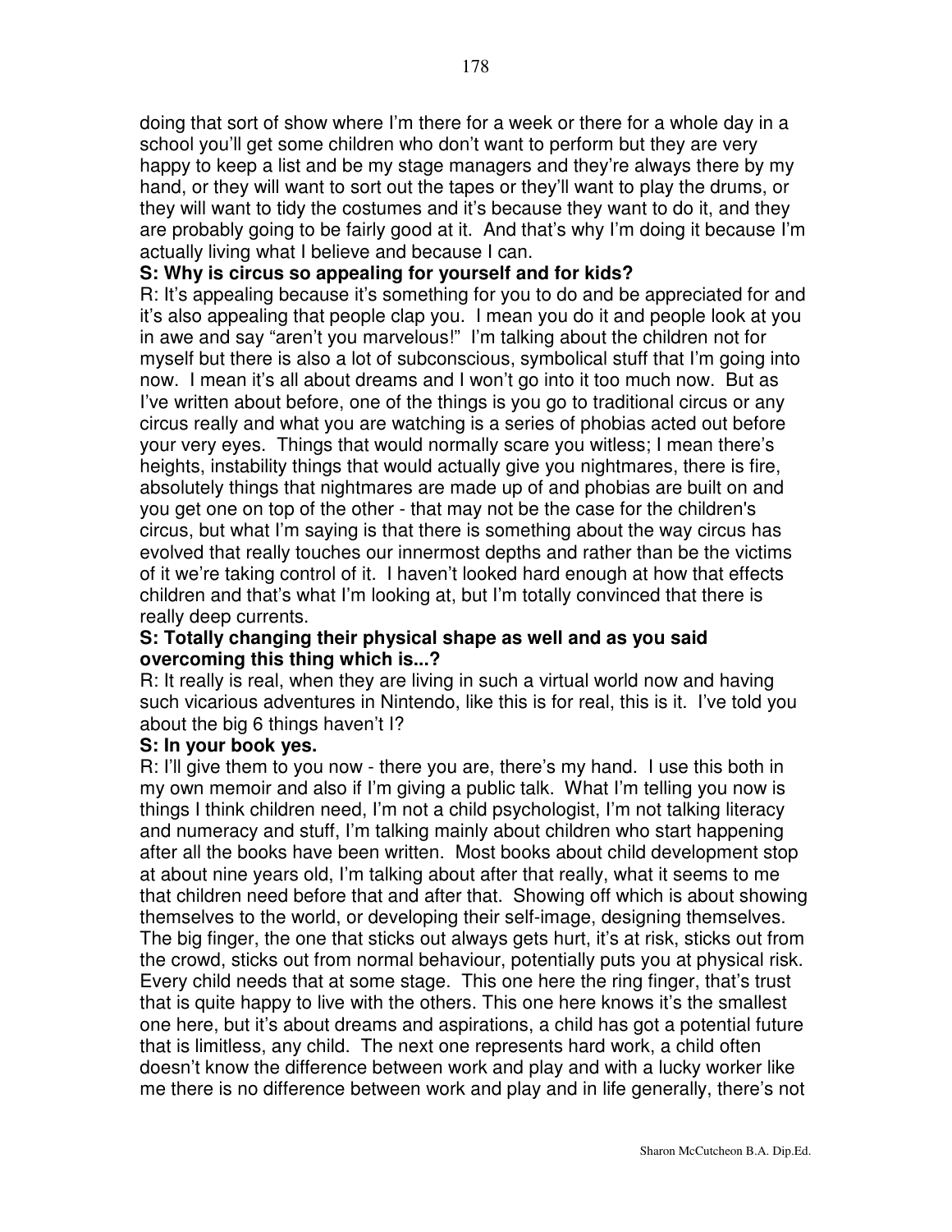doing that sort of show where I'm there for a week or there for a whole day in a school you'll get some children who don't want to perform but they are very happy to keep a list and be my stage managers and they're always there by my hand, or they will want to sort out the tapes or they'll want to play the drums, or they will want to tidy the costumes and it's because they want to do it, and they are probably going to be fairly good at it. And that's why I'm doing it because I'm actually living what I believe and because I can.

**S: Why is circus so appealing for yourself and for kids?**

R: It's appealing because it's something for you to do and be appreciated for and it's also appealing that people clap you. I mean you do it and people look at you in awe and say "aren't you marvelous!" I'm talking about the children not for myself but there is also a lot of subconscious, symbolical stuff that I'm going into now. I mean it's all about dreams and I won't go into it too much now. But as I've written about before, one of the things is you go to traditional circus or any circus really and what you are watching is a series of phobias acted out before your very eyes. Things that would normally scare you witless; I mean there's heights, instability things that would actually give you nightmares, there is fire, absolutely things that nightmares are made up of and phobias are built on and you get one on top of the other - that may not be the case for the children's circus, but what I'm saying is that there is something about the way circus has evolved that really touches our innermost depths and rather than be the victims of it we're taking control of it. I haven't looked hard enough at how that effects children and that's what I'm looking at, but I'm totally convinced that there is really deep currents.

**S: Totally changing their physical shape as well and as you said overcoming this thing which is...?**

R: It really is real, when they are living in such a virtual world now and having such vicarious adventures in Nintendo, like this is for real, this is it. I've told you about the big 6 things haven't I?

**S: In your book yes.**

R: I'll give them to you now - there you are, there's my hand. I use this both in my own memoir and also if I'm giving a public talk. What I'm telling you now is things I think children need, I'm not a child psychologist, I'm not talking literacy and numeracy and stuff, I'm talking mainly about children who start happening after all the books have been written. Most books about child development stop at about nine years old, I'm talking about after that really, what it seems to me that children need before that and after that. Showing off which is about showing themselves to the world, or developing their self-image, designing themselves. The big finger, the one that sticks out always gets hurt, it's at risk, sticks out from the crowd, sticks out from normal behaviour, potentially puts you at physical risk. Every child needs that at some stage. This one here the ring finger, that's trust that is quite happy to live with the others. This one here knows it's the smallest one here, but it's about dreams and aspirations, a child has got a potential future that is limitless, any child. The next one represents hard work, a child often doesn't know the difference between work and play and with a lucky worker like me there is no difference between work and play and in life generally, there's not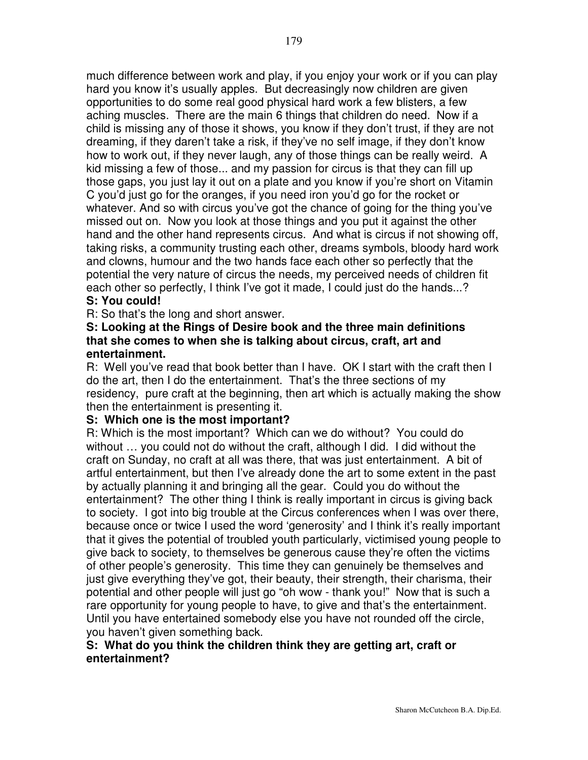much difference between work and play, if you enjoy your work or if you can play hard you know it's usually apples. But decreasingly now children are given opportunities to do some real good physical hard work a few blisters, a few aching muscles. There are the main 6 things that children do need. Now if a child is missing any of those it shows, you know if they don't trust, if they are not dreaming, if they daren't take a risk, if they've no self image, if they don't know how to work out, if they never laugh, any of those things can be really weird. A kid missing a few of those... and my passion for circus is that they can fill up those gaps, you just lay it out on a plate and you know if you're short on Vitamin C you'd just go for the oranges, if you need iron you'd go for the rocket or whatever. And so with circus you've got the chance of going for the thing you've missed out on. Now you look at those things and you put it against the other hand and the other hand represents circus. And what is circus if not showing off, taking risks, a community trusting each other, dreams symbols, bloody hard work and clowns, humour and the two hands face each other so perfectly that the potential the very nature of circus the needs, my perceived needs of children fit each other so perfectly, I think I've got it made, I could just do the hands...?

**S: You could!**

R: So that's the long and short answer.

**S: Looking at the Rings of Desire book and the three main definitions that she comes to when she is talking about circus, craft, art and entertainment.**

R: Well you've read that book better than I have. OK I start with the craft then I do the art, then I do the entertainment. That's the three sections of my residency, pure craft at the beginning, then art which is actually making the show then the entertainment is presenting it.

**S: Which one is the most important?**

R: Which is the most important? Which can we do without? You could do without … you could not do without the craft, although I did. I did without the craft on Sunday, no craft at all was there, that was just entertainment. A bit of artful entertainment, but then I've already done the art to some extent in the past by actually planning it and bringing all the gear. Could you do without the entertainment? The other thing I think is really important in circus is giving back to society. I got into big trouble at the Circus conferences when I was over there, because once or twice I used the word 'generosity' and I think it's really important that it gives the potential of troubled youth particularly, victimised young people to give back to society, to themselves be generous cause they're often the victims of other people's generosity. This time they can genuinely be themselves and just give everything they've got, their beauty, their strength, their charisma, their potential and other people will just go "oh wow - thank you!" Now that is such a rare opportunity for young people to have, to give and that's the entertainment. Until you have entertained somebody else you have not rounded off the circle, you haven't given something back.

**S: What do you think the children think they are getting art, craft or entertainment?**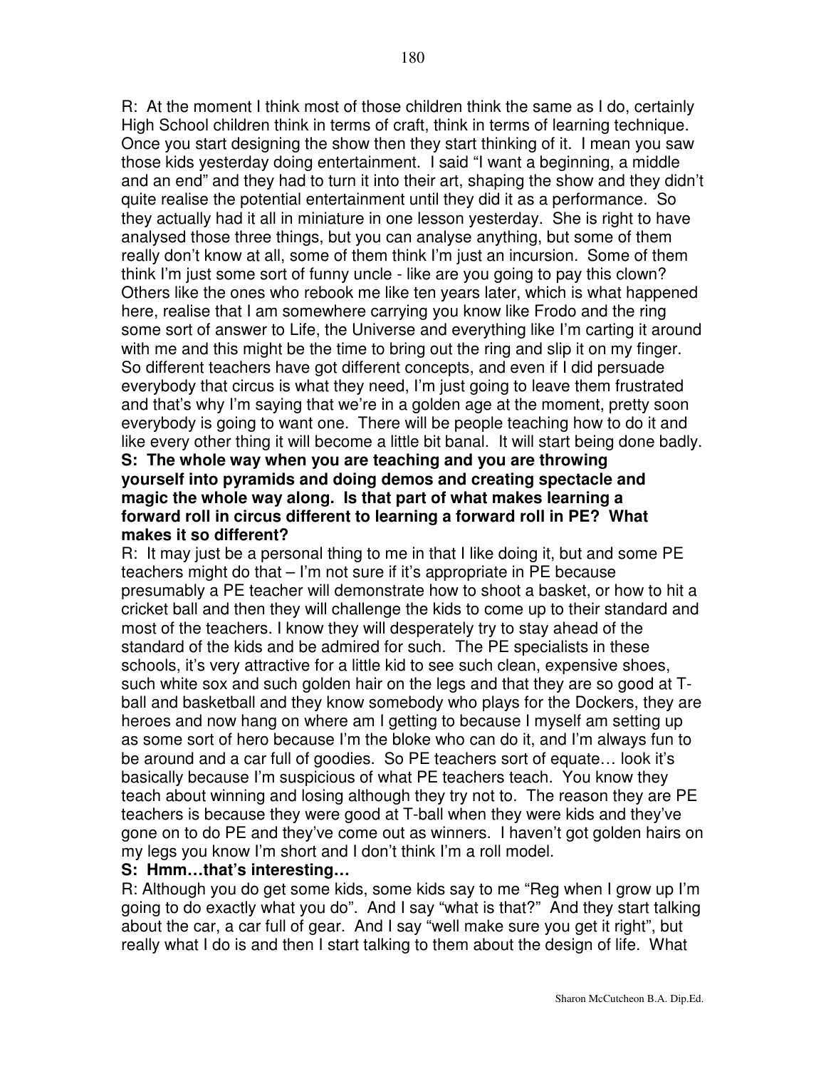R: At the moment I think most of those children think the same as I do, certainly High School children think in terms of craft, think in terms of learning technique. Once you start designing the show then they start thinking of it. I mean you saw those kids yesterday doing entertainment. I said "I want a beginning, a middle and an end" and they had to turn it into their art, shaping the show and they didn't quite realise the potential entertainment until they did it as a performance. So they actually had it all in miniature in one lesson yesterday. She is right to have analysed those three things, but you can analyse anything, but some of them really don't know at all, some of them think I'm just an incursion. Some of them think I'm just some sort of funny uncle - like are you going to pay this clown? Others like the ones who rebook me like ten years later, which is what happened here, realise that I am somewhere carrying you know like Frodo and the ring some sort of answer to Life, the Universe and everything like I'm carting it around with me and this might be the time to bring out the ring and slip it on my finger. So different teachers have got different concepts, and even if I did persuade everybody that circus is what they need, I'm just going to leave them frustrated and that's why I'm saying that we're in a golden age at the moment, pretty soon everybody is going to want one. There will be people teaching how to do it and like every other thing it will become a little bit banal. It will start being done badly.

**S: The whole way when you are teaching and you are throwing yourself into pyramids and doing demos and creating spectacle and magic the whole way along. Is that part of what makes learning a forward roll in circus different to learning a forward roll in PE? What makes it so different?**

R: It may just be a personal thing to me in that I like doing it, but and some PE teachers might do that – I'm not sure if it's appropriate in PE because presumably a PE teacher will demonstrate how to shoot a basket, or how to hit a cricket ball and then they will challenge the kids to come up to their standard and most of the teachers. I know they will desperately try to stay ahead of the standard of the kids and be admired for such. The PE specialists in these schools, it's very attractive for a little kid to see such clean, expensive shoes, such white sox and such golden hair on the legs and that they are so good at T-ball and basketball and they know somebody who plays for the Dockers, they are heroes and now hang on where am I getting to because I myself am setting up as some sort of hero because I'm the bloke who can do it, and I'm always fun to be around and a car full of goodies. So PE teachers sort of equate… look it's basically because I'm suspicious of what PE teachers teach. You know they teach about winning and losing although they try not to. The reason they are PE teachers is because they were good at T-ball when they were kids and they've gone on to do PE and they've come out as winners. I haven't got golden hairs on my legs you know I'm short and I don't think I'm a roll model.

**S: Hmm…that's interesting…**

R: Although you do get some kids, some kids say to me "Reg when I grow up I'm going to do exactly what you do". And I say "what is that?" And they start talking about the car, a car full of gear. And I say "well make sure you get it right", but really what I do is and then I start talking to them about the design of life. What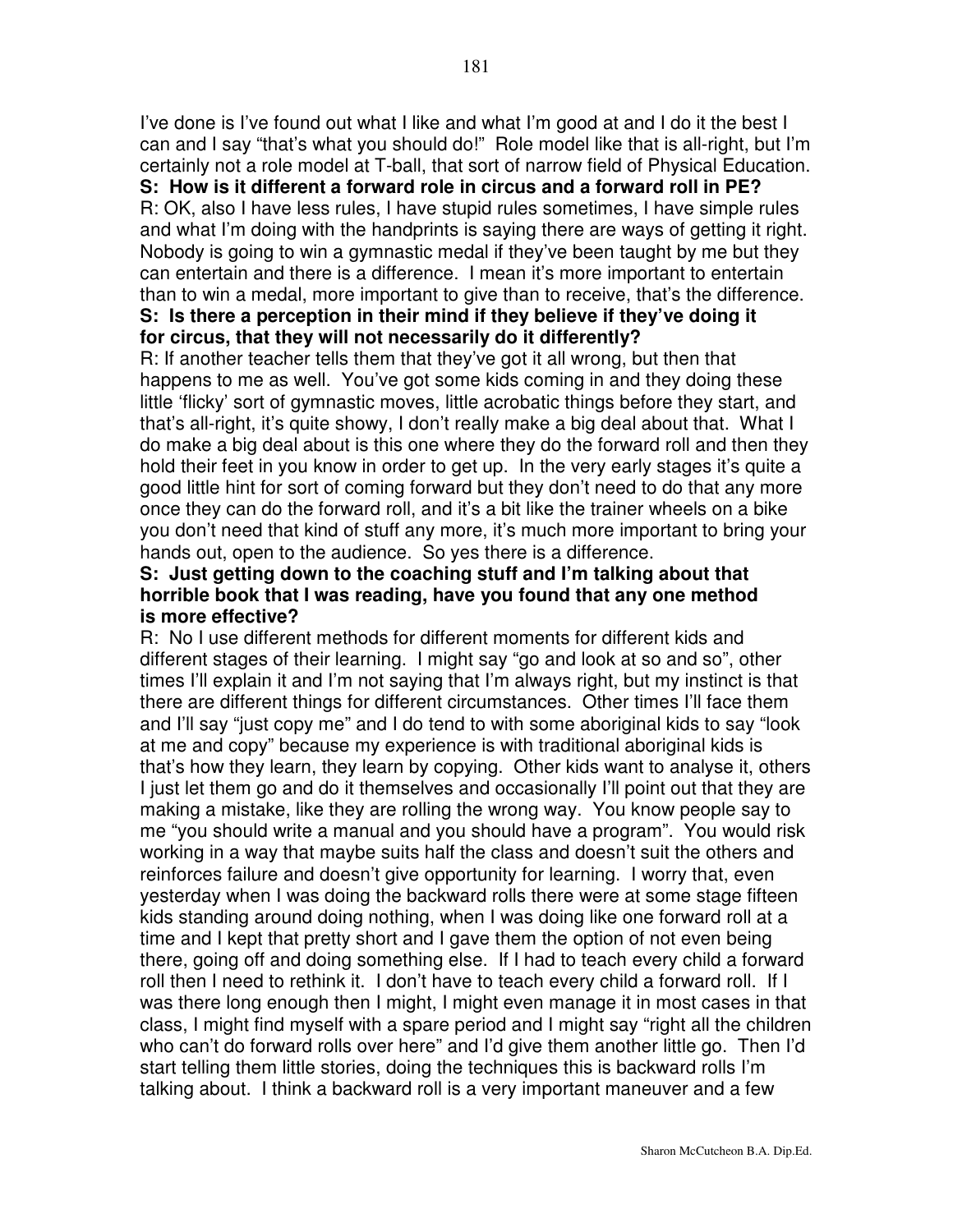I've done is I've found out what I like and what I'm good at and I do it the best I can and I say "that's what you should do!" Role model like that is all-right, but I'm certainly not a role model at T-ball, that sort of narrow field of Physical Education.

**S: How is it different a forward role in circus and a forward roll in PE?**

R: OK, also I have less rules, I have stupid rules sometimes, I have simple rules and what I'm doing with the handprints is saying there are ways of getting it right. Nobody is going to win a gymnastic medal if they've been taught by me but they can entertain and there is a difference. I mean it's more important to entertain than to win a medal, more important to give than to receive, that's the difference.

**S: Is there a perception in their mind if they believe if they've doing it for circus, that they will not necessarily do it differently?**

R: If another teacher tells them that they've got it all wrong, but then that happens to me as well. You've got some kids coming in and they doing these little 'flicky' sort of gymnastic moves, little acrobatic things before they start, and that's all-right, it's quite showy, I don't really make a big deal about that. What I do make a big deal about is this one where they do the forward roll and then they hold their feet in you know in order to get up. In the very early stages it's quite a good little hint for sort of coming forward but they don't need to do that any more once they can do the forward roll, and it's a bit like the trainer wheels on a bike you don't need that kind of stuff any more, it's much more important to bring your hands out, open to the audience. So yes there is a difference.

**S: Just getting down to the coaching stuff and I'm talking about that horrible book that I was reading, have you found that any one method is more effective?**

R: No I use different methods for different moments for different kids and different stages of their learning. I might say "go and look at so and so", other times I'll explain it and I'm not saying that I'm always right, but my instinct is that there are different things for different circumstances. Other times I'll face them and I'll say "just copy me" and I do tend to with some aboriginal kids to say "look at me and copy" because my experience is with traditional aboriginal kids is that's how they learn, they learn by copying. Other kids want to analyse it, others I just let them go and do it themselves and occasionally I'll point out that they are making a mistake, like they are rolling the wrong way. You know people say to me "you should write a manual and you should have a program". You would risk working in a way that maybe suits half the class and doesn't suit the others and reinforces failure and doesn't give opportunity for learning. I worry that, even yesterday when I was doing the backward rolls there were at some stage fifteen kids standing around doing nothing, when I was doing like one forward roll at a time and I kept that pretty short and I gave them the option of not even being there, going off and doing something else. If I had to teach every child a forward roll then I need to rethink it. I don't have to teach every child a forward roll. If I was there long enough then I might, I might even manage it in most cases in that class, I might find myself with a spare period and I might say "right all the children who can't do forward rolls over here" and I'd give them another little go. Then I'd start telling them little stories, doing the techniques this is backward rolls I'm talking about. I think a backward roll is a very important maneuver and a few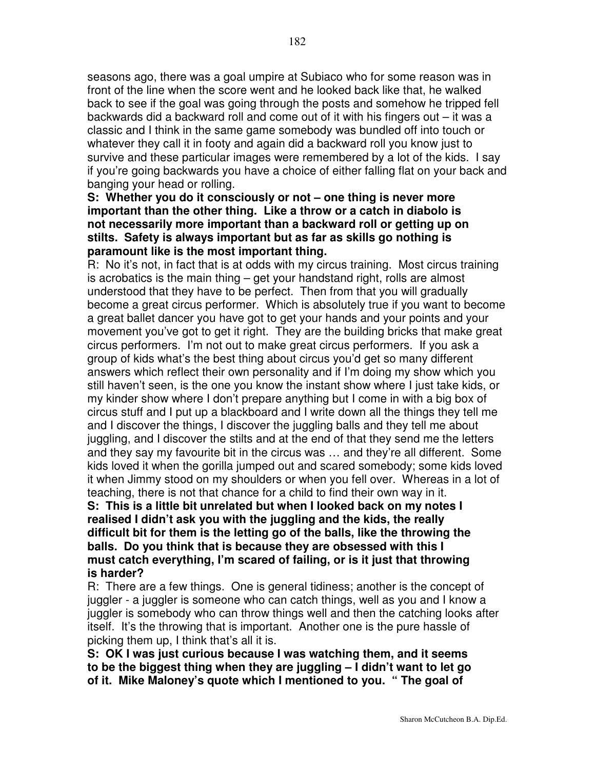seasons ago, there was a goal umpire at Subiaco who for some reason was in front of the line when the score went and he looked back like that, he walked back to see if the goal was going through the posts and somehow he tripped fell backwards did a backward roll and come out of it with his fingers out – it was a classic and I think in the same game somebody was bundled off into touch or whatever they call it in footy and again did a backward roll you know just to survive and these particular images were remembered by a lot of the kids. I say if you're going backwards you have a choice of either falling flat on your back and banging your head or rolling.

**S: Whether you do it consciously or not – one thing is never more important than the other thing. Like a throw or a catch in diabolo is not necessarily more important than a backward roll or getting up on stilts. Safety is always important but as far as skills go nothing is paramount like is the most important thing.**

R: No it's not, in fact that is at odds with my circus training. Most circus training is acrobatics is the main thing – get your handstand right, rolls are almost understood that they have to be perfect. Then from that you will gradually become a great circus performer. Which is absolutely true if you want to become a great ballet dancer you have got to get your hands and your points and your movement you've got to get it right. They are the building bricks that make great circus performers. I'm not out to make great circus performers. If you ask a group of kids what's the best thing about circus you'd get so many different answers which reflect their own personality and if I'm doing my show which you still haven't seen, is the one you know the instant show where I just take kids, or my kinder show where I don't prepare anything but I come in with a big box of circus stuff and I put up a blackboard and I write down all the things they tell me and I discover the things, I discover the juggling balls and they tell me about juggling, and I discover the stilts and at the end of that they send me the letters and they say my favourite bit in the circus was … and they're all different. Some kids loved it when the gorilla jumped out and scared somebody; some kids loved it when Jimmy stood on my shoulders or when you fell over. Whereas in a lot of teaching, there is not that chance for a child to find their own way in it.

**S: This is a little bit unrelated but when I looked back on my notes I realised I didn't ask you with the juggling and the kids, the really difficult bit for them is the letting go of the balls, like the throwing the balls. Do you think that is because they are obsessed with this I must catch everything, I'm scared of failing, or is it just that throwing is harder?**

R: There are a few things. One is general tidiness; another is the concept of juggler - a juggler is someone who can catch things, well as you and I know a juggler is somebody who can throw things well and then the catching looks after itself. It's the throwing that is important. Another one is the pure hassle of picking them up, I think that's all it is.

**S: OK I was just curious because I was watching them, and it seems to be the biggest thing when they are juggling – I didn't want to let go of it. Mike Maloney's quote which I mentioned to you. " The goal of**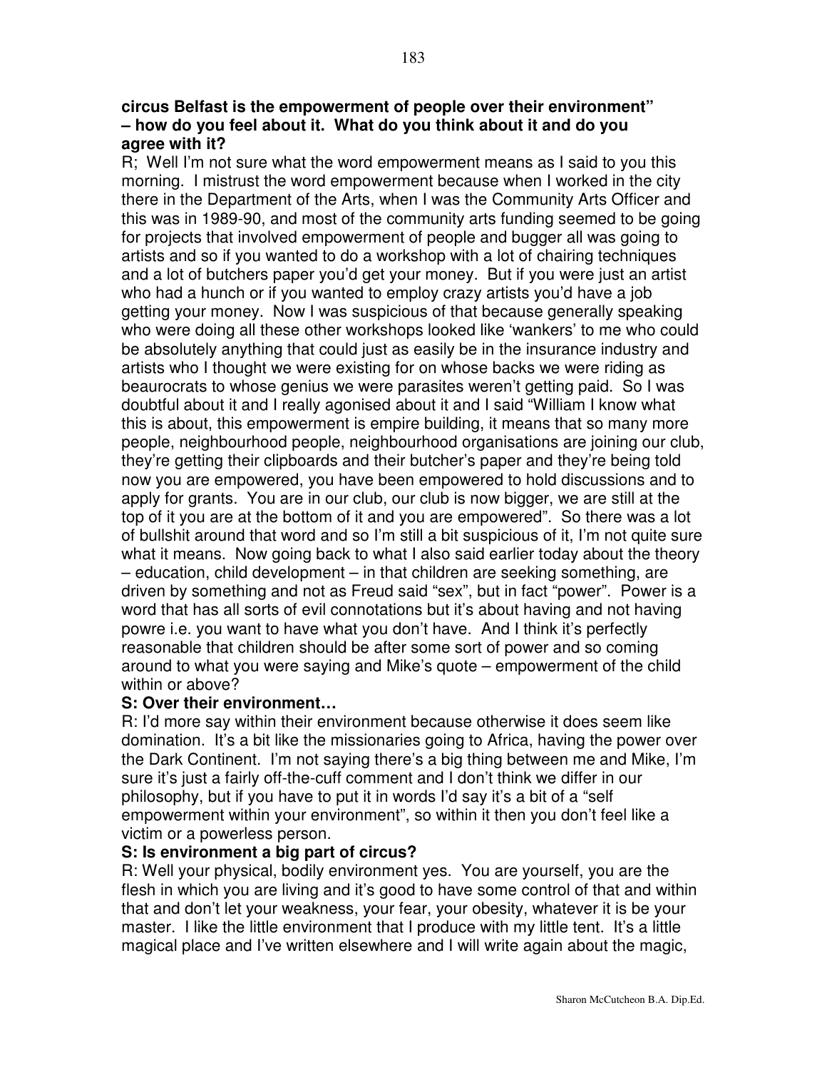**circus Belfast is the empowerment of people over their environment" – how do you feel about it. What do you think about it and do you agree with it?**

R; Well I'm not sure what the word empowerment means as I said to you this morning. I mistrust the word empowerment because when I worked in the city there in the Department of the Arts, when I was the Community Arts Officer and this was in 1989-90, and most of the community arts funding seemed to be going for projects that involved empowerment of people and bugger all was going to artists and so if you wanted to do a workshop with a lot of chairing techniques and a lot of butchers paper you'd get your money. But if you were just an artist who had a hunch or if you wanted to employ crazy artists you'd have a job getting your money. Now I was suspicious of that because generally speaking who were doing all these other workshops looked like 'wankers' to me who could be absolutely anything that could just as easily be in the insurance industry and artists who I thought we were existing for on whose backs we were riding as beaurocrats to whose genius we were parasites weren't getting paid. So I was doubtful about it and I really agonised about it and I said "William I know what this is about, this empowerment is empire building, it means that so many more people, neighbourhood people, neighbourhood organisations are joining our club, they're getting their clipboards and their butcher's paper and they're being told now you are empowered, you have been empowered to hold discussions and to apply for grants. You are in our club, our club is now bigger, we are still at the top of it you are at the bottom of it and you are empowered". So there was a lot of bullshit around that word and so I'm still a bit suspicious of it, I'm not quite sure what it means. Now going back to what I also said earlier today about the theory – education, child development – in that children are seeking something, are driven by something and not as Freud said "sex", but in fact "power". Power is a word that has all sorts of evil connotations but it's about having and not having powre i.e. you want to have what you don't have. And I think it's perfectly reasonable that children should be after some sort of power and so coming around to what you were saying and Mike's quote – empowerment of the child within or above?

**S: Over their environment…**

R: I'd more say within their environment because otherwise it does seem like domination. It's a bit like the missionaries going to Africa, having the power over the Dark Continent. I'm not saying there's a big thing between me and Mike, I'm sure it's just a fairly off-the-cuff comment and I don't think we differ in our philosophy, but if you have to put it in words I'd say it's a bit of a "self empowerment within your environment", so within it then you don't feel like a victim or a powerless person.

**S: Is environment a big part of circus?**

R: Well your physical, bodily environment yes. You are yourself, you are the flesh in which you are living and it's good to have some control of that and within that and don't let your weakness, your fear, your obesity, whatever it is be your master. I like the little environment that I produce with my little tent. It's a little magical place and I've written elsewhere and I will write again about the magic,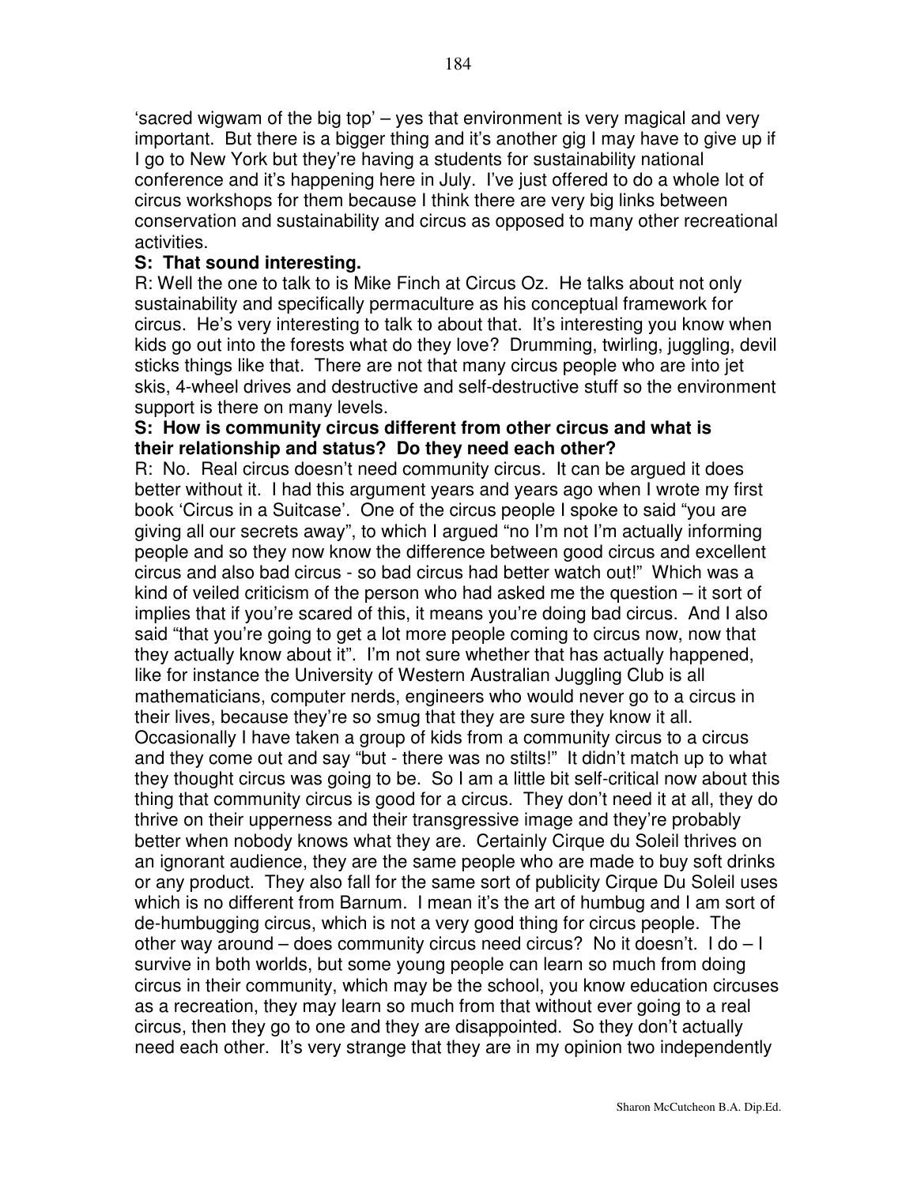'sacred wigwam of the big top' – yes that environment is very magical and very important. But there is a bigger thing and it's another gig I may have to give up if I go to New York but they're having a students for sustainability national conference and it's happening here in July. I've just offered to do a whole lot of circus workshops for them because I think there are very big links between conservation and sustainability and circus as opposed to many other recreational activities.

**S: That sound interesting.**

R: Well the one to talk to is Mike Finch at Circus Oz. He talks about not only sustainability and specifically permaculture as his conceptual framework for circus. He's very interesting to talk to about that. It's interesting you know when kids go out into the forests what do they love? Drumming, twirling, juggling, devil sticks things like that. There are not that many circus people who are into jet skis, 4-wheel drives and destructive and self-destructive stuff so the environment support is there on many levels.

**S: How is community circus different from other circus and what is their relationship and status? Do they need each other?**

R: No. Real circus doesn't need community circus. It can be argued it does better without it. I had this argument years and years ago when I wrote my first book 'Circus in a Suitcase'. One of the circus people I spoke to said "you are giving all our secrets away", to which I argued "no I'm not I'm actually informing people and so they now know the difference between good circus and excellent circus and also bad circus - so bad circus had better watch out!" Which was a kind of veiled criticism of the person who had asked me the question – it sort of implies that if you're scared of this, it means you're doing bad circus. And I also said "that you're going to get a lot more people coming to circus now, now that they actually know about it". I'm not sure whether that has actually happened, like for instance the University of Western Australian Juggling Club is all mathematicians, computer nerds, engineers who would never go to a circus in their lives, because they're so smug that they are sure they know it all. Occasionally I have taken a group of kids from a community circus to a circus and they come out and say "but - there was no stilts!" It didn't match up to what they thought circus was going to be. So I am a little bit self-critical now about this thing that community circus is good for a circus. They don't need it at all, they do thrive on their upperness and their transgressive image and they're probably better when nobody knows what they are. Certainly Cirque du Soleil thrives on an ignorant audience, they are the same people who are made to buy soft drinks or any product. They also fall for the same sort of publicity Cirque Du Soleil uses which is no different from Barnum. I mean it's the art of humbug and I am sort of de-humbugging circus, which is not a very good thing for circus people. The other way around – does community circus need circus? No it doesn't. I do – I survive in both worlds, but some young people can learn so much from doing circus in their community, which may be the school, you know education circuses as a recreation, they may learn so much from that without ever going to a real circus, then they go to one and they are disappointed. So they don't actually need each other. It's very strange that they are in my opinion two independently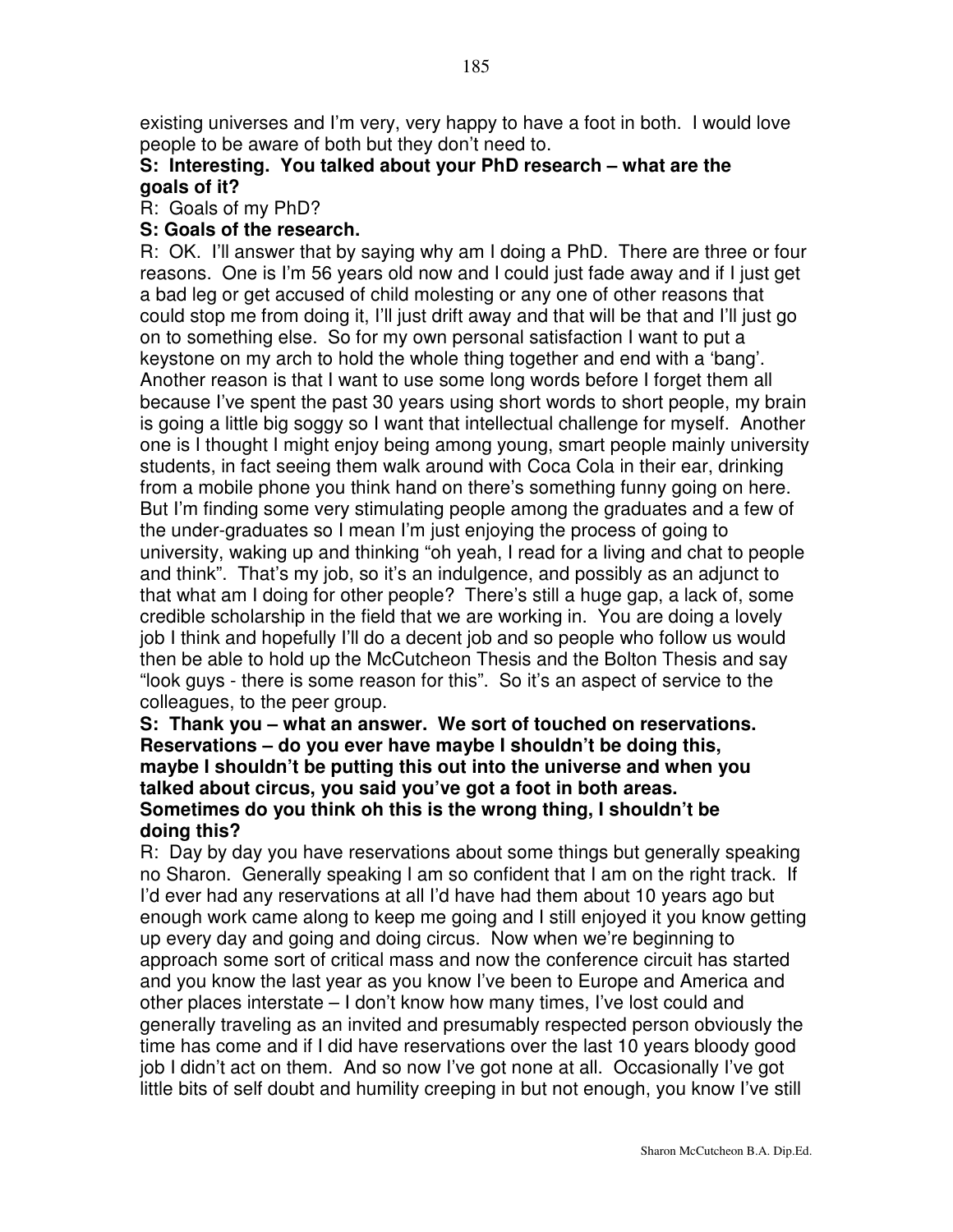existing universes and I'm very, very happy to have a foot in both. I would love people to be aware of both but they don't need to.

**S: Interesting. You talked about your PhD research – what are the goals of it?**

R: Goals of my PhD?

**S: Goals of the research.**

R: OK. I'll answer that by saying why am I doing a PhD. There are three or four reasons. One is I'm 56 years old now and I could just fade away and if I just get a bad leg or get accused of child molesting or any one of other reasons that could stop me from doing it, I'll just drift away and that will be that and I'll just go on to something else. So for my own personal satisfaction I want to put a keystone on my arch to hold the whole thing together and end with a 'bang'. Another reason is that I want to use some long words before I forget them all because I've spent the past 30 years using short words to short people, my brain is going a little big soggy so I want that intellectual challenge for myself. Another one is I thought I might enjoy being among young, smart people mainly university students, in fact seeing them walk around with Coca Cola in their ear, drinking from a mobile phone you think hand on there's something funny going on here. But I'm finding some very stimulating people among the graduates and a few of the under-graduates so I mean I'm just enjoying the process of going to university, waking up and thinking "oh yeah, I read for a living and chat to people and think". That's my job, so it's an indulgence, and possibly as an adjunct to that what am I doing for other people? There's still a huge gap, a lack of, some credible scholarship in the field that we are working in. You are doing a lovely job I think and hopefully I'll do a decent job and so people who follow us would then be able to hold up the McCutcheon Thesis and the Bolton Thesis and say "look guys - there is some reason for this". So it's an aspect of service to the colleagues, to the peer group.

**S: Thank you – what an answer. We sort of touched on reservations. Reservations – do you ever have maybe I shouldn't be doing this, maybe I shouldn't be putting this out into the universe and when you talked about circus, you said you've got a foot in both areas. Sometimes do you think oh this is the wrong thing, I shouldn't be doing this?**

R: Day by day you have reservations about some things but generally speaking no Sharon. Generally speaking I am so confident that I am on the right track. If I'd ever had any reservations at all I'd have had them about 10 years ago but enough work came along to keep me going and I still enjoyed it you know getting up every day and going and doing circus. Now when we're beginning to approach some sort of critical mass and now the conference circuit has started and you know the last year as you know I've been to Europe and America and other places interstate – I don't know how many times, I've lost could and generally traveling as an invited and presumably respected person obviously the time has come and if I did have reservations over the last 10 years bloody good job I didn't act on them. And so now I've got none at all. Occasionally I've got little bits of self doubt and humility creeping in but not enough, you know I've still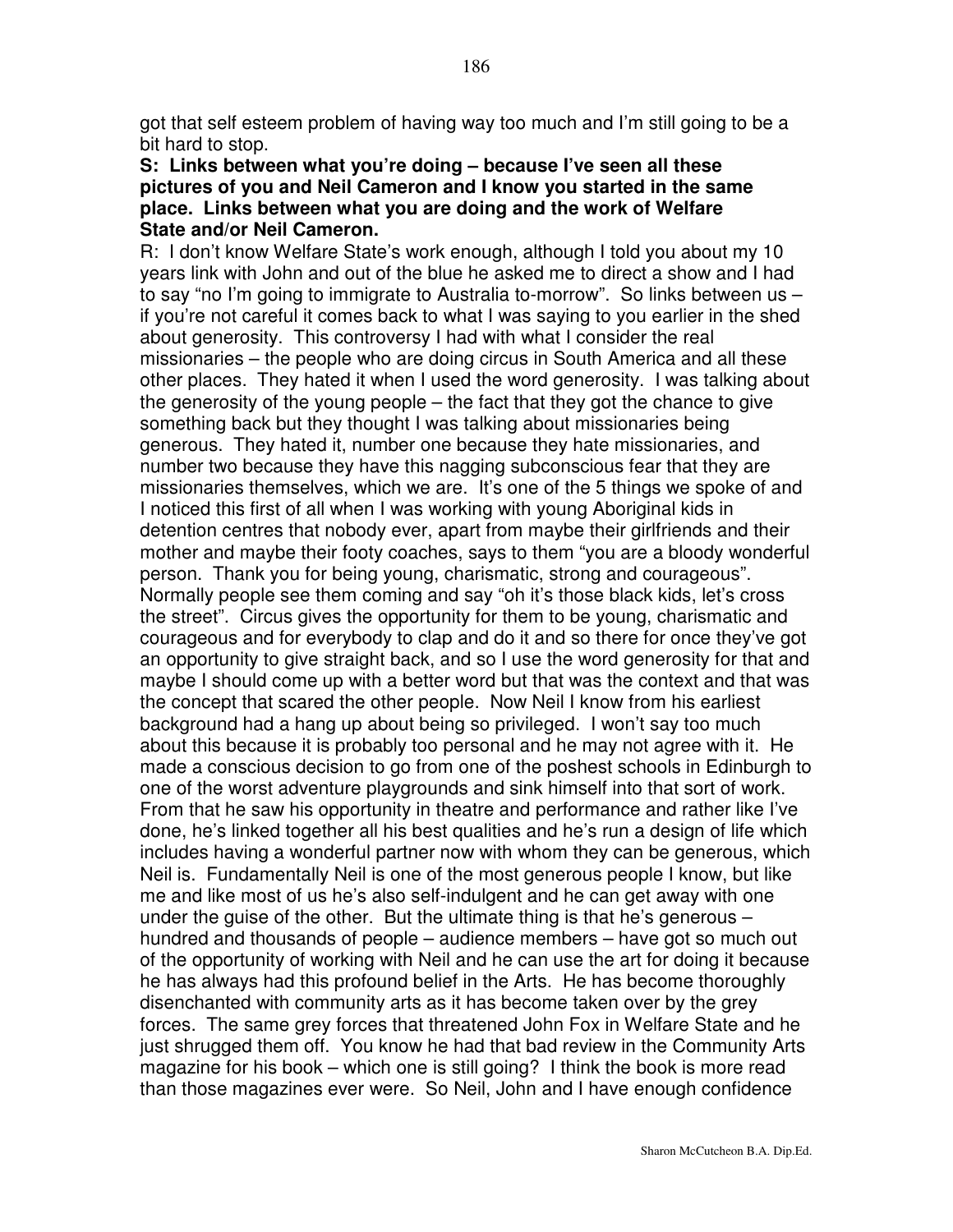got that self esteem problem of having way too much and I'm still going to be a bit hard to stop.

**S: Links between what you're doing – because I've seen all these pictures of you and Neil Cameron and I know you started in the same place. Links between what you are doing and the work of Welfare State and/or Neil Cameron.**

R: I don't know Welfare State's work enough, although I told you about my 10 years link with John and out of the blue he asked me to direct a show and I had to say "no I'm going to immigrate to Australia to-morrow". So links between us – if you're not careful it comes back to what I was saying to you earlier in the shed about generosity. This controversy I had with what I consider the real missionaries – the people who are doing circus in South America and all these other places. They hated it when I used the word generosity. I was talking about the generosity of the young people – the fact that they got the chance to give something back but they thought I was talking about missionaries being generous. They hated it, number one because they hate missionaries, and number two because they have this nagging subconscious fear that they are missionaries themselves, which we are. It's one of the 5 things we spoke of and I noticed this first of all when I was working with young Aboriginal kids in detention centres that nobody ever, apart from maybe their girlfriends and their mother and maybe their footy coaches, says to them "you are a bloody wonderful person. Thank you for being young, charismatic, strong and courageous". Normally people see them coming and say "oh it's those black kids, let's cross the street". Circus gives the opportunity for them to be young, charismatic and courageous and for everybody to clap and do it and so there for once they've got an opportunity to give straight back, and so I use the word generosity for that and maybe I should come up with a better word but that was the context and that was the concept that scared the other people. Now Neil I know from his earliest background had a hang up about being so privileged. I won't say too much about this because it is probably too personal and he may not agree with it. He made a conscious decision to go from one of the poshest schools in Edinburgh to one of the worst adventure playgrounds and sink himself into that sort of work. From that he saw his opportunity in theatre and performance and rather like I've done, he's linked together all his best qualities and he's run a design of life which includes having a wonderful partner now with whom they can be generous, which Neil is. Fundamentally Neil is one of the most generous people I know, but like me and like most of us he's also self-indulgent and he can get away with one under the guise of the other. But the ultimate thing is that he's generous – hundred and thousands of people – audience members – have got so much out of the opportunity of working with Neil and he can use the art for doing it because he has always had this profound belief in the Arts. He has become thoroughly disenchanted with community arts as it has become taken over by the grey forces. The same grey forces that threatened John Fox in Welfare State and he just shrugged them off. You know he had that bad review in the Community Arts magazine for his book – which one is still going? I think the book is more read than those magazines ever were. So Neil, John and I have enough confidence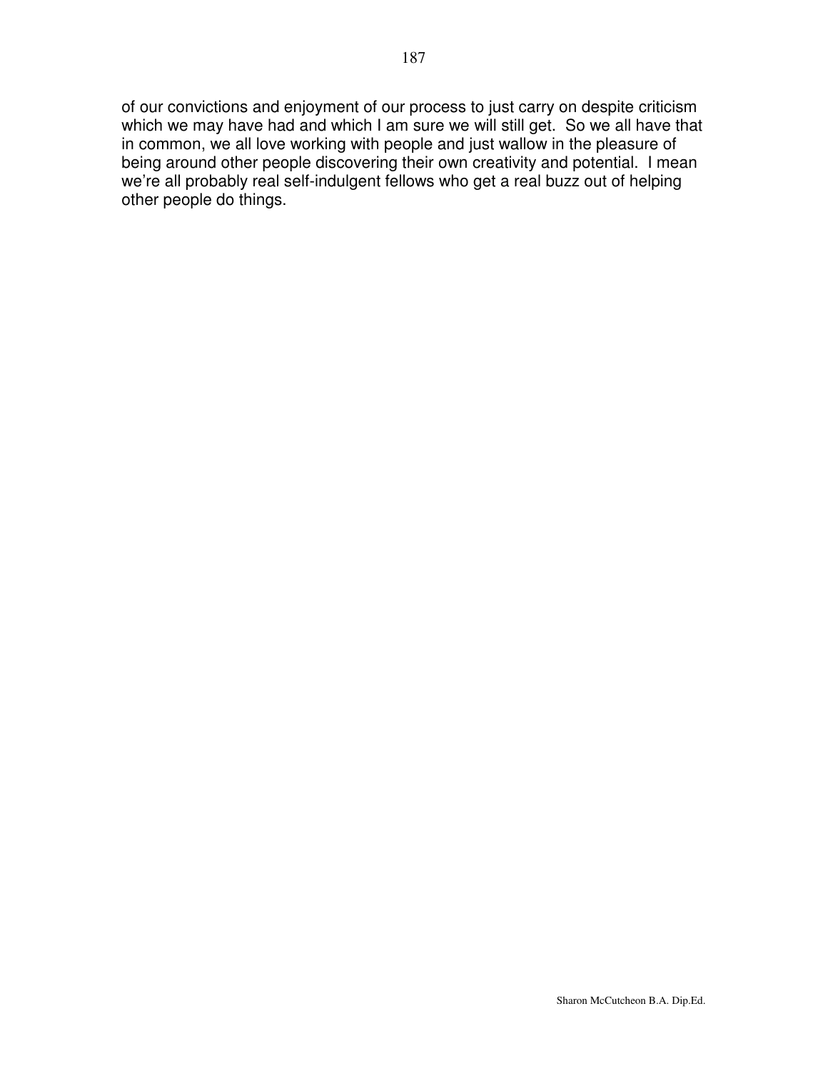of our convictions and enjoyment of our process to just carry on despite criticism which we may have had and which I am sure we will still get. So we all have that in common, we all love working with people and just wallow in the pleasure of being around other people discovering their own creativity and potential. I mean we're all probably real self-indulgent fellows who get a real buzz out of helping other people do things.